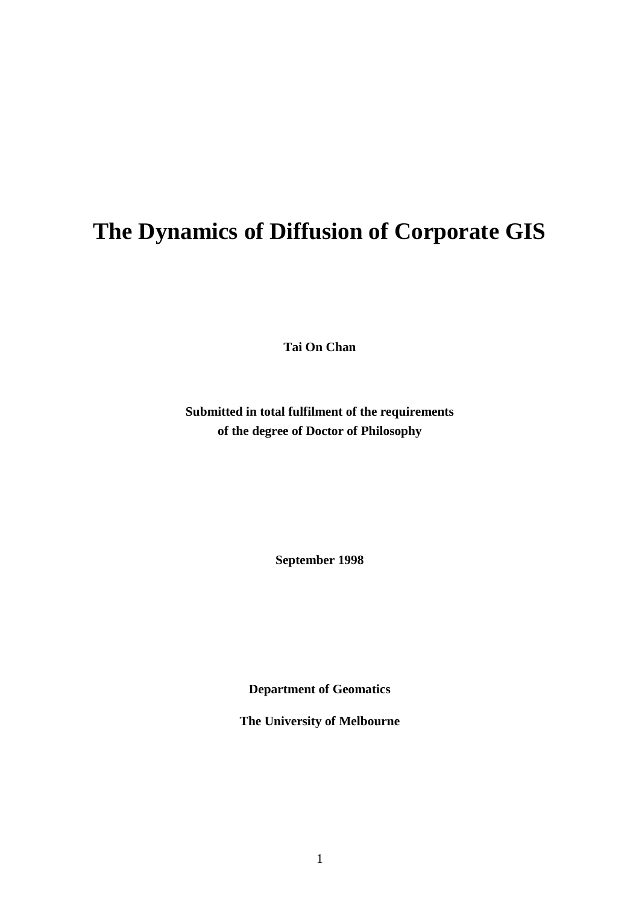# The Dynamics of Diffusion of Corporate GIS

**Tai On Chan**

**Submitted in total fulfilment of the requirements of the degree of Doctor of Philosophy**

**September 1998**

**Department of Geomatics**

**The University of Melbourne**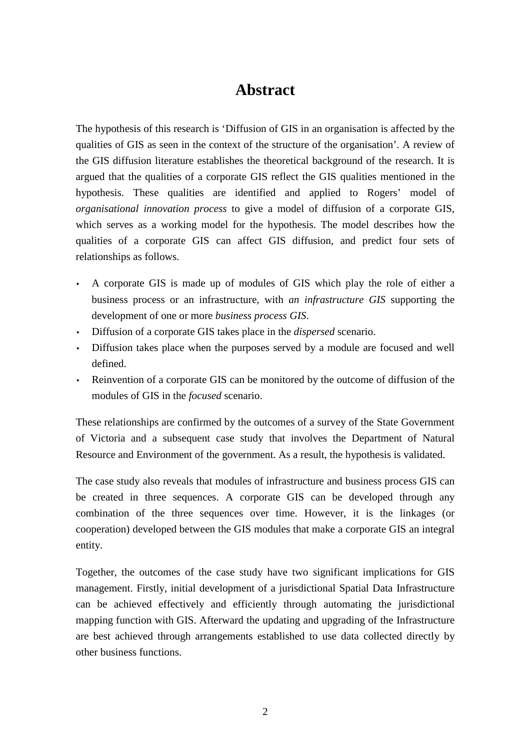# Abstract

The hypothesis of this research is 'Diffusion of GIS in an organisation is affected by the qualities of GIS as seen in the context of the structure of the organisation'. A review of the GIS diffusion literature establishes the theoretical background of the research. It is argued that the qualities of a corporate GIS reflect the GIS qualities mentioned in the hypothesis. These qualities are identified and applied to Rogers' model of *organisational innovation process* to give a model of diffusion of a corporate GIS, which serves as a working model for the hypothesis. The model describes how the qualities of a corporate GIS can affect GIS diffusion, and predict four sets of relationships as follows.

- A corporate GIS is made up of modules of GIS which play the role of either a business process or an infrastructure, with *an infrastructure GIS* supporting the development of one or more *business process GIS*.
- Diffusion of a corporate GIS takes place in the *dispersed* scenario.
- Diffusion takes place when the purposes served by a module are focused and well defined.
- Reinvention of a corporate GIS can be monitored by the outcome of diffusion of the modules of GIS in the *focused* scenario.

These relationships are confirmed by the outcomes of a survey of the State Government of Victoria and a subsequent case study that involves the Department of Natural Resource and Environment of the government. As a result, the hypothesis is validated.

The case study also reveals that modules of infrastructure and business process GIS can be created in three sequences. A corporate GIS can be developed through any combination of the three sequences over time. However, it is the linkages (or cooperation) developed between the GIS modules that make a corporate GIS an integral entity.

Together, the outcomes of the case study have two significant implications for GIS management. Firstly, initial development of a jurisdictional Spatial Data Infrastructure can be achieved effectively and efficiently through automating the jurisdictional mapping function with GIS. Afterward the updating and upgrading of the Infrastructure are best achieved through arrangements established to use data collected directly by other business functions.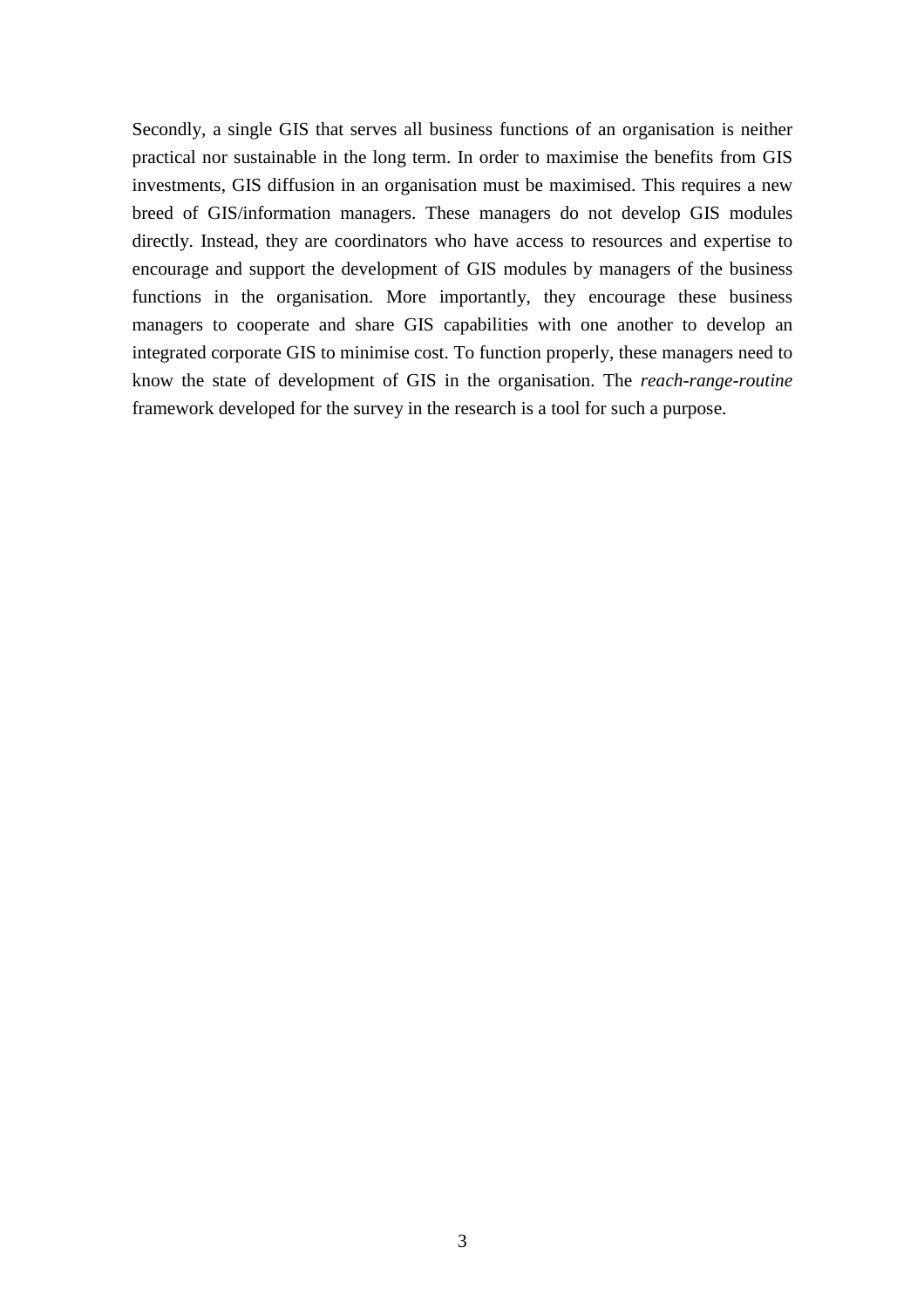Secondly, a single GIS that serves all business functions of an organisation is neither practical nor sustainable in the long term. In order to maximise the benefits from GIS investments, GIS diffusion in an organisation must be maximised. This requires a new breed of GIS/information managers. These managers do not develop GIS modules directly. Instead, they are coordinators who have access to resources and expertise to encourage and support the development of GIS modules by managers of the business functions in the organisation. More importantly, they encourage these business managers to cooperate and share GIS capabilities with one another to develop an integrated corporate GIS to minimise cost. To function properly, these managers need to know the state of development of GIS in the organisation. The *reach-range-routine* framework developed for the survey in the research is a tool for such a purpose.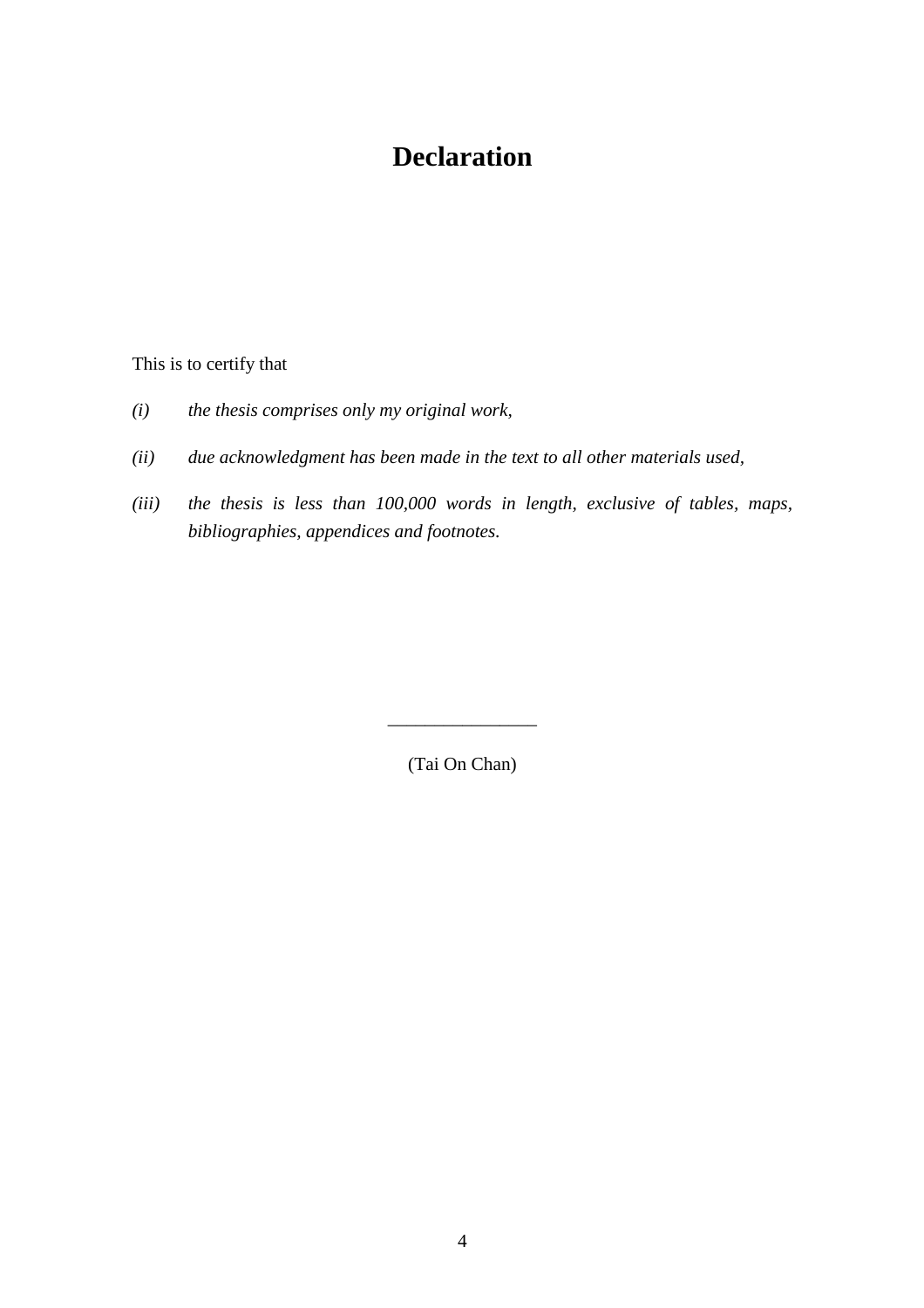# Declaration

This is to certify that

*(i)* *the thesis comprises only my original work,*

*(ii)* *due acknowledgment has been made in the text to all other materials used,*

*(iii)* *the thesis is less than 100,000 words in length, exclusive of tables, maps, bibliographies, appendices and footnotes.*

________________

(Tai On Chan)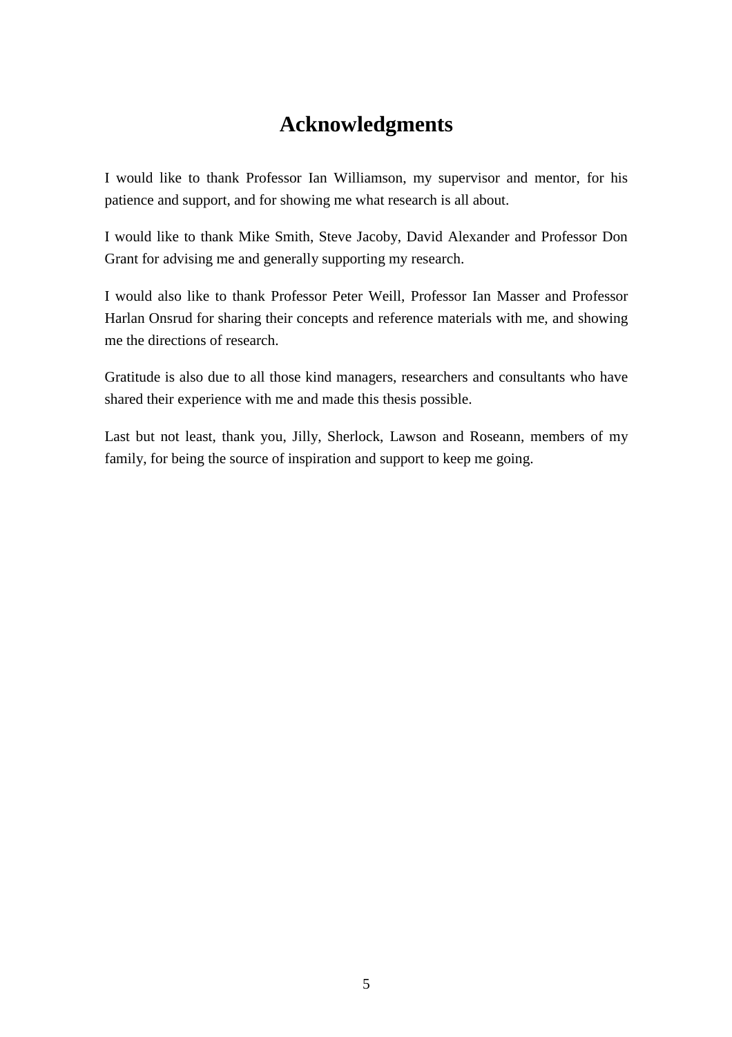# Acknowledgments

I would like to thank Professor Ian Williamson, my supervisor and mentor, for his patience and support, and for showing me what research is all about.

I would like to thank Mike Smith, Steve Jacoby, David Alexander and Professor Don Grant for advising me and generally supporting my research.

I would also like to thank Professor Peter Weill, Professor Ian Masser and Professor Harlan Onsrud for sharing their concepts and reference materials with me, and showing me the directions of research.

Gratitude is also due to all those kind managers, researchers and consultants who have shared their experience with me and made this thesis possible.

Last but not least, thank you, Jilly, Sherlock, Lawson and Roseann, members of my family, for being the source of inspiration and support to keep me going.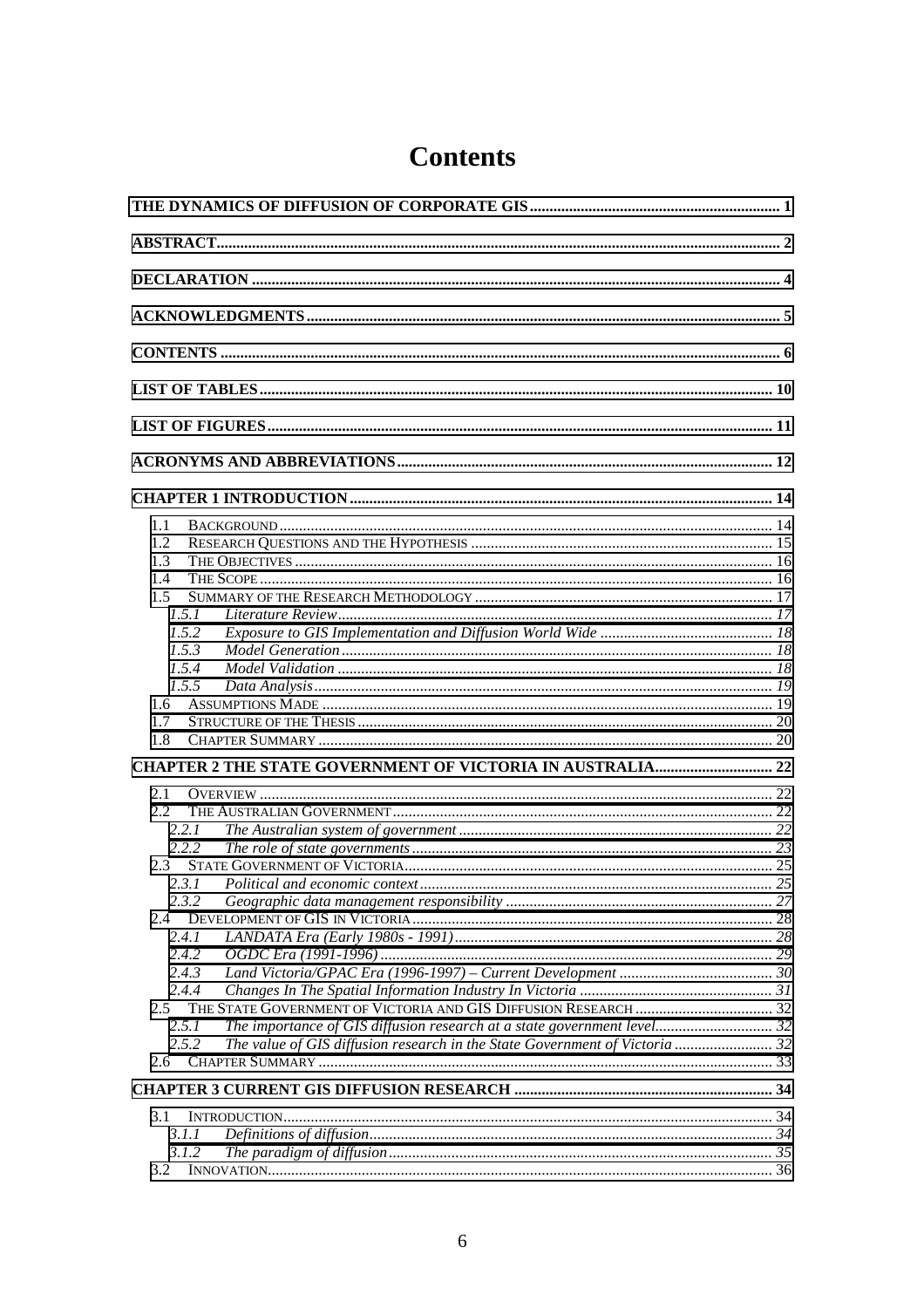# Contents

**THE DYNAMICS OF DIFFUSION OF CORPORATE GIS** ..... 1

**ABSTRACT** ..... 2

**DECLARATION** ..... 4

**ACKNOWLEDGMENTS** ..... 5

**CONTENTS** ..... 6

**LIST OF TABLES** ..... 10

**LIST OF FIGURES** ..... 11

**ACRONYMS AND ABBREVIATIONS** ..... 12

**CHAPTER 1 INTRODUCTION** ..... 14

- 1.1 BACKGROUND ..... 14
- 1.2 RESEARCH QUESTIONS AND THE HYPOTHESIS ..... 15
- 1.3 THE OBJECTIVES ..... 16
- 1.4 THE SCOPE ..... 16
- 1.5 SUMMARY OF THE RESEARCH METHODOLOGY ..... 17
  - *1.5.1 Literature Review* ..... 17
  - *1.5.2 Exposure to GIS Implementation and Diffusion World Wide* ..... 18
  - *1.5.3 Model Generation* ..... 18
  - *1.5.4 Model Validation* ..... 18
  - *1.5.5 Data Analysis* ..... 19
- 1.6 ASSUMPTIONS MADE ..... 19
- 1.7 STRUCTURE OF THE THESIS ..... 20
- 1.8 CHAPTER SUMMARY ..... 20

**CHAPTER 2 THE STATE GOVERNMENT OF VICTORIA IN AUSTRALIA** ..... 22

- 2.1 OVERVIEW ..... 22
- 2.2 THE AUSTRALIAN GOVERNMENT ..... 22
  - *2.2.1 The Australian system of government* ..... 22
  - *2.2.2 The role of state governments* ..... 23
- 2.3 STATE GOVERNMENT OF VICTORIA ..... 25
  - *2.3.1 Political and economic context* ..... 25
  - *2.3.2 Geographic data management responsibility* ..... 27
- 2.4 DEVELOPMENT OF GIS IN VICTORIA ..... 28
  - *2.4.1 LANDATA Era (Early 1980s - 1991)* ..... 28
  - *2.4.2 OGDC Era (1991-1996)* ..... 29
  - *2.4.3 Land Victoria/GPAC Era (1996-1997) – Current Development* ..... 30
  - *2.4.4 Changes In The Spatial Information Industry In Victoria* ..... 31
- 2.5 THE STATE GOVERNMENT OF VICTORIA AND GIS DIFFUSION RESEARCH ..... 32
  - *2.5.1 The importance of GIS diffusion research at a state government level* ..... 32
  - *2.5.2 The value of GIS diffusion research in the State Government of Victoria* ..... 32
- 2.6 CHAPTER SUMMARY ..... 33

**CHAPTER 3 CURRENT GIS DIFFUSION RESEARCH** ..... 34

- 3.1 INTRODUCTION ..... 34
  - *3.1.1 Definitions of diffusion* ..... 34
  - *3.1.2 The paradigm of diffusion* ..... 35
- 3.2 INNOVATION ..... 36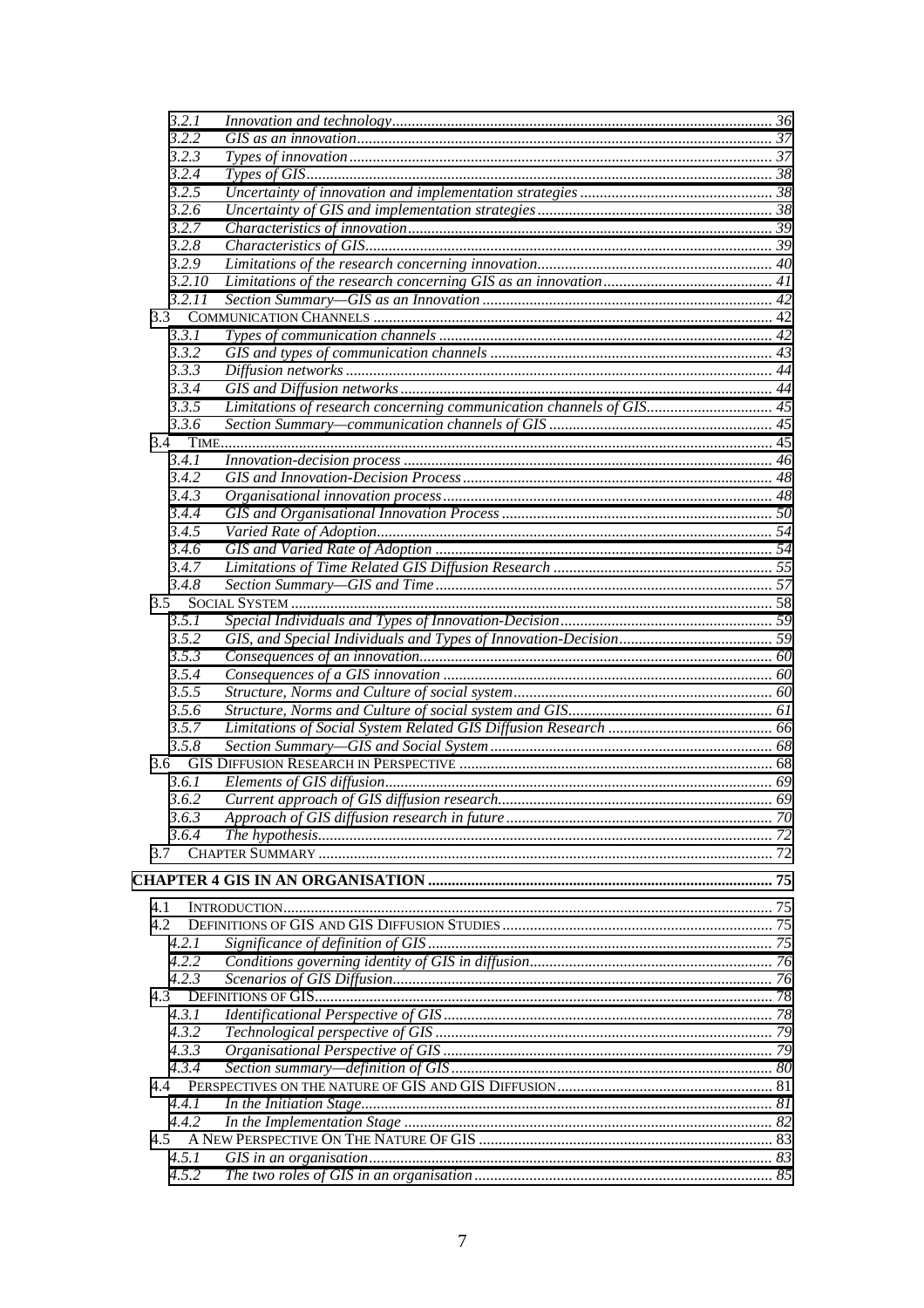3.2.1 *Innovation and technology* ........ 36
3.2.2 *GIS as an innovation* ........ 37
3.2.3 *Types of innovation* ........ 37
3.2.4 *Types of GIS* ........ 38
3.2.5 *Uncertainty of innovation and implementation strategies* ........ 38
3.2.6 *Uncertainty of GIS and implementation strategies* ........ 38
3.2.7 *Characteristics of innovation* ........ 39
3.2.8 *Characteristics of GIS* ........ 39
3.2.9 *Limitations of the research concerning innovation* ........ 40
3.2.10 *Limitations of the research concerning GIS as an innovation* ........ 41
3.2.11 *Section Summary—GIS as an Innovation* ........ 42

3.3 COMMUNICATION CHANNELS ........ 42
3.3.1 *Types of communication channels* ........ 42
3.3.2 *GIS and types of communication channels* ........ 43
3.3.3 *Diffusion networks* ........ 44
3.3.4 *GIS and Diffusion networks* ........ 44
3.3.5 *Limitations of research concerning communication channels of GIS* ........ 45
3.3.6 *Section Summary—communication channels of GIS* ........ 45

3.4 TIME ........ 45
3.4.1 *Innovation-decision process* ........ 46
3.4.2 *GIS and Innovation-Decision Process* ........ 48
3.4.3 *Organisational innovation process* ........ 48
3.4.4 *GIS and Organisational Innovation Process* ........ 50
3.4.5 *Varied Rate of Adoption* ........ 54
3.4.6 *GIS and Varied Rate of Adoption* ........ 54
3.4.7 *Limitations of Time Related GIS Diffusion Research* ........ 55
3.4.8 *Section Summary—GIS and Time* ........ 57

3.5 SOCIAL SYSTEM ........ 58
3.5.1 *Special Individuals and Types of Innovation-Decision* ........ 59
3.5.2 *GIS, and Special Individuals and Types of Innovation-Decision* ........ 59
3.5.3 *Consequences of an innovation* ........ 60
3.5.4 *Consequences of a GIS innovation* ........ 60
3.5.5 *Structure, Norms and Culture of social system* ........ 60
3.5.6 *Structure, Norms and Culture of social system and GIS* ........ 61
3.5.7 *Limitations of Social System Related GIS Diffusion Research* ........ 66
3.5.8 *Section Summary—GIS and Social System* ........ 68

3.6 GIS DIFFUSION RESEARCH IN PERSPECTIVE ........ 68
3.6.1 *Elements of GIS diffusion* ........ 69
3.6.2 *Current approach of GIS diffusion research* ........ 69
3.6.3 *Approach of GIS diffusion research in future* ........ 70
3.6.4 *The hypothesis* ........ 72

3.7 CHAPTER SUMMARY ........ 72

**CHAPTER 4 GIS IN AN ORGANISATION ........ 75**

4.1 INTRODUCTION ........ 75

4.2 DEFINITIONS OF GIS AND GIS DIFFUSION STUDIES ........ 75
4.2.1 *Significance of definition of GIS* ........ 75
4.2.2 *Conditions governing identity of GIS in diffusion* ........ 76
4.2.3 *Scenarios of GIS Diffusion* ........ 76

4.3 DEFINITIONS OF GIS ........ 78
4.3.1 *Identificational Perspective of GIS* ........ 78
4.3.2 *Technological perspective of GIS* ........ 79
4.3.3 *Organisational Perspective of GIS* ........ 79
4.3.4 *Section summary—definition of GIS* ........ 80

4.4 PERSPECTIVES ON THE NATURE OF GIS AND GIS DIFFUSION ........ 81
4.4.1 *In the Initiation Stage* ........ 81
4.4.2 *In the Implementation Stage* ........ 82

4.5 A NEW PERSPECTIVE ON THE NATURE OF GIS ........ 83
4.5.1 *GIS in an organisation* ........ 83
4.5.2 *The two roles of GIS in an organisation* ........ 85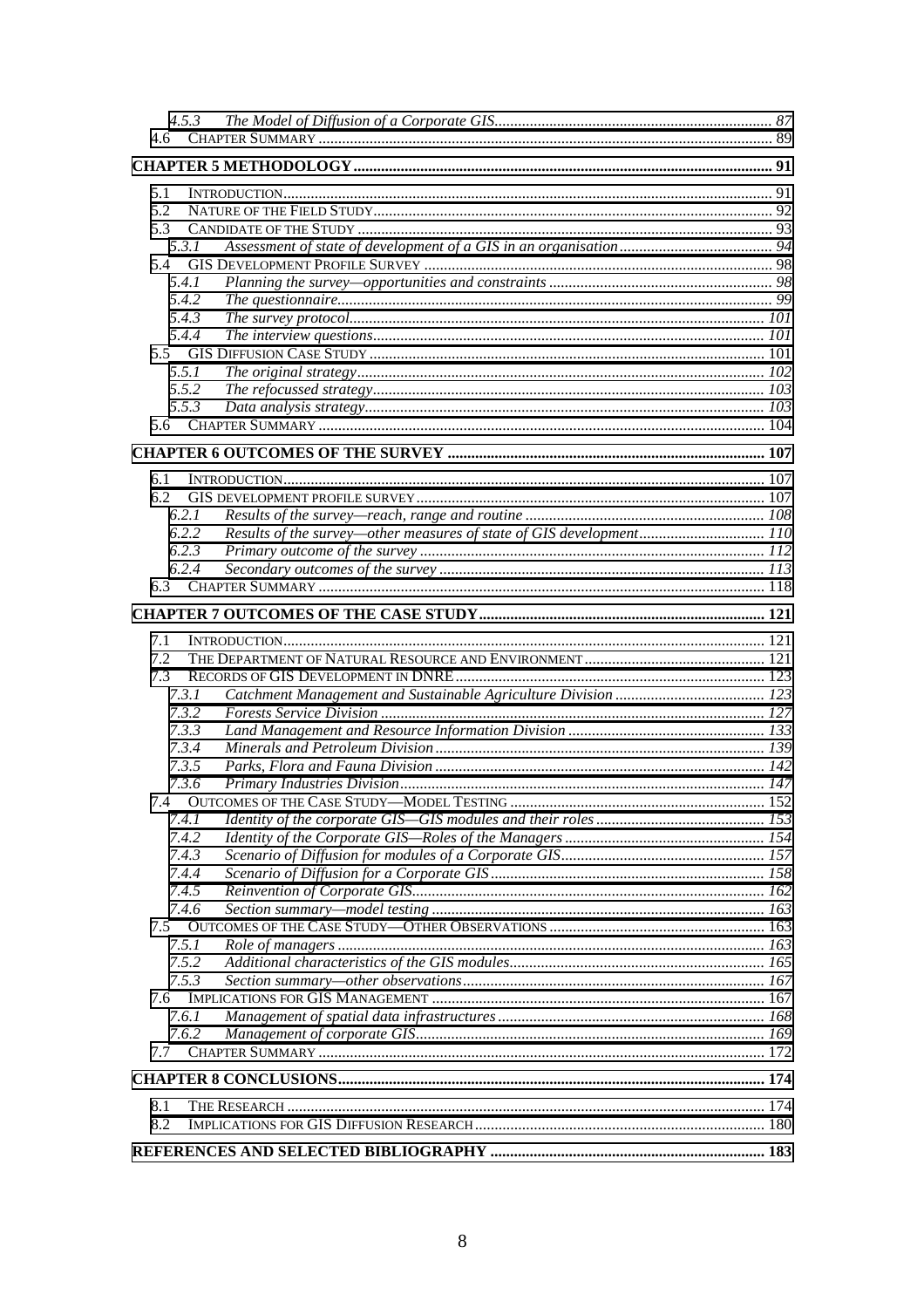4.5.3 *The Model of Diffusion of a Corporate GIS* ..... 87
4.6 CHAPTER SUMMARY ..... 89

**CHAPTER 5 METHODOLOGY ..... 91**

5.1 INTRODUCTION ..... 91
5.2 NATURE OF THE FIELD STUDY ..... 92
5.3 CANDIDATE OF THE STUDY ..... 93
5.3.1 *Assessment of state of development of a GIS in an organisation* ..... 94
5.4 GIS DEVELOPMENT PROFILE SURVEY ..... 98
5.4.1 *Planning the survey—opportunities and constraints* ..... 98
5.4.2 *The questionnaire* ..... 99
5.4.3 *The survey protocol* ..... 101
5.4.4 *The interview questions* ..... 101
5.5 GIS DIFFUSION CASE STUDY ..... 101
5.5.1 *The original strategy* ..... 102
5.5.2 *The refocussed strategy* ..... 103
5.5.3 *Data analysis strategy* ..... 103
5.6 CHAPTER SUMMARY ..... 104

**CHAPTER 6 OUTCOMES OF THE SURVEY ..... 107**

6.1 INTRODUCTION ..... 107
6.2 GIS DEVELOPMENT PROFILE SURVEY ..... 107
6.2.1 *Results of the survey—reach, range and routine* ..... 108
6.2.2 *Results of the survey—other measures of state of GIS development* ..... 110
6.2.3 *Primary outcome of the survey* ..... 112
6.2.4 *Secondary outcomes of the survey* ..... 113
6.3 CHAPTER SUMMARY ..... 118

**CHAPTER 7 OUTCOMES OF THE CASE STUDY ..... 121**

7.1 INTRODUCTION ..... 121
7.2 THE DEPARTMENT OF NATURAL RESOURCE AND ENVIRONMENT ..... 121
7.3 RECORDS OF GIS DEVELOPMENT IN DNRE ..... 123
7.3.1 *Catchment Management and Sustainable Agriculture Division* ..... 123
7.3.2 *Forests Service Division* ..... 127
7.3.3 *Land Management and Resource Information Division* ..... 133
7.3.4 *Minerals and Petroleum Division* ..... 139
7.3.5 *Parks, Flora and Fauna Division* ..... 142
7.3.6 *Primary Industries Division* ..... 147
7.4 OUTCOMES OF THE CASE STUDY—MODEL TESTING ..... 152
7.4.1 *Identity of the corporate GIS—GIS modules and their roles* ..... 153
7.4.2 *Identity of the Corporate GIS—Roles of the Managers* ..... 154
7.4.3 *Scenario of Diffusion for modules of a Corporate GIS* ..... 157
7.4.4 *Scenario of Diffusion for a Corporate GIS* ..... 158
7.4.5 *Reinvention of Corporate GIS* ..... 162
7.4.6 *Section summary—model testing* ..... 163
7.5 OUTCOMES OF THE CASE STUDY—OTHER OBSERVATIONS ..... 163
7.5.1 *Role of managers* ..... 163
7.5.2 *Additional characteristics of the GIS modules* ..... 165
7.5.3 *Section summary—other observations* ..... 167
7.6 IMPLICATIONS FOR GIS MANAGEMENT ..... 167
7.6.1 *Management of spatial data infrastructures* ..... 168
7.6.2 *Management of corporate GIS* ..... 169
7.7 CHAPTER SUMMARY ..... 172

**CHAPTER 8 CONCLUSIONS ..... 174**

8.1 THE RESEARCH ..... 174
8.2 IMPLICATIONS FOR GIS DIFFUSION RESEARCH ..... 180

**REFERENCES AND SELECTED BIBLIOGRAPHY ..... 183**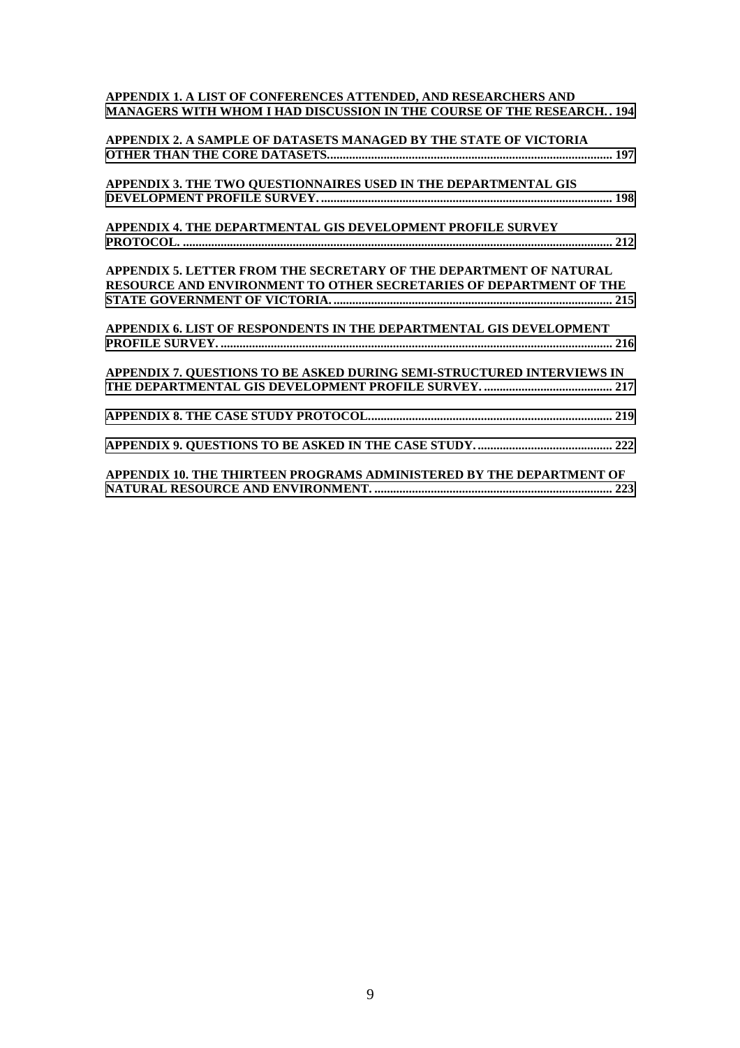**APPENDIX 1. A LIST OF CONFERENCES ATTENDED, AND RESEARCHERS AND MANAGERS WITH WHOM I HAD DISCUSSION IN THE COURSE OF THE RESEARCH. . 194**

**APPENDIX 2. A SAMPLE OF DATASETS MANAGED BY THE STATE OF VICTORIA OTHER THAN THE CORE DATASETS........................................................................................ 197**

**APPENDIX 3. THE TWO QUESTIONNAIRES USED IN THE DEPARTMENTAL GIS DEVELOPMENT PROFILE SURVEY. ........................................................................................... 198**

**APPENDIX 4. THE DEPARTMENTAL GIS DEVELOPMENT PROFILE SURVEY PROTOCOL. ....................................................................................................................................... 212**

**APPENDIX 5. LETTER FROM THE SECRETARY OF THE DEPARTMENT OF NATURAL RESOURCE AND ENVIRONMENT TO OTHER SECRETARIES OF DEPARTMENT OF THE STATE GOVERNMENT OF VICTORIA. ....................................................................................... 215**

**APPENDIX 6. LIST OF RESPONDENTS IN THE DEPARTMENTAL GIS DEVELOPMENT PROFILE SURVEY. .......................................................................................................................... 216**

**APPENDIX 7. QUESTIONS TO BE ASKED DURING SEMI-STRUCTURED INTERVIEWS IN THE DEPARTMENTAL GIS DEVELOPMENT PROFILE SURVEY. ........................................ 217**

**APPENDIX 8. THE CASE STUDY PROTOCOL............................................................................ 219**

**APPENDIX 9. QUESTIONS TO BE ASKED IN THE CASE STUDY. .......................................... 222**

**APPENDIX 10. THE THIRTEEN PROGRAMS ADMINISTERED BY THE DEPARTMENT OF NATURAL RESOURCE AND ENVIRONMENT. .......................................................................... 223**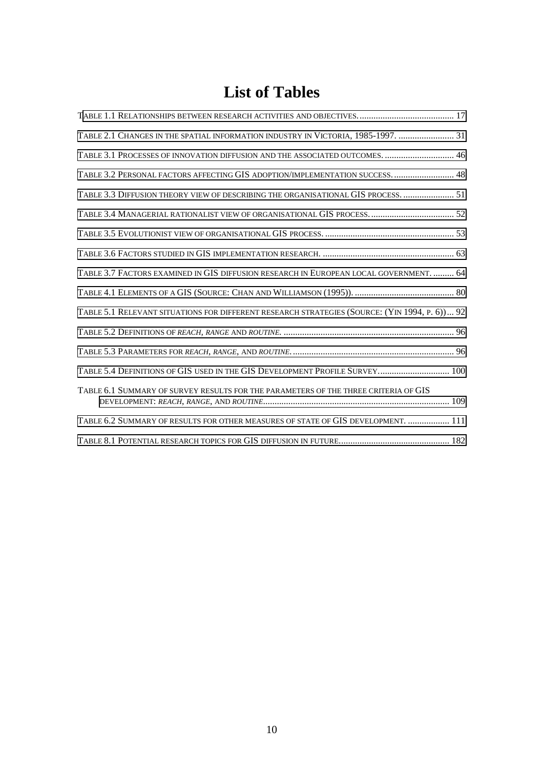# List of Tables

Table 1.1 Relationships between research activities and objectives. .......................................... 17

Table 2.1 Changes in the spatial information industry in Victoria, 1985-1997. ........................ 31

Table 3.1 Processes of innovation diffusion and the associated outcomes. .............................. 46

Table 3.2 Personal factors affecting GIS adoption/implementation success. .......................... 48

Table 3.3 Diffusion theory view of describing the organisational GIS process. ...................... 51

Table 3.4 Managerial rationalist view of organisational GIS process. .................................... 52

Table 3.5 Evolutionist view of organisational GIS process. ........................................................ 53

Table 3.6 Factors studied in GIS implementation research. ......................................................... 63

Table 3.7 Factors examined in GIS diffusion research in European local government. ......... 64

Table 4.1 Elements of a GIS (Source: Chan and Williamson (1995)). ........................................... 80

Table 5.1 Relevant situations for different research strategies (Source: (Yin 1994, p. 6)) ... 92

Table 5.2 Definitions of *reach*, *range* and *routine*. .......................................................................... 96

Table 5.3 Parameters for *reach*, *range*, and *routine*. ...................................................................... 96

Table 5.4 Definitions of GIS used in the GIS Development Profile Survey. .............................. 100

Table 6.1 Summary of survey results for the parameters of the three criteria of GIS development: *reach*, *range*, and *routine*. ................................................................................ 109

Table 6.2 Summary of results for other measures of state of GIS development. .................. 111

Table 8.1 Potential research topics for GIS diffusion in future. ............................................... 182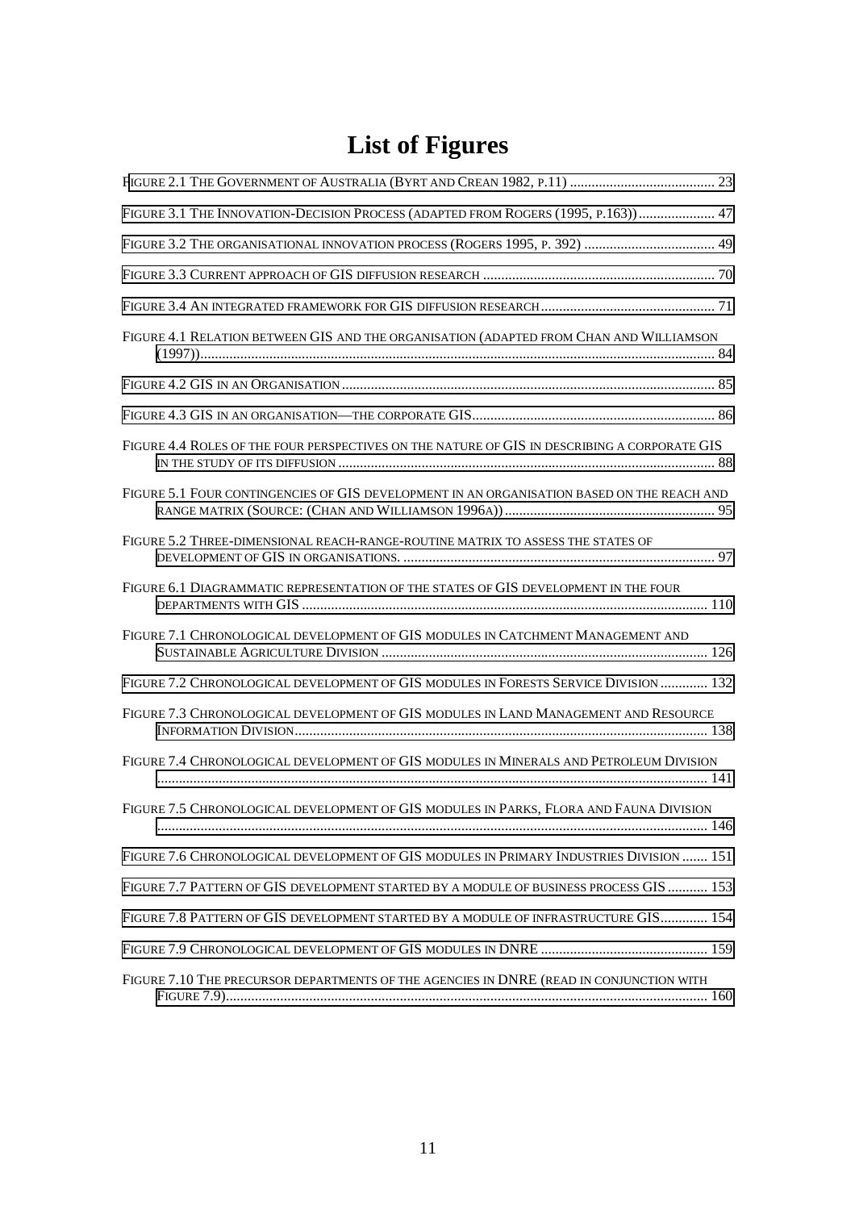# List of Figures

Figure 2.1 The Government of Australia (Byrt and Crean 1982, p.11) ........................................ 23

Figure 3.1 The Innovation-Decision Process (adapted from Rogers (1995, p.163)) ..................... 47

Figure 3.2 The organisational innovation process (Rogers 1995, p. 392) .................................... 49

Figure 3.3 Current approach of GIS diffusion research ................................................................ 70

Figure 3.4 An integrated framework for GIS diffusion research ................................................ 71

Figure 4.1 Relation between GIS and the organisation (adapted from Chan and Williamson (1997)).............................................................................................................................. 84

Figure 4.2 GIS in an Organisation ....................................................................................... 85

Figure 4.3 GIS in an organisation—the corporate GIS.................................................................. 86

Figure 4.4 Roles of the four perspectives on the nature of GIS in describing a corporate GIS in the study of its diffusion ....................................................................................................... 88

Figure 5.1 Four contingencies of GIS development in an organisation based on the reach and range matrix (Source: (Chan and Williamson 1996a)) .......................................................... 95

Figure 5.2 Three-dimensional reach-range-routine matrix to assess the states of development of GIS in organisations. ...................................................................................... 97

Figure 6.1 Diagrammatic representation of the states of GIS development in the four departments with GIS ................................................................................................................ 110

Figure 7.1 Chronological development of GIS modules in Catchment Management and Sustainable Agriculture Division .......................................................................................... 126

Figure 7.2 Chronological development of GIS modules in Forests Service Division ............. 132

Figure 7.3 Chronological development of GIS modules in Land Management and Resource Information Division.................................................................................................................. 138

Figure 7.4 Chronological development of GIS modules in Minerals and Petroleum Division ...................................................................................................................................... 141

Figure 7.5 Chronological development of GIS modules in Parks, Flora and Fauna Division ...................................................................................................................................... 146

Figure 7.6 Chronological development of GIS modules in Primary Industries Division ....... 151

Figure 7.7 Pattern of GIS development started by a module of business process GIS ........... 153

Figure 7.8 Pattern of GIS development started by a module of infrastructure GIS............. 154

Figure 7.9 Chronological development of GIS modules in DNRE .............................................. 159

Figure 7.10 The precursor departments of the agencies in DNRE (read in conjunction with Figure 7.9)................................................................................................................................... 160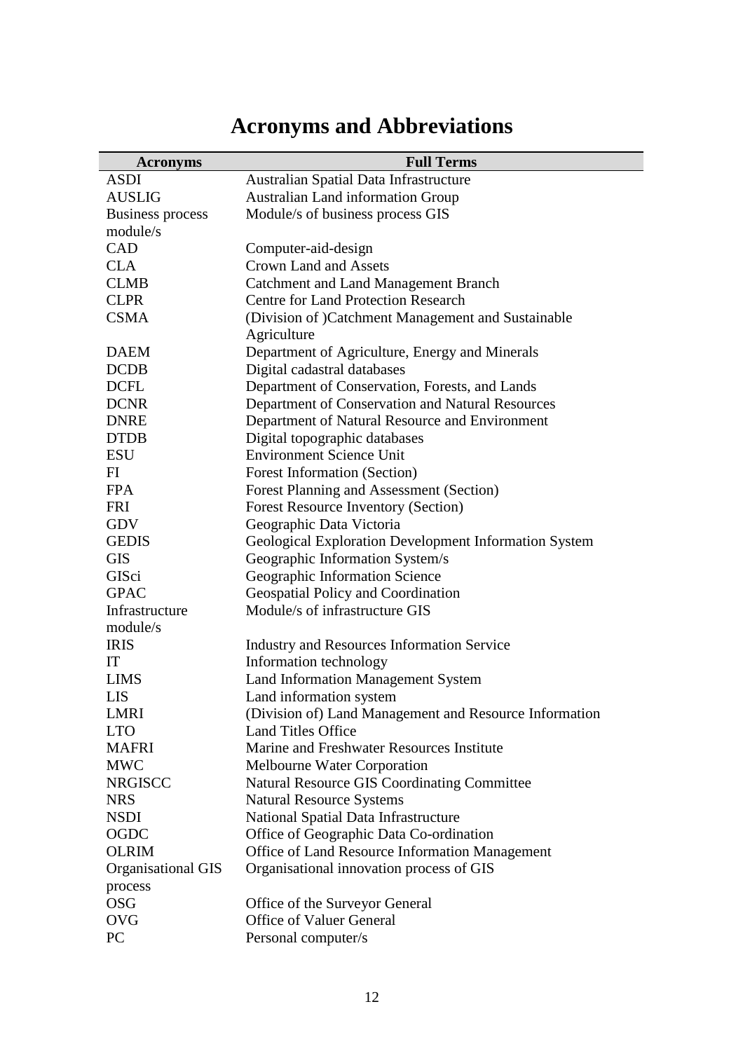# Acronyms and Abbreviations

| Acronyms | Full Terms |
|---|---|
| ASDI | Australian Spatial Data Infrastructure |
| AUSLIG | Australian Land information Group |
| Business process module/s | Module/s of business process GIS |
| CAD | Computer-aid-design |
| CLA | Crown Land and Assets |
| CLMB | Catchment and Land Management Branch |
| CLPR | Centre for Land Protection Research |
| CSMA | (Division of )Catchment Management and Sustainable Agriculture |
| DAEM | Department of Agriculture, Energy and Minerals |
| DCDB | Digital cadastral databases |
| DCFL | Department of Conservation, Forests, and Lands |
| DCNR | Department of Conservation and Natural Resources |
| DNRE | Department of Natural Resource and Environment |
| DTDB | Digital topographic databases |
| ESU | Environment Science Unit |
| FI | Forest Information (Section) |
| FPA | Forest Planning and Assessment (Section) |
| FRI | Forest Resource Inventory (Section) |
| GDV | Geographic Data Victoria |
| GEDIS | Geological Exploration Development Information System |
| GIS | Geographic Information System/s |
| GISci | Geographic Information Science |
| GPAC | Geospatial Policy and Coordination |
| Infrastructure module/s | Module/s of infrastructure GIS |
| IRIS | Industry and Resources Information Service |
| IT | Information technology |
| LIMS | Land Information Management System |
| LIS | Land information system |
| LMRI | (Division of) Land Management and Resource Information |
| LTO | Land Titles Office |
| MAFRI | Marine and Freshwater Resources Institute |
| MWC | Melbourne Water Corporation |
| NRGISCC | Natural Resource GIS Coordinating Committee |
| NRS | Natural Resource Systems |
| NSDI | National Spatial Data Infrastructure |
| OGDC | Office of Geographic Data Co-ordination |
| OLRIM | Office of Land Resource Information Management |
| Organisational GIS process | Organisational innovation process of GIS |
| OSG | Office of the Surveyor General |
| OVG | Office of Valuer General |
| PC | Personal computer/s |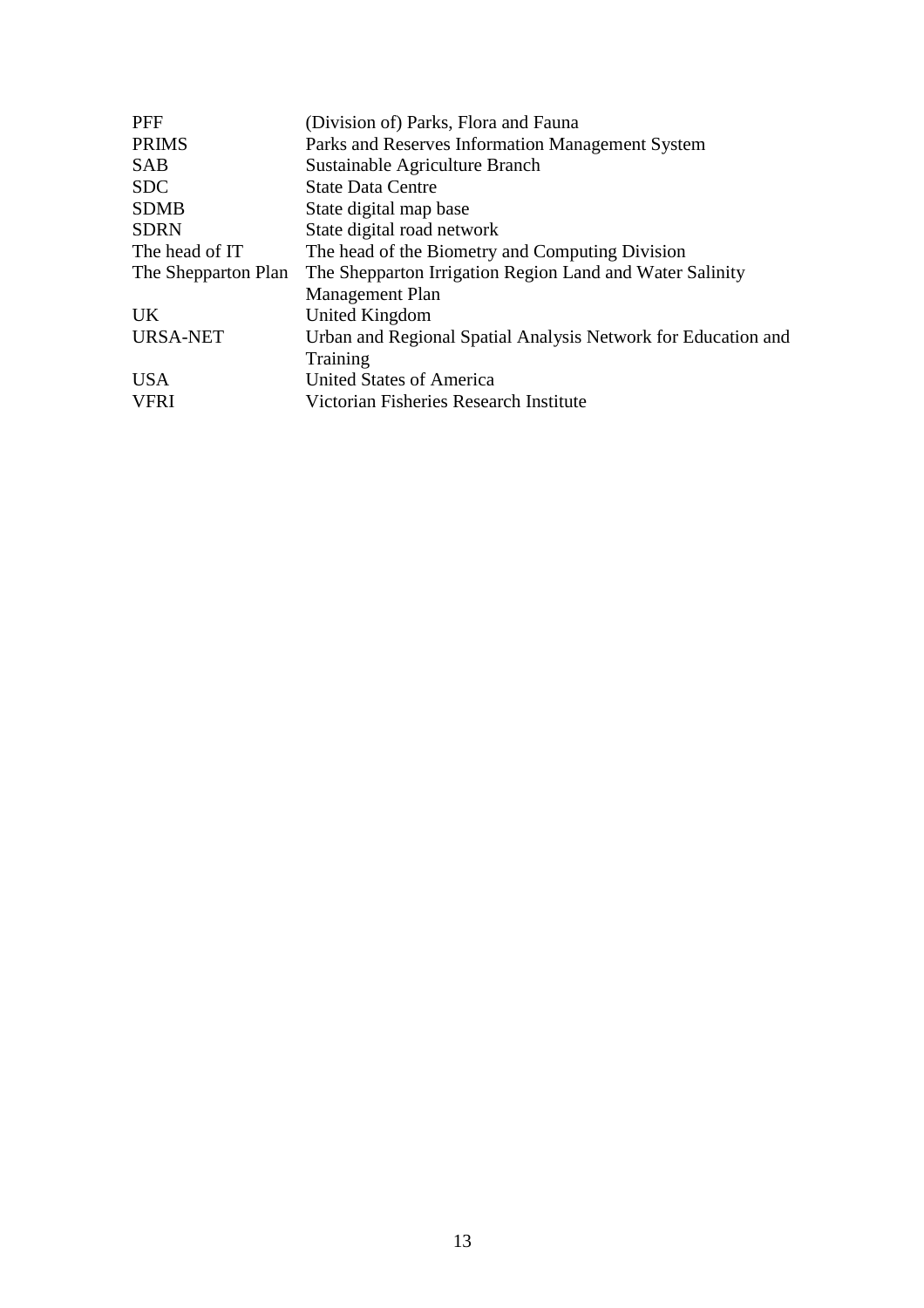| | |
|---|---|
| PFF | (Division of) Parks, Flora and Fauna |
| PRIMS | Parks and Reserves Information Management System |
| SAB | Sustainable Agriculture Branch |
| SDC | State Data Centre |
| SDMB | State digital map base |
| SDRN | State digital road network |
| The head of IT | The head of the Biometry and Computing Division |
| The Shepparton Plan | The Shepparton Irrigation Region Land and Water Salinity Management Plan |
| UK | United Kingdom |
| URSA-NET | Urban and Regional Spatial Analysis Network for Education and Training |
| USA | United States of America |
| VFRI | Victorian Fisheries Research Institute |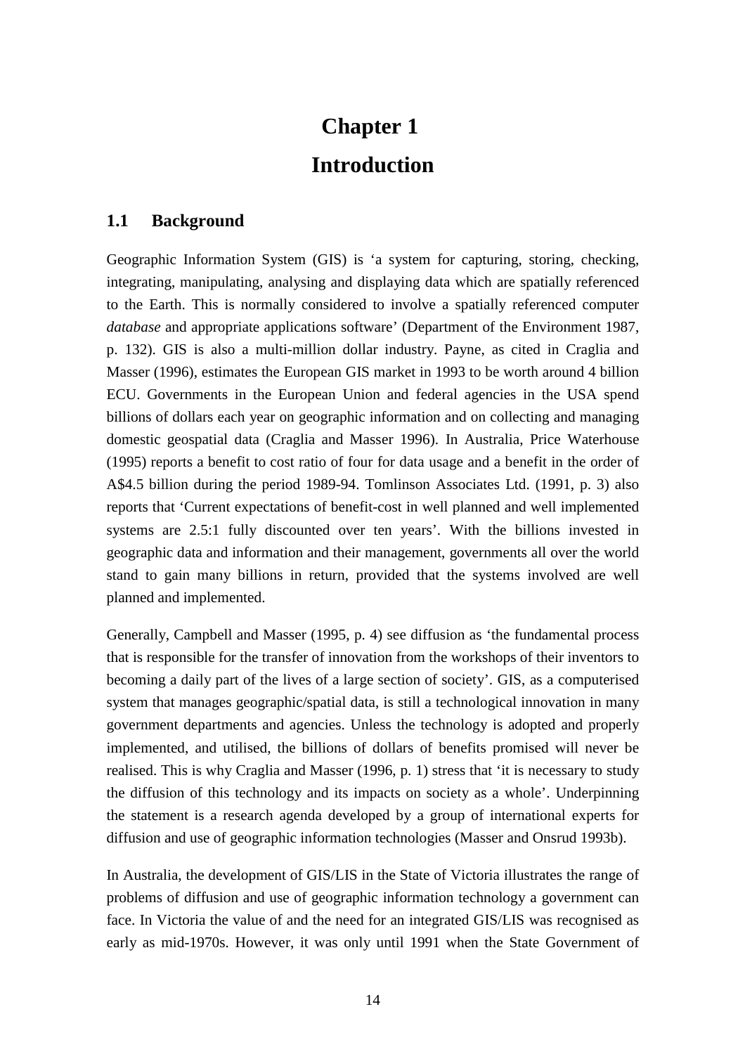# Chapter 1

# Introduction

## 1.1 Background

Geographic Information System (GIS) is 'a system for capturing, storing, checking, integrating, manipulating, analysing and displaying data which are spatially referenced to the Earth. This is normally considered to involve a spatially referenced computer *database* and appropriate applications software' (Department of the Environment 1987, p. 132). GIS is also a multi-million dollar industry. Payne, as cited in Craglia and Masser (1996), estimates the European GIS market in 1993 to be worth around 4 billion ECU. Governments in the European Union and federal agencies in the USA spend billions of dollars each year on geographic information and on collecting and managing domestic geospatial data (Craglia and Masser 1996). In Australia, Price Waterhouse (1995) reports a benefit to cost ratio of four for data usage and a benefit in the order of A$4.5 billion during the period 1989-94. Tomlinson Associates Ltd. (1991, p. 3) also reports that 'Current expectations of benefit-cost in well planned and well implemented systems are 2.5:1 fully discounted over ten years'. With the billions invested in geographic data and information and their management, governments all over the world stand to gain many billions in return, provided that the systems involved are well planned and implemented.

Generally, Campbell and Masser (1995, p. 4) see diffusion as 'the fundamental process that is responsible for the transfer of innovation from the workshops of their inventors to becoming a daily part of the lives of a large section of society'. GIS, as a computerised system that manages geographic/spatial data, is still a technological innovation in many government departments and agencies. Unless the technology is adopted and properly implemented, and utilised, the billions of dollars of benefits promised will never be realised. This is why Craglia and Masser (1996, p. 1) stress that 'it is necessary to study the diffusion of this technology and its impacts on society as a whole'. Underpinning the statement is a research agenda developed by a group of international experts for diffusion and use of geographic information technologies (Masser and Onsrud 1993b).

In Australia, the development of GIS/LIS in the State of Victoria illustrates the range of problems of diffusion and use of geographic information technology a government can face. In Victoria the value of and the need for an integrated GIS/LIS was recognised as early as mid-1970s. However, it was only until 1991 when the State Government of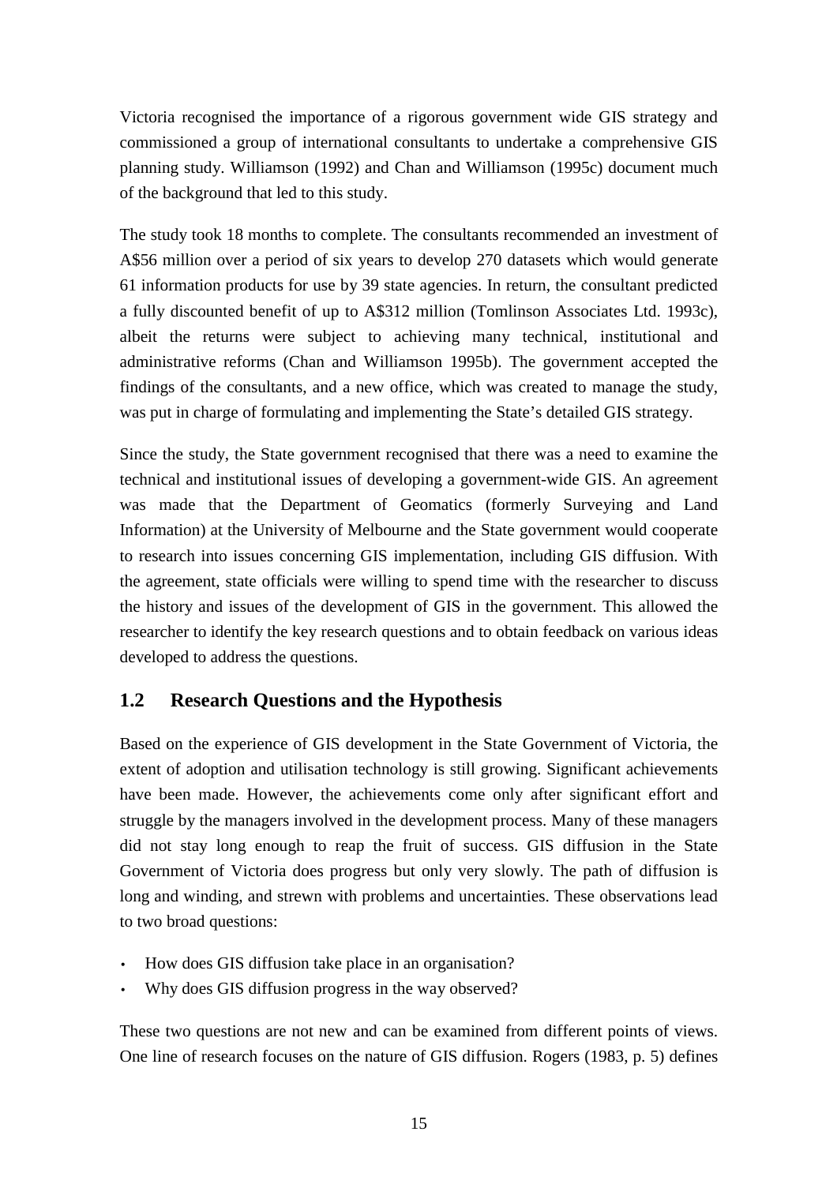Victoria recognised the importance of a rigorous government wide GIS strategy and commissioned a group of international consultants to undertake a comprehensive GIS planning study. Williamson (1992) and Chan and Williamson (1995c) document much of the background that led to this study.

The study took 18 months to complete. The consultants recommended an investment of A$56 million over a period of six years to develop 270 datasets which would generate 61 information products for use by 39 state agencies. In return, the consultant predicted a fully discounted benefit of up to A$312 million (Tomlinson Associates Ltd. 1993c), albeit the returns were subject to achieving many technical, institutional and administrative reforms (Chan and Williamson 1995b). The government accepted the findings of the consultants, and a new office, which was created to manage the study, was put in charge of formulating and implementing the State's detailed GIS strategy.

Since the study, the State government recognised that there was a need to examine the technical and institutional issues of developing a government-wide GIS. An agreement was made that the Department of Geomatics (formerly Surveying and Land Information) at the University of Melbourne and the State government would cooperate to research into issues concerning GIS implementation, including GIS diffusion. With the agreement, state officials were willing to spend time with the researcher to discuss the history and issues of the development of GIS in the government. This allowed the researcher to identify the key research questions and to obtain feedback on various ideas developed to address the questions.

## 1.2 Research Questions and the Hypothesis

Based on the experience of GIS development in the State Government of Victoria, the extent of adoption and utilisation technology is still growing. Significant achievements have been made. However, the achievements come only after significant effort and struggle by the managers involved in the development process. Many of these managers did not stay long enough to reap the fruit of success. GIS diffusion in the State Government of Victoria does progress but only very slowly. The path of diffusion is long and winding, and strewn with problems and uncertainties. These observations lead to two broad questions:

- How does GIS diffusion take place in an organisation?
- Why does GIS diffusion progress in the way observed?

These two questions are not new and can be examined from different points of views. One line of research focuses on the nature of GIS diffusion. Rogers (1983, p. 5) defines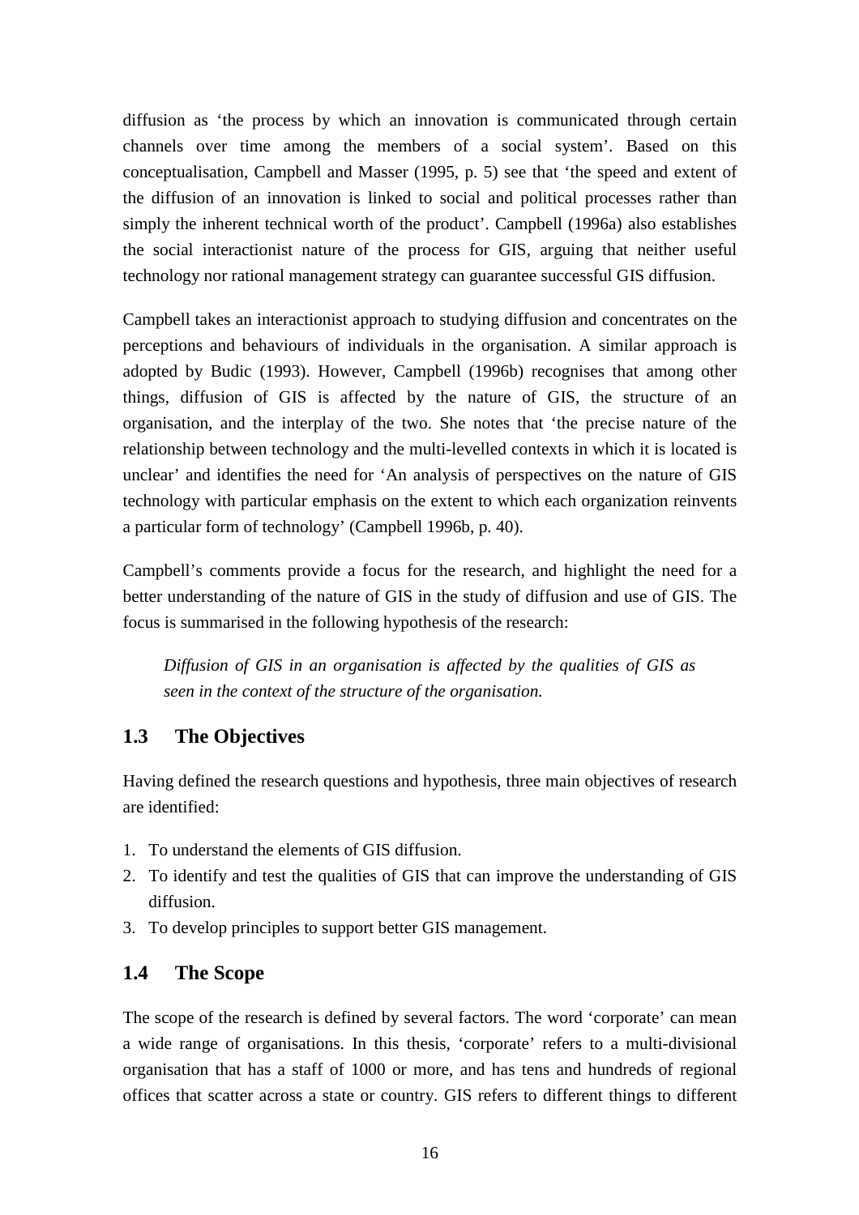diffusion as ‘the process by which an innovation is communicated through certain channels over time among the members of a social system’. Based on this conceptualisation, Campbell and Masser (1995, p. 5) see that ‘the speed and extent of the diffusion of an innovation is linked to social and political processes rather than simply the inherent technical worth of the product’. Campbell (1996a) also establishes the social interactionist nature of the process for GIS, arguing that neither useful technology nor rational management strategy can guarantee successful GIS diffusion.

Campbell takes an interactionist approach to studying diffusion and concentrates on the perceptions and behaviours of individuals in the organisation. A similar approach is adopted by Budic (1993). However, Campbell (1996b) recognises that among other things, diffusion of GIS is affected by the nature of GIS, the structure of an organisation, and the interplay of the two. She notes that ‘the precise nature of the relationship between technology and the multi-levelled contexts in which it is located is unclear’ and identifies the need for ‘An analysis of perspectives on the nature of GIS technology with particular emphasis on the extent to which each organization reinvents a particular form of technology’ (Campbell 1996b, p. 40).

Campbell’s comments provide a focus for the research, and highlight the need for a better understanding of the nature of GIS in the study of diffusion and use of GIS. The focus is summarised in the following hypothesis of the research:

> *Diffusion of GIS in an organisation is affected by the qualities of GIS as seen in the context of the structure of the organisation.*

## 1.3 The Objectives

Having defined the research questions and hypothesis, three main objectives of research are identified:

1. To understand the elements of GIS diffusion.
2. To identify and test the qualities of GIS that can improve the understanding of GIS diffusion.
3. To develop principles to support better GIS management.

## 1.4 The Scope

The scope of the research is defined by several factors. The word ‘corporate’ can mean a wide range of organisations. In this thesis, ‘corporate’ refers to a multi-divisional organisation that has a staff of 1000 or more, and has tens and hundreds of regional offices that scatter across a state or country. GIS refers to different things to different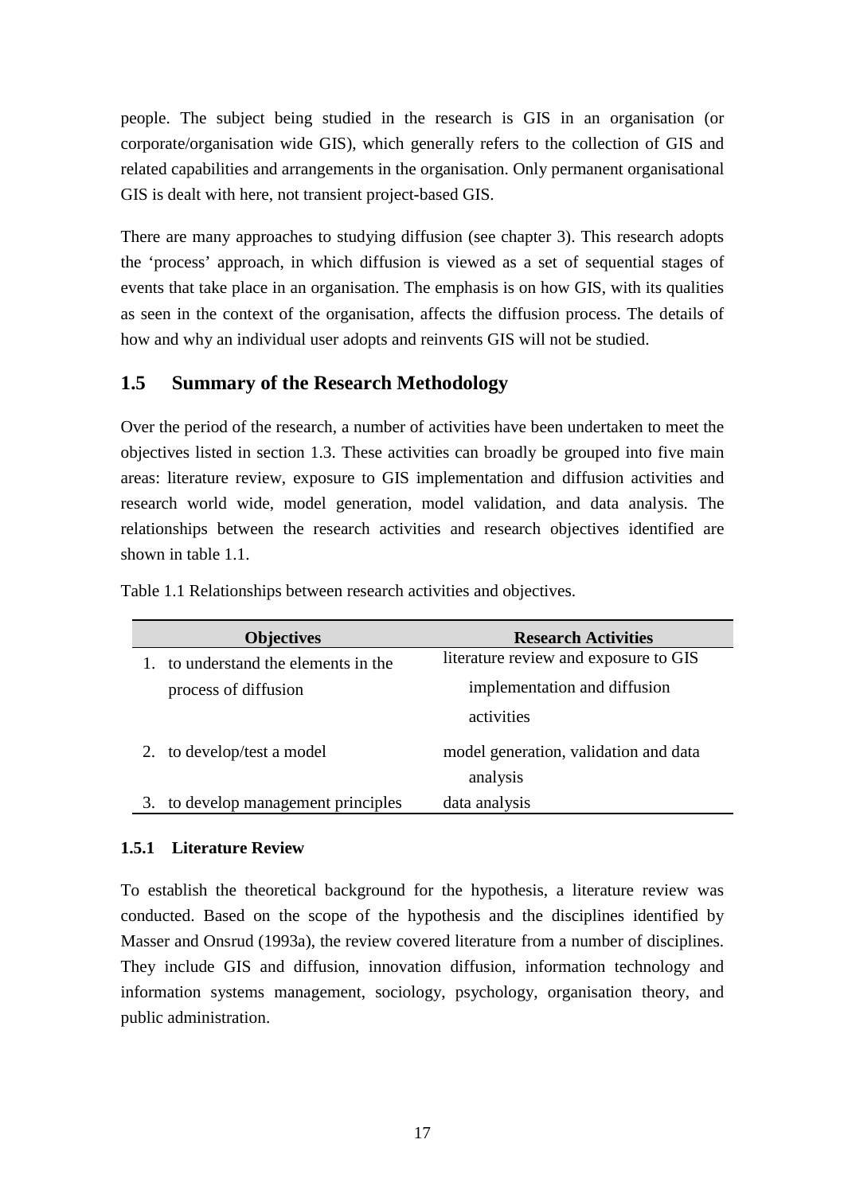people. The subject being studied in the research is GIS in an organisation (or corporate/organisation wide GIS), which generally refers to the collection of GIS and related capabilities and arrangements in the organisation. Only permanent organisational GIS is dealt with here, not transient project-based GIS.

There are many approaches to studying diffusion (see chapter 3). This research adopts the 'process' approach, in which diffusion is viewed as a set of sequential stages of events that take place in an organisation. The emphasis is on how GIS, with its qualities as seen in the context of the organisation, affects the diffusion process. The details of how and why an individual user adopts and reinvents GIS will not be studied.

## 1.5 Summary of the Research Methodology

Over the period of the research, a number of activities have been undertaken to meet the objectives listed in section 1.3. These activities can broadly be grouped into five main areas: literature review, exposure to GIS implementation and diffusion activities and research world wide, model generation, model validation, and data analysis. The relationships between the research activities and research objectives identified are shown in table 1.1.

Table 1.1 Relationships between research activities and objectives.

| Objectives | Research Activities |
|---|---|
| 1. to understand the elements in the process of diffusion | literature review and exposure to GIS implementation and diffusion activities |
| 2. to develop/test a model | model generation, validation and data analysis |
| 3. to develop management principles | data analysis |

### 1.5.1 Literature Review

To establish the theoretical background for the hypothesis, a literature review was conducted. Based on the scope of the hypothesis and the disciplines identified by Masser and Onsrud (1993a), the review covered literature from a number of disciplines. They include GIS and diffusion, innovation diffusion, information technology and information systems management, sociology, psychology, organisation theory, and public administration.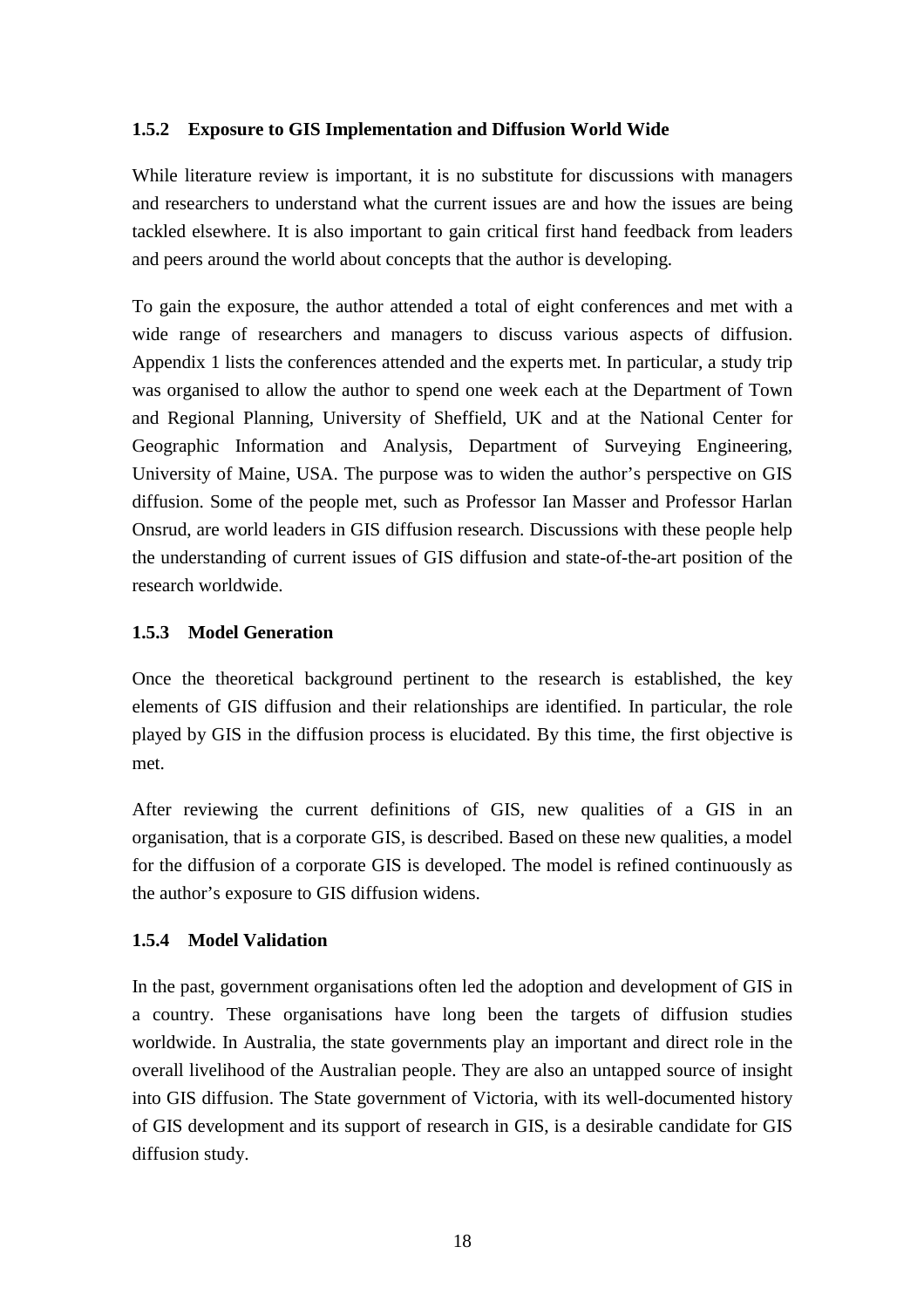### 1.5.2 Exposure to GIS Implementation and Diffusion World Wide

While literature review is important, it is no substitute for discussions with managers and researchers to understand what the current issues are and how the issues are being tackled elsewhere. It is also important to gain critical first hand feedback from leaders and peers around the world about concepts that the author is developing.

To gain the exposure, the author attended a total of eight conferences and met with a wide range of researchers and managers to discuss various aspects of diffusion. Appendix 1 lists the conferences attended and the experts met. In particular, a study trip was organised to allow the author to spend one week each at the Department of Town and Regional Planning, University of Sheffield, UK and at the National Center for Geographic Information and Analysis, Department of Surveying Engineering, University of Maine, USA. The purpose was to widen the author's perspective on GIS diffusion. Some of the people met, such as Professor Ian Masser and Professor Harlan Onsrud, are world leaders in GIS diffusion research. Discussions with these people help the understanding of current issues of GIS diffusion and state-of-the-art position of the research worldwide.

### 1.5.3 Model Generation

Once the theoretical background pertinent to the research is established, the key elements of GIS diffusion and their relationships are identified. In particular, the role played by GIS in the diffusion process is elucidated. By this time, the first objective is met.

After reviewing the current definitions of GIS, new qualities of a GIS in an organisation, that is a corporate GIS, is described. Based on these new qualities, a model for the diffusion of a corporate GIS is developed. The model is refined continuously as the author's exposure to GIS diffusion widens.

### 1.5.4 Model Validation

In the past, government organisations often led the adoption and development of GIS in a country. These organisations have long been the targets of diffusion studies worldwide. In Australia, the state governments play an important and direct role in the overall livelihood of the Australian people. They are also an untapped source of insight into GIS diffusion. The State government of Victoria, with its well-documented history of GIS development and its support of research in GIS, is a desirable candidate for GIS diffusion study.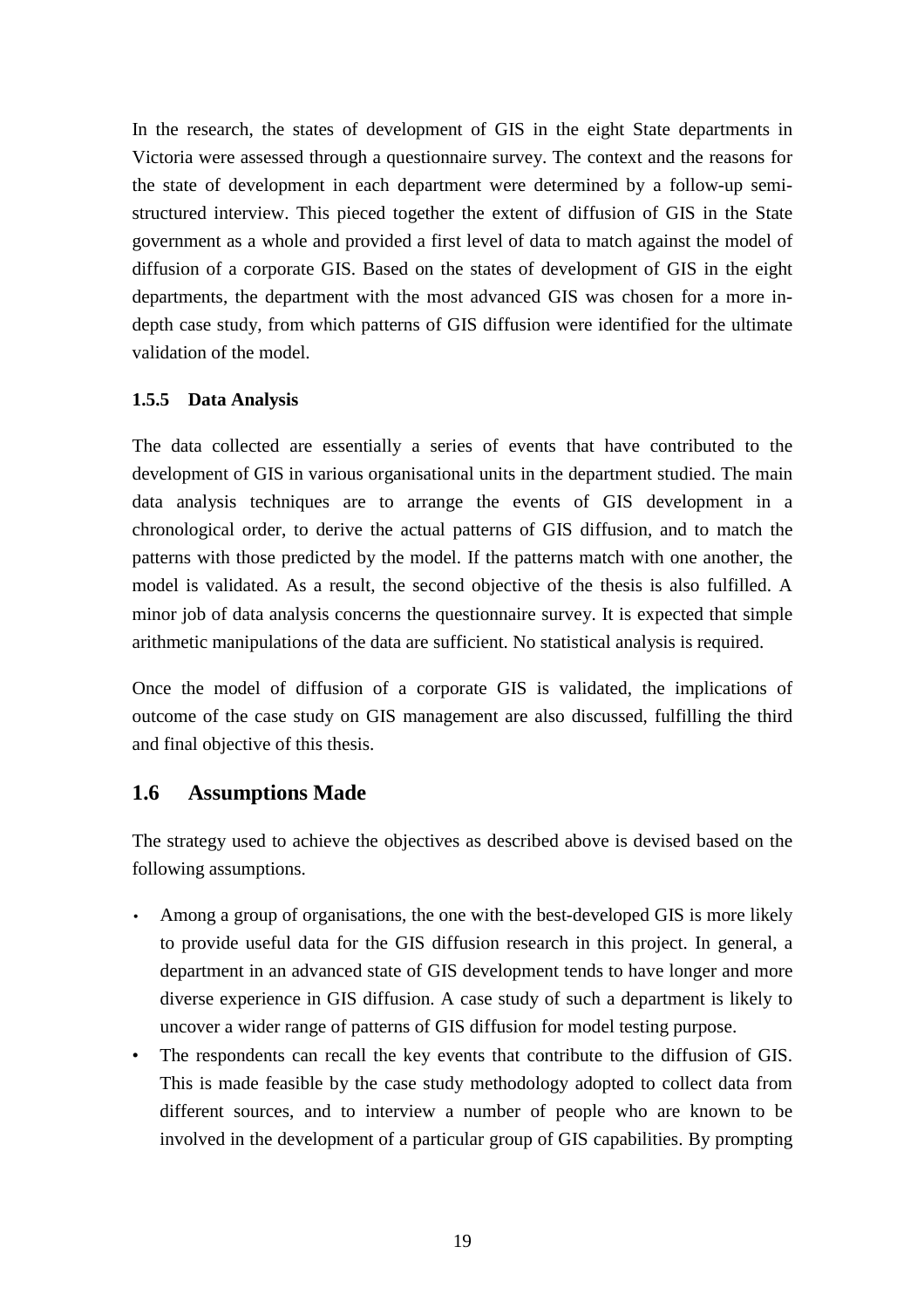In the research, the states of development of GIS in the eight State departments in Victoria were assessed through a questionnaire survey. The context and the reasons for the state of development in each department were determined by a follow-up semi-structured interview. This pieced together the extent of diffusion of GIS in the State government as a whole and provided a first level of data to match against the model of diffusion of a corporate GIS. Based on the states of development of GIS in the eight departments, the department with the most advanced GIS was chosen for a more in-depth case study, from which patterns of GIS diffusion were identified for the ultimate validation of the model.

### 1.5.5 Data Analysis

The data collected are essentially a series of events that have contributed to the development of GIS in various organisational units in the department studied. The main data analysis techniques are to arrange the events of GIS development in a chronological order, to derive the actual patterns of GIS diffusion, and to match the patterns with those predicted by the model. If the patterns match with one another, the model is validated. As a result, the second objective of the thesis is also fulfilled. A minor job of data analysis concerns the questionnaire survey. It is expected that simple arithmetic manipulations of the data are sufficient. No statistical analysis is required.

Once the model of diffusion of a corporate GIS is validated, the implications of outcome of the case study on GIS management are also discussed, fulfilling the third and final objective of this thesis.

## 1.6 Assumptions Made

The strategy used to achieve the objectives as described above is devised based on the following assumptions.

- Among a group of organisations, the one with the best-developed GIS is more likely to provide useful data for the GIS diffusion research in this project. In general, a department in an advanced state of GIS development tends to have longer and more diverse experience in GIS diffusion. A case study of such a department is likely to uncover a wider range of patterns of GIS diffusion for model testing purpose.
- The respondents can recall the key events that contribute to the diffusion of GIS. This is made feasible by the case study methodology adopted to collect data from different sources, and to interview a number of people who are known to be involved in the development of a particular group of GIS capabilities. By prompting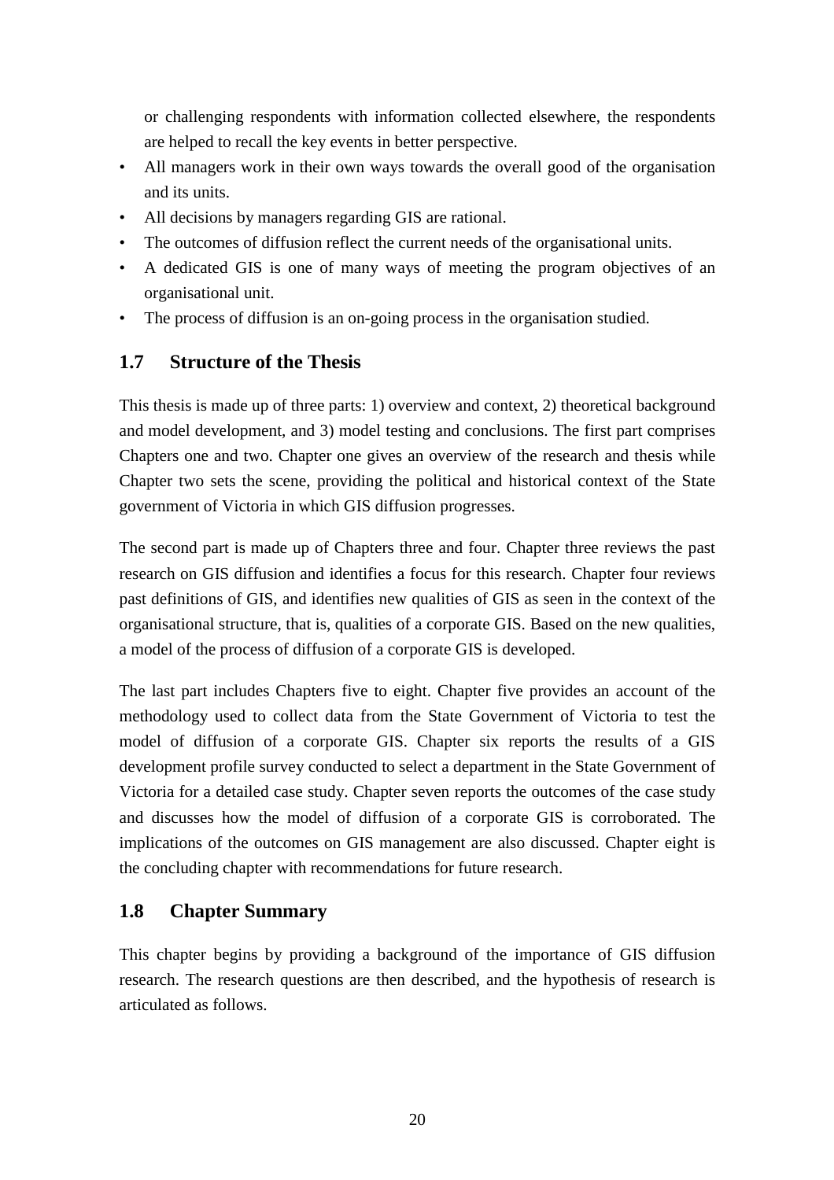or challenging respondents with information collected elsewhere, the respondents are helped to recall the key events in better perspective.

- All managers work in their own ways towards the overall good of the organisation and its units.
- All decisions by managers regarding GIS are rational.
- The outcomes of diffusion reflect the current needs of the organisational units.
- A dedicated GIS is one of many ways of meeting the program objectives of an organisational unit.
- The process of diffusion is an on-going process in the organisation studied.

## 1.7 Structure of the Thesis

This thesis is made up of three parts: 1) overview and context, 2) theoretical background and model development, and 3) model testing and conclusions. The first part comprises Chapters one and two. Chapter one gives an overview of the research and thesis while Chapter two sets the scene, providing the political and historical context of the State government of Victoria in which GIS diffusion progresses.

The second part is made up of Chapters three and four. Chapter three reviews the past research on GIS diffusion and identifies a focus for this research. Chapter four reviews past definitions of GIS, and identifies new qualities of GIS as seen in the context of the organisational structure, that is, qualities of a corporate GIS. Based on the new qualities, a model of the process of diffusion of a corporate GIS is developed.

The last part includes Chapters five to eight. Chapter five provides an account of the methodology used to collect data from the State Government of Victoria to test the model of diffusion of a corporate GIS. Chapter six reports the results of a GIS development profile survey conducted to select a department in the State Government of Victoria for a detailed case study. Chapter seven reports the outcomes of the case study and discusses how the model of diffusion of a corporate GIS is corroborated. The implications of the outcomes on GIS management are also discussed. Chapter eight is the concluding chapter with recommendations for future research.

## 1.8 Chapter Summary

This chapter begins by providing a background of the importance of GIS diffusion research. The research questions are then described, and the hypothesis of research is articulated as follows.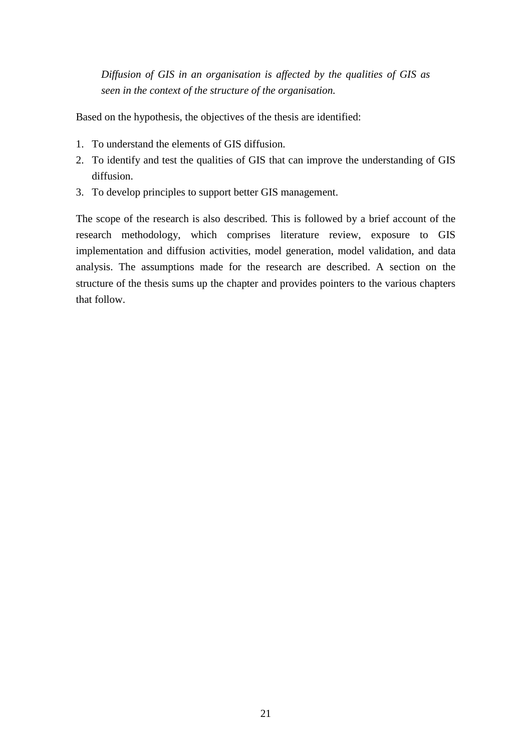> *Diffusion of GIS in an organisation is affected by the qualities of GIS as seen in the context of the structure of the organisation.*

Based on the hypothesis, the objectives of the thesis are identified:

1. To understand the elements of GIS diffusion.
2. To identify and test the qualities of GIS that can improve the understanding of GIS diffusion.
3. To develop principles to support better GIS management.

The scope of the research is also described. This is followed by a brief account of the research methodology, which comprises literature review, exposure to GIS implementation and diffusion activities, model generation, model validation, and data analysis. The assumptions made for the research are described. A section on the structure of the thesis sums up the chapter and provides pointers to the various chapters that follow.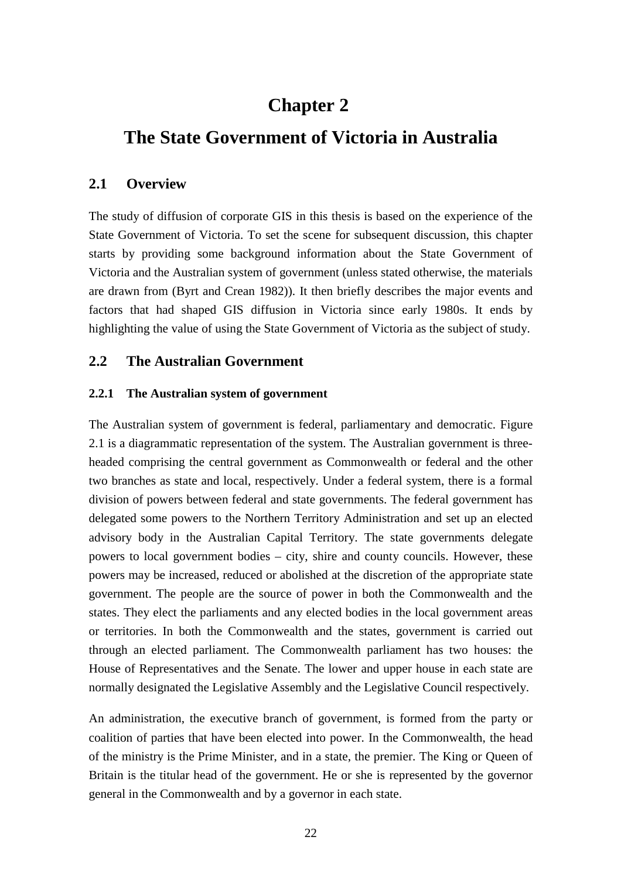# Chapter 2

# The State Government of Victoria in Australia

## 2.1 Overview

The study of diffusion of corporate GIS in this thesis is based on the experience of the State Government of Victoria. To set the scene for subsequent discussion, this chapter starts by providing some background information about the State Government of Victoria and the Australian system of government (unless stated otherwise, the materials are drawn from (Byrt and Crean 1982)). It then briefly describes the major events and factors that had shaped GIS diffusion in Victoria since early 1980s. It ends by highlighting the value of using the State Government of Victoria as the subject of study.

## 2.2 The Australian Government

### 2.2.1 The Australian system of government

The Australian system of government is federal, parliamentary and democratic. Figure 2.1 is a diagrammatic representation of the system. The Australian government is three-headed comprising the central government as Commonwealth or federal and the other two branches as state and local, respectively. Under a federal system, there is a formal division of powers between federal and state governments. The federal government has delegated some powers to the Northern Territory Administration and set up an elected advisory body in the Australian Capital Territory. The state governments delegate powers to local government bodies – city, shire and county councils. However, these powers may be increased, reduced or abolished at the discretion of the appropriate state government. The people are the source of power in both the Commonwealth and the states. They elect the parliaments and any elected bodies in the local government areas or territories. In both the Commonwealth and the states, government is carried out through an elected parliament. The Commonwealth parliament has two houses: the House of Representatives and the Senate. The lower and upper house in each state are normally designated the Legislative Assembly and the Legislative Council respectively.

An administration, the executive branch of government, is formed from the party or coalition of parties that have been elected into power. In the Commonwealth, the head of the ministry is the Prime Minister, and in a state, the premier. The King or Queen of Britain is the titular head of the government. He or she is represented by the governor general in the Commonwealth and by a governor in each state.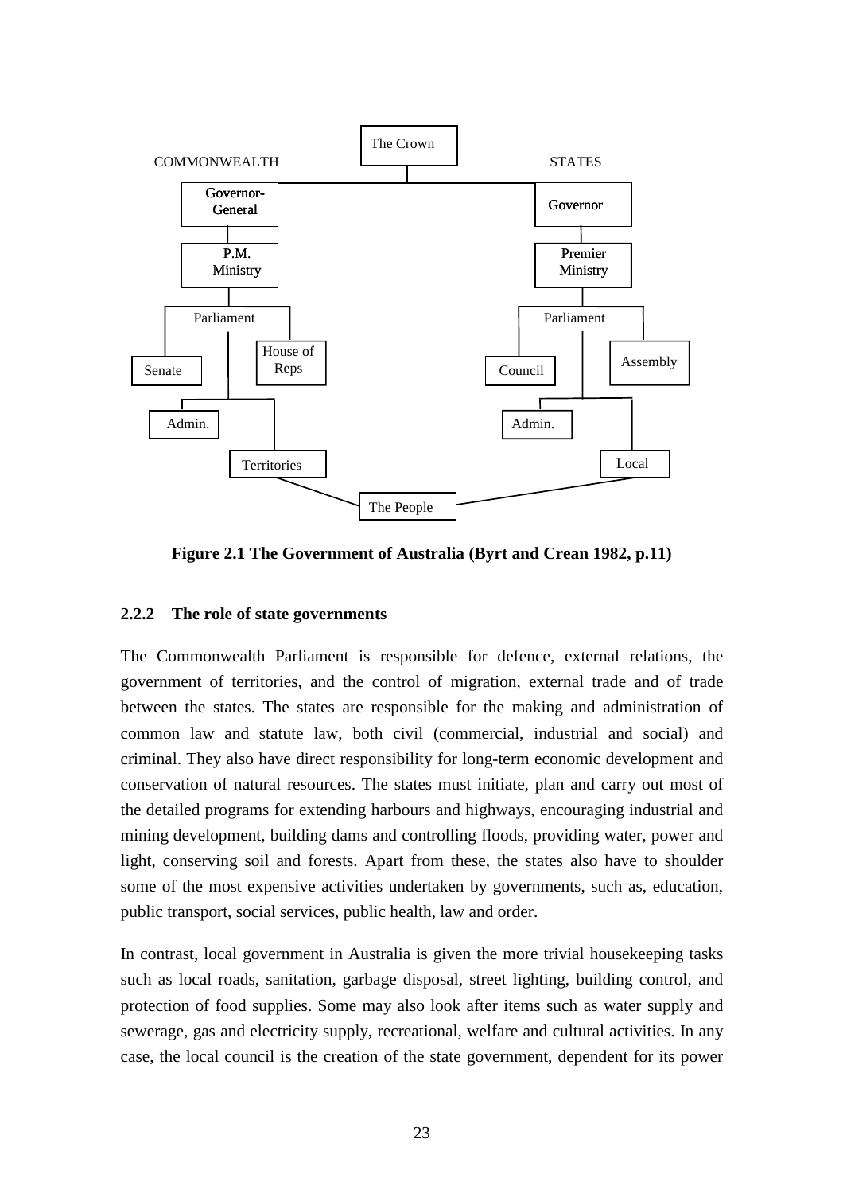**Figure 2.1 The Government of Australia (Byrt and Crean 1982, p.11)**

### 2.2.2 The role of state governments

The Commonwealth Parliament is responsible for defence, external relations, the government of territories, and the control of migration, external trade and of trade between the states. The states are responsible for the making and administration of common law and statute law, both civil (commercial, industrial and social) and criminal. They also have direct responsibility for long-term economic development and conservation of natural resources. The states must initiate, plan and carry out most of the detailed programs for extending harbours and highways, encouraging industrial and mining development, building dams and controlling floods, providing water, power and light, conserving soil and forests. Apart from these, the states also have to shoulder some of the most expensive activities undertaken by governments, such as, education, public transport, social services, public health, law and order.

In contrast, local government in Australia is given the more trivial housekeeping tasks such as local roads, sanitation, garbage disposal, street lighting, building control, and protection of food supplies. Some may also look after items such as water supply and sewerage, gas and electricity supply, recreational, welfare and cultural activities. In any case, the local council is the creation of the state government, dependent for its power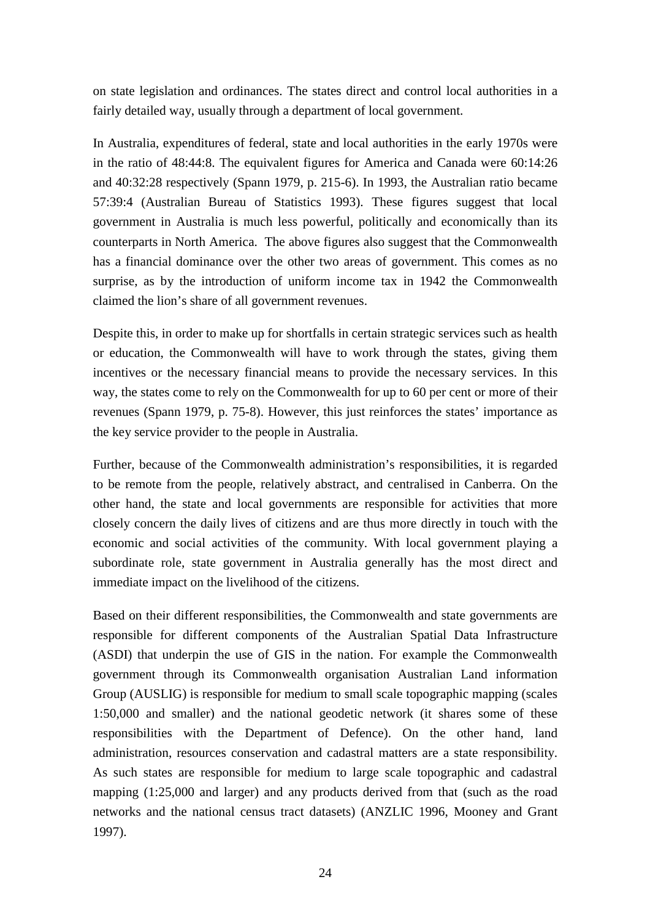on state legislation and ordinances. The states direct and control local authorities in a fairly detailed way, usually through a department of local government.

In Australia, expenditures of federal, state and local authorities in the early 1970s were in the ratio of 48:44:8. The equivalent figures for America and Canada were 60:14:26 and 40:32:28 respectively (Spann 1979, p. 215-6). In 1993, the Australian ratio became 57:39:4 (Australian Bureau of Statistics 1993). These figures suggest that local government in Australia is much less powerful, politically and economically than its counterparts in North America. The above figures also suggest that the Commonwealth has a financial dominance over the other two areas of government. This comes as no surprise, as by the introduction of uniform income tax in 1942 the Commonwealth claimed the lion's share of all government revenues.

Despite this, in order to make up for shortfalls in certain strategic services such as health or education, the Commonwealth will have to work through the states, giving them incentives or the necessary financial means to provide the necessary services. In this way, the states come to rely on the Commonwealth for up to 60 per cent or more of their revenues (Spann 1979, p. 75-8). However, this just reinforces the states' importance as the key service provider to the people in Australia.

Further, because of the Commonwealth administration's responsibilities, it is regarded to be remote from the people, relatively abstract, and centralised in Canberra. On the other hand, the state and local governments are responsible for activities that more closely concern the daily lives of citizens and are thus more directly in touch with the economic and social activities of the community. With local government playing a subordinate role, state government in Australia generally has the most direct and immediate impact on the livelihood of the citizens.

Based on their different responsibilities, the Commonwealth and state governments are responsible for different components of the Australian Spatial Data Infrastructure (ASDI) that underpin the use of GIS in the nation. For example the Commonwealth government through its Commonwealth organisation Australian Land information Group (AUSLIG) is responsible for medium to small scale topographic mapping (scales 1:50,000 and smaller) and the national geodetic network (it shares some of these responsibilities with the Department of Defence). On the other hand, land administration, resources conservation and cadastral matters are a state responsibility. As such states are responsible for medium to large scale topographic and cadastral mapping (1:25,000 and larger) and any products derived from that (such as the road networks and the national census tract datasets) (ANZLIC 1996, Mooney and Grant 1997).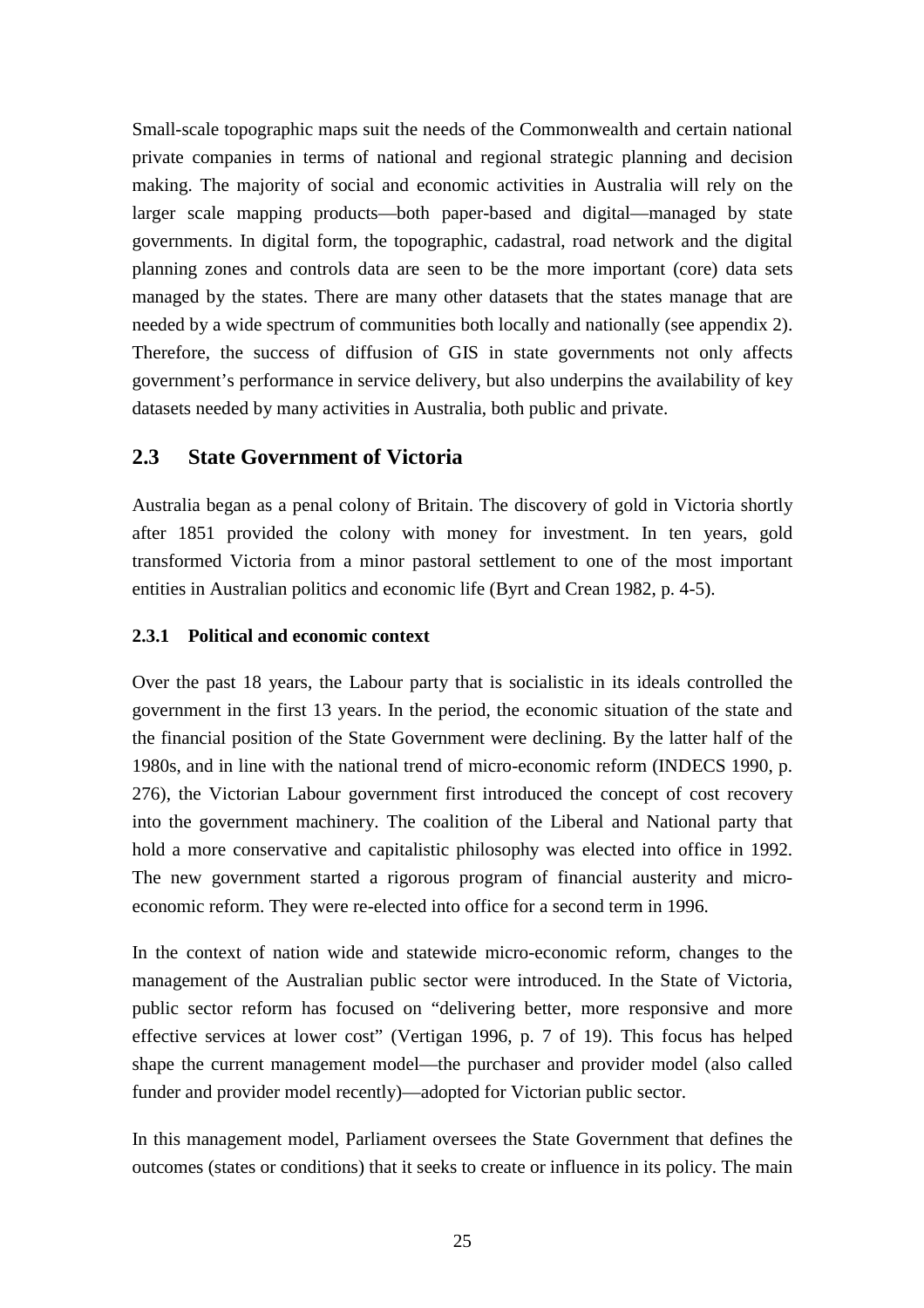Small-scale topographic maps suit the needs of the Commonwealth and certain national private companies in terms of national and regional strategic planning and decision making. The majority of social and economic activities in Australia will rely on the larger scale mapping products—both paper-based and digital—managed by state governments. In digital form, the topographic, cadastral, road network and the digital planning zones and controls data are seen to be the more important (core) data sets managed by the states. There are many other datasets that the states manage that are needed by a wide spectrum of communities both locally and nationally (see appendix 2). Therefore, the success of diffusion of GIS in state governments not only affects government's performance in service delivery, but also underpins the availability of key datasets needed by many activities in Australia, both public and private.

## 2.3 State Government of Victoria

Australia began as a penal colony of Britain. The discovery of gold in Victoria shortly after 1851 provided the colony with money for investment. In ten years, gold transformed Victoria from a minor pastoral settlement to one of the most important entities in Australian politics and economic life (Byrt and Crean 1982, p. 4-5).

### 2.3.1 Political and economic context

Over the past 18 years, the Labour party that is socialistic in its ideals controlled the government in the first 13 years. In the period, the economic situation of the state and the financial position of the State Government were declining. By the latter half of the 1980s, and in line with the national trend of micro-economic reform (INDECS 1990, p. 276), the Victorian Labour government first introduced the concept of cost recovery into the government machinery. The coalition of the Liberal and National party that hold a more conservative and capitalistic philosophy was elected into office in 1992. The new government started a rigorous program of financial austerity and micro-economic reform. They were re-elected into office for a second term in 1996.

In the context of nation wide and statewide micro-economic reform, changes to the management of the Australian public sector were introduced. In the State of Victoria, public sector reform has focused on "delivering better, more responsive and more effective services at lower cost" (Vertigan 1996, p. 7 of 19). This focus has helped shape the current management model—the purchaser and provider model (also called funder and provider model recently)—adopted for Victorian public sector.

In this management model, Parliament oversees the State Government that defines the outcomes (states or conditions) that it seeks to create or influence in its policy. The main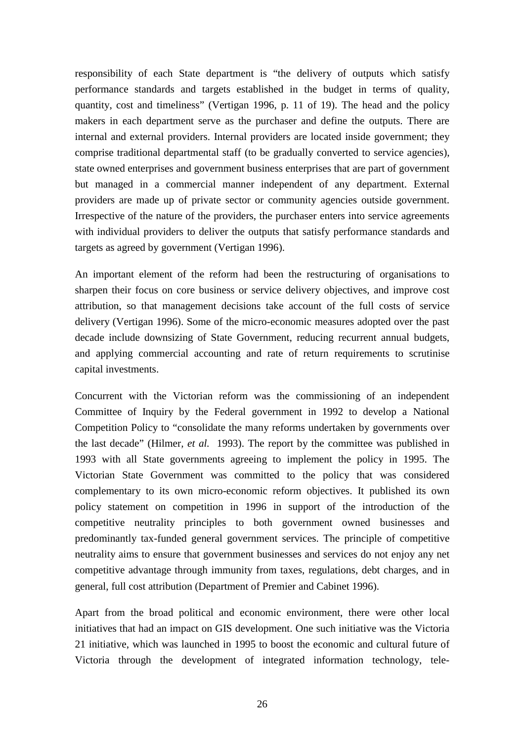responsibility of each State department is "the delivery of outputs which satisfy performance standards and targets established in the budget in terms of quality, quantity, cost and timeliness" (Vertigan 1996, p. 11 of 19). The head and the policy makers in each department serve as the purchaser and define the outputs. There are internal and external providers. Internal providers are located inside government; they comprise traditional departmental staff (to be gradually converted to service agencies), state owned enterprises and government business enterprises that are part of government but managed in a commercial manner independent of any department. External providers are made up of private sector or community agencies outside government. Irrespective of the nature of the providers, the purchaser enters into service agreements with individual providers to deliver the outputs that satisfy performance standards and targets as agreed by government (Vertigan 1996).

An important element of the reform had been the restructuring of organisations to sharpen their focus on core business or service delivery objectives, and improve cost attribution, so that management decisions take account of the full costs of service delivery (Vertigan 1996). Some of the micro-economic measures adopted over the past decade include downsizing of State Government, reducing recurrent annual budgets, and applying commercial accounting and rate of return requirements to scrutinise capital investments.

Concurrent with the Victorian reform was the commissioning of an independent Committee of Inquiry by the Federal government in 1992 to develop a National Competition Policy to "consolidate the many reforms undertaken by governments over the last decade" (Hilmer, *et al.* 1993). The report by the committee was published in 1993 with all State governments agreeing to implement the policy in 1995. The Victorian State Government was committed to the policy that was considered complementary to its own micro-economic reform objectives. It published its own policy statement on competition in 1996 in support of the introduction of the competitive neutrality principles to both government owned businesses and predominantly tax-funded general government services. The principle of competitive neutrality aims to ensure that government businesses and services do not enjoy any net competitive advantage through immunity from taxes, regulations, debt charges, and in general, full cost attribution (Department of Premier and Cabinet 1996).

Apart from the broad political and economic environment, there were other local initiatives that had an impact on GIS development. One such initiative was the Victoria 21 initiative, which was launched in 1995 to boost the economic and cultural future of Victoria through the development of integrated information technology, tele-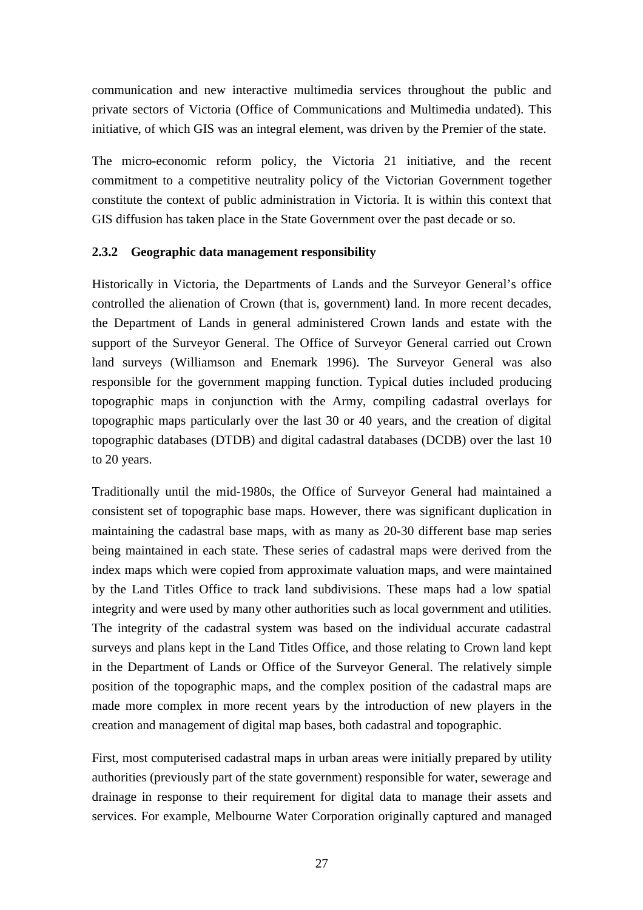communication and new interactive multimedia services throughout the public and private sectors of Victoria (Office of Communications and Multimedia undated). This initiative, of which GIS was an integral element, was driven by the Premier of the state.

The micro-economic reform policy, the Victoria 21 initiative, and the recent commitment to a competitive neutrality policy of the Victorian Government together constitute the context of public administration in Victoria. It is within this context that GIS diffusion has taken place in the State Government over the past decade or so.

### 2.3.2 Geographic data management responsibility

Historically in Victoria, the Departments of Lands and the Surveyor General's office controlled the alienation of Crown (that is, government) land. In more recent decades, the Department of Lands in general administered Crown lands and estate with the support of the Surveyor General. The Office of Surveyor General carried out Crown land surveys (Williamson and Enemark 1996). The Surveyor General was also responsible for the government mapping function. Typical duties included producing topographic maps in conjunction with the Army, compiling cadastral overlays for topographic maps particularly over the last 30 or 40 years, and the creation of digital topographic databases (DTDB) and digital cadastral databases (DCDB) over the last 10 to 20 years.

Traditionally until the mid-1980s, the Office of Surveyor General had maintained a consistent set of topographic base maps. However, there was significant duplication in maintaining the cadastral base maps, with as many as 20-30 different base map series being maintained in each state. These series of cadastral maps were derived from the index maps which were copied from approximate valuation maps, and were maintained by the Land Titles Office to track land subdivisions. These maps had a low spatial integrity and were used by many other authorities such as local government and utilities. The integrity of the cadastral system was based on the individual accurate cadastral surveys and plans kept in the Land Titles Office, and those relating to Crown land kept in the Department of Lands or Office of the Surveyor General. The relatively simple position of the topographic maps, and the complex position of the cadastral maps are made more complex in more recent years by the introduction of new players in the creation and management of digital map bases, both cadastral and topographic.

First, most computerised cadastral maps in urban areas were initially prepared by utility authorities (previously part of the state government) responsible for water, sewerage and drainage in response to their requirement for digital data to manage their assets and services. For example, Melbourne Water Corporation originally captured and managed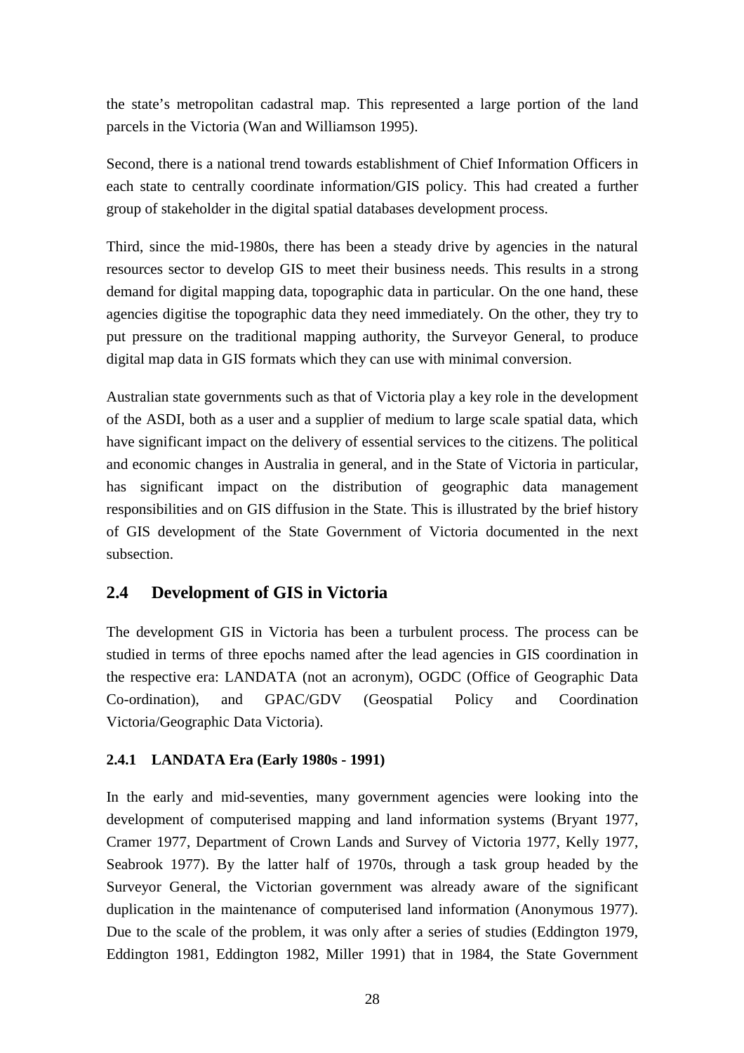the state's metropolitan cadastral map. This represented a large portion of the land parcels in the Victoria (Wan and Williamson 1995).

Second, there is a national trend towards establishment of Chief Information Officers in each state to centrally coordinate information/GIS policy. This had created a further group of stakeholder in the digital spatial databases development process.

Third, since the mid-1980s, there has been a steady drive by agencies in the natural resources sector to develop GIS to meet their business needs. This results in a strong demand for digital mapping data, topographic data in particular. On the one hand, these agencies digitise the topographic data they need immediately. On the other, they try to put pressure on the traditional mapping authority, the Surveyor General, to produce digital map data in GIS formats which they can use with minimal conversion.

Australian state governments such as that of Victoria play a key role in the development of the ASDI, both as a user and a supplier of medium to large scale spatial data, which have significant impact on the delivery of essential services to the citizens. The political and economic changes in Australia in general, and in the State of Victoria in particular, has significant impact on the distribution of geographic data management responsibilities and on GIS diffusion in the State. This is illustrated by the brief history of GIS development of the State Government of Victoria documented in the next subsection.

## 2.4 Development of GIS in Victoria

The development GIS in Victoria has been a turbulent process. The process can be studied in terms of three epochs named after the lead agencies in GIS coordination in the respective era: LANDATA (not an acronym), OGDC (Office of Geographic Data Co-ordination), and GPAC/GDV (Geospatial Policy and Coordination Victoria/Geographic Data Victoria).

### 2.4.1 LANDATA Era (Early 1980s - 1991)

In the early and mid-seventies, many government agencies were looking into the development of computerised mapping and land information systems (Bryant 1977, Cramer 1977, Department of Crown Lands and Survey of Victoria 1977, Kelly 1977, Seabrook 1977). By the latter half of 1970s, through a task group headed by the Surveyor General, the Victorian government was already aware of the significant duplication in the maintenance of computerised land information (Anonymous 1977). Due to the scale of the problem, it was only after a series of studies (Eddington 1979, Eddington 1981, Eddington 1982, Miller 1991) that in 1984, the State Government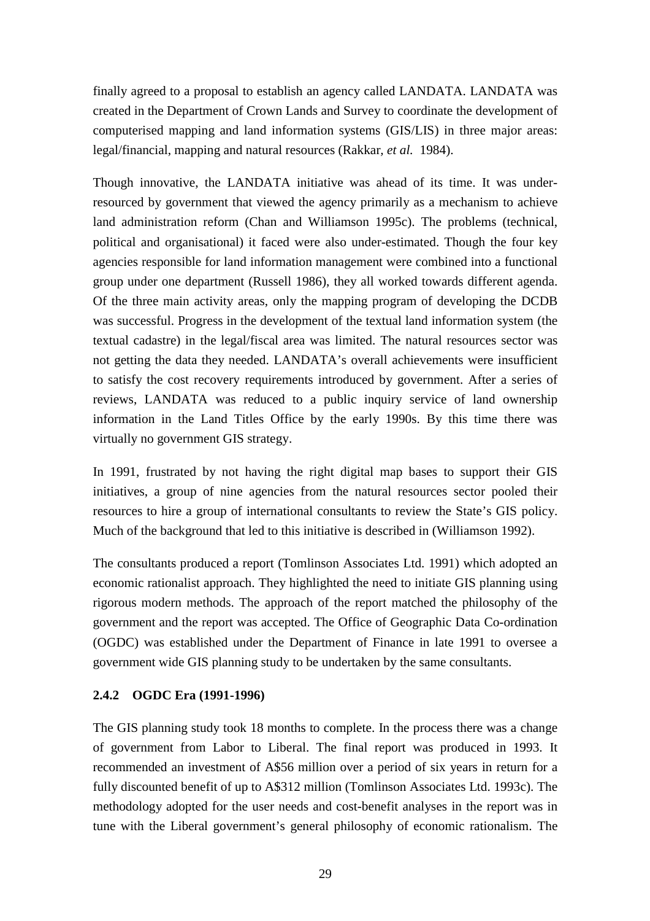finally agreed to a proposal to establish an agency called LANDATA. LANDATA was created in the Department of Crown Lands and Survey to coordinate the development of computerised mapping and land information systems (GIS/LIS) in three major areas: legal/financial, mapping and natural resources (Rakkar, *et al.* 1984).

Though innovative, the LANDATA initiative was ahead of its time. It was under-resourced by government that viewed the agency primarily as a mechanism to achieve land administration reform (Chan and Williamson 1995c). The problems (technical, political and organisational) it faced were also under-estimated. Though the four key agencies responsible for land information management were combined into a functional group under one department (Russell 1986), they all worked towards different agenda. Of the three main activity areas, only the mapping program of developing the DCDB was successful. Progress in the development of the textual land information system (the textual cadastre) in the legal/fiscal area was limited. The natural resources sector was not getting the data they needed. LANDATA's overall achievements were insufficient to satisfy the cost recovery requirements introduced by government. After a series of reviews, LANDATA was reduced to a public inquiry service of land ownership information in the Land Titles Office by the early 1990s. By this time there was virtually no government GIS strategy.

In 1991, frustrated by not having the right digital map bases to support their GIS initiatives, a group of nine agencies from the natural resources sector pooled their resources to hire a group of international consultants to review the State's GIS policy. Much of the background that led to this initiative is described in (Williamson 1992).

The consultants produced a report (Tomlinson Associates Ltd. 1991) which adopted an economic rationalist approach. They highlighted the need to initiate GIS planning using rigorous modern methods. The approach of the report matched the philosophy of the government and the report was accepted. The Office of Geographic Data Co-ordination (OGDC) was established under the Department of Finance in late 1991 to oversee a government wide GIS planning study to be undertaken by the same consultants.

### 2.4.2 OGDC Era (1991-1996)

The GIS planning study took 18 months to complete. In the process there was a change of government from Labor to Liberal. The final report was produced in 1993. It recommended an investment of A$56 million over a period of six years in return for a fully discounted benefit of up to A$312 million (Tomlinson Associates Ltd. 1993c). The methodology adopted for the user needs and cost-benefit analyses in the report was in tune with the Liberal government's general philosophy of economic rationalism. The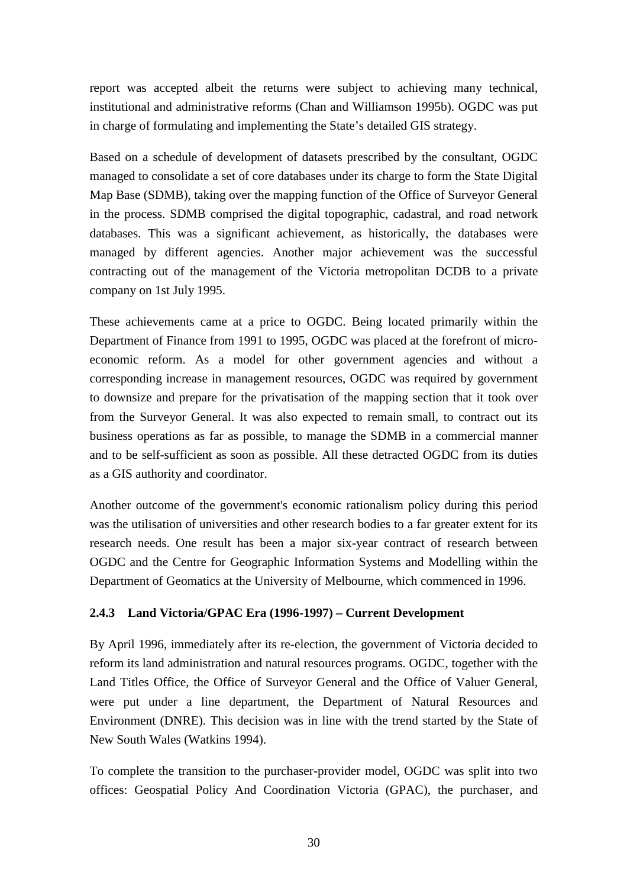report was accepted albeit the returns were subject to achieving many technical, institutional and administrative reforms (Chan and Williamson 1995b). OGDC was put in charge of formulating and implementing the State's detailed GIS strategy.

Based on a schedule of development of datasets prescribed by the consultant, OGDC managed to consolidate a set of core databases under its charge to form the State Digital Map Base (SDMB), taking over the mapping function of the Office of Surveyor General in the process. SDMB comprised the digital topographic, cadastral, and road network databases. This was a significant achievement, as historically, the databases were managed by different agencies. Another major achievement was the successful contracting out of the management of the Victoria metropolitan DCDB to a private company on 1st July 1995.

These achievements came at a price to OGDC. Being located primarily within the Department of Finance from 1991 to 1995, OGDC was placed at the forefront of micro-economic reform. As a model for other government agencies and without a corresponding increase in management resources, OGDC was required by government to downsize and prepare for the privatisation of the mapping section that it took over from the Surveyor General. It was also expected to remain small, to contract out its business operations as far as possible, to manage the SDMB in a commercial manner and to be self-sufficient as soon as possible. All these detracted OGDC from its duties as a GIS authority and coordinator.

Another outcome of the government's economic rationalism policy during this period was the utilisation of universities and other research bodies to a far greater extent for its research needs. One result has been a major six-year contract of research between OGDC and the Centre for Geographic Information Systems and Modelling within the Department of Geomatics at the University of Melbourne, which commenced in 1996.

### 2.4.3 Land Victoria/GPAC Era (1996-1997) – Current Development

By April 1996, immediately after its re-election, the government of Victoria decided to reform its land administration and natural resources programs. OGDC, together with the Land Titles Office, the Office of Surveyor General and the Office of Valuer General, were put under a line department, the Department of Natural Resources and Environment (DNRE). This decision was in line with the trend started by the State of New South Wales (Watkins 1994).

To complete the transition to the purchaser-provider model, OGDC was split into two offices: Geospatial Policy And Coordination Victoria (GPAC), the purchaser, and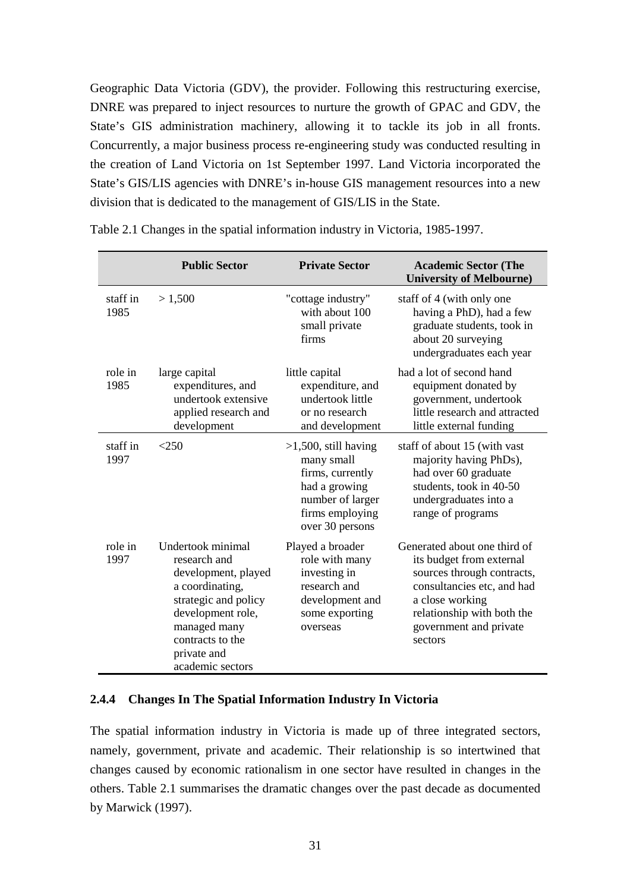Geographic Data Victoria (GDV), the provider. Following this restructuring exercise, DNRE was prepared to inject resources to nurture the growth of GPAC and GDV, the State's GIS administration machinery, allowing it to tackle its job in all fronts. Concurrently, a major business process re-engineering study was conducted resulting in the creation of Land Victoria on 1st September 1997. Land Victoria incorporated the State's GIS/LIS agencies with DNRE's in-house GIS management resources into a new division that is dedicated to the management of GIS/LIS in the State.

Table 2.1 Changes in the spatial information industry in Victoria, 1985-1997.

| | Public Sector | Private Sector | Academic Sector (The University of Melbourne) |
|---|---|---|---|
| staff in 1985 | > 1,500 | "cottage industry" with about 100 small private firms | staff of 4 (with only one having a PhD), had a few graduate students, took in about 20 surveying undergraduates each year |
| role in 1985 | large capital expenditures, and undertook extensive applied research and development | little capital expenditure, and undertook little or no research and development | had a lot of second hand equipment donated by government, undertook little research and attracted little external funding |
| staff in 1997 | <250 | >1,500, still having many small firms, currently had a growing number of larger firms employing over 30 persons | staff of about 15 (with vast majority having PhDs), had over 60 graduate students, took in 40-50 undergraduates into a range of programs |
| role in 1997 | Undertook minimal research and development, played a coordinating, strategic and policy development role, managed many contracts to the private and academic sectors | Played a broader role with many investing in research and development and some exporting overseas | Generated about one third of its budget from external sources through contracts, consultancies etc, and had a close working relationship with both the government and private sectors |

### 2.4.4 Changes In The Spatial Information Industry In Victoria

The spatial information industry in Victoria is made up of three integrated sectors, namely, government, private and academic. Their relationship is so intertwined that changes caused by economic rationalism in one sector have resulted in changes in the others. Table 2.1 summarises the dramatic changes over the past decade as documented by Marwick (1997).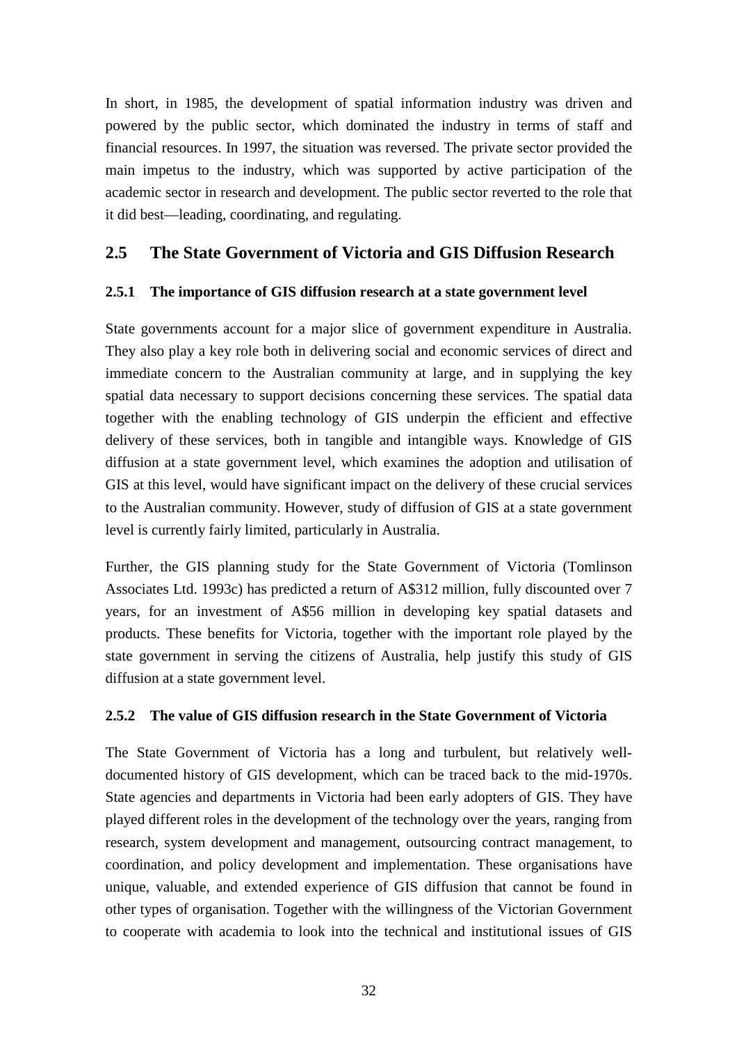In short, in 1985, the development of spatial information industry was driven and powered by the public sector, which dominated the industry in terms of staff and financial resources. In 1997, the situation was reversed. The private sector provided the main impetus to the industry, which was supported by active participation of the academic sector in research and development. The public sector reverted to the role that it did best—leading, coordinating, and regulating.

## 2.5 The State Government of Victoria and GIS Diffusion Research

### 2.5.1 The importance of GIS diffusion research at a state government level

State governments account for a major slice of government expenditure in Australia. They also play a key role both in delivering social and economic services of direct and immediate concern to the Australian community at large, and in supplying the key spatial data necessary to support decisions concerning these services. The spatial data together with the enabling technology of GIS underpin the efficient and effective delivery of these services, both in tangible and intangible ways. Knowledge of GIS diffusion at a state government level, which examines the adoption and utilisation of GIS at this level, would have significant impact on the delivery of these crucial services to the Australian community. However, study of diffusion of GIS at a state government level is currently fairly limited, particularly in Australia.

Further, the GIS planning study for the State Government of Victoria (Tomlinson Associates Ltd. 1993c) has predicted a return of A$312 million, fully discounted over 7 years, for an investment of A$56 million in developing key spatial datasets and products. These benefits for Victoria, together with the important role played by the state government in serving the citizens of Australia, help justify this study of GIS diffusion at a state government level.

### 2.5.2 The value of GIS diffusion research in the State Government of Victoria

The State Government of Victoria has a long and turbulent, but relatively well-documented history of GIS development, which can be traced back to the mid-1970s. State agencies and departments in Victoria had been early adopters of GIS. They have played different roles in the development of the technology over the years, ranging from research, system development and management, outsourcing contract management, to coordination, and policy development and implementation. These organisations have unique, valuable, and extended experience of GIS diffusion that cannot be found in other types of organisation. Together with the willingness of the Victorian Government to cooperate with academia to look into the technical and institutional issues of GIS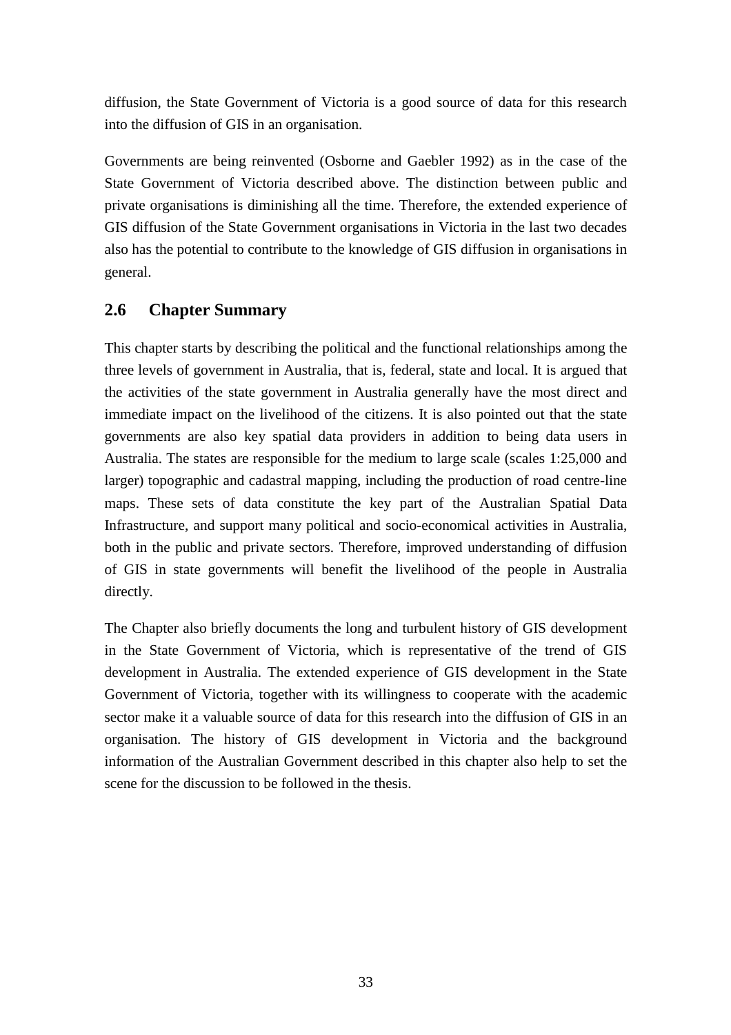diffusion, the State Government of Victoria is a good source of data for this research into the diffusion of GIS in an organisation.

Governments are being reinvented (Osborne and Gaebler 1992) as in the case of the State Government of Victoria described above. The distinction between public and private organisations is diminishing all the time. Therefore, the extended experience of GIS diffusion of the State Government organisations in Victoria in the last two decades also has the potential to contribute to the knowledge of GIS diffusion in organisations in general.

## 2.6 Chapter Summary

This chapter starts by describing the political and the functional relationships among the three levels of government in Australia, that is, federal, state and local. It is argued that the activities of the state government in Australia generally have the most direct and immediate impact on the livelihood of the citizens. It is also pointed out that the state governments are also key spatial data providers in addition to being data users in Australia. The states are responsible for the medium to large scale (scales 1:25,000 and larger) topographic and cadastral mapping, including the production of road centre-line maps. These sets of data constitute the key part of the Australian Spatial Data Infrastructure, and support many political and socio-economical activities in Australia, both in the public and private sectors. Therefore, improved understanding of diffusion of GIS in state governments will benefit the livelihood of the people in Australia directly.

The Chapter also briefly documents the long and turbulent history of GIS development in the State Government of Victoria, which is representative of the trend of GIS development in Australia. The extended experience of GIS development in the State Government of Victoria, together with its willingness to cooperate with the academic sector make it a valuable source of data for this research into the diffusion of GIS in an organisation. The history of GIS development in Victoria and the background information of the Australian Government described in this chapter also help to set the scene for the discussion to be followed in the thesis.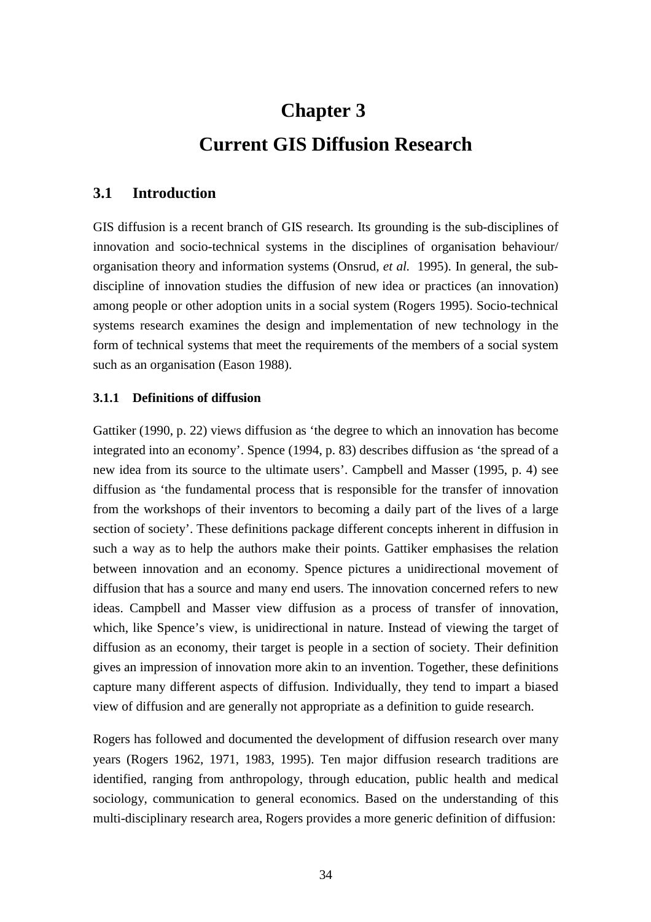# Chapter 3

# Current GIS Diffusion Research

## 3.1 Introduction

GIS diffusion is a recent branch of GIS research. Its grounding is the sub-disciplines of innovation and socio-technical systems in the disciplines of organisation behaviour/ organisation theory and information systems (Onsrud, *et al.* 1995). In general, the sub-discipline of innovation studies the diffusion of new idea or practices (an innovation) among people or other adoption units in a social system (Rogers 1995). Socio-technical systems research examines the design and implementation of new technology in the form of technical systems that meet the requirements of the members of a social system such as an organisation (Eason 1988).

### 3.1.1 Definitions of diffusion

Gattiker (1990, p. 22) views diffusion as 'the degree to which an innovation has become integrated into an economy'. Spence (1994, p. 83) describes diffusion as 'the spread of a new idea from its source to the ultimate users'. Campbell and Masser (1995, p. 4) see diffusion as 'the fundamental process that is responsible for the transfer of innovation from the workshops of their inventors to becoming a daily part of the lives of a large section of society'. These definitions package different concepts inherent in diffusion in such a way as to help the authors make their points. Gattiker emphasises the relation between innovation and an economy. Spence pictures a unidirectional movement of diffusion that has a source and many end users. The innovation concerned refers to new ideas. Campbell and Masser view diffusion as a process of transfer of innovation, which, like Spence's view, is unidirectional in nature. Instead of viewing the target of diffusion as an economy, their target is people in a section of society. Their definition gives an impression of innovation more akin to an invention. Together, these definitions capture many different aspects of diffusion. Individually, they tend to impart a biased view of diffusion and are generally not appropriate as a definition to guide research.

Rogers has followed and documented the development of diffusion research over many years (Rogers 1962, 1971, 1983, 1995). Ten major diffusion research traditions are identified, ranging from anthropology, through education, public health and medical sociology, communication to general economics. Based on the understanding of this multi-disciplinary research area, Rogers provides a more generic definition of diffusion: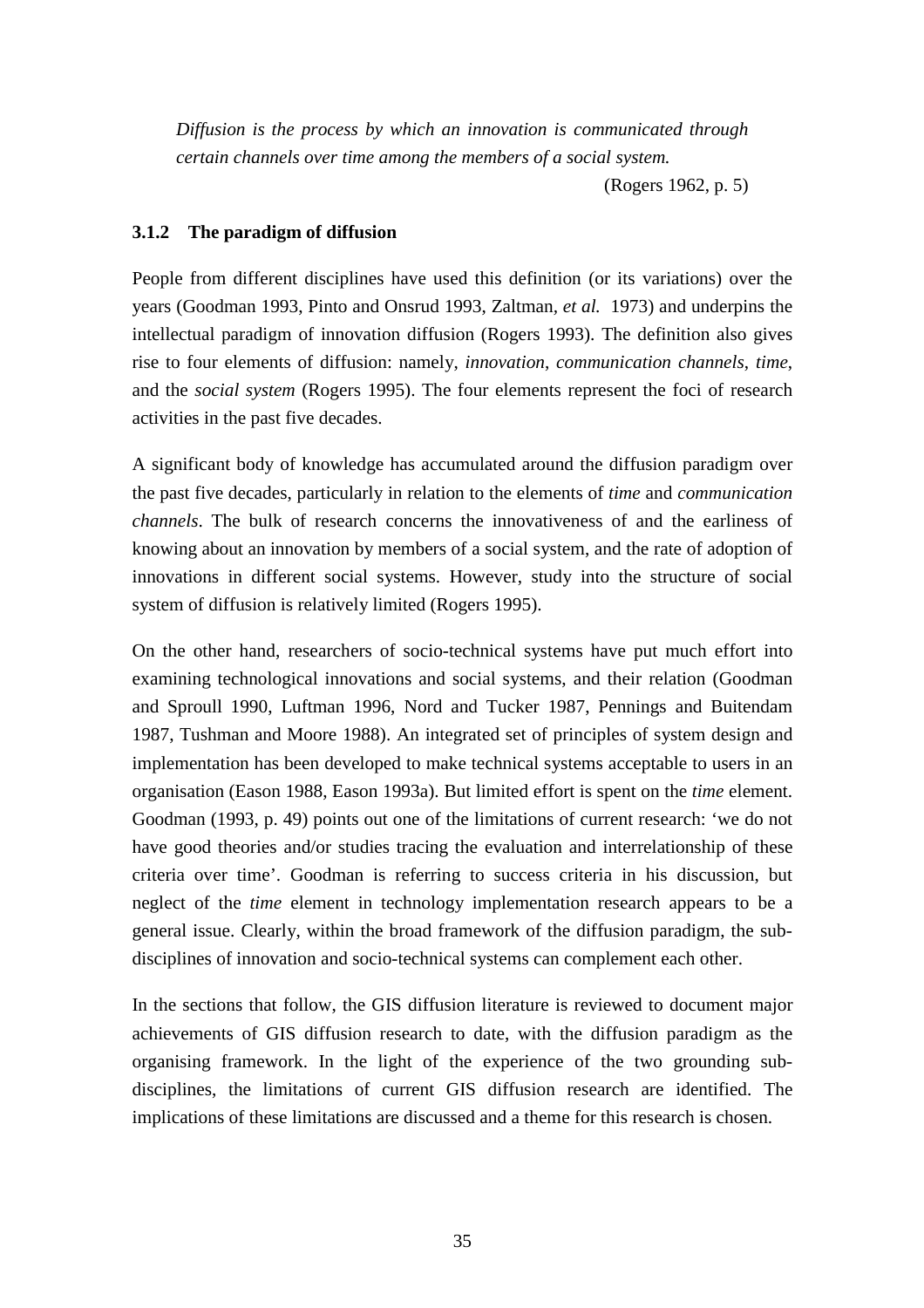> *Diffusion is the process by which an innovation is communicated through certain channels over time among the members of a social system.*
>
> (Rogers 1962, p. 5)

### 3.1.2 The paradigm of diffusion

People from different disciplines have used this definition (or its variations) over the years (Goodman 1993, Pinto and Onsrud 1993, Zaltman, *et al.* 1973) and underpins the intellectual paradigm of innovation diffusion (Rogers 1993). The definition also gives rise to four elements of diffusion: namely, *innovation*, *communication channels*, *time*, and the *social system* (Rogers 1995). The four elements represent the foci of research activities in the past five decades.

A significant body of knowledge has accumulated around the diffusion paradigm over the past five decades, particularly in relation to the elements of *time* and *communication channels*. The bulk of research concerns the innovativeness of and the earliness of knowing about an innovation by members of a social system, and the rate of adoption of innovations in different social systems. However, study into the structure of social system of diffusion is relatively limited (Rogers 1995).

On the other hand, researchers of socio-technical systems have put much effort into examining technological innovations and social systems, and their relation (Goodman and Sproull 1990, Luftman 1996, Nord and Tucker 1987, Pennings and Buitendam 1987, Tushman and Moore 1988). An integrated set of principles of system design and implementation has been developed to make technical systems acceptable to users in an organisation (Eason 1988, Eason 1993a). But limited effort is spent on the *time* element. Goodman (1993, p. 49) points out one of the limitations of current research: 'we do not have good theories and/or studies tracing the evaluation and interrelationship of these criteria over time'. Goodman is referring to success criteria in his discussion, but neglect of the *time* element in technology implementation research appears to be a general issue. Clearly, within the broad framework of the diffusion paradigm, the sub-disciplines of innovation and socio-technical systems can complement each other.

In the sections that follow, the GIS diffusion literature is reviewed to document major achievements of GIS diffusion research to date, with the diffusion paradigm as the organising framework. In the light of the experience of the two grounding sub-disciplines, the limitations of current GIS diffusion research are identified. The implications of these limitations are discussed and a theme for this research is chosen.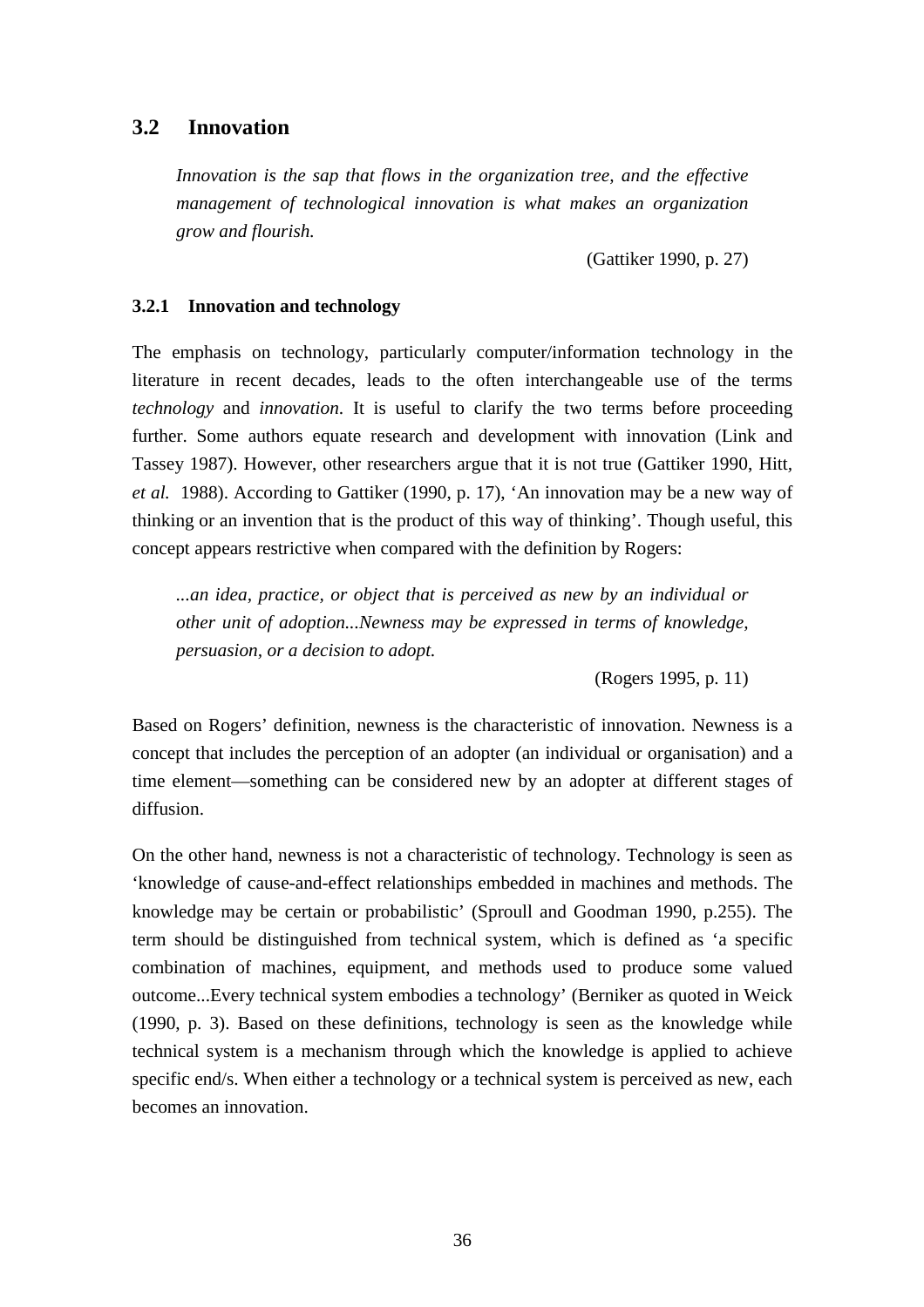## 3.2 Innovation

> *Innovation is the sap that flows in the organization tree, and the effective management of technological innovation is what makes an organization grow and flourish.*
>
> (Gattiker 1990, p. 27)

### 3.2.1 Innovation and technology

The emphasis on technology, particularly computer/information technology in the literature in recent decades, leads to the often interchangeable use of the terms *technology* and *innovation*. It is useful to clarify the two terms before proceeding further. Some authors equate research and development with innovation (Link and Tassey 1987). However, other researchers argue that it is not true (Gattiker 1990, Hitt, *et al.* 1988). According to Gattiker (1990, p. 17), 'An innovation may be a new way of thinking or an invention that is the product of this way of thinking'. Though useful, this concept appears restrictive when compared with the definition by Rogers:

> *...an idea, practice, or object that is perceived as new by an individual or other unit of adoption...Newness may be expressed in terms of knowledge, persuasion, or a decision to adopt.*
>
> (Rogers 1995, p. 11)

Based on Rogers' definition, newness is the characteristic of innovation. Newness is a concept that includes the perception of an adopter (an individual or organisation) and a time element—something can be considered new by an adopter at different stages of diffusion.

On the other hand, newness is not a characteristic of technology. Technology is seen as 'knowledge of cause-and-effect relationships embedded in machines and methods. The knowledge may be certain or probabilistic' (Sproull and Goodman 1990, p.255). The term should be distinguished from technical system, which is defined as 'a specific combination of machines, equipment, and methods used to produce some valued outcome...Every technical system embodies a technology' (Berniker as quoted in Weick (1990, p. 3). Based on these definitions, technology is seen as the knowledge while technical system is a mechanism through which the knowledge is applied to achieve specific end/s. When either a technology or a technical system is perceived as new, each becomes an innovation.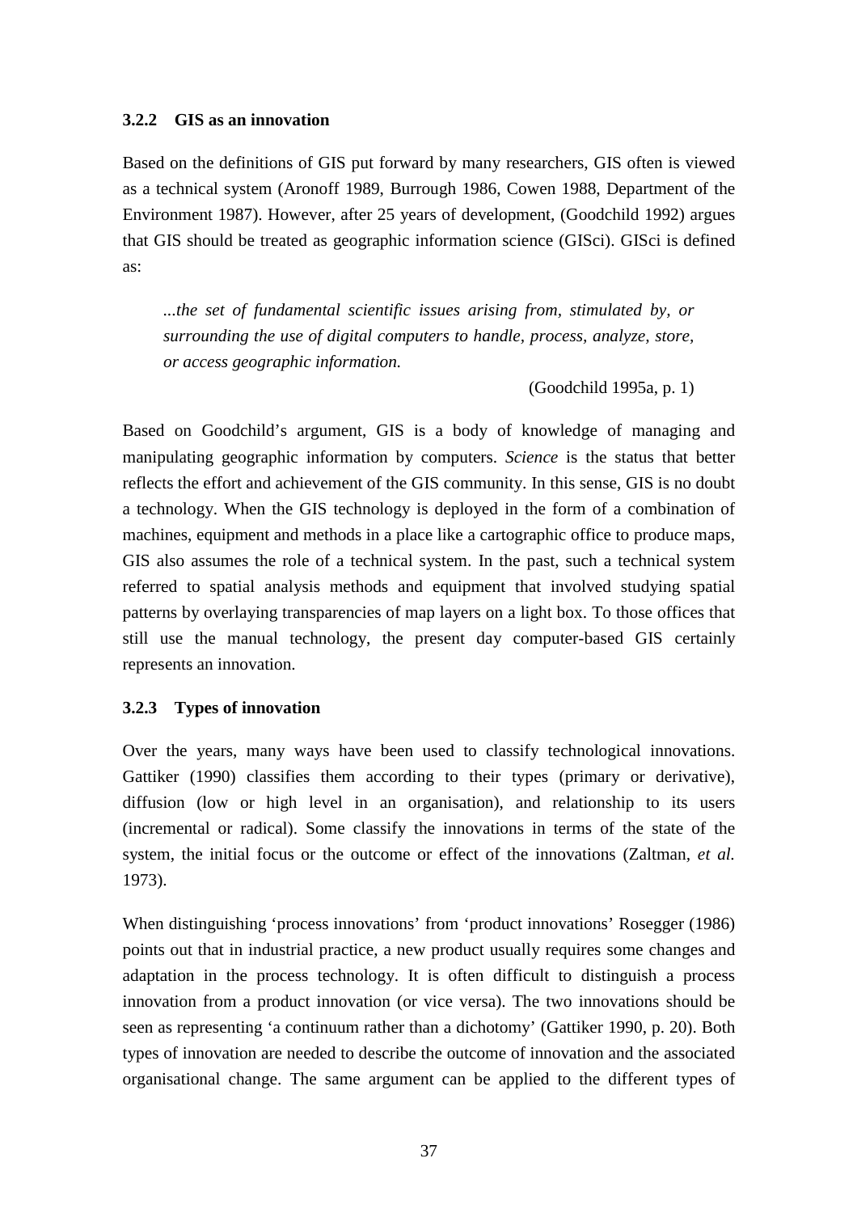### 3.2.2 GIS as an innovation

Based on the definitions of GIS put forward by many researchers, GIS often is viewed as a technical system (Aronoff 1989, Burrough 1986, Cowen 1988, Department of the Environment 1987). However, after 25 years of development, (Goodchild 1992) argues that GIS should be treated as geographic information science (GISci). GISci is defined as:

> *...the set of fundamental scientific issues arising from, stimulated by, or surrounding the use of digital computers to handle, process, analyze, store, or access geographic information.*
>
> (Goodchild 1995a, p. 1)

Based on Goodchild's argument, GIS is a body of knowledge of managing and manipulating geographic information by computers. *Science* is the status that better reflects the effort and achievement of the GIS community. In this sense, GIS is no doubt a technology. When the GIS technology is deployed in the form of a combination of machines, equipment and methods in a place like a cartographic office to produce maps, GIS also assumes the role of a technical system. In the past, such a technical system referred to spatial analysis methods and equipment that involved studying spatial patterns by overlaying transparencies of map layers on a light box. To those offices that still use the manual technology, the present day computer-based GIS certainly represents an innovation.

### 3.2.3 Types of innovation

Over the years, many ways have been used to classify technological innovations. Gattiker (1990) classifies them according to their types (primary or derivative), diffusion (low or high level in an organisation), and relationship to its users (incremental or radical). Some classify the innovations in terms of the state of the system, the initial focus or the outcome or effect of the innovations (Zaltman, *et al.* 1973).

When distinguishing 'process innovations' from 'product innovations' Rosegger (1986) points out that in industrial practice, a new product usually requires some changes and adaptation in the process technology. It is often difficult to distinguish a process innovation from a product innovation (or vice versa). The two innovations should be seen as representing 'a continuum rather than a dichotomy' (Gattiker 1990, p. 20). Both types of innovation are needed to describe the outcome of innovation and the associated organisational change. The same argument can be applied to the different types of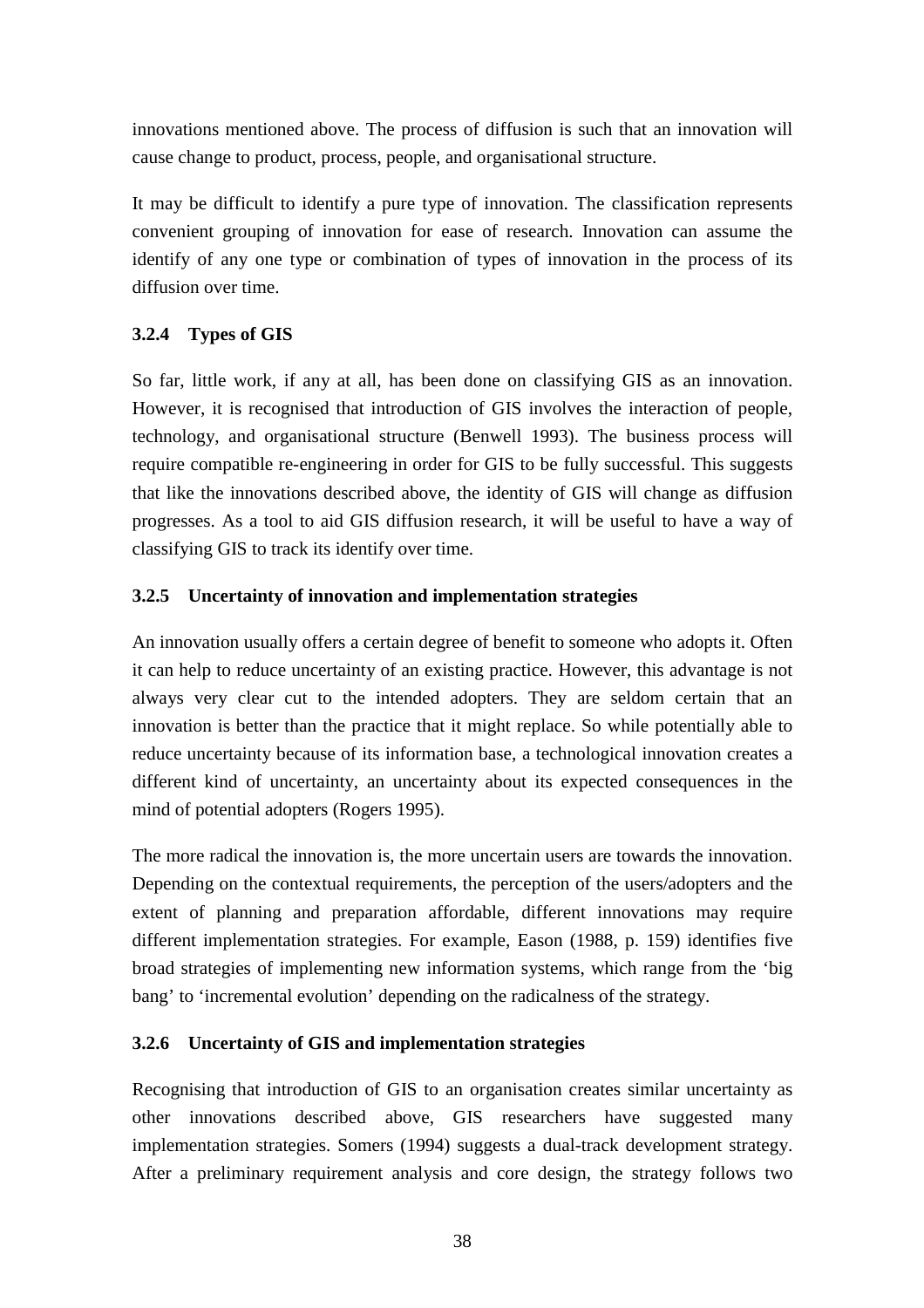innovations mentioned above. The process of diffusion is such that an innovation will cause change to product, process, people, and organisational structure.

It may be difficult to identify a pure type of innovation. The classification represents convenient grouping of innovation for ease of research. Innovation can assume the identify of any one type or combination of types of innovation in the process of its diffusion over time.

### 3.2.4 Types of GIS

So far, little work, if any at all, has been done on classifying GIS as an innovation. However, it is recognised that introduction of GIS involves the interaction of people, technology, and organisational structure (Benwell 1993). The business process will require compatible re-engineering in order for GIS to be fully successful. This suggests that like the innovations described above, the identity of GIS will change as diffusion progresses. As a tool to aid GIS diffusion research, it will be useful to have a way of classifying GIS to track its identify over time.

### 3.2.5 Uncertainty of innovation and implementation strategies

An innovation usually offers a certain degree of benefit to someone who adopts it. Often it can help to reduce uncertainty of an existing practice. However, this advantage is not always very clear cut to the intended adopters. They are seldom certain that an innovation is better than the practice that it might replace. So while potentially able to reduce uncertainty because of its information base, a technological innovation creates a different kind of uncertainty, an uncertainty about its expected consequences in the mind of potential adopters (Rogers 1995).

The more radical the innovation is, the more uncertain users are towards the innovation. Depending on the contextual requirements, the perception of the users/adopters and the extent of planning and preparation affordable, different innovations may require different implementation strategies. For example, Eason (1988, p. 159) identifies five broad strategies of implementing new information systems, which range from the 'big bang' to 'incremental evolution' depending on the radicalness of the strategy.

### 3.2.6 Uncertainty of GIS and implementation strategies

Recognising that introduction of GIS to an organisation creates similar uncertainty as other innovations described above, GIS researchers have suggested many implementation strategies. Somers (1994) suggests a dual-track development strategy. After a preliminary requirement analysis and core design, the strategy follows two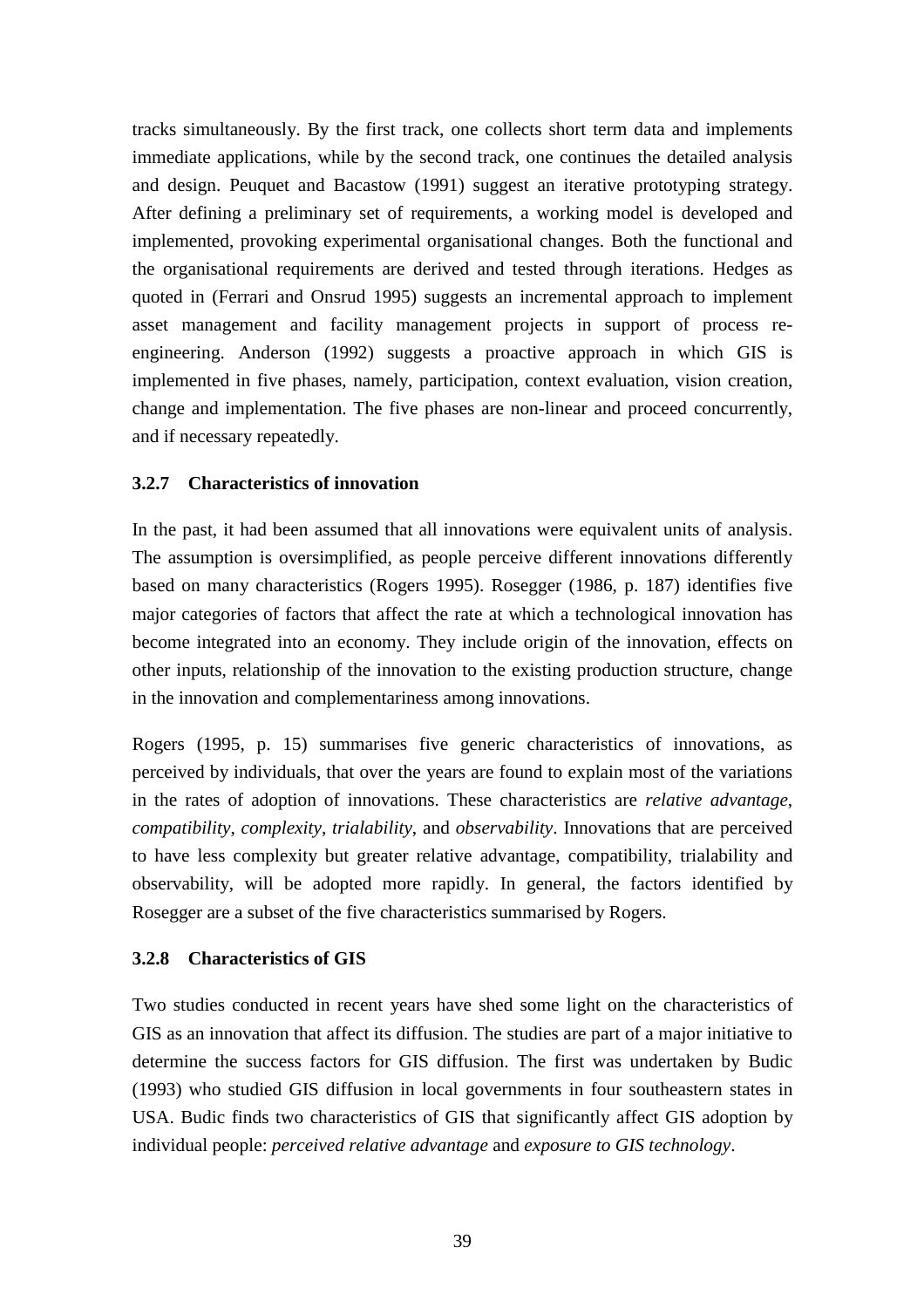tracks simultaneously. By the first track, one collects short term data and implements immediate applications, while by the second track, one continues the detailed analysis and design. Peuquet and Bacastow (1991) suggest an iterative prototyping strategy. After defining a preliminary set of requirements, a working model is developed and implemented, provoking experimental organisational changes. Both the functional and the organisational requirements are derived and tested through iterations. Hedges as quoted in (Ferrari and Onsrud 1995) suggests an incremental approach to implement asset management and facility management projects in support of process re-engineering. Anderson (1992) suggests a proactive approach in which GIS is implemented in five phases, namely, participation, context evaluation, vision creation, change and implementation. The five phases are non-linear and proceed concurrently, and if necessary repeatedly.

### 3.2.7 Characteristics of innovation

In the past, it had been assumed that all innovations were equivalent units of analysis. The assumption is oversimplified, as people perceive different innovations differently based on many characteristics (Rogers 1995). Rosegger (1986, p. 187) identifies five major categories of factors that affect the rate at which a technological innovation has become integrated into an economy. They include origin of the innovation, effects on other inputs, relationship of the innovation to the existing production structure, change in the innovation and complementariness among innovations.

Rogers (1995, p. 15) summarises five generic characteristics of innovations, as perceived by individuals, that over the years are found to explain most of the variations in the rates of adoption of innovations. These characteristics are *relative advantage*, *compatibility*, *complexity*, *trialability*, and *observability*. Innovations that are perceived to have less complexity but greater relative advantage, compatibility, trialability and observability, will be adopted more rapidly. In general, the factors identified by Rosegger are a subset of the five characteristics summarised by Rogers.

### 3.2.8 Characteristics of GIS

Two studies conducted in recent years have shed some light on the characteristics of GIS as an innovation that affect its diffusion. The studies are part of a major initiative to determine the success factors for GIS diffusion. The first was undertaken by Budic (1993) who studied GIS diffusion in local governments in four southeastern states in USA. Budic finds two characteristics of GIS that significantly affect GIS adoption by individual people: *perceived relative advantage* and *exposure to GIS technology*.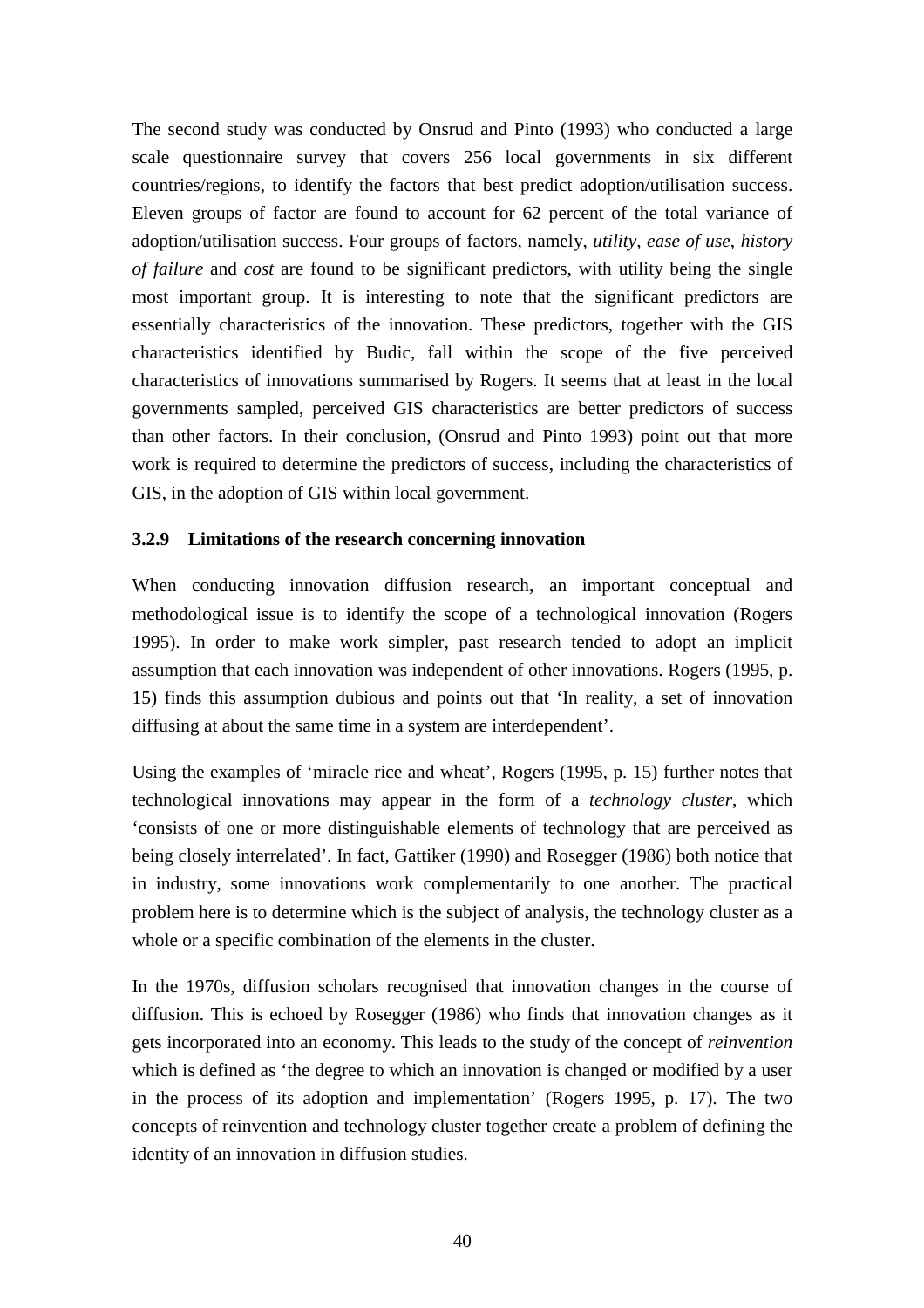The second study was conducted by Onsrud and Pinto (1993) who conducted a large scale questionnaire survey that covers 256 local governments in six different countries/regions, to identify the factors that best predict adoption/utilisation success. Eleven groups of factor are found to account for 62 percent of the total variance of adoption/utilisation success. Four groups of factors, namely, *utility*, *ease of use*, *history of failure* and *cost* are found to be significant predictors, with utility being the single most important group. It is interesting to note that the significant predictors are essentially characteristics of the innovation. These predictors, together with the GIS characteristics identified by Budic, fall within the scope of the five perceived characteristics of innovations summarised by Rogers. It seems that at least in the local governments sampled, perceived GIS characteristics are better predictors of success than other factors. In their conclusion, (Onsrud and Pinto 1993) point out that more work is required to determine the predictors of success, including the characteristics of GIS, in the adoption of GIS within local government.

### 3.2.9 Limitations of the research concerning innovation

When conducting innovation diffusion research, an important conceptual and methodological issue is to identify the scope of a technological innovation (Rogers 1995). In order to make work simpler, past research tended to adopt an implicit assumption that each innovation was independent of other innovations. Rogers (1995, p. 15) finds this assumption dubious and points out that 'In reality, a set of innovation diffusing at about the same time in a system are interdependent'.

Using the examples of 'miracle rice and wheat', Rogers (1995, p. 15) further notes that technological innovations may appear in the form of a *technology cluster*, which 'consists of one or more distinguishable elements of technology that are perceived as being closely interrelated'. In fact, Gattiker (1990) and Rosegger (1986) both notice that in industry, some innovations work complementarily to one another. The practical problem here is to determine which is the subject of analysis, the technology cluster as a whole or a specific combination of the elements in the cluster.

In the 1970s, diffusion scholars recognised that innovation changes in the course of diffusion. This is echoed by Rosegger (1986) who finds that innovation changes as it gets incorporated into an economy. This leads to the study of the concept of *reinvention* which is defined as 'the degree to which an innovation is changed or modified by a user in the process of its adoption and implementation' (Rogers 1995, p. 17). The two concepts of reinvention and technology cluster together create a problem of defining the identity of an innovation in diffusion studies.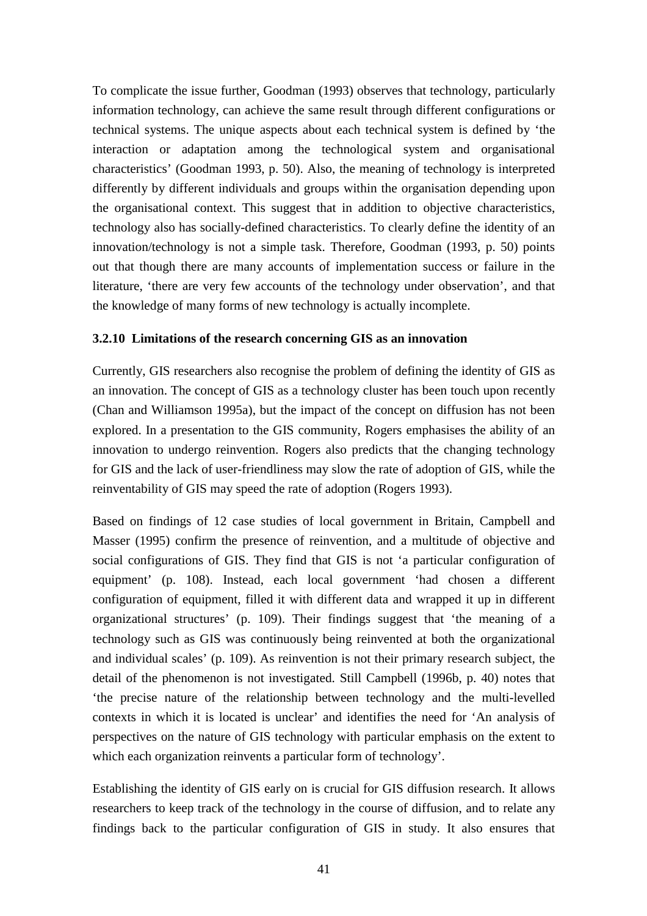To complicate the issue further, Goodman (1993) observes that technology, particularly information technology, can achieve the same result through different configurations or technical systems. The unique aspects about each technical system is defined by 'the interaction or adaptation among the technological system and organisational characteristics' (Goodman 1993, p. 50). Also, the meaning of technology is interpreted differently by different individuals and groups within the organisation depending upon the organisational context. This suggest that in addition to objective characteristics, technology also has socially-defined characteristics. To clearly define the identity of an innovation/technology is not a simple task. Therefore, Goodman (1993, p. 50) points out that though there are many accounts of implementation success or failure in the literature, 'there are very few accounts of the technology under observation', and that the knowledge of many forms of new technology is actually incomplete.

### 3.2.10 Limitations of the research concerning GIS as an innovation

Currently, GIS researchers also recognise the problem of defining the identity of GIS as an innovation. The concept of GIS as a technology cluster has been touch upon recently (Chan and Williamson 1995a), but the impact of the concept on diffusion has not been explored. In a presentation to the GIS community, Rogers emphasises the ability of an innovation to undergo reinvention. Rogers also predicts that the changing technology for GIS and the lack of user-friendliness may slow the rate of adoption of GIS, while the reinventability of GIS may speed the rate of adoption (Rogers 1993).

Based on findings of 12 case studies of local government in Britain, Campbell and Masser (1995) confirm the presence of reinvention, and a multitude of objective and social configurations of GIS. They find that GIS is not 'a particular configuration of equipment' (p. 108). Instead, each local government 'had chosen a different configuration of equipment, filled it with different data and wrapped it up in different organizational structures' (p. 109). Their findings suggest that 'the meaning of a technology such as GIS was continuously being reinvented at both the organizational and individual scales' (p. 109). As reinvention is not their primary research subject, the detail of the phenomenon is not investigated. Still Campbell (1996b, p. 40) notes that 'the precise nature of the relationship between technology and the multi-levelled contexts in which it is located is unclear' and identifies the need for 'An analysis of perspectives on the nature of GIS technology with particular emphasis on the extent to which each organization reinvents a particular form of technology'.

Establishing the identity of GIS early on is crucial for GIS diffusion research. It allows researchers to keep track of the technology in the course of diffusion, and to relate any findings back to the particular configuration of GIS in study. It also ensures that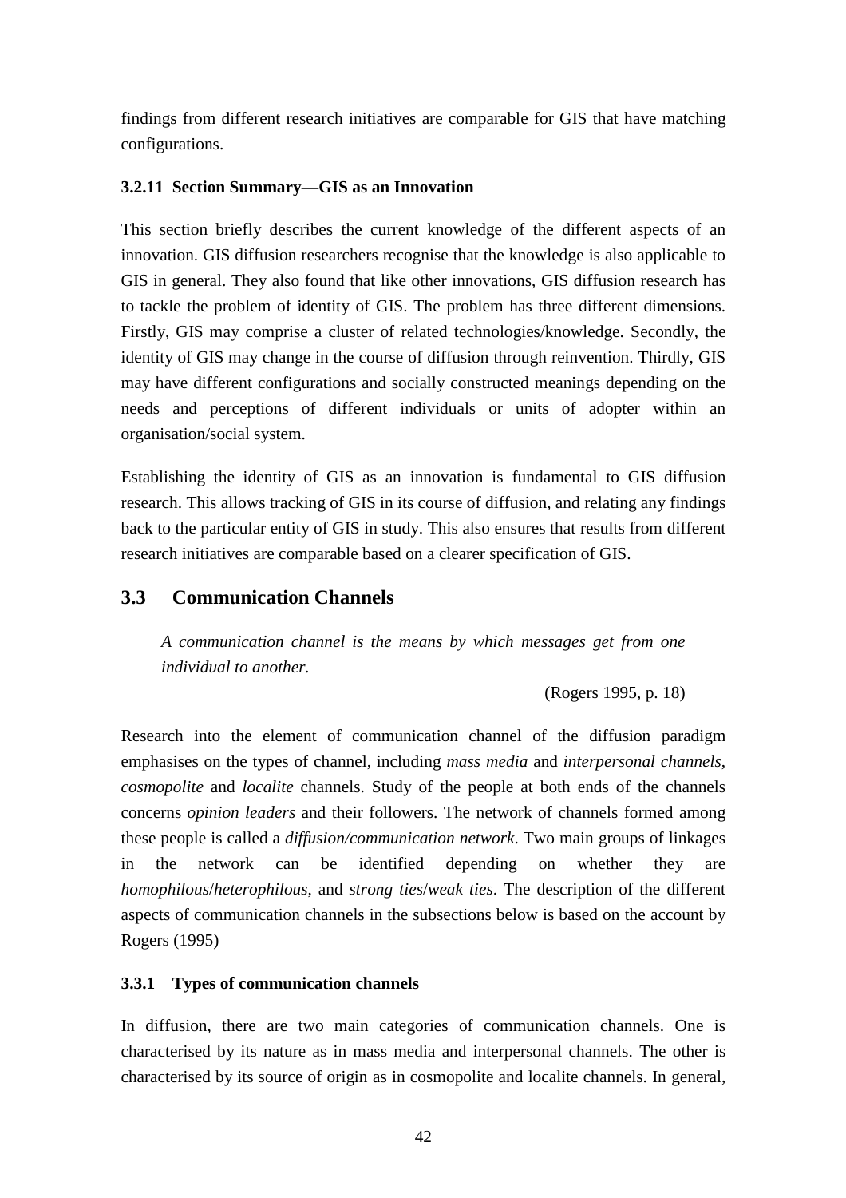findings from different research initiatives are comparable for GIS that have matching configurations.

#### 3.2.11 Section Summary—GIS as an Innovation

This section briefly describes the current knowledge of the different aspects of an innovation. GIS diffusion researchers recognise that the knowledge is also applicable to GIS in general. They also found that like other innovations, GIS diffusion research has to tackle the problem of identity of GIS. The problem has three different dimensions. Firstly, GIS may comprise a cluster of related technologies/knowledge. Secondly, the identity of GIS may change in the course of diffusion through reinvention. Thirdly, GIS may have different configurations and socially constructed meanings depending on the needs and perceptions of different individuals or units of adopter within an organisation/social system.

Establishing the identity of GIS as an innovation is fundamental to GIS diffusion research. This allows tracking of GIS in its course of diffusion, and relating any findings back to the particular entity of GIS in study. This also ensures that results from different research initiatives are comparable based on a clearer specification of GIS.

## 3.3 Communication Channels

> *A communication channel is the means by which messages get from one individual to another.*
>
> (Rogers 1995, p. 18)

Research into the element of communication channel of the diffusion paradigm emphasises on the types of channel, including *mass media* and *interpersonal channels*, *cosmopolite* and *localite* channels. Study of the people at both ends of the channels concerns *opinion leaders* and their followers. The network of channels formed among these people is called a *diffusion/communication network*. Two main groups of linkages in the network can be identified depending on whether they are *homophilous*/*heterophilous*, and *strong ties*/*weak ties*. The description of the different aspects of communication channels in the subsections below is based on the account by Rogers (1995)

### 3.3.1 Types of communication channels

In diffusion, there are two main categories of communication channels. One is characterised by its nature as in mass media and interpersonal channels. The other is characterised by its source of origin as in cosmopolite and localite channels. In general,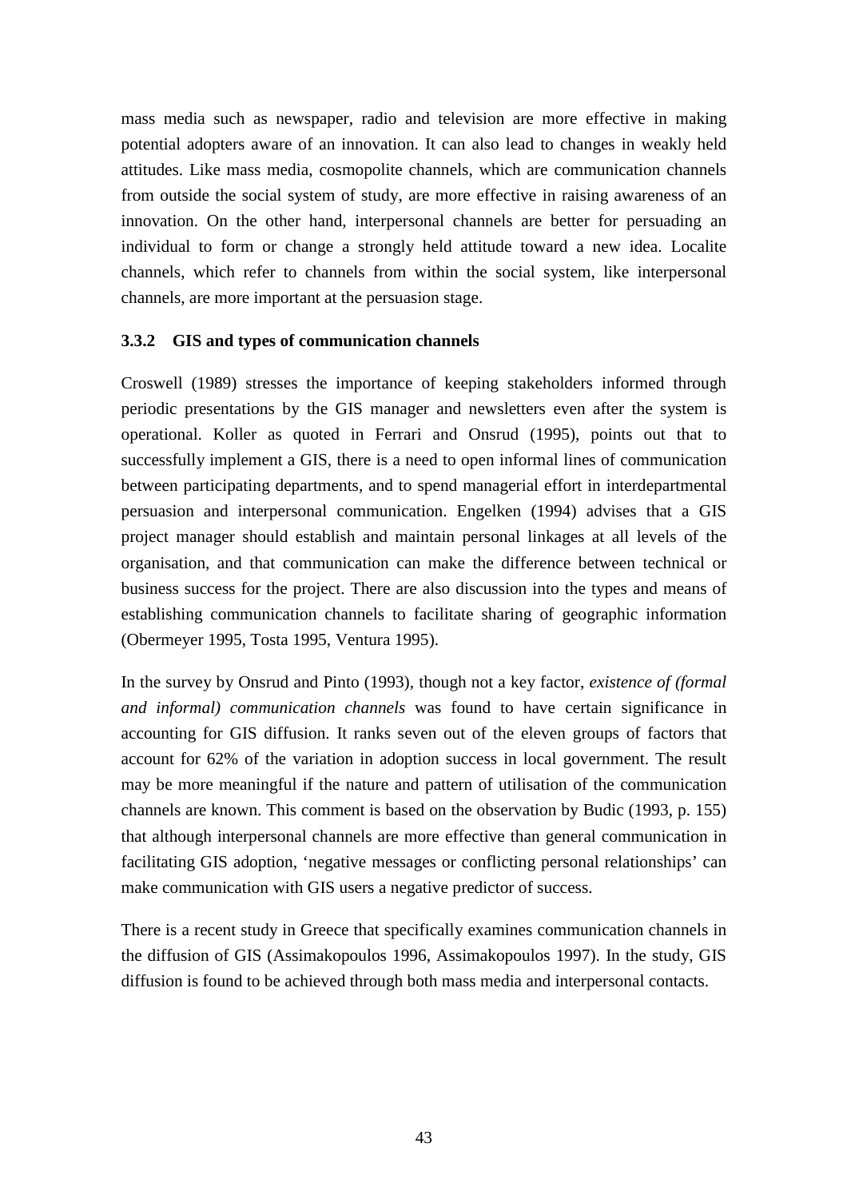mass media such as newspaper, radio and television are more effective in making potential adopters aware of an innovation. It can also lead to changes in weakly held attitudes. Like mass media, cosmopolite channels, which are communication channels from outside the social system of study, are more effective in raising awareness of an innovation. On the other hand, interpersonal channels are better for persuading an individual to form or change a strongly held attitude toward a new idea. Localite channels, which refer to channels from within the social system, like interpersonal channels, are more important at the persuasion stage.

### 3.3.2 GIS and types of communication channels

Croswell (1989) stresses the importance of keeping stakeholders informed through periodic presentations by the GIS manager and newsletters even after the system is operational. Koller as quoted in Ferrari and Onsrud (1995), points out that to successfully implement a GIS, there is a need to open informal lines of communication between participating departments, and to spend managerial effort in interdepartmental persuasion and interpersonal communication. Engelken (1994) advises that a GIS project manager should establish and maintain personal linkages at all levels of the organisation, and that communication can make the difference between technical or business success for the project. There are also discussion into the types and means of establishing communication channels to facilitate sharing of geographic information (Obermeyer 1995, Tosta 1995, Ventura 1995).

In the survey by Onsrud and Pinto (1993), though not a key factor, *existence of (formal and informal) communication channels* was found to have certain significance in accounting for GIS diffusion. It ranks seven out of the eleven groups of factors that account for 62% of the variation in adoption success in local government. The result may be more meaningful if the nature and pattern of utilisation of the communication channels are known. This comment is based on the observation by Budic (1993, p. 155) that although interpersonal channels are more effective than general communication in facilitating GIS adoption, 'negative messages or conflicting personal relationships' can make communication with GIS users a negative predictor of success.

There is a recent study in Greece that specifically examines communication channels in the diffusion of GIS (Assimakopoulos 1996, Assimakopoulos 1997). In the study, GIS diffusion is found to be achieved through both mass media and interpersonal contacts.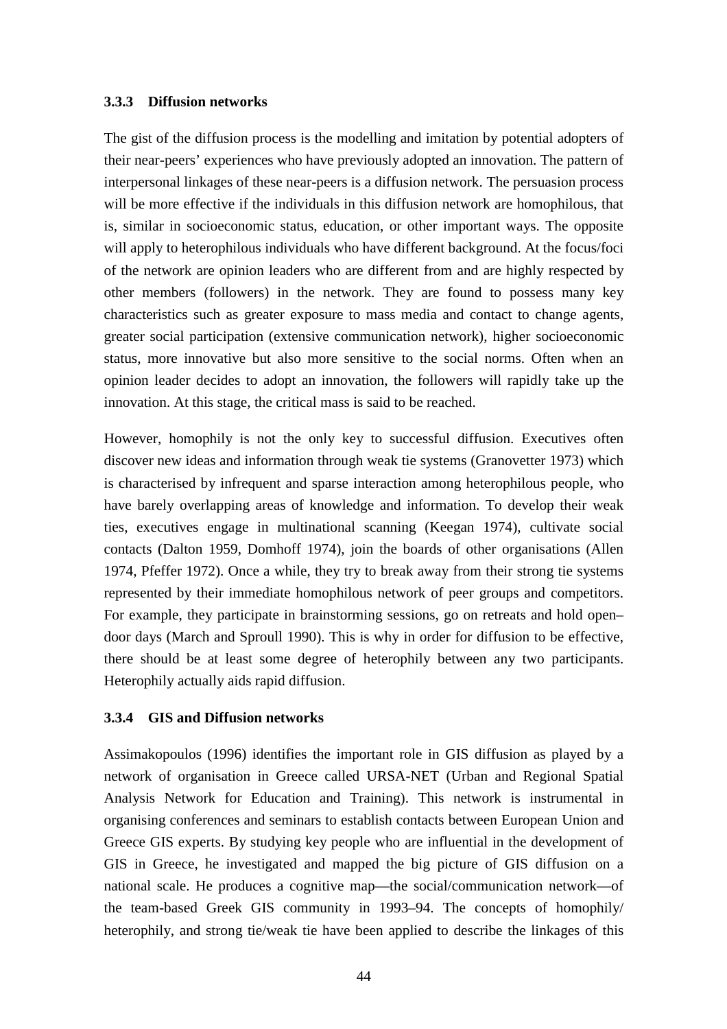### 3.3.3 Diffusion networks

The gist of the diffusion process is the modelling and imitation by potential adopters of their near-peers' experiences who have previously adopted an innovation. The pattern of interpersonal linkages of these near-peers is a diffusion network. The persuasion process will be more effective if the individuals in this diffusion network are homophilous, that is, similar in socioeconomic status, education, or other important ways. The opposite will apply to heterophilous individuals who have different background. At the focus/foci of the network are opinion leaders who are different from and are highly respected by other members (followers) in the network. They are found to possess many key characteristics such as greater exposure to mass media and contact to change agents, greater social participation (extensive communication network), higher socioeconomic status, more innovative but also more sensitive to the social norms. Often when an opinion leader decides to adopt an innovation, the followers will rapidly take up the innovation. At this stage, the critical mass is said to be reached.

However, homophily is not the only key to successful diffusion. Executives often discover new ideas and information through weak tie systems (Granovetter 1973) which is characterised by infrequent and sparse interaction among heterophilous people, who have barely overlapping areas of knowledge and information. To develop their weak ties, executives engage in multinational scanning (Keegan 1974), cultivate social contacts (Dalton 1959, Domhoff 1974), join the boards of other organisations (Allen 1974, Pfeffer 1972). Once a while, they try to break away from their strong tie systems represented by their immediate homophilous network of peer groups and competitors. For example, they participate in brainstorming sessions, go on retreats and hold open–door days (March and Sproull 1990). This is why in order for diffusion to be effective, there should be at least some degree of heterophily between any two participants. Heterophily actually aids rapid diffusion.

### 3.3.4 GIS and Diffusion networks

Assimakopoulos (1996) identifies the important role in GIS diffusion as played by a network of organisation in Greece called URSA-NET (Urban and Regional Spatial Analysis Network for Education and Training). This network is instrumental in organising conferences and seminars to establish contacts between European Union and Greece GIS experts. By studying key people who are influential in the development of GIS in Greece, he investigated and mapped the big picture of GIS diffusion on a national scale. He produces a cognitive map—the social/communication network—of the team-based Greek GIS community in 1993–94. The concepts of homophily/ heterophily, and strong tie/weak tie have been applied to describe the linkages of this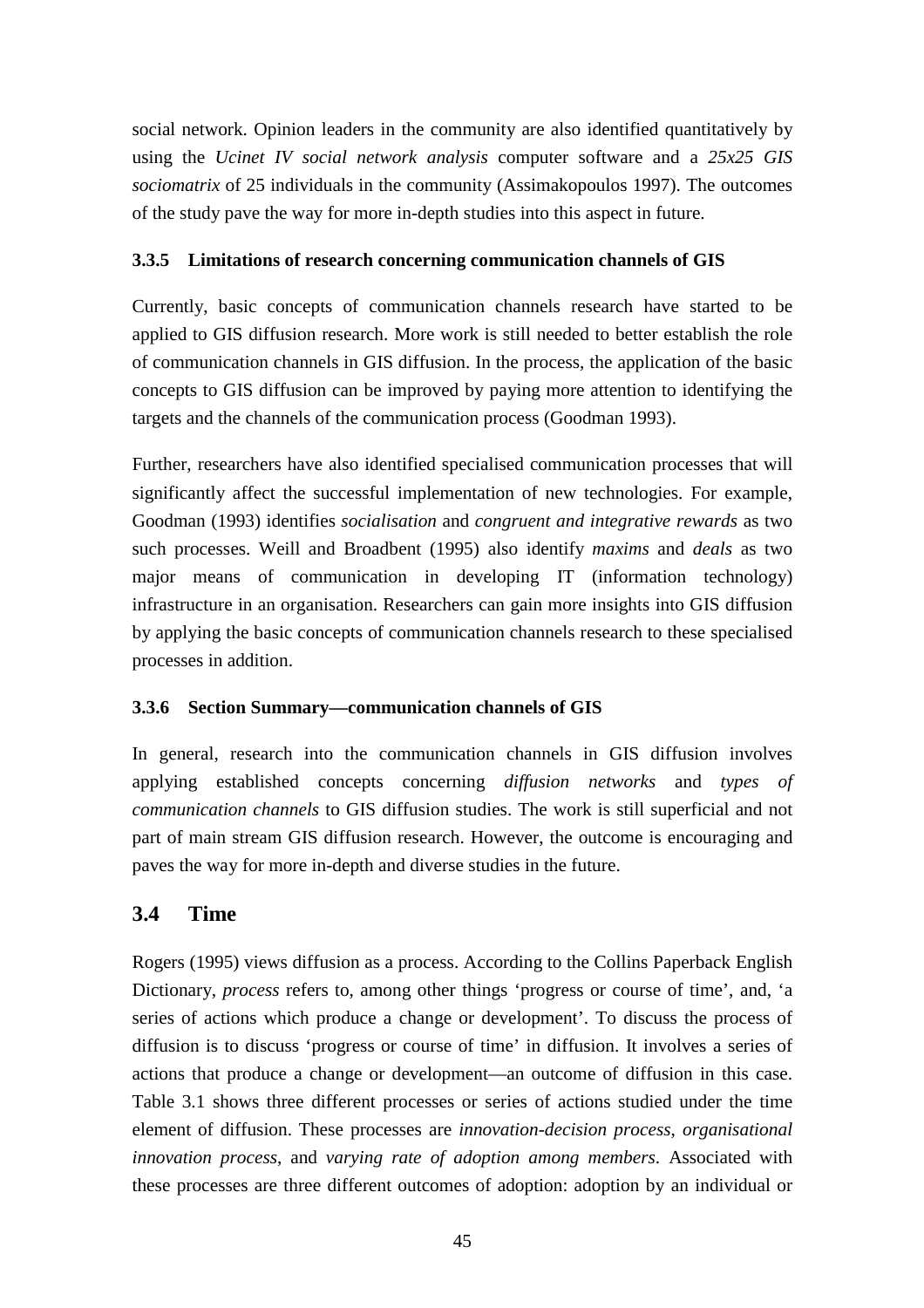social network. Opinion leaders in the community are also identified quantitatively by using the *Ucinet IV social network analysis* computer software and a *25x25 GIS sociomatrix* of 25 individuals in the community (Assimakopoulos 1997). The outcomes of the study pave the way for more in-depth studies into this aspect in future.

### 3.3.5 Limitations of research concerning communication channels of GIS

Currently, basic concepts of communication channels research have started to be applied to GIS diffusion research. More work is still needed to better establish the role of communication channels in GIS diffusion. In the process, the application of the basic concepts to GIS diffusion can be improved by paying more attention to identifying the targets and the channels of the communication process (Goodman 1993).

Further, researchers have also identified specialised communication processes that will significantly affect the successful implementation of new technologies. For example, Goodman (1993) identifies *socialisation* and *congruent and integrative rewards* as two such processes. Weill and Broadbent (1995) also identify *maxims* and *deals* as two major means of communication in developing IT (information technology) infrastructure in an organisation. Researchers can gain more insights into GIS diffusion by applying the basic concepts of communication channels research to these specialised processes in addition.

### 3.3.6 Section Summary—communication channels of GIS

In general, research into the communication channels in GIS diffusion involves applying established concepts concerning *diffusion networks* and *types of communication channels* to GIS diffusion studies. The work is still superficial and not part of main stream GIS diffusion research. However, the outcome is encouraging and paves the way for more in-depth and diverse studies in the future.

## 3.4 Time

Rogers (1995) views diffusion as a process. According to the Collins Paperback English Dictionary, *process* refers to, among other things 'progress or course of time', and, 'a series of actions which produce a change or development'. To discuss the process of diffusion is to discuss 'progress or course of time' in diffusion. It involves a series of actions that produce a change or development—an outcome of diffusion in this case. Table 3.1 shows three different processes or series of actions studied under the time element of diffusion. These processes are *innovation-decision process*, *organisational innovation process*, and *varying rate of adoption among members*. Associated with these processes are three different outcomes of adoption: adoption by an individual or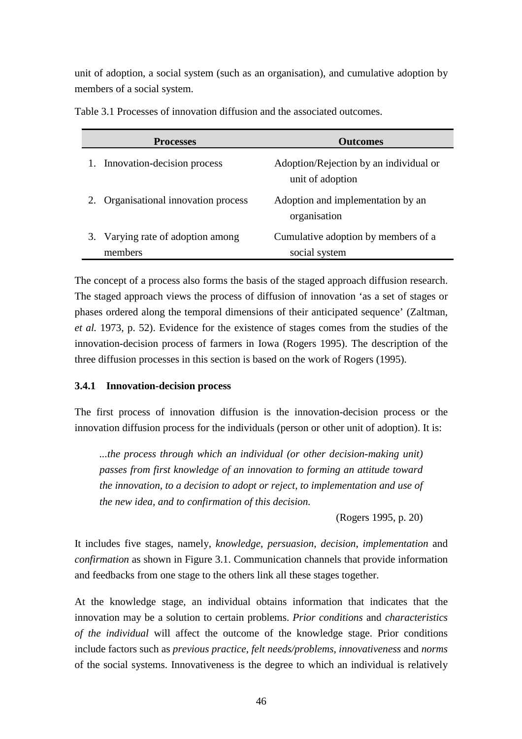unit of adoption, a social system (such as an organisation), and cumulative adoption by members of a social system.

Table 3.1 Processes of innovation diffusion and the associated outcomes.

| Processes | Outcomes |
|---|---|
| 1. Innovation-decision process | Adoption/Rejection by an individual or unit of adoption |
| 2. Organisational innovation process | Adoption and implementation by an organisation |
| 3. Varying rate of adoption among members | Cumulative adoption by members of a social system |

The concept of a process also forms the basis of the staged approach diffusion research. The staged approach views the process of diffusion of innovation 'as a set of stages or phases ordered along the temporal dimensions of their anticipated sequence' (Zaltman, *et al.* 1973, p. 52). Evidence for the existence of stages comes from the studies of the innovation-decision process of farmers in Iowa (Rogers 1995). The description of the three diffusion processes in this section is based on the work of Rogers (1995).

### 3.4.1 Innovation-decision process

The first process of innovation diffusion is the innovation-decision process or the innovation diffusion process for the individuals (person or other unit of adoption). It is:

> *...the process through which an individual (or other decision-making unit) passes from first knowledge of an innovation to forming an attitude toward the innovation, to a decision to adopt or reject, to implementation and use of the new idea, and to confirmation of this decision.*
>
> (Rogers 1995, p. 20)

It includes five stages, namely, *knowledge*, *persuasion*, *decision*, *implementation* and *confirmation* as shown in Figure 3.1. Communication channels that provide information and feedbacks from one stage to the others link all these stages together.

At the knowledge stage, an individual obtains information that indicates that the innovation may be a solution to certain problems. *Prior conditions* and *characteristics of the individual* will affect the outcome of the knowledge stage. Prior conditions include factors such as *previous practice*, *felt needs/problems*, *innovativeness* and *norms* of the social systems. Innovativeness is the degree to which an individual is relatively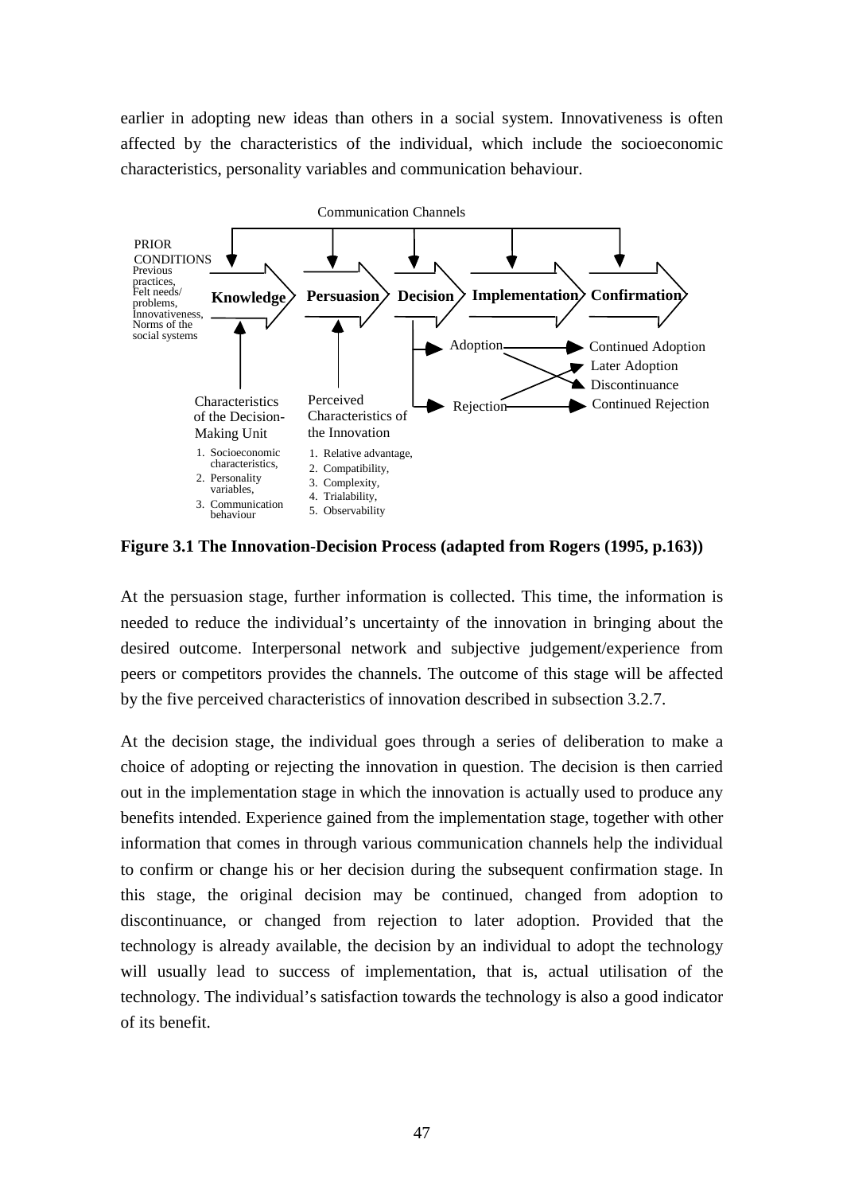earlier in adopting new ideas than others in a social system. Innovativeness is often affected by the characteristics of the individual, which include the socioeconomic characteristics, personality variables and communication behaviour.

Communication Channels

PRIOR CONDITIONS
Previous practices,
Felt needs/ problems,
Innovativeness,
Norms of the social systems

**Knowledge** → **Persuasion** → **Decision** → **Implementation** → **Confirmation**

Adoption → Continued Adoption
Adoption → Discontinuance
Rejection → Later Adoption
Rejection → Continued Rejection

Characteristics of the Decision-Making Unit
1. Socioeconomic characteristics,
2. Personality variables,
3. Communication behaviour

Perceived Characteristics of the Innovation
1. Relative advantage,
2. Compatibility,
3. Complexity,
4. Trialability,
5. Observability

**Figure 3.1 The Innovation-Decision Process (adapted from Rogers (1995, p.163))**

At the persuasion stage, further information is collected. This time, the information is needed to reduce the individual's uncertainty of the innovation in bringing about the desired outcome. Interpersonal network and subjective judgement/experience from peers or competitors provides the channels. The outcome of this stage will be affected by the five perceived characteristics of innovation described in subsection 3.2.7.

At the decision stage, the individual goes through a series of deliberation to make a choice of adopting or rejecting the innovation in question. The decision is then carried out in the implementation stage in which the innovation is actually used to produce any benefits intended. Experience gained from the implementation stage, together with other information that comes in through various communication channels help the individual to confirm or change his or her decision during the subsequent confirmation stage. In this stage, the original decision may be continued, changed from adoption to discontinuance, or changed from rejection to later adoption. Provided that the technology is already available, the decision by an individual to adopt the technology will usually lead to success of implementation, that is, actual utilisation of the technology. The individual's satisfaction towards the technology is also a good indicator of its benefit.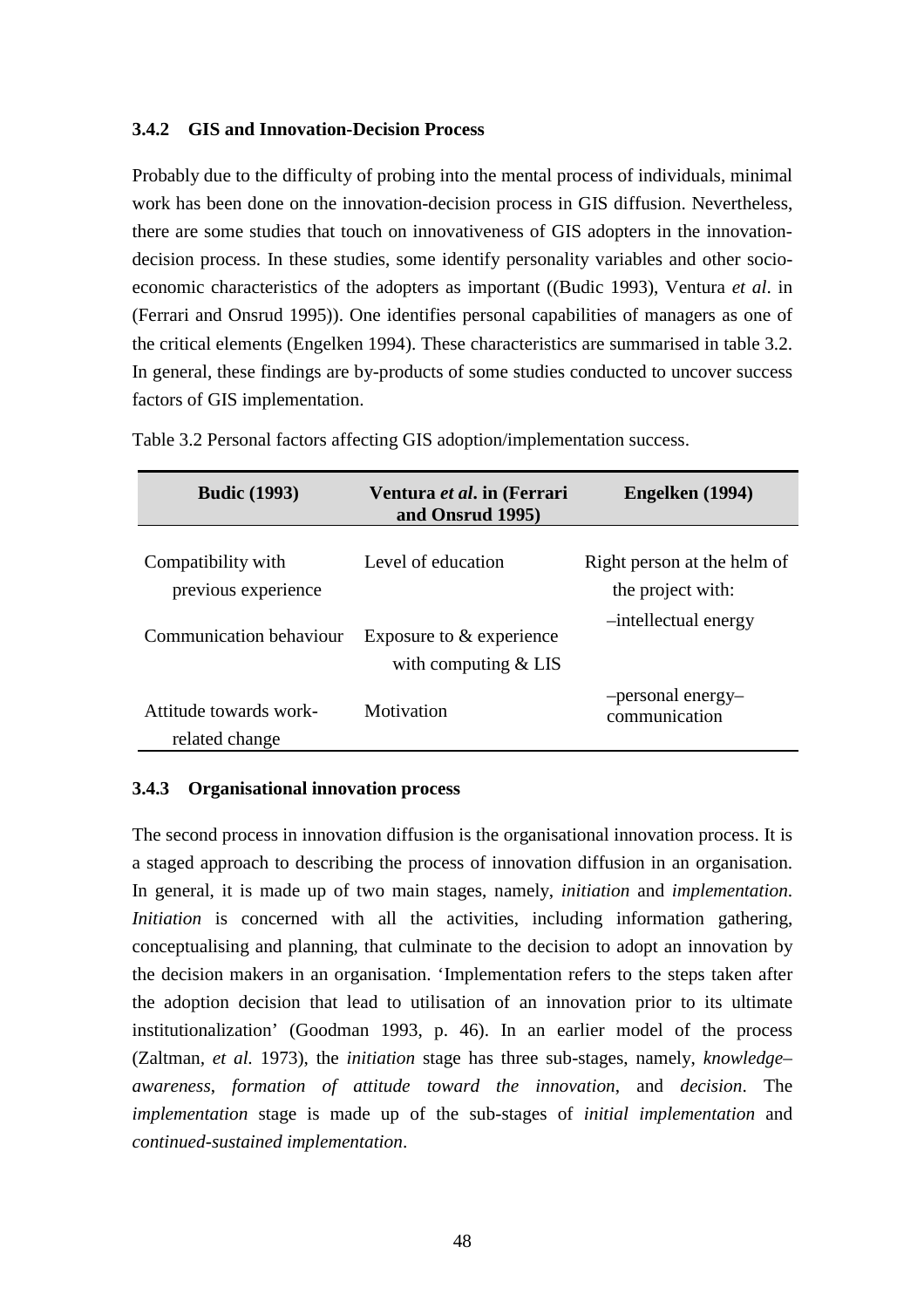### 3.4.2 GIS and Innovation-Decision Process

Probably due to the difficulty of probing into the mental process of individuals, minimal work has been done on the innovation-decision process in GIS diffusion. Nevertheless, there are some studies that touch on innovativeness of GIS adopters in the innovation-decision process. In these studies, some identify personality variables and other socio-economic characteristics of the adopters as important ((Budic 1993), Ventura *et al*. in (Ferrari and Onsrud 1995)). One identifies personal capabilities of managers as one of the critical elements (Engelken 1994). These characteristics are summarised in table 3.2. In general, these findings are by-products of some studies conducted to uncover success factors of GIS implementation.

Table 3.2 Personal factors affecting GIS adoption/implementation success.

| **Budic (1993)** | **Ventura *et al*. in (Ferrari and Onsrud 1995)** | **Engelken (1994)** |
|---|---|---|
| Compatibility with previous experience | Level of education | Right person at the helm of the project with: |
| Communication behaviour | Exposure to & experience with computing & LIS | –intellectual energy |
| Attitude towards work-related change | Motivation | –personal energy– communication |

### 3.4.3 Organisational innovation process

The second process in innovation diffusion is the organisational innovation process. It is a staged approach to describing the process of innovation diffusion in an organisation. In general, it is made up of two main stages, namely, *initiation* and *implementation*. *Initiation* is concerned with all the activities, including information gathering, conceptualising and planning, that culminate to the decision to adopt an innovation by the decision makers in an organisation. 'Implementation refers to the steps taken after the adoption decision that lead to utilisation of an innovation prior to its ultimate institutionalization' (Goodman 1993, p. 46). In an earlier model of the process (Zaltman, *et al.* 1973), the *initiation* stage has three sub-stages, namely, *knowledge–awareness*, *formation of attitude toward the innovation*, and *decision*. The *implementation* stage is made up of the sub-stages of *initial implementation* and *continued-sustained implementation*.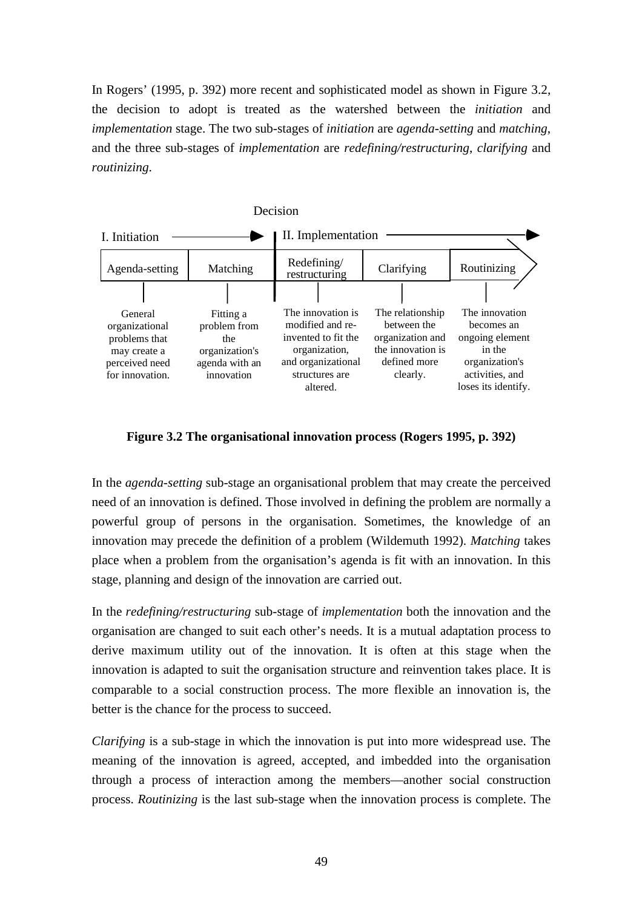In Rogers' (1995, p. 392) more recent and sophisticated model as shown in Figure 3.2, the decision to adopt is treated as the watershed between the *initiation* and *implementation* stage. The two sub-stages of *initiation* are *agenda-setting* and *matching*, and the three sub-stages of *implementation* are *redefining/restructuring*, *clarifying* and *routinizing*.

| I. Initiation | | Decision — II. Implementation | | |
|---|---|---|---|---|
| Agenda-setting | Matching | Redefining/ restructuring | Clarifying | Routinizing |
| General organizational problems that may create a perceived need for innovation. | Fitting a problem from the organization's agenda with an innovation | The innovation is modified and re-invented to fit the organization, and organizational structures are altered. | The relationship between the organization and the innovation is defined more clearly. | The innovation becomes an ongoing element in the organization's activities, and loses its identify. |

**Figure 3.2 The organisational innovation process (Rogers 1995, p. 392)**

In the *agenda-setting* sub-stage an organisational problem that may create the perceived need of an innovation is defined. Those involved in defining the problem are normally a powerful group of persons in the organisation. Sometimes, the knowledge of an innovation may precede the definition of a problem (Wildemuth 1992). *Matching* takes place when a problem from the organisation's agenda is fit with an innovation. In this stage, planning and design of the innovation are carried out.

In the *redefining/restructuring* sub-stage of *implementation* both the innovation and the organisation are changed to suit each other's needs. It is a mutual adaptation process to derive maximum utility out of the innovation. It is often at this stage when the innovation is adapted to suit the organisation structure and reinvention takes place. It is comparable to a social construction process. The more flexible an innovation is, the better is the chance for the process to succeed.

*Clarifying* is a sub-stage in which the innovation is put into more widespread use. The meaning of the innovation is agreed, accepted, and imbedded into the organisation through a process of interaction among the members—another social construction process. *Routinizing* is the last sub-stage when the innovation process is complete. The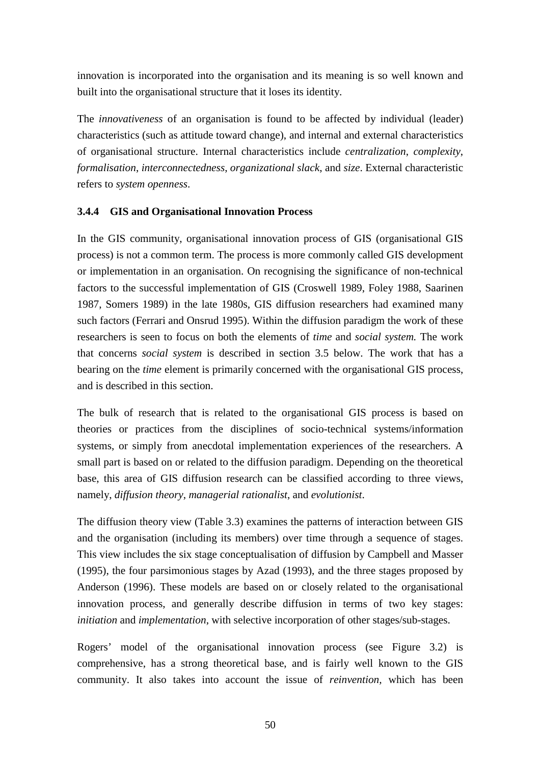innovation is incorporated into the organisation and its meaning is so well known and built into the organisational structure that it loses its identity.

The *innovativeness* of an organisation is found to be affected by individual (leader) characteristics (such as attitude toward change), and internal and external characteristics of organisational structure. Internal characteristics include *centralization*, *complexity*, *formalisation*, *interconnectedness*, *organizational slack*, and *size*. External characteristic refers to *system openness*.

### 3.4.4 GIS and Organisational Innovation Process

In the GIS community, organisational innovation process of GIS (organisational GIS process) is not a common term. The process is more commonly called GIS development or implementation in an organisation. On recognising the significance of non-technical factors to the successful implementation of GIS (Croswell 1989, Foley 1988, Saarinen 1987, Somers 1989) in the late 1980s, GIS diffusion researchers had examined many such factors (Ferrari and Onsrud 1995). Within the diffusion paradigm the work of these researchers is seen to focus on both the elements of *time* and *social system.* The work that concerns *social system* is described in section 3.5 below. The work that has a bearing on the *time* element is primarily concerned with the organisational GIS process, and is described in this section.

The bulk of research that is related to the organisational GIS process is based on theories or practices from the disciplines of socio-technical systems/information systems, or simply from anecdotal implementation experiences of the researchers. A small part is based on or related to the diffusion paradigm. Depending on the theoretical base, this area of GIS diffusion research can be classified according to three views, namely, *diffusion theory*, *managerial rationalist*, and *evolutionist*.

The diffusion theory view (Table 3.3) examines the patterns of interaction between GIS and the organisation (including its members) over time through a sequence of stages. This view includes the six stage conceptualisation of diffusion by Campbell and Masser (1995), the four parsimonious stages by Azad (1993), and the three stages proposed by Anderson (1996). These models are based on or closely related to the organisational innovation process, and generally describe diffusion in terms of two key stages: *initiation* and *implementation*, with selective incorporation of other stages/sub-stages.

Rogers' model of the organisational innovation process (see Figure 3.2) is comprehensive, has a strong theoretical base, and is fairly well known to the GIS community. It also takes into account the issue of *reinvention,* which has been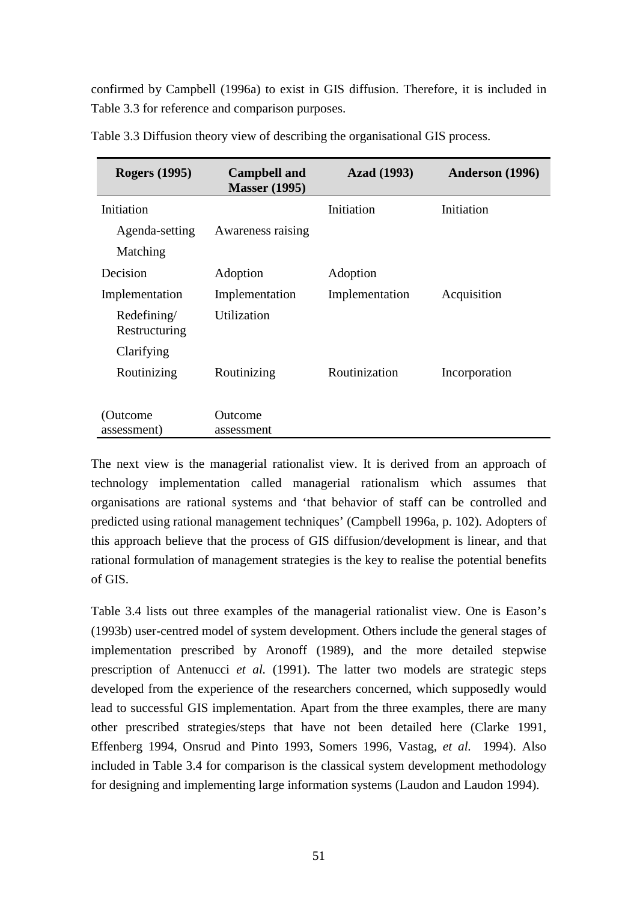confirmed by Campbell (1996a) to exist in GIS diffusion. Therefore, it is included in Table 3.3 for reference and comparison purposes.

Table 3.3 Diffusion theory view of describing the organisational GIS process.

| Rogers (1995) | Campbell and Masser (1995) | Azad (1993) | Anderson (1996) |
|---|---|---|---|
| Initiation | | Initiation | Initiation |
| Agenda-setting | Awareness raising | | |
| Matching | | | |
| Decision | Adoption | Adoption | |
| Implementation | Implementation | Implementation | Acquisition |
| Redefining/ Restructuring | Utilization | | |
| Clarifying | | | |
| Routinizing | Routinizing | Routinization | Incorporation |
| (Outcome assessment) | Outcome assessment | | |

The next view is the managerial rationalist view. It is derived from an approach of technology implementation called managerial rationalism which assumes that organisations are rational systems and 'that behavior of staff can be controlled and predicted using rational management techniques' (Campbell 1996a, p. 102). Adopters of this approach believe that the process of GIS diffusion/development is linear, and that rational formulation of management strategies is the key to realise the potential benefits of GIS.

Table 3.4 lists out three examples of the managerial rationalist view. One is Eason's (1993b) user-centred model of system development. Others include the general stages of implementation prescribed by Aronoff (1989), and the more detailed stepwise prescription of Antenucci *et al.* (1991). The latter two models are strategic steps developed from the experience of the researchers concerned, which supposedly would lead to successful GIS implementation. Apart from the three examples, there are many other prescribed strategies/steps that have not been detailed here (Clarke 1991, Effenberg 1994, Onsrud and Pinto 1993, Somers 1996, Vastag, *et al.* 1994). Also included in Table 3.4 for comparison is the classical system development methodology for designing and implementing large information systems (Laudon and Laudon 1994).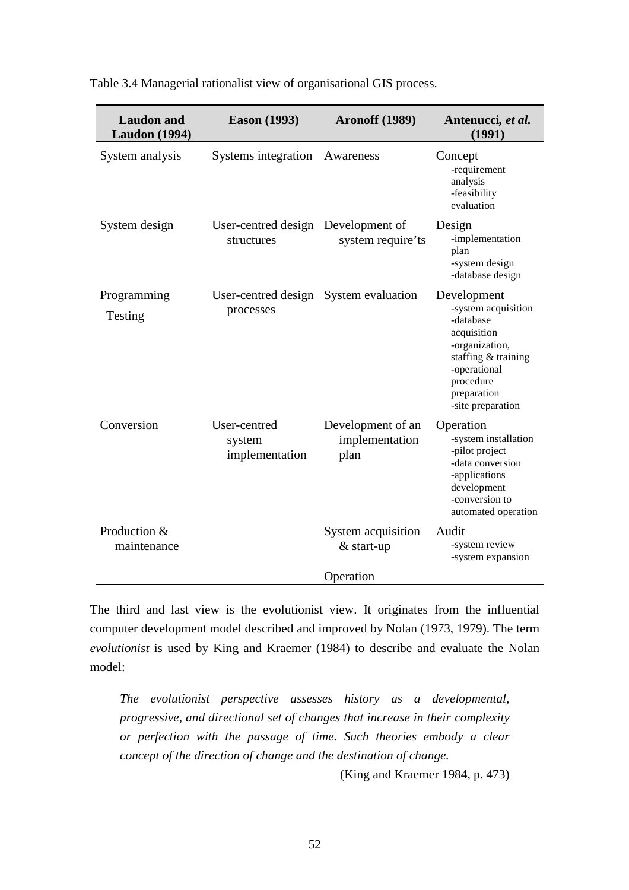Table 3.4 Managerial rationalist view of organisational GIS process.

| **Laudon and Laudon (1994)** | **Eason (1993)** | **Aronoff (1989)** | **Antenucci, *et al.* (1991)** |
|---|---|---|---|
| System analysis | Systems integration | Awareness | Concept<br>-requirement analysis<br>-feasibility evaluation |
| System design | User-centred design structures | Development of system require'ts | Design<br>-implementation plan<br>-system design<br>-database design |
| Programming<br>Testing | User-centred design processes | System evaluation | Development<br>-system acquisition<br>-database acquisition<br>-organization, staffing & training<br>-operational procedure preparation<br>-site preparation |
| Conversion | User-centred system implementation | Development of an implementation plan | Operation<br>-system installation<br>-pilot project<br>-data conversion<br>-applications development<br>-conversion to automated operation |
| Production & maintenance | | System acquisition & start-up | Audit<br>-system review<br>-system expansion |
| | | Operation | |

The third and last view is the evolutionist view. It originates from the influential computer development model described and improved by Nolan (1973, 1979). The term *evolutionist* is used by King and Kraemer (1984) to describe and evaluate the Nolan model:

> *The evolutionist perspective assesses history as a developmental, progressive, and directional set of changes that increase in their complexity or perfection with the passage of time. Such theories embody a clear concept of the direction of change and the destination of change.*
>
> (King and Kraemer 1984, p. 473)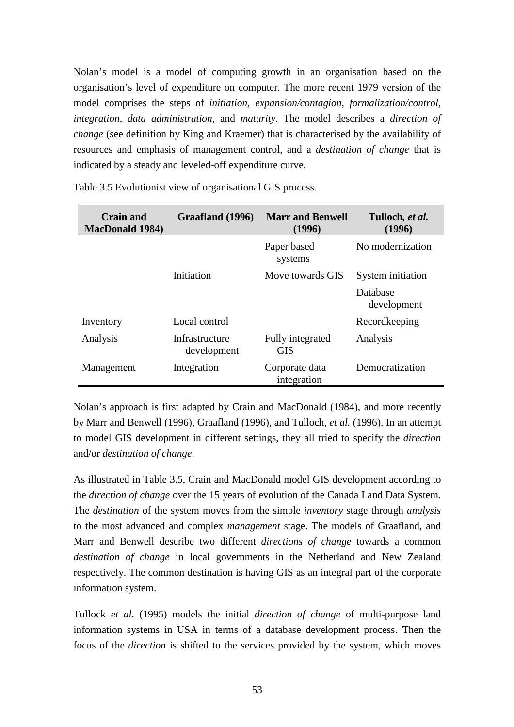Nolan's model is a model of computing growth in an organisation based on the organisation's level of expenditure on computer. The more recent 1979 version of the model comprises the steps of *initiation*, *expansion/contagion*, *formalization/control*, *integration*, *data administration*, and *maturity*. The model describes a *direction of change* (see definition by King and Kraemer) that is characterised by the availability of resources and emphasis of management control, and a *destination of change* that is indicated by a steady and leveled-off expenditure curve.

Table 3.5 Evolutionist view of organisational GIS process.

| **Crain and MacDonald 1984)** | **Graafland (1996)** | **Marr and Benwell (1996)** | **Tulloch, *et al.* (1996)** |
|---|---|---|---|
| | | Paper based systems | No modernization |
| | Initiation | Move towards GIS | System initiation |
| | | | Database development |
| Inventory | Local control | | Recordkeeping |
| Analysis | Infrastructure development | Fully integrated GIS | Analysis |
| Management | Integration | Corporate data integration | Democratization |

Nolan's approach is first adapted by Crain and MacDonald (1984), and more recently by Marr and Benwell (1996), Graafland (1996), and Tulloch, *et al.* (1996). In an attempt to model GIS development in different settings, they all tried to specify the *direction* and/or *destination of change*.

As illustrated in Table 3.5, Crain and MacDonald model GIS development according to the *direction of change* over the 15 years of evolution of the Canada Land Data System. The *destination* of the system moves from the simple *inventory* stage through *analysis* to the most advanced and complex *management* stage. The models of Graafland, and Marr and Benwell describe two different *directions of change* towards a common *destination of change* in local governments in the Netherland and New Zealand respectively. The common destination is having GIS as an integral part of the corporate information system.

Tullock *et al*. (1995) models the initial *direction of change* of multi-purpose land information systems in USA in terms of a database development process. Then the focus of the *direction* is shifted to the services provided by the system, which moves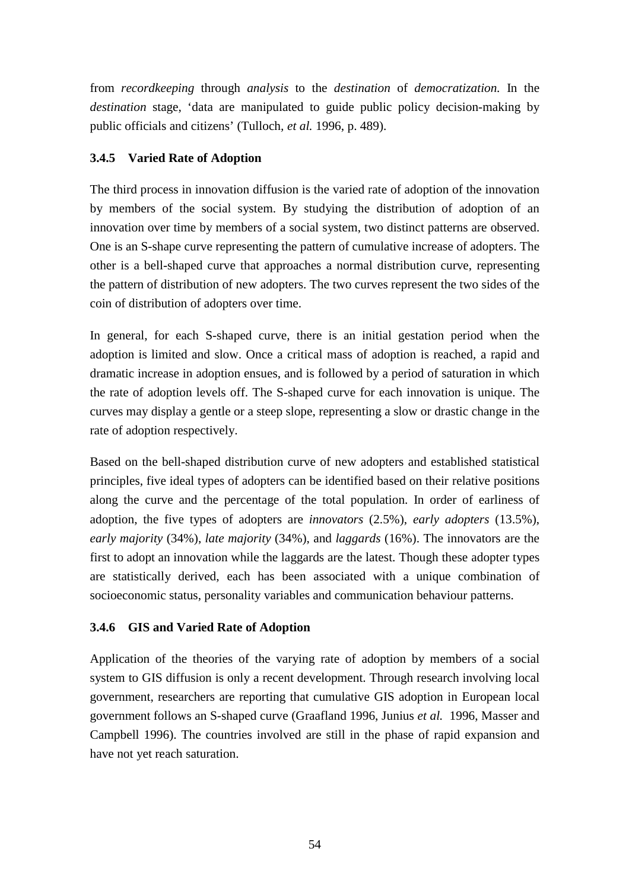from *recordkeeping* through *analysis* to the *destination* of *democratization.* In the *destination* stage, 'data are manipulated to guide public policy decision-making by public officials and citizens' (Tulloch, *et al.* 1996, p. 489).

### 3.4.5 Varied Rate of Adoption

The third process in innovation diffusion is the varied rate of adoption of the innovation by members of the social system. By studying the distribution of adoption of an innovation over time by members of a social system, two distinct patterns are observed. One is an S-shape curve representing the pattern of cumulative increase of adopters. The other is a bell-shaped curve that approaches a normal distribution curve, representing the pattern of distribution of new adopters. The two curves represent the two sides of the coin of distribution of adopters over time.

In general, for each S-shaped curve, there is an initial gestation period when the adoption is limited and slow. Once a critical mass of adoption is reached, a rapid and dramatic increase in adoption ensues, and is followed by a period of saturation in which the rate of adoption levels off. The S-shaped curve for each innovation is unique. The curves may display a gentle or a steep slope, representing a slow or drastic change in the rate of adoption respectively.

Based on the bell-shaped distribution curve of new adopters and established statistical principles, five ideal types of adopters can be identified based on their relative positions along the curve and the percentage of the total population. In order of earliness of adoption, the five types of adopters are *innovators* (2.5%), *early adopters* (13.5%), *early majority* (34%), *late majority* (34%), and *laggards* (16%). The innovators are the first to adopt an innovation while the laggards are the latest. Though these adopter types are statistically derived, each has been associated with a unique combination of socioeconomic status, personality variables and communication behaviour patterns.

### 3.4.6 GIS and Varied Rate of Adoption

Application of the theories of the varying rate of adoption by members of a social system to GIS diffusion is only a recent development. Through research involving local government, researchers are reporting that cumulative GIS adoption in European local government follows an S-shaped curve (Graafland 1996, Junius *et al.* 1996, Masser and Campbell 1996). The countries involved are still in the phase of rapid expansion and have not yet reach saturation.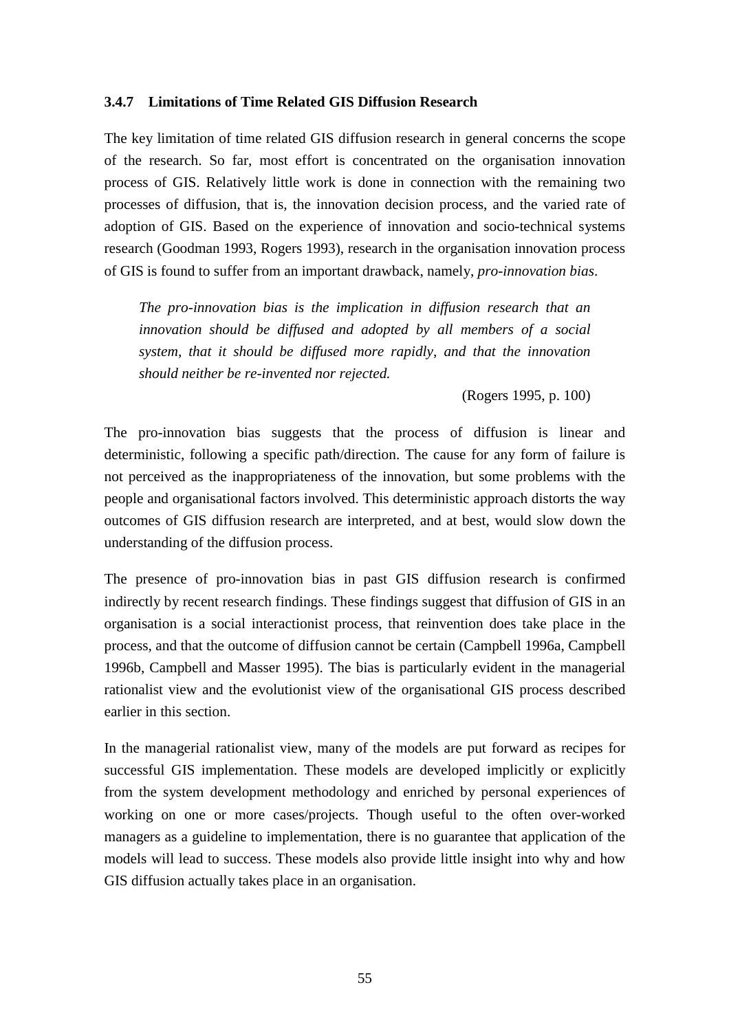### 3.4.7 Limitations of Time Related GIS Diffusion Research

The key limitation of time related GIS diffusion research in general concerns the scope of the research. So far, most effort is concentrated on the organisation innovation process of GIS. Relatively little work is done in connection with the remaining two processes of diffusion, that is, the innovation decision process, and the varied rate of adoption of GIS. Based on the experience of innovation and socio-technical systems research (Goodman 1993, Rogers 1993), research in the organisation innovation process of GIS is found to suffer from an important drawback, namely, *pro-innovation bias*.

> *The pro-innovation bias is the implication in diffusion research that an innovation should be diffused and adopted by all members of a social system, that it should be diffused more rapidly, and that the innovation should neither be re-invented nor rejected.*
>
> (Rogers 1995, p. 100)

The pro-innovation bias suggests that the process of diffusion is linear and deterministic, following a specific path/direction. The cause for any form of failure is not perceived as the inappropriateness of the innovation, but some problems with the people and organisational factors involved. This deterministic approach distorts the way outcomes of GIS diffusion research are interpreted, and at best, would slow down the understanding of the diffusion process.

The presence of pro-innovation bias in past GIS diffusion research is confirmed indirectly by recent research findings. These findings suggest that diffusion of GIS in an organisation is a social interactionist process, that reinvention does take place in the process, and that the outcome of diffusion cannot be certain (Campbell 1996a, Campbell 1996b, Campbell and Masser 1995). The bias is particularly evident in the managerial rationalist view and the evolutionist view of the organisational GIS process described earlier in this section.

In the managerial rationalist view, many of the models are put forward as recipes for successful GIS implementation. These models are developed implicitly or explicitly from the system development methodology and enriched by personal experiences of working on one or more cases/projects. Though useful to the often over-worked managers as a guideline to implementation, there is no guarantee that application of the models will lead to success. These models also provide little insight into why and how GIS diffusion actually takes place in an organisation.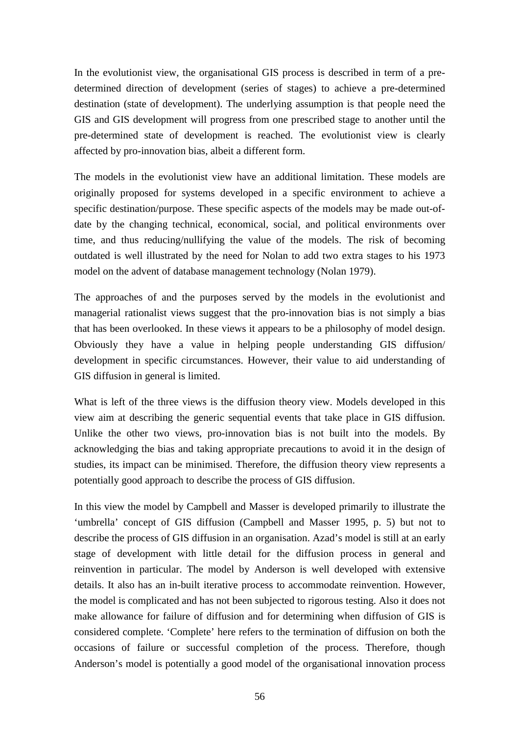In the evolutionist view, the organisational GIS process is described in term of a pre-determined direction of development (series of stages) to achieve a pre-determined destination (state of development). The underlying assumption is that people need the GIS and GIS development will progress from one prescribed stage to another until the pre-determined state of development is reached. The evolutionist view is clearly affected by pro-innovation bias, albeit a different form.

The models in the evolutionist view have an additional limitation. These models are originally proposed for systems developed in a specific environment to achieve a specific destination/purpose. These specific aspects of the models may be made out-of-date by the changing technical, economical, social, and political environments over time, and thus reducing/nullifying the value of the models. The risk of becoming outdated is well illustrated by the need for Nolan to add two extra stages to his 1973 model on the advent of database management technology (Nolan 1979).

The approaches of and the purposes served by the models in the evolutionist and managerial rationalist views suggest that the pro-innovation bias is not simply a bias that has been overlooked. In these views it appears to be a philosophy of model design. Obviously they have a value in helping people understanding GIS diffusion/ development in specific circumstances. However, their value to aid understanding of GIS diffusion in general is limited.

What is left of the three views is the diffusion theory view. Models developed in this view aim at describing the generic sequential events that take place in GIS diffusion. Unlike the other two views, pro-innovation bias is not built into the models. By acknowledging the bias and taking appropriate precautions to avoid it in the design of studies, its impact can be minimised. Therefore, the diffusion theory view represents a potentially good approach to describe the process of GIS diffusion.

In this view the model by Campbell and Masser is developed primarily to illustrate the 'umbrella' concept of GIS diffusion (Campbell and Masser 1995, p. 5) but not to describe the process of GIS diffusion in an organisation. Azad's model is still at an early stage of development with little detail for the diffusion process in general and reinvention in particular. The model by Anderson is well developed with extensive details. It also has an in-built iterative process to accommodate reinvention. However, the model is complicated and has not been subjected to rigorous testing. Also it does not make allowance for failure of diffusion and for determining when diffusion of GIS is considered complete. 'Complete' here refers to the termination of diffusion on both the occasions of failure or successful completion of the process. Therefore, though Anderson's model is potentially a good model of the organisational innovation process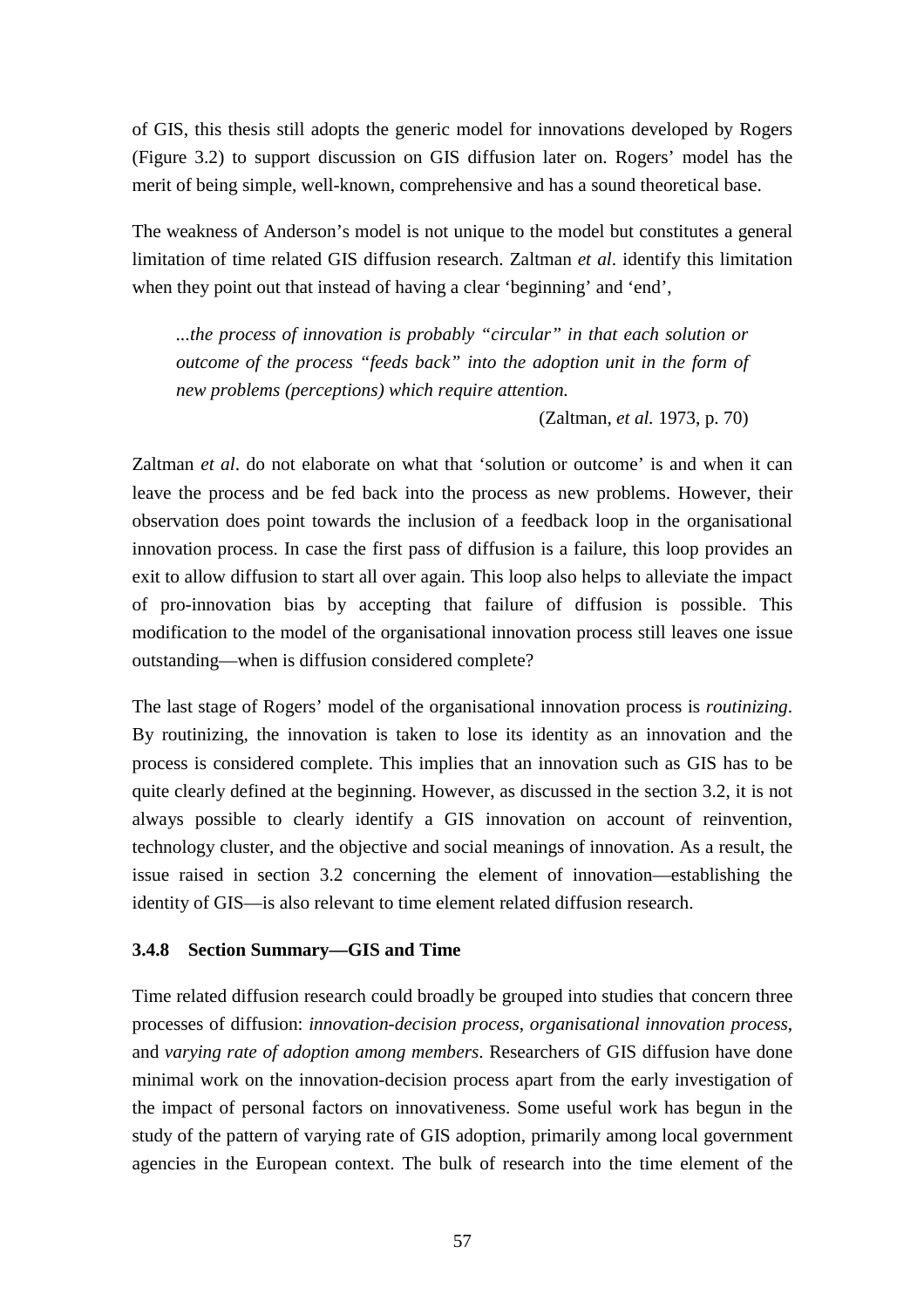of GIS, this thesis still adopts the generic model for innovations developed by Rogers (Figure 3.2) to support discussion on GIS diffusion later on. Rogers' model has the merit of being simple, well-known, comprehensive and has a sound theoretical base.

The weakness of Anderson's model is not unique to the model but constitutes a general limitation of time related GIS diffusion research. Zaltman *et al*. identify this limitation when they point out that instead of having a clear 'beginning' and 'end',

> *...the process of innovation is probably "circular" in that each solution or outcome of the process "feeds back" into the adoption unit in the form of new problems (perceptions) which require attention.*
>
> (Zaltman, *et al.* 1973, p. 70)

Zaltman *et al*. do not elaborate on what that 'solution or outcome' is and when it can leave the process and be fed back into the process as new problems. However, their observation does point towards the inclusion of a feedback loop in the organisational innovation process. In case the first pass of diffusion is a failure, this loop provides an exit to allow diffusion to start all over again. This loop also helps to alleviate the impact of pro-innovation bias by accepting that failure of diffusion is possible. This modification to the model of the organisational innovation process still leaves one issue outstanding—when is diffusion considered complete?

The last stage of Rogers' model of the organisational innovation process is *routinizing*. By routinizing, the innovation is taken to lose its identity as an innovation and the process is considered complete. This implies that an innovation such as GIS has to be quite clearly defined at the beginning. However, as discussed in the section 3.2, it is not always possible to clearly identify a GIS innovation on account of reinvention, technology cluster, and the objective and social meanings of innovation. As a result, the issue raised in section 3.2 concerning the element of innovation—establishing the identity of GIS—is also relevant to time element related diffusion research.

### 3.4.8 Section Summary—GIS and Time

Time related diffusion research could broadly be grouped into studies that concern three processes of diffusion: *innovation-decision process*, *organisational innovation process*, and *varying rate of adoption among members*. Researchers of GIS diffusion have done minimal work on the innovation-decision process apart from the early investigation of the impact of personal factors on innovativeness. Some useful work has begun in the study of the pattern of varying rate of GIS adoption, primarily among local government agencies in the European context. The bulk of research into the time element of the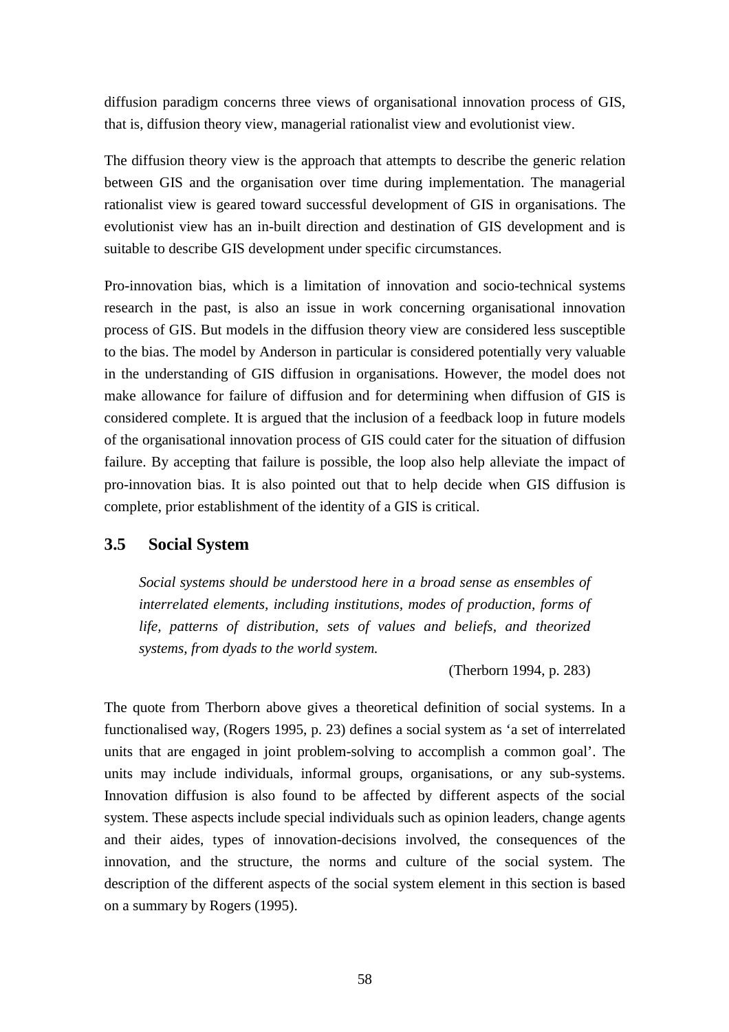diffusion paradigm concerns three views of organisational innovation process of GIS, that is, diffusion theory view, managerial rationalist view and evolutionist view.

The diffusion theory view is the approach that attempts to describe the generic relation between GIS and the organisation over time during implementation. The managerial rationalist view is geared toward successful development of GIS in organisations. The evolutionist view has an in-built direction and destination of GIS development and is suitable to describe GIS development under specific circumstances.

Pro-innovation bias, which is a limitation of innovation and socio-technical systems research in the past, is also an issue in work concerning organisational innovation process of GIS. But models in the diffusion theory view are considered less susceptible to the bias. The model by Anderson in particular is considered potentially very valuable in the understanding of GIS diffusion in organisations. However, the model does not make allowance for failure of diffusion and for determining when diffusion of GIS is considered complete. It is argued that the inclusion of a feedback loop in future models of the organisational innovation process of GIS could cater for the situation of diffusion failure. By accepting that failure is possible, the loop also help alleviate the impact of pro-innovation bias. It is also pointed out that to help decide when GIS diffusion is complete, prior establishment of the identity of a GIS is critical.

## 3.5 Social System

> *Social systems should be understood here in a broad sense as ensembles of interrelated elements, including institutions, modes of production, forms of life, patterns of distribution, sets of values and beliefs, and theorized systems, from dyads to the world system.*
>
> (Therborn 1994, p. 283)

The quote from Therborn above gives a theoretical definition of social systems. In a functionalised way, (Rogers 1995, p. 23) defines a social system as 'a set of interrelated units that are engaged in joint problem-solving to accomplish a common goal'. The units may include individuals, informal groups, organisations, or any sub-systems. Innovation diffusion is also found to be affected by different aspects of the social system. These aspects include special individuals such as opinion leaders, change agents and their aides, types of innovation-decisions involved, the consequences of the innovation, and the structure, the norms and culture of the social system. The description of the different aspects of the social system element in this section is based on a summary by Rogers (1995).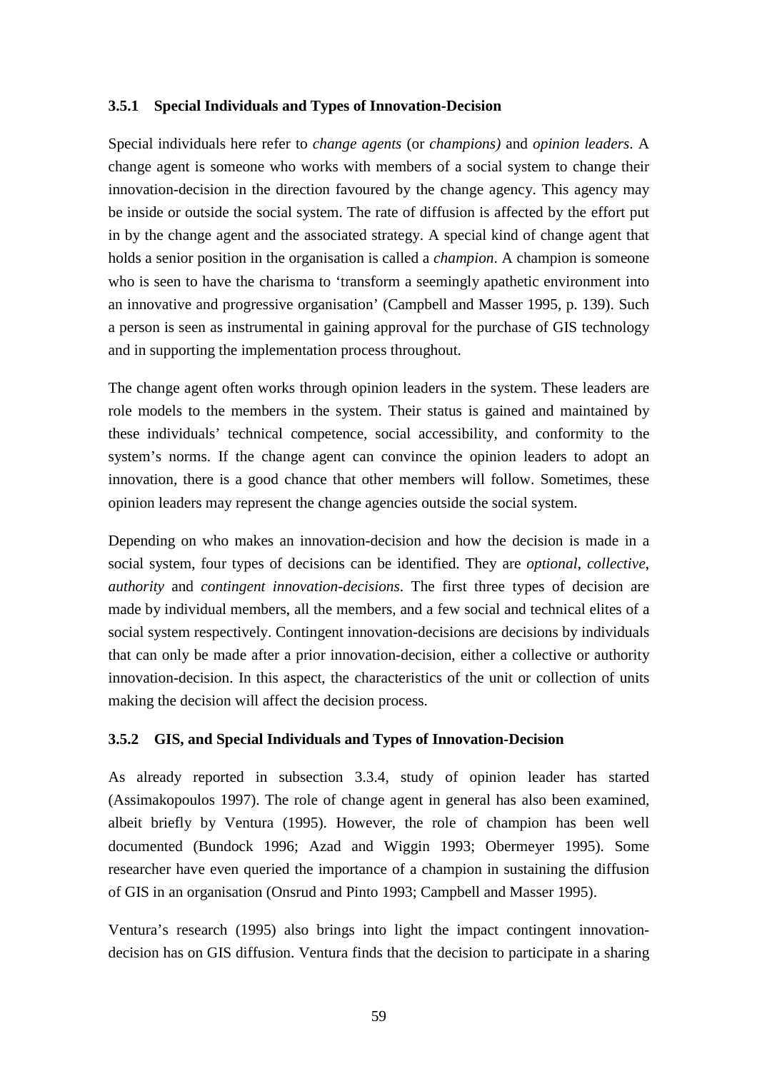### 3.5.1 Special Individuals and Types of Innovation-Decision

Special individuals here refer to *change agents* (or *champions)* and *opinion leaders*. A change agent is someone who works with members of a social system to change their innovation-decision in the direction favoured by the change agency. This agency may be inside or outside the social system. The rate of diffusion is affected by the effort put in by the change agent and the associated strategy. A special kind of change agent that holds a senior position in the organisation is called a *champion*. A champion is someone who is seen to have the charisma to 'transform a seemingly apathetic environment into an innovative and progressive organisation' (Campbell and Masser 1995, p. 139). Such a person is seen as instrumental in gaining approval for the purchase of GIS technology and in supporting the implementation process throughout.

The change agent often works through opinion leaders in the system. These leaders are role models to the members in the system. Their status is gained and maintained by these individuals' technical competence, social accessibility, and conformity to the system's norms. If the change agent can convince the opinion leaders to adopt an innovation, there is a good chance that other members will follow. Sometimes, these opinion leaders may represent the change agencies outside the social system.

Depending on who makes an innovation-decision and how the decision is made in a social system, four types of decisions can be identified. They are *optional*, *collective*, *authority* and *contingent innovation-decisions*. The first three types of decision are made by individual members, all the members, and a few social and technical elites of a social system respectively. Contingent innovation-decisions are decisions by individuals that can only be made after a prior innovation-decision, either a collective or authority innovation-decision. In this aspect, the characteristics of the unit or collection of units making the decision will affect the decision process.

### 3.5.2 GIS, and Special Individuals and Types of Innovation-Decision

As already reported in subsection 3.3.4, study of opinion leader has started (Assimakopoulos 1997). The role of change agent in general has also been examined, albeit briefly by Ventura (1995). However, the role of champion has been well documented (Bundock 1996; Azad and Wiggin 1993; Obermeyer 1995). Some researcher have even queried the importance of a champion in sustaining the diffusion of GIS in an organisation (Onsrud and Pinto 1993; Campbell and Masser 1995).

Ventura's research (1995) also brings into light the impact contingent innovation-decision has on GIS diffusion. Ventura finds that the decision to participate in a sharing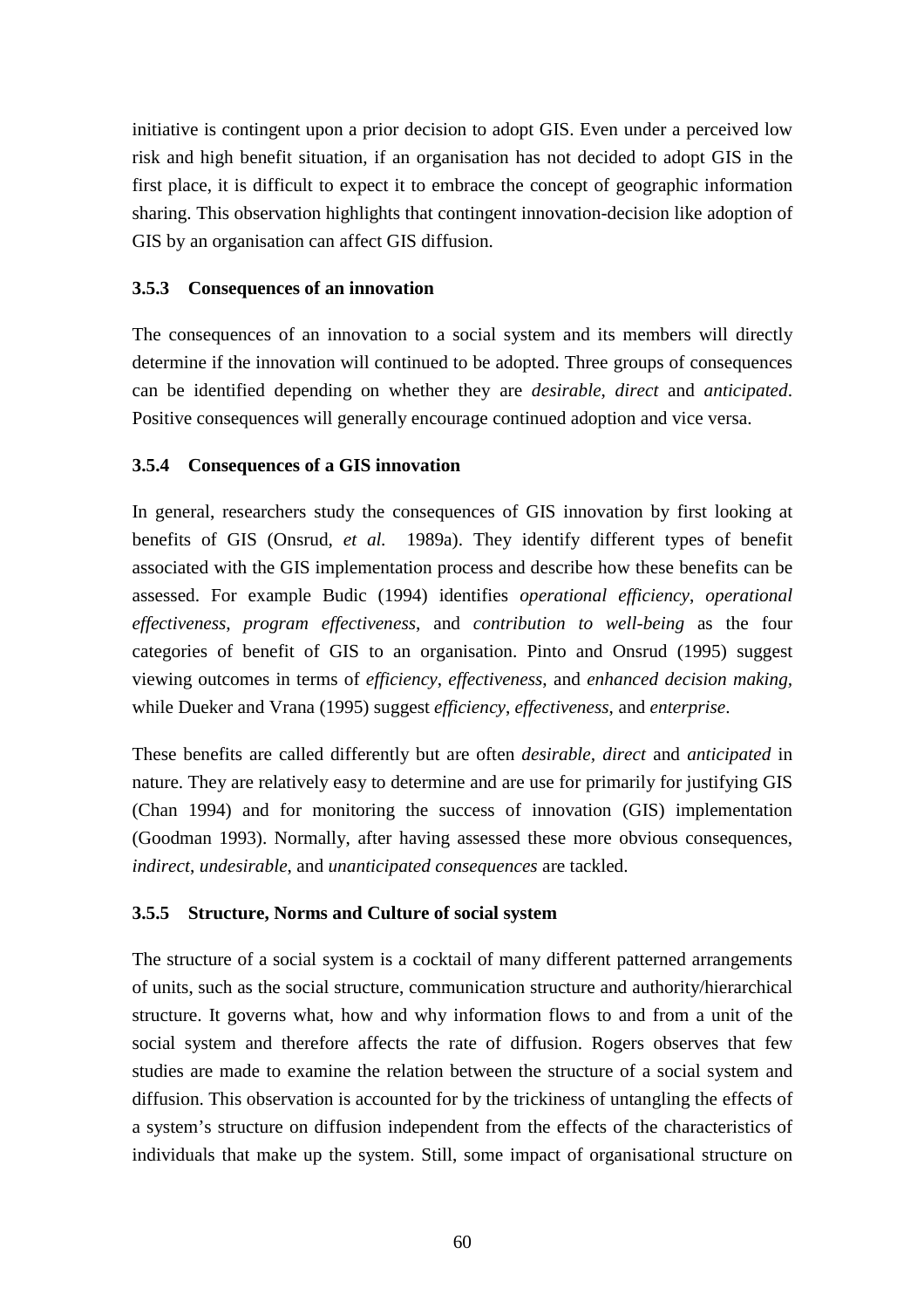initiative is contingent upon a prior decision to adopt GIS. Even under a perceived low risk and high benefit situation, if an organisation has not decided to adopt GIS in the first place, it is difficult to expect it to embrace the concept of geographic information sharing. This observation highlights that contingent innovation-decision like adoption of GIS by an organisation can affect GIS diffusion.

### 3.5.3 Consequences of an innovation

The consequences of an innovation to a social system and its members will directly determine if the innovation will continued to be adopted. Three groups of consequences can be identified depending on whether they are *desirable*, *direct* and *anticipated*. Positive consequences will generally encourage continued adoption and vice versa.

### 3.5.4 Consequences of a GIS innovation

In general, researchers study the consequences of GIS innovation by first looking at benefits of GIS (Onsrud, *et al.* 1989a). They identify different types of benefit associated with the GIS implementation process and describe how these benefits can be assessed. For example Budic (1994) identifies *operational efficiency*, *operational effectiveness*, *program effectiveness*, and *contribution to well-being* as the four categories of benefit of GIS to an organisation. Pinto and Onsrud (1995) suggest viewing outcomes in terms of *efficiency*, *effectiveness*, and *enhanced decision making*, while Dueker and Vrana (1995) suggest *efficiency*, *effectiveness*, and *enterprise*.

These benefits are called differently but are often *desirable*, *direct* and *anticipated* in nature. They are relatively easy to determine and are use for primarily for justifying GIS (Chan 1994) and for monitoring the success of innovation (GIS) implementation (Goodman 1993). Normally, after having assessed these more obvious consequences, *indirect*, *undesirable*, and *unanticipated consequences* are tackled.

### 3.5.5 Structure, Norms and Culture of social system

The structure of a social system is a cocktail of many different patterned arrangements of units, such as the social structure, communication structure and authority/hierarchical structure. It governs what, how and why information flows to and from a unit of the social system and therefore affects the rate of diffusion. Rogers observes that few studies are made to examine the relation between the structure of a social system and diffusion. This observation is accounted for by the trickiness of untangling the effects of a system's structure on diffusion independent from the effects of the characteristics of individuals that make up the system. Still, some impact of organisational structure on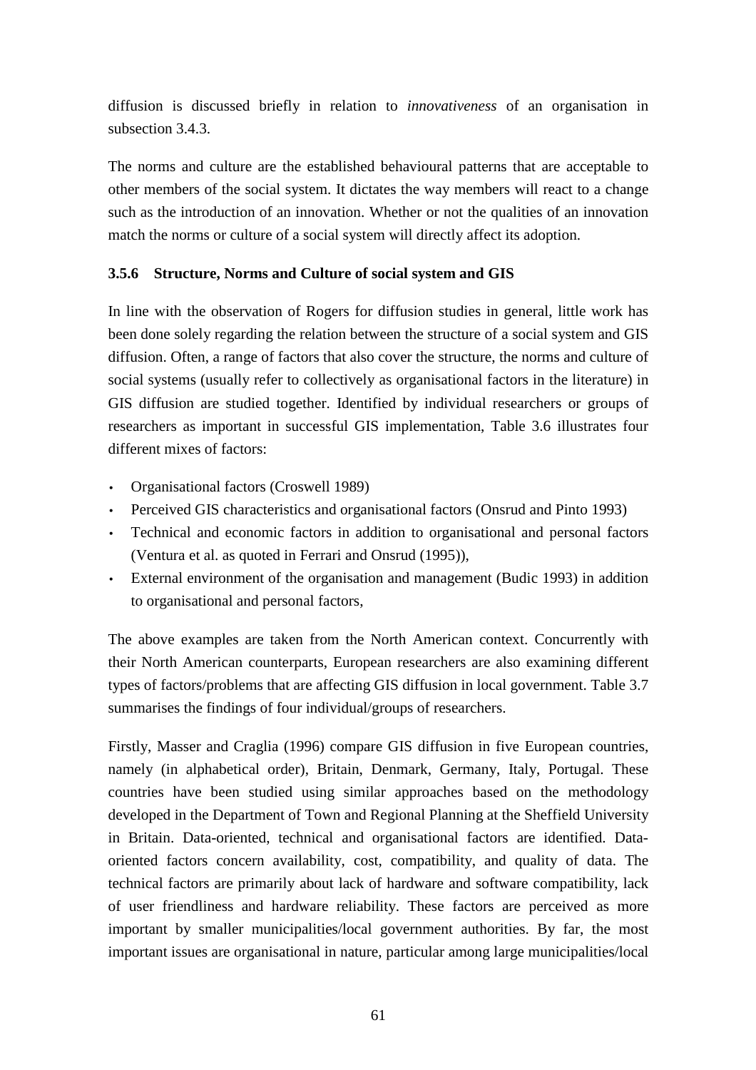diffusion is discussed briefly in relation to *innovativeness* of an organisation in subsection 3.4.3.

The norms and culture are the established behavioural patterns that are acceptable to other members of the social system. It dictates the way members will react to a change such as the introduction of an innovation. Whether or not the qualities of an innovation match the norms or culture of a social system will directly affect its adoption.

### 3.5.6 Structure, Norms and Culture of social system and GIS

In line with the observation of Rogers for diffusion studies in general, little work has been done solely regarding the relation between the structure of a social system and GIS diffusion. Often, a range of factors that also cover the structure, the norms and culture of social systems (usually refer to collectively as organisational factors in the literature) in GIS diffusion are studied together. Identified by individual researchers or groups of researchers as important in successful GIS implementation, Table 3.6 illustrates four different mixes of factors:

- Organisational factors (Croswell 1989)
- Perceived GIS characteristics and organisational factors (Onsrud and Pinto 1993)
- Technical and economic factors in addition to organisational and personal factors (Ventura et al. as quoted in Ferrari and Onsrud (1995)),
- External environment of the organisation and management (Budic 1993) in addition to organisational and personal factors,

The above examples are taken from the North American context. Concurrently with their North American counterparts, European researchers are also examining different types of factors/problems that are affecting GIS diffusion in local government. Table 3.7 summarises the findings of four individual/groups of researchers.

Firstly, Masser and Craglia (1996) compare GIS diffusion in five European countries, namely (in alphabetical order), Britain, Denmark, Germany, Italy, Portugal. These countries have been studied using similar approaches based on the methodology developed in the Department of Town and Regional Planning at the Sheffield University in Britain. Data-oriented, technical and organisational factors are identified. Data-oriented factors concern availability, cost, compatibility, and quality of data. The technical factors are primarily about lack of hardware and software compatibility, lack of user friendliness and hardware reliability. These factors are perceived as more important by smaller municipalities/local government authorities. By far, the most important issues are organisational in nature, particular among large municipalities/local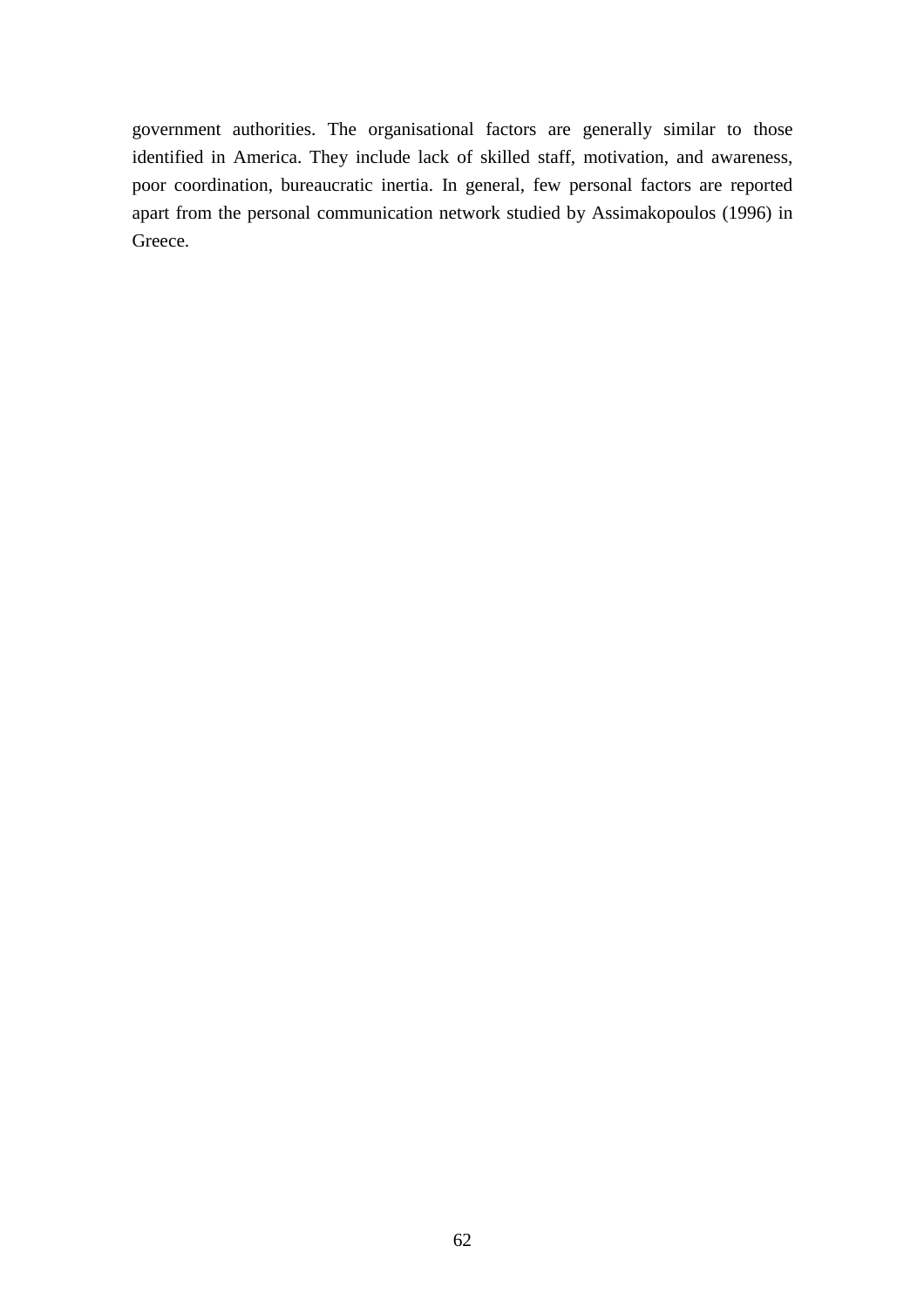government authorities. The organisational factors are generally similar to those identified in America. They include lack of skilled staff, motivation, and awareness, poor coordination, bureaucratic inertia. In general, few personal factors are reported apart from the personal communication network studied by Assimakopoulos (1996) in Greece.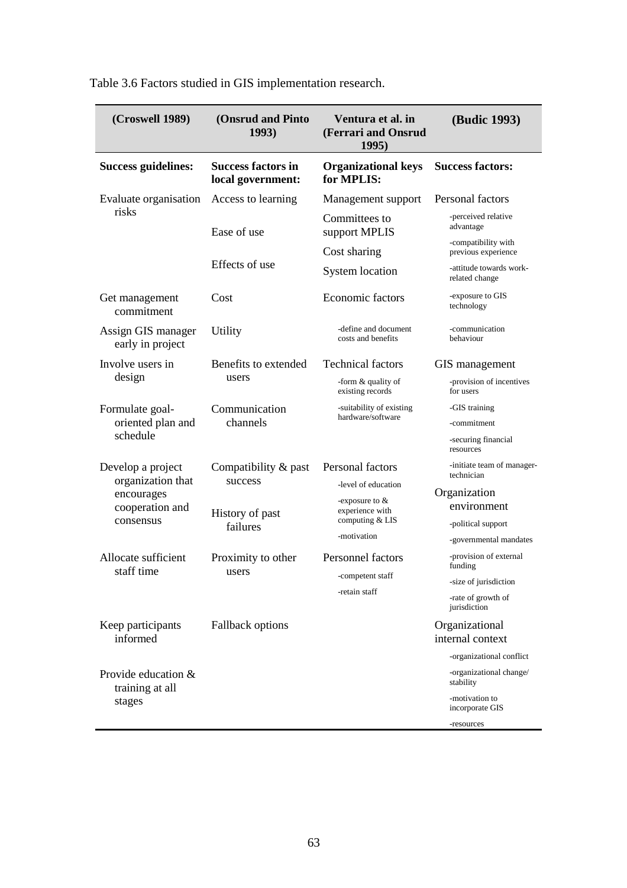Table 3.6 Factors studied in GIS implementation research.

| (Croswell 1989) | (Onsrud and Pinto 1993) | Ventura et al. in (Ferrari and Onsrud 1995) | (Budic 1993) |
|---|---|---|---|
| **Success guidelines:** | **Success factors in local government:** | **Organizational keys for MPLIS:** | **Success factors:** |
| Evaluate organisation risks | Access to learning | Management support | Personal factors |
| | Ease of use | Committees to support MPLIS | -perceived relative advantage |
| | | Cost sharing | -compatibility with previous experience |
| | Effects of use | System location | -attitude towards work-related change |
| Get management commitment | Cost | Economic factors | -exposure to GIS technology |
| Assign GIS manager early in project | Utility | -define and document costs and benefits | -communication behaviour |
| Involve users in design | Benefits to extended users | Technical factors | GIS management |
| | | -form & quality of existing records | -provision of incentives for users |
| Formulate goal-oriented plan and schedule | Communication channels | -suitability of existing hardware/software | -GIS training |
| | | | -commitment |
| | | | -securing financial resources |
| Develop a project organization that encourages cooperation and consensus | Compatibility & past success | Personal factors | -initiate team of manager-technician |
| | | -level of education | Organization environment |
| | History of past failures | -exposure to & experience with computing & LIS | -political support |
| | | -motivation | -governmental mandates |
| Allocate sufficient staff time | Proximity to other users | Personnel factors | -provision of external funding |
| | | -competent staff | -size of jurisdiction |
| | | -retain staff | -rate of growth of jurisdiction |
| Keep participants informed | Fallback options | | Organizational internal context |
| | | | -organizational conflict |
| Provide education & training at all stages | | | -organizational change/ stability |
| | | | -motivation to incorporate GIS |
| | | | -resources |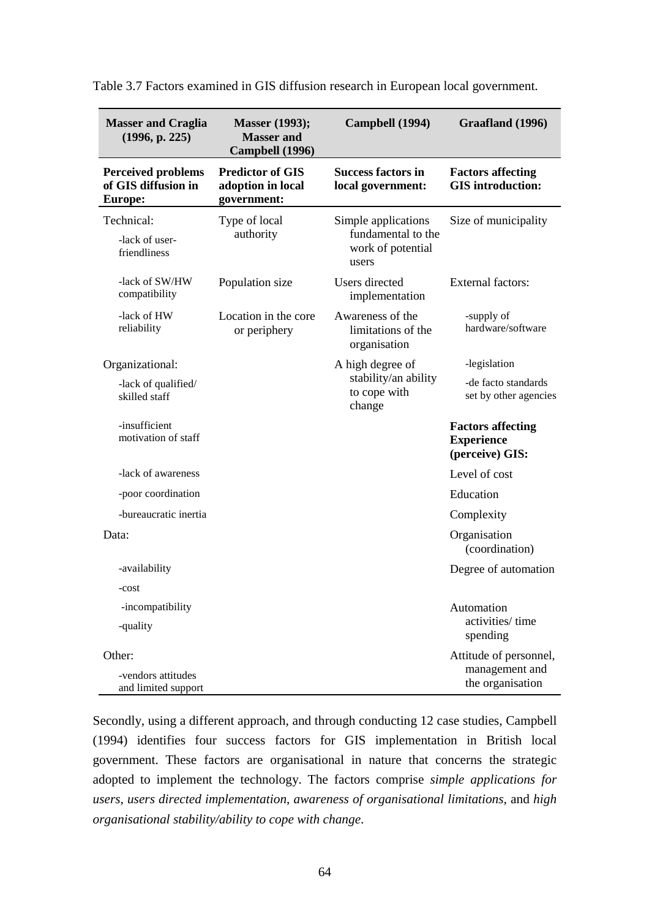Table 3.7 Factors examined in GIS diffusion research in European local government.

| Masser and Craglia (1996, p. 225) | Masser (1993); Masser and Campbell (1996) | Campbell (1994) | Graafland (1996) |
|---|---|---|---|
| **Perceived problems of GIS diffusion in Europe:** | **Predictor of GIS adoption in local government:** | **Success factors in local government:** | **Factors affecting GIS introduction:** |
| Technical: | Type of local authority | Simple applications fundamental to the work of potential users | Size of municipality |
| -lack of user-friendliness | | | |
| -lack of SW/HW compatibility | Population size | Users directed implementation | External factors: |
| -lack of HW reliability | Location in the core or periphery | Awareness of the limitations of the organisation | -supply of hardware/software |
| Organizational: | | A high degree of stability/an ability to cope with change | -legislation |
| -lack of qualified/ skilled staff | | | -de facto standards set by other agencies |
| -insufficient motivation of staff | | | **Factors affecting Experience (perceive) GIS:** |
| -lack of awareness | | | Level of cost |
| -poor coordination | | | Education |
| -bureaucratic inertia | | | Complexity |
| Data: | | | Organisation (coordination) |
| -availability | | | Degree of automation |
| -cost | | | |
| -incompatibility | | | Automation activities/ time spending |
| -quality | | | |
| Other: | | | Attitude of personnel, management and the organisation |
| -vendors attitudes and limited support | | | |

Secondly, using a different approach, and through conducting 12 case studies, Campbell (1994) identifies four success factors for GIS implementation in British local government. These factors are organisational in nature that concerns the strategic adopted to implement the technology. The factors comprise *simple applications for users*, *users directed implementation*, *awareness of organisational limitations*, and *high organisational stability/ability to cope with change*.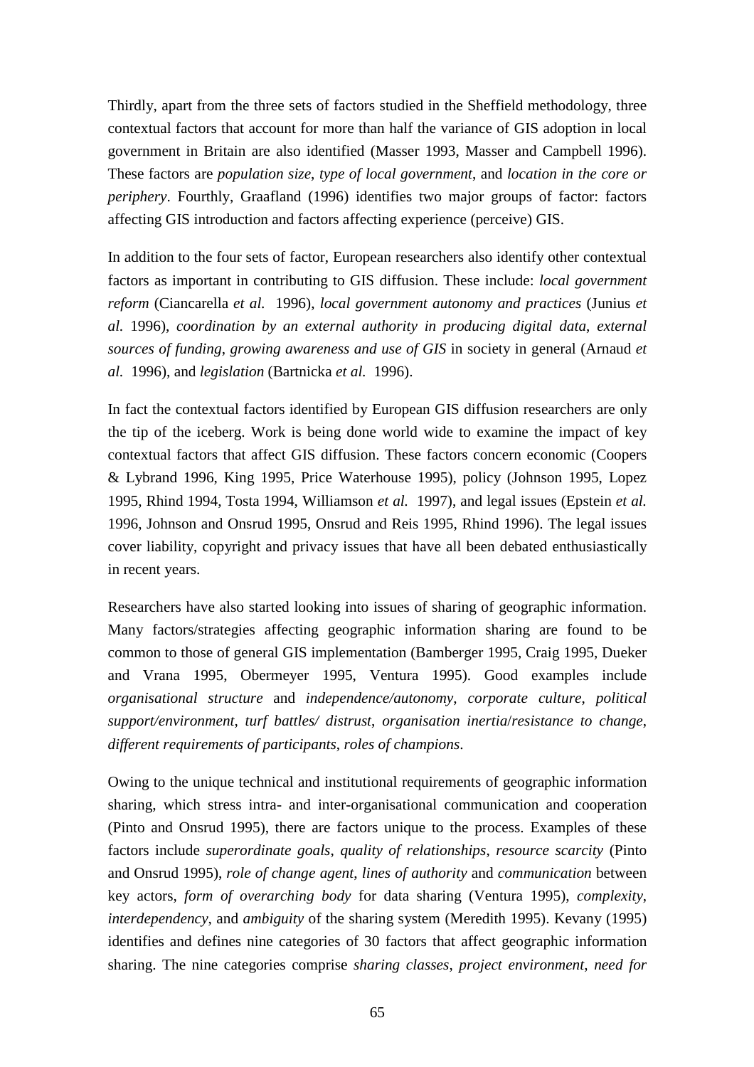Thirdly, apart from the three sets of factors studied in the Sheffield methodology, three contextual factors that account for more than half the variance of GIS adoption in local government in Britain are also identified (Masser 1993, Masser and Campbell 1996). These factors are *population size*, *type of local government*, and *location in the core or periphery*. Fourthly, Graafland (1996) identifies two major groups of factor: factors affecting GIS introduction and factors affecting experience (perceive) GIS.

In addition to the four sets of factor, European researchers also identify other contextual factors as important in contributing to GIS diffusion. These include: *local government reform* (Ciancarella *et al.* 1996), *local government autonomy and practices* (Junius *et al.* 1996), *coordination by an external authority in producing digital data*, *external sources of funding*, *growing awareness and use of GIS* in society in general (Arnaud *et al.* 1996), and *legislation* (Bartnicka *et al.* 1996).

In fact the contextual factors identified by European GIS diffusion researchers are only the tip of the iceberg. Work is being done world wide to examine the impact of key contextual factors that affect GIS diffusion. These factors concern economic (Coopers & Lybrand 1996, King 1995, Price Waterhouse 1995), policy (Johnson 1995, Lopez 1995, Rhind 1994, Tosta 1994, Williamson *et al.* 1997), and legal issues (Epstein *et al.* 1996, Johnson and Onsrud 1995, Onsrud and Reis 1995, Rhind 1996). The legal issues cover liability, copyright and privacy issues that have all been debated enthusiastically in recent years.

Researchers have also started looking into issues of sharing of geographic information. Many factors/strategies affecting geographic information sharing are found to be common to those of general GIS implementation (Bamberger 1995, Craig 1995, Dueker and Vrana 1995, Obermeyer 1995, Ventura 1995). Good examples include *organisational structure* and *independence/autonomy*, *corporate culture*, *political support/environment*, *turf battles/ distrust*, *organisation inertia*/*resistance to change*, *different requirements of participants*, *roles of champions*.

Owing to the unique technical and institutional requirements of geographic information sharing, which stress intra- and inter-organisational communication and cooperation (Pinto and Onsrud 1995), there are factors unique to the process. Examples of these factors include *superordinate goals*, *quality of relationships*, *resource scarcity* (Pinto and Onsrud 1995), *role of change agent*, *lines of authority* and *communication* between key actors, *form of overarching body* for data sharing (Ventura 1995), *complexity*, *interdependency,* and *ambiguity* of the sharing system (Meredith 1995). Kevany (1995) identifies and defines nine categories of 30 factors that affect geographic information sharing. The nine categories comprise *sharing classes*, *project environment*, *need for*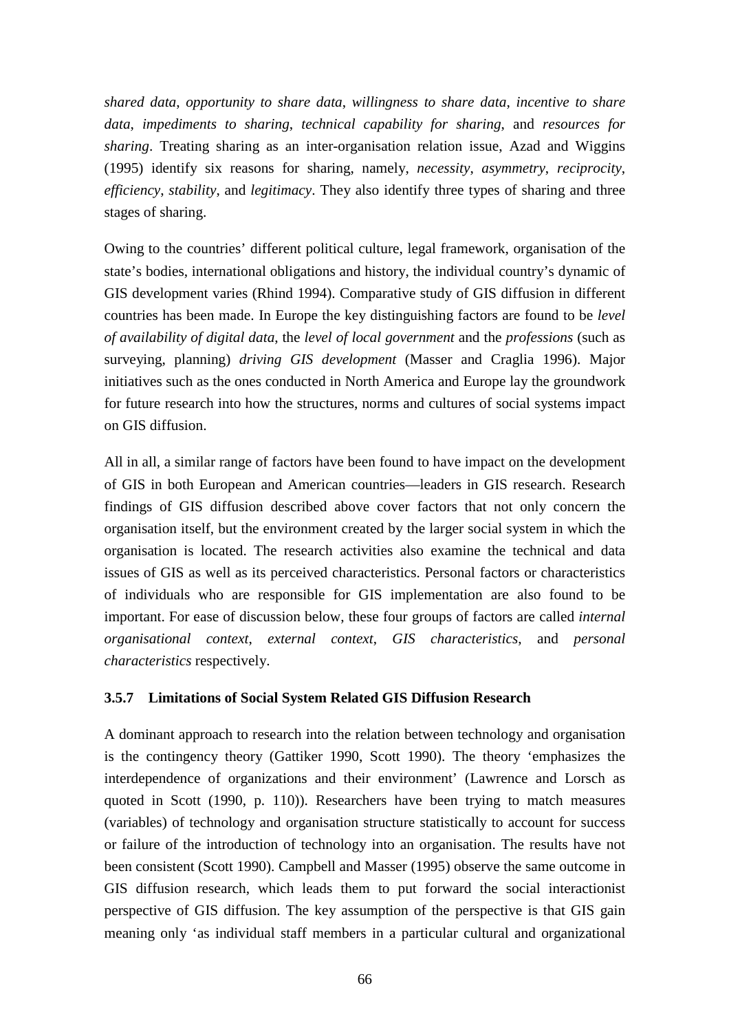*shared data*, *opportunity to share data*, *willingness to share data*, *incentive to share data*, *impediments to sharing*, *technical capability for sharing*, and *resources for sharing*. Treating sharing as an inter-organisation relation issue, Azad and Wiggins (1995) identify six reasons for sharing, namely, *necessity*, *asymmetry*, *reciprocity*, *efficiency*, *stability*, and *legitimacy*. They also identify three types of sharing and three stages of sharing.

Owing to the countries' different political culture, legal framework, organisation of the state's bodies, international obligations and history, the individual country's dynamic of GIS development varies (Rhind 1994). Comparative study of GIS diffusion in different countries has been made. In Europe the key distinguishing factors are found to be *level of availability of digital data*, the *level of local government* and the *professions* (such as surveying, planning) *driving GIS development* (Masser and Craglia 1996). Major initiatives such as the ones conducted in North America and Europe lay the groundwork for future research into how the structures, norms and cultures of social systems impact on GIS diffusion.

All in all, a similar range of factors have been found to have impact on the development of GIS in both European and American countries—leaders in GIS research. Research findings of GIS diffusion described above cover factors that not only concern the organisation itself, but the environment created by the larger social system in which the organisation is located. The research activities also examine the technical and data issues of GIS as well as its perceived characteristics. Personal factors or characteristics of individuals who are responsible for GIS implementation are also found to be important. For ease of discussion below, these four groups of factors are called *internal organisational context*, *external context*, *GIS characteristics*, and *personal characteristics* respectively.

### 3.5.7 Limitations of Social System Related GIS Diffusion Research

A dominant approach to research into the relation between technology and organisation is the contingency theory (Gattiker 1990, Scott 1990). The theory 'emphasizes the interdependence of organizations and their environment' (Lawrence and Lorsch as quoted in Scott (1990, p. 110)). Researchers have been trying to match measures (variables) of technology and organisation structure statistically to account for success or failure of the introduction of technology into an organisation. The results have not been consistent (Scott 1990). Campbell and Masser (1995) observe the same outcome in GIS diffusion research, which leads them to put forward the social interactionist perspective of GIS diffusion. The key assumption of the perspective is that GIS gain meaning only 'as individual staff members in a particular cultural and organizational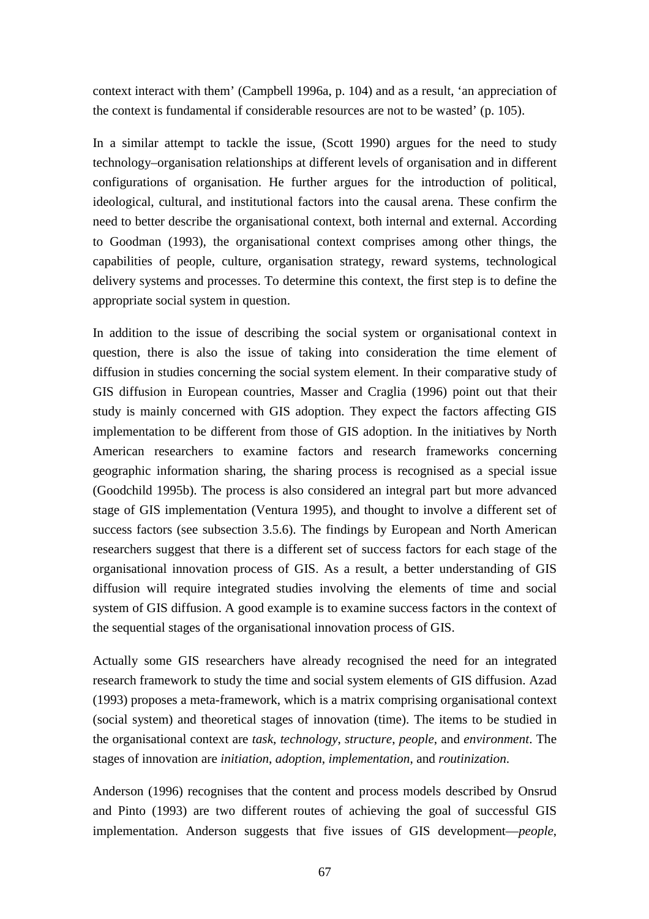context interact with them' (Campbell 1996a, p. 104) and as a result, 'an appreciation of the context is fundamental if considerable resources are not to be wasted' (p. 105).

In a similar attempt to tackle the issue, (Scott 1990) argues for the need to study technology–organisation relationships at different levels of organisation and in different configurations of organisation. He further argues for the introduction of political, ideological, cultural, and institutional factors into the causal arena. These confirm the need to better describe the organisational context, both internal and external. According to Goodman (1993), the organisational context comprises among other things, the capabilities of people, culture, organisation strategy, reward systems, technological delivery systems and processes. To determine this context, the first step is to define the appropriate social system in question.

In addition to the issue of describing the social system or organisational context in question, there is also the issue of taking into consideration the time element of diffusion in studies concerning the social system element. In their comparative study of GIS diffusion in European countries, Masser and Craglia (1996) point out that their study is mainly concerned with GIS adoption. They expect the factors affecting GIS implementation to be different from those of GIS adoption. In the initiatives by North American researchers to examine factors and research frameworks concerning geographic information sharing, the sharing process is recognised as a special issue (Goodchild 1995b). The process is also considered an integral part but more advanced stage of GIS implementation (Ventura 1995), and thought to involve a different set of success factors (see subsection 3.5.6). The findings by European and North American researchers suggest that there is a different set of success factors for each stage of the organisational innovation process of GIS. As a result, a better understanding of GIS diffusion will require integrated studies involving the elements of time and social system of GIS diffusion. A good example is to examine success factors in the context of the sequential stages of the organisational innovation process of GIS.

Actually some GIS researchers have already recognised the need for an integrated research framework to study the time and social system elements of GIS diffusion. Azad (1993) proposes a meta-framework, which is a matrix comprising organisational context (social system) and theoretical stages of innovation (time). The items to be studied in the organisational context are *task*, *technology*, *structure*, *people*, and *environment*. The stages of innovation are *initiation*, *adoption*, *implementation*, and *routinization*.

Anderson (1996) recognises that the content and process models described by Onsrud and Pinto (1993) are two different routes of achieving the goal of successful GIS implementation. Anderson suggests that five issues of GIS development—*people*,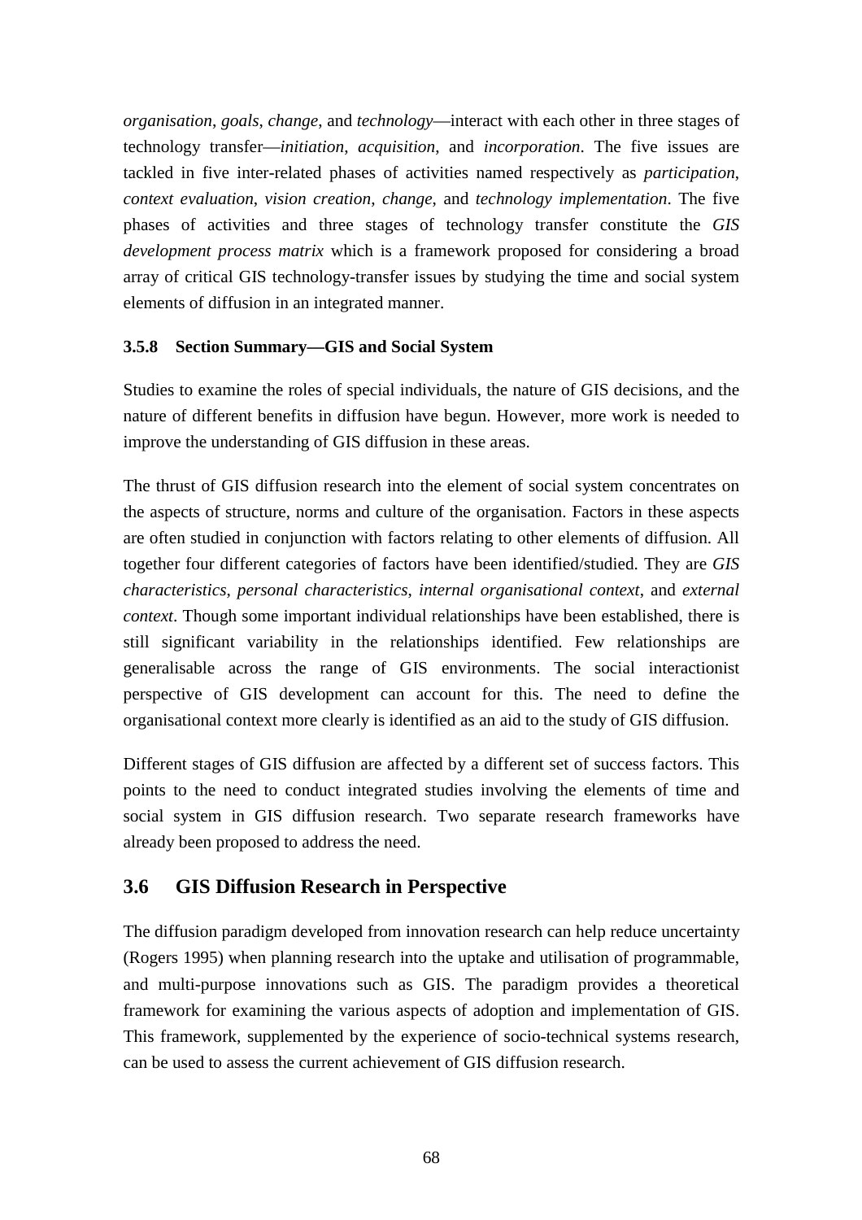*organisation*, *goals*, *change*, and *technology*—interact with each other in three stages of technology transfer—*initiation*, *acquisition*, and *incorporation*. The five issues are tackled in five inter-related phases of activities named respectively as *participation*, *context evaluation*, *vision creation*, *change*, and *technology implementation*. The five phases of activities and three stages of technology transfer constitute the *GIS development process matrix* which is a framework proposed for considering a broad array of critical GIS technology-transfer issues by studying the time and social system elements of diffusion in an integrated manner.

### 3.5.8 Section Summary—GIS and Social System

Studies to examine the roles of special individuals, the nature of GIS decisions, and the nature of different benefits in diffusion have begun. However, more work is needed to improve the understanding of GIS diffusion in these areas.

The thrust of GIS diffusion research into the element of social system concentrates on the aspects of structure, norms and culture of the organisation. Factors in these aspects are often studied in conjunction with factors relating to other elements of diffusion. All together four different categories of factors have been identified/studied. They are *GIS characteristics*, *personal characteristics*, *internal organisational context*, and *external context*. Though some important individual relationships have been established, there is still significant variability in the relationships identified. Few relationships are generalisable across the range of GIS environments. The social interactionist perspective of GIS development can account for this. The need to define the organisational context more clearly is identified as an aid to the study of GIS diffusion.

Different stages of GIS diffusion are affected by a different set of success factors. This points to the need to conduct integrated studies involving the elements of time and social system in GIS diffusion research. Two separate research frameworks have already been proposed to address the need.

## 3.6 GIS Diffusion Research in Perspective

The diffusion paradigm developed from innovation research can help reduce uncertainty (Rogers 1995) when planning research into the uptake and utilisation of programmable, and multi-purpose innovations such as GIS. The paradigm provides a theoretical framework for examining the various aspects of adoption and implementation of GIS. This framework, supplemented by the experience of socio-technical systems research, can be used to assess the current achievement of GIS diffusion research.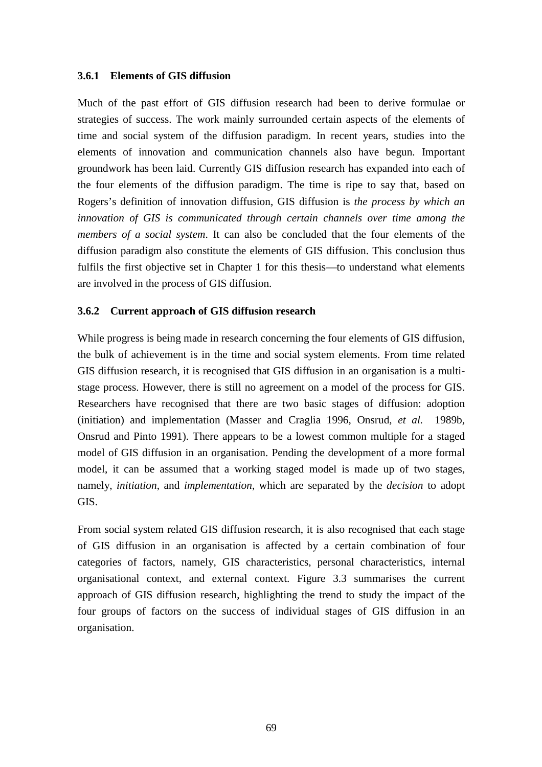### 3.6.1 Elements of GIS diffusion

Much of the past effort of GIS diffusion research had been to derive formulae or strategies of success. The work mainly surrounded certain aspects of the elements of time and social system of the diffusion paradigm. In recent years, studies into the elements of innovation and communication channels also have begun. Important groundwork has been laid. Currently GIS diffusion research has expanded into each of the four elements of the diffusion paradigm. The time is ripe to say that, based on Rogers's definition of innovation diffusion, GIS diffusion is *the process by which an innovation of GIS is communicated through certain channels over time among the members of a social system*. It can also be concluded that the four elements of the diffusion paradigm also constitute the elements of GIS diffusion. This conclusion thus fulfils the first objective set in Chapter 1 for this thesis—to understand what elements are involved in the process of GIS diffusion.

### 3.6.2 Current approach of GIS diffusion research

While progress is being made in research concerning the four elements of GIS diffusion, the bulk of achievement is in the time and social system elements. From time related GIS diffusion research, it is recognised that GIS diffusion in an organisation is a multi-stage process. However, there is still no agreement on a model of the process for GIS. Researchers have recognised that there are two basic stages of diffusion: adoption (initiation) and implementation (Masser and Craglia 1996, Onsrud, *et al.* 1989b, Onsrud and Pinto 1991). There appears to be a lowest common multiple for a staged model of GIS diffusion in an organisation. Pending the development of a more formal model, it can be assumed that a working staged model is made up of two stages, namely, *initiation*, and *implementation*, which are separated by the *decision* to adopt GIS.

From social system related GIS diffusion research, it is also recognised that each stage of GIS diffusion in an organisation is affected by a certain combination of four categories of factors, namely, GIS characteristics, personal characteristics, internal organisational context, and external context. Figure 3.3 summarises the current approach of GIS diffusion research, highlighting the trend to study the impact of the four groups of factors on the success of individual stages of GIS diffusion in an organisation.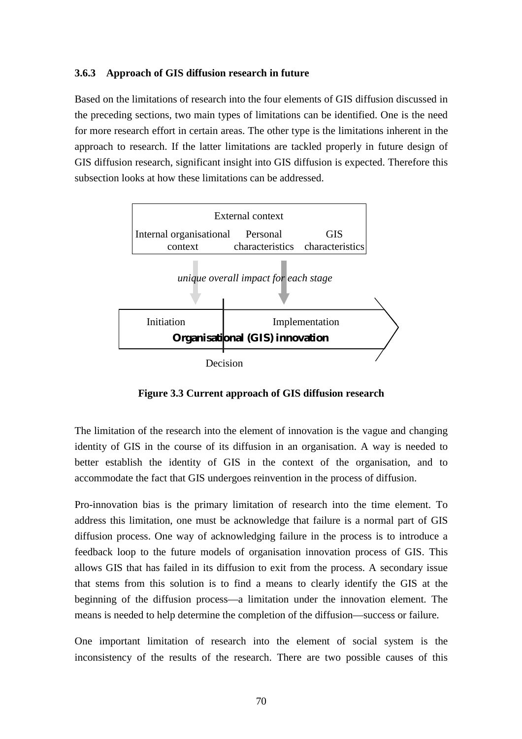### 3.6.3 Approach of GIS diffusion research in future

Based on the limitations of research into the four elements of GIS diffusion discussed in the preceding sections, two main types of limitations can be identified. One is the need for more research effort in certain areas. The other type is the limitations inherent in the approach to research. If the latter limitations are tackled properly in future design of GIS diffusion research, significant insight into GIS diffusion is expected. Therefore this subsection looks at how these limitations can be addressed.

External context

Internal organisational context | Personal characteristics | GIS characteristics

*unique overall impact for each stage*

Initiation | Implementation

**Organisational (GIS) innovation**

Decision

**Figure 3.3 Current approach of GIS diffusion research**

The limitation of the research into the element of innovation is the vague and changing identity of GIS in the course of its diffusion in an organisation. A way is needed to better establish the identity of GIS in the context of the organisation, and to accommodate the fact that GIS undergoes reinvention in the process of diffusion.

Pro-innovation bias is the primary limitation of research into the time element. To address this limitation, one must be acknowledge that failure is a normal part of GIS diffusion process. One way of acknowledging failure in the process is to introduce a feedback loop to the future models of organisation innovation process of GIS. This allows GIS that has failed in its diffusion to exit from the process. A secondary issue that stems from this solution is to find a means to clearly identify the GIS at the beginning of the diffusion process—a limitation under the innovation element. The means is needed to help determine the completion of the diffusion—success or failure.

One important limitation of research into the element of social system is the inconsistency of the results of the research. There are two possible causes of this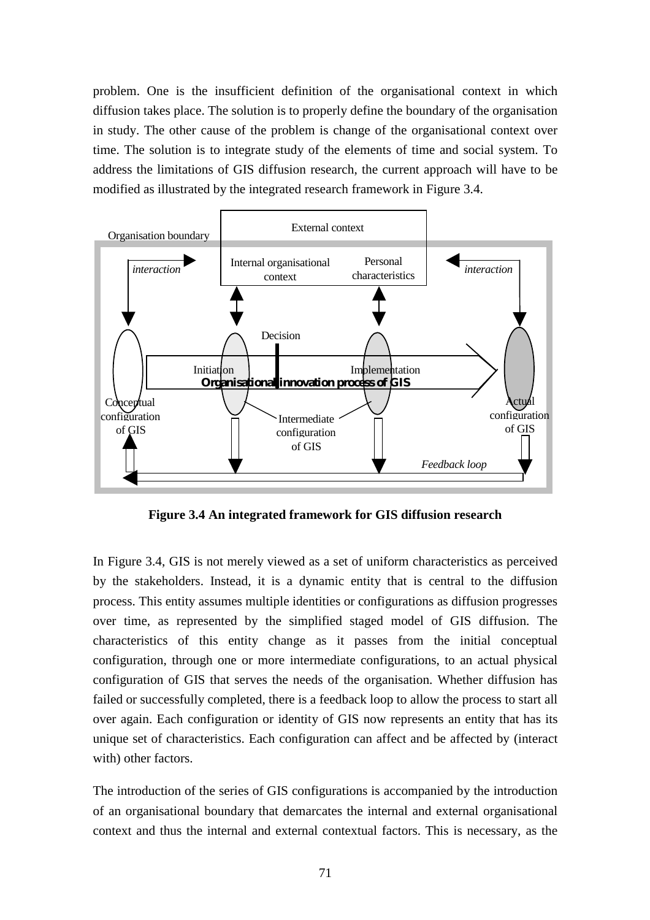problem. One is the insufficient definition of the organisational context in which diffusion takes place. The solution is to properly define the boundary of the organisation in study. The other cause of the problem is change of the organisational context over time. The solution is to integrate study of the elements of time and social system. To address the limitations of GIS diffusion research, the current approach will have to be modified as illustrated by the integrated research framework in Figure 3.4.

**Figure 3.4 An integrated framework for GIS diffusion research**

In Figure 3.4, GIS is not merely viewed as a set of uniform characteristics as perceived by the stakeholders. Instead, it is a dynamic entity that is central to the diffusion process. This entity assumes multiple identities or configurations as diffusion progresses over time, as represented by the simplified staged model of GIS diffusion. The characteristics of this entity change as it passes from the initial conceptual configuration, through one or more intermediate configurations, to an actual physical configuration of GIS that serves the needs of the organisation. Whether diffusion has failed or successfully completed, there is a feedback loop to allow the process to start all over again. Each configuration or identity of GIS now represents an entity that has its unique set of characteristics. Each configuration can affect and be affected by (interact with) other factors.

The introduction of the series of GIS configurations is accompanied by the introduction of an organisational boundary that demarcates the internal and external organisational context and thus the internal and external contextual factors. This is necessary, as the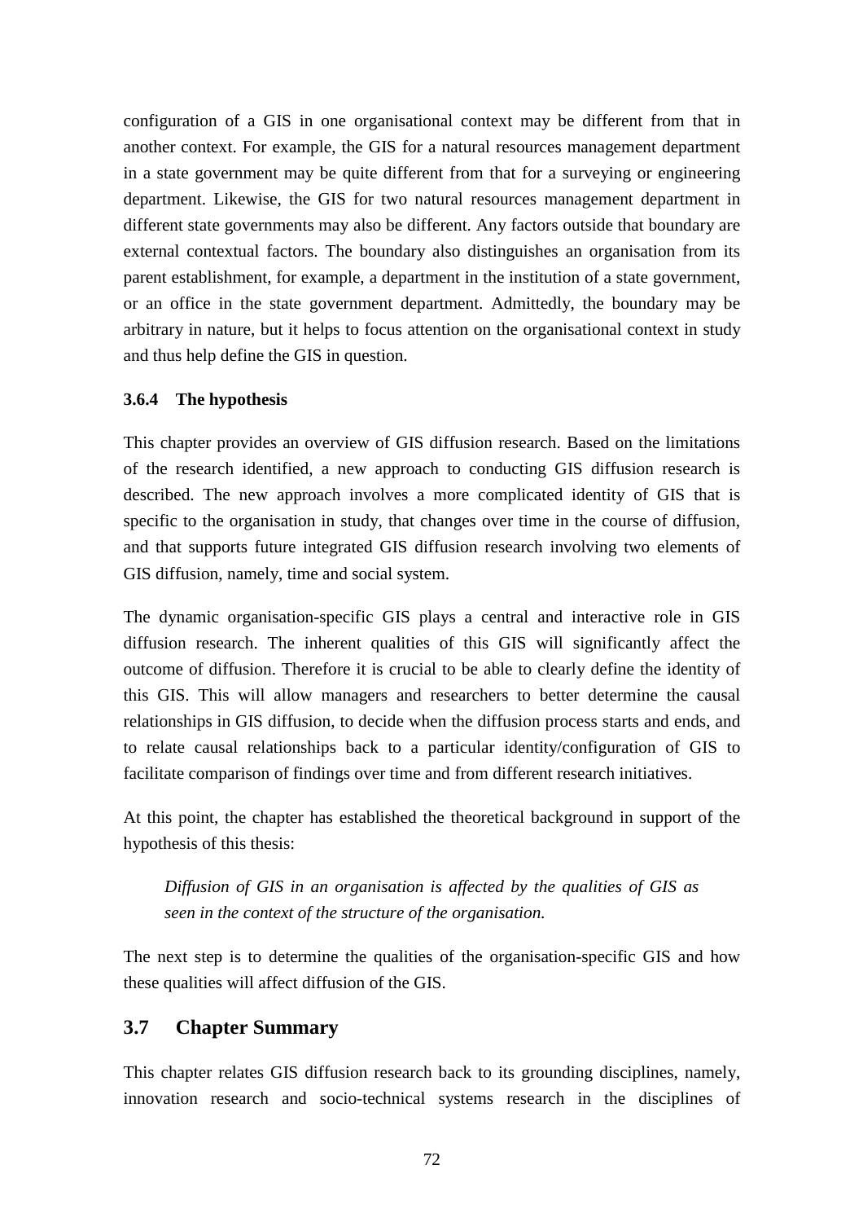configuration of a GIS in one organisational context may be different from that in another context. For example, the GIS for a natural resources management department in a state government may be quite different from that for a surveying or engineering department. Likewise, the GIS for two natural resources management department in different state governments may also be different. Any factors outside that boundary are external contextual factors. The boundary also distinguishes an organisation from its parent establishment, for example, a department in the institution of a state government, or an office in the state government department. Admittedly, the boundary may be arbitrary in nature, but it helps to focus attention on the organisational context in study and thus help define the GIS in question.

#### 3.6.4 The hypothesis

This chapter provides an overview of GIS diffusion research. Based on the limitations of the research identified, a new approach to conducting GIS diffusion research is described. The new approach involves a more complicated identity of GIS that is specific to the organisation in study, that changes over time in the course of diffusion, and that supports future integrated GIS diffusion research involving two elements of GIS diffusion, namely, time and social system.

The dynamic organisation-specific GIS plays a central and interactive role in GIS diffusion research. The inherent qualities of this GIS will significantly affect the outcome of diffusion. Therefore it is crucial to be able to clearly define the identity of this GIS. This will allow managers and researchers to better determine the causal relationships in GIS diffusion, to decide when the diffusion process starts and ends, and to relate causal relationships back to a particular identity/configuration of GIS to facilitate comparison of findings over time and from different research initiatives.

At this point, the chapter has established the theoretical background in support of the hypothesis of this thesis:

> *Diffusion of GIS in an organisation is affected by the qualities of GIS as seen in the context of the structure of the organisation.*

The next step is to determine the qualities of the organisation-specific GIS and how these qualities will affect diffusion of the GIS.

### 3.7 Chapter Summary

This chapter relates GIS diffusion research back to its grounding disciplines, namely, innovation research and socio-technical systems research in the disciplines of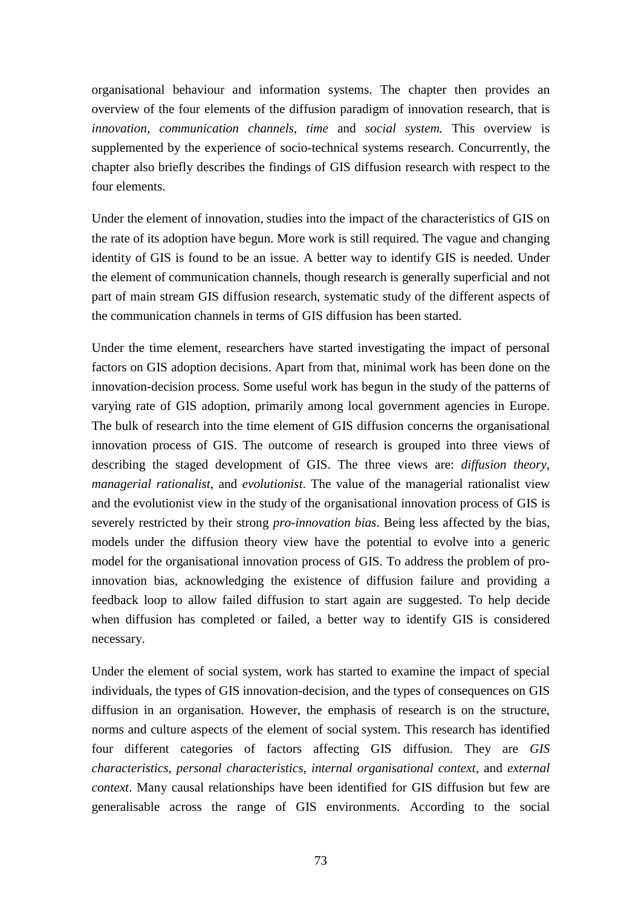organisational behaviour and information systems. The chapter then provides an overview of the four elements of the diffusion paradigm of innovation research, that is *innovation*, *communication channels*, *time* and *social system.* This overview is supplemented by the experience of socio-technical systems research. Concurrently, the chapter also briefly describes the findings of GIS diffusion research with respect to the four elements.

Under the element of innovation, studies into the impact of the characteristics of GIS on the rate of its adoption have begun. More work is still required. The vague and changing identity of GIS is found to be an issue. A better way to identify GIS is needed. Under the element of communication channels, though research is generally superficial and not part of main stream GIS diffusion research, systematic study of the different aspects of the communication channels in terms of GIS diffusion has been started.

Under the time element, researchers have started investigating the impact of personal factors on GIS adoption decisions. Apart from that, minimal work has been done on the innovation-decision process. Some useful work has begun in the study of the patterns of varying rate of GIS adoption, primarily among local government agencies in Europe. The bulk of research into the time element of GIS diffusion concerns the organisational innovation process of GIS. The outcome of research is grouped into three views of describing the staged development of GIS. The three views are: *diffusion theory*, *managerial rationalist*, and *evolutionist*. The value of the managerial rationalist view and the evolutionist view in the study of the organisational innovation process of GIS is severely restricted by their strong *pro-innovation bias*. Being less affected by the bias, models under the diffusion theory view have the potential to evolve into a generic model for the organisational innovation process of GIS. To address the problem of pro-innovation bias, acknowledging the existence of diffusion failure and providing a feedback loop to allow failed diffusion to start again are suggested. To help decide when diffusion has completed or failed, a better way to identify GIS is considered necessary.

Under the element of social system, work has started to examine the impact of special individuals, the types of GIS innovation-decision, and the types of consequences on GIS diffusion in an organisation. However, the emphasis of research is on the structure, norms and culture aspects of the element of social system. This research has identified four different categories of factors affecting GIS diffusion. They are *GIS characteristics*, *personal characteristics*, *internal organisational context*, and *external context*. Many causal relationships have been identified for GIS diffusion but few are generalisable across the range of GIS environments. According to the social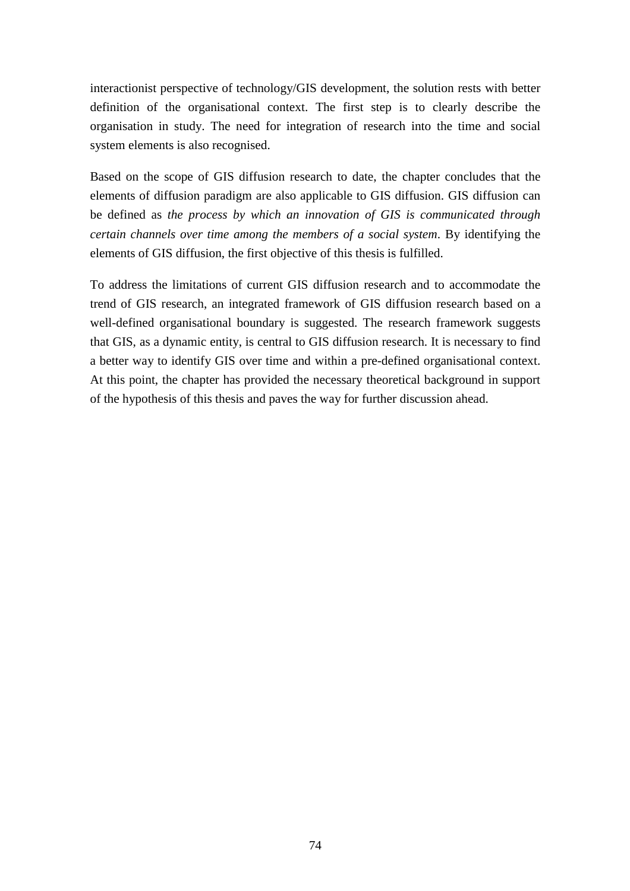interactionist perspective of technology/GIS development, the solution rests with better definition of the organisational context. The first step is to clearly describe the organisation in study. The need for integration of research into the time and social system elements is also recognised.

Based on the scope of GIS diffusion research to date, the chapter concludes that the elements of diffusion paradigm are also applicable to GIS diffusion. GIS diffusion can be defined as *the process by which an innovation of GIS is communicated through certain channels over time among the members of a social system*. By identifying the elements of GIS diffusion, the first objective of this thesis is fulfilled.

To address the limitations of current GIS diffusion research and to accommodate the trend of GIS research, an integrated framework of GIS diffusion research based on a well-defined organisational boundary is suggested. The research framework suggests that GIS, as a dynamic entity, is central to GIS diffusion research. It is necessary to find a better way to identify GIS over time and within a pre-defined organisational context. At this point, the chapter has provided the necessary theoretical background in support of the hypothesis of this thesis and paves the way for further discussion ahead.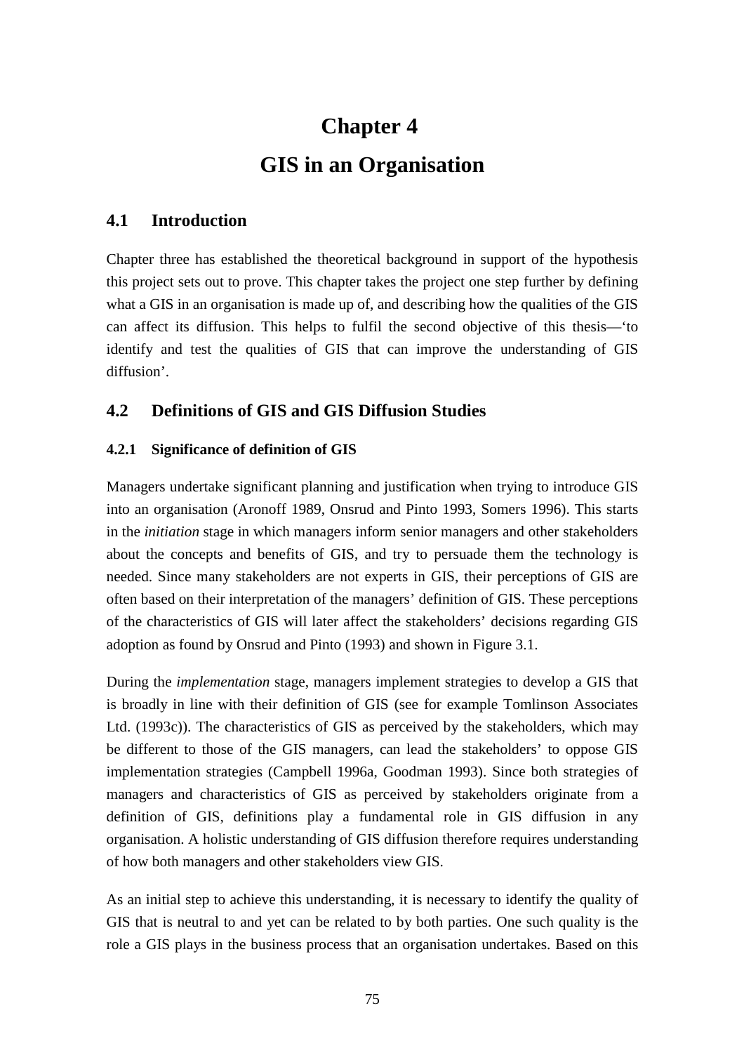# Chapter 4

# GIS in an Organisation

## 4.1 Introduction

Chapter three has established the theoretical background in support of the hypothesis this project sets out to prove. This chapter takes the project one step further by defining what a GIS in an organisation is made up of, and describing how the qualities of the GIS can affect its diffusion. This helps to fulfil the second objective of this thesis—'to identify and test the qualities of GIS that can improve the understanding of GIS diffusion'.

## 4.2 Definitions of GIS and GIS Diffusion Studies

### 4.2.1 Significance of definition of GIS

Managers undertake significant planning and justification when trying to introduce GIS into an organisation (Aronoff 1989, Onsrud and Pinto 1993, Somers 1996). This starts in the *initiation* stage in which managers inform senior managers and other stakeholders about the concepts and benefits of GIS, and try to persuade them the technology is needed. Since many stakeholders are not experts in GIS, their perceptions of GIS are often based on their interpretation of the managers' definition of GIS. These perceptions of the characteristics of GIS will later affect the stakeholders' decisions regarding GIS adoption as found by Onsrud and Pinto (1993) and shown in Figure 3.1.

During the *implementation* stage, managers implement strategies to develop a GIS that is broadly in line with their definition of GIS (see for example Tomlinson Associates Ltd. (1993c)). The characteristics of GIS as perceived by the stakeholders, which may be different to those of the GIS managers, can lead the stakeholders' to oppose GIS implementation strategies (Campbell 1996a, Goodman 1993). Since both strategies of managers and characteristics of GIS as perceived by stakeholders originate from a definition of GIS, definitions play a fundamental role in GIS diffusion in any organisation. A holistic understanding of GIS diffusion therefore requires understanding of how both managers and other stakeholders view GIS.

As an initial step to achieve this understanding, it is necessary to identify the quality of GIS that is neutral to and yet can be related to by both parties. One such quality is the role a GIS plays in the business process that an organisation undertakes. Based on this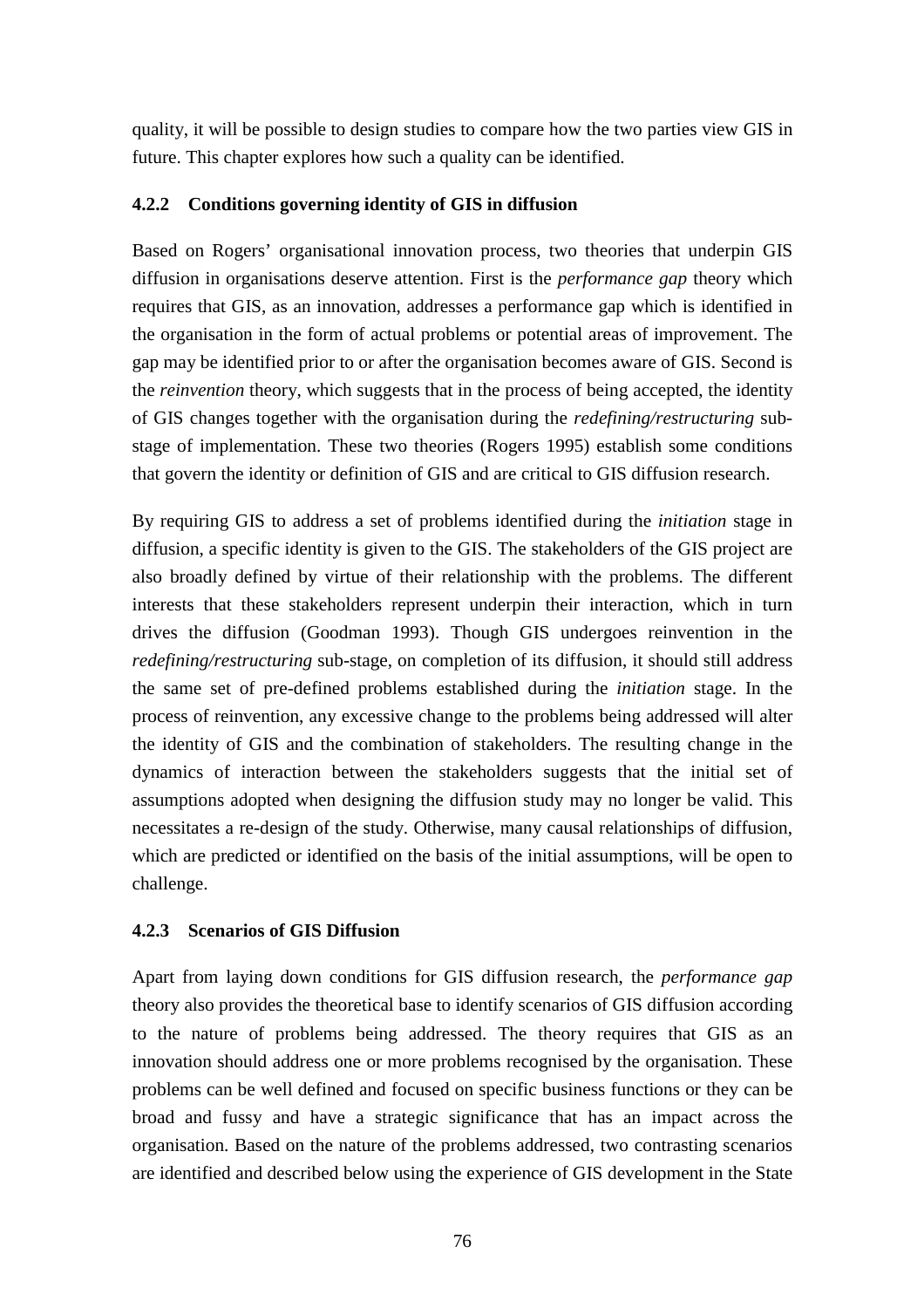quality, it will be possible to design studies to compare how the two parties view GIS in future. This chapter explores how such a quality can be identified.

### 4.2.2 Conditions governing identity of GIS in diffusion

Based on Rogers' organisational innovation process, two theories that underpin GIS diffusion in organisations deserve attention. First is the *performance gap* theory which requires that GIS, as an innovation, addresses a performance gap which is identified in the organisation in the form of actual problems or potential areas of improvement. The gap may be identified prior to or after the organisation becomes aware of GIS. Second is the *reinvention* theory, which suggests that in the process of being accepted, the identity of GIS changes together with the organisation during the *redefining/restructuring* sub-stage of implementation. These two theories (Rogers 1995) establish some conditions that govern the identity or definition of GIS and are critical to GIS diffusion research.

By requiring GIS to address a set of problems identified during the *initiation* stage in diffusion, a specific identity is given to the GIS. The stakeholders of the GIS project are also broadly defined by virtue of their relationship with the problems. The different interests that these stakeholders represent underpin their interaction, which in turn drives the diffusion (Goodman 1993). Though GIS undergoes reinvention in the *redefining/restructuring* sub-stage, on completion of its diffusion, it should still address the same set of pre-defined problems established during the *initiation* stage. In the process of reinvention, any excessive change to the problems being addressed will alter the identity of GIS and the combination of stakeholders. The resulting change in the dynamics of interaction between the stakeholders suggests that the initial set of assumptions adopted when designing the diffusion study may no longer be valid. This necessitates a re-design of the study. Otherwise, many causal relationships of diffusion, which are predicted or identified on the basis of the initial assumptions, will be open to challenge.

### 4.2.3 Scenarios of GIS Diffusion

Apart from laying down conditions for GIS diffusion research, the *performance gap* theory also provides the theoretical base to identify scenarios of GIS diffusion according to the nature of problems being addressed. The theory requires that GIS as an innovation should address one or more problems recognised by the organisation. These problems can be well defined and focused on specific business functions or they can be broad and fussy and have a strategic significance that has an impact across the organisation. Based on the nature of the problems addressed, two contrasting scenarios are identified and described below using the experience of GIS development in the State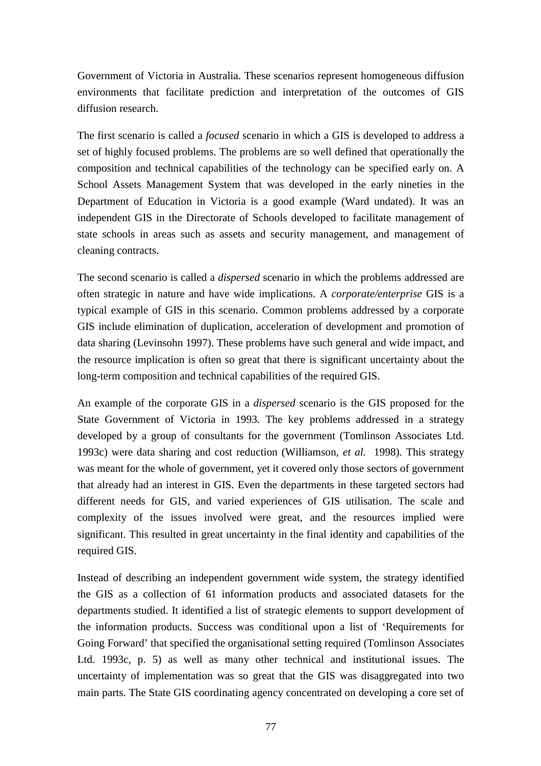Government of Victoria in Australia. These scenarios represent homogeneous diffusion environments that facilitate prediction and interpretation of the outcomes of GIS diffusion research.

The first scenario is called a *focused* scenario in which a GIS is developed to address a set of highly focused problems. The problems are so well defined that operationally the composition and technical capabilities of the technology can be specified early on. A School Assets Management System that was developed in the early nineties in the Department of Education in Victoria is a good example (Ward undated). It was an independent GIS in the Directorate of Schools developed to facilitate management of state schools in areas such as assets and security management, and management of cleaning contracts.

The second scenario is called a *dispersed* scenario in which the problems addressed are often strategic in nature and have wide implications. A *corporate/enterprise* GIS is a typical example of GIS in this scenario. Common problems addressed by a corporate GIS include elimination of duplication, acceleration of development and promotion of data sharing (Levinsohn 1997). These problems have such general and wide impact, and the resource implication is often so great that there is significant uncertainty about the long-term composition and technical capabilities of the required GIS.

An example of the corporate GIS in a *dispersed* scenario is the GIS proposed for the State Government of Victoria in 1993. The key problems addressed in a strategy developed by a group of consultants for the government (Tomlinson Associates Ltd. 1993c) were data sharing and cost reduction (Williamson, *et al.* 1998). This strategy was meant for the whole of government, yet it covered only those sectors of government that already had an interest in GIS. Even the departments in these targeted sectors had different needs for GIS, and varied experiences of GIS utilisation. The scale and complexity of the issues involved were great, and the resources implied were significant. This resulted in great uncertainty in the final identity and capabilities of the required GIS.

Instead of describing an independent government wide system, the strategy identified the GIS as a collection of 61 information products and associated datasets for the departments studied. It identified a list of strategic elements to support development of the information products. Success was conditional upon a list of 'Requirements for Going Forward' that specified the organisational setting required (Tomlinson Associates Ltd. 1993c, p. 5) as well as many other technical and institutional issues. The uncertainty of implementation was so great that the GIS was disaggregated into two main parts. The State GIS coordinating agency concentrated on developing a core set of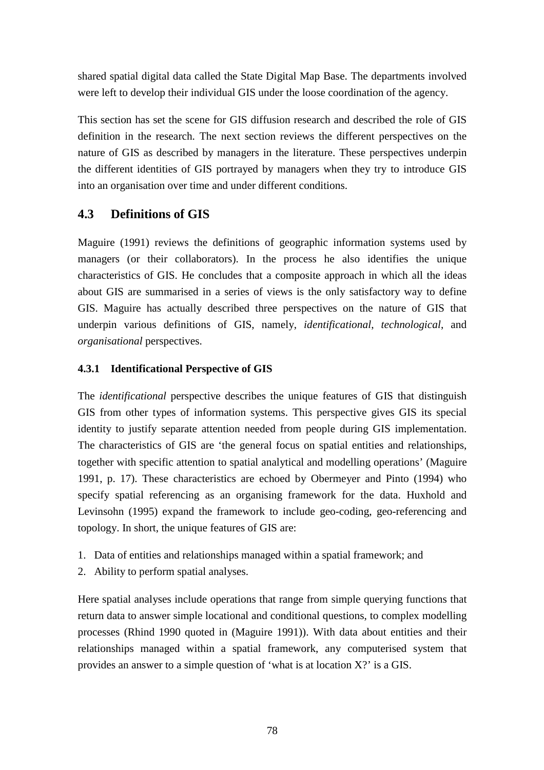shared spatial digital data called the State Digital Map Base. The departments involved were left to develop their individual GIS under the loose coordination of the agency.

This section has set the scene for GIS diffusion research and described the role of GIS definition in the research. The next section reviews the different perspectives on the nature of GIS as described by managers in the literature. These perspectives underpin the different identities of GIS portrayed by managers when they try to introduce GIS into an organisation over time and under different conditions.

## 4.3 Definitions of GIS

Maguire (1991) reviews the definitions of geographic information systems used by managers (or their collaborators). In the process he also identifies the unique characteristics of GIS. He concludes that a composite approach in which all the ideas about GIS are summarised in a series of views is the only satisfactory way to define GIS. Maguire has actually described three perspectives on the nature of GIS that underpin various definitions of GIS, namely, *identificational*, *technological*, and *organisational* perspectives.

### 4.3.1 Identificational Perspective of GIS

The *identificational* perspective describes the unique features of GIS that distinguish GIS from other types of information systems. This perspective gives GIS its special identity to justify separate attention needed from people during GIS implementation. The characteristics of GIS are 'the general focus on spatial entities and relationships, together with specific attention to spatial analytical and modelling operations' (Maguire 1991, p. 17). These characteristics are echoed by Obermeyer and Pinto (1994) who specify spatial referencing as an organising framework for the data. Huxhold and Levinsohn (1995) expand the framework to include geo-coding, geo-referencing and topology. In short, the unique features of GIS are:

1. Data of entities and relationships managed within a spatial framework; and
2. Ability to perform spatial analyses.

Here spatial analyses include operations that range from simple querying functions that return data to answer simple locational and conditional questions, to complex modelling processes (Rhind 1990 quoted in (Maguire 1991)). With data about entities and their relationships managed within a spatial framework, any computerised system that provides an answer to a simple question of 'what is at location X?' is a GIS.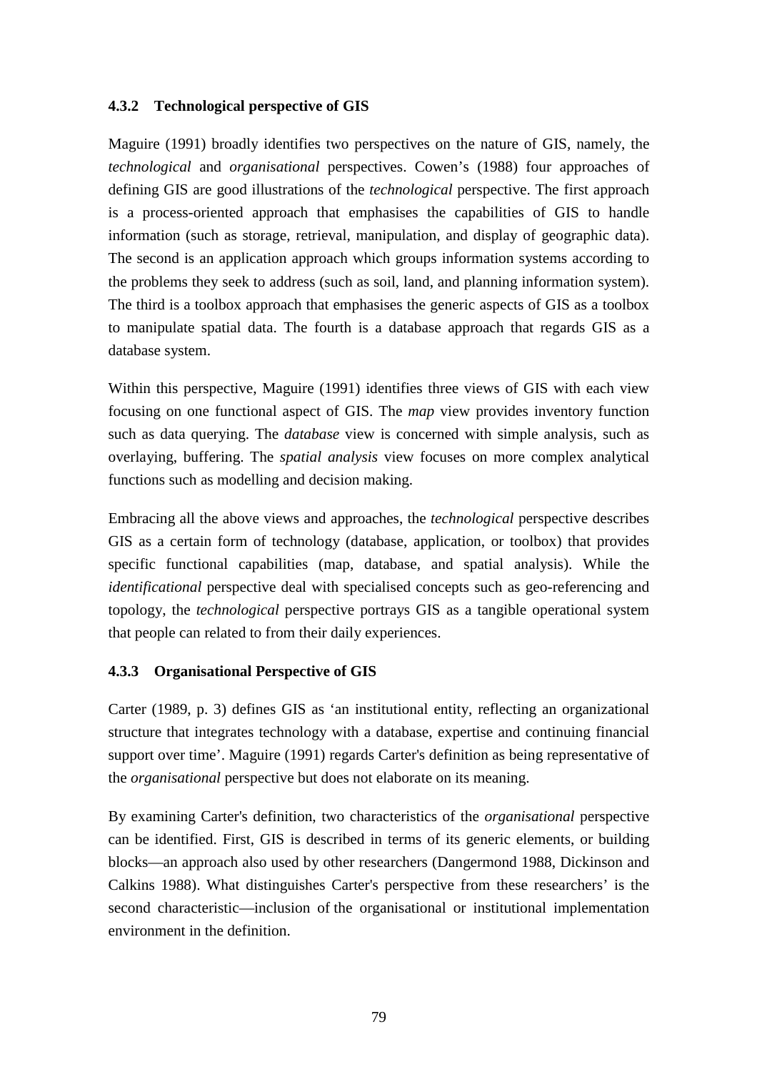### 4.3.2 Technological perspective of GIS

Maguire (1991) broadly identifies two perspectives on the nature of GIS, namely, the *technological* and *organisational* perspectives. Cowen's (1988) four approaches of defining GIS are good illustrations of the *technological* perspective. The first approach is a process-oriented approach that emphasises the capabilities of GIS to handle information (such as storage, retrieval, manipulation, and display of geographic data). The second is an application approach which groups information systems according to the problems they seek to address (such as soil, land, and planning information system). The third is a toolbox approach that emphasises the generic aspects of GIS as a toolbox to manipulate spatial data. The fourth is a database approach that regards GIS as a database system.

Within this perspective, Maguire (1991) identifies three views of GIS with each view focusing on one functional aspect of GIS. The *map* view provides inventory function such as data querying. The *database* view is concerned with simple analysis, such as overlaying, buffering. The *spatial analysis* view focuses on more complex analytical functions such as modelling and decision making.

Embracing all the above views and approaches, the *technological* perspective describes GIS as a certain form of technology (database, application, or toolbox) that provides specific functional capabilities (map, database, and spatial analysis). While the *identificational* perspective deal with specialised concepts such as geo-referencing and topology, the *technological* perspective portrays GIS as a tangible operational system that people can related to from their daily experiences.

### 4.3.3 Organisational Perspective of GIS

Carter (1989, p. 3) defines GIS as 'an institutional entity, reflecting an organizational structure that integrates technology with a database, expertise and continuing financial support over time'. Maguire (1991) regards Carter's definition as being representative of the *organisational* perspective but does not elaborate on its meaning.

By examining Carter's definition, two characteristics of the *organisational* perspective can be identified. First, GIS is described in terms of its generic elements, or building blocks—an approach also used by other researchers (Dangermond 1988, Dickinson and Calkins 1988). What distinguishes Carter's perspective from these researchers' is the second characteristic—inclusion of the organisational or institutional implementation environment in the definition.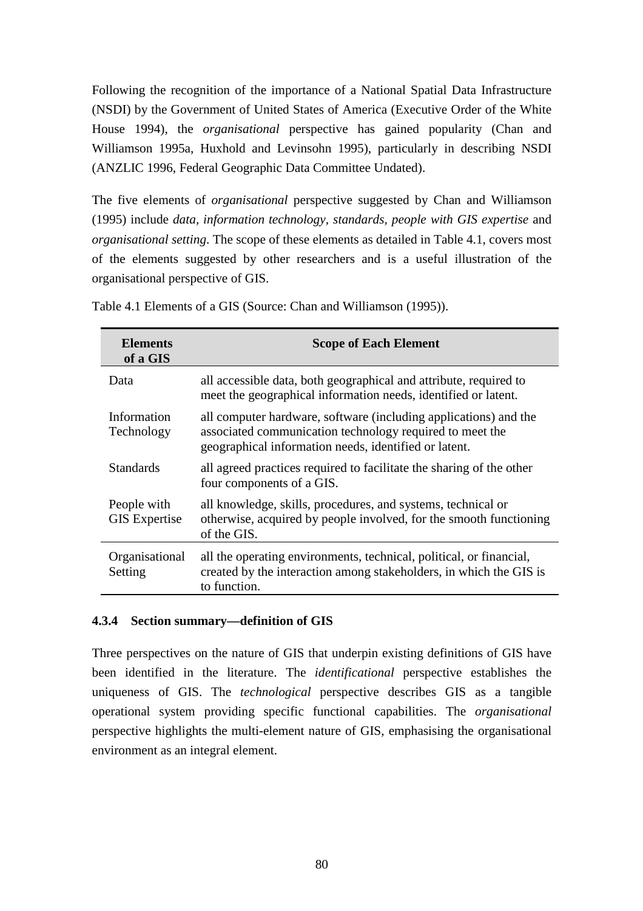Following the recognition of the importance of a National Spatial Data Infrastructure (NSDI) by the Government of United States of America (Executive Order of the White House 1994), the *organisational* perspective has gained popularity (Chan and Williamson 1995a, Huxhold and Levinsohn 1995), particularly in describing NSDI (ANZLIC 1996, Federal Geographic Data Committee Undated).

The five elements of *organisational* perspective suggested by Chan and Williamson (1995) include *data, information technology, standards, people with GIS expertise* and *organisational setting*. The scope of these elements as detailed in Table 4.1, covers most of the elements suggested by other researchers and is a useful illustration of the organisational perspective of GIS.

Table 4.1 Elements of a GIS (Source: Chan and Williamson (1995)).

| Elements of a GIS | Scope of Each Element |
|---|---|
| Data | all accessible data, both geographical and attribute, required to meet the geographical information needs, identified or latent. |
| Information Technology | all computer hardware, software (including applications) and the associated communication technology required to meet the geographical information needs, identified or latent. |
| Standards | all agreed practices required to facilitate the sharing of the other four components of a GIS. |
| People with GIS Expertise | all knowledge, skills, procedures, and systems, technical or otherwise, acquired by people involved, for the smooth functioning of the GIS. |
| Organisational Setting | all the operating environments, technical, political, or financial, created by the interaction among stakeholders, in which the GIS is to function. |

### 4.3.4 Section summary—definition of GIS

Three perspectives on the nature of GIS that underpin existing definitions of GIS have been identified in the literature. The *identificational* perspective establishes the uniqueness of GIS. The *technological* perspective describes GIS as a tangible operational system providing specific functional capabilities. The *organisational* perspective highlights the multi-element nature of GIS, emphasising the organisational environment as an integral element.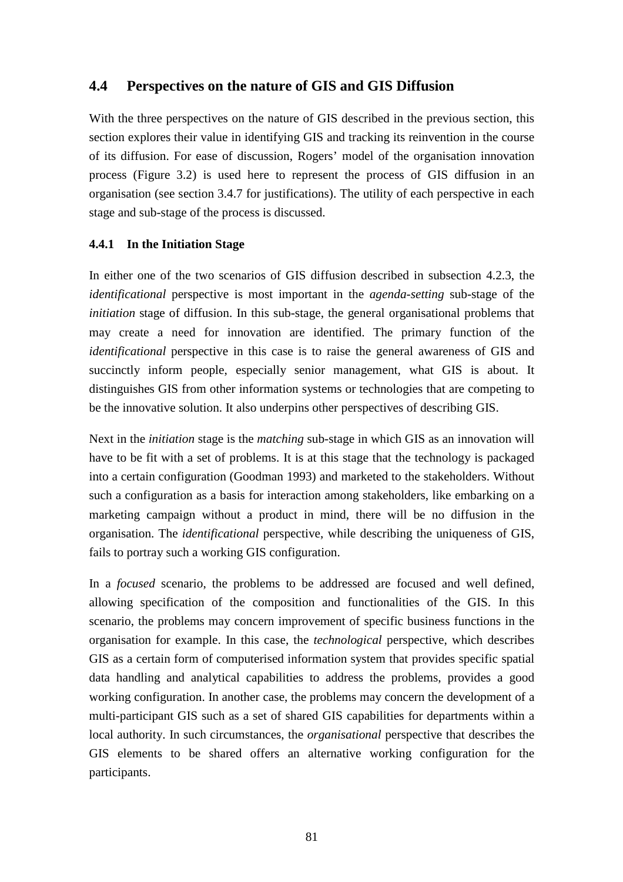## 4.4 Perspectives on the nature of GIS and GIS Diffusion

With the three perspectives on the nature of GIS described in the previous section, this section explores their value in identifying GIS and tracking its reinvention in the course of its diffusion. For ease of discussion, Rogers' model of the organisation innovation process (Figure 3.2) is used here to represent the process of GIS diffusion in an organisation (see section 3.4.7 for justifications). The utility of each perspective in each stage and sub-stage of the process is discussed.

### 4.4.1 In the Initiation Stage

In either one of the two scenarios of GIS diffusion described in subsection 4.2.3, the *identificational* perspective is most important in the *agenda-setting* sub-stage of the *initiation* stage of diffusion. In this sub-stage, the general organisational problems that may create a need for innovation are identified. The primary function of the *identificational* perspective in this case is to raise the general awareness of GIS and succinctly inform people, especially senior management, what GIS is about. It distinguishes GIS from other information systems or technologies that are competing to be the innovative solution. It also underpins other perspectives of describing GIS.

Next in the *initiation* stage is the *matching* sub-stage in which GIS as an innovation will have to be fit with a set of problems. It is at this stage that the technology is packaged into a certain configuration (Goodman 1993) and marketed to the stakeholders. Without such a configuration as a basis for interaction among stakeholders, like embarking on a marketing campaign without a product in mind, there will be no diffusion in the organisation. The *identificational* perspective, while describing the uniqueness of GIS, fails to portray such a working GIS configuration.

In a *focused* scenario, the problems to be addressed are focused and well defined, allowing specification of the composition and functionalities of the GIS. In this scenario, the problems may concern improvement of specific business functions in the organisation for example. In this case, the *technological* perspective, which describes GIS as a certain form of computerised information system that provides specific spatial data handling and analytical capabilities to address the problems, provides a good working configuration. In another case, the problems may concern the development of a multi-participant GIS such as a set of shared GIS capabilities for departments within a local authority. In such circumstances, the *organisational* perspective that describes the GIS elements to be shared offers an alternative working configuration for the participants.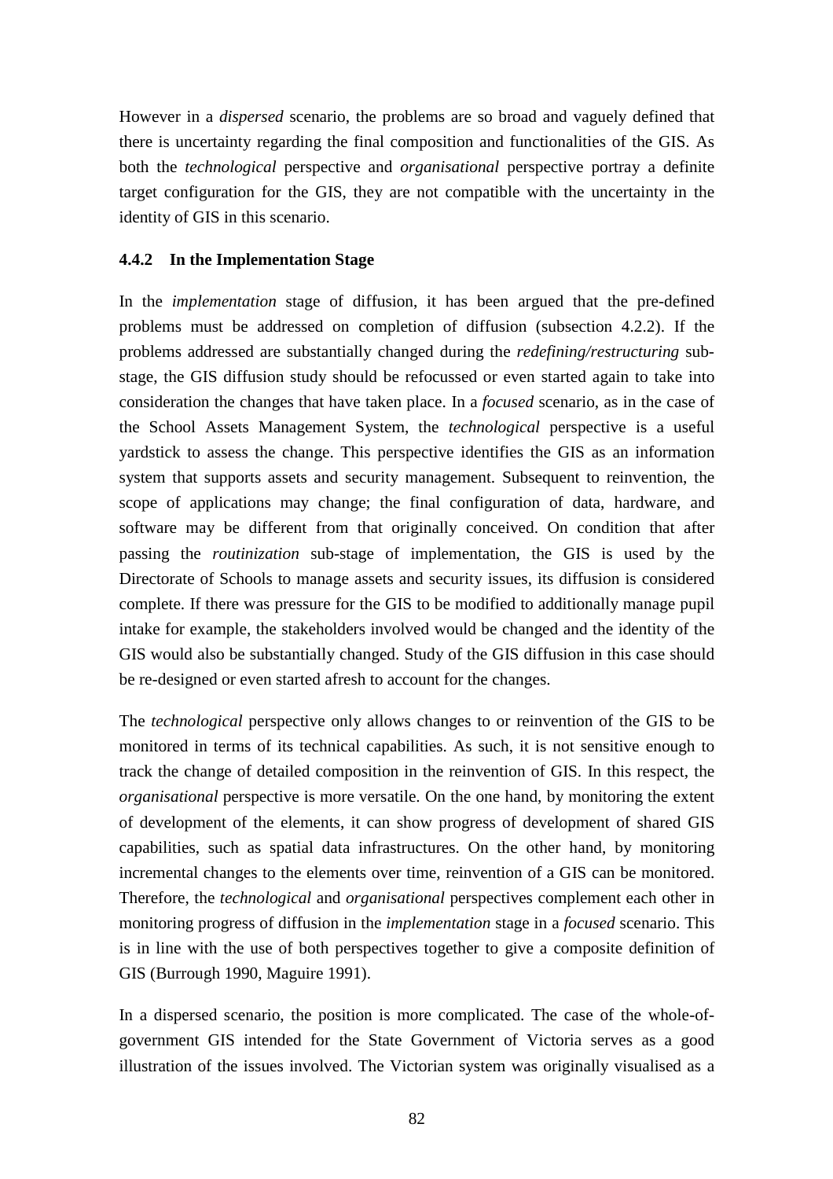However in a *dispersed* scenario, the problems are so broad and vaguely defined that there is uncertainty regarding the final composition and functionalities of the GIS. As both the *technological* perspective and *organisational* perspective portray a definite target configuration for the GIS, they are not compatible with the uncertainty in the identity of GIS in this scenario.

### 4.4.2 In the Implementation Stage

In the *implementation* stage of diffusion, it has been argued that the pre-defined problems must be addressed on completion of diffusion (subsection 4.2.2). If the problems addressed are substantially changed during the *redefining/restructuring* sub-stage, the GIS diffusion study should be refocussed or even started again to take into consideration the changes that have taken place. In a *focused* scenario, as in the case of the School Assets Management System, the *technological* perspective is a useful yardstick to assess the change. This perspective identifies the GIS as an information system that supports assets and security management. Subsequent to reinvention, the scope of applications may change; the final configuration of data, hardware, and software may be different from that originally conceived. On condition that after passing the *routinization* sub-stage of implementation, the GIS is used by the Directorate of Schools to manage assets and security issues, its diffusion is considered complete. If there was pressure for the GIS to be modified to additionally manage pupil intake for example, the stakeholders involved would be changed and the identity of the GIS would also be substantially changed. Study of the GIS diffusion in this case should be re-designed or even started afresh to account for the changes.

The *technological* perspective only allows changes to or reinvention of the GIS to be monitored in terms of its technical capabilities. As such, it is not sensitive enough to track the change of detailed composition in the reinvention of GIS. In this respect, the *organisational* perspective is more versatile. On the one hand, by monitoring the extent of development of the elements, it can show progress of development of shared GIS capabilities, such as spatial data infrastructures. On the other hand, by monitoring incremental changes to the elements over time, reinvention of a GIS can be monitored. Therefore, the *technological* and *organisational* perspectives complement each other in monitoring progress of diffusion in the *implementation* stage in a *focused* scenario. This is in line with the use of both perspectives together to give a composite definition of GIS (Burrough 1990, Maguire 1991).

In a dispersed scenario, the position is more complicated. The case of the whole-of-government GIS intended for the State Government of Victoria serves as a good illustration of the issues involved. The Victorian system was originally visualised as a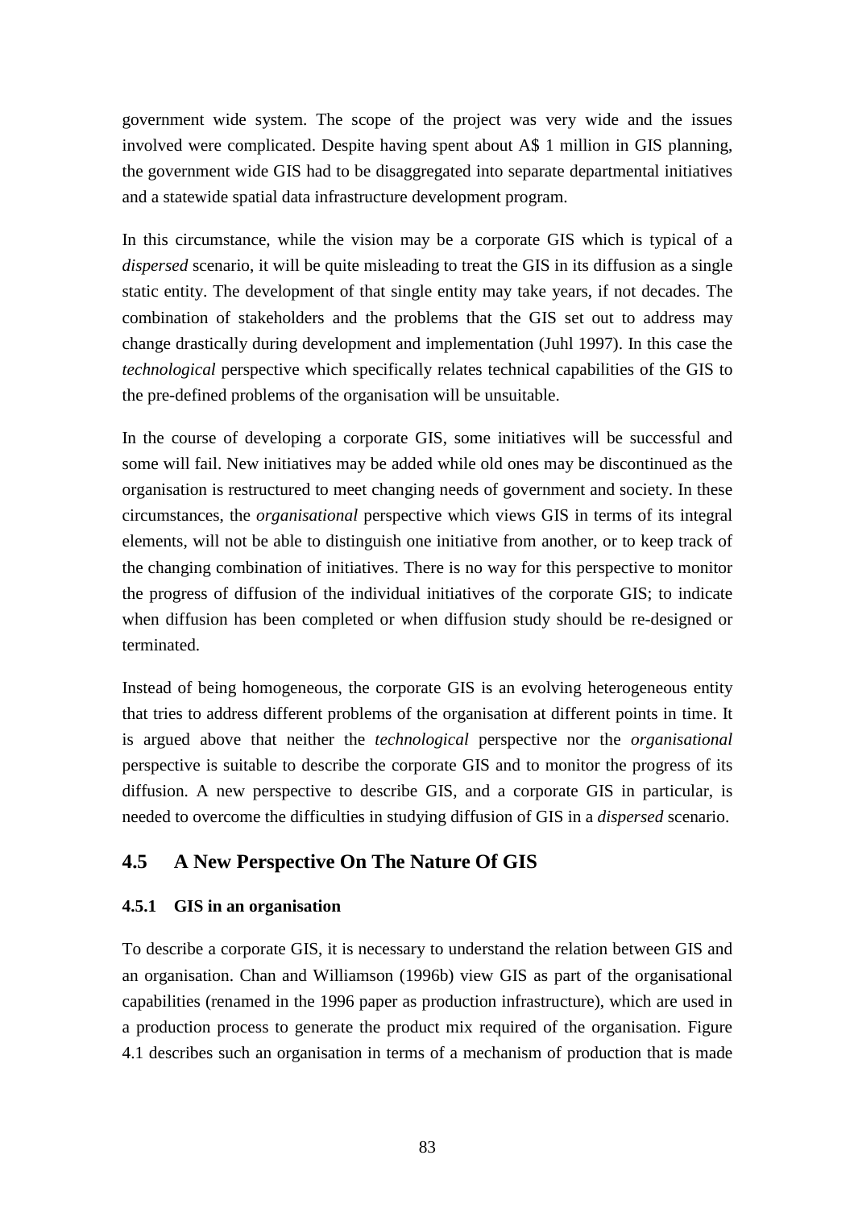government wide system. The scope of the project was very wide and the issues involved were complicated. Despite having spent about A$ 1 million in GIS planning, the government wide GIS had to be disaggregated into separate departmental initiatives and a statewide spatial data infrastructure development program.

In this circumstance, while the vision may be a corporate GIS which is typical of a *dispersed* scenario, it will be quite misleading to treat the GIS in its diffusion as a single static entity. The development of that single entity may take years, if not decades. The combination of stakeholders and the problems that the GIS set out to address may change drastically during development and implementation (Juhl 1997). In this case the *technological* perspective which specifically relates technical capabilities of the GIS to the pre-defined problems of the organisation will be unsuitable.

In the course of developing a corporate GIS, some initiatives will be successful and some will fail. New initiatives may be added while old ones may be discontinued as the organisation is restructured to meet changing needs of government and society. In these circumstances, the *organisational* perspective which views GIS in terms of its integral elements, will not be able to distinguish one initiative from another, or to keep track of the changing combination of initiatives. There is no way for this perspective to monitor the progress of diffusion of the individual initiatives of the corporate GIS; to indicate when diffusion has been completed or when diffusion study should be re-designed or terminated.

Instead of being homogeneous, the corporate GIS is an evolving heterogeneous entity that tries to address different problems of the organisation at different points in time. It is argued above that neither the *technological* perspective nor the *organisational* perspective is suitable to describe the corporate GIS and to monitor the progress of its diffusion. A new perspective to describe GIS, and a corporate GIS in particular, is needed to overcome the difficulties in studying diffusion of GIS in a *dispersed* scenario.

## 4.5 A New Perspective On The Nature Of GIS

### 4.5.1 GIS in an organisation

To describe a corporate GIS, it is necessary to understand the relation between GIS and an organisation. Chan and Williamson (1996b) view GIS as part of the organisational capabilities (renamed in the 1996 paper as production infrastructure), which are used in a production process to generate the product mix required of the organisation. Figure 4.1 describes such an organisation in terms of a mechanism of production that is made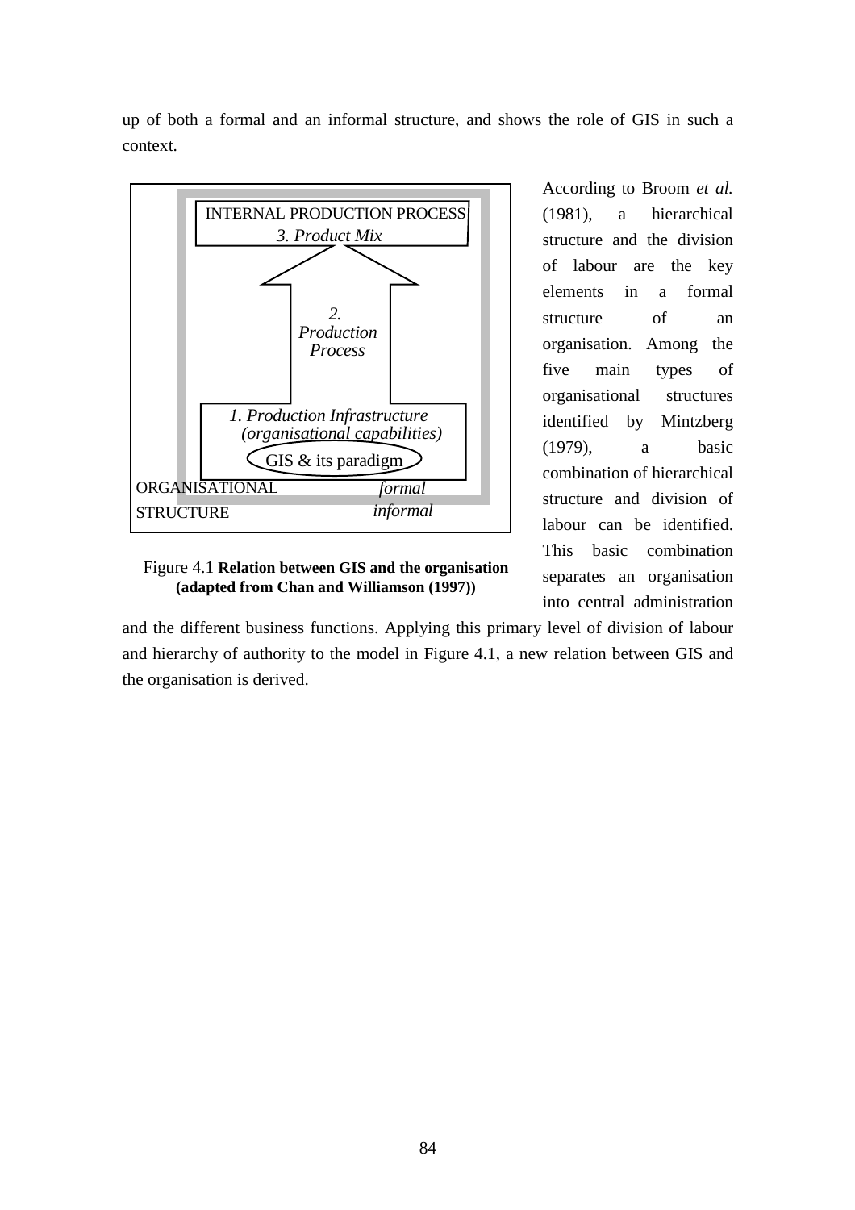up of both a formal and an informal structure, and shows the role of GIS in such a context.

INTERNAL PRODUCTION PROCESS
*3. Product Mix*

*2. Production Process*

*1. Production Infrastructure (organisational capabilities)*

GIS & its paradigm

ORGANISATIONAL STRUCTURE *formal* *informal*

Figure 4.1 **Relation between GIS and the organisation (adapted from Chan and Williamson (1997))**

According to Broom *et al.* (1981), a hierarchical structure and the division of labour are the key elements in a formal structure of an organisation. Among the five main types of organisational structures identified by Mintzberg (1979), a basic combination of hierarchical structure and division of labour can be identified. This basic combination separates an organisation into central administration and the different business functions. Applying this primary level of division of labour and hierarchy of authority to the model in Figure 4.1, a new relation between GIS and the organisation is derived.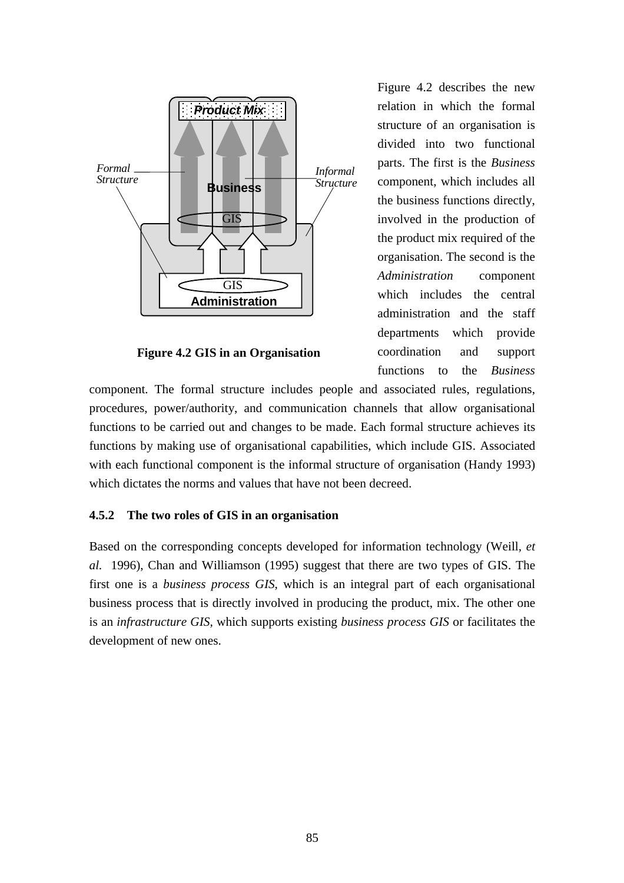Figure 4.2 GIS in an Organisation

Figure 4.2 describes the new relation in which the formal structure of an organisation is divided into two functional parts. The first is the *Business* component, which includes all the business functions directly, involved in the production of the product mix required of the organisation. The second is the *Administration* component which includes the central administration and the staff departments which provide coordination and support functions to the *Business* component. The formal structure includes people and associated rules, regulations, procedures, power/authority, and communication channels that allow organisational functions to be carried out and changes to be made. Each formal structure achieves its functions by making use of organisational capabilities, which include GIS. Associated with each functional component is the informal structure of organisation (Handy 1993) which dictates the norms and values that have not been decreed.

### 4.5.2 The two roles of GIS in an organisation

Based on the corresponding concepts developed for information technology (Weill, *et al.* 1996), Chan and Williamson (1995) suggest that there are two types of GIS. The first one is a *business process GIS*, which is an integral part of each organisational business process that is directly involved in producing the product, mix. The other one is an *infrastructure GIS*, which supports existing *business process GIS* or facilitates the development of new ones.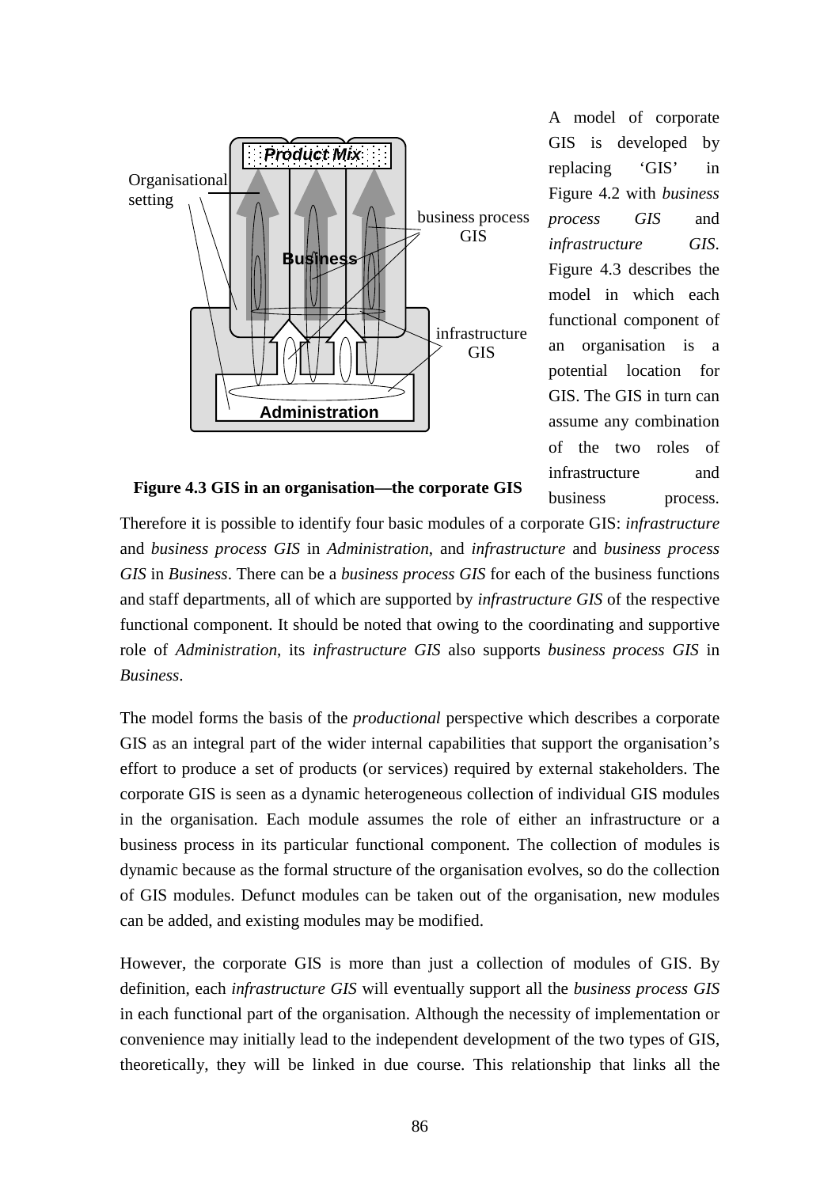A model of corporate GIS is developed by replacing 'GIS' in Figure 4.2 with *business process GIS* and *infrastructure GIS*. Figure 4.3 describes the model in which each functional component of an organisation is a potential location for GIS. The GIS in turn can assume any combination of the two roles of infrastructure and business process.

**Figure 4.3 GIS in an organisation—the corporate GIS**

Therefore it is possible to identify four basic modules of a corporate GIS: *infrastructure* and *business process GIS* in *Administration*, and *infrastructure* and *business process GIS* in *Business*. There can be a *business process GIS* for each of the business functions and staff departments, all of which are supported by *infrastructure GIS* of the respective functional component. It should be noted that owing to the coordinating and supportive role of *Administration*, its *infrastructure GIS* also supports *business process GIS* in *Business*.

The model forms the basis of the *productional* perspective which describes a corporate GIS as an integral part of the wider internal capabilities that support the organisation's effort to produce a set of products (or services) required by external stakeholders. The corporate GIS is seen as a dynamic heterogeneous collection of individual GIS modules in the organisation. Each module assumes the role of either an infrastructure or a business process in its particular functional component. The collection of modules is dynamic because as the formal structure of the organisation evolves, so do the collection of GIS modules. Defunct modules can be taken out of the organisation, new modules can be added, and existing modules may be modified.

However, the corporate GIS is more than just a collection of modules of GIS. By definition, each *infrastructure GIS* will eventually support all the *business process GIS* in each functional part of the organisation. Although the necessity of implementation or convenience may initially lead to the independent development of the two types of GIS, theoretically, they will be linked in due course. This relationship that links all the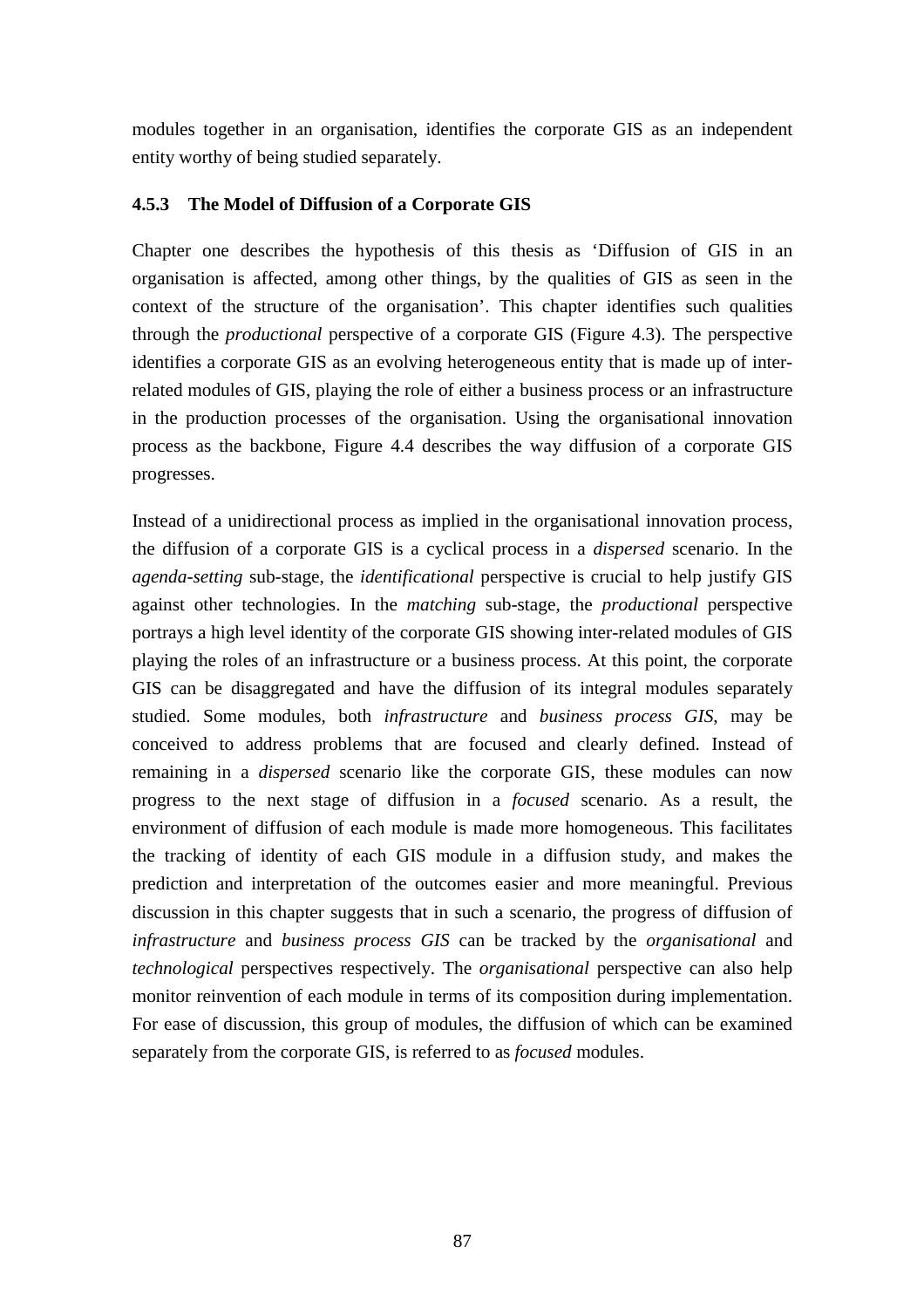modules together in an organisation, identifies the corporate GIS as an independent entity worthy of being studied separately.

### 4.5.3 The Model of Diffusion of a Corporate GIS

Chapter one describes the hypothesis of this thesis as 'Diffusion of GIS in an organisation is affected, among other things, by the qualities of GIS as seen in the context of the structure of the organisation'. This chapter identifies such qualities through the *productional* perspective of a corporate GIS (Figure 4.3). The perspective identifies a corporate GIS as an evolving heterogeneous entity that is made up of inter-related modules of GIS, playing the role of either a business process or an infrastructure in the production processes of the organisation. Using the organisational innovation process as the backbone, Figure 4.4 describes the way diffusion of a corporate GIS progresses.

Instead of a unidirectional process as implied in the organisational innovation process, the diffusion of a corporate GIS is a cyclical process in a *dispersed* scenario. In the *agenda-setting* sub-stage, the *identificational* perspective is crucial to help justify GIS against other technologies. In the *matching* sub-stage, the *productional* perspective portrays a high level identity of the corporate GIS showing inter-related modules of GIS playing the roles of an infrastructure or a business process. At this point, the corporate GIS can be disaggregated and have the diffusion of its integral modules separately studied. Some modules, both *infrastructure* and *business process GIS*, may be conceived to address problems that are focused and clearly defined. Instead of remaining in a *dispersed* scenario like the corporate GIS, these modules can now progress to the next stage of diffusion in a *focused* scenario. As a result, the environment of diffusion of each module is made more homogeneous. This facilitates the tracking of identity of each GIS module in a diffusion study, and makes the prediction and interpretation of the outcomes easier and more meaningful. Previous discussion in this chapter suggests that in such a scenario, the progress of diffusion of *infrastructure* and *business process GIS* can be tracked by the *organisational* and *technological* perspectives respectively. The *organisational* perspective can also help monitor reinvention of each module in terms of its composition during implementation. For ease of discussion, this group of modules, the diffusion of which can be examined separately from the corporate GIS, is referred to as *focused* modules.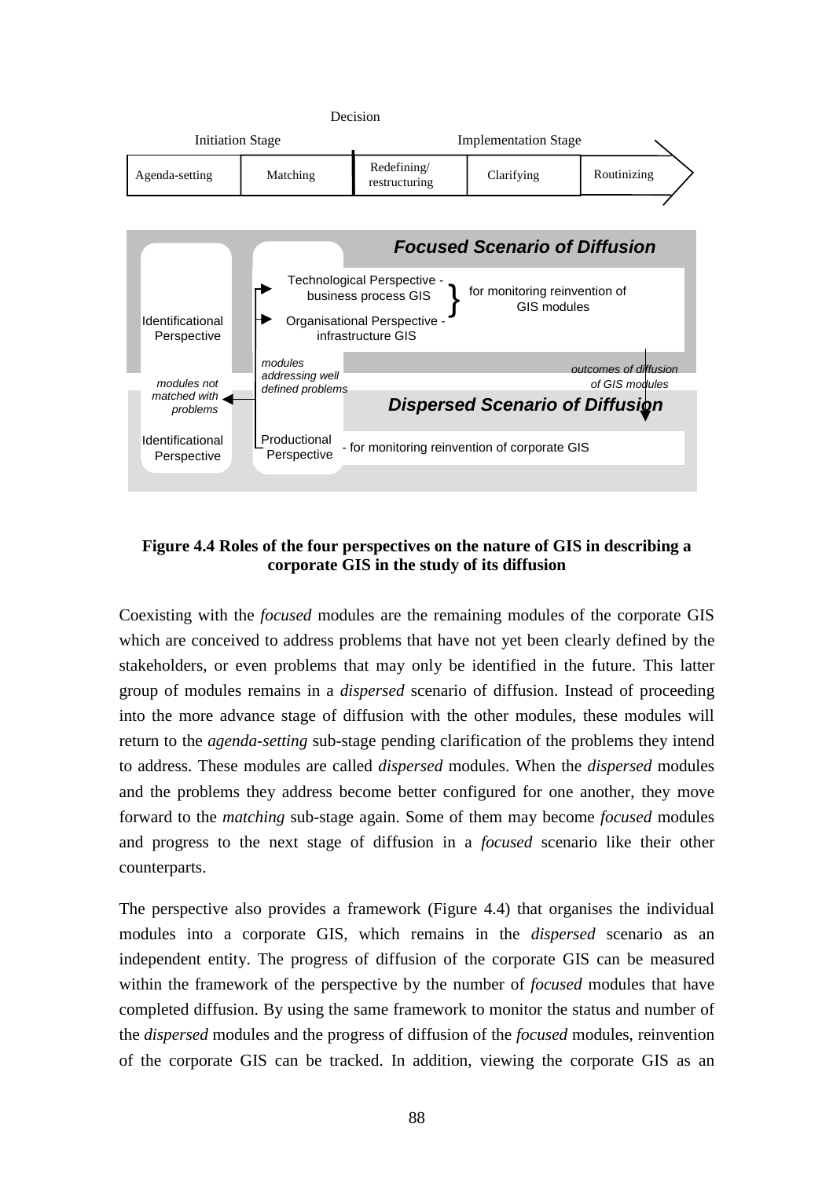Decision

Initiation Stage | Implementation Stage

Agenda-setting | Matching | Redefining/ restructuring | Clarifying | Routinizing

**Focused Scenario of Diffusion**

Identificational Perspective

Technological Perspective - business process GIS

Organisational Perspective - infrastructure GIS

for monitoring reinvention of GIS modules

modules addressing well defined problems

modules not matched with problems

outcomes of diffusion of GIS modules

**Dispersed Scenario of Diffusion**

Identificational Perspective

Productional Perspective - for monitoring reinvention of corporate GIS

**Figure 4.4 Roles of the four perspectives on the nature of GIS in describing a corporate GIS in the study of its diffusion**

Coexisting with the *focused* modules are the remaining modules of the corporate GIS which are conceived to address problems that have not yet been clearly defined by the stakeholders, or even problems that may only be identified in the future. This latter group of modules remains in a *dispersed* scenario of diffusion. Instead of proceeding into the more advance stage of diffusion with the other modules, these modules will return to the *agenda-setting* sub-stage pending clarification of the problems they intend to address. These modules are called *dispersed* modules. When the *dispersed* modules and the problems they address become better configured for one another, they move forward to the *matching* sub-stage again. Some of them may become *focused* modules and progress to the next stage of diffusion in a *focused* scenario like their other counterparts.

The perspective also provides a framework (Figure 4.4) that organises the individual modules into a corporate GIS, which remains in the *dispersed* scenario as an independent entity. The progress of diffusion of the corporate GIS can be measured within the framework of the perspective by the number of *focused* modules that have completed diffusion. By using the same framework to monitor the status and number of the *dispersed* modules and the progress of diffusion of the *focused* modules, reinvention of the corporate GIS can be tracked. In addition, viewing the corporate GIS as an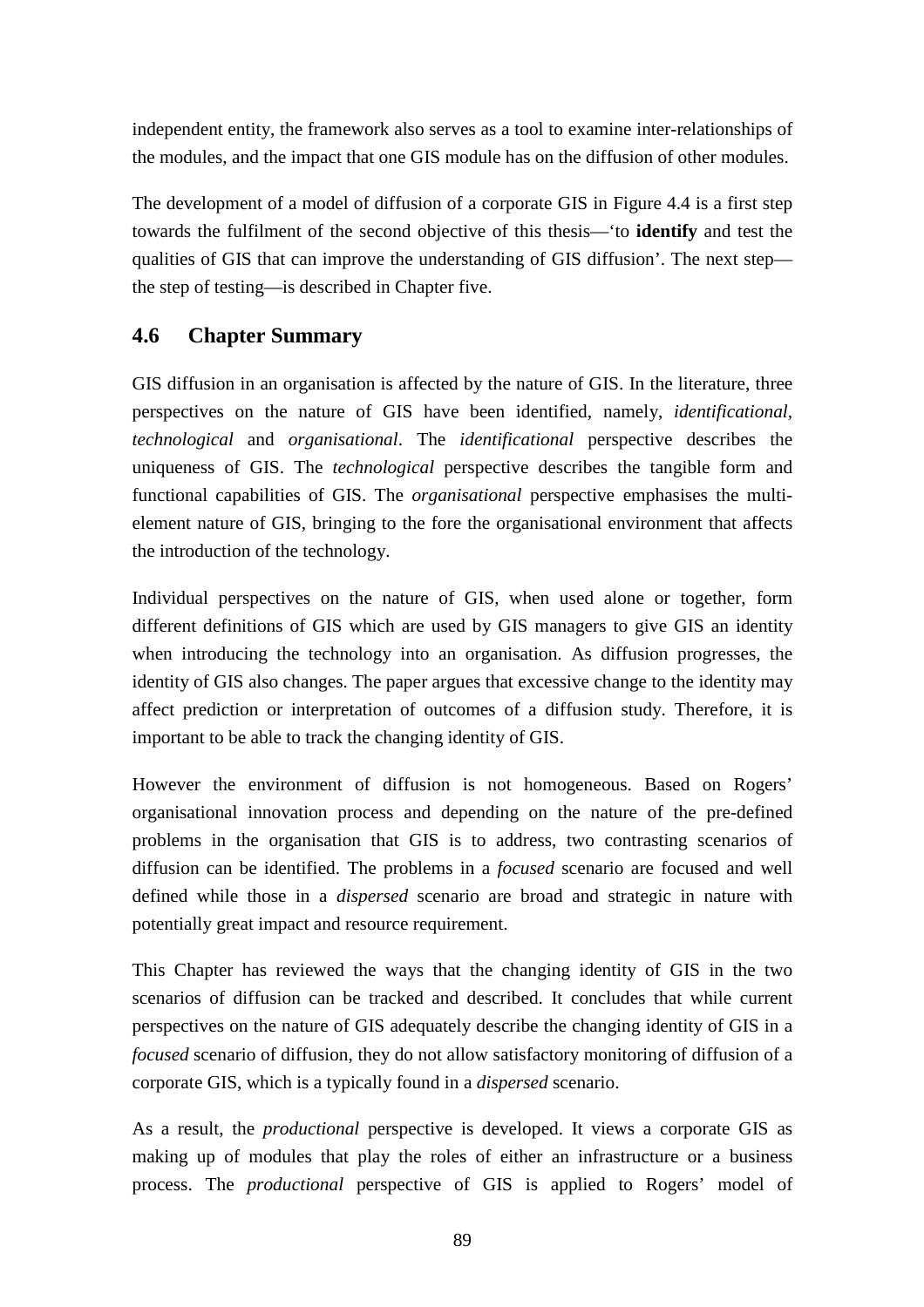independent entity, the framework also serves as a tool to examine inter-relationships of the modules, and the impact that one GIS module has on the diffusion of other modules.

The development of a model of diffusion of a corporate GIS in Figure 4.4 is a first step towards the fulfilment of the second objective of this thesis—'to **identify** and test the qualities of GIS that can improve the understanding of GIS diffusion'. The next step—the step of testing—is described in Chapter five.

## 4.6 Chapter Summary

GIS diffusion in an organisation is affected by the nature of GIS. In the literature, three perspectives on the nature of GIS have been identified, namely, *identificational*, *technological* and *organisational*. The *identificational* perspective describes the uniqueness of GIS. The *technological* perspective describes the tangible form and functional capabilities of GIS. The *organisational* perspective emphasises the multi-element nature of GIS, bringing to the fore the organisational environment that affects the introduction of the technology.

Individual perspectives on the nature of GIS, when used alone or together, form different definitions of GIS which are used by GIS managers to give GIS an identity when introducing the technology into an organisation. As diffusion progresses, the identity of GIS also changes. The paper argues that excessive change to the identity may affect prediction or interpretation of outcomes of a diffusion study. Therefore, it is important to be able to track the changing identity of GIS.

However the environment of diffusion is not homogeneous. Based on Rogers' organisational innovation process and depending on the nature of the pre-defined problems in the organisation that GIS is to address, two contrasting scenarios of diffusion can be identified. The problems in a *focused* scenario are focused and well defined while those in a *dispersed* scenario are broad and strategic in nature with potentially great impact and resource requirement.

This Chapter has reviewed the ways that the changing identity of GIS in the two scenarios of diffusion can be tracked and described. It concludes that while current perspectives on the nature of GIS adequately describe the changing identity of GIS in a *focused* scenario of diffusion, they do not allow satisfactory monitoring of diffusion of a corporate GIS, which is a typically found in a *dispersed* scenario.

As a result, the *productional* perspective is developed. It views a corporate GIS as making up of modules that play the roles of either an infrastructure or a business process. The *productional* perspective of GIS is applied to Rogers' model of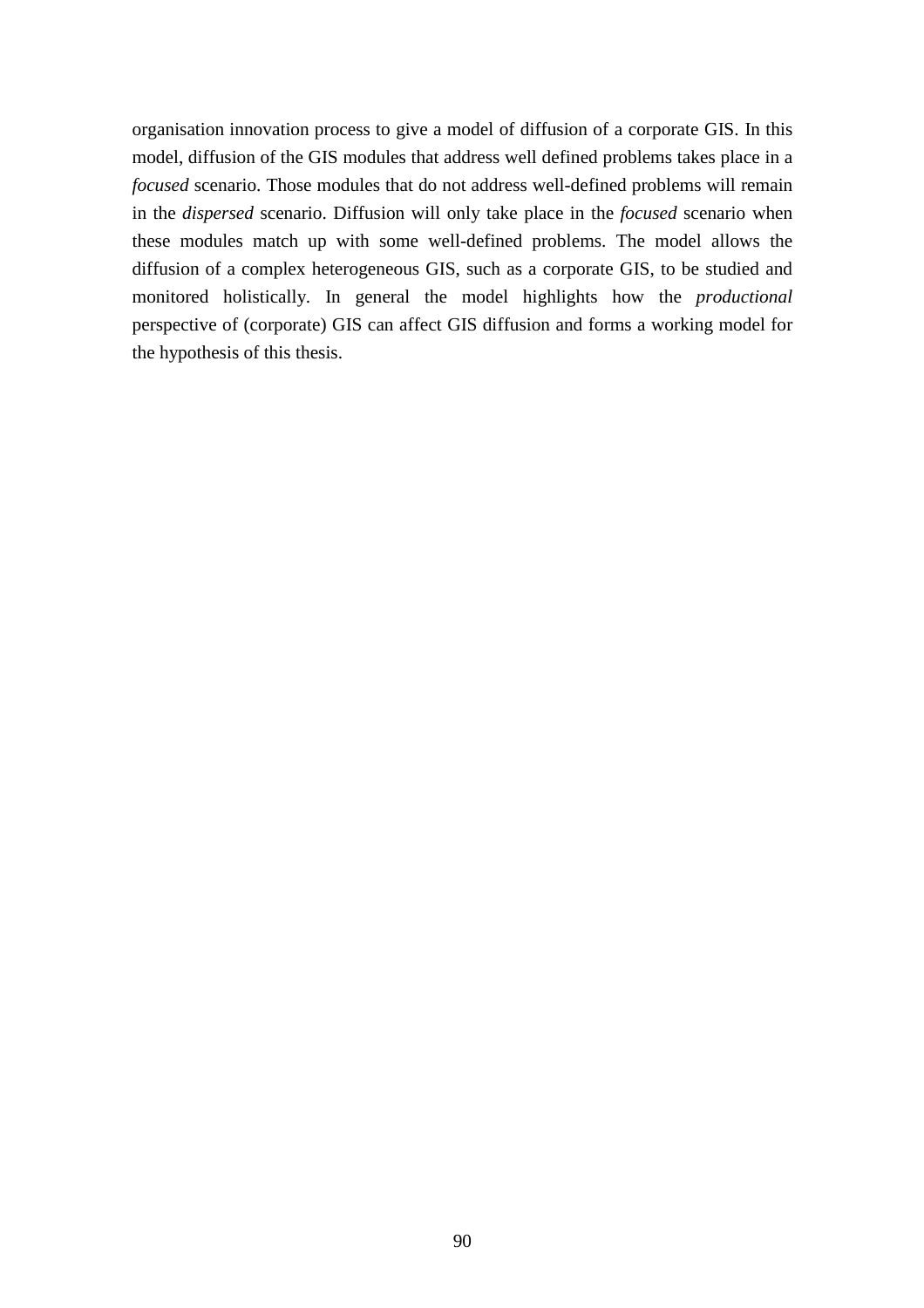organisation innovation process to give a model of diffusion of a corporate GIS. In this model, diffusion of the GIS modules that address well defined problems takes place in a *focused* scenario. Those modules that do not address well-defined problems will remain in the *dispersed* scenario. Diffusion will only take place in the *focused* scenario when these modules match up with some well-defined problems. The model allows the diffusion of a complex heterogeneous GIS, such as a corporate GIS, to be studied and monitored holistically. In general the model highlights how the *productional* perspective of (corporate) GIS can affect GIS diffusion and forms a working model for the hypothesis of this thesis.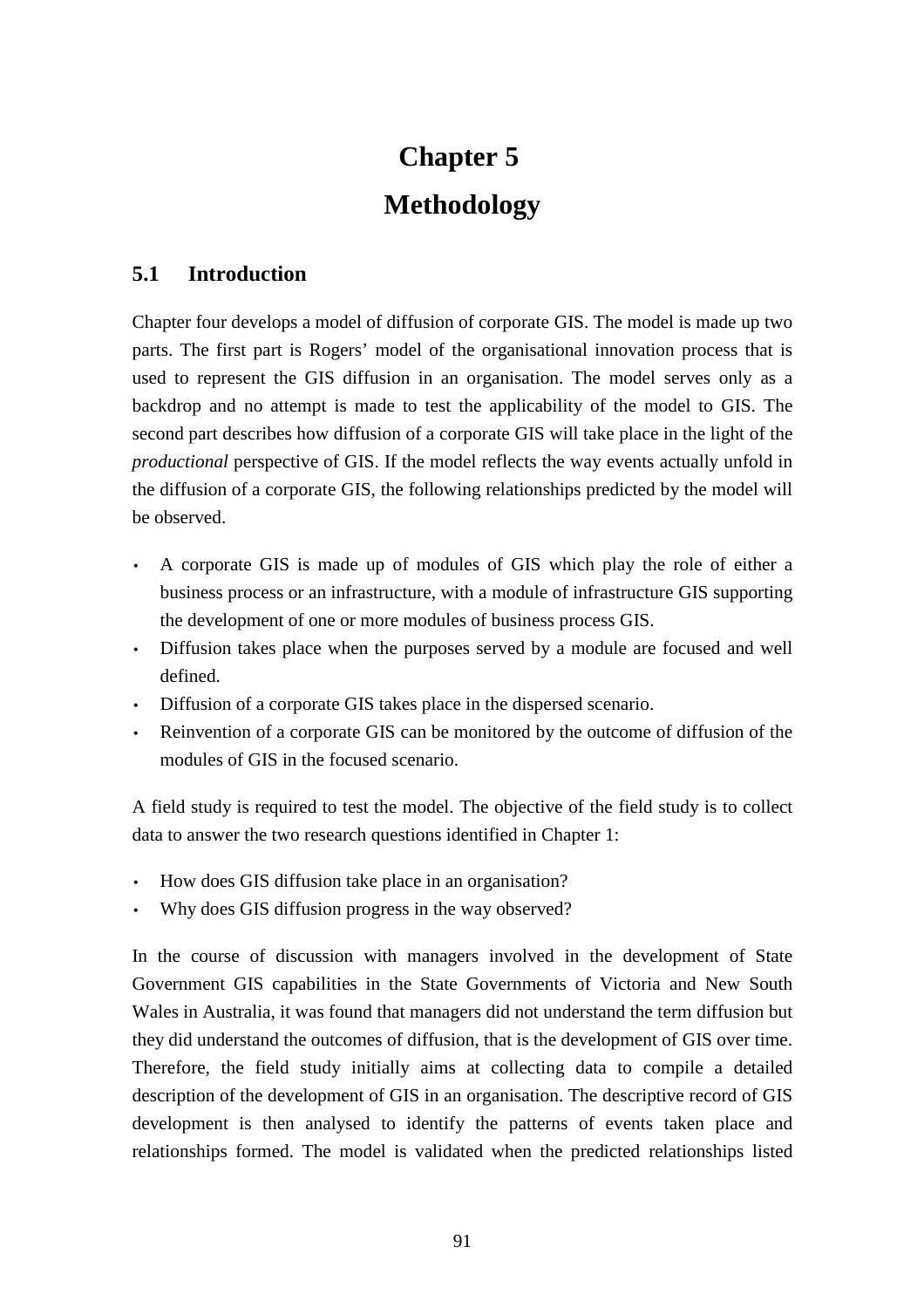# Chapter 5

# Methodology

## 5.1 Introduction

Chapter four develops a model of diffusion of corporate GIS. The model is made up two parts. The first part is Rogers' model of the organisational innovation process that is used to represent the GIS diffusion in an organisation. The model serves only as a backdrop and no attempt is made to test the applicability of the model to GIS. The second part describes how diffusion of a corporate GIS will take place in the light of the *productional* perspective of GIS. If the model reflects the way events actually unfold in the diffusion of a corporate GIS, the following relationships predicted by the model will be observed.

- A corporate GIS is made up of modules of GIS which play the role of either a business process or an infrastructure, with a module of infrastructure GIS supporting the development of one or more modules of business process GIS.
- Diffusion takes place when the purposes served by a module are focused and well defined.
- Diffusion of a corporate GIS takes place in the dispersed scenario.
- Reinvention of a corporate GIS can be monitored by the outcome of diffusion of the modules of GIS in the focused scenario.

A field study is required to test the model. The objective of the field study is to collect data to answer the two research questions identified in Chapter 1:

- How does GIS diffusion take place in an organisation?
- Why does GIS diffusion progress in the way observed?

In the course of discussion with managers involved in the development of State Government GIS capabilities in the State Governments of Victoria and New South Wales in Australia, it was found that managers did not understand the term diffusion but they did understand the outcomes of diffusion, that is the development of GIS over time. Therefore, the field study initially aims at collecting data to compile a detailed description of the development of GIS in an organisation. The descriptive record of GIS development is then analysed to identify the patterns of events taken place and relationships formed. The model is validated when the predicted relationships listed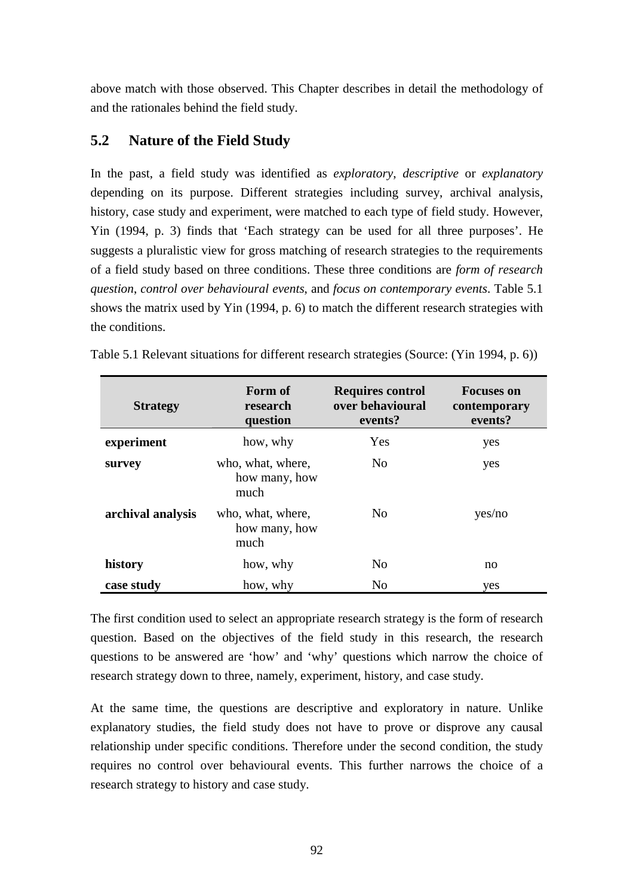above match with those observed. This Chapter describes in detail the methodology of and the rationales behind the field study.

## 5.2 Nature of the Field Study

In the past, a field study was identified as *exploratory*, *descriptive* or *explanatory* depending on its purpose. Different strategies including survey, archival analysis, history, case study and experiment, were matched to each type of field study. However, Yin (1994, p. 3) finds that 'Each strategy can be used for all three purposes'. He suggests a pluralistic view for gross matching of research strategies to the requirements of a field study based on three conditions. These three conditions are *form of research question*, *control over behavioural events*, and *focus on contemporary events*. Table 5.1 shows the matrix used by Yin (1994, p. 6) to match the different research strategies with the conditions.

Table 5.1 Relevant situations for different research strategies (Source: (Yin 1994, p. 6))

| Strategy | Form of research question | Requires control over behavioural events? | Focuses on contemporary events? |
|---|---|---|---|
| **experiment** | how, why | Yes | yes |
| **survey** | who, what, where, how many, how much | No | yes |
| **archival analysis** | who, what, where, how many, how much | No | yes/no |
| **history** | how, why | No | no |
| **case study** | how, why | No | yes |

The first condition used to select an appropriate research strategy is the form of research question. Based on the objectives of the field study in this research, the research questions to be answered are 'how' and 'why' questions which narrow the choice of research strategy down to three, namely, experiment, history, and case study.

At the same time, the questions are descriptive and exploratory in nature. Unlike explanatory studies, the field study does not have to prove or disprove any causal relationship under specific conditions. Therefore under the second condition, the study requires no control over behavioural events. This further narrows the choice of a research strategy to history and case study.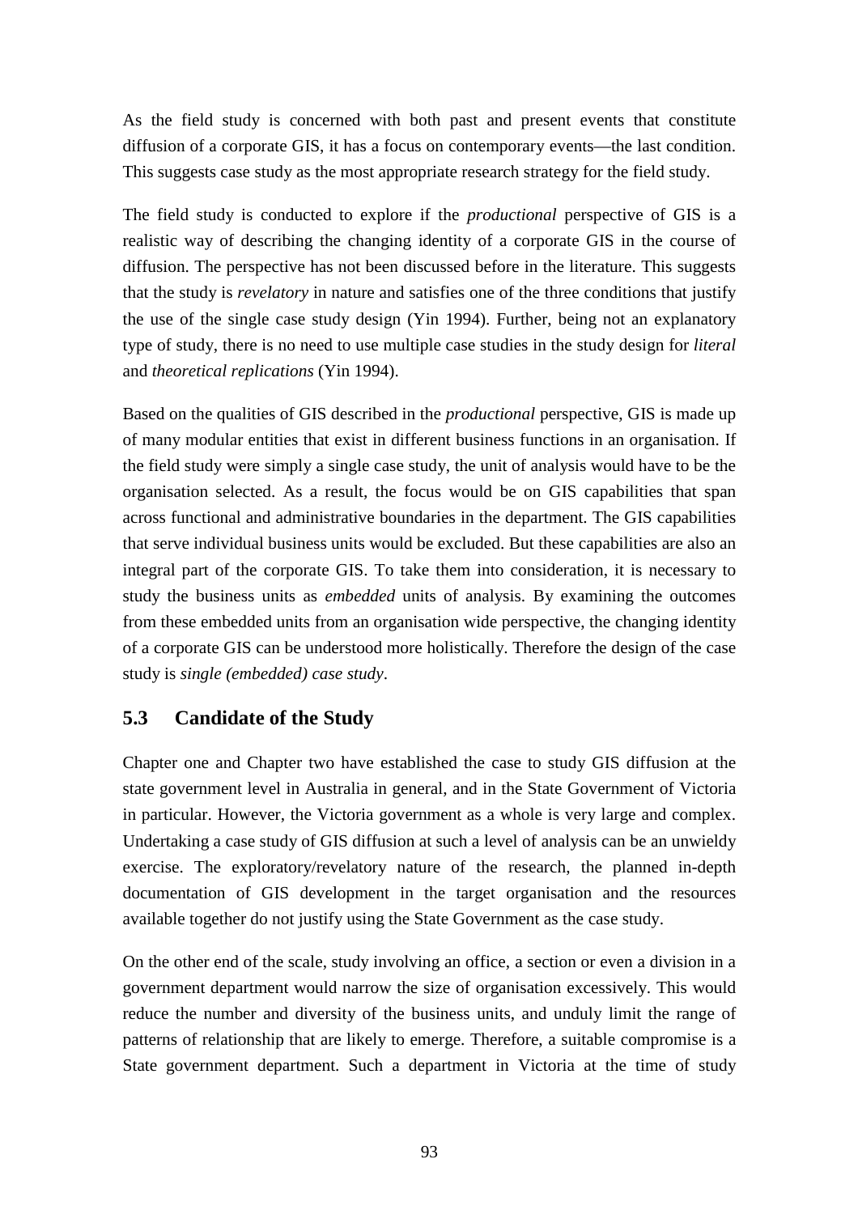As the field study is concerned with both past and present events that constitute diffusion of a corporate GIS, it has a focus on contemporary events—the last condition. This suggests case study as the most appropriate research strategy for the field study.

The field study is conducted to explore if the *productional* perspective of GIS is a realistic way of describing the changing identity of a corporate GIS in the course of diffusion. The perspective has not been discussed before in the literature. This suggests that the study is *revelatory* in nature and satisfies one of the three conditions that justify the use of the single case study design (Yin 1994). Further, being not an explanatory type of study, there is no need to use multiple case studies in the study design for *literal* and *theoretical replications* (Yin 1994).

Based on the qualities of GIS described in the *productional* perspective, GIS is made up of many modular entities that exist in different business functions in an organisation. If the field study were simply a single case study, the unit of analysis would have to be the organisation selected. As a result, the focus would be on GIS capabilities that span across functional and administrative boundaries in the department. The GIS capabilities that serve individual business units would be excluded. But these capabilities are also an integral part of the corporate GIS. To take them into consideration, it is necessary to study the business units as *embedded* units of analysis. By examining the outcomes from these embedded units from an organisation wide perspective, the changing identity of a corporate GIS can be understood more holistically. Therefore the design of the case study is *single (embedded) case study*.

## 5.3 Candidate of the Study

Chapter one and Chapter two have established the case to study GIS diffusion at the state government level in Australia in general, and in the State Government of Victoria in particular. However, the Victoria government as a whole is very large and complex. Undertaking a case study of GIS diffusion at such a level of analysis can be an unwieldy exercise. The exploratory/revelatory nature of the research, the planned in-depth documentation of GIS development in the target organisation and the resources available together do not justify using the State Government as the case study.

On the other end of the scale, study involving an office, a section or even a division in a government department would narrow the size of organisation excessively. This would reduce the number and diversity of the business units, and unduly limit the range of patterns of relationship that are likely to emerge. Therefore, a suitable compromise is a State government department. Such a department in Victoria at the time of study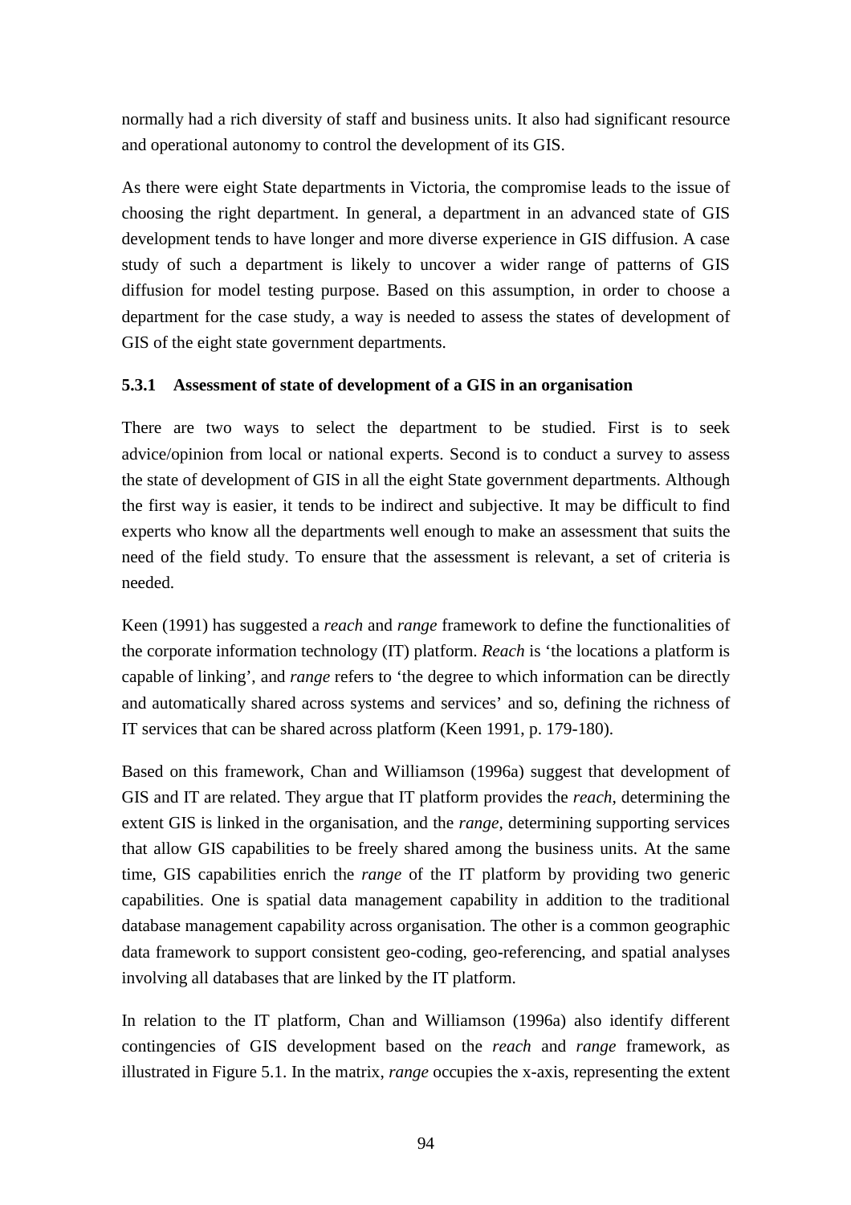normally had a rich diversity of staff and business units. It also had significant resource and operational autonomy to control the development of its GIS.

As there were eight State departments in Victoria, the compromise leads to the issue of choosing the right department. In general, a department in an advanced state of GIS development tends to have longer and more diverse experience in GIS diffusion. A case study of such a department is likely to uncover a wider range of patterns of GIS diffusion for model testing purpose. Based on this assumption, in order to choose a department for the case study, a way is needed to assess the states of development of GIS of the eight state government departments.

### 5.3.1 Assessment of state of development of a GIS in an organisation

There are two ways to select the department to be studied. First is to seek advice/opinion from local or national experts. Second is to conduct a survey to assess the state of development of GIS in all the eight State government departments. Although the first way is easier, it tends to be indirect and subjective. It may be difficult to find experts who know all the departments well enough to make an assessment that suits the need of the field study. To ensure that the assessment is relevant, a set of criteria is needed.

Keen (1991) has suggested a *reach* and *range* framework to define the functionalities of the corporate information technology (IT) platform. *Reach* is 'the locations a platform is capable of linking', and *range* refers to 'the degree to which information can be directly and automatically shared across systems and services' and so, defining the richness of IT services that can be shared across platform (Keen 1991, p. 179-180).

Based on this framework, Chan and Williamson (1996a) suggest that development of GIS and IT are related. They argue that IT platform provides the *reach*, determining the extent GIS is linked in the organisation, and the *range*, determining supporting services that allow GIS capabilities to be freely shared among the business units. At the same time, GIS capabilities enrich the *range* of the IT platform by providing two generic capabilities. One is spatial data management capability in addition to the traditional database management capability across organisation. The other is a common geographic data framework to support consistent geo-coding, geo-referencing, and spatial analyses involving all databases that are linked by the IT platform.

In relation to the IT platform, Chan and Williamson (1996a) also identify different contingencies of GIS development based on the *reach* and *range* framework, as illustrated in Figure 5.1. In the matrix, *range* occupies the x-axis, representing the extent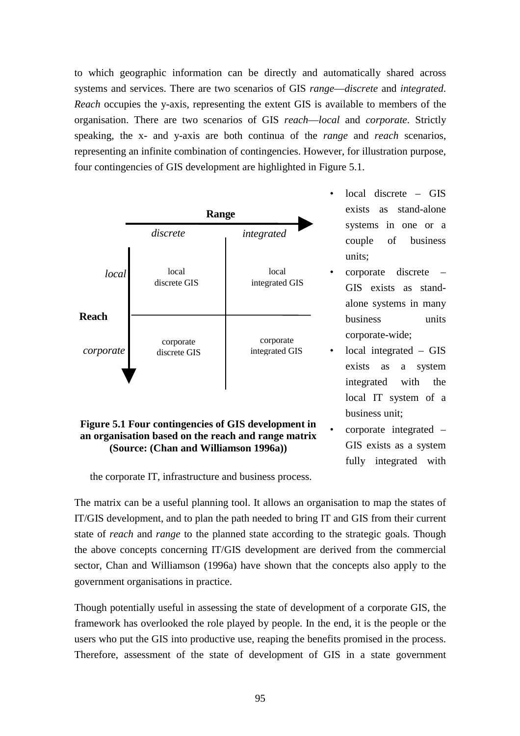to which geographic information can be directly and automatically shared across systems and services. There are two scenarios of GIS *range*—*discrete* and *integrated*. *Reach* occupies the y-axis, representing the extent GIS is available to members of the organisation. There are two scenarios of GIS *reach*—*local* and *corporate*. Strictly speaking, the x- and y-axis are both continua of the *range* and *reach* scenarios, representing an infinite combination of contingencies. However, for illustration purpose, four contingencies of GIS development are highlighted in Figure 5.1.

| Reach \ Range | *discrete* | *integrated* |
|---|---|---|
| *local* | local discrete GIS | local integrated GIS |
| *corporate* | corporate discrete GIS | corporate integrated GIS |

**Figure 5.1 Four contingencies of GIS development in an organisation based on the reach and range matrix (Source: (Chan and Williamson 1996a))**

- local discrete – GIS exists as stand-alone systems in one or a couple of business units;
- corporate discrete – GIS exists as stand-alone systems in many business units corporate-wide;
- local integrated – GIS exists as a system integrated with the local IT system of a business unit;
- corporate integrated – GIS exists as a system fully integrated with the corporate IT, infrastructure and business process.

The matrix can be a useful planning tool. It allows an organisation to map the states of IT/GIS development, and to plan the path needed to bring IT and GIS from their current state of *reach* and *range* to the planned state according to the strategic goals. Though the above concepts concerning IT/GIS development are derived from the commercial sector, Chan and Williamson (1996a) have shown that the concepts also apply to the government organisations in practice.

Though potentially useful in assessing the state of development of a corporate GIS, the framework has overlooked the role played by people. In the end, it is the people or the users who put the GIS into productive use, reaping the benefits promised in the process. Therefore, assessment of the state of development of GIS in a state government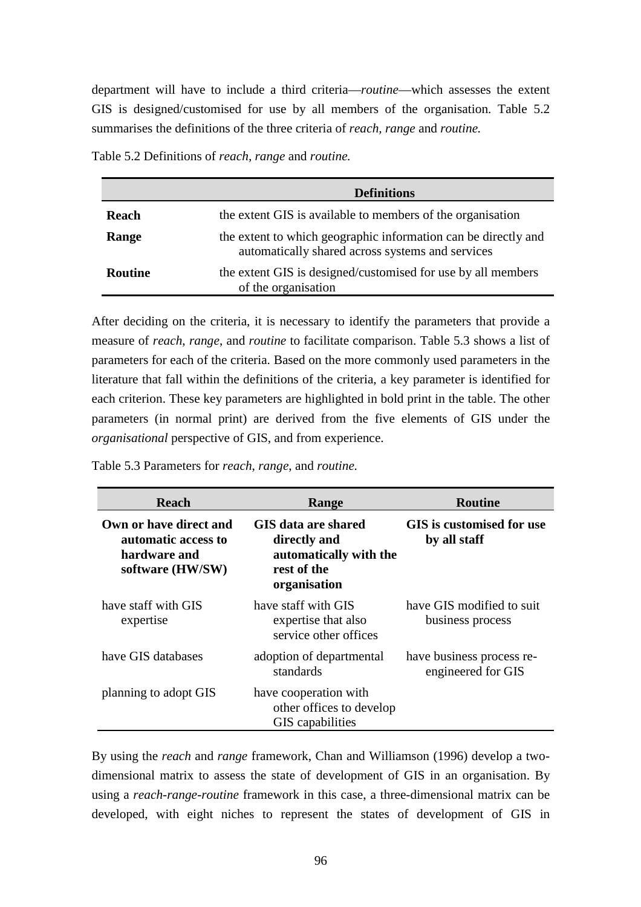department will have to include a third criteria—*routine*—which assesses the extent GIS is designed/customised for use by all members of the organisation. Table 5.2 summarises the definitions of the three criteria of *reach, range* and *routine.*

Table 5.2 Definitions of *reach, range* and *routine.*

| | Definitions |
|---|---|
| **Reach** | the extent GIS is available to members of the organisation |
| **Range** | the extent to which geographic information can be directly and automatically shared across systems and services |
| **Routine** | the extent GIS is designed/customised for use by all members of the organisation |

After deciding on the criteria, it is necessary to identify the parameters that provide a measure of *reach*, *range*, and *routine* to facilitate comparison. Table 5.3 shows a list of parameters for each of the criteria. Based on the more commonly used parameters in the literature that fall within the definitions of the criteria, a key parameter is identified for each criterion. These key parameters are highlighted in bold print in the table. The other parameters (in normal print) are derived from the five elements of GIS under the *organisational* perspective of GIS, and from experience.

Table 5.3 Parameters for *reach*, *range*, and *routine.*

| Reach | Range | Routine |
|---|---|---|
| **Own or have direct and automatic access to hardware and software (HW/SW)** | **GIS data are shared directly and automatically with the rest of the organisation** | **GIS is customised for use by all staff** |
| have staff with GIS expertise | have staff with GIS expertise that also service other offices | have GIS modified to suit business process |
| have GIS databases | adoption of departmental standards | have business process re-engineered for GIS |
| planning to adopt GIS | have cooperation with other offices to develop GIS capabilities | |

By using the *reach* and *range* framework, Chan and Williamson (1996) develop a two-dimensional matrix to assess the state of development of GIS in an organisation. By using a *reach-range-routine* framework in this case, a three-dimensional matrix can be developed, with eight niches to represent the states of development of GIS in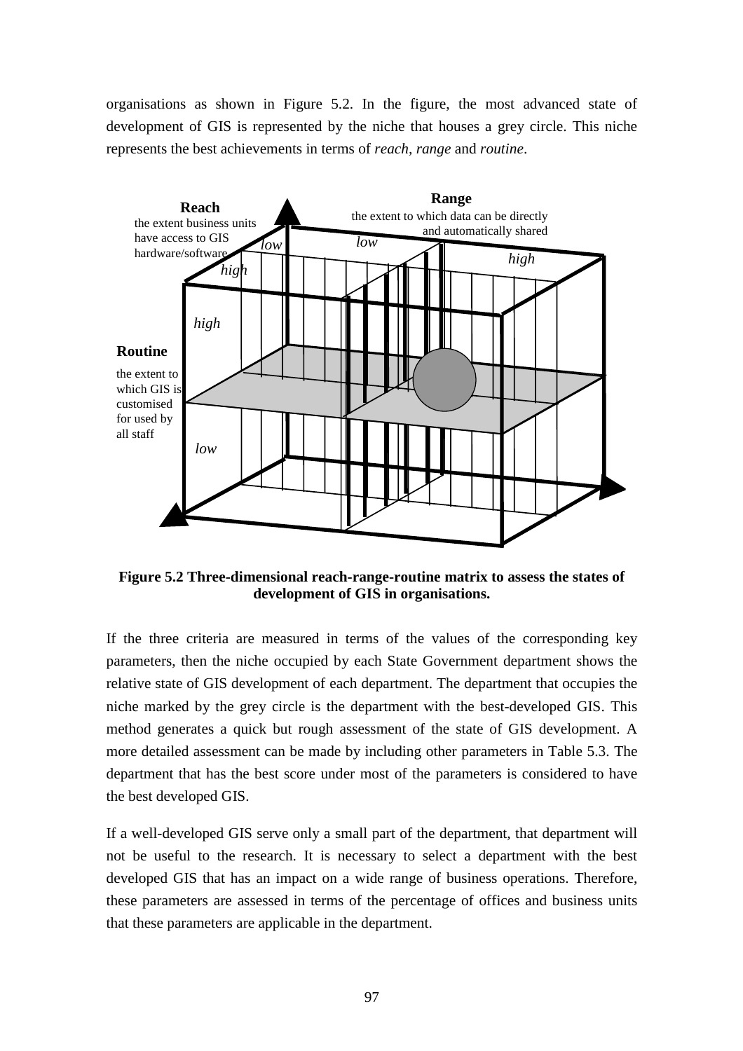organisations as shown in Figure 5.2. In the figure, the most advanced state of development of GIS is represented by the niche that houses a grey circle. This niche represents the best achievements in terms of *reach, range* and *routine*.

**Figure 5.2 Three-dimensional reach-range-routine matrix to assess the states of development of GIS in organisations.**

If the three criteria are measured in terms of the values of the corresponding key parameters, then the niche occupied by each State Government department shows the relative state of GIS development of each department. The department that occupies the niche marked by the grey circle is the department with the best-developed GIS. This method generates a quick but rough assessment of the state of GIS development. A more detailed assessment can be made by including other parameters in Table 5.3. The department that has the best score under most of the parameters is considered to have the best developed GIS.

If a well-developed GIS serve only a small part of the department, that department will not be useful to the research. It is necessary to select a department with the best developed GIS that has an impact on a wide range of business operations. Therefore, these parameters are assessed in terms of the percentage of offices and business units that these parameters are applicable in the department.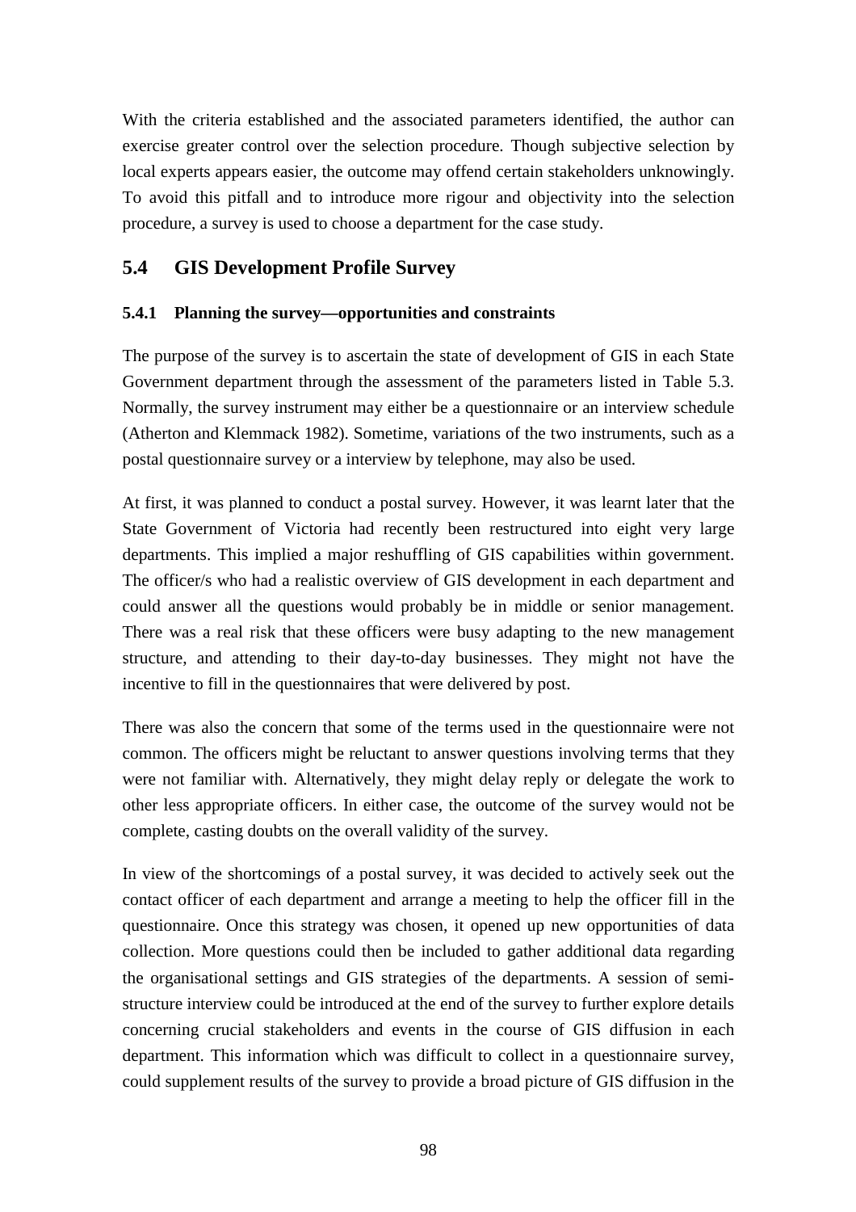With the criteria established and the associated parameters identified, the author can exercise greater control over the selection procedure. Though subjective selection by local experts appears easier, the outcome may offend certain stakeholders unknowingly. To avoid this pitfall and to introduce more rigour and objectivity into the selection procedure, a survey is used to choose a department for the case study.

## 5.4 GIS Development Profile Survey

### 5.4.1 Planning the survey—opportunities and constraints

The purpose of the survey is to ascertain the state of development of GIS in each State Government department through the assessment of the parameters listed in Table 5.3. Normally, the survey instrument may either be a questionnaire or an interview schedule (Atherton and Klemmack 1982). Sometime, variations of the two instruments, such as a postal questionnaire survey or a interview by telephone, may also be used.

At first, it was planned to conduct a postal survey. However, it was learnt later that the State Government of Victoria had recently been restructured into eight very large departments. This implied a major reshuffling of GIS capabilities within government. The officer/s who had a realistic overview of GIS development in each department and could answer all the questions would probably be in middle or senior management. There was a real risk that these officers were busy adapting to the new management structure, and attending to their day-to-day businesses. They might not have the incentive to fill in the questionnaires that were delivered by post.

There was also the concern that some of the terms used in the questionnaire were not common. The officers might be reluctant to answer questions involving terms that they were not familiar with. Alternatively, they might delay reply or delegate the work to other less appropriate officers. In either case, the outcome of the survey would not be complete, casting doubts on the overall validity of the survey.

In view of the shortcomings of a postal survey, it was decided to actively seek out the contact officer of each department and arrange a meeting to help the officer fill in the questionnaire. Once this strategy was chosen, it opened up new opportunities of data collection. More questions could then be included to gather additional data regarding the organisational settings and GIS strategies of the departments. A session of semi-structure interview could be introduced at the end of the survey to further explore details concerning crucial stakeholders and events in the course of GIS diffusion in each department. This information which was difficult to collect in a questionnaire survey, could supplement results of the survey to provide a broad picture of GIS diffusion in the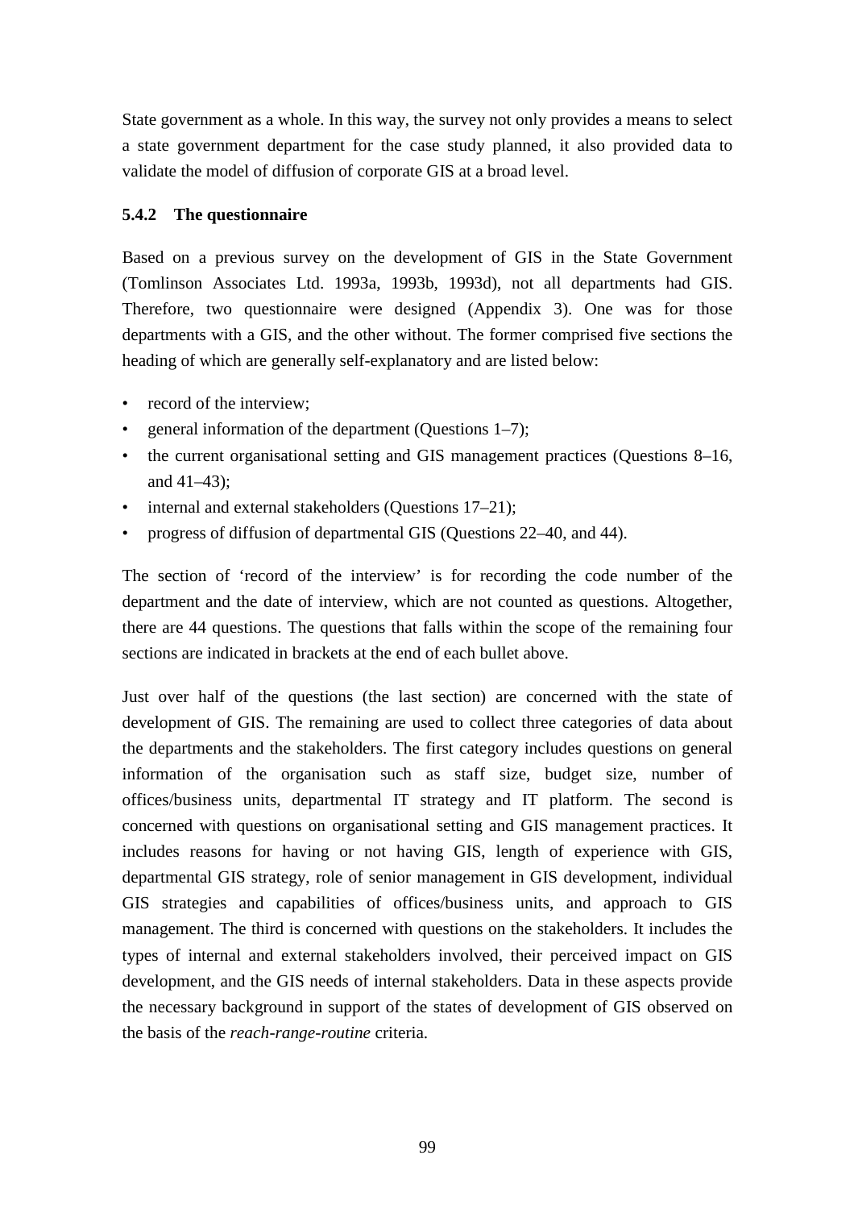State government as a whole. In this way, the survey not only provides a means to select a state government department for the case study planned, it also provided data to validate the model of diffusion of corporate GIS at a broad level.

### 5.4.2 The questionnaire

Based on a previous survey on the development of GIS in the State Government (Tomlinson Associates Ltd. 1993a, 1993b, 1993d), not all departments had GIS. Therefore, two questionnaire were designed (Appendix 3). One was for those departments with a GIS, and the other without. The former comprised five sections the heading of which are generally self-explanatory and are listed below:

- record of the interview;
- general information of the department (Questions 1–7);
- the current organisational setting and GIS management practices (Questions 8–16, and 41–43);
- internal and external stakeholders (Questions 17–21);
- progress of diffusion of departmental GIS (Questions 22–40, and 44).

The section of 'record of the interview' is for recording the code number of the department and the date of interview, which are not counted as questions. Altogether, there are 44 questions. The questions that falls within the scope of the remaining four sections are indicated in brackets at the end of each bullet above.

Just over half of the questions (the last section) are concerned with the state of development of GIS. The remaining are used to collect three categories of data about the departments and the stakeholders. The first category includes questions on general information of the organisation such as staff size, budget size, number of offices/business units, departmental IT strategy and IT platform. The second is concerned with questions on organisational setting and GIS management practices. It includes reasons for having or not having GIS, length of experience with GIS, departmental GIS strategy, role of senior management in GIS development, individual GIS strategies and capabilities of offices/business units, and approach to GIS management. The third is concerned with questions on the stakeholders. It includes the types of internal and external stakeholders involved, their perceived impact on GIS development, and the GIS needs of internal stakeholders. Data in these aspects provide the necessary background in support of the states of development of GIS observed on the basis of the *reach-range-routine* criteria.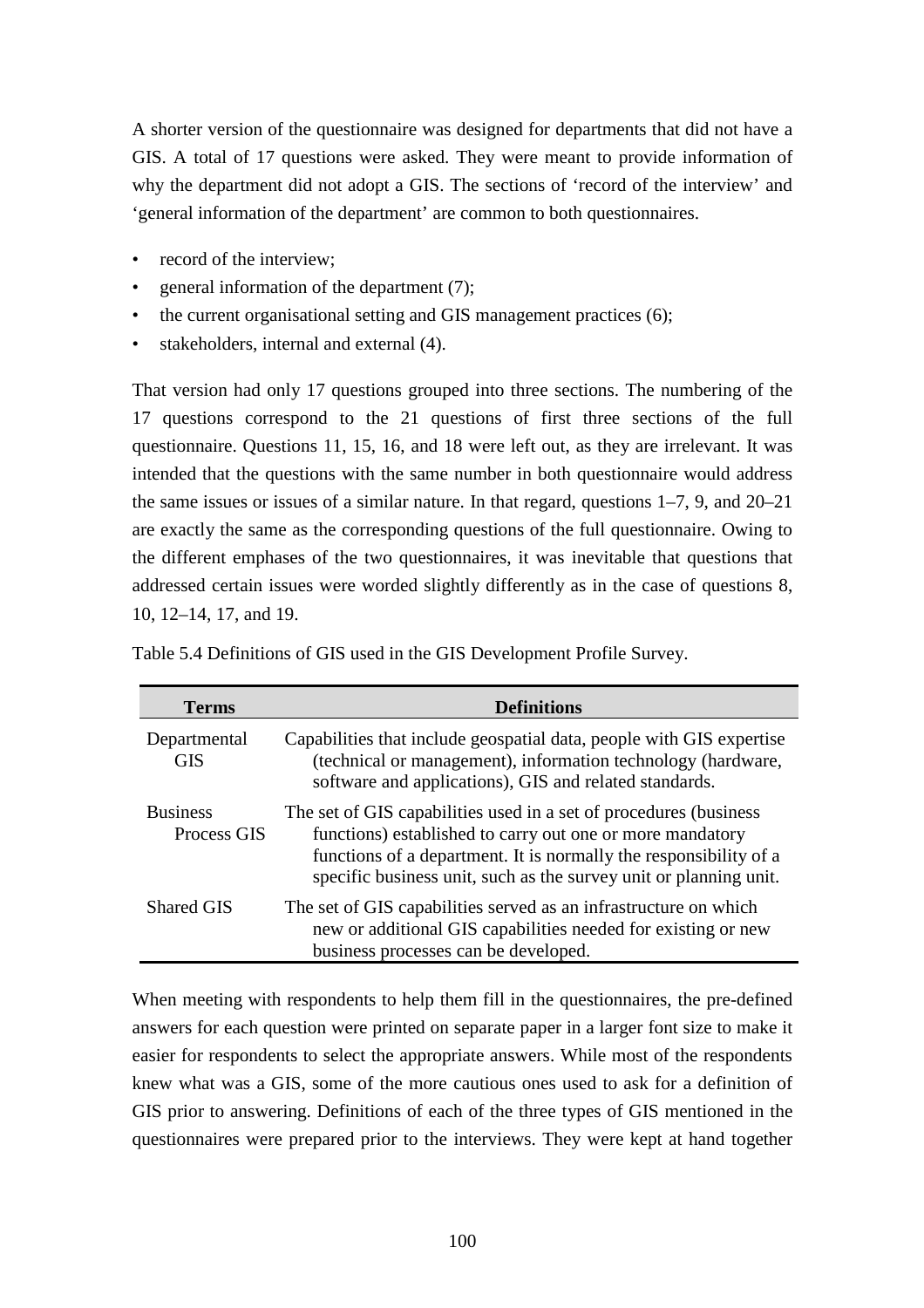A shorter version of the questionnaire was designed for departments that did not have a GIS. A total of 17 questions were asked. They were meant to provide information of why the department did not adopt a GIS. The sections of 'record of the interview' and 'general information of the department' are common to both questionnaires.

- record of the interview;
- general information of the department (7);
- the current organisational setting and GIS management practices (6);
- stakeholders, internal and external (4).

That version had only 17 questions grouped into three sections. The numbering of the 17 questions correspond to the 21 questions of first three sections of the full questionnaire. Questions 11, 15, 16, and 18 were left out, as they are irrelevant. It was intended that the questions with the same number in both questionnaire would address the same issues or issues of a similar nature. In that regard, questions 1–7, 9, and 20–21 are exactly the same as the corresponding questions of the full questionnaire. Owing to the different emphases of the two questionnaires, it was inevitable that questions that addressed certain issues were worded slightly differently as in the case of questions 8, 10, 12–14, 17, and 19.

Table 5.4 Definitions of GIS used in the GIS Development Profile Survey.

| Terms | Definitions |
|---|---|
| Departmental GIS | Capabilities that include geospatial data, people with GIS expertise (technical or management), information technology (hardware, software and applications), GIS and related standards. |
| Business Process GIS | The set of GIS capabilities used in a set of procedures (business functions) established to carry out one or more mandatory functions of a department. It is normally the responsibility of a specific business unit, such as the survey unit or planning unit. |
| Shared GIS | The set of GIS capabilities served as an infrastructure on which new or additional GIS capabilities needed for existing or new business processes can be developed. |

When meeting with respondents to help them fill in the questionnaires, the pre-defined answers for each question were printed on separate paper in a larger font size to make it easier for respondents to select the appropriate answers. While most of the respondents knew what was a GIS, some of the more cautious ones used to ask for a definition of GIS prior to answering. Definitions of each of the three types of GIS mentioned in the questionnaires were prepared prior to the interviews. They were kept at hand together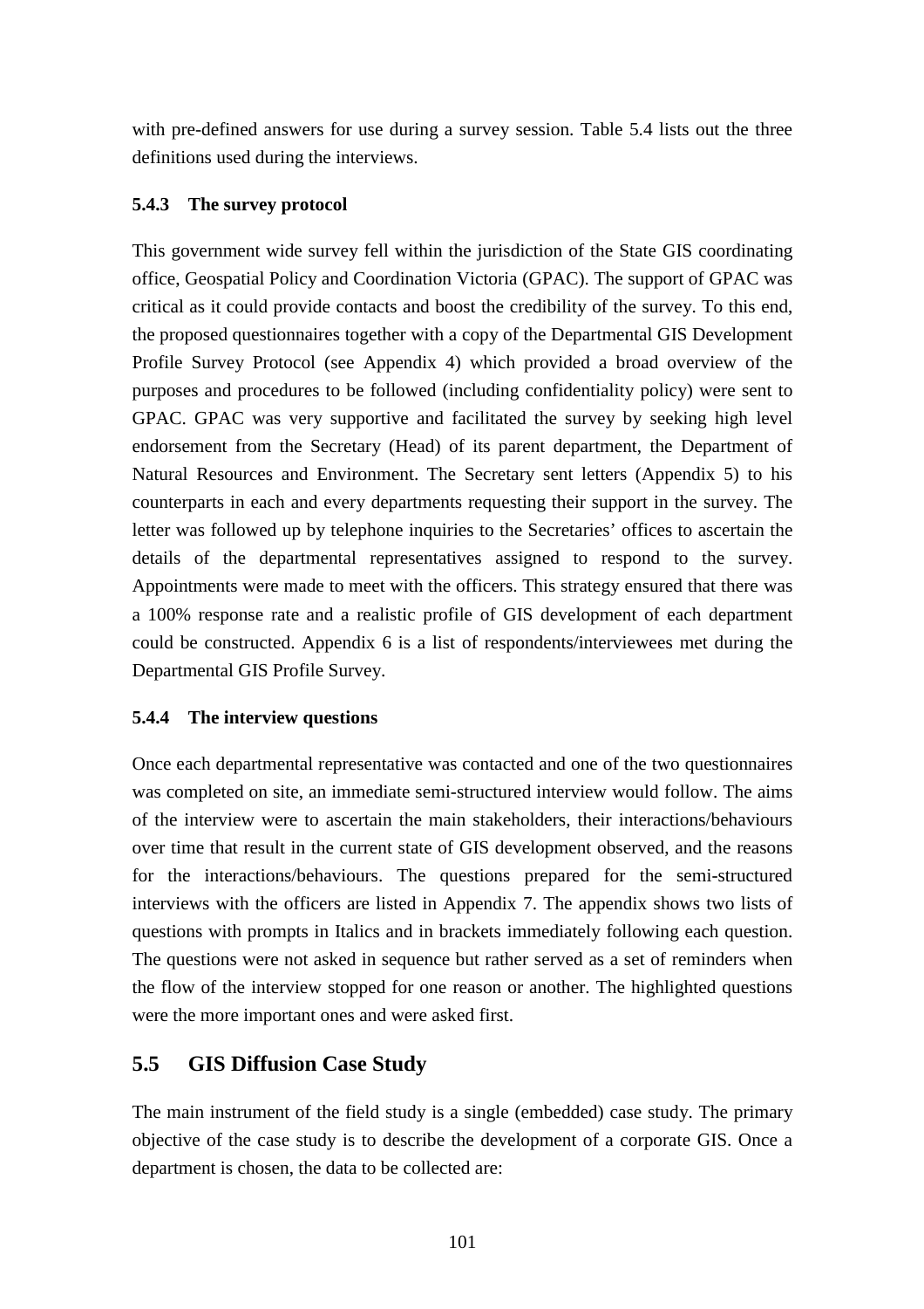with pre-defined answers for use during a survey session. Table 5.4 lists out the three definitions used during the interviews.

### 5.4.3 The survey protocol

This government wide survey fell within the jurisdiction of the State GIS coordinating office, Geospatial Policy and Coordination Victoria (GPAC). The support of GPAC was critical as it could provide contacts and boost the credibility of the survey. To this end, the proposed questionnaires together with a copy of the Departmental GIS Development Profile Survey Protocol (see Appendix 4) which provided a broad overview of the purposes and procedures to be followed (including confidentiality policy) were sent to GPAC. GPAC was very supportive and facilitated the survey by seeking high level endorsement from the Secretary (Head) of its parent department, the Department of Natural Resources and Environment. The Secretary sent letters (Appendix 5) to his counterparts in each and every departments requesting their support in the survey. The letter was followed up by telephone inquiries to the Secretaries' offices to ascertain the details of the departmental representatives assigned to respond to the survey. Appointments were made to meet with the officers. This strategy ensured that there was a 100% response rate and a realistic profile of GIS development of each department could be constructed. Appendix 6 is a list of respondents/interviewees met during the Departmental GIS Profile Survey.

### 5.4.4 The interview questions

Once each departmental representative was contacted and one of the two questionnaires was completed on site, an immediate semi-structured interview would follow. The aims of the interview were to ascertain the main stakeholders, their interactions/behaviours over time that result in the current state of GIS development observed, and the reasons for the interactions/behaviours. The questions prepared for the semi-structured interviews with the officers are listed in Appendix 7. The appendix shows two lists of questions with prompts in Italics and in brackets immediately following each question. The questions were not asked in sequence but rather served as a set of reminders when the flow of the interview stopped for one reason or another. The highlighted questions were the more important ones and were asked first.

## 5.5 GIS Diffusion Case Study

The main instrument of the field study is a single (embedded) case study. The primary objective of the case study is to describe the development of a corporate GIS. Once a department is chosen, the data to be collected are: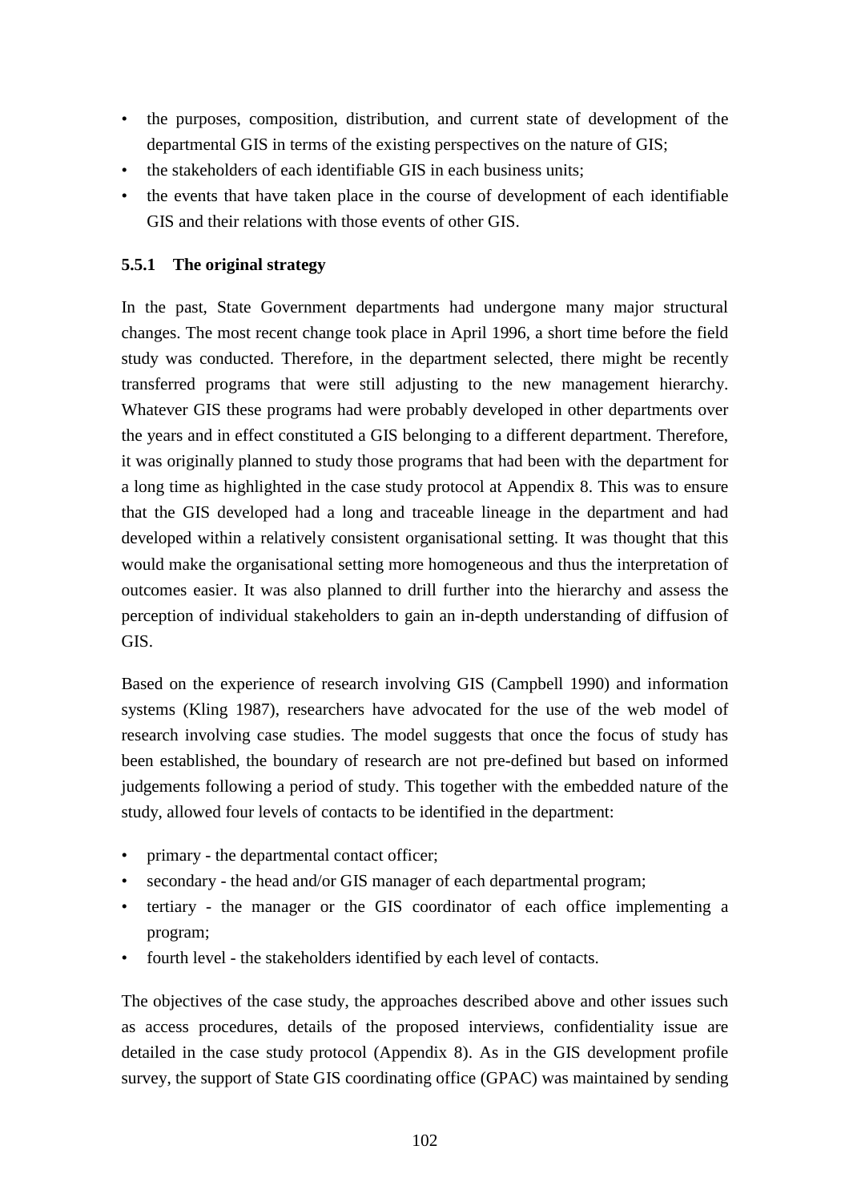- the purposes, composition, distribution, and current state of development of the departmental GIS in terms of the existing perspectives on the nature of GIS;
- the stakeholders of each identifiable GIS in each business units;
- the events that have taken place in the course of development of each identifiable GIS and their relations with those events of other GIS.

### 5.5.1 The original strategy

In the past, State Government departments had undergone many major structural changes. The most recent change took place in April 1996, a short time before the field study was conducted. Therefore, in the department selected, there might be recently transferred programs that were still adjusting to the new management hierarchy. Whatever GIS these programs had were probably developed in other departments over the years and in effect constituted a GIS belonging to a different department. Therefore, it was originally planned to study those programs that had been with the department for a long time as highlighted in the case study protocol at Appendix 8. This was to ensure that the GIS developed had a long and traceable lineage in the department and had developed within a relatively consistent organisational setting. It was thought that this would make the organisational setting more homogeneous and thus the interpretation of outcomes easier. It was also planned to drill further into the hierarchy and assess the perception of individual stakeholders to gain an in-depth understanding of diffusion of GIS.

Based on the experience of research involving GIS (Campbell 1990) and information systems (Kling 1987), researchers have advocated for the use of the web model of research involving case studies. The model suggests that once the focus of study has been established, the boundary of research are not pre-defined but based on informed judgements following a period of study. This together with the embedded nature of the study, allowed four levels of contacts to be identified in the department:

- primary - the departmental contact officer;
- secondary - the head and/or GIS manager of each departmental program;
- tertiary - the manager or the GIS coordinator of each office implementing a program;
- fourth level - the stakeholders identified by each level of contacts.

The objectives of the case study, the approaches described above and other issues such as access procedures, details of the proposed interviews, confidentiality issue are detailed in the case study protocol (Appendix 8). As in the GIS development profile survey, the support of State GIS coordinating office (GPAC) was maintained by sending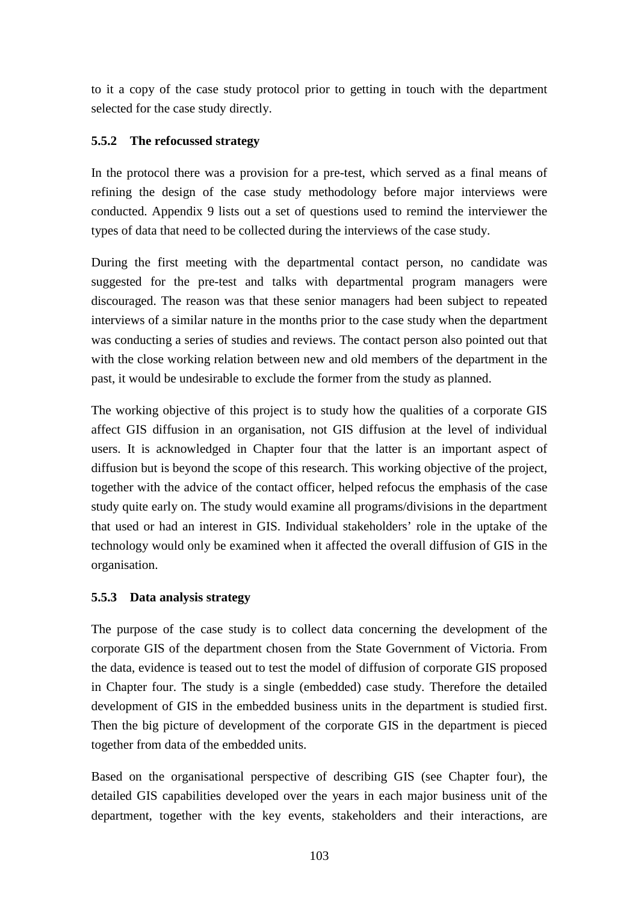to it a copy of the case study protocol prior to getting in touch with the department selected for the case study directly.

### 5.5.2 The refocussed strategy

In the protocol there was a provision for a pre-test, which served as a final means of refining the design of the case study methodology before major interviews were conducted. Appendix 9 lists out a set of questions used to remind the interviewer the types of data that need to be collected during the interviews of the case study.

During the first meeting with the departmental contact person, no candidate was suggested for the pre-test and talks with departmental program managers were discouraged. The reason was that these senior managers had been subject to repeated interviews of a similar nature in the months prior to the case study when the department was conducting a series of studies and reviews. The contact person also pointed out that with the close working relation between new and old members of the department in the past, it would be undesirable to exclude the former from the study as planned.

The working objective of this project is to study how the qualities of a corporate GIS affect GIS diffusion in an organisation, not GIS diffusion at the level of individual users. It is acknowledged in Chapter four that the latter is an important aspect of diffusion but is beyond the scope of this research. This working objective of the project, together with the advice of the contact officer, helped refocus the emphasis of the case study quite early on. The study would examine all programs/divisions in the department that used or had an interest in GIS. Individual stakeholders' role in the uptake of the technology would only be examined when it affected the overall diffusion of GIS in the organisation.

### 5.5.3 Data analysis strategy

The purpose of the case study is to collect data concerning the development of the corporate GIS of the department chosen from the State Government of Victoria. From the data, evidence is teased out to test the model of diffusion of corporate GIS proposed in Chapter four. The study is a single (embedded) case study. Therefore the detailed development of GIS in the embedded business units in the department is studied first. Then the big picture of development of the corporate GIS in the department is pieced together from data of the embedded units.

Based on the organisational perspective of describing GIS (see Chapter four), the detailed GIS capabilities developed over the years in each major business unit of the department, together with the key events, stakeholders and their interactions, are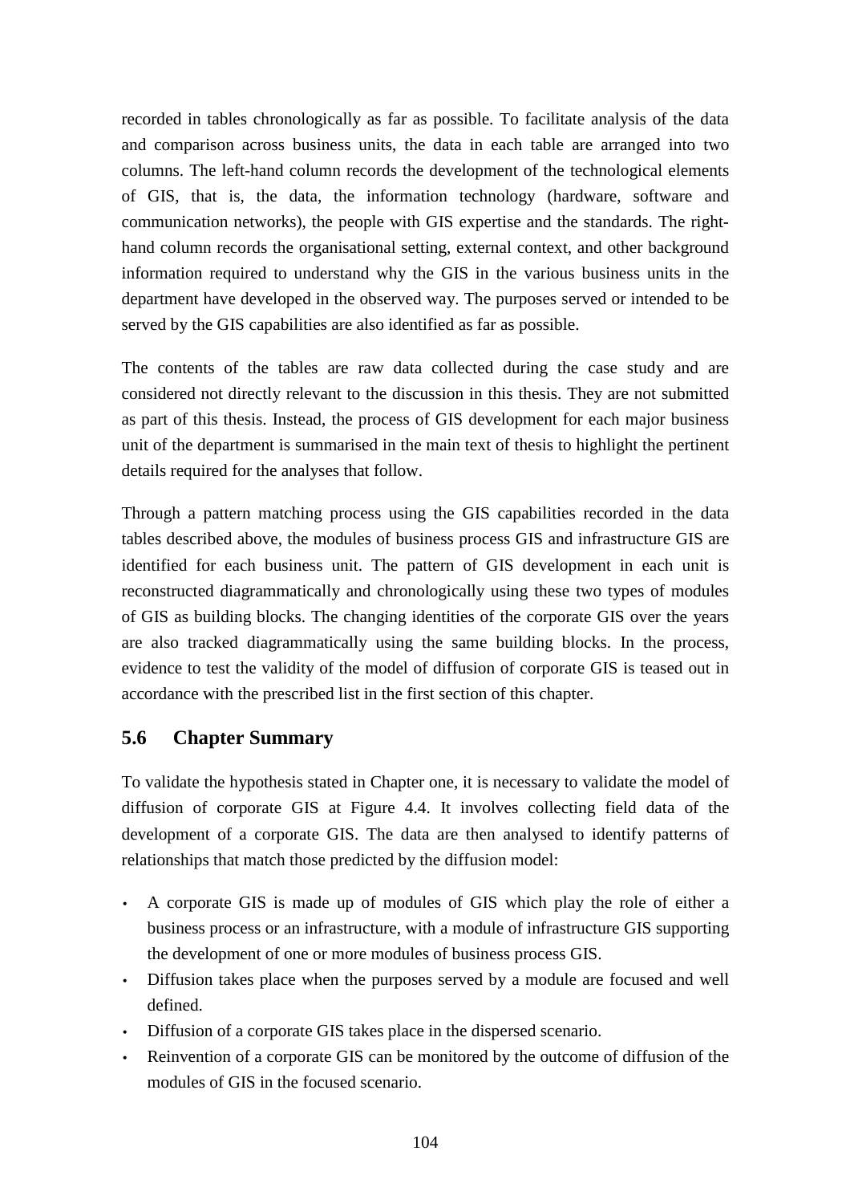recorded in tables chronologically as far as possible. To facilitate analysis of the data and comparison across business units, the data in each table are arranged into two columns. The left-hand column records the development of the technological elements of GIS, that is, the data, the information technology (hardware, software and communication networks), the people with GIS expertise and the standards. The right-hand column records the organisational setting, external context, and other background information required to understand why the GIS in the various business units in the department have developed in the observed way. The purposes served or intended to be served by the GIS capabilities are also identified as far as possible.

The contents of the tables are raw data collected during the case study and are considered not directly relevant to the discussion in this thesis. They are not submitted as part of this thesis. Instead, the process of GIS development for each major business unit of the department is summarised in the main text of thesis to highlight the pertinent details required for the analyses that follow.

Through a pattern matching process using the GIS capabilities recorded in the data tables described above, the modules of business process GIS and infrastructure GIS are identified for each business unit. The pattern of GIS development in each unit is reconstructed diagrammatically and chronologically using these two types of modules of GIS as building blocks. The changing identities of the corporate GIS over the years are also tracked diagrammatically using the same building blocks. In the process, evidence to test the validity of the model of diffusion of corporate GIS is teased out in accordance with the prescribed list in the first section of this chapter.

## 5.6 Chapter Summary

To validate the hypothesis stated in Chapter one, it is necessary to validate the model of diffusion of corporate GIS at Figure 4.4. It involves collecting field data of the development of a corporate GIS. The data are then analysed to identify patterns of relationships that match those predicted by the diffusion model:

- A corporate GIS is made up of modules of GIS which play the role of either a business process or an infrastructure, with a module of infrastructure GIS supporting the development of one or more modules of business process GIS.
- Diffusion takes place when the purposes served by a module are focused and well defined.
- Diffusion of a corporate GIS takes place in the dispersed scenario.
- Reinvention of a corporate GIS can be monitored by the outcome of diffusion of the modules of GIS in the focused scenario.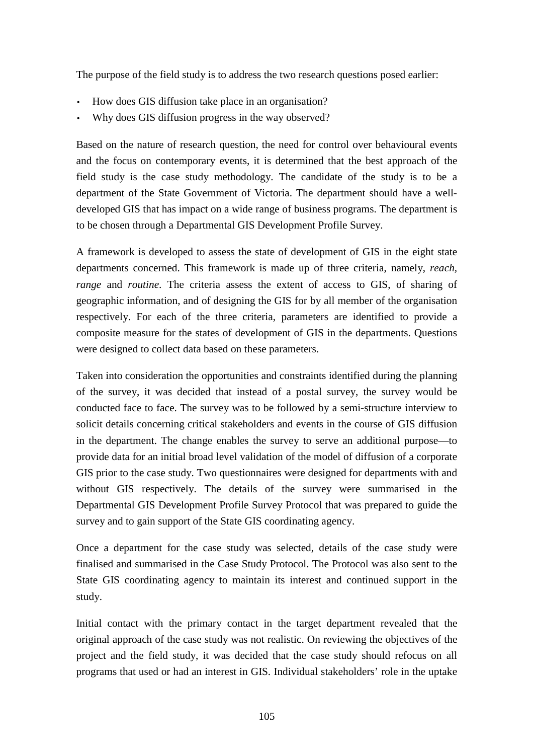The purpose of the field study is to address the two research questions posed earlier:

- How does GIS diffusion take place in an organisation?
- Why does GIS diffusion progress in the way observed?

Based on the nature of research question, the need for control over behavioural events and the focus on contemporary events, it is determined that the best approach of the field study is the case study methodology. The candidate of the study is to be a department of the State Government of Victoria. The department should have a well-developed GIS that has impact on a wide range of business programs. The department is to be chosen through a Departmental GIS Development Profile Survey.

A framework is developed to assess the state of development of GIS in the eight state departments concerned. This framework is made up of three criteria, namely, *reach*, *range* and *routine*. The criteria assess the extent of access to GIS, of sharing of geographic information, and of designing the GIS for by all member of the organisation respectively. For each of the three criteria, parameters are identified to provide a composite measure for the states of development of GIS in the departments. Questions were designed to collect data based on these parameters.

Taken into consideration the opportunities and constraints identified during the planning of the survey, it was decided that instead of a postal survey, the survey would be conducted face to face. The survey was to be followed by a semi-structure interview to solicit details concerning critical stakeholders and events in the course of GIS diffusion in the department. The change enables the survey to serve an additional purpose—to provide data for an initial broad level validation of the model of diffusion of a corporate GIS prior to the case study. Two questionnaires were designed for departments with and without GIS respectively. The details of the survey were summarised in the Departmental GIS Development Profile Survey Protocol that was prepared to guide the survey and to gain support of the State GIS coordinating agency.

Once a department for the case study was selected, details of the case study were finalised and summarised in the Case Study Protocol. The Protocol was also sent to the State GIS coordinating agency to maintain its interest and continued support in the study.

Initial contact with the primary contact in the target department revealed that the original approach of the case study was not realistic. On reviewing the objectives of the project and the field study, it was decided that the case study should refocus on all programs that used or had an interest in GIS. Individual stakeholders' role in the uptake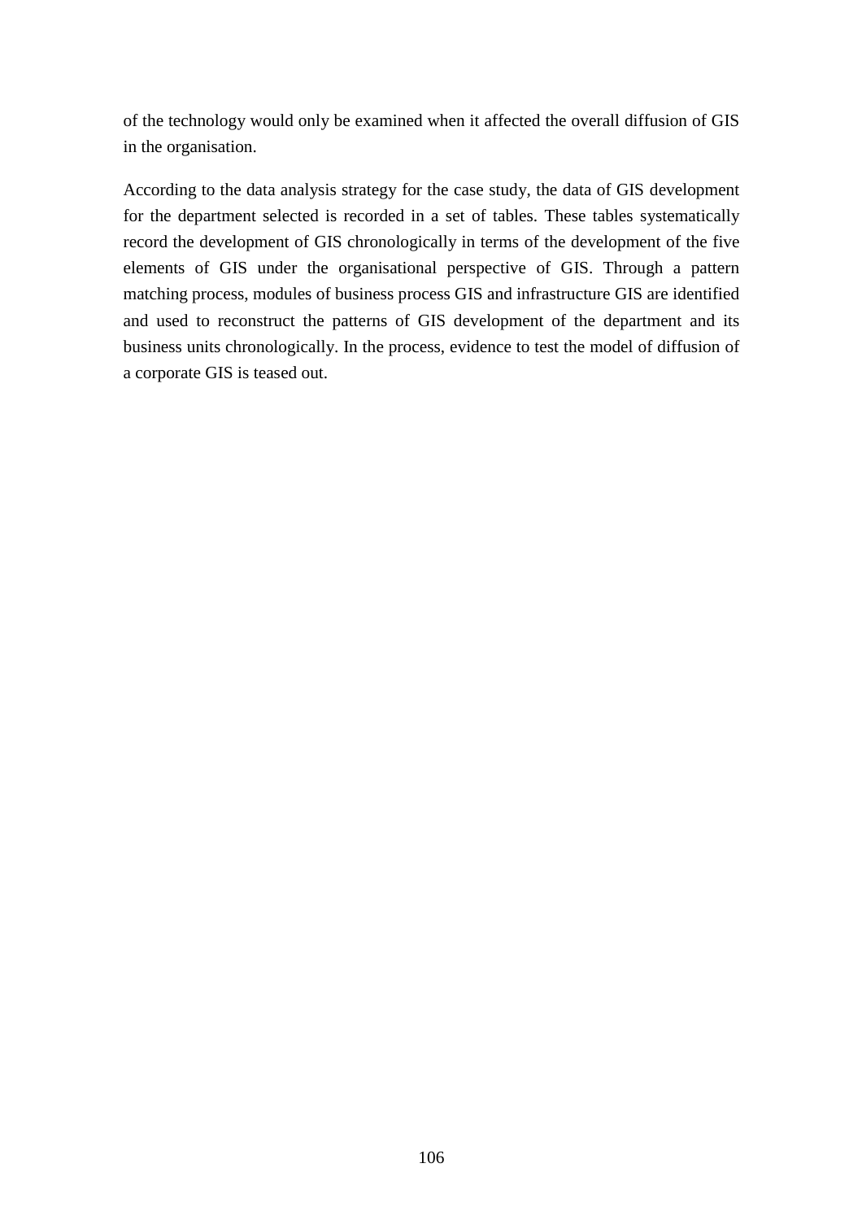of the technology would only be examined when it affected the overall diffusion of GIS in the organisation.

According to the data analysis strategy for the case study, the data of GIS development for the department selected is recorded in a set of tables. These tables systematically record the development of GIS chronologically in terms of the development of the five elements of GIS under the organisational perspective of GIS. Through a pattern matching process, modules of business process GIS and infrastructure GIS are identified and used to reconstruct the patterns of GIS development of the department and its business units chronologically. In the process, evidence to test the model of diffusion of a corporate GIS is teased out.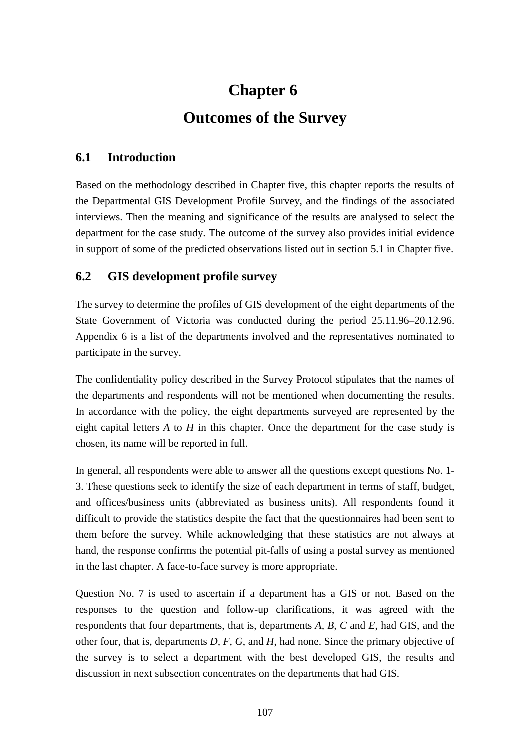# Chapter 6

# Outcomes of the Survey

## 6.1 Introduction

Based on the methodology described in Chapter five, this chapter reports the results of the Departmental GIS Development Profile Survey, and the findings of the associated interviews. Then the meaning and significance of the results are analysed to select the department for the case study. The outcome of the survey also provides initial evidence in support of some of the predicted observations listed out in section 5.1 in Chapter five.

## 6.2 GIS development profile survey

The survey to determine the profiles of GIS development of the eight departments of the State Government of Victoria was conducted during the period 25.11.96–20.12.96. Appendix 6 is a list of the departments involved and the representatives nominated to participate in the survey.

The confidentiality policy described in the Survey Protocol stipulates that the names of the departments and respondents will not be mentioned when documenting the results. In accordance with the policy, the eight departments surveyed are represented by the eight capital letters *A* to *H* in this chapter. Once the department for the case study is chosen, its name will be reported in full.

In general, all respondents were able to answer all the questions except questions No. 1-3. These questions seek to identify the size of each department in terms of staff, budget, and offices/business units (abbreviated as business units). All respondents found it difficult to provide the statistics despite the fact that the questionnaires had been sent to them before the survey. While acknowledging that these statistics are not always at hand, the response confirms the potential pit-falls of using a postal survey as mentioned in the last chapter. A face-to-face survey is more appropriate.

Question No. 7 is used to ascertain if a department has a GIS or not. Based on the responses to the question and follow-up clarifications, it was agreed with the respondents that four departments, that is, departments *A*, *B*, *C* and *E*, had GIS, and the other four, that is, departments *D*, *F*, *G*, and *H*, had none. Since the primary objective of the survey is to select a department with the best developed GIS, the results and discussion in next subsection concentrates on the departments that had GIS.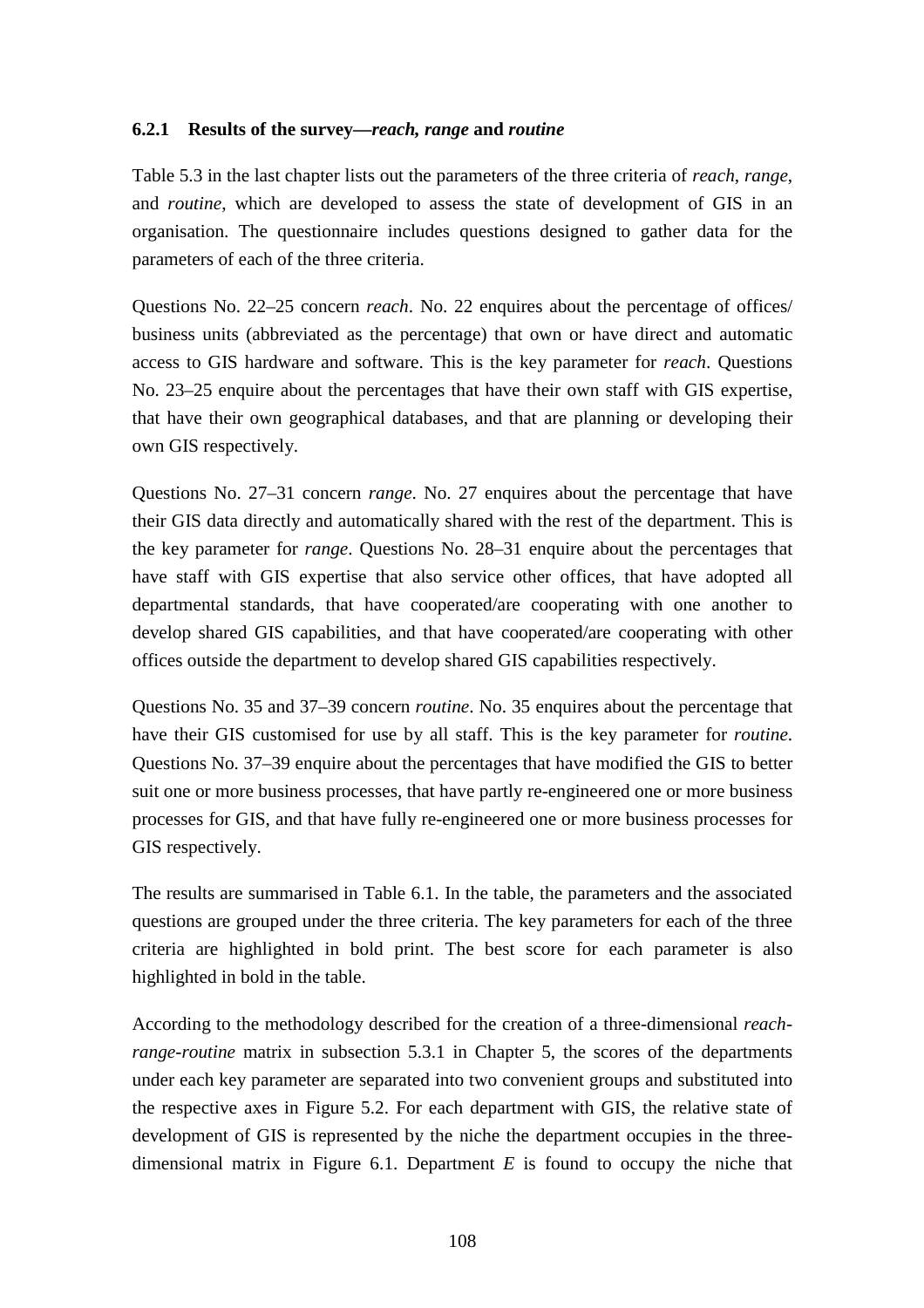### 6.2.1 Results of the survey—*reach, range* and *routine*

Table 5.3 in the last chapter lists out the parameters of the three criteria of *reach*, *range*, and *routine*, which are developed to assess the state of development of GIS in an organisation. The questionnaire includes questions designed to gather data for the parameters of each of the three criteria.

Questions No. 22–25 concern *reach*. No. 22 enquires about the percentage of offices/ business units (abbreviated as the percentage) that own or have direct and automatic access to GIS hardware and software. This is the key parameter for *reach*. Questions No. 23–25 enquire about the percentages that have their own staff with GIS expertise, that have their own geographical databases, and that are planning or developing their own GIS respectively.

Questions No. 27–31 concern *range*. No. 27 enquires about the percentage that have their GIS data directly and automatically shared with the rest of the department. This is the key parameter for *range*. Questions No. 28–31 enquire about the percentages that have staff with GIS expertise that also service other offices, that have adopted all departmental standards, that have cooperated/are cooperating with one another to develop shared GIS capabilities, and that have cooperated/are cooperating with other offices outside the department to develop shared GIS capabilities respectively.

Questions No. 35 and 37–39 concern *routine*. No. 35 enquires about the percentage that have their GIS customised for use by all staff. This is the key parameter for *routine*. Questions No. 37–39 enquire about the percentages that have modified the GIS to better suit one or more business processes, that have partly re-engineered one or more business processes for GIS, and that have fully re-engineered one or more business processes for GIS respectively.

The results are summarised in Table 6.1. In the table, the parameters and the associated questions are grouped under the three criteria. The key parameters for each of the three criteria are highlighted in bold print. The best score for each parameter is also highlighted in bold in the table.

According to the methodology described for the creation of a three-dimensional *reach-range-routine* matrix in subsection 5.3.1 in Chapter 5, the scores of the departments under each key parameter are separated into two convenient groups and substituted into the respective axes in Figure 5.2. For each department with GIS, the relative state of development of GIS is represented by the niche the department occupies in the three-dimensional matrix in Figure 6.1. Department *E* is found to occupy the niche that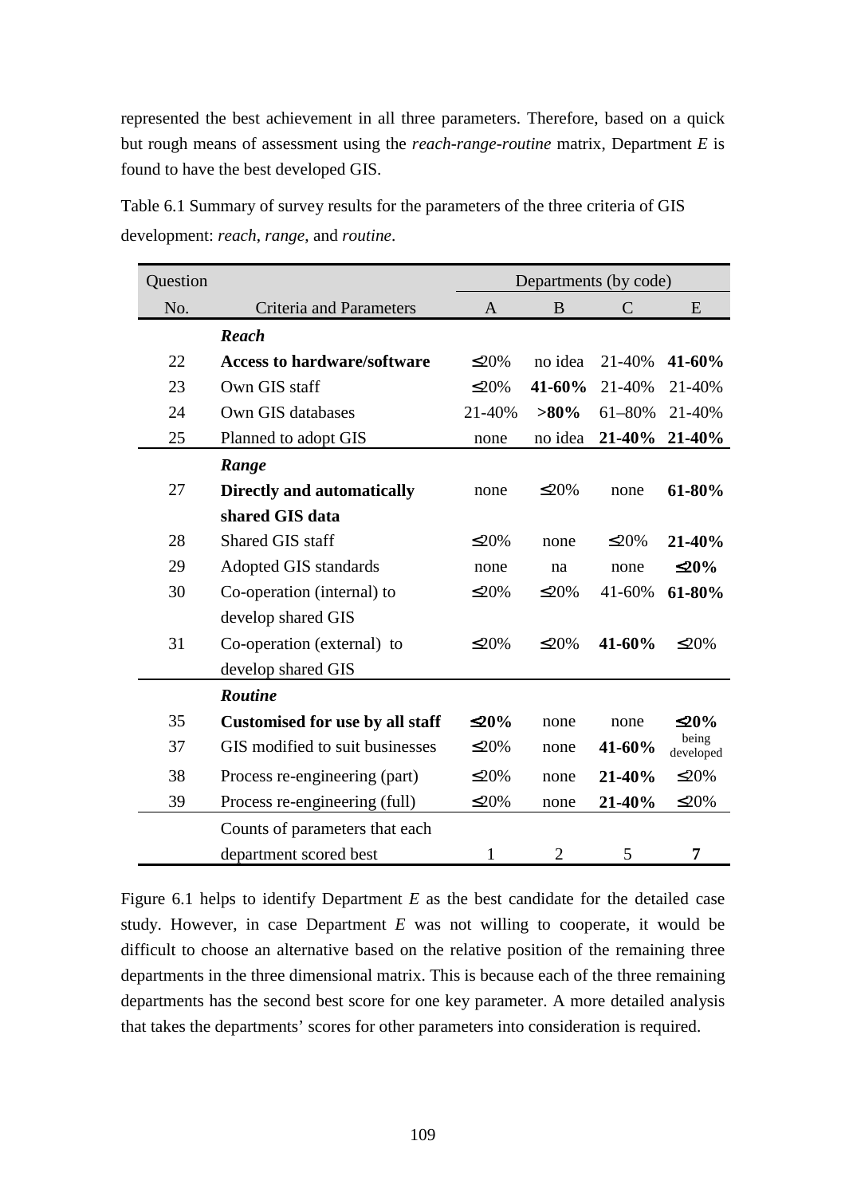represented the best achievement in all three parameters. Therefore, based on a quick but rough means of assessment using the *reach-range-routine* matrix, Department *E* is found to have the best developed GIS.

Table 6.1 Summary of survey results for the parameters of the three criteria of GIS development: *reach*, *range*, and *routine*.

| Question No. | Criteria and Parameters | Departments (by code) A | B | C | E |
|---|---|---|---|---|---|
| | ***Reach*** | | | | |
| 22 | **Access to hardware/software** | ≤20% | no idea | 21-40% | **41-60%** |
| 23 | Own GIS staff | ≤20% | **41-60%** | 21-40% | 21-40% |
| 24 | Own GIS databases | 21-40% | **>80%** | 61–80% | 21-40% |
| 25 | Planned to adopt GIS | none | no idea | **21-40%** | **21-40%** |
| | ***Range*** | | | | |
| 27 | **Directly and automatically shared GIS data** | none | ≤20% | none | **61-80%** |
| 28 | Shared GIS staff | ≤20% | none | ≤20% | **21-40%** |
| 29 | Adopted GIS standards | none | na | none | **≤20%** |
| 30 | Co-operation (internal) to develop shared GIS | ≤20% | ≤20% | 41-60% | **61-80%** |
| 31 | Co-operation (external) to develop shared GIS | ≤20% | ≤20% | **41-60%** | ≤20% |
| | ***Routine*** | | | | |
| 35 | **Customised for use by all staff** | **≤20%** | none | none | **≤20%** |
| 37 | GIS modified to suit businesses | ≤20% | none | **41-60%** | being developed |
| 38 | Process re-engineering (part) | ≤20% | none | **21-40%** | ≤20% |
| 39 | Process re-engineering (full) | ≤20% | none | **21-40%** | ≤20% |
| | Counts of parameters that each department scored best | 1 | 2 | 5 | **7** |

Figure 6.1 helps to identify Department *E* as the best candidate for the detailed case study. However, in case Department *E* was not willing to cooperate, it would be difficult to choose an alternative based on the relative position of the remaining three departments in the three dimensional matrix. This is because each of the three remaining departments has the second best score for one key parameter. A more detailed analysis that takes the departments' scores for other parameters into consideration is required.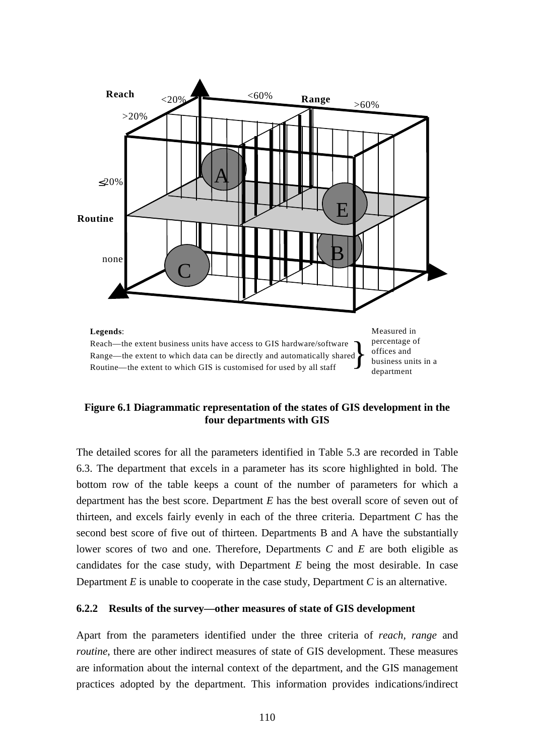Reach

<20%

<60%

Range

>60%

>20%

≤20%

Routine

none

A

E

B

C

**Legends**:

Reach—the extent business units have access to GIS hardware/software
Range—the extent to which data can be directly and automatically shared
Routine—the extent to which GIS is customised for used by all staff

Measured in percentage of offices and business units in a department

**Figure 6.1 Diagrammatic representation of the states of GIS development in the four departments with GIS**

The detailed scores for all the parameters identified in Table 5.3 are recorded in Table 6.3. The department that excels in a parameter has its score highlighted in bold. The bottom row of the table keeps a count of the number of parameters for which a department has the best score. Department *E* has the best overall score of seven out of thirteen, and excels fairly evenly in each of the three criteria. Department *C* has the second best score of five out of thirteen. Departments B and A have the substantially lower scores of two and one. Therefore, Departments *C* and *E* are both eligible as candidates for the case study, with Department *E* being the most desirable. In case Department *E* is unable to cooperate in the case study, Department *C* is an alternative.

### 6.2.2 Results of the survey—other measures of state of GIS development

Apart from the parameters identified under the three criteria of *reach*, *range* and *routine*, there are other indirect measures of state of GIS development. These measures are information about the internal context of the department, and the GIS management practices adopted by the department. This information provides indications/indirect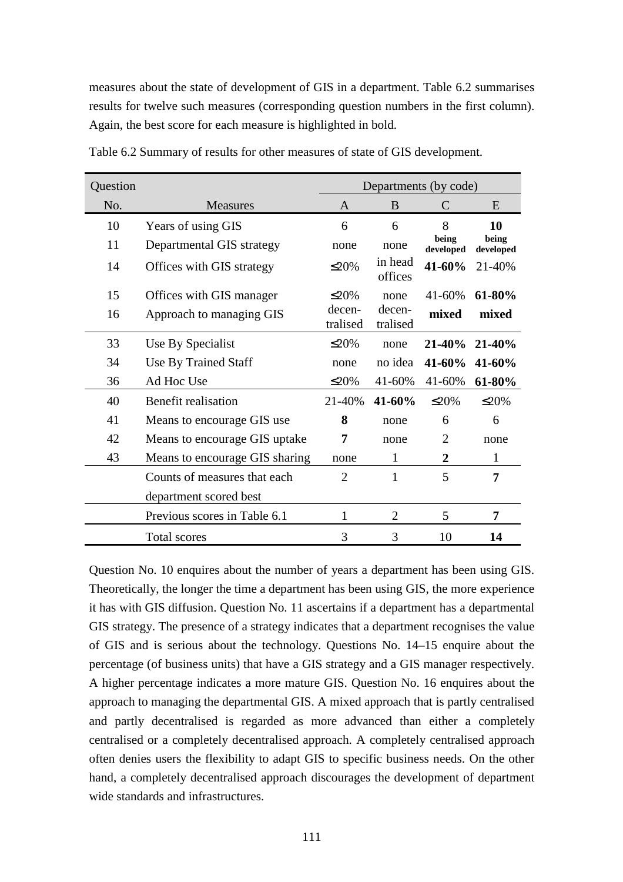measures about the state of development of GIS in a department. Table 6.2 summarises results for twelve such measures (corresponding question numbers in the first column). Again, the best score for each measure is highlighted in bold.

Table 6.2 Summary of results for other measures of state of GIS development.

| Question No. | Measures | Departments (by code) A | B | C | E |
|---|---|---|---|---|---|
| 10 | Years of using GIS | 6 | 6 | 8 | **10** |
| 11 | Departmental GIS strategy | none | none | **being developed** | **being developed** |
| 14 | Offices with GIS strategy | ≤20% | in head offices | **41-60%** | 21-40% |
| 15 | Offices with GIS manager | ≤20% | none | 41-60% | **61-80%** |
| 16 | Approach to managing GIS | decen-tralised | decen-tralised | **mixed** | **mixed** |
| 33 | Use By Specialist | ≤20% | none | **21-40%** | **21-40%** |
| 34 | Use By Trained Staff | none | no idea | **41-60%** | **41-60%** |
| 36 | Ad Hoc Use | ≤20% | 41-60% | 41-60% | **61-80%** |
| 40 | Benefit realisation | 21-40% | **41-60%** | ≤20% | ≤20% |
| 41 | Means to encourage GIS use | **8** | none | 6 | 6 |
| 42 | Means to encourage GIS uptake | **7** | none | 2 | none |
| 43 | Means to encourage GIS sharing | none | 1 | **2** | 1 |
| | Counts of measures that each department scored best | 2 | 1 | 5 | **7** |
| | Previous scores in Table 6.1 | 1 | 2 | 5 | **7** |
| | Total scores | 3 | 3 | 10 | **14** |

Question No. 10 enquires about the number of years a department has been using GIS. Theoretically, the longer the time a department has been using GIS, the more experience it has with GIS diffusion. Question No. 11 ascertains if a department has a departmental GIS strategy. The presence of a strategy indicates that a department recognises the value of GIS and is serious about the technology. Questions No. 14–15 enquire about the percentage (of business units) that have a GIS strategy and a GIS manager respectively. A higher percentage indicates a more mature GIS. Question No. 16 enquires about the approach to managing the departmental GIS. A mixed approach that is partly centralised and partly decentralised is regarded as more advanced than either a completely centralised or a completely decentralised approach. A completely centralised approach often denies users the flexibility to adapt GIS to specific business needs. On the other hand, a completely decentralised approach discourages the development of department wide standards and infrastructures.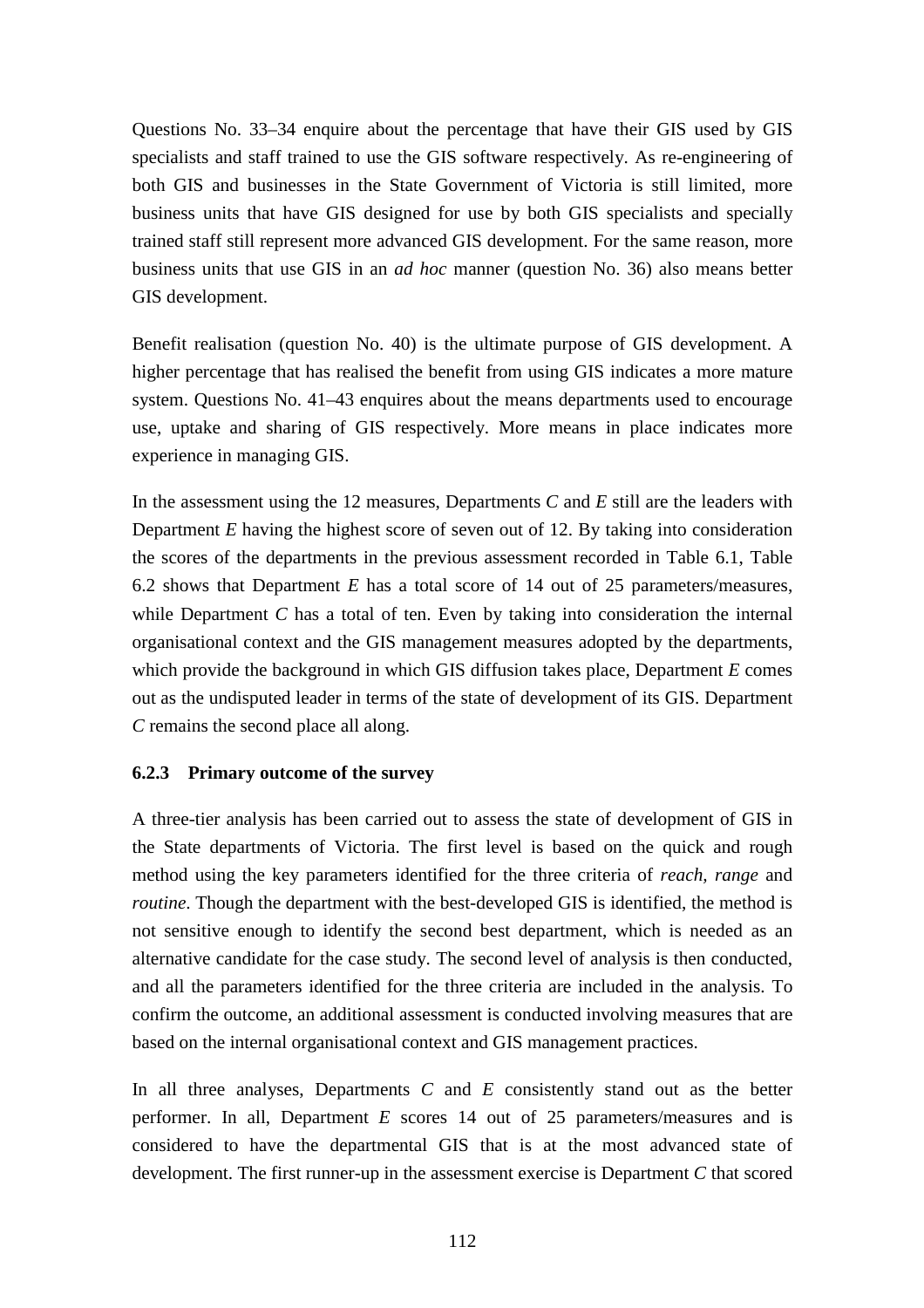Questions No. 33–34 enquire about the percentage that have their GIS used by GIS specialists and staff trained to use the GIS software respectively. As re-engineering of both GIS and businesses in the State Government of Victoria is still limited, more business units that have GIS designed for use by both GIS specialists and specially trained staff still represent more advanced GIS development. For the same reason, more business units that use GIS in an *ad hoc* manner (question No. 36) also means better GIS development.

Benefit realisation (question No. 40) is the ultimate purpose of GIS development. A higher percentage that has realised the benefit from using GIS indicates a more mature system. Questions No. 41–43 enquires about the means departments used to encourage use, uptake and sharing of GIS respectively. More means in place indicates more experience in managing GIS.

In the assessment using the 12 measures, Departments *C* and *E* still are the leaders with Department *E* having the highest score of seven out of 12. By taking into consideration the scores of the departments in the previous assessment recorded in Table 6.1, Table 6.2 shows that Department *E* has a total score of 14 out of 25 parameters/measures, while Department *C* has a total of ten. Even by taking into consideration the internal organisational context and the GIS management measures adopted by the departments, which provide the background in which GIS diffusion takes place, Department *E* comes out as the undisputed leader in terms of the state of development of its GIS. Department *C* remains the second place all along.

### 6.2.3 Primary outcome of the survey

A three-tier analysis has been carried out to assess the state of development of GIS in the State departments of Victoria. The first level is based on the quick and rough method using the key parameters identified for the three criteria of *reach, range* and *routine*. Though the department with the best-developed GIS is identified, the method is not sensitive enough to identify the second best department, which is needed as an alternative candidate for the case study. The second level of analysis is then conducted, and all the parameters identified for the three criteria are included in the analysis. To confirm the outcome, an additional assessment is conducted involving measures that are based on the internal organisational context and GIS management practices.

In all three analyses, Departments *C* and *E* consistently stand out as the better performer. In all, Department *E* scores 14 out of 25 parameters/measures and is considered to have the departmental GIS that is at the most advanced state of development. The first runner-up in the assessment exercise is Department *C* that scored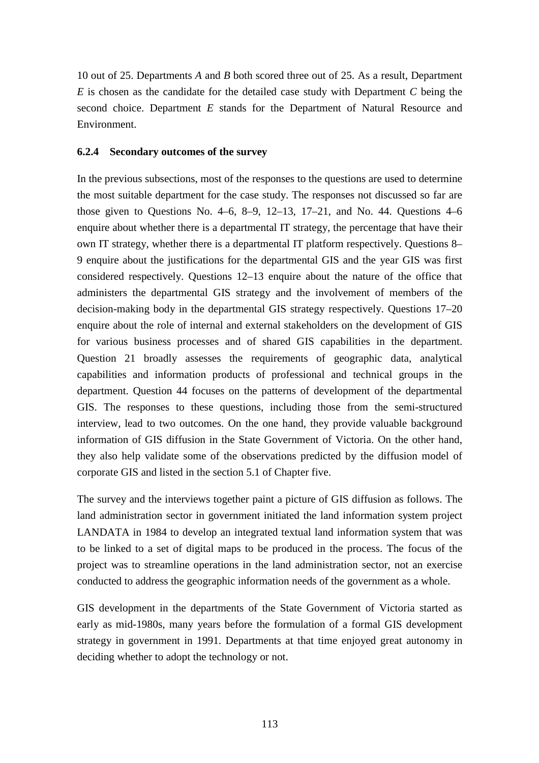10 out of 25. Departments *A* and *B* both scored three out of 25. As a result, Department *E* is chosen as the candidate for the detailed case study with Department *C* being the second choice. Department *E* stands for the Department of Natural Resource and Environment.

### 6.2.4 Secondary outcomes of the survey

In the previous subsections, most of the responses to the questions are used to determine the most suitable department for the case study. The responses not discussed so far are those given to Questions No. 4–6, 8–9, 12–13, 17–21, and No. 44. Questions 4–6 enquire about whether there is a departmental IT strategy, the percentage that have their own IT strategy, whether there is a departmental IT platform respectively. Questions 8–9 enquire about the justifications for the departmental GIS and the year GIS was first considered respectively. Questions 12–13 enquire about the nature of the office that administers the departmental GIS strategy and the involvement of members of the decision-making body in the departmental GIS strategy respectively. Questions 17–20 enquire about the role of internal and external stakeholders on the development of GIS for various business processes and of shared GIS capabilities in the department. Question 21 broadly assesses the requirements of geographic data, analytical capabilities and information products of professional and technical groups in the department. Question 44 focuses on the patterns of development of the departmental GIS. The responses to these questions, including those from the semi-structured interview, lead to two outcomes. On the one hand, they provide valuable background information of GIS diffusion in the State Government of Victoria. On the other hand, they also help validate some of the observations predicted by the diffusion model of corporate GIS and listed in the section 5.1 of Chapter five.

The survey and the interviews together paint a picture of GIS diffusion as follows. The land administration sector in government initiated the land information system project LANDATA in 1984 to develop an integrated textual land information system that was to be linked to a set of digital maps to be produced in the process. The focus of the project was to streamline operations in the land administration sector, not an exercise conducted to address the geographic information needs of the government as a whole.

GIS development in the departments of the State Government of Victoria started as early as mid-1980s, many years before the formulation of a formal GIS development strategy in government in 1991. Departments at that time enjoyed great autonomy in deciding whether to adopt the technology or not.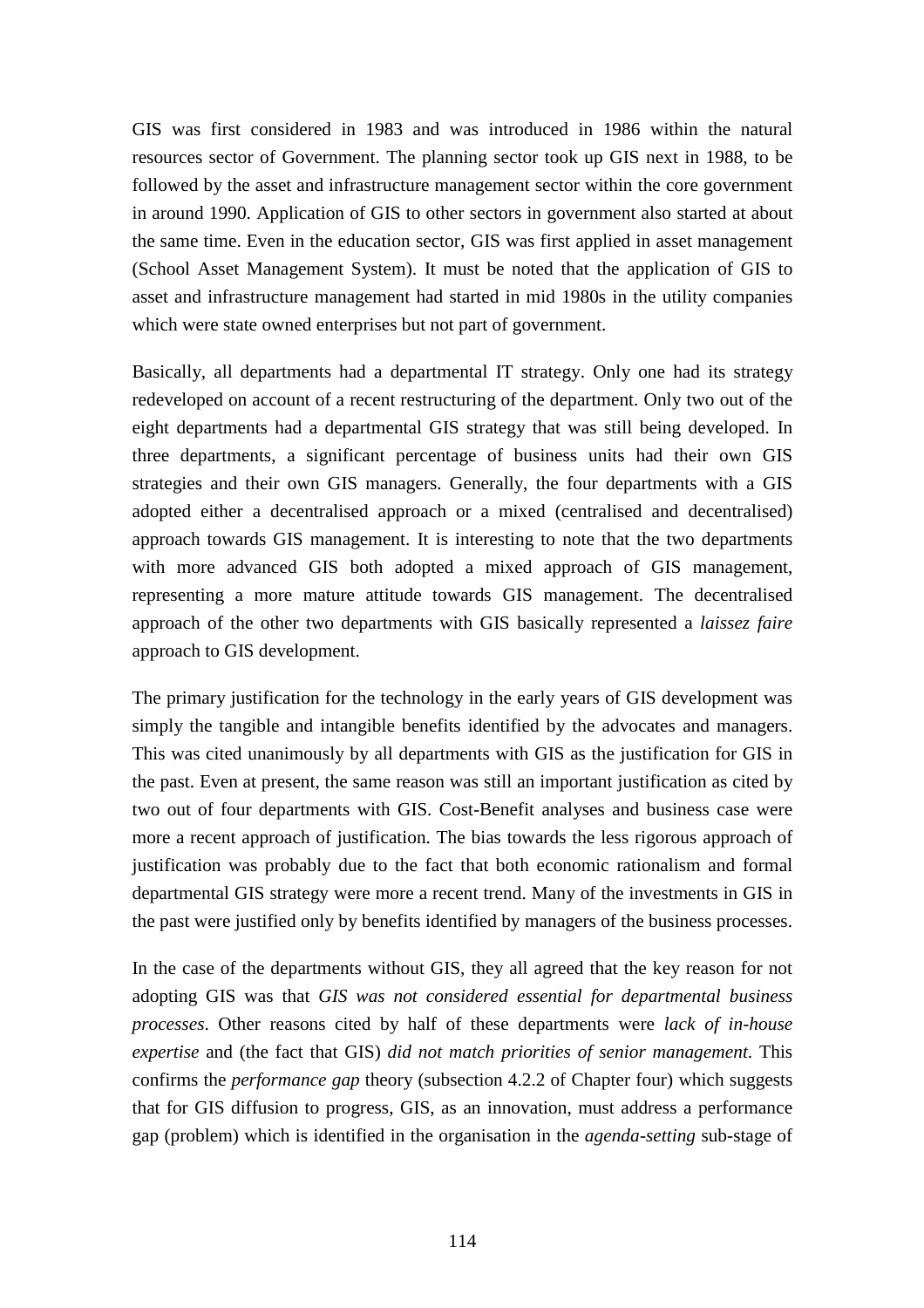GIS was first considered in 1983 and was introduced in 1986 within the natural resources sector of Government. The planning sector took up GIS next in 1988, to be followed by the asset and infrastructure management sector within the core government in around 1990. Application of GIS to other sectors in government also started at about the same time. Even in the education sector, GIS was first applied in asset management (School Asset Management System). It must be noted that the application of GIS to asset and infrastructure management had started in mid 1980s in the utility companies which were state owned enterprises but not part of government.

Basically, all departments had a departmental IT strategy. Only one had its strategy redeveloped on account of a recent restructuring of the department. Only two out of the eight departments had a departmental GIS strategy that was still being developed. In three departments, a significant percentage of business units had their own GIS strategies and their own GIS managers. Generally, the four departments with a GIS adopted either a decentralised approach or a mixed (centralised and decentralised) approach towards GIS management. It is interesting to note that the two departments with more advanced GIS both adopted a mixed approach of GIS management, representing a more mature attitude towards GIS management. The decentralised approach of the other two departments with GIS basically represented a *laissez faire* approach to GIS development.

The primary justification for the technology in the early years of GIS development was simply the tangible and intangible benefits identified by the advocates and managers. This was cited unanimously by all departments with GIS as the justification for GIS in the past. Even at present, the same reason was still an important justification as cited by two out of four departments with GIS. Cost-Benefit analyses and business case were more a recent approach of justification. The bias towards the less rigorous approach of justification was probably due to the fact that both economic rationalism and formal departmental GIS strategy were more a recent trend. Many of the investments in GIS in the past were justified only by benefits identified by managers of the business processes.

In the case of the departments without GIS, they all agreed that the key reason for not adopting GIS was that *GIS was not considered essential for departmental business processes*. Other reasons cited by half of these departments were *lack of in-house expertise* and (the fact that GIS) *did not match priorities of senior management*. This confirms the *performance gap* theory (subsection 4.2.2 of Chapter four) which suggests that for GIS diffusion to progress, GIS, as an innovation, must address a performance gap (problem) which is identified in the organisation in the *agenda-setting* sub-stage of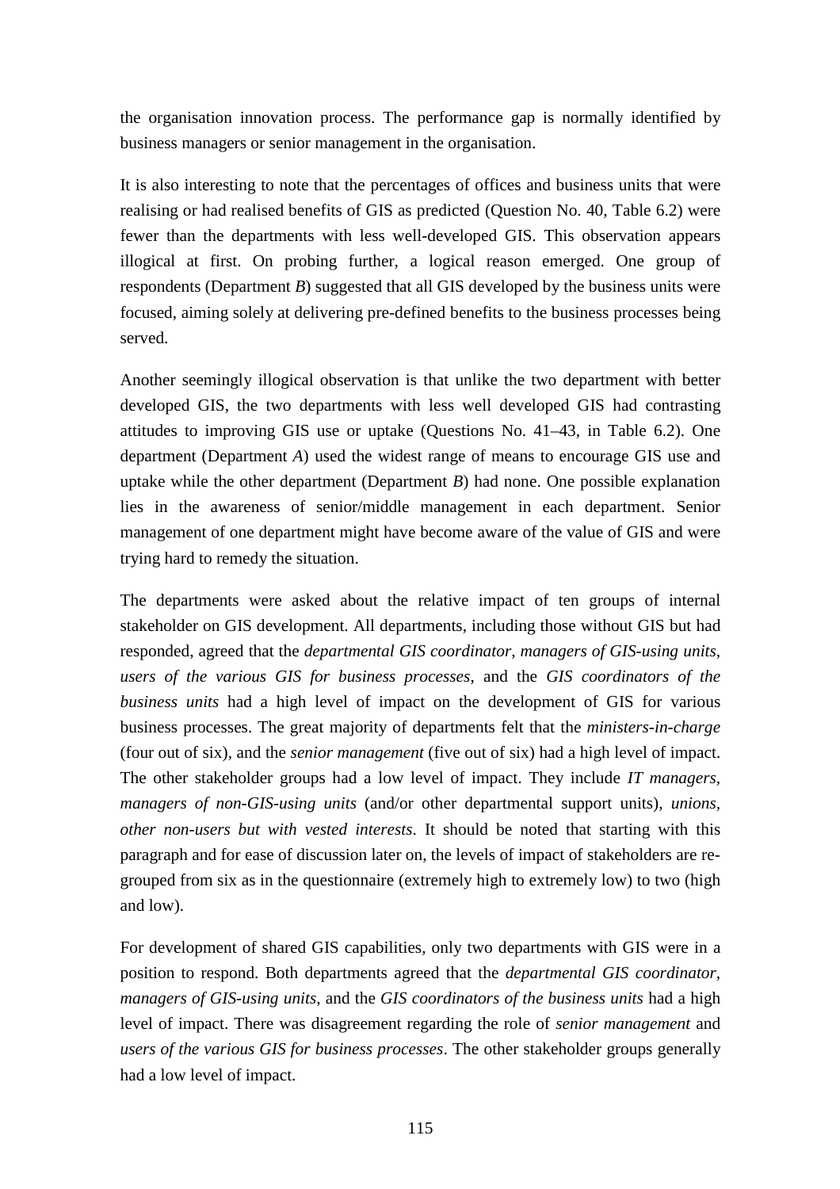the organisation innovation process. The performance gap is normally identified by business managers or senior management in the organisation.

It is also interesting to note that the percentages of offices and business units that were realising or had realised benefits of GIS as predicted (Question No. 40, Table 6.2) were fewer than the departments with less well-developed GIS. This observation appears illogical at first. On probing further, a logical reason emerged. One group of respondents (Department *B*) suggested that all GIS developed by the business units were focused, aiming solely at delivering pre-defined benefits to the business processes being served.

Another seemingly illogical observation is that unlike the two department with better developed GIS, the two departments with less well developed GIS had contrasting attitudes to improving GIS use or uptake (Questions No. 41–43, in Table 6.2). One department (Department *A*) used the widest range of means to encourage GIS use and uptake while the other department (Department *B*) had none. One possible explanation lies in the awareness of senior/middle management in each department. Senior management of one department might have become aware of the value of GIS and were trying hard to remedy the situation.

The departments were asked about the relative impact of ten groups of internal stakeholder on GIS development. All departments, including those without GIS but had responded, agreed that the *departmental GIS coordinator*, *managers of GIS-using units*, *users of the various GIS for business processes*, and the *GIS coordinators of the business units* had a high level of impact on the development of GIS for various business processes. The great majority of departments felt that the *ministers-in-charge* (four out of six), and the *senior management* (five out of six) had a high level of impact. The other stakeholder groups had a low level of impact. They include *IT managers*, *managers of non-GIS-using units* (and/or other departmental support units), *unions*, *other non-users but with vested interests*. It should be noted that starting with this paragraph and for ease of discussion later on, the levels of impact of stakeholders are re-grouped from six as in the questionnaire (extremely high to extremely low) to two (high and low).

For development of shared GIS capabilities, only two departments with GIS were in a position to respond. Both departments agreed that the *departmental GIS coordinator*, *managers of GIS-using units*, and the *GIS coordinators of the business units* had a high level of impact. There was disagreement regarding the role of *senior management* and *users of the various GIS for business processes*. The other stakeholder groups generally had a low level of impact.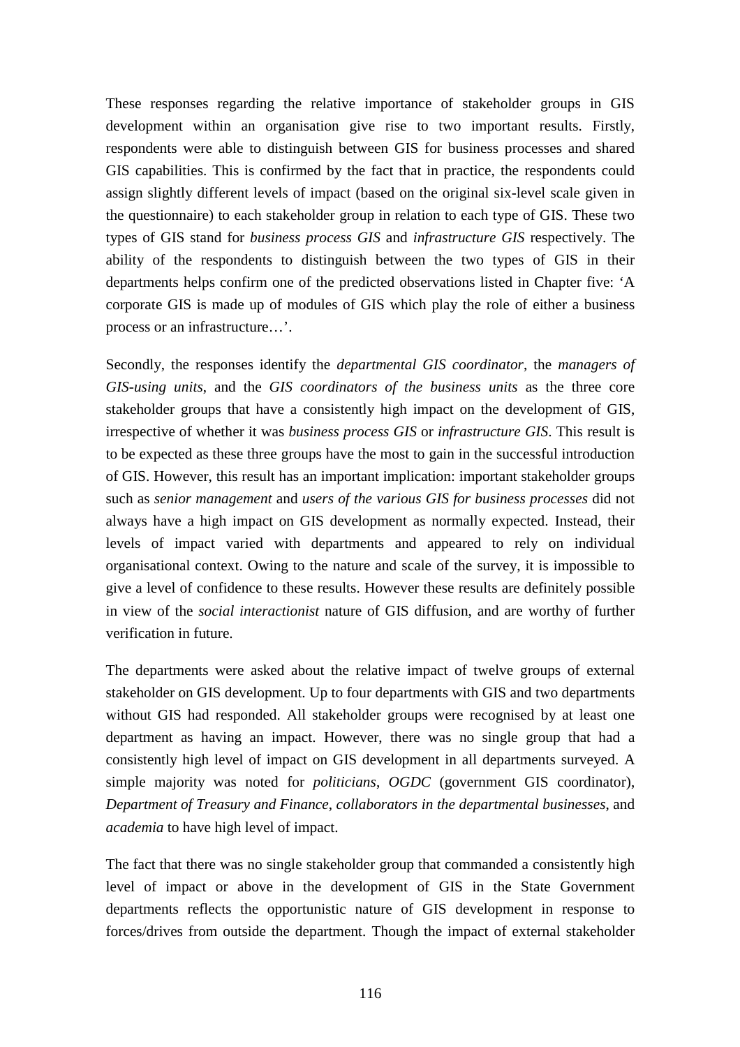These responses regarding the relative importance of stakeholder groups in GIS development within an organisation give rise to two important results. Firstly, respondents were able to distinguish between GIS for business processes and shared GIS capabilities. This is confirmed by the fact that in practice, the respondents could assign slightly different levels of impact (based on the original six-level scale given in the questionnaire) to each stakeholder group in relation to each type of GIS. These two types of GIS stand for *business process GIS* and *infrastructure GIS* respectively. The ability of the respondents to distinguish between the two types of GIS in their departments helps confirm one of the predicted observations listed in Chapter five: 'A corporate GIS is made up of modules of GIS which play the role of either a business process or an infrastructure…'.

Secondly, the responses identify the *departmental GIS coordinator*, the *managers of GIS-using units*, and the *GIS coordinators of the business units* as the three core stakeholder groups that have a consistently high impact on the development of GIS, irrespective of whether it was *business process GIS* or *infrastructure GIS*. This result is to be expected as these three groups have the most to gain in the successful introduction of GIS. However, this result has an important implication: important stakeholder groups such as *senior management* and *users of the various GIS for business processes* did not always have a high impact on GIS development as normally expected. Instead, their levels of impact varied with departments and appeared to rely on individual organisational context. Owing to the nature and scale of the survey, it is impossible to give a level of confidence to these results. However these results are definitely possible in view of the *social interactionist* nature of GIS diffusion, and are worthy of further verification in future.

The departments were asked about the relative impact of twelve groups of external stakeholder on GIS development. Up to four departments with GIS and two departments without GIS had responded. All stakeholder groups were recognised by at least one department as having an impact. However, there was no single group that had a consistently high level of impact on GIS development in all departments surveyed. A simple majority was noted for *politicians*, *OGDC* (government GIS coordinator), *Department of Treasury and Finance*, *collaborators in the departmental businesses*, and *academia* to have high level of impact.

The fact that there was no single stakeholder group that commanded a consistently high level of impact or above in the development of GIS in the State Government departments reflects the opportunistic nature of GIS development in response to forces/drives from outside the department. Though the impact of external stakeholder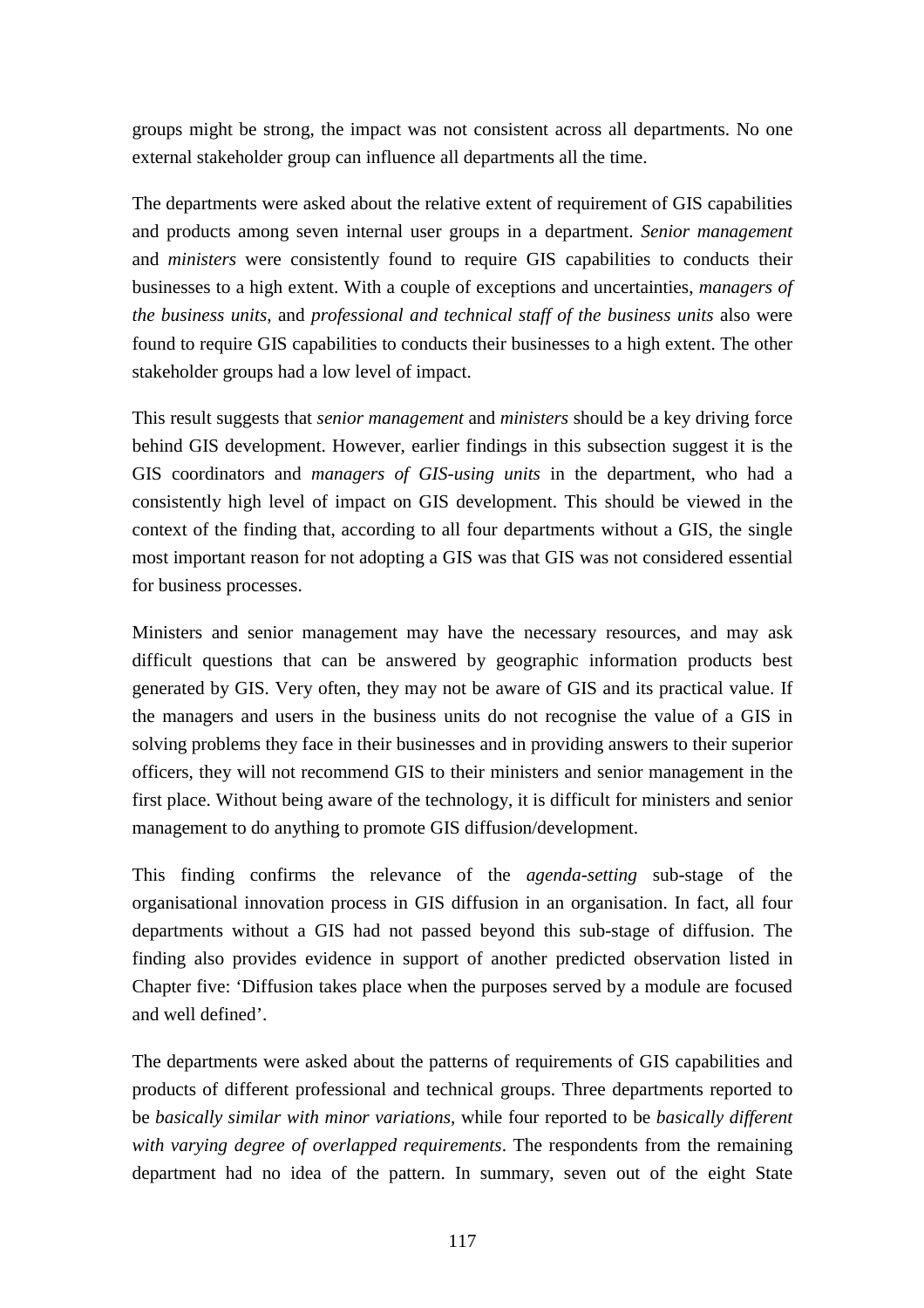groups might be strong, the impact was not consistent across all departments. No one external stakeholder group can influence all departments all the time.

The departments were asked about the relative extent of requirement of GIS capabilities and products among seven internal user groups in a department. *Senior management* and *ministers* were consistently found to require GIS capabilities to conducts their businesses to a high extent. With a couple of exceptions and uncertainties, *managers of the business units*, and *professional and technical staff of the business units* also were found to require GIS capabilities to conducts their businesses to a high extent. The other stakeholder groups had a low level of impact.

This result suggests that *senior management* and *ministers* should be a key driving force behind GIS development. However, earlier findings in this subsection suggest it is the GIS coordinators and *managers of GIS-using units* in the department, who had a consistently high level of impact on GIS development. This should be viewed in the context of the finding that, according to all four departments without a GIS, the single most important reason for not adopting a GIS was that GIS was not considered essential for business processes.

Ministers and senior management may have the necessary resources, and may ask difficult questions that can be answered by geographic information products best generated by GIS. Very often, they may not be aware of GIS and its practical value. If the managers and users in the business units do not recognise the value of a GIS in solving problems they face in their businesses and in providing answers to their superior officers, they will not recommend GIS to their ministers and senior management in the first place. Without being aware of the technology, it is difficult for ministers and senior management to do anything to promote GIS diffusion/development.

This finding confirms the relevance of the *agenda-setting* sub-stage of the organisational innovation process in GIS diffusion in an organisation. In fact, all four departments without a GIS had not passed beyond this sub-stage of diffusion. The finding also provides evidence in support of another predicted observation listed in Chapter five: 'Diffusion takes place when the purposes served by a module are focused and well defined'.

The departments were asked about the patterns of requirements of GIS capabilities and products of different professional and technical groups. Three departments reported to be *basically similar with minor variations*, while four reported to be *basically different with varying degree of overlapped requirements*. The respondents from the remaining department had no idea of the pattern. In summary, seven out of the eight State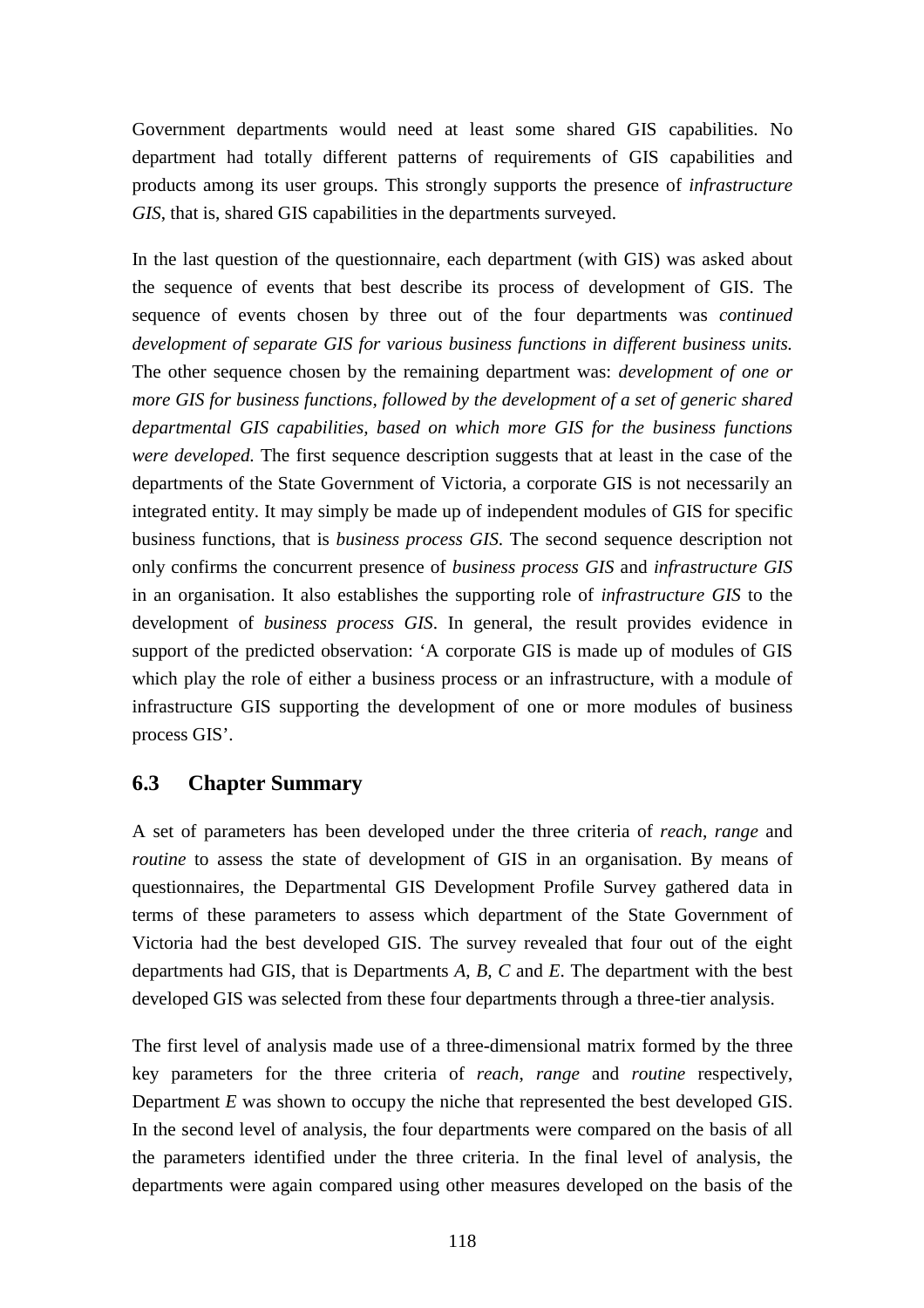Government departments would need at least some shared GIS capabilities. No department had totally different patterns of requirements of GIS capabilities and products among its user groups. This strongly supports the presence of *infrastructure GIS*, that is, shared GIS capabilities in the departments surveyed.

In the last question of the questionnaire, each department (with GIS) was asked about the sequence of events that best describe its process of development of GIS. The sequence of events chosen by three out of the four departments was *continued development of separate GIS for various business functions in different business units.* The other sequence chosen by the remaining department was: *development of one or more GIS for business functions, followed by the development of a set of generic shared departmental GIS capabilities, based on which more GIS for the business functions were developed.* The first sequence description suggests that at least in the case of the departments of the State Government of Victoria, a corporate GIS is not necessarily an integrated entity. It may simply be made up of independent modules of GIS for specific business functions, that is *business process GIS*. The second sequence description not only confirms the concurrent presence of *business process GIS* and *infrastructure GIS* in an organisation. It also establishes the supporting role of *infrastructure GIS* to the development of *business process GIS*. In general, the result provides evidence in support of the predicted observation: 'A corporate GIS is made up of modules of GIS which play the role of either a business process or an infrastructure, with a module of infrastructure GIS supporting the development of one or more modules of business process GIS'.

## 6.3 Chapter Summary

A set of parameters has been developed under the three criteria of *reach*, *range* and *routine* to assess the state of development of GIS in an organisation. By means of questionnaires, the Departmental GIS Development Profile Survey gathered data in terms of these parameters to assess which department of the State Government of Victoria had the best developed GIS. The survey revealed that four out of the eight departments had GIS, that is Departments *A, B, C* and *E*. The department with the best developed GIS was selected from these four departments through a three-tier analysis.

The first level of analysis made use of a three-dimensional matrix formed by the three key parameters for the three criteria of *reach*, *range* and *routine* respectively, Department *E* was shown to occupy the niche that represented the best developed GIS. In the second level of analysis, the four departments were compared on the basis of all the parameters identified under the three criteria. In the final level of analysis, the departments were again compared using other measures developed on the basis of the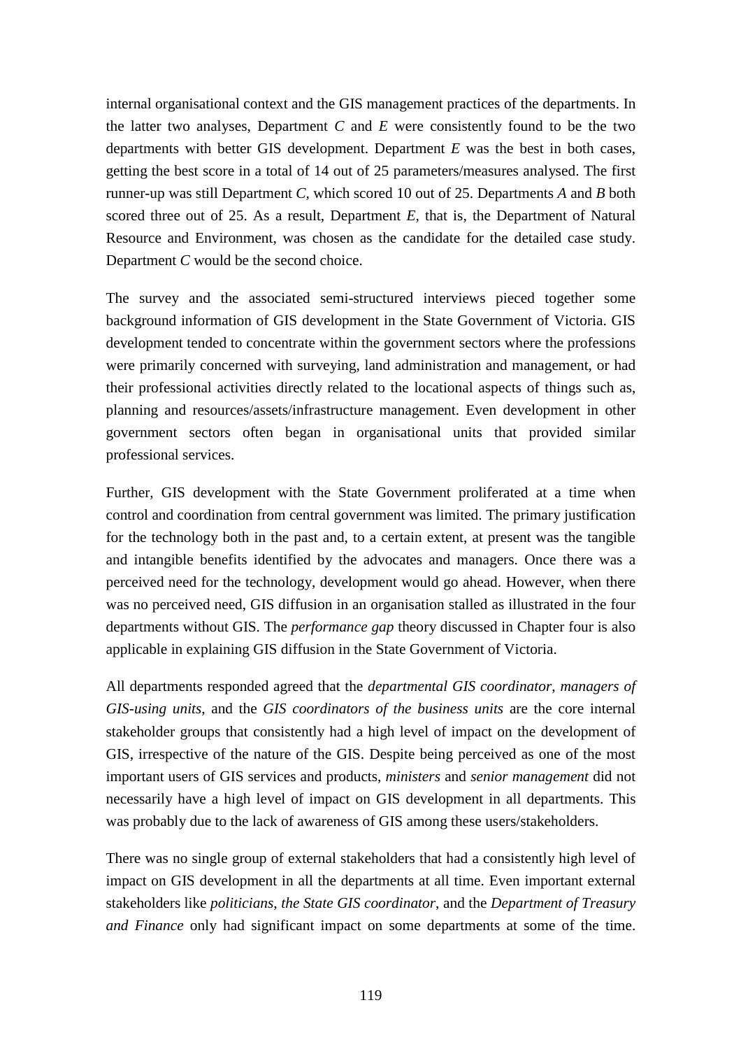internal organisational context and the GIS management practices of the departments. In the latter two analyses, Department *C* and *E* were consistently found to be the two departments with better GIS development. Department *E* was the best in both cases, getting the best score in a total of 14 out of 25 parameters/measures analysed. The first runner-up was still Department *C*, which scored 10 out of 25. Departments *A* and *B* both scored three out of 25. As a result, Department *E*, that is, the Department of Natural Resource and Environment, was chosen as the candidate for the detailed case study. Department *C* would be the second choice.

The survey and the associated semi-structured interviews pieced together some background information of GIS development in the State Government of Victoria. GIS development tended to concentrate within the government sectors where the professions were primarily concerned with surveying, land administration and management, or had their professional activities directly related to the locational aspects of things such as, planning and resources/assets/infrastructure management. Even development in other government sectors often began in organisational units that provided similar professional services.

Further, GIS development with the State Government proliferated at a time when control and coordination from central government was limited. The primary justification for the technology both in the past and, to a certain extent, at present was the tangible and intangible benefits identified by the advocates and managers. Once there was a perceived need for the technology, development would go ahead. However, when there was no perceived need, GIS diffusion in an organisation stalled as illustrated in the four departments without GIS. The *performance gap* theory discussed in Chapter four is also applicable in explaining GIS diffusion in the State Government of Victoria.

All departments responded agreed that the *departmental GIS coordinator*, *managers of GIS-using units*, and the *GIS coordinators of the business units* are the core internal stakeholder groups that consistently had a high level of impact on the development of GIS, irrespective of the nature of the GIS. Despite being perceived as one of the most important users of GIS services and products, *ministers* and *senior management* did not necessarily have a high level of impact on GIS development in all departments. This was probably due to the lack of awareness of GIS among these users/stakeholders.

There was no single group of external stakeholders that had a consistently high level of impact on GIS development in all the departments at all time. Even important external stakeholders like *politicians*, *the State GIS coordinator*, and the *Department of Treasury and Finance* only had significant impact on some departments at some of the time.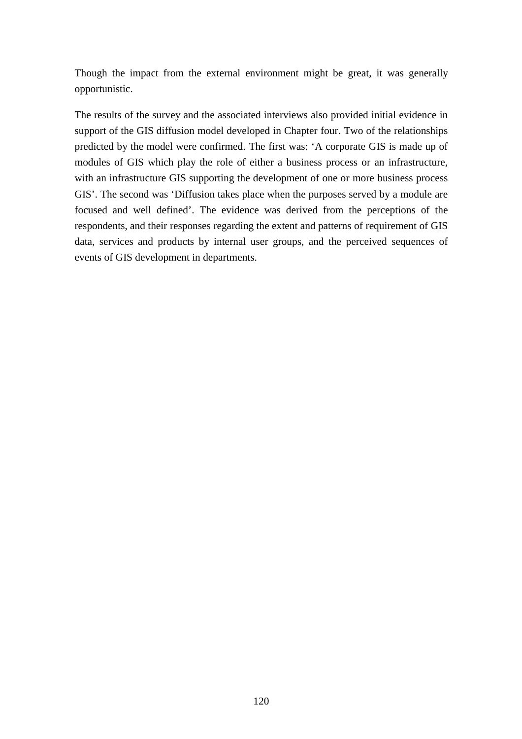Though the impact from the external environment might be great, it was generally opportunistic.

The results of the survey and the associated interviews also provided initial evidence in support of the GIS diffusion model developed in Chapter four. Two of the relationships predicted by the model were confirmed. The first was: 'A corporate GIS is made up of modules of GIS which play the role of either a business process or an infrastructure, with an infrastructure GIS supporting the development of one or more business process GIS'. The second was 'Diffusion takes place when the purposes served by a module are focused and well defined'. The evidence was derived from the perceptions of the respondents, and their responses regarding the extent and patterns of requirement of GIS data, services and products by internal user groups, and the perceived sequences of events of GIS development in departments.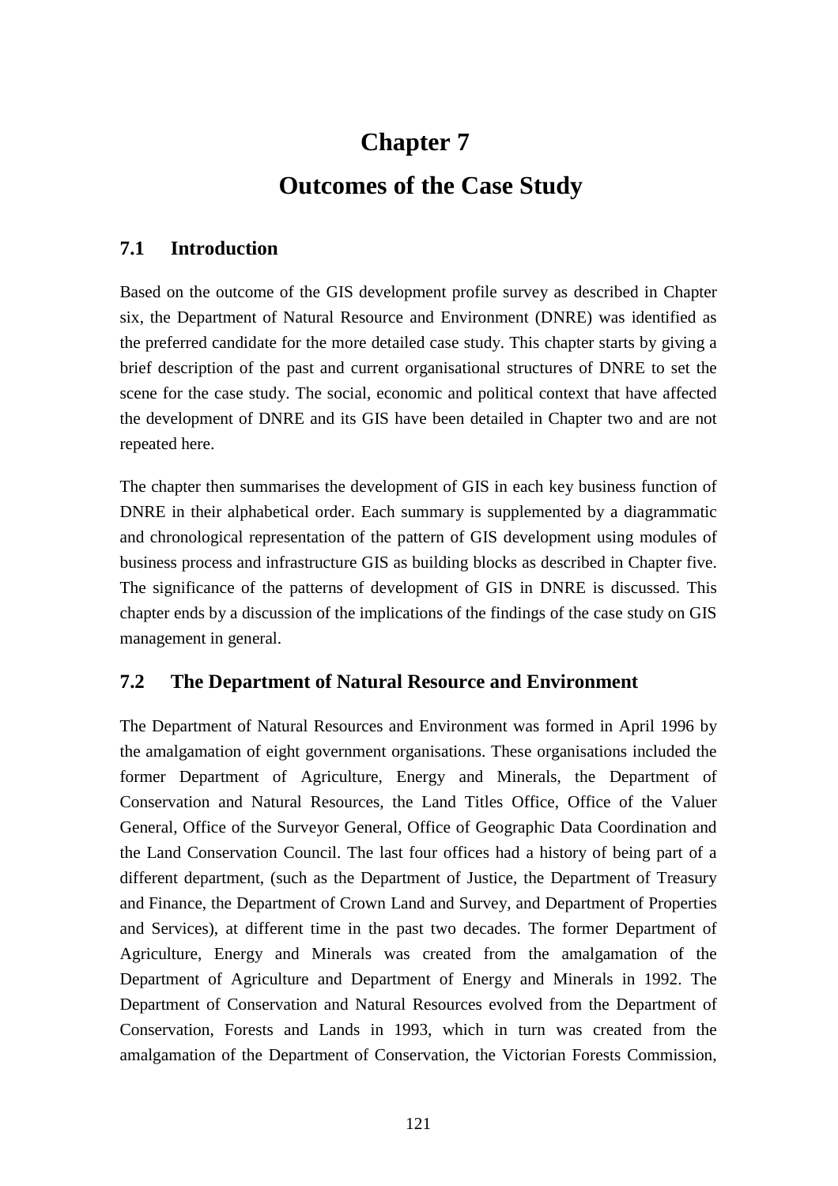# Chapter 7

# Outcomes of the Case Study

## 7.1 Introduction

Based on the outcome of the GIS development profile survey as described in Chapter six, the Department of Natural Resource and Environment (DNRE) was identified as the preferred candidate for the more detailed case study. This chapter starts by giving a brief description of the past and current organisational structures of DNRE to set the scene for the case study. The social, economic and political context that have affected the development of DNRE and its GIS have been detailed in Chapter two and are not repeated here.

The chapter then summarises the development of GIS in each key business function of DNRE in their alphabetical order. Each summary is supplemented by a diagrammatic and chronological representation of the pattern of GIS development using modules of business process and infrastructure GIS as building blocks as described in Chapter five. The significance of the patterns of development of GIS in DNRE is discussed. This chapter ends by a discussion of the implications of the findings of the case study on GIS management in general.

## 7.2 The Department of Natural Resource and Environment

The Department of Natural Resources and Environment was formed in April 1996 by the amalgamation of eight government organisations. These organisations included the former Department of Agriculture, Energy and Minerals, the Department of Conservation and Natural Resources, the Land Titles Office, Office of the Valuer General, Office of the Surveyor General, Office of Geographic Data Coordination and the Land Conservation Council. The last four offices had a history of being part of a different department, (such as the Department of Justice, the Department of Treasury and Finance, the Department of Crown Land and Survey, and Department of Properties and Services), at different time in the past two decades. The former Department of Agriculture, Energy and Minerals was created from the amalgamation of the Department of Agriculture and Department of Energy and Minerals in 1992. The Department of Conservation and Natural Resources evolved from the Department of Conservation, Forests and Lands in 1993, which in turn was created from the amalgamation of the Department of Conservation, the Victorian Forests Commission,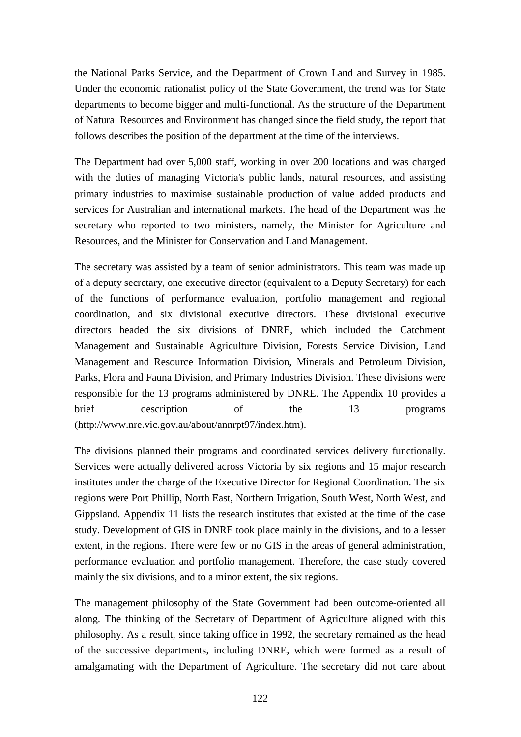the National Parks Service, and the Department of Crown Land and Survey in 1985. Under the economic rationalist policy of the State Government, the trend was for State departments to become bigger and multi-functional. As the structure of the Department of Natural Resources and Environment has changed since the field study, the report that follows describes the position of the department at the time of the interviews.

The Department had over 5,000 staff, working in over 200 locations and was charged with the duties of managing Victoria's public lands, natural resources, and assisting primary industries to maximise sustainable production of value added products and services for Australian and international markets. The head of the Department was the secretary who reported to two ministers, namely, the Minister for Agriculture and Resources, and the Minister for Conservation and Land Management.

The secretary was assisted by a team of senior administrators. This team was made up of a deputy secretary, one executive director (equivalent to a Deputy Secretary) for each of the functions of performance evaluation, portfolio management and regional coordination, and six divisional executive directors. These divisional executive directors headed the six divisions of DNRE, which included the Catchment Management and Sustainable Agriculture Division, Forests Service Division, Land Management and Resource Information Division, Minerals and Petroleum Division, Parks, Flora and Fauna Division, and Primary Industries Division. These divisions were responsible for the 13 programs administered by DNRE. The Appendix 10 provides a brief description of the 13 programs (http://www.nre.vic.gov.au/about/annrpt97/index.htm).

The divisions planned their programs and coordinated services delivery functionally. Services were actually delivered across Victoria by six regions and 15 major research institutes under the charge of the Executive Director for Regional Coordination. The six regions were Port Phillip, North East, Northern Irrigation, South West, North West, and Gippsland. Appendix 11 lists the research institutes that existed at the time of the case study. Development of GIS in DNRE took place mainly in the divisions, and to a lesser extent, in the regions. There were few or no GIS in the areas of general administration, performance evaluation and portfolio management. Therefore, the case study covered mainly the six divisions, and to a minor extent, the six regions.

The management philosophy of the State Government had been outcome-oriented all along. The thinking of the Secretary of Department of Agriculture aligned with this philosophy. As a result, since taking office in 1992, the secretary remained as the head of the successive departments, including DNRE, which were formed as a result of amalgamating with the Department of Agriculture. The secretary did not care about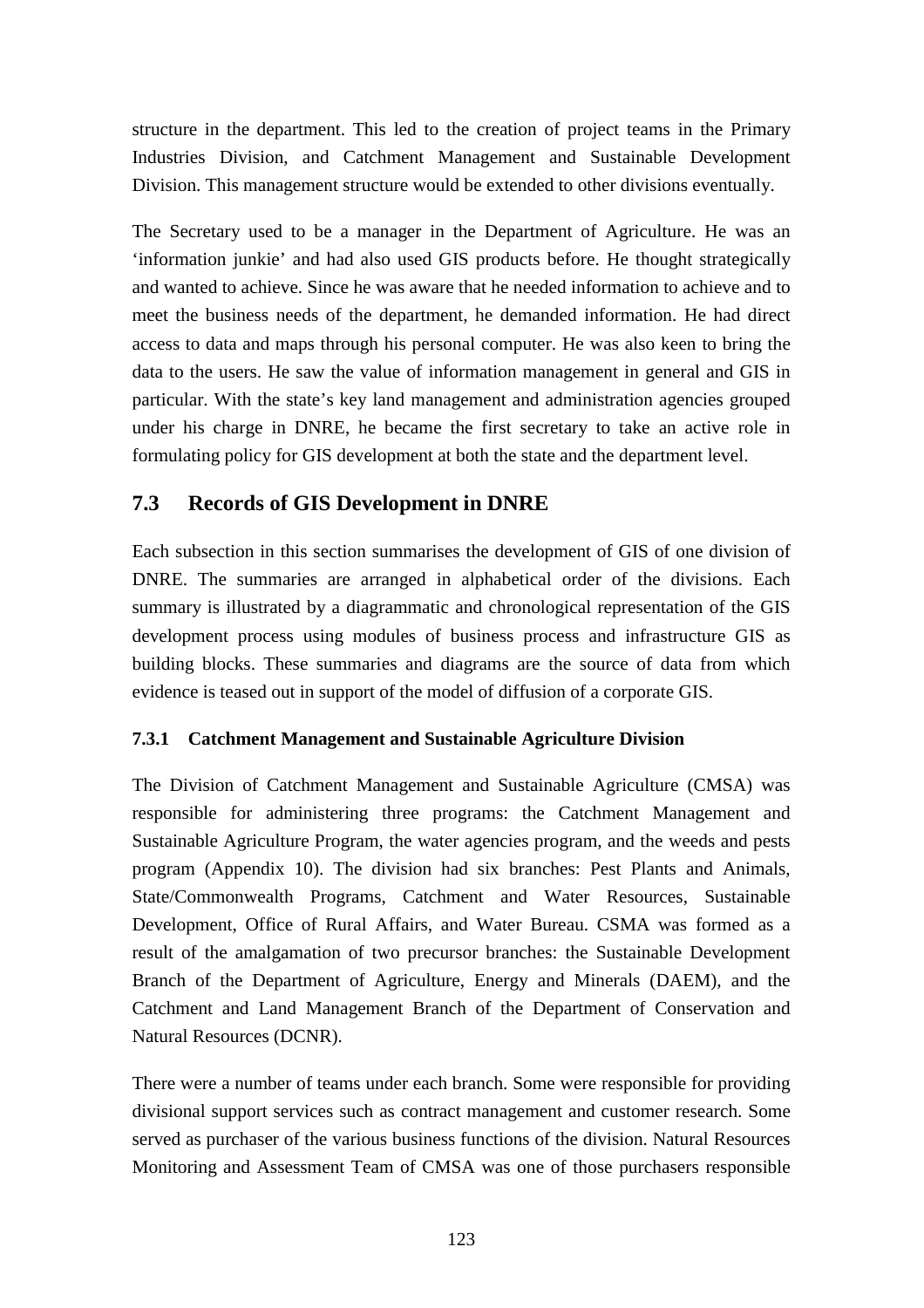structure in the department. This led to the creation of project teams in the Primary Industries Division, and Catchment Management and Sustainable Development Division. This management structure would be extended to other divisions eventually.

The Secretary used to be a manager in the Department of Agriculture. He was an 'information junkie' and had also used GIS products before. He thought strategically and wanted to achieve. Since he was aware that he needed information to achieve and to meet the business needs of the department, he demanded information. He had direct access to data and maps through his personal computer. He was also keen to bring the data to the users. He saw the value of information management in general and GIS in particular. With the state's key land management and administration agencies grouped under his charge in DNRE, he became the first secretary to take an active role in formulating policy for GIS development at both the state and the department level.

## 7.3 Records of GIS Development in DNRE

Each subsection in this section summarises the development of GIS of one division of DNRE. The summaries are arranged in alphabetical order of the divisions. Each summary is illustrated by a diagrammatic and chronological representation of the GIS development process using modules of business process and infrastructure GIS as building blocks. These summaries and diagrams are the source of data from which evidence is teased out in support of the model of diffusion of a corporate GIS.

### 7.3.1 Catchment Management and Sustainable Agriculture Division

The Division of Catchment Management and Sustainable Agriculture (CMSA) was responsible for administering three programs: the Catchment Management and Sustainable Agriculture Program, the water agencies program, and the weeds and pests program (Appendix 10). The division had six branches: Pest Plants and Animals, State/Commonwealth Programs, Catchment and Water Resources, Sustainable Development, Office of Rural Affairs, and Water Bureau. CSMA was formed as a result of the amalgamation of two precursor branches: the Sustainable Development Branch of the Department of Agriculture, Energy and Minerals (DAEM), and the Catchment and Land Management Branch of the Department of Conservation and Natural Resources (DCNR).

There were a number of teams under each branch. Some were responsible for providing divisional support services such as contract management and customer research. Some served as purchaser of the various business functions of the division. Natural Resources Monitoring and Assessment Team of CMSA was one of those purchasers responsible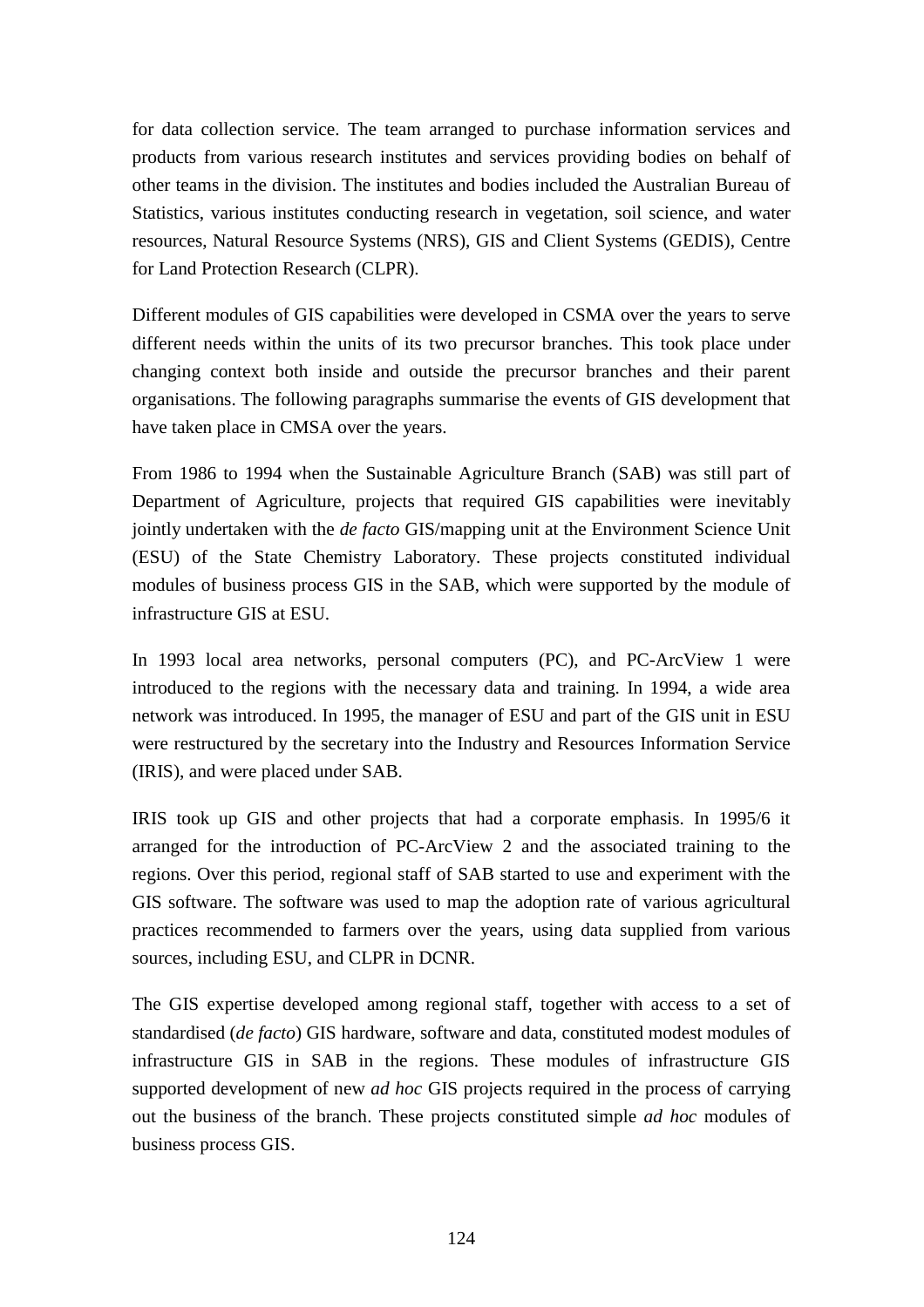for data collection service. The team arranged to purchase information services and products from various research institutes and services providing bodies on behalf of other teams in the division. The institutes and bodies included the Australian Bureau of Statistics, various institutes conducting research in vegetation, soil science, and water resources, Natural Resource Systems (NRS), GIS and Client Systems (GEDIS), Centre for Land Protection Research (CLPR).

Different modules of GIS capabilities were developed in CSMA over the years to serve different needs within the units of its two precursor branches. This took place under changing context both inside and outside the precursor branches and their parent organisations. The following paragraphs summarise the events of GIS development that have taken place in CMSA over the years.

From 1986 to 1994 when the Sustainable Agriculture Branch (SAB) was still part of Department of Agriculture, projects that required GIS capabilities were inevitably jointly undertaken with the *de facto* GIS/mapping unit at the Environment Science Unit (ESU) of the State Chemistry Laboratory. These projects constituted individual modules of business process GIS in the SAB, which were supported by the module of infrastructure GIS at ESU.

In 1993 local area networks, personal computers (PC), and PC-ArcView 1 were introduced to the regions with the necessary data and training. In 1994, a wide area network was introduced. In 1995, the manager of ESU and part of the GIS unit in ESU were restructured by the secretary into the Industry and Resources Information Service (IRIS), and were placed under SAB.

IRIS took up GIS and other projects that had a corporate emphasis. In 1995/6 it arranged for the introduction of PC-ArcView 2 and the associated training to the regions. Over this period, regional staff of SAB started to use and experiment with the GIS software. The software was used to map the adoption rate of various agricultural practices recommended to farmers over the years, using data supplied from various sources, including ESU, and CLPR in DCNR.

The GIS expertise developed among regional staff, together with access to a set of standardised (*de facto*) GIS hardware, software and data, constituted modest modules of infrastructure GIS in SAB in the regions. These modules of infrastructure GIS supported development of new *ad hoc* GIS projects required in the process of carrying out the business of the branch. These projects constituted simple *ad hoc* modules of business process GIS.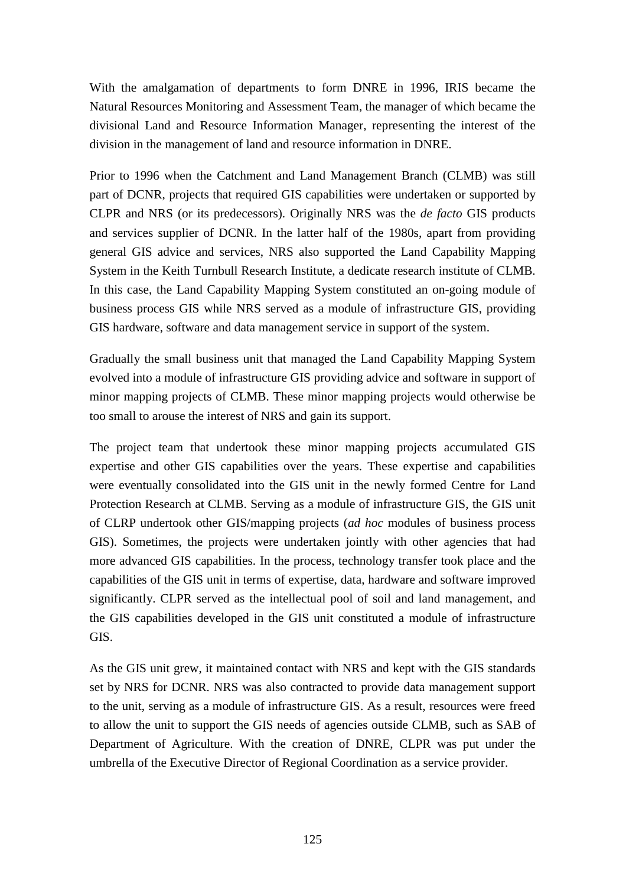With the amalgamation of departments to form DNRE in 1996, IRIS became the Natural Resources Monitoring and Assessment Team, the manager of which became the divisional Land and Resource Information Manager, representing the interest of the division in the management of land and resource information in DNRE.

Prior to 1996 when the Catchment and Land Management Branch (CLMB) was still part of DCNR, projects that required GIS capabilities were undertaken or supported by CLPR and NRS (or its predecessors). Originally NRS was the *de facto* GIS products and services supplier of DCNR. In the latter half of the 1980s, apart from providing general GIS advice and services, NRS also supported the Land Capability Mapping System in the Keith Turnbull Research Institute, a dedicate research institute of CLMB. In this case, the Land Capability Mapping System constituted an on-going module of business process GIS while NRS served as a module of infrastructure GIS, providing GIS hardware, software and data management service in support of the system.

Gradually the small business unit that managed the Land Capability Mapping System evolved into a module of infrastructure GIS providing advice and software in support of minor mapping projects of CLMB. These minor mapping projects would otherwise be too small to arouse the interest of NRS and gain its support.

The project team that undertook these minor mapping projects accumulated GIS expertise and other GIS capabilities over the years. These expertise and capabilities were eventually consolidated into the GIS unit in the newly formed Centre for Land Protection Research at CLMB. Serving as a module of infrastructure GIS, the GIS unit of CLRP undertook other GIS/mapping projects (*ad hoc* modules of business process GIS). Sometimes, the projects were undertaken jointly with other agencies that had more advanced GIS capabilities. In the process, technology transfer took place and the capabilities of the GIS unit in terms of expertise, data, hardware and software improved significantly. CLPR served as the intellectual pool of soil and land management, and the GIS capabilities developed in the GIS unit constituted a module of infrastructure GIS.

As the GIS unit grew, it maintained contact with NRS and kept with the GIS standards set by NRS for DCNR. NRS was also contracted to provide data management support to the unit, serving as a module of infrastructure GIS. As a result, resources were freed to allow the unit to support the GIS needs of agencies outside CLMB, such as SAB of Department of Agriculture. With the creation of DNRE, CLPR was put under the umbrella of the Executive Director of Regional Coordination as a service provider.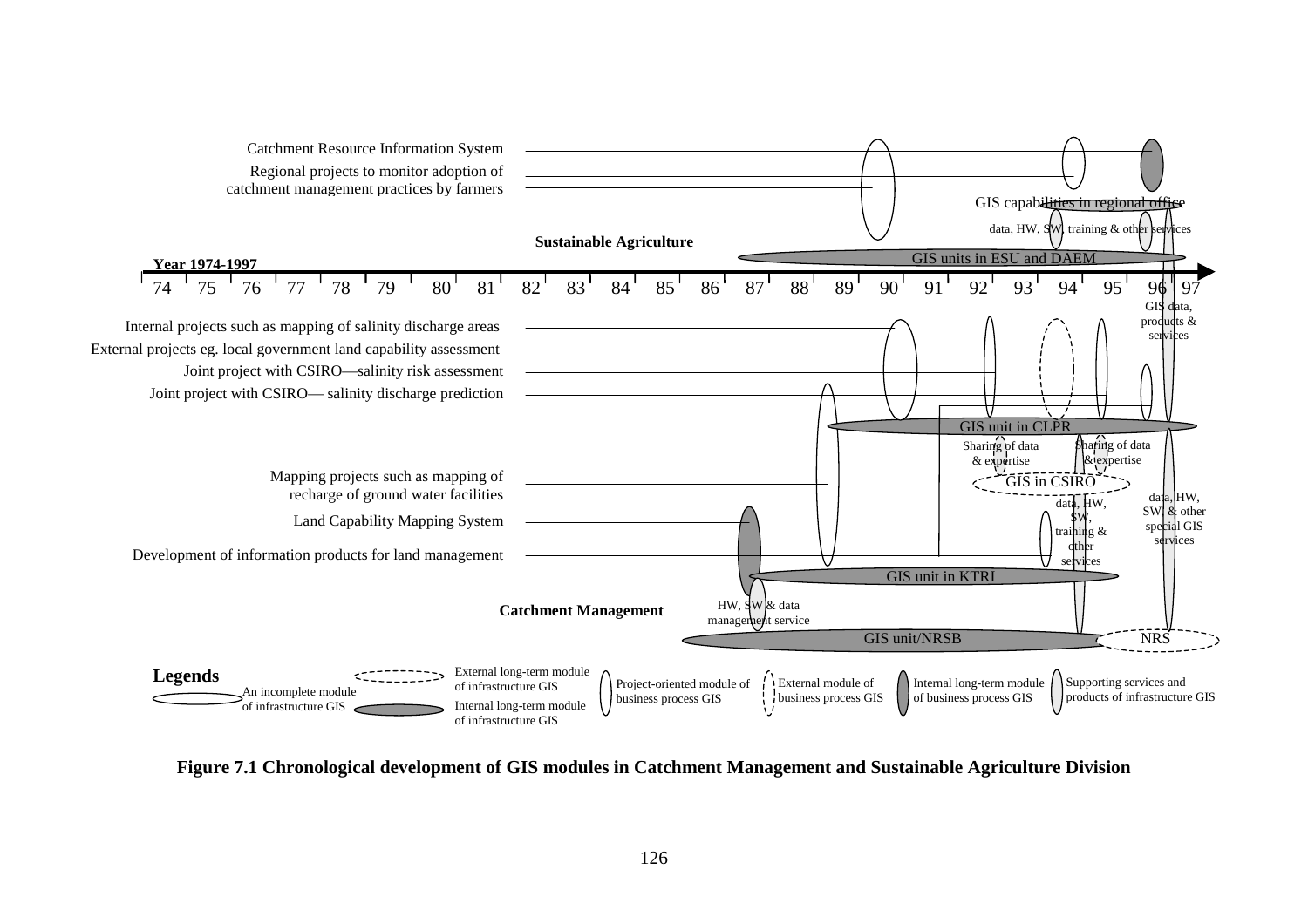Catchment Resource Information System

Regional projects to monitor adoption of catchment management practices by farmers

GIS capabilities in regional office

data, HW, SW, training & other services

**Sustainable Agriculture**

GIS units in ESU and DAEM

**Year 1974-1997**

74 75 76 77 78 79 80 81 82 83 84 85 86 87 88 89 90 91 92 93 94 95 96 97

GIS data, products & services

Internal projects such as mapping of salinity discharge areas

External projects eg. local government land capability assessment

Joint project with CSIRO—salinity risk assessment

Joint project with CSIRO— salinity discharge prediction

GIS unit in CLPR

Sharing of data & expertise

Sharing of data & expertise

GIS in CSIRO

Mapping projects such as mapping of recharge of ground water facilities

Land Capability Mapping System

Development of information products for land management

data, HW, SW, training & other services

data, HW, SW & other special GIS services

GIS unit in KTRI

**Catchment Management**

HW, SW & data management service

GIS unit/NRSB

NRS

**Legends**

- An incomplete module of infrastructure GIS
- Internal long-term module of infrastructure GIS
- External long-term module of infrastructure GIS
- Project-oriented module of business process GIS
- External module of business process GIS
- Internal long-term module of business process GIS
- Supporting services and products of infrastructure GIS

**Figure 7.1 Chronological development of GIS modules in Catchment Management and Sustainable Agriculture Division**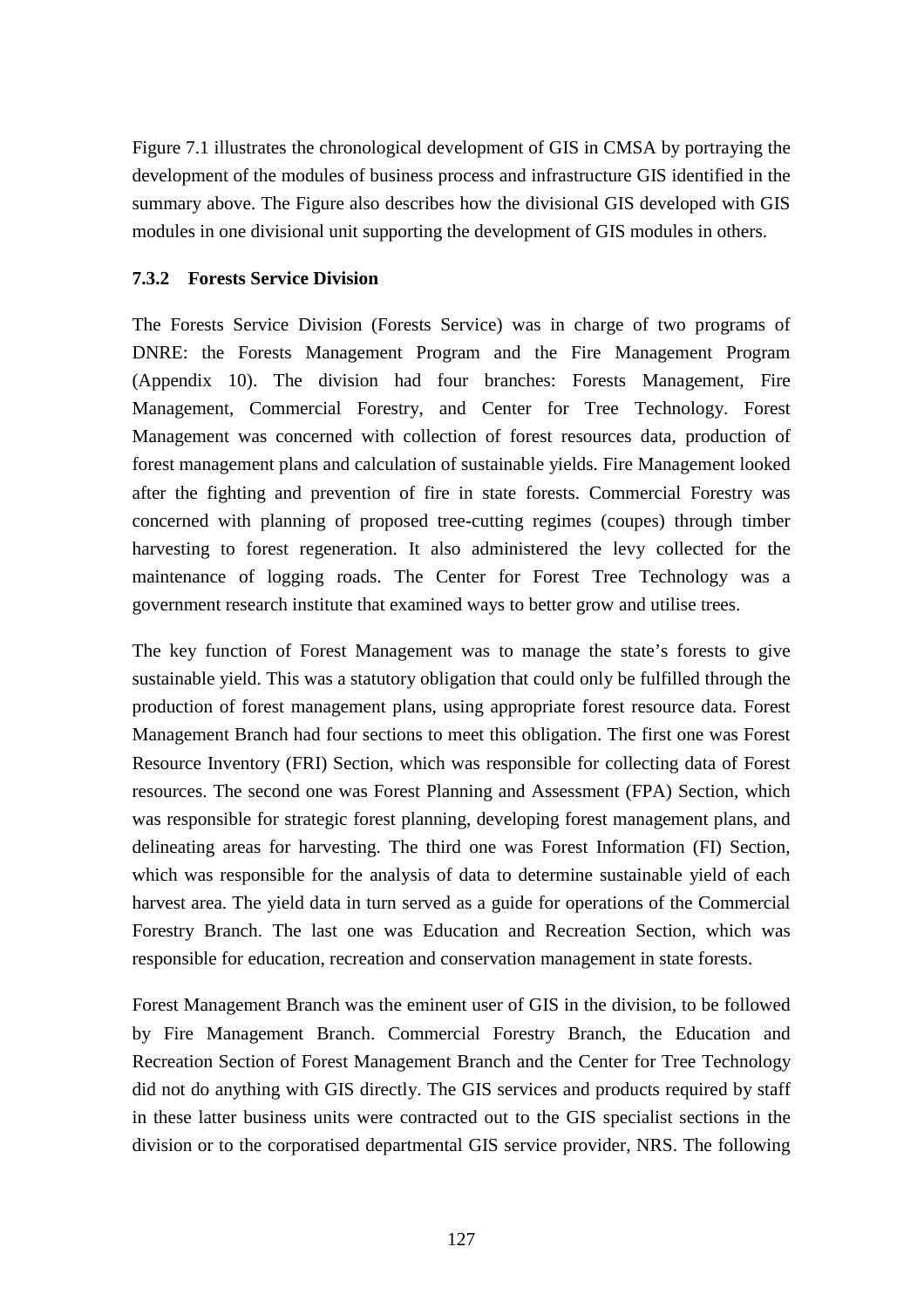Figure 7.1 illustrates the chronological development of GIS in CMSA by portraying the development of the modules of business process and infrastructure GIS identified in the summary above. The Figure also describes how the divisional GIS developed with GIS modules in one divisional unit supporting the development of GIS modules in others.

### 7.3.2 Forests Service Division

The Forests Service Division (Forests Service) was in charge of two programs of DNRE: the Forests Management Program and the Fire Management Program (Appendix 10). The division had four branches: Forests Management, Fire Management, Commercial Forestry, and Center for Tree Technology. Forest Management was concerned with collection of forest resources data, production of forest management plans and calculation of sustainable yields. Fire Management looked after the fighting and prevention of fire in state forests. Commercial Forestry was concerned with planning of proposed tree-cutting regimes (coupes) through timber harvesting to forest regeneration. It also administered the levy collected for the maintenance of logging roads. The Center for Forest Tree Technology was a government research institute that examined ways to better grow and utilise trees.

The key function of Forest Management was to manage the state's forests to give sustainable yield. This was a statutory obligation that could only be fulfilled through the production of forest management plans, using appropriate forest resource data. Forest Management Branch had four sections to meet this obligation. The first one was Forest Resource Inventory (FRI) Section, which was responsible for collecting data of Forest resources. The second one was Forest Planning and Assessment (FPA) Section, which was responsible for strategic forest planning, developing forest management plans, and delineating areas for harvesting. The third one was Forest Information (FI) Section, which was responsible for the analysis of data to determine sustainable yield of each harvest area. The yield data in turn served as a guide for operations of the Commercial Forestry Branch. The last one was Education and Recreation Section, which was responsible for education, recreation and conservation management in state forests.

Forest Management Branch was the eminent user of GIS in the division, to be followed by Fire Management Branch. Commercial Forestry Branch, the Education and Recreation Section of Forest Management Branch and the Center for Tree Technology did not do anything with GIS directly. The GIS services and products required by staff in these latter business units were contracted out to the GIS specialist sections in the division or to the corporatised departmental GIS service provider, NRS. The following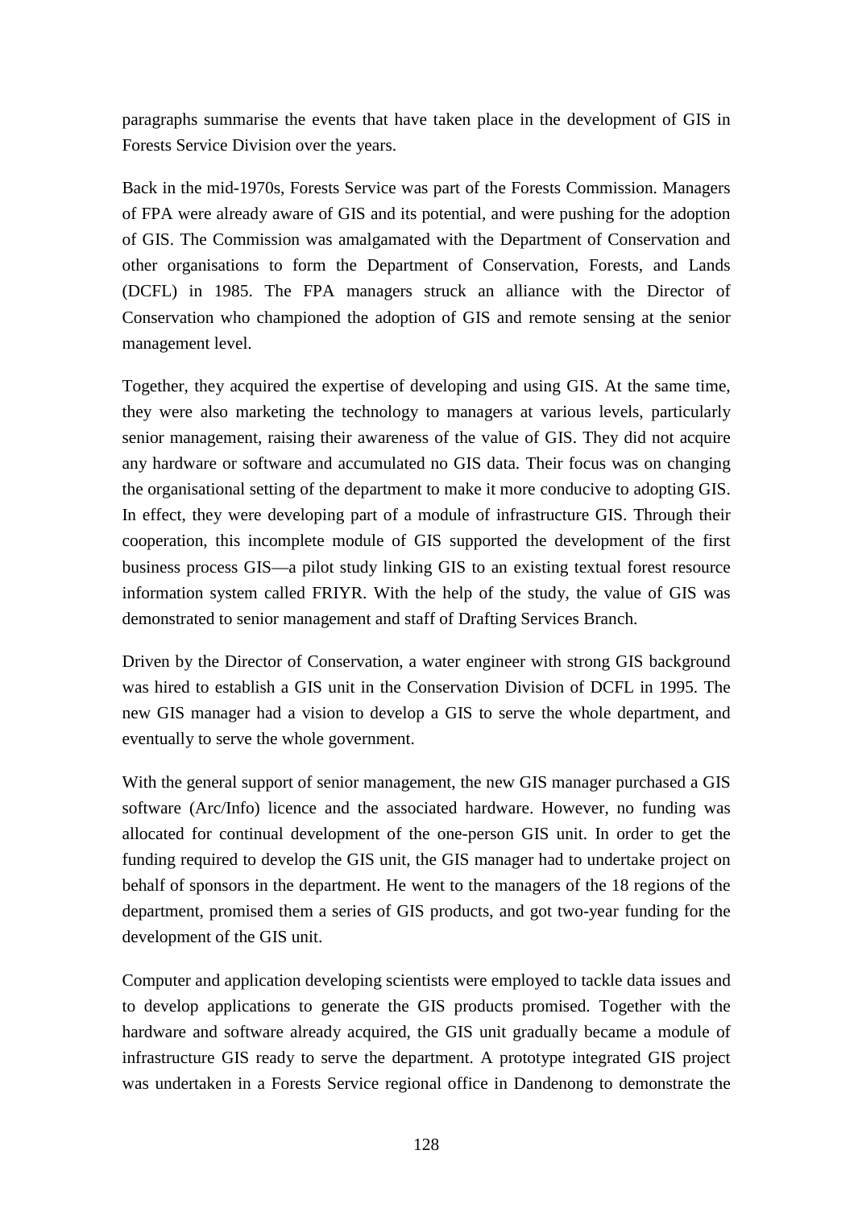paragraphs summarise the events that have taken place in the development of GIS in Forests Service Division over the years.

Back in the mid-1970s, Forests Service was part of the Forests Commission. Managers of FPA were already aware of GIS and its potential, and were pushing for the adoption of GIS. The Commission was amalgamated with the Department of Conservation and other organisations to form the Department of Conservation, Forests, and Lands (DCFL) in 1985. The FPA managers struck an alliance with the Director of Conservation who championed the adoption of GIS and remote sensing at the senior management level.

Together, they acquired the expertise of developing and using GIS. At the same time, they were also marketing the technology to managers at various levels, particularly senior management, raising their awareness of the value of GIS. They did not acquire any hardware or software and accumulated no GIS data. Their focus was on changing the organisational setting of the department to make it more conducive to adopting GIS. In effect, they were developing part of a module of infrastructure GIS. Through their cooperation, this incomplete module of GIS supported the development of the first business process GIS—a pilot study linking GIS to an existing textual forest resource information system called FRIYR. With the help of the study, the value of GIS was demonstrated to senior management and staff of Drafting Services Branch.

Driven by the Director of Conservation, a water engineer with strong GIS background was hired to establish a GIS unit in the Conservation Division of DCFL in 1995. The new GIS manager had a vision to develop a GIS to serve the whole department, and eventually to serve the whole government.

With the general support of senior management, the new GIS manager purchased a GIS software (Arc/Info) licence and the associated hardware. However, no funding was allocated for continual development of the one-person GIS unit. In order to get the funding required to develop the GIS unit, the GIS manager had to undertake project on behalf of sponsors in the department. He went to the managers of the 18 regions of the department, promised them a series of GIS products, and got two-year funding for the development of the GIS unit.

Computer and application developing scientists were employed to tackle data issues and to develop applications to generate the GIS products promised. Together with the hardware and software already acquired, the GIS unit gradually became a module of infrastructure GIS ready to serve the department. A prototype integrated GIS project was undertaken in a Forests Service regional office in Dandenong to demonstrate the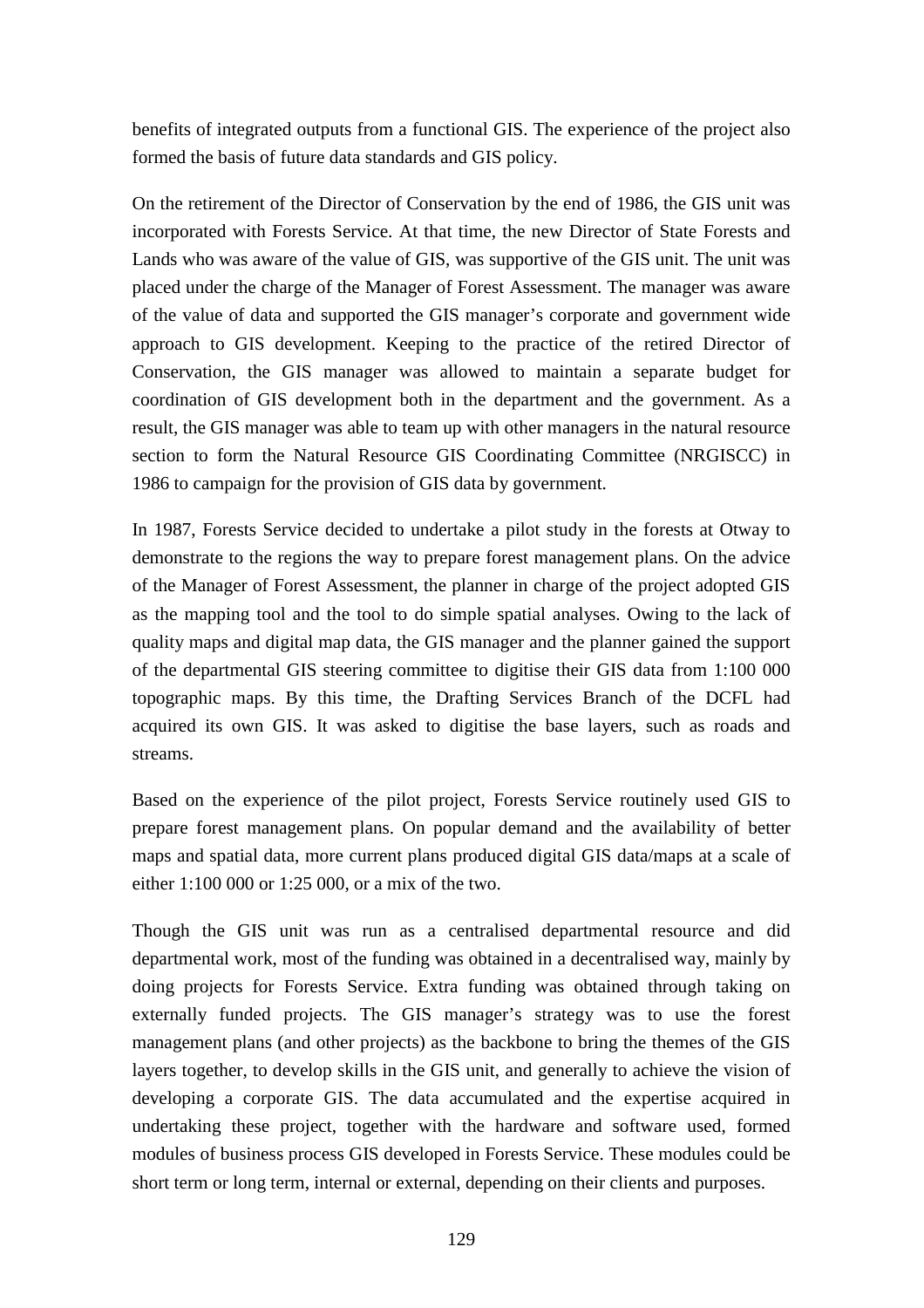benefits of integrated outputs from a functional GIS. The experience of the project also formed the basis of future data standards and GIS policy.

On the retirement of the Director of Conservation by the end of 1986, the GIS unit was incorporated with Forests Service. At that time, the new Director of State Forests and Lands who was aware of the value of GIS, was supportive of the GIS unit. The unit was placed under the charge of the Manager of Forest Assessment. The manager was aware of the value of data and supported the GIS manager's corporate and government wide approach to GIS development. Keeping to the practice of the retired Director of Conservation, the GIS manager was allowed to maintain a separate budget for coordination of GIS development both in the department and the government. As a result, the GIS manager was able to team up with other managers in the natural resource section to form the Natural Resource GIS Coordinating Committee (NRGISCC) in 1986 to campaign for the provision of GIS data by government.

In 1987, Forests Service decided to undertake a pilot study in the forests at Otway to demonstrate to the regions the way to prepare forest management plans. On the advice of the Manager of Forest Assessment, the planner in charge of the project adopted GIS as the mapping tool and the tool to do simple spatial analyses. Owing to the lack of quality maps and digital map data, the GIS manager and the planner gained the support of the departmental GIS steering committee to digitise their GIS data from 1:100 000 topographic maps. By this time, the Drafting Services Branch of the DCFL had acquired its own GIS. It was asked to digitise the base layers, such as roads and streams.

Based on the experience of the pilot project, Forests Service routinely used GIS to prepare forest management plans. On popular demand and the availability of better maps and spatial data, more current plans produced digital GIS data/maps at a scale of either 1:100 000 or 1:25 000, or a mix of the two.

Though the GIS unit was run as a centralised departmental resource and did departmental work, most of the funding was obtained in a decentralised way, mainly by doing projects for Forests Service. Extra funding was obtained through taking on externally funded projects. The GIS manager's strategy was to use the forest management plans (and other projects) as the backbone to bring the themes of the GIS layers together, to develop skills in the GIS unit, and generally to achieve the vision of developing a corporate GIS. The data accumulated and the expertise acquired in undertaking these project, together with the hardware and software used, formed modules of business process GIS developed in Forests Service. These modules could be short term or long term, internal or external, depending on their clients and purposes.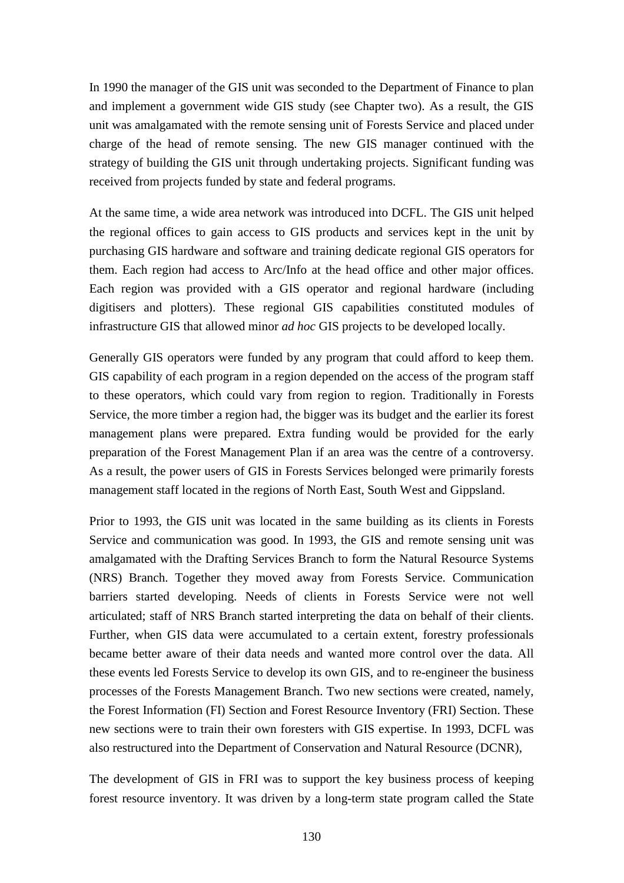In 1990 the manager of the GIS unit was seconded to the Department of Finance to plan and implement a government wide GIS study (see Chapter two). As a result, the GIS unit was amalgamated with the remote sensing unit of Forests Service and placed under charge of the head of remote sensing. The new GIS manager continued with the strategy of building the GIS unit through undertaking projects. Significant funding was received from projects funded by state and federal programs.

At the same time, a wide area network was introduced into DCFL. The GIS unit helped the regional offices to gain access to GIS products and services kept in the unit by purchasing GIS hardware and software and training dedicate regional GIS operators for them. Each region had access to Arc/Info at the head office and other major offices. Each region was provided with a GIS operator and regional hardware (including digitisers and plotters). These regional GIS capabilities constituted modules of infrastructure GIS that allowed minor *ad hoc* GIS projects to be developed locally.

Generally GIS operators were funded by any program that could afford to keep them. GIS capability of each program in a region depended on the access of the program staff to these operators, which could vary from region to region. Traditionally in Forests Service, the more timber a region had, the bigger was its budget and the earlier its forest management plans were prepared. Extra funding would be provided for the early preparation of the Forest Management Plan if an area was the centre of a controversy. As a result, the power users of GIS in Forests Services belonged were primarily forests management staff located in the regions of North East, South West and Gippsland.

Prior to 1993, the GIS unit was located in the same building as its clients in Forests Service and communication was good. In 1993, the GIS and remote sensing unit was amalgamated with the Drafting Services Branch to form the Natural Resource Systems (NRS) Branch. Together they moved away from Forests Service. Communication barriers started developing. Needs of clients in Forests Service were not well articulated; staff of NRS Branch started interpreting the data on behalf of their clients. Further, when GIS data were accumulated to a certain extent, forestry professionals became better aware of their data needs and wanted more control over the data. All these events led Forests Service to develop its own GIS, and to re-engineer the business processes of the Forests Management Branch. Two new sections were created, namely, the Forest Information (FI) Section and Forest Resource Inventory (FRI) Section. These new sections were to train their own foresters with GIS expertise. In 1993, DCFL was also restructured into the Department of Conservation and Natural Resource (DCNR),

The development of GIS in FRI was to support the key business process of keeping forest resource inventory. It was driven by a long-term state program called the State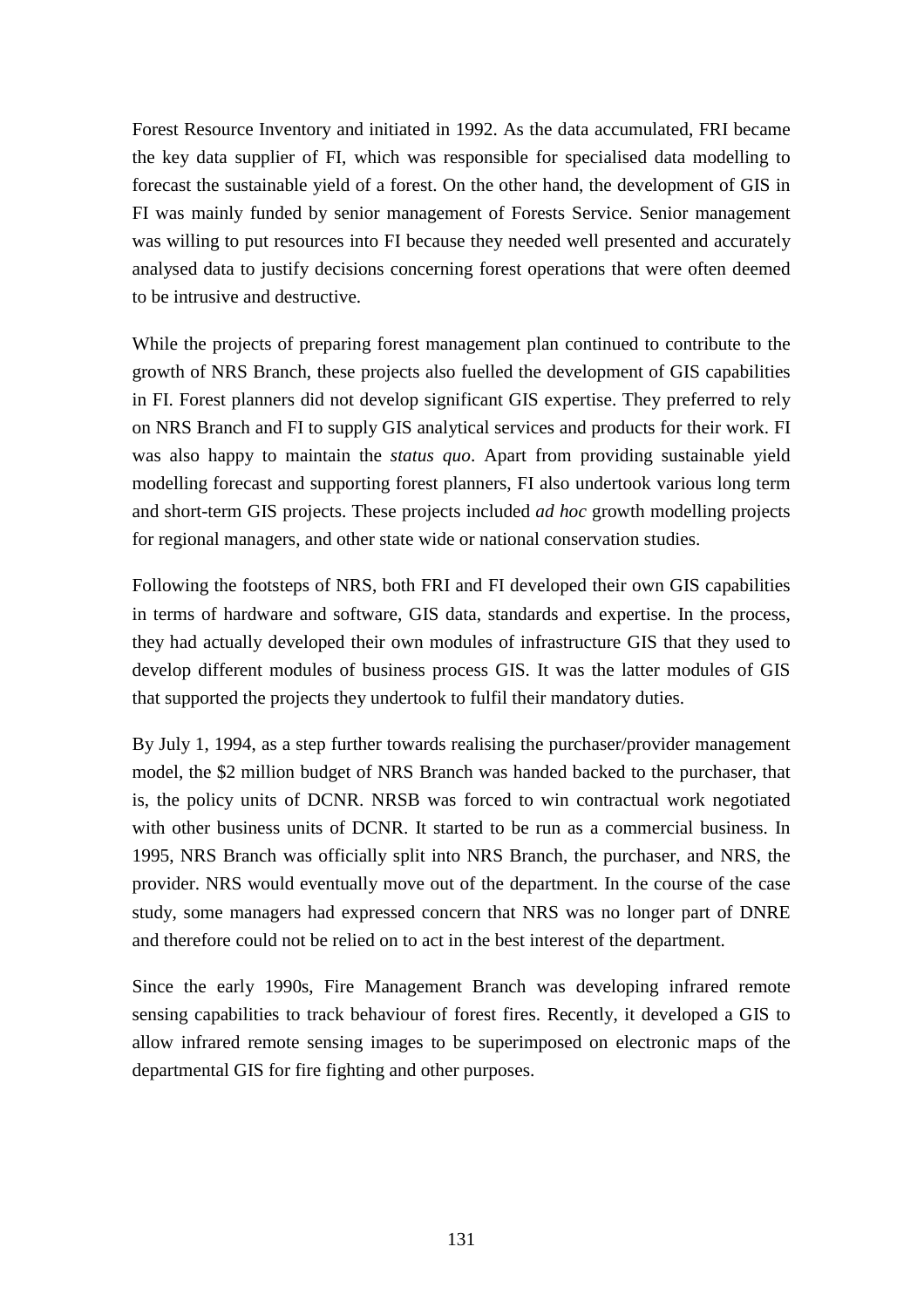Forest Resource Inventory and initiated in 1992. As the data accumulated, FRI became the key data supplier of FI, which was responsible for specialised data modelling to forecast the sustainable yield of a forest. On the other hand, the development of GIS in FI was mainly funded by senior management of Forests Service. Senior management was willing to put resources into FI because they needed well presented and accurately analysed data to justify decisions concerning forest operations that were often deemed to be intrusive and destructive.

While the projects of preparing forest management plan continued to contribute to the growth of NRS Branch, these projects also fuelled the development of GIS capabilities in FI. Forest planners did not develop significant GIS expertise. They preferred to rely on NRS Branch and FI to supply GIS analytical services and products for their work. FI was also happy to maintain the *status quo*. Apart from providing sustainable yield modelling forecast and supporting forest planners, FI also undertook various long term and short-term GIS projects. These projects included *ad hoc* growth modelling projects for regional managers, and other state wide or national conservation studies.

Following the footsteps of NRS, both FRI and FI developed their own GIS capabilities in terms of hardware and software, GIS data, standards and expertise. In the process, they had actually developed their own modules of infrastructure GIS that they used to develop different modules of business process GIS. It was the latter modules of GIS that supported the projects they undertook to fulfil their mandatory duties.

By July 1, 1994, as a step further towards realising the purchaser/provider management model, the $2 million budget of NRS Branch was handed backed to the purchaser, that is, the policy units of DCNR. NRSB was forced to win contractual work negotiated with other business units of DCNR. It started to be run as a commercial business. In 1995, NRS Branch was officially split into NRS Branch, the purchaser, and NRS, the provider. NRS would eventually move out of the department. In the course of the case study, some managers had expressed concern that NRS was no longer part of DNRE and therefore could not be relied on to act in the best interest of the department.

Since the early 1990s, Fire Management Branch was developing infrared remote sensing capabilities to track behaviour of forest fires. Recently, it developed a GIS to allow infrared remote sensing images to be superimposed on electronic maps of the departmental GIS for fire fighting and other purposes.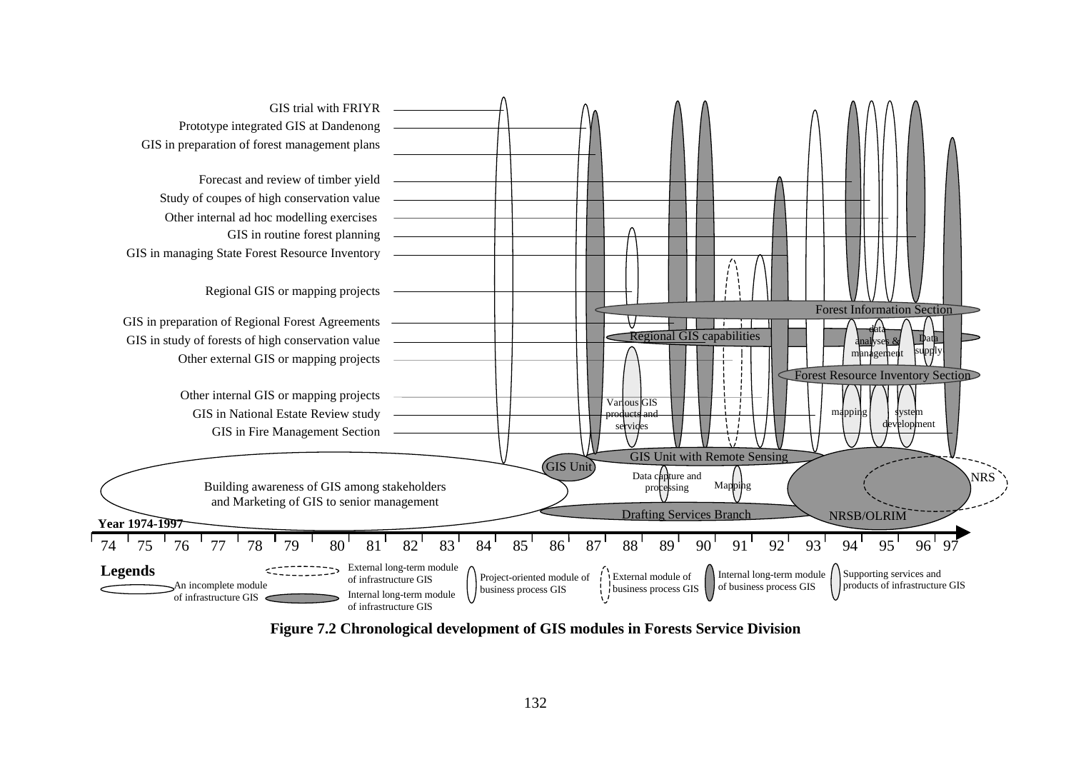GIS trial with FRIYR
Prototype integrated GIS at Dandenong
GIS in preparation of forest management plans

Forecast and review of timber yield
Study of coupes of high conservation value
Other internal ad hoc modelling exercises
GIS in routine forest planning
GIS in managing State Forest Resource Inventory

Regional GIS or mapping projects

GIS in preparation of Regional Forest Agreements
GIS in study of forests of high conservation value
Other external GIS or mapping projects

Other internal GIS or mapping projects
GIS in National Estate Review study
GIS in Fire Management Section

Forest Information Section
Regional GIS capabilities
data analyses & management
Data supply
Forest Resource Inventory Section
Various GIS products and services
mapping
system development
GIS Unit
GIS Unit with Remote Sensing
Data capture and processing
Mapping
NRS
Building awareness of GIS among stakeholders and Marketing of GIS to senior management
Drafting Services Branch
NRSB/OLRIM

Year 1974-1997

74 75 76 77 78 79 80 81 82 83 84 85 86 87 88 89 90 91 92 93 94 95 96 97

**Legends**

- An incomplete module of infrastructure GIS
- External long-term module of infrastructure GIS
- Internal long-term module of infrastructure GIS
- Project-oriented module of business process GIS
- External module of business process GIS
- Internal long-term module of business process GIS
- Supporting services and products of infrastructure GIS

**Figure 7.2 Chronological development of GIS modules in Forests Service Division**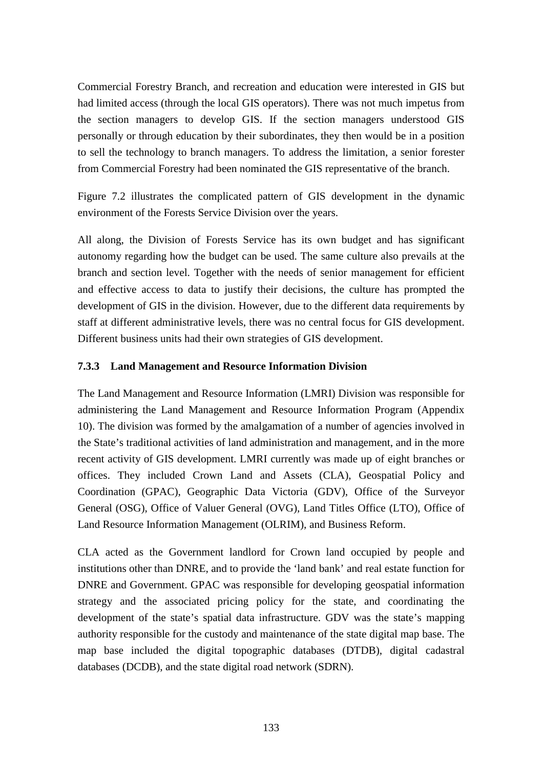Commercial Forestry Branch, and recreation and education were interested in GIS but had limited access (through the local GIS operators). There was not much impetus from the section managers to develop GIS. If the section managers understood GIS personally or through education by their subordinates, they then would be in a position to sell the technology to branch managers. To address the limitation, a senior forester from Commercial Forestry had been nominated the GIS representative of the branch.

Figure 7.2 illustrates the complicated pattern of GIS development in the dynamic environment of the Forests Service Division over the years.

All along, the Division of Forests Service has its own budget and has significant autonomy regarding how the budget can be used. The same culture also prevails at the branch and section level. Together with the needs of senior management for efficient and effective access to data to justify their decisions, the culture has prompted the development of GIS in the division. However, due to the different data requirements by staff at different administrative levels, there was no central focus for GIS development. Different business units had their own strategies of GIS development.

### 7.3.3 Land Management and Resource Information Division

The Land Management and Resource Information (LMRI) Division was responsible for administering the Land Management and Resource Information Program (Appendix 10). The division was formed by the amalgamation of a number of agencies involved in the State's traditional activities of land administration and management, and in the more recent activity of GIS development. LMRI currently was made up of eight branches or offices. They included Crown Land and Assets (CLA), Geospatial Policy and Coordination (GPAC), Geographic Data Victoria (GDV), Office of the Surveyor General (OSG), Office of Valuer General (OVG), Land Titles Office (LTO), Office of Land Resource Information Management (OLRIM), and Business Reform.

CLA acted as the Government landlord for Crown land occupied by people and institutions other than DNRE, and to provide the 'land bank' and real estate function for DNRE and Government. GPAC was responsible for developing geospatial information strategy and the associated pricing policy for the state, and coordinating the development of the state's spatial data infrastructure. GDV was the state's mapping authority responsible for the custody and maintenance of the state digital map base. The map base included the digital topographic databases (DTDB), digital cadastral databases (DCDB), and the state digital road network (SDRN).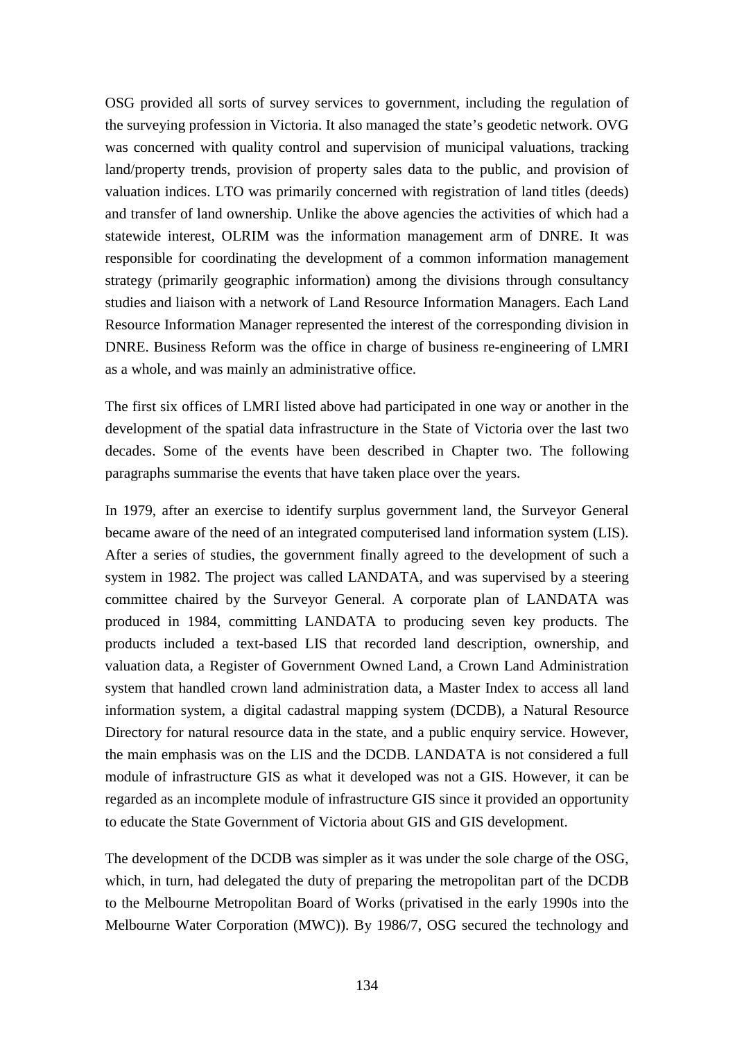OSG provided all sorts of survey services to government, including the regulation of the surveying profession in Victoria. It also managed the state's geodetic network. OVG was concerned with quality control and supervision of municipal valuations, tracking land/property trends, provision of property sales data to the public, and provision of valuation indices. LTO was primarily concerned with registration of land titles (deeds) and transfer of land ownership. Unlike the above agencies the activities of which had a statewide interest, OLRIM was the information management arm of DNRE. It was responsible for coordinating the development of a common information management strategy (primarily geographic information) among the divisions through consultancy studies and liaison with a network of Land Resource Information Managers. Each Land Resource Information Manager represented the interest of the corresponding division in DNRE. Business Reform was the office in charge of business re-engineering of LMRI as a whole, and was mainly an administrative office.

The first six offices of LMRI listed above had participated in one way or another in the development of the spatial data infrastructure in the State of Victoria over the last two decades. Some of the events have been described in Chapter two. The following paragraphs summarise the events that have taken place over the years.

In 1979, after an exercise to identify surplus government land, the Surveyor General became aware of the need of an integrated computerised land information system (LIS). After a series of studies, the government finally agreed to the development of such a system in 1982. The project was called LANDATA, and was supervised by a steering committee chaired by the Surveyor General. A corporate plan of LANDATA was produced in 1984, committing LANDATA to producing seven key products. The products included a text-based LIS that recorded land description, ownership, and valuation data, a Register of Government Owned Land, a Crown Land Administration system that handled crown land administration data, a Master Index to access all land information system, a digital cadastral mapping system (DCDB), a Natural Resource Directory for natural resource data in the state, and a public enquiry service. However, the main emphasis was on the LIS and the DCDB. LANDATA is not considered a full module of infrastructure GIS as what it developed was not a GIS. However, it can be regarded as an incomplete module of infrastructure GIS since it provided an opportunity to educate the State Government of Victoria about GIS and GIS development.

The development of the DCDB was simpler as it was under the sole charge of the OSG, which, in turn, had delegated the duty of preparing the metropolitan part of the DCDB to the Melbourne Metropolitan Board of Works (privatised in the early 1990s into the Melbourne Water Corporation (MWC)). By 1986/7, OSG secured the technology and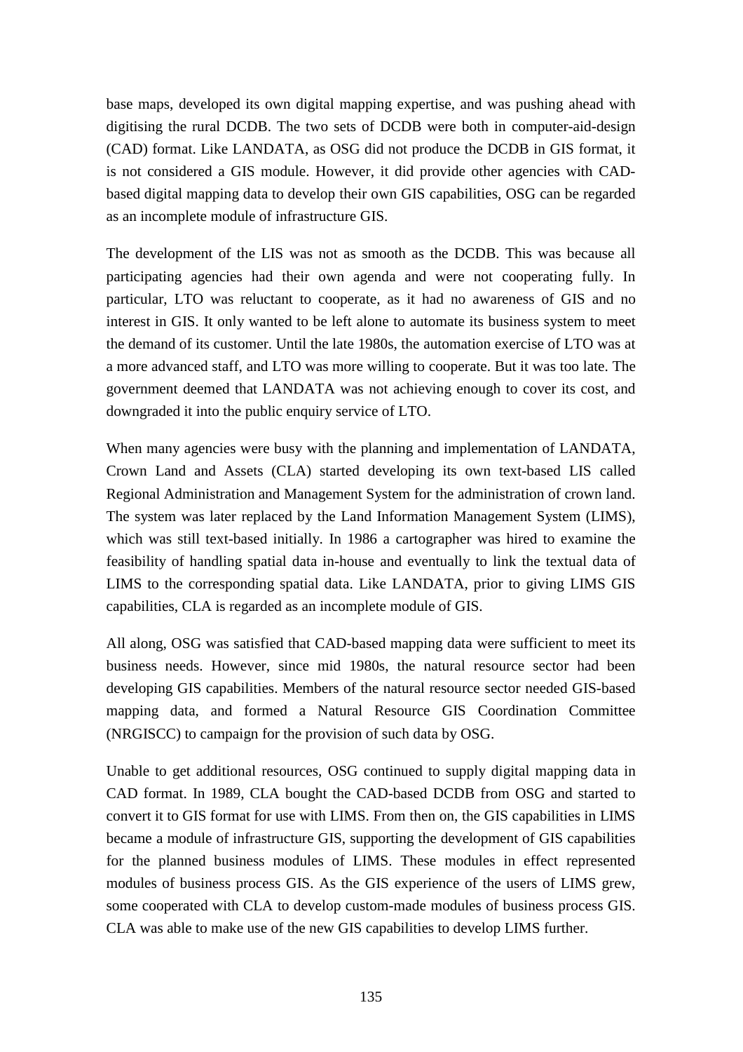base maps, developed its own digital mapping expertise, and was pushing ahead with digitising the rural DCDB. The two sets of DCDB were both in computer-aid-design (CAD) format. Like LANDATA, as OSG did not produce the DCDB in GIS format, it is not considered a GIS module. However, it did provide other agencies with CAD-based digital mapping data to develop their own GIS capabilities, OSG can be regarded as an incomplete module of infrastructure GIS.

The development of the LIS was not as smooth as the DCDB. This was because all participating agencies had their own agenda and were not cooperating fully. In particular, LTO was reluctant to cooperate, as it had no awareness of GIS and no interest in GIS. It only wanted to be left alone to automate its business system to meet the demand of its customer. Until the late 1980s, the automation exercise of LTO was at a more advanced staff, and LTO was more willing to cooperate. But it was too late. The government deemed that LANDATA was not achieving enough to cover its cost, and downgraded it into the public enquiry service of LTO.

When many agencies were busy with the planning and implementation of LANDATA, Crown Land and Assets (CLA) started developing its own text-based LIS called Regional Administration and Management System for the administration of crown land. The system was later replaced by the Land Information Management System (LIMS), which was still text-based initially. In 1986 a cartographer was hired to examine the feasibility of handling spatial data in-house and eventually to link the textual data of LIMS to the corresponding spatial data. Like LANDATA, prior to giving LIMS GIS capabilities, CLA is regarded as an incomplete module of GIS.

All along, OSG was satisfied that CAD-based mapping data were sufficient to meet its business needs. However, since mid 1980s, the natural resource sector had been developing GIS capabilities. Members of the natural resource sector needed GIS-based mapping data, and formed a Natural Resource GIS Coordination Committee (NRGISCC) to campaign for the provision of such data by OSG.

Unable to get additional resources, OSG continued to supply digital mapping data in CAD format. In 1989, CLA bought the CAD-based DCDB from OSG and started to convert it to GIS format for use with LIMS. From then on, the GIS capabilities in LIMS became a module of infrastructure GIS, supporting the development of GIS capabilities for the planned business modules of LIMS. These modules in effect represented modules of business process GIS. As the GIS experience of the users of LIMS grew, some cooperated with CLA to develop custom-made modules of business process GIS. CLA was able to make use of the new GIS capabilities to develop LIMS further.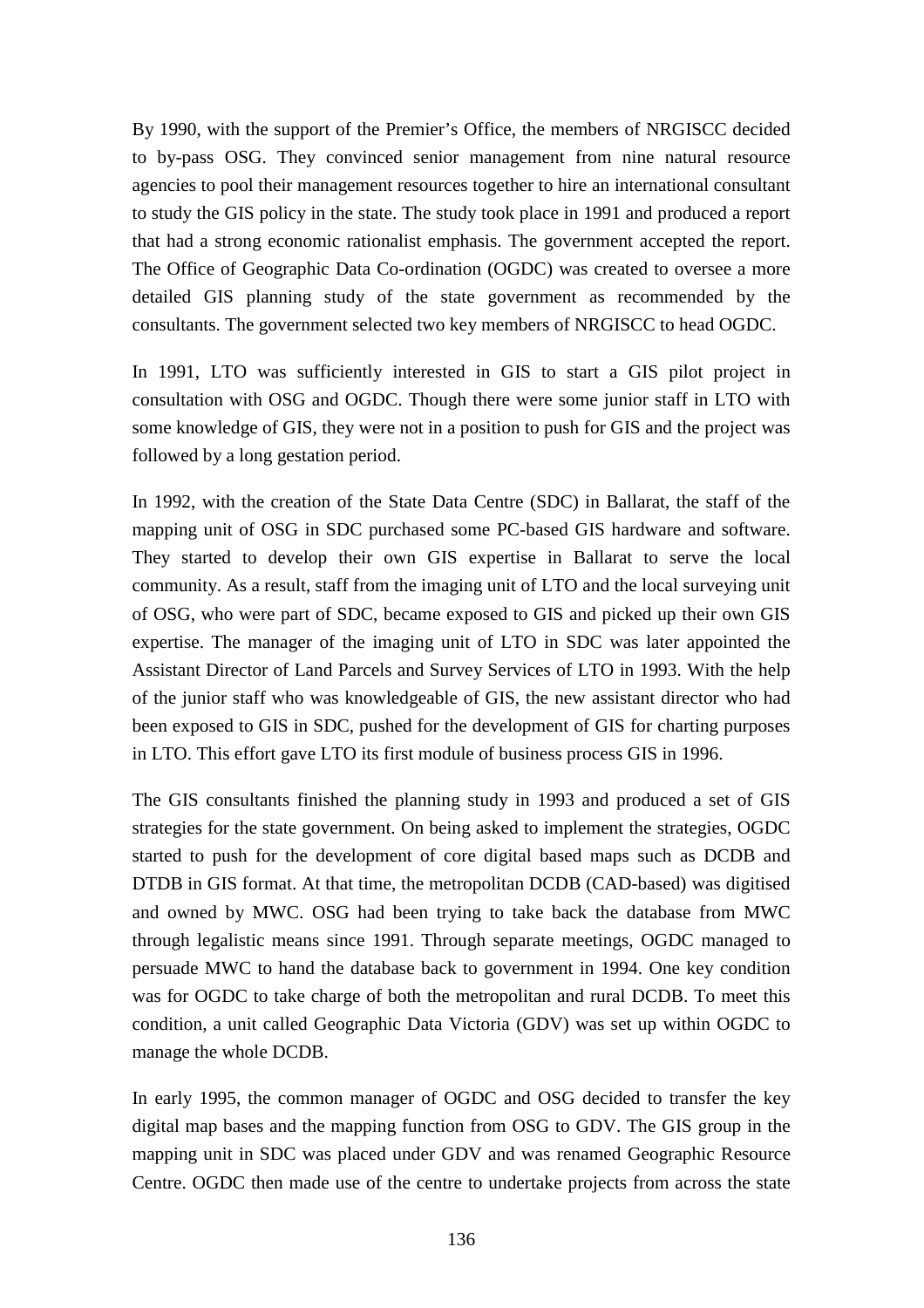By 1990, with the support of the Premier's Office, the members of NRGISCC decided to by-pass OSG. They convinced senior management from nine natural resource agencies to pool their management resources together to hire an international consultant to study the GIS policy in the state. The study took place in 1991 and produced a report that had a strong economic rationalist emphasis. The government accepted the report. The Office of Geographic Data Co-ordination (OGDC) was created to oversee a more detailed GIS planning study of the state government as recommended by the consultants. The government selected two key members of NRGISCC to head OGDC.

In 1991, LTO was sufficiently interested in GIS to start a GIS pilot project in consultation with OSG and OGDC. Though there were some junior staff in LTO with some knowledge of GIS, they were not in a position to push for GIS and the project was followed by a long gestation period.

In 1992, with the creation of the State Data Centre (SDC) in Ballarat, the staff of the mapping unit of OSG in SDC purchased some PC-based GIS hardware and software. They started to develop their own GIS expertise in Ballarat to serve the local community. As a result, staff from the imaging unit of LTO and the local surveying unit of OSG, who were part of SDC, became exposed to GIS and picked up their own GIS expertise. The manager of the imaging unit of LTO in SDC was later appointed the Assistant Director of Land Parcels and Survey Services of LTO in 1993. With the help of the junior staff who was knowledgeable of GIS, the new assistant director who had been exposed to GIS in SDC, pushed for the development of GIS for charting purposes in LTO. This effort gave LTO its first module of business process GIS in 1996.

The GIS consultants finished the planning study in 1993 and produced a set of GIS strategies for the state government. On being asked to implement the strategies, OGDC started to push for the development of core digital based maps such as DCDB and DTDB in GIS format. At that time, the metropolitan DCDB (CAD-based) was digitised and owned by MWC. OSG had been trying to take back the database from MWC through legalistic means since 1991. Through separate meetings, OGDC managed to persuade MWC to hand the database back to government in 1994. One key condition was for OGDC to take charge of both the metropolitan and rural DCDB. To meet this condition, a unit called Geographic Data Victoria (GDV) was set up within OGDC to manage the whole DCDB.

In early 1995, the common manager of OGDC and OSG decided to transfer the key digital map bases and the mapping function from OSG to GDV. The GIS group in the mapping unit in SDC was placed under GDV and was renamed Geographic Resource Centre. OGDC then made use of the centre to undertake projects from across the state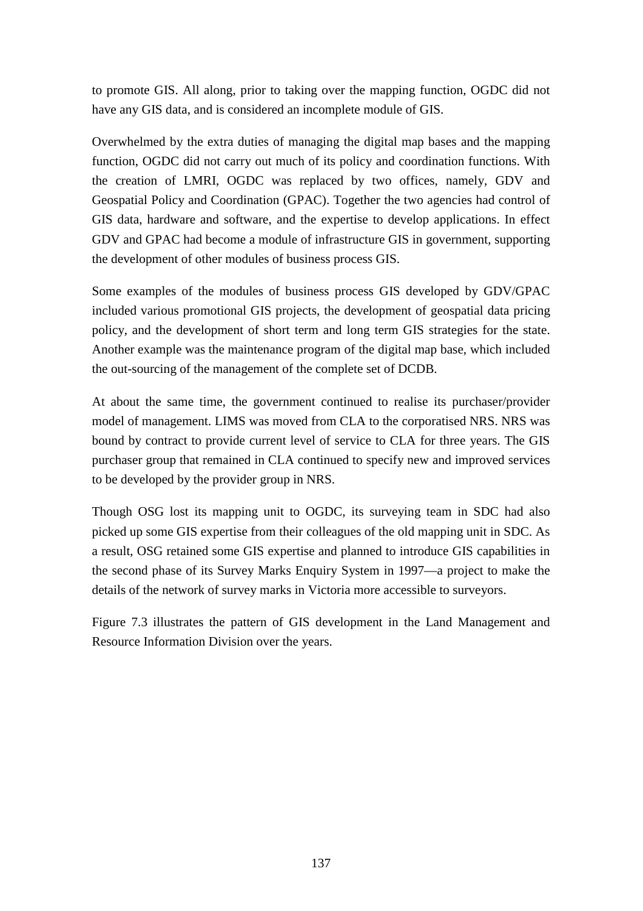to promote GIS. All along, prior to taking over the mapping function, OGDC did not have any GIS data, and is considered an incomplete module of GIS.

Overwhelmed by the extra duties of managing the digital map bases and the mapping function, OGDC did not carry out much of its policy and coordination functions. With the creation of LMRI, OGDC was replaced by two offices, namely, GDV and Geospatial Policy and Coordination (GPAC). Together the two agencies had control of GIS data, hardware and software, and the expertise to develop applications. In effect GDV and GPAC had become a module of infrastructure GIS in government, supporting the development of other modules of business process GIS.

Some examples of the modules of business process GIS developed by GDV/GPAC included various promotional GIS projects, the development of geospatial data pricing policy, and the development of short term and long term GIS strategies for the state. Another example was the maintenance program of the digital map base, which included the out-sourcing of the management of the complete set of DCDB.

At about the same time, the government continued to realise its purchaser/provider model of management. LIMS was moved from CLA to the corporatised NRS. NRS was bound by contract to provide current level of service to CLA for three years. The GIS purchaser group that remained in CLA continued to specify new and improved services to be developed by the provider group in NRS.

Though OSG lost its mapping unit to OGDC, its surveying team in SDC had also picked up some GIS expertise from their colleagues of the old mapping unit in SDC. As a result, OSG retained some GIS expertise and planned to introduce GIS capabilities in the second phase of its Survey Marks Enquiry System in 1997—a project to make the details of the network of survey marks in Victoria more accessible to surveyors.

Figure 7.3 illustrates the pattern of GIS development in the Land Management and Resource Information Division over the years.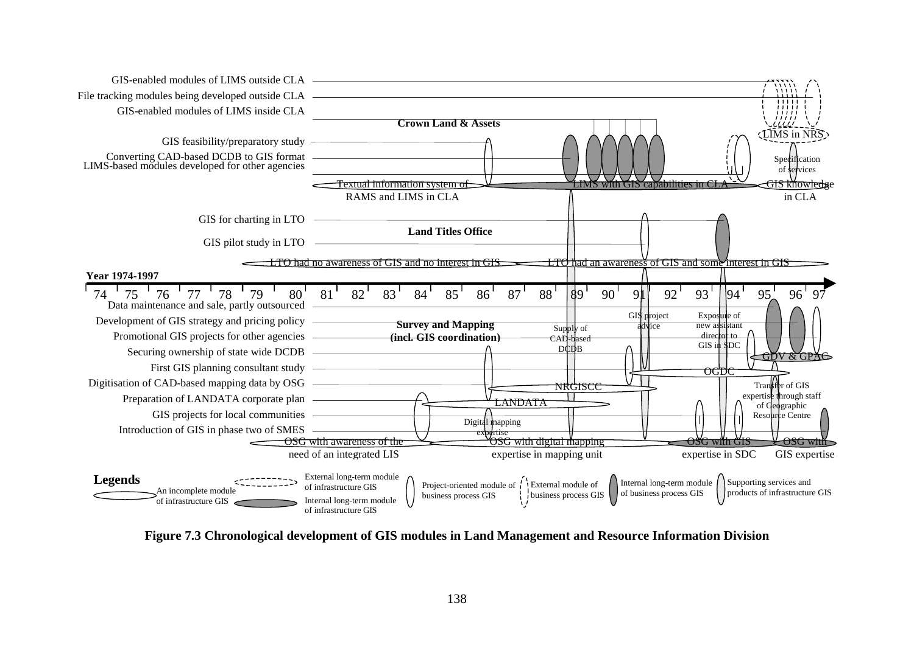GIS-enabled modules of LIMS outside CLA

File tracking modules being developed outside CLA

GIS-enabled modules of LIMS inside CLA

**Crown Land & Assets**

GIS feasibility/preparatory study

Converting CAD-based DCDB to GIS format

LIMS-based modules developed for other agencies

LIMS in NRS

Specification of services

Textual information system of RAMS and LIMS in CLA

LIMS with GIS capabilities in CLA

GIS knowledge in CLA

GIS for charting in LTO

**Land Titles Office**

GIS pilot study in LTO

LTO had no awareness of GIS and no interest in GIS

LTO had an awareness of GIS and some interest in GIS

**Year 1974-1997**

74 75 76 77 78 79 80 81 82 83 84 85 86 87 88 89 90 91 92 93 94 95 96 97

Data maintenance and sale, partly outsourced

Development of GIS strategy and pricing policy

Promotional GIS projects for other agencies

Securing ownership of state wide DCDB

First GIS planning consultant study

Digitisation of CAD-based mapping data by OSG

Preparation of LANDATA corporate plan

GIS projects for local communities

Introduction of GIS in phase two of SMES

**Survey and Mapping (incl. GIS coordination)**

Supply of CAD-based DCDB

GIS project advice

Exposure of new assistant director to GIS in SDC

GDV & GPAC

OGDC

NRGISCC

LANDATA

Transfer of GIS expertise through staff of Geographic Resource Centre

Digital mapping expertise

OSG with awareness of the need of an integrated LIS

OSG with digital mapping expertise in mapping unit

OSG with GIS expertise in SDC

OSG with GIS expertise

**Legends**

An incomplete module of infrastructure GIS

External long-term module of infrastructure GIS

Internal long-term module of infrastructure GIS

Project-oriented module of business process GIS

External module of business process GIS

Internal long-term module of business process GIS

Supporting services and products of infrastructure GIS

**Figure 7.3 Chronological development of GIS modules in Land Management and Resource Information Division**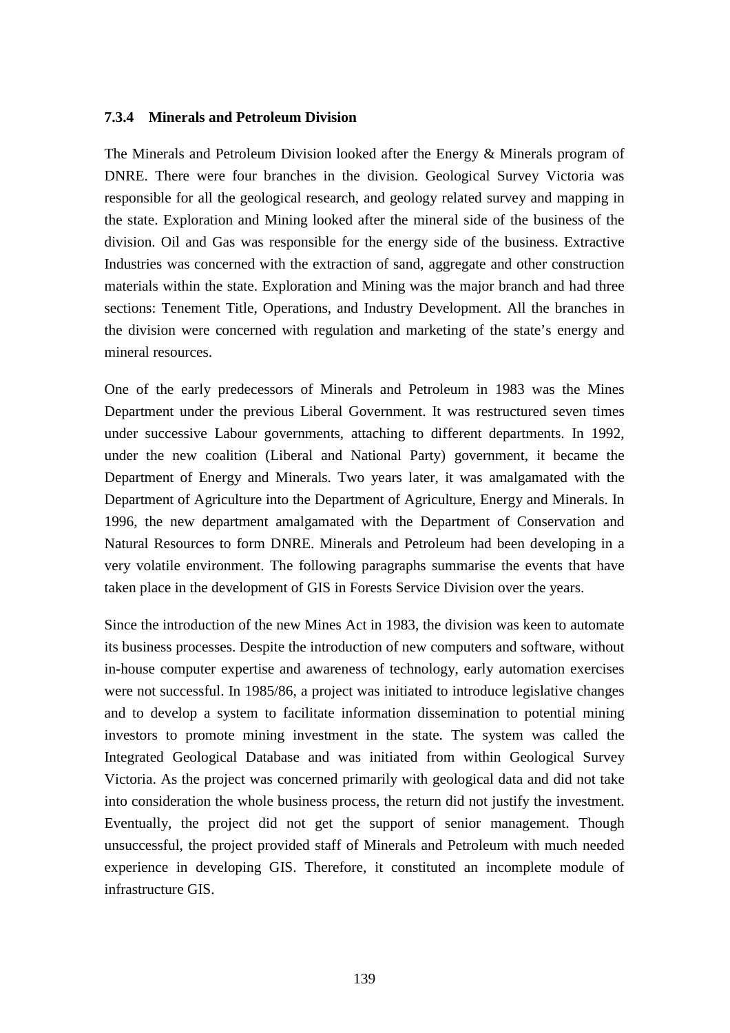### 7.3.4 Minerals and Petroleum Division

The Minerals and Petroleum Division looked after the Energy & Minerals program of DNRE. There were four branches in the division. Geological Survey Victoria was responsible for all the geological research, and geology related survey and mapping in the state. Exploration and Mining looked after the mineral side of the business of the division. Oil and Gas was responsible for the energy side of the business. Extractive Industries was concerned with the extraction of sand, aggregate and other construction materials within the state. Exploration and Mining was the major branch and had three sections: Tenement Title, Operations, and Industry Development. All the branches in the division were concerned with regulation and marketing of the state's energy and mineral resources.

One of the early predecessors of Minerals and Petroleum in 1983 was the Mines Department under the previous Liberal Government. It was restructured seven times under successive Labour governments, attaching to different departments. In 1992, under the new coalition (Liberal and National Party) government, it became the Department of Energy and Minerals. Two years later, it was amalgamated with the Department of Agriculture into the Department of Agriculture, Energy and Minerals. In 1996, the new department amalgamated with the Department of Conservation and Natural Resources to form DNRE. Minerals and Petroleum had been developing in a very volatile environment. The following paragraphs summarise the events that have taken place in the development of GIS in Forests Service Division over the years.

Since the introduction of the new Mines Act in 1983, the division was keen to automate its business processes. Despite the introduction of new computers and software, without in-house computer expertise and awareness of technology, early automation exercises were not successful. In 1985/86, a project was initiated to introduce legislative changes and to develop a system to facilitate information dissemination to potential mining investors to promote mining investment in the state. The system was called the Integrated Geological Database and was initiated from within Geological Survey Victoria. As the project was concerned primarily with geological data and did not take into consideration the whole business process, the return did not justify the investment. Eventually, the project did not get the support of senior management. Though unsuccessful, the project provided staff of Minerals and Petroleum with much needed experience in developing GIS. Therefore, it constituted an incomplete module of infrastructure GIS.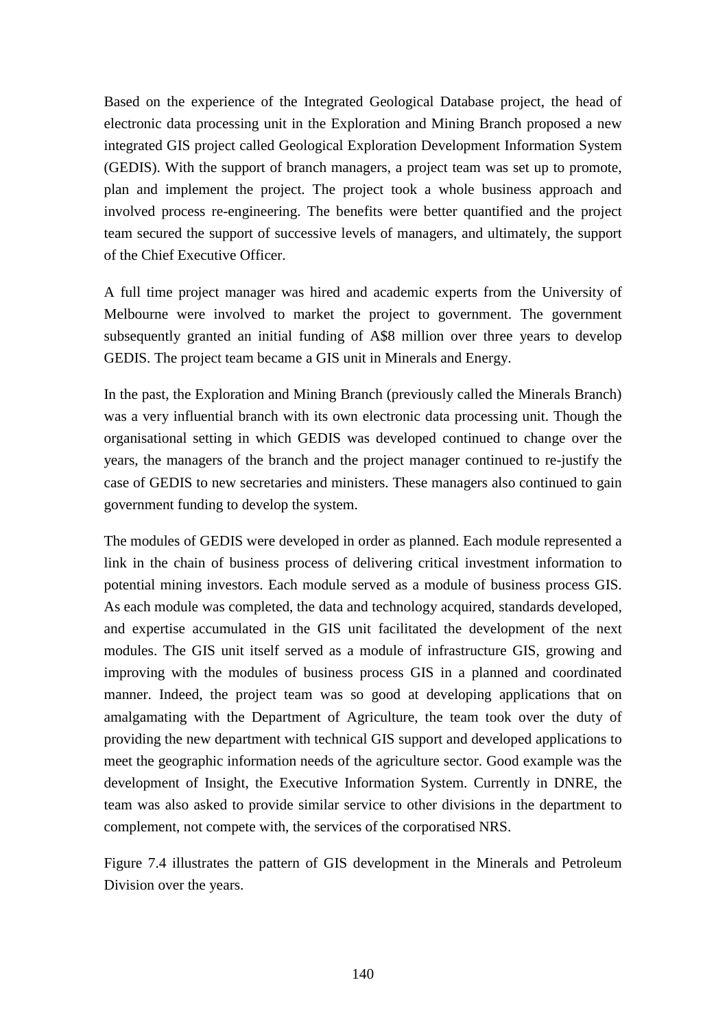Based on the experience of the Integrated Geological Database project, the head of electronic data processing unit in the Exploration and Mining Branch proposed a new integrated GIS project called Geological Exploration Development Information System (GEDIS). With the support of branch managers, a project team was set up to promote, plan and implement the project. The project took a whole business approach and involved process re-engineering. The benefits were better quantified and the project team secured the support of successive levels of managers, and ultimately, the support of the Chief Executive Officer.

A full time project manager was hired and academic experts from the University of Melbourne were involved to market the project to government. The government subsequently granted an initial funding of A$8 million over three years to develop GEDIS. The project team became a GIS unit in Minerals and Energy.

In the past, the Exploration and Mining Branch (previously called the Minerals Branch) was a very influential branch with its own electronic data processing unit. Though the organisational setting in which GEDIS was developed continued to change over the years, the managers of the branch and the project manager continued to re-justify the case of GEDIS to new secretaries and ministers. These managers also continued to gain government funding to develop the system.

The modules of GEDIS were developed in order as planned. Each module represented a link in the chain of business process of delivering critical investment information to potential mining investors. Each module served as a module of business process GIS. As each module was completed, the data and technology acquired, standards developed, and expertise accumulated in the GIS unit facilitated the development of the next modules. The GIS unit itself served as a module of infrastructure GIS, growing and improving with the modules of business process GIS in a planned and coordinated manner. Indeed, the project team was so good at developing applications that on amalgamating with the Department of Agriculture, the team took over the duty of providing the new department with technical GIS support and developed applications to meet the geographic information needs of the agriculture sector. Good example was the development of Insight, the Executive Information System. Currently in DNRE, the team was also asked to provide similar service to other divisions in the department to complement, not compete with, the services of the corporatised NRS.

Figure 7.4 illustrates the pattern of GIS development in the Minerals and Petroleum Division over the years.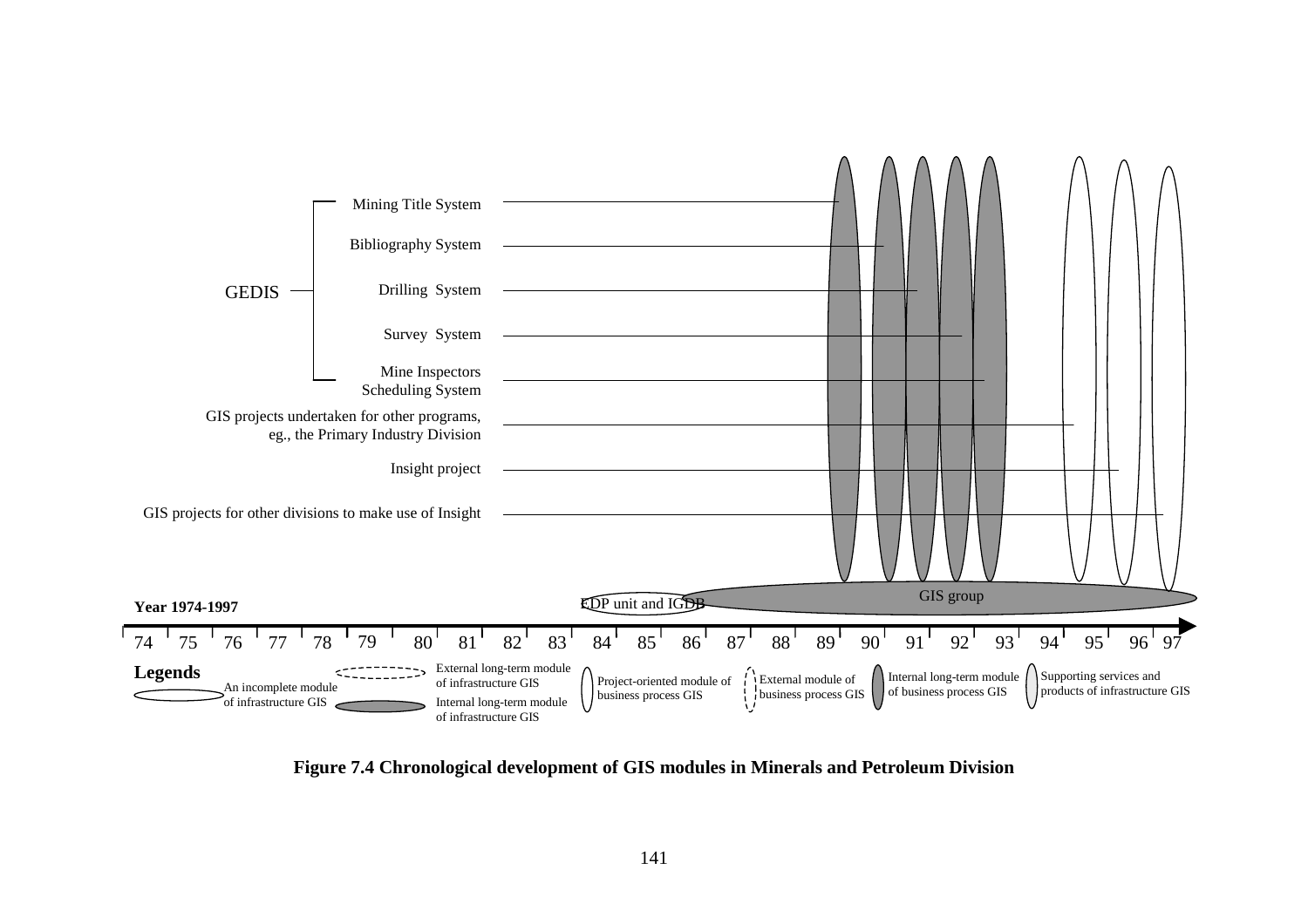GEDIS

- Mining Title System
- Bibliography System
- Drilling System
- Survey System
- Mine Inspectors Scheduling System

GIS projects undertaken for other programs, eg., the Primary Industry Division

Insight project

GIS projects for other divisions to make use of Insight

EDP unit and IGDB

GIS group

**Year 1974-1997**

74 75 76 77 78 79 80 81 82 83 84 85 86 87 88 89 90 91 92 93 94 95 96 97

**Legends**

- An incomplete module of infrastructure GIS
- External long-term module of infrastructure GIS
- Internal long-term module of infrastructure GIS
- Project-oriented module of business process GIS
- External module of business process GIS
- Internal long-term module of business process GIS
- Supporting services and products of infrastructure GIS

**Figure 7.4 Chronological development of GIS modules in Minerals and Petroleum Division**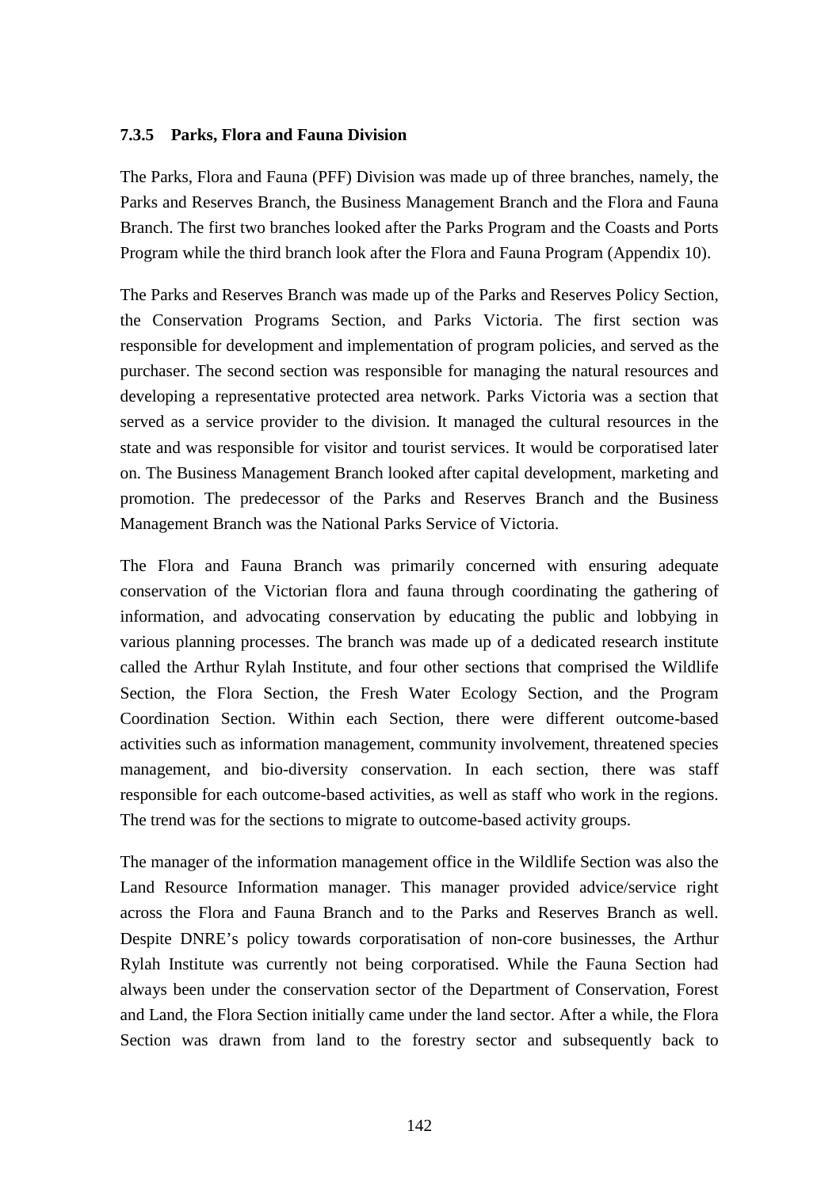### 7.3.5 Parks, Flora and Fauna Division

The Parks, Flora and Fauna (PFF) Division was made up of three branches, namely, the Parks and Reserves Branch, the Business Management Branch and the Flora and Fauna Branch. The first two branches looked after the Parks Program and the Coasts and Ports Program while the third branch look after the Flora and Fauna Program (Appendix 10).

The Parks and Reserves Branch was made up of the Parks and Reserves Policy Section, the Conservation Programs Section, and Parks Victoria. The first section was responsible for development and implementation of program policies, and served as the purchaser. The second section was responsible for managing the natural resources and developing a representative protected area network. Parks Victoria was a section that served as a service provider to the division. It managed the cultural resources in the state and was responsible for visitor and tourist services. It would be corporatised later on. The Business Management Branch looked after capital development, marketing and promotion. The predecessor of the Parks and Reserves Branch and the Business Management Branch was the National Parks Service of Victoria.

The Flora and Fauna Branch was primarily concerned with ensuring adequate conservation of the Victorian flora and fauna through coordinating the gathering of information, and advocating conservation by educating the public and lobbying in various planning processes. The branch was made up of a dedicated research institute called the Arthur Rylah Institute, and four other sections that comprised the Wildlife Section, the Flora Section, the Fresh Water Ecology Section, and the Program Coordination Section. Within each Section, there were different outcome-based activities such as information management, community involvement, threatened species management, and bio-diversity conservation. In each section, there was staff responsible for each outcome-based activities, as well as staff who work in the regions. The trend was for the sections to migrate to outcome-based activity groups.

The manager of the information management office in the Wildlife Section was also the Land Resource Information manager. This manager provided advice/service right across the Flora and Fauna Branch and to the Parks and Reserves Branch as well. Despite DNRE's policy towards corporatisation of non-core businesses, the Arthur Rylah Institute was currently not being corporatised. While the Fauna Section had always been under the conservation sector of the Department of Conservation, Forest and Land, the Flora Section initially came under the land sector. After a while, the Flora Section was drawn from land to the forestry sector and subsequently back to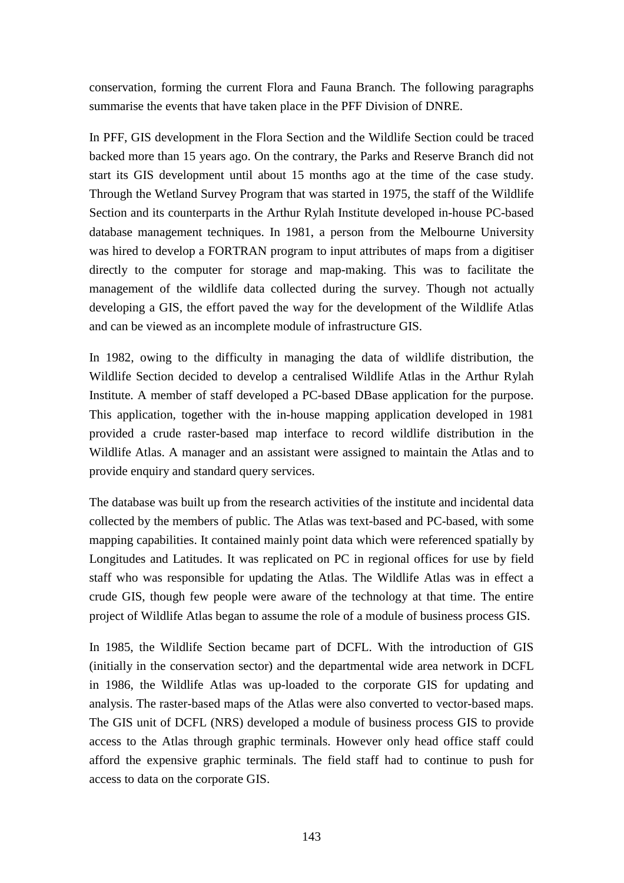conservation, forming the current Flora and Fauna Branch. The following paragraphs summarise the events that have taken place in the PFF Division of DNRE.

In PFF, GIS development in the Flora Section and the Wildlife Section could be traced backed more than 15 years ago. On the contrary, the Parks and Reserve Branch did not start its GIS development until about 15 months ago at the time of the case study. Through the Wetland Survey Program that was started in 1975, the staff of the Wildlife Section and its counterparts in the Arthur Rylah Institute developed in-house PC-based database management techniques. In 1981, a person from the Melbourne University was hired to develop a FORTRAN program to input attributes of maps from a digitiser directly to the computer for storage and map-making. This was to facilitate the management of the wildlife data collected during the survey. Though not actually developing a GIS, the effort paved the way for the development of the Wildlife Atlas and can be viewed as an incomplete module of infrastructure GIS.

In 1982, owing to the difficulty in managing the data of wildlife distribution, the Wildlife Section decided to develop a centralised Wildlife Atlas in the Arthur Rylah Institute. A member of staff developed a PC-based DBase application for the purpose. This application, together with the in-house mapping application developed in 1981 provided a crude raster-based map interface to record wildlife distribution in the Wildlife Atlas. A manager and an assistant were assigned to maintain the Atlas and to provide enquiry and standard query services.

The database was built up from the research activities of the institute and incidental data collected by the members of public. The Atlas was text-based and PC-based, with some mapping capabilities. It contained mainly point data which were referenced spatially by Longitudes and Latitudes. It was replicated on PC in regional offices for use by field staff who was responsible for updating the Atlas. The Wildlife Atlas was in effect a crude GIS, though few people were aware of the technology at that time. The entire project of Wildlife Atlas began to assume the role of a module of business process GIS.

In 1985, the Wildlife Section became part of DCFL. With the introduction of GIS (initially in the conservation sector) and the departmental wide area network in DCFL in 1986, the Wildlife Atlas was up-loaded to the corporate GIS for updating and analysis. The raster-based maps of the Atlas were also converted to vector-based maps. The GIS unit of DCFL (NRS) developed a module of business process GIS to provide access to the Atlas through graphic terminals. However only head office staff could afford the expensive graphic terminals. The field staff had to continue to push for access to data on the corporate GIS.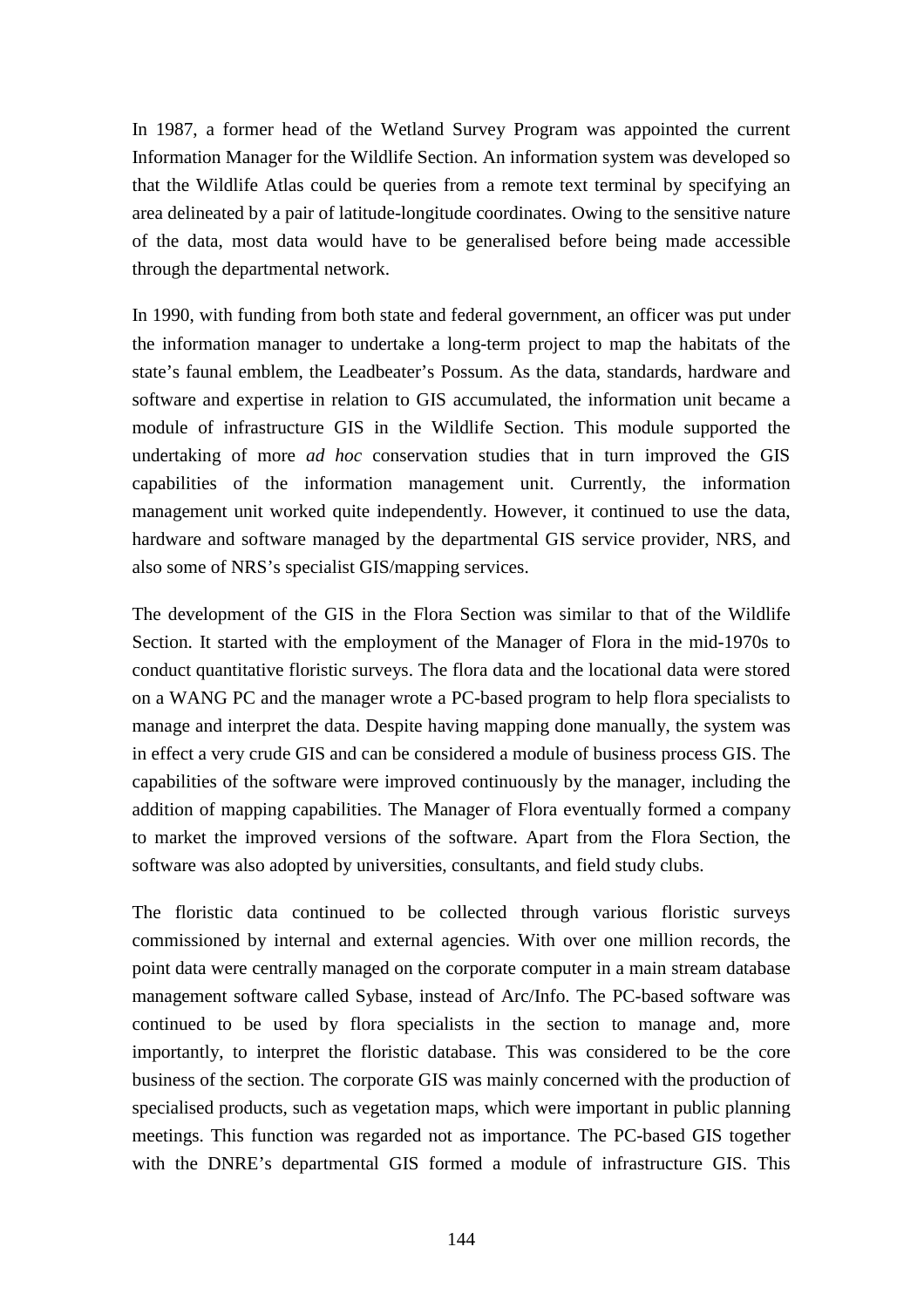In 1987, a former head of the Wetland Survey Program was appointed the current Information Manager for the Wildlife Section. An information system was developed so that the Wildlife Atlas could be queries from a remote text terminal by specifying an area delineated by a pair of latitude-longitude coordinates. Owing to the sensitive nature of the data, most data would have to be generalised before being made accessible through the departmental network.

In 1990, with funding from both state and federal government, an officer was put under the information manager to undertake a long-term project to map the habitats of the state's faunal emblem, the Leadbeater's Possum. As the data, standards, hardware and software and expertise in relation to GIS accumulated, the information unit became a module of infrastructure GIS in the Wildlife Section. This module supported the undertaking of more *ad hoc* conservation studies that in turn improved the GIS capabilities of the information management unit. Currently, the information management unit worked quite independently. However, it continued to use the data, hardware and software managed by the departmental GIS service provider, NRS, and also some of NRS's specialist GIS/mapping services.

The development of the GIS in the Flora Section was similar to that of the Wildlife Section. It started with the employment of the Manager of Flora in the mid-1970s to conduct quantitative floristic surveys. The flora data and the locational data were stored on a WANG PC and the manager wrote a PC-based program to help flora specialists to manage and interpret the data. Despite having mapping done manually, the system was in effect a very crude GIS and can be considered a module of business process GIS. The capabilities of the software were improved continuously by the manager, including the addition of mapping capabilities. The Manager of Flora eventually formed a company to market the improved versions of the software. Apart from the Flora Section, the software was also adopted by universities, consultants, and field study clubs.

The floristic data continued to be collected through various floristic surveys commissioned by internal and external agencies. With over one million records, the point data were centrally managed on the corporate computer in a main stream database management software called Sybase, instead of Arc/Info. The PC-based software was continued to be used by flora specialists in the section to manage and, more importantly, to interpret the floristic database. This was considered to be the core business of the section. The corporate GIS was mainly concerned with the production of specialised products, such as vegetation maps, which were important in public planning meetings. This function was regarded not as importance. The PC-based GIS together with the DNRE's departmental GIS formed a module of infrastructure GIS. This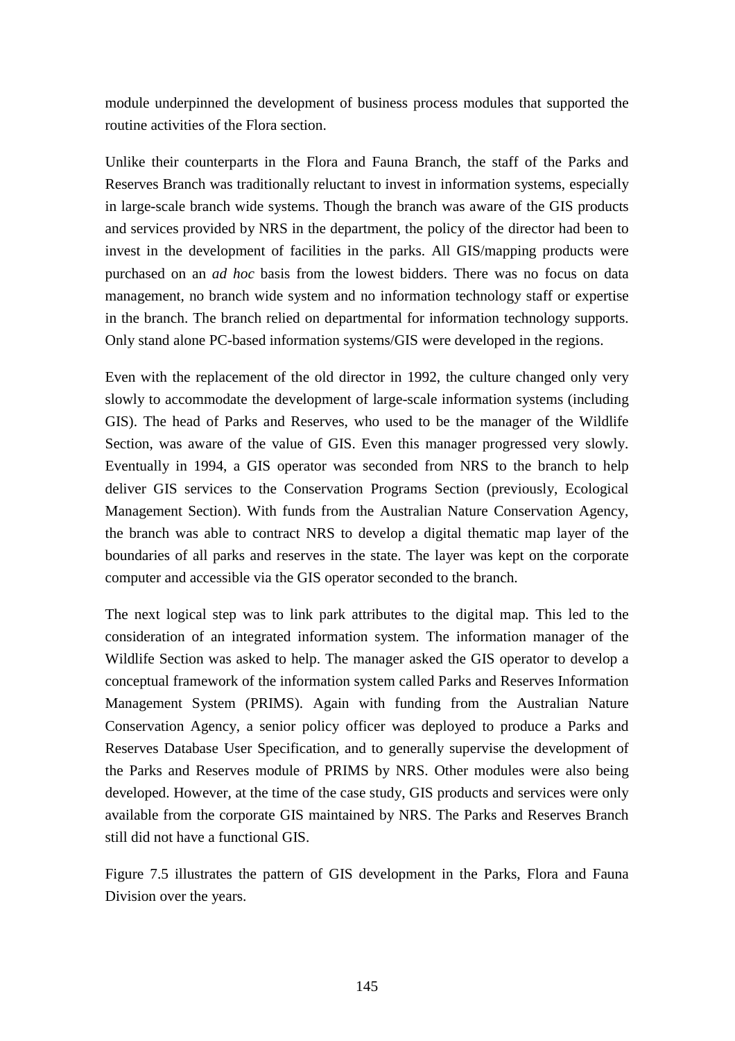module underpinned the development of business process modules that supported the routine activities of the Flora section.

Unlike their counterparts in the Flora and Fauna Branch, the staff of the Parks and Reserves Branch was traditionally reluctant to invest in information systems, especially in large-scale branch wide systems. Though the branch was aware of the GIS products and services provided by NRS in the department, the policy of the director had been to invest in the development of facilities in the parks. All GIS/mapping products were purchased on an *ad hoc* basis from the lowest bidders. There was no focus on data management, no branch wide system and no information technology staff or expertise in the branch. The branch relied on departmental for information technology supports. Only stand alone PC-based information systems/GIS were developed in the regions.

Even with the replacement of the old director in 1992, the culture changed only very slowly to accommodate the development of large-scale information systems (including GIS). The head of Parks and Reserves, who used to be the manager of the Wildlife Section, was aware of the value of GIS. Even this manager progressed very slowly. Eventually in 1994, a GIS operator was seconded from NRS to the branch to help deliver GIS services to the Conservation Programs Section (previously, Ecological Management Section). With funds from the Australian Nature Conservation Agency, the branch was able to contract NRS to develop a digital thematic map layer of the boundaries of all parks and reserves in the state. The layer was kept on the corporate computer and accessible via the GIS operator seconded to the branch.

The next logical step was to link park attributes to the digital map. This led to the consideration of an integrated information system. The information manager of the Wildlife Section was asked to help. The manager asked the GIS operator to develop a conceptual framework of the information system called Parks and Reserves Information Management System (PRIMS). Again with funding from the Australian Nature Conservation Agency, a senior policy officer was deployed to produce a Parks and Reserves Database User Specification, and to generally supervise the development of the Parks and Reserves module of PRIMS by NRS. Other modules were also being developed. However, at the time of the case study, GIS products and services were only available from the corporate GIS maintained by NRS. The Parks and Reserves Branch still did not have a functional GIS.

Figure 7.5 illustrates the pattern of GIS development in the Parks, Flora and Fauna Division over the years.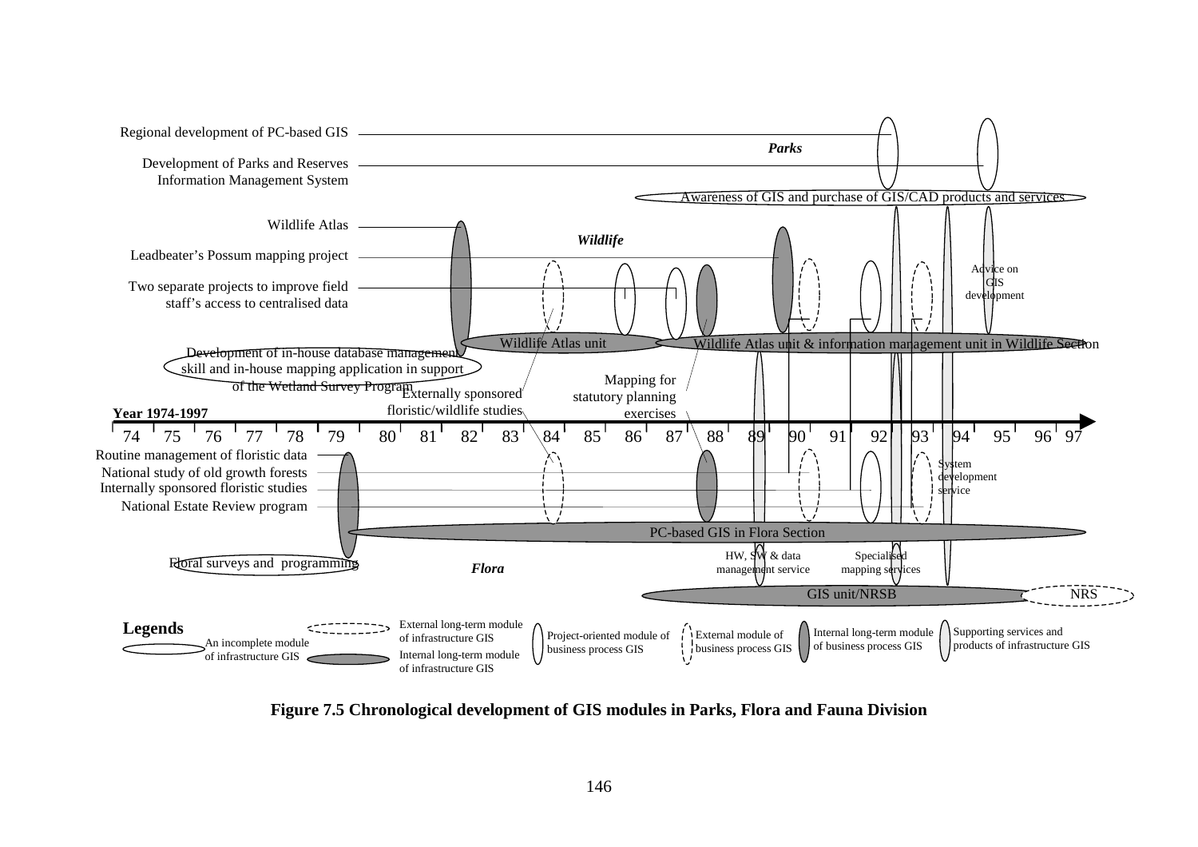Regional development of PC-based GIS

*Parks*

Development of Parks and Reserves Information Management System

Awareness of GIS and purchase of GIS/CAD products and services

Wildlife Atlas

*Wildlife*

Leadbeater's Possum mapping project

Two separate projects to improve field staff's access to centralised data

Advice on GIS development

Wildlife Atlas unit

Wildlife Atlas unit & information management unit in Wildlife Section

Development of in-house database management skill and in-house mapping application in support of the Wetland Survey Program

Externally sponsored floristic/wildlife studies

Mapping for statutory planning exercises

**Year 1974-1997**

74 75 76 77 78 79 80 81 82 83 84 85 86 87 88 89 90 91 92 93 94 95 96 97

Routine management of floristic data

National study of old growth forests

Internally sponsored floristic studies

National Estate Review program

System development service

PC-based GIS in Flora Section

Floral surveys and programming

*Flora*

HW, SW & data management service

Specialised mapping services

GIS unit/NRSB

NRS

**Legends**

An incomplete module of infrastructure GIS

External long-term module of infrastructure GIS

Internal long-term module of infrastructure GIS

Project-oriented module of business process GIS

External module of business process GIS

Internal long-term module of business process GIS

Supporting services and products of infrastructure GIS

**Figure 7.5 Chronological development of GIS modules in Parks, Flora and Fauna Division**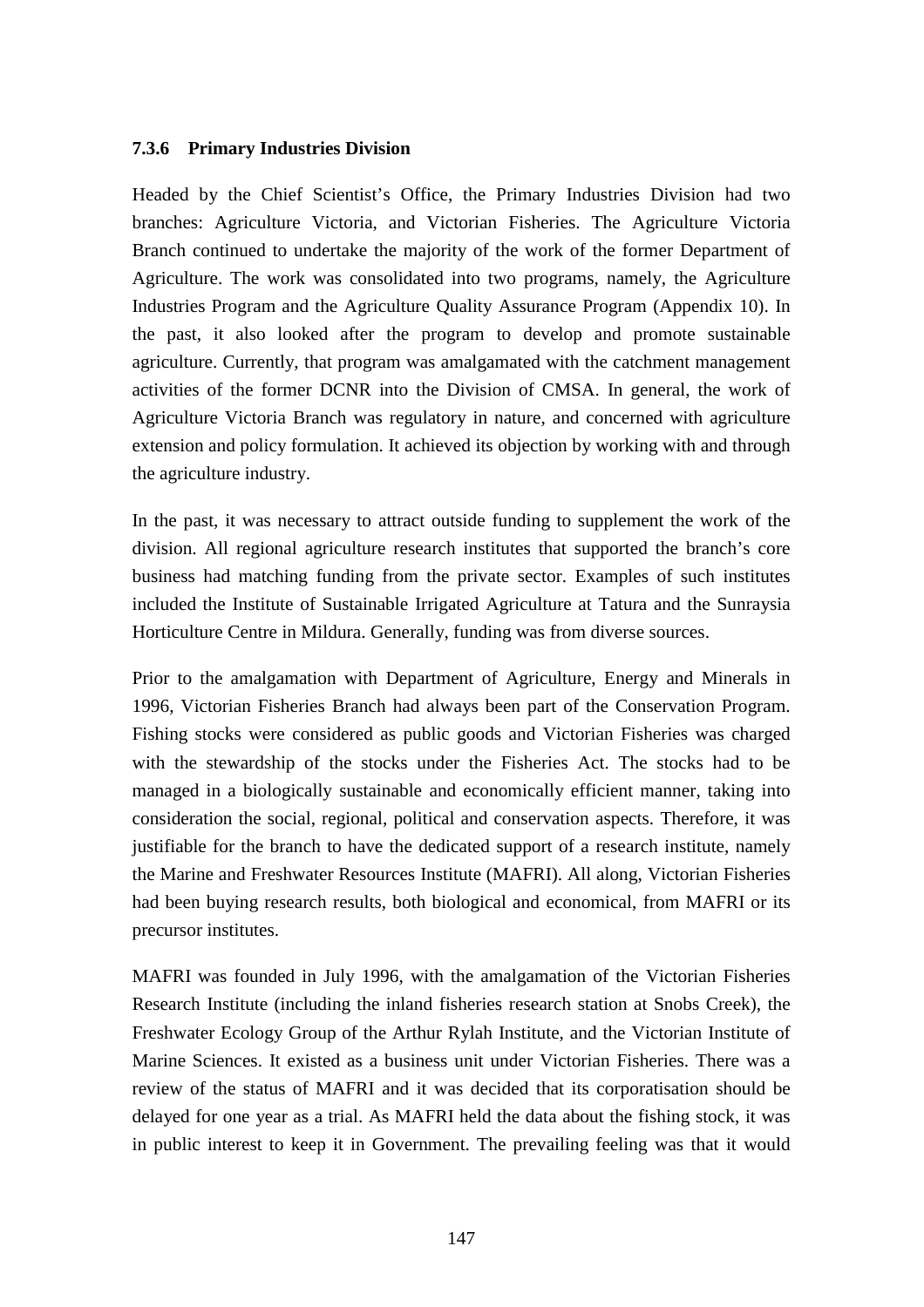### 7.3.6 Primary Industries Division

Headed by the Chief Scientist's Office, the Primary Industries Division had two branches: Agriculture Victoria, and Victorian Fisheries. The Agriculture Victoria Branch continued to undertake the majority of the work of the former Department of Agriculture. The work was consolidated into two programs, namely, the Agriculture Industries Program and the Agriculture Quality Assurance Program (Appendix 10). In the past, it also looked after the program to develop and promote sustainable agriculture. Currently, that program was amalgamated with the catchment management activities of the former DCNR into the Division of CMSA. In general, the work of Agriculture Victoria Branch was regulatory in nature, and concerned with agriculture extension and policy formulation. It achieved its objection by working with and through the agriculture industry.

In the past, it was necessary to attract outside funding to supplement the work of the division. All regional agriculture research institutes that supported the branch's core business had matching funding from the private sector. Examples of such institutes included the Institute of Sustainable Irrigated Agriculture at Tatura and the Sunraysia Horticulture Centre in Mildura. Generally, funding was from diverse sources.

Prior to the amalgamation with Department of Agriculture, Energy and Minerals in 1996, Victorian Fisheries Branch had always been part of the Conservation Program. Fishing stocks were considered as public goods and Victorian Fisheries was charged with the stewardship of the stocks under the Fisheries Act. The stocks had to be managed in a biologically sustainable and economically efficient manner, taking into consideration the social, regional, political and conservation aspects. Therefore, it was justifiable for the branch to have the dedicated support of a research institute, namely the Marine and Freshwater Resources Institute (MAFRI). All along, Victorian Fisheries had been buying research results, both biological and economical, from MAFRI or its precursor institutes.

MAFRI was founded in July 1996, with the amalgamation of the Victorian Fisheries Research Institute (including the inland fisheries research station at Snobs Creek), the Freshwater Ecology Group of the Arthur Rylah Institute, and the Victorian Institute of Marine Sciences. It existed as a business unit under Victorian Fisheries. There was a review of the status of MAFRI and it was decided that its corporatisation should be delayed for one year as a trial. As MAFRI held the data about the fishing stock, it was in public interest to keep it in Government. The prevailing feeling was that it would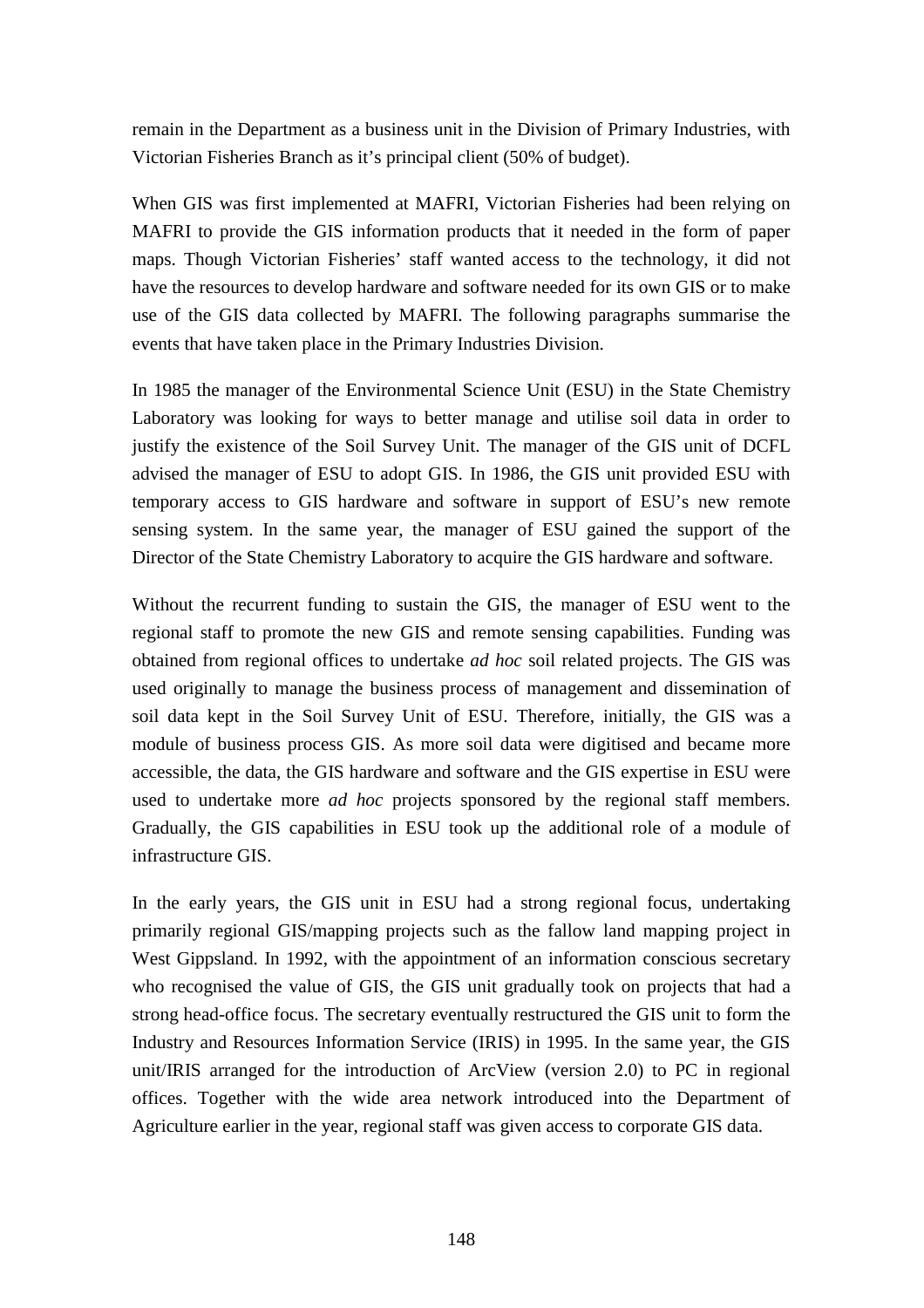remain in the Department as a business unit in the Division of Primary Industries, with Victorian Fisheries Branch as it's principal client (50% of budget).

When GIS was first implemented at MAFRI, Victorian Fisheries had been relying on MAFRI to provide the GIS information products that it needed in the form of paper maps. Though Victorian Fisheries' staff wanted access to the technology, it did not have the resources to develop hardware and software needed for its own GIS or to make use of the GIS data collected by MAFRI. The following paragraphs summarise the events that have taken place in the Primary Industries Division.

In 1985 the manager of the Environmental Science Unit (ESU) in the State Chemistry Laboratory was looking for ways to better manage and utilise soil data in order to justify the existence of the Soil Survey Unit. The manager of the GIS unit of DCFL advised the manager of ESU to adopt GIS. In 1986, the GIS unit provided ESU with temporary access to GIS hardware and software in support of ESU's new remote sensing system. In the same year, the manager of ESU gained the support of the Director of the State Chemistry Laboratory to acquire the GIS hardware and software.

Without the recurrent funding to sustain the GIS, the manager of ESU went to the regional staff to promote the new GIS and remote sensing capabilities. Funding was obtained from regional offices to undertake *ad hoc* soil related projects. The GIS was used originally to manage the business process of management and dissemination of soil data kept in the Soil Survey Unit of ESU. Therefore, initially, the GIS was a module of business process GIS. As more soil data were digitised and became more accessible, the data, the GIS hardware and software and the GIS expertise in ESU were used to undertake more *ad hoc* projects sponsored by the regional staff members. Gradually, the GIS capabilities in ESU took up the additional role of a module of infrastructure GIS.

In the early years, the GIS unit in ESU had a strong regional focus, undertaking primarily regional GIS/mapping projects such as the fallow land mapping project in West Gippsland. In 1992, with the appointment of an information conscious secretary who recognised the value of GIS, the GIS unit gradually took on projects that had a strong head-office focus. The secretary eventually restructured the GIS unit to form the Industry and Resources Information Service (IRIS) in 1995. In the same year, the GIS unit/IRIS arranged for the introduction of ArcView (version 2.0) to PC in regional offices. Together with the wide area network introduced into the Department of Agriculture earlier in the year, regional staff was given access to corporate GIS data.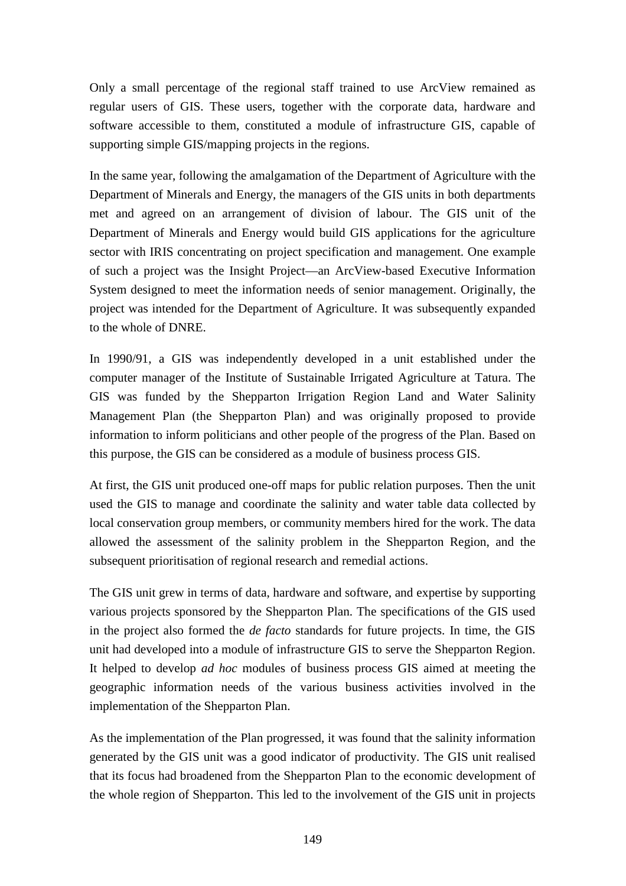Only a small percentage of the regional staff trained to use ArcView remained as regular users of GIS. These users, together with the corporate data, hardware and software accessible to them, constituted a module of infrastructure GIS, capable of supporting simple GIS/mapping projects in the regions.

In the same year, following the amalgamation of the Department of Agriculture with the Department of Minerals and Energy, the managers of the GIS units in both departments met and agreed on an arrangement of division of labour. The GIS unit of the Department of Minerals and Energy would build GIS applications for the agriculture sector with IRIS concentrating on project specification and management. One example of such a project was the Insight Project—an ArcView-based Executive Information System designed to meet the information needs of senior management. Originally, the project was intended for the Department of Agriculture. It was subsequently expanded to the whole of DNRE.

In 1990/91, a GIS was independently developed in a unit established under the computer manager of the Institute of Sustainable Irrigated Agriculture at Tatura. The GIS was funded by the Shepparton Irrigation Region Land and Water Salinity Management Plan (the Shepparton Plan) and was originally proposed to provide information to inform politicians and other people of the progress of the Plan. Based on this purpose, the GIS can be considered as a module of business process GIS.

At first, the GIS unit produced one-off maps for public relation purposes. Then the unit used the GIS to manage and coordinate the salinity and water table data collected by local conservation group members, or community members hired for the work. The data allowed the assessment of the salinity problem in the Shepparton Region, and the subsequent prioritisation of regional research and remedial actions.

The GIS unit grew in terms of data, hardware and software, and expertise by supporting various projects sponsored by the Shepparton Plan. The specifications of the GIS used in the project also formed the *de facto* standards for future projects. In time, the GIS unit had developed into a module of infrastructure GIS to serve the Shepparton Region. It helped to develop *ad hoc* modules of business process GIS aimed at meeting the geographic information needs of the various business activities involved in the implementation of the Shepparton Plan.

As the implementation of the Plan progressed, it was found that the salinity information generated by the GIS unit was a good indicator of productivity. The GIS unit realised that its focus had broadened from the Shepparton Plan to the economic development of the whole region of Shepparton. This led to the involvement of the GIS unit in projects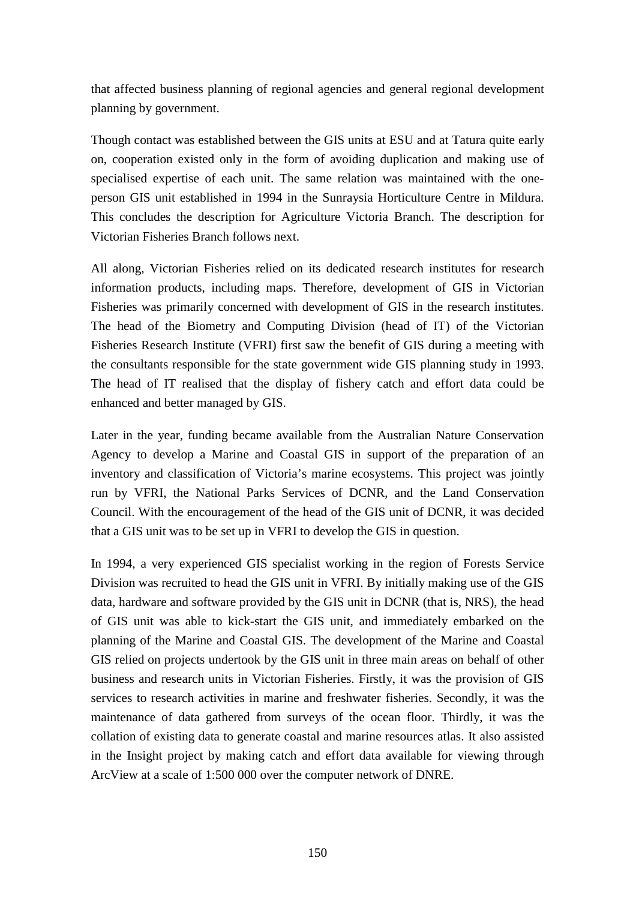that affected business planning of regional agencies and general regional development planning by government.

Though contact was established between the GIS units at ESU and at Tatura quite early on, cooperation existed only in the form of avoiding duplication and making use of specialised expertise of each unit. The same relation was maintained with the one-person GIS unit established in 1994 in the Sunraysia Horticulture Centre in Mildura. This concludes the description for Agriculture Victoria Branch. The description for Victorian Fisheries Branch follows next.

All along, Victorian Fisheries relied on its dedicated research institutes for research information products, including maps. Therefore, development of GIS in Victorian Fisheries was primarily concerned with development of GIS in the research institutes. The head of the Biometry and Computing Division (head of IT) of the Victorian Fisheries Research Institute (VFRI) first saw the benefit of GIS during a meeting with the consultants responsible for the state government wide GIS planning study in 1993. The head of IT realised that the display of fishery catch and effort data could be enhanced and better managed by GIS.

Later in the year, funding became available from the Australian Nature Conservation Agency to develop a Marine and Coastal GIS in support of the preparation of an inventory and classification of Victoria's marine ecosystems. This project was jointly run by VFRI, the National Parks Services of DCNR, and the Land Conservation Council. With the encouragement of the head of the GIS unit of DCNR, it was decided that a GIS unit was to be set up in VFRI to develop the GIS in question.

In 1994, a very experienced GIS specialist working in the region of Forests Service Division was recruited to head the GIS unit in VFRI. By initially making use of the GIS data, hardware and software provided by the GIS unit in DCNR (that is, NRS), the head of GIS unit was able to kick-start the GIS unit, and immediately embarked on the planning of the Marine and Coastal GIS. The development of the Marine and Coastal GIS relied on projects undertook by the GIS unit in three main areas on behalf of other business and research units in Victorian Fisheries. Firstly, it was the provision of GIS services to research activities in marine and freshwater fisheries. Secondly, it was the maintenance of data gathered from surveys of the ocean floor. Thirdly, it was the collation of existing data to generate coastal and marine resources atlas. It also assisted in the Insight project by making catch and effort data available for viewing through ArcView at a scale of 1:500 000 over the computer network of DNRE.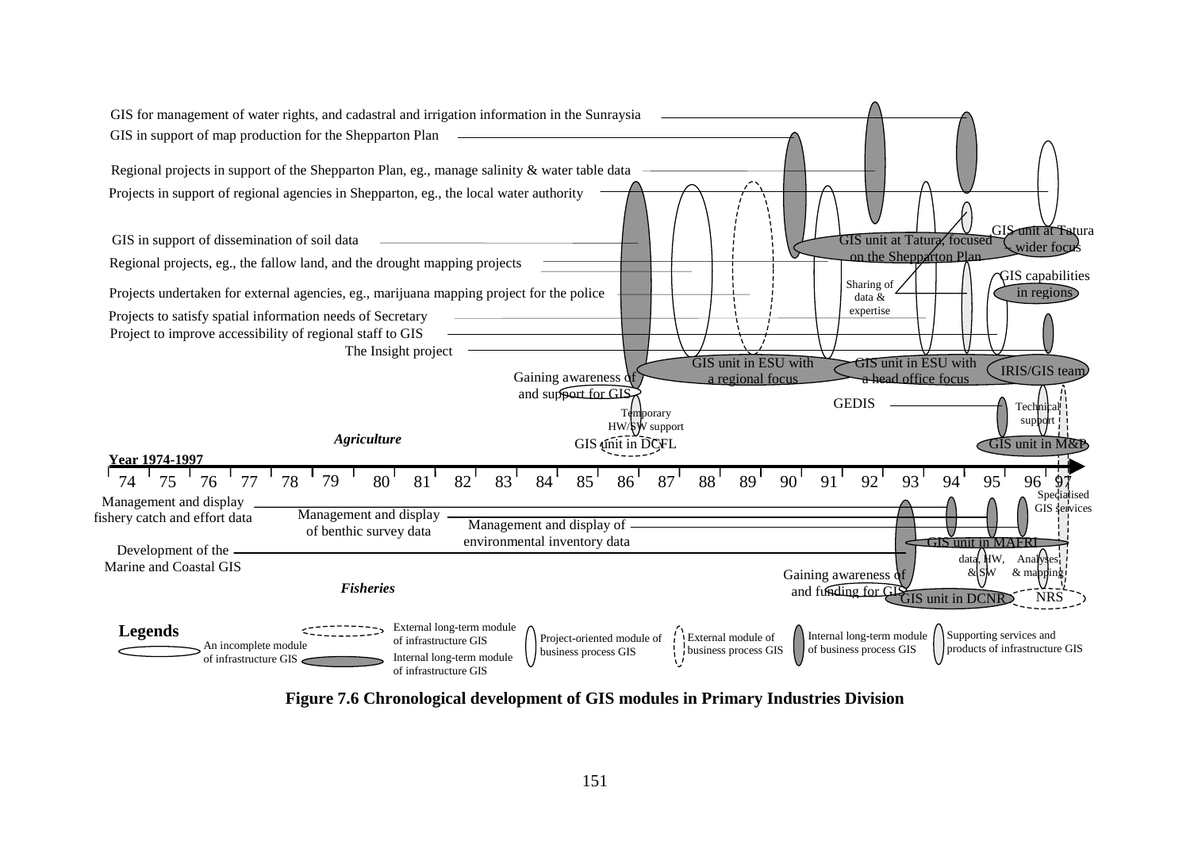GIS for management of water rights, and cadastral and irrigation information in the Sunraysia

GIS in support of map production for the Shepparton Plan

Regional projects in support of the Shepparton Plan, eg., manage salinity & water table data

Projects in support of regional agencies in Shepparton, eg., the local water authority

GIS in support of dissemination of soil data

Regional projects, eg., the fallow land, and the drought mapping projects

Projects undertaken for external agencies, eg., marijuana mapping project for the police

Projects to satisfy spatial information needs of Secretary

Project to improve accessibility of regional staff to GIS

The Insight project

GIS unit at Tatura, focused on the Shepparton Plan

GIS unit at Tatura – wider focus

Sharing of data & expertise

GIS capabilities in regions

GIS unit in ESU with a regional focus

GIS unit in ESU with a head office focus

IRIS/GIS team

Gaining awareness of and support for GIS

Temporary HW/SW support

GEDIS

Technical support

*Agriculture*

GIS unit in DCFL

GIS unit in M&P

**Year 1974-1997**

74 75 76 77 78 79 80 81 82 83 84 85 86 87 88 89 90 91 92 93 94 95 96 97

Specialised GIS services

Management and display fishery catch and effort data

Management and display of benthic survey data

Management and display of environmental inventory data

Development of the Marine and Coastal GIS

GIS unit in MAFRI

data, HW, & SW

Analyses & mapping

Gaining awareness of and funding for GIS

*Fisheries*

GIS unit in DCNR

NRS

**Legends**

- An incomplete module of infrastructure GIS
- External long-term module of infrastructure GIS
- Internal long-term module of infrastructure GIS
- Project-oriented module of business process GIS
- External module of business process GIS
- Internal long-term module of business process GIS
- Supporting services and products of infrastructure GIS

**Figure 7.6 Chronological development of GIS modules in Primary Industries Division**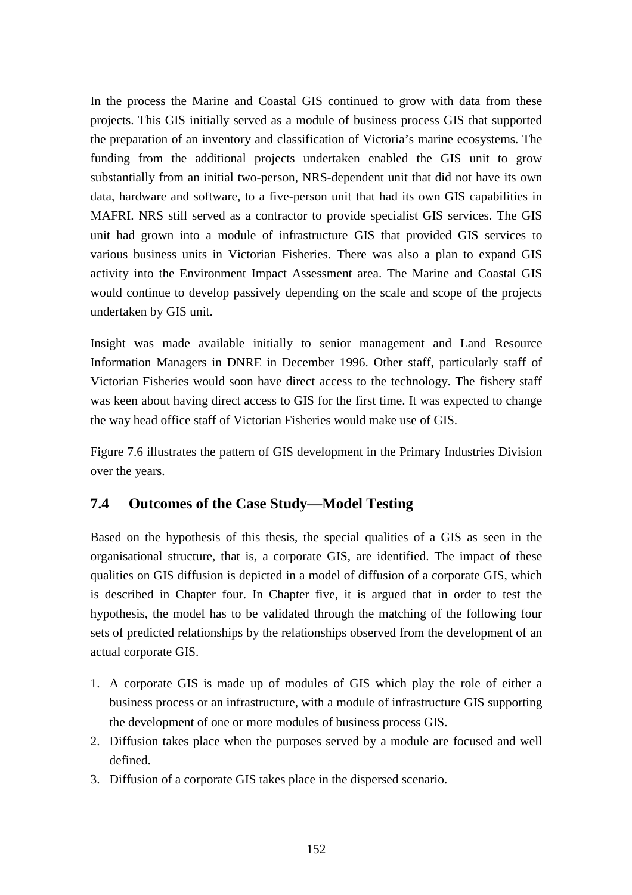In the process the Marine and Coastal GIS continued to grow with data from these projects. This GIS initially served as a module of business process GIS that supported the preparation of an inventory and classification of Victoria's marine ecosystems. The funding from the additional projects undertaken enabled the GIS unit to grow substantially from an initial two-person, NRS-dependent unit that did not have its own data, hardware and software, to a five-person unit that had its own GIS capabilities in MAFRI. NRS still served as a contractor to provide specialist GIS services. The GIS unit had grown into a module of infrastructure GIS that provided GIS services to various business units in Victorian Fisheries. There was also a plan to expand GIS activity into the Environment Impact Assessment area. The Marine and Coastal GIS would continue to develop passively depending on the scale and scope of the projects undertaken by GIS unit.

Insight was made available initially to senior management and Land Resource Information Managers in DNRE in December 1996. Other staff, particularly staff of Victorian Fisheries would soon have direct access to the technology. The fishery staff was keen about having direct access to GIS for the first time. It was expected to change the way head office staff of Victorian Fisheries would make use of GIS.

Figure 7.6 illustrates the pattern of GIS development in the Primary Industries Division over the years.

## 7.4 Outcomes of the Case Study—Model Testing

Based on the hypothesis of this thesis, the special qualities of a GIS as seen in the organisational structure, that is, a corporate GIS, are identified. The impact of these qualities on GIS diffusion is depicted in a model of diffusion of a corporate GIS, which is described in Chapter four. In Chapter five, it is argued that in order to test the hypothesis, the model has to be validated through the matching of the following four sets of predicted relationships by the relationships observed from the development of an actual corporate GIS.

1. A corporate GIS is made up of modules of GIS which play the role of either a business process or an infrastructure, with a module of infrastructure GIS supporting the development of one or more modules of business process GIS.
2. Diffusion takes place when the purposes served by a module are focused and well defined.
3. Diffusion of a corporate GIS takes place in the dispersed scenario.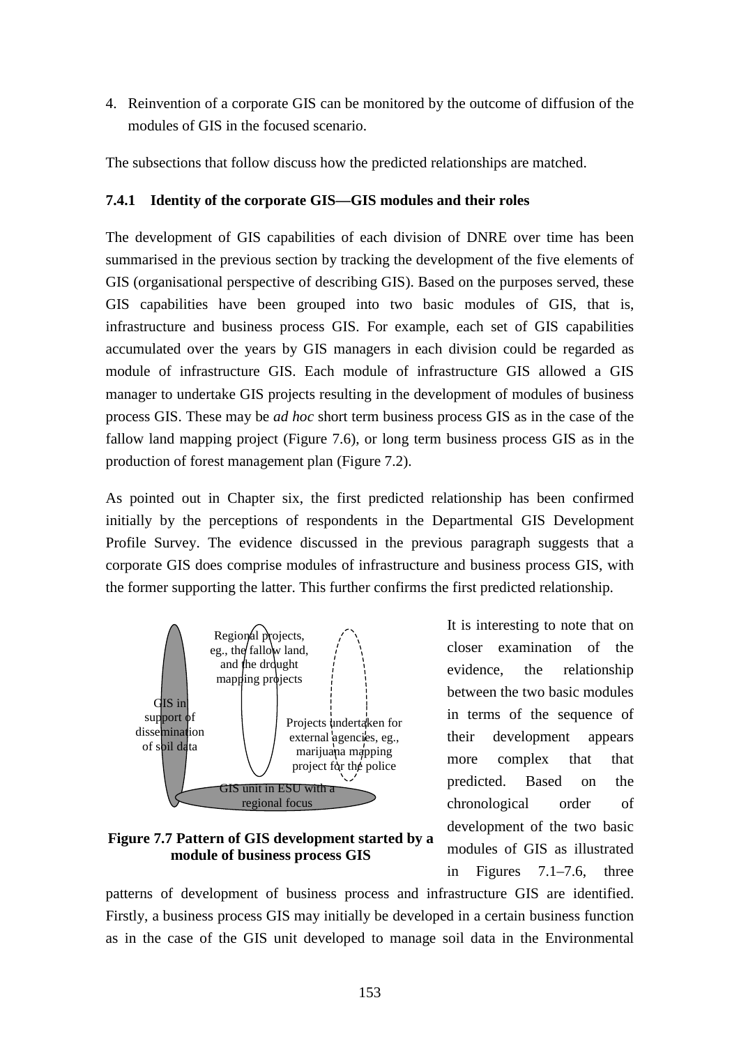4. Reinvention of a corporate GIS can be monitored by the outcome of diffusion of the modules of GIS in the focused scenario.

The subsections that follow discuss how the predicted relationships are matched.

### 7.4.1 Identity of the corporate GIS—GIS modules and their roles

The development of GIS capabilities of each division of DNRE over time has been summarised in the previous section by tracking the development of the five elements of GIS (organisational perspective of describing GIS). Based on the purposes served, these GIS capabilities have been grouped into two basic modules of GIS, that is, infrastructure and business process GIS. For example, each set of GIS capabilities accumulated over the years by GIS managers in each division could be regarded as module of infrastructure GIS. Each module of infrastructure GIS allowed a GIS manager to undertake GIS projects resulting in the development of modules of business process GIS. These may be *ad hoc* short term business process GIS as in the case of the fallow land mapping project (Figure 7.6), or long term business process GIS as in the production of forest management plan (Figure 7.2).

As pointed out in Chapter six, the first predicted relationship has been confirmed initially by the perceptions of respondents in the Departmental GIS Development Profile Survey. The evidence discussed in the previous paragraph suggests that a corporate GIS does comprise modules of infrastructure and business process GIS, with the former supporting the latter. This further confirms the first predicted relationship.

GIS in support of dissemination of soil data

Regional projects, eg., the fallow land, and the drought mapping projects

Projects undertaken for external agencies, eg., marijuana mapping project for the police

GIS unit in ESU with a regional focus

**Figure 7.7 Pattern of GIS development started by a module of business process GIS**

It is interesting to note that on closer examination of the evidence, the relationship between the two basic modules in terms of the sequence of their development appears more complex that that predicted. Based on the chronological order of development of the two basic modules of GIS as illustrated in Figures 7.1–7.6, three patterns of development of business process and infrastructure GIS are identified. Firstly, a business process GIS may initially be developed in a certain business function as in the case of the GIS unit developed to manage soil data in the Environmental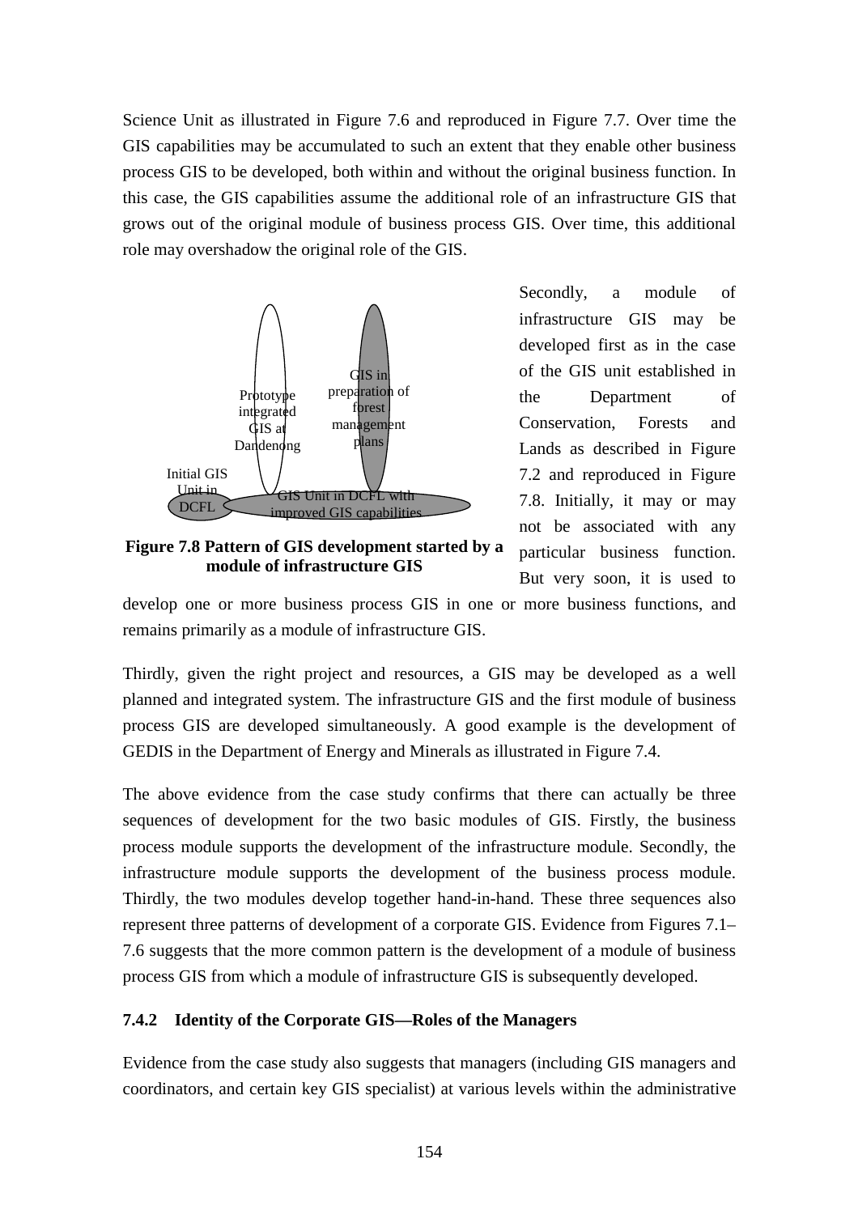Science Unit as illustrated in Figure 7.6 and reproduced in Figure 7.7. Over time the GIS capabilities may be accumulated to such an extent that they enable other business process GIS to be developed, both within and without the original business function. In this case, the GIS capabilities assume the additional role of an infrastructure GIS that grows out of the original module of business process GIS. Over time, this additional role may overshadow the original role of the GIS.

Initial GIS Unit in DCFL

Prototype integrated GIS at Dandenong

GIS in preparation of forest management plans

GIS Unit in DCFL with improved GIS capabilities

**Figure 7.8 Pattern of GIS development started by a module of infrastructure GIS**

Secondly, a module of infrastructure GIS may be developed first as in the case of the GIS unit established in the Department of Conservation, Forests and Lands as described in Figure 7.2 and reproduced in Figure 7.8. Initially, it may or may not be associated with any particular business function. But very soon, it is used to develop one or more business process GIS in one or more business functions, and remains primarily as a module of infrastructure GIS.

Thirdly, given the right project and resources, a GIS may be developed as a well planned and integrated system. The infrastructure GIS and the first module of business process GIS are developed simultaneously. A good example is the development of GEDIS in the Department of Energy and Minerals as illustrated in Figure 7.4.

The above evidence from the case study confirms that there can actually be three sequences of development for the two basic modules of GIS. Firstly, the business process module supports the development of the infrastructure module. Secondly, the infrastructure module supports the development of the business process module. Thirdly, the two modules develop together hand-in-hand. These three sequences also represent three patterns of development of a corporate GIS. Evidence from Figures 7.1–7.6 suggests that the more common pattern is the development of a module of business process GIS from which a module of infrastructure GIS is subsequently developed.

### 7.4.2 Identity of the Corporate GIS—Roles of the Managers

Evidence from the case study also suggests that managers (including GIS managers and coordinators, and certain key GIS specialist) at various levels within the administrative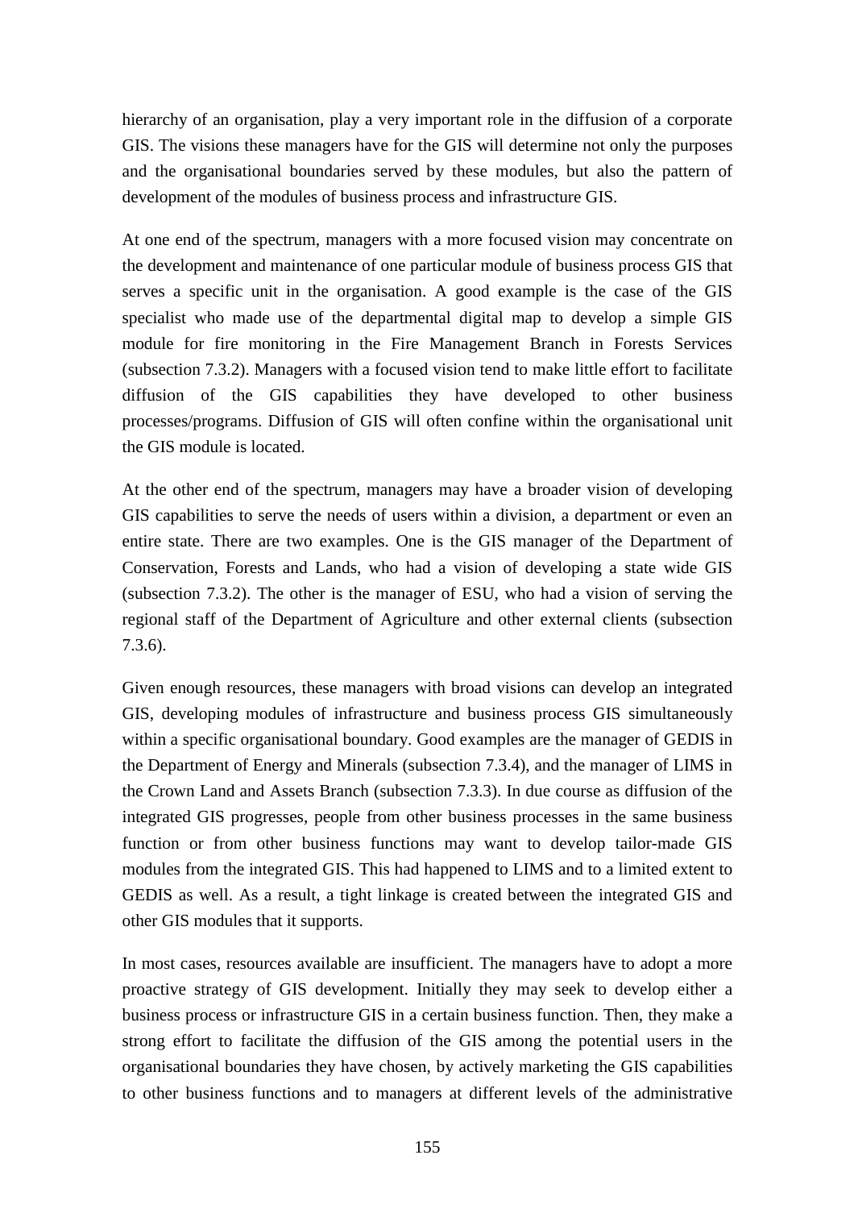hierarchy of an organisation, play a very important role in the diffusion of a corporate GIS. The visions these managers have for the GIS will determine not only the purposes and the organisational boundaries served by these modules, but also the pattern of development of the modules of business process and infrastructure GIS.

At one end of the spectrum, managers with a more focused vision may concentrate on the development and maintenance of one particular module of business process GIS that serves a specific unit in the organisation. A good example is the case of the GIS specialist who made use of the departmental digital map to develop a simple GIS module for fire monitoring in the Fire Management Branch in Forests Services (subsection 7.3.2). Managers with a focused vision tend to make little effort to facilitate diffusion of the GIS capabilities they have developed to other business processes/programs. Diffusion of GIS will often confine within the organisational unit the GIS module is located.

At the other end of the spectrum, managers may have a broader vision of developing GIS capabilities to serve the needs of users within a division, a department or even an entire state. There are two examples. One is the GIS manager of the Department of Conservation, Forests and Lands, who had a vision of developing a state wide GIS (subsection 7.3.2). The other is the manager of ESU, who had a vision of serving the regional staff of the Department of Agriculture and other external clients (subsection 7.3.6).

Given enough resources, these managers with broad visions can develop an integrated GIS, developing modules of infrastructure and business process GIS simultaneously within a specific organisational boundary. Good examples are the manager of GEDIS in the Department of Energy and Minerals (subsection 7.3.4), and the manager of LIMS in the Crown Land and Assets Branch (subsection 7.3.3). In due course as diffusion of the integrated GIS progresses, people from other business processes in the same business function or from other business functions may want to develop tailor-made GIS modules from the integrated GIS. This had happened to LIMS and to a limited extent to GEDIS as well. As a result, a tight linkage is created between the integrated GIS and other GIS modules that it supports.

In most cases, resources available are insufficient. The managers have to adopt a more proactive strategy of GIS development. Initially they may seek to develop either a business process or infrastructure GIS in a certain business function. Then, they make a strong effort to facilitate the diffusion of the GIS among the potential users in the organisational boundaries they have chosen, by actively marketing the GIS capabilities to other business functions and to managers at different levels of the administrative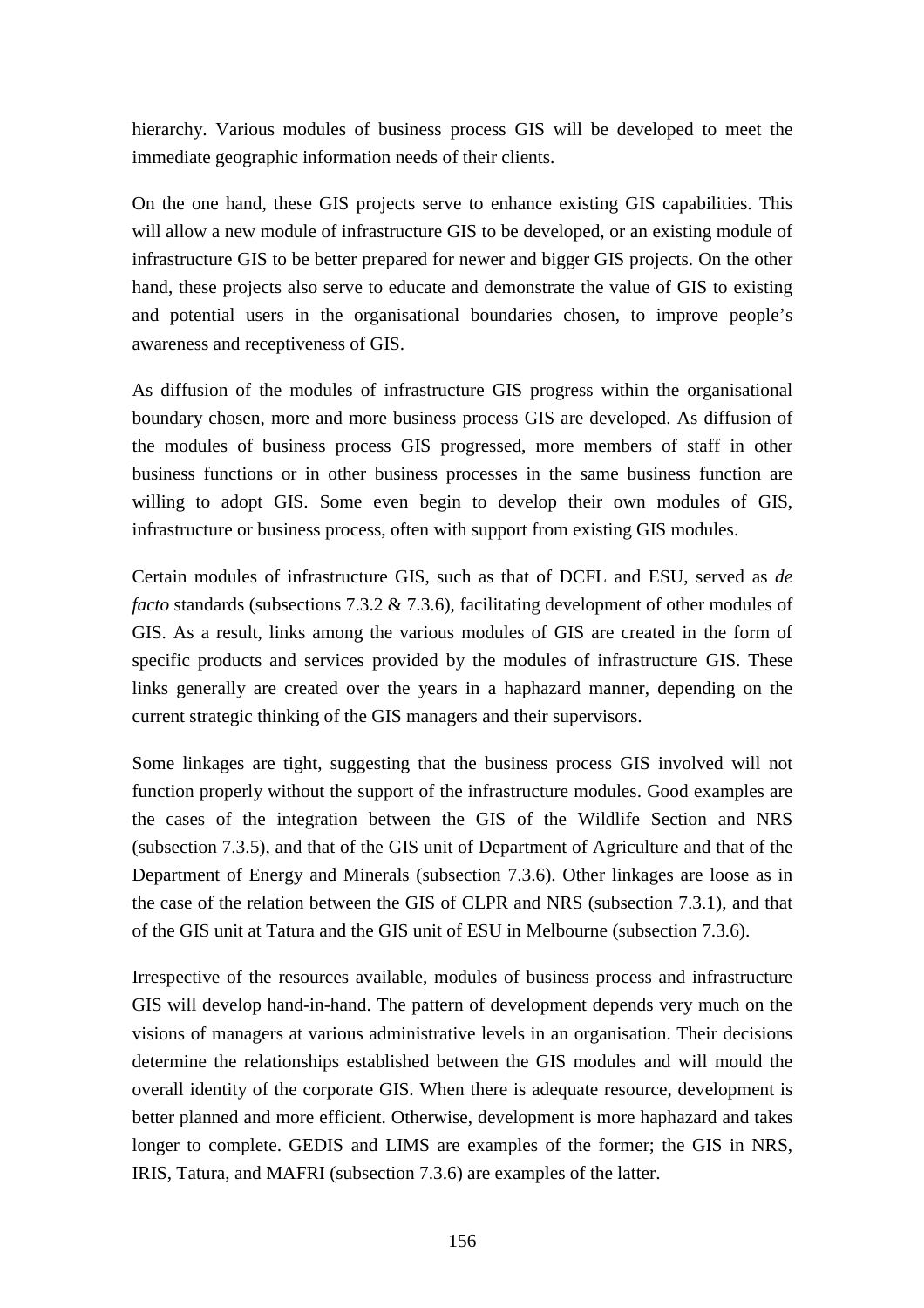hierarchy. Various modules of business process GIS will be developed to meet the immediate geographic information needs of their clients.

On the one hand, these GIS projects serve to enhance existing GIS capabilities. This will allow a new module of infrastructure GIS to be developed, or an existing module of infrastructure GIS to be better prepared for newer and bigger GIS projects. On the other hand, these projects also serve to educate and demonstrate the value of GIS to existing and potential users in the organisational boundaries chosen, to improve people's awareness and receptiveness of GIS.

As diffusion of the modules of infrastructure GIS progress within the organisational boundary chosen, more and more business process GIS are developed. As diffusion of the modules of business process GIS progressed, more members of staff in other business functions or in other business processes in the same business function are willing to adopt GIS. Some even begin to develop their own modules of GIS, infrastructure or business process, often with support from existing GIS modules.

Certain modules of infrastructure GIS, such as that of DCFL and ESU, served as *de facto* standards (subsections 7.3.2 & 7.3.6), facilitating development of other modules of GIS. As a result, links among the various modules of GIS are created in the form of specific products and services provided by the modules of infrastructure GIS. These links generally are created over the years in a haphazard manner, depending on the current strategic thinking of the GIS managers and their supervisors.

Some linkages are tight, suggesting that the business process GIS involved will not function properly without the support of the infrastructure modules. Good examples are the cases of the integration between the GIS of the Wildlife Section and NRS (subsection 7.3.5), and that of the GIS unit of Department of Agriculture and that of the Department of Energy and Minerals (subsection 7.3.6). Other linkages are loose as in the case of the relation between the GIS of CLPR and NRS (subsection 7.3.1), and that of the GIS unit at Tatura and the GIS unit of ESU in Melbourne (subsection 7.3.6).

Irrespective of the resources available, modules of business process and infrastructure GIS will develop hand-in-hand. The pattern of development depends very much on the visions of managers at various administrative levels in an organisation. Their decisions determine the relationships established between the GIS modules and will mould the overall identity of the corporate GIS. When there is adequate resource, development is better planned and more efficient. Otherwise, development is more haphazard and takes longer to complete. GEDIS and LIMS are examples of the former; the GIS in NRS, IRIS, Tatura, and MAFRI (subsection 7.3.6) are examples of the latter.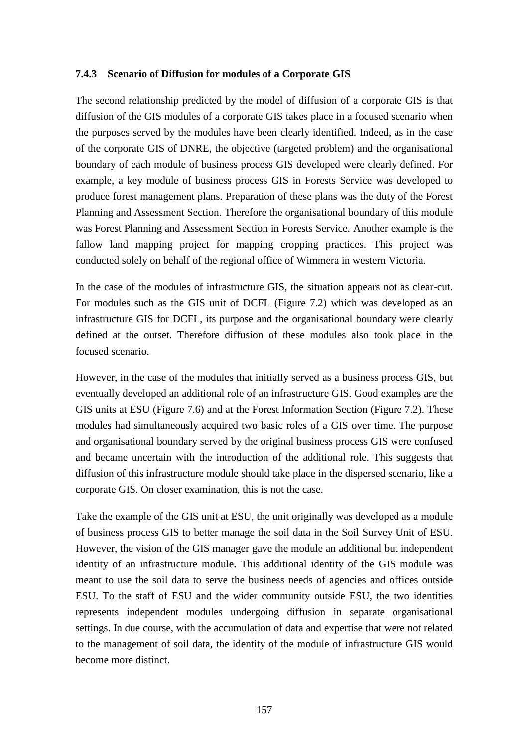### 7.4.3 Scenario of Diffusion for modules of a Corporate GIS

The second relationship predicted by the model of diffusion of a corporate GIS is that diffusion of the GIS modules of a corporate GIS takes place in a focused scenario when the purposes served by the modules have been clearly identified. Indeed, as in the case of the corporate GIS of DNRE, the objective (targeted problem) and the organisational boundary of each module of business process GIS developed were clearly defined. For example, a key module of business process GIS in Forests Service was developed to produce forest management plans. Preparation of these plans was the duty of the Forest Planning and Assessment Section. Therefore the organisational boundary of this module was Forest Planning and Assessment Section in Forests Service. Another example is the fallow land mapping project for mapping cropping practices. This project was conducted solely on behalf of the regional office of Wimmera in western Victoria.

In the case of the modules of infrastructure GIS, the situation appears not as clear-cut. For modules such as the GIS unit of DCFL (Figure 7.2) which was developed as an infrastructure GIS for DCFL, its purpose and the organisational boundary were clearly defined at the outset. Therefore diffusion of these modules also took place in the focused scenario.

However, in the case of the modules that initially served as a business process GIS, but eventually developed an additional role of an infrastructure GIS. Good examples are the GIS units at ESU (Figure 7.6) and at the Forest Information Section (Figure 7.2). These modules had simultaneously acquired two basic roles of a GIS over time. The purpose and organisational boundary served by the original business process GIS were confused and became uncertain with the introduction of the additional role. This suggests that diffusion of this infrastructure module should take place in the dispersed scenario, like a corporate GIS. On closer examination, this is not the case.

Take the example of the GIS unit at ESU, the unit originally was developed as a module of business process GIS to better manage the soil data in the Soil Survey Unit of ESU. However, the vision of the GIS manager gave the module an additional but independent identity of an infrastructure module. This additional identity of the GIS module was meant to use the soil data to serve the business needs of agencies and offices outside ESU. To the staff of ESU and the wider community outside ESU, the two identities represents independent modules undergoing diffusion in separate organisational settings. In due course, with the accumulation of data and expertise that were not related to the management of soil data, the identity of the module of infrastructure GIS would become more distinct.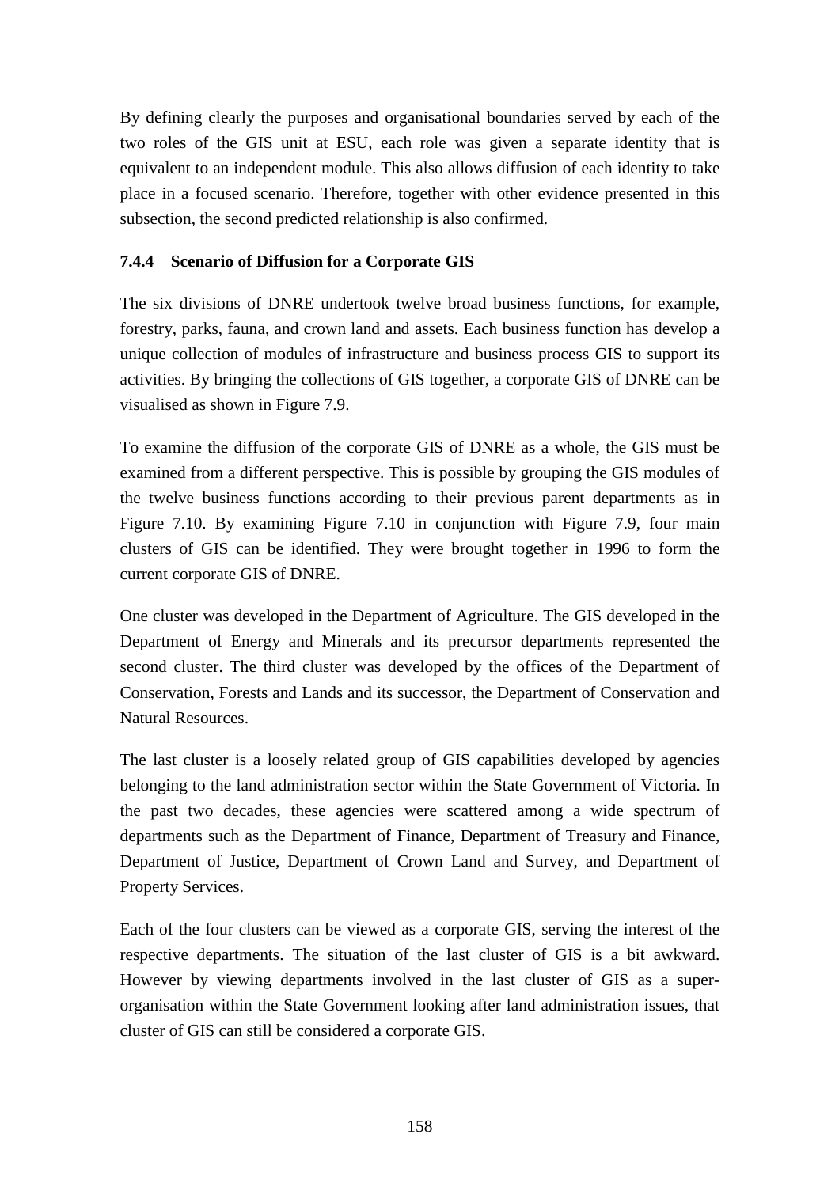By defining clearly the purposes and organisational boundaries served by each of the two roles of the GIS unit at ESU, each role was given a separate identity that is equivalent to an independent module. This also allows diffusion of each identity to take place in a focused scenario. Therefore, together with other evidence presented in this subsection, the second predicted relationship is also confirmed.

### 7.4.4 Scenario of Diffusion for a Corporate GIS

The six divisions of DNRE undertook twelve broad business functions, for example, forestry, parks, fauna, and crown land and assets. Each business function has develop a unique collection of modules of infrastructure and business process GIS to support its activities. By bringing the collections of GIS together, a corporate GIS of DNRE can be visualised as shown in Figure 7.9.

To examine the diffusion of the corporate GIS of DNRE as a whole, the GIS must be examined from a different perspective. This is possible by grouping the GIS modules of the twelve business functions according to their previous parent departments as in Figure 7.10. By examining Figure 7.10 in conjunction with Figure 7.9, four main clusters of GIS can be identified. They were brought together in 1996 to form the current corporate GIS of DNRE.

One cluster was developed in the Department of Agriculture. The GIS developed in the Department of Energy and Minerals and its precursor departments represented the second cluster. The third cluster was developed by the offices of the Department of Conservation, Forests and Lands and its successor, the Department of Conservation and Natural Resources.

The last cluster is a loosely related group of GIS capabilities developed by agencies belonging to the land administration sector within the State Government of Victoria. In the past two decades, these agencies were scattered among a wide spectrum of departments such as the Department of Finance, Department of Treasury and Finance, Department of Justice, Department of Crown Land and Survey, and Department of Property Services.

Each of the four clusters can be viewed as a corporate GIS, serving the interest of the respective departments. The situation of the last cluster of GIS is a bit awkward. However by viewing departments involved in the last cluster of GIS as a super-organisation within the State Government looking after land administration issues, that cluster of GIS can still be considered a corporate GIS.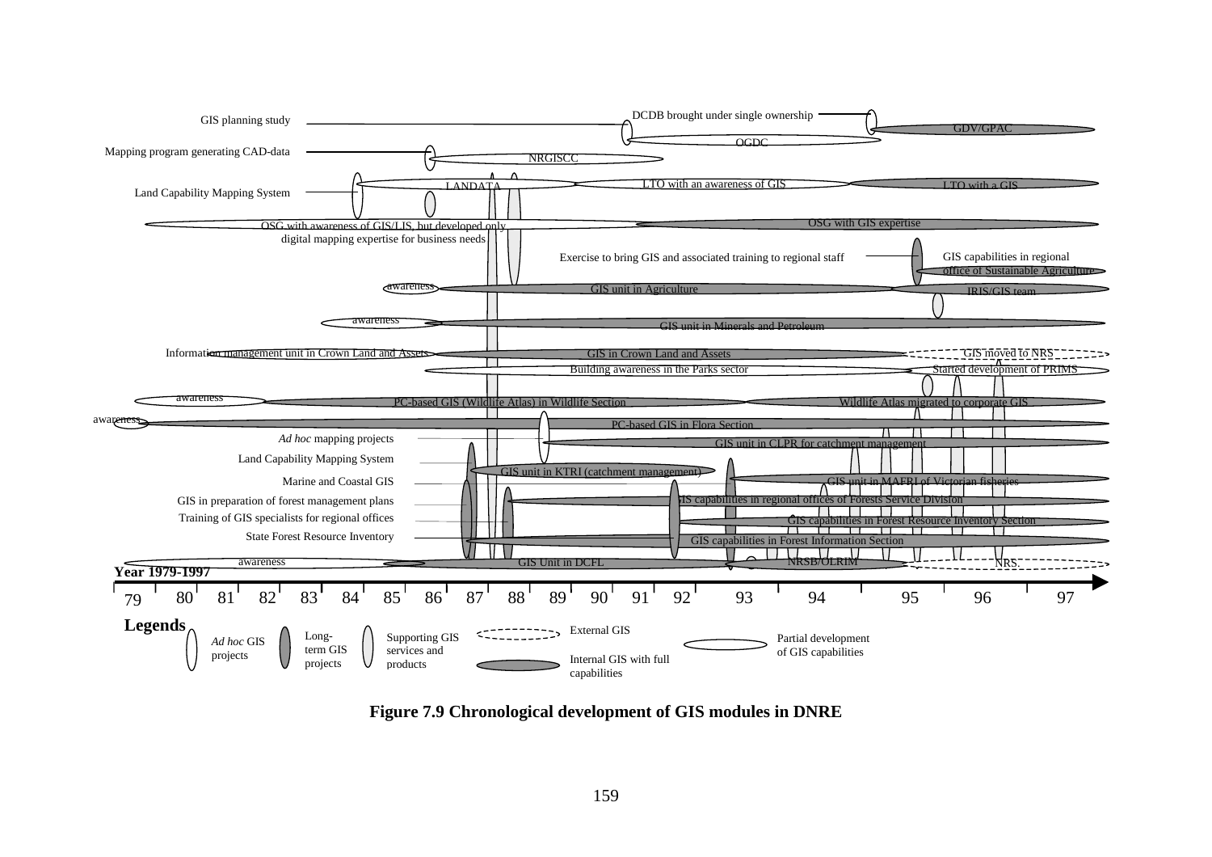GIS planning study

DCDB brought under single ownership

GDV/GPAC

OGDC

Mapping program generating CAD-data

NRGISCC

LANDATA

LTO with an awareness of GIS

LTO with a GIS

Land Capability Mapping System

OSG with awareness of GIS/LIS, but developed only digital mapping expertise for business needs

OSG with GIS expertise

Exercise to bring GIS and associated training to regional staff

GIS capabilities in regional office of Sustainable Agriculture

awareness

GIS unit in Agriculture

IRIS/GIS team

awareness

GIS unit in Minerals and Petroleum

Information management unit in Crown Land and Assets

GIS in Crown Land and Assets

GIS moved to NRS

Building awareness in the Parks sector

Started development of PRIMS

awareness

PC-based GIS (Wildlife Atlas) in Wildlife Section

Wildlife Atlas migrated to corporate GIS

awareness

PC-based GIS in Flora Section

*Ad hoc* mapping projects

GIS unit in CLPR for catchment management

Land Capability Mapping System

GIS unit in KTRI (catchment management)

Marine and Coastal GIS

GIS unit in MAFRI of Victorian fisheries

GIS in preparation of forest management plans

GIS capabilities in regional offices of Forests Service Division

Training of GIS specialists for regional offices

GIS capabilities in Forest Resource Inventory Section

State Forest Resource Inventory

GIS capabilities in Forest Information Section

awareness

GIS Unit in DCFL

NRSB/OLRIM

NRS

**Year 1979-1997**

79 80 81 82 83 84 85 86 87 88 89 90 91 92 93 94 95 96 97

**Legends**

*Ad hoc* GIS projects

Long-term GIS projects

Supporting GIS services and products

External GIS

Internal GIS with full capabilities

Partial development of GIS capabilities

**Figure 7.9 Chronological development of GIS modules in DNRE**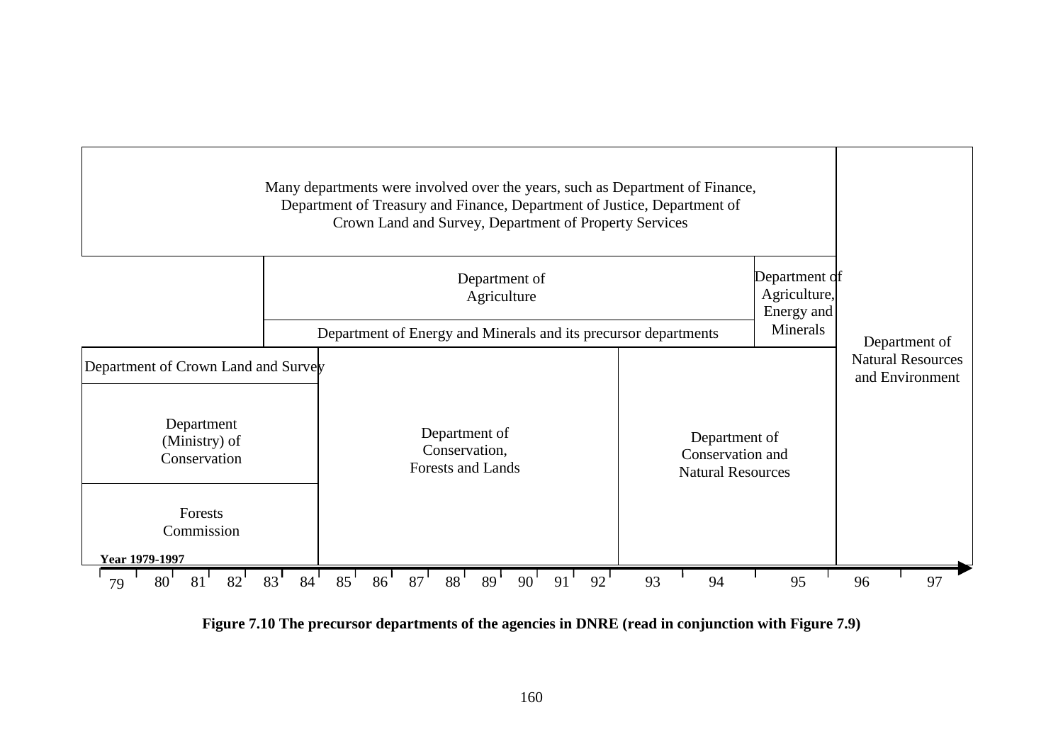Many departments were involved over the years, such as Department of Finance, Department of Treasury and Finance, Department of Justice, Department of Crown Land and Survey, Department of Property Services

Department of Agriculture

Department of Agriculture, Energy and Minerals

Department of Energy and Minerals and its precursor departments

Department of Natural Resources and Environment

Department of Crown Land and Survey

Department (Ministry) of Conservation

Forests Commission

Department of Conservation, Forests and Lands

Department of Conservation and Natural Resources

**Year 1979-1997**

79 80 81 82 83 84 85 86 87 88 89 90 91 92 93 94 95 96 97

**Figure 7.10 The precursor departments of the agencies in DNRE (read in conjunction with Figure 7.9)**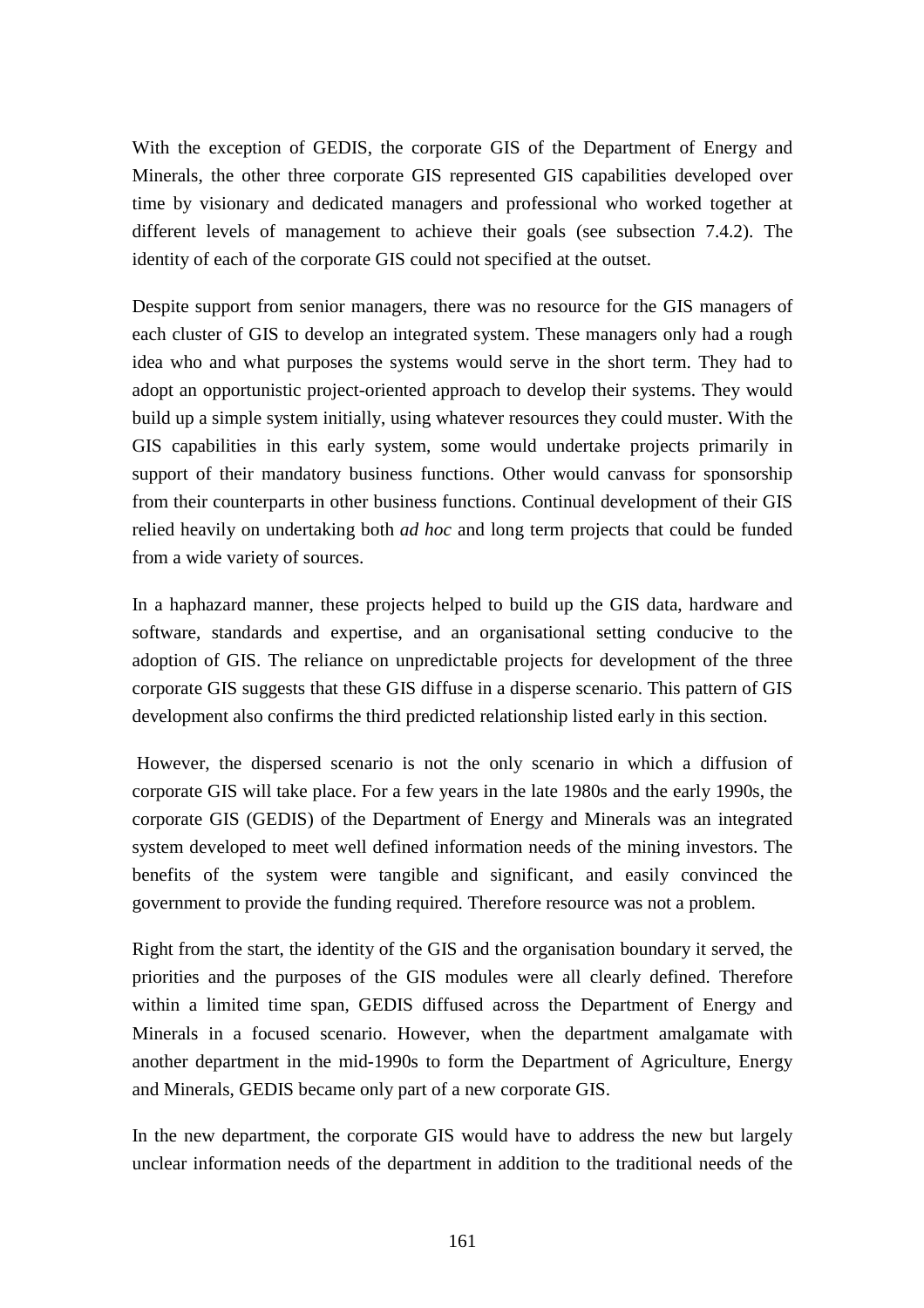With the exception of GEDIS, the corporate GIS of the Department of Energy and Minerals, the other three corporate GIS represented GIS capabilities developed over time by visionary and dedicated managers and professional who worked together at different levels of management to achieve their goals (see subsection 7.4.2). The identity of each of the corporate GIS could not specified at the outset.

Despite support from senior managers, there was no resource for the GIS managers of each cluster of GIS to develop an integrated system. These managers only had a rough idea who and what purposes the systems would serve in the short term. They had to adopt an opportunistic project-oriented approach to develop their systems. They would build up a simple system initially, using whatever resources they could muster. With the GIS capabilities in this early system, some would undertake projects primarily in support of their mandatory business functions. Other would canvass for sponsorship from their counterparts in other business functions. Continual development of their GIS relied heavily on undertaking both *ad hoc* and long term projects that could be funded from a wide variety of sources.

In a haphazard manner, these projects helped to build up the GIS data, hardware and software, standards and expertise, and an organisational setting conducive to the adoption of GIS. The reliance on unpredictable projects for development of the three corporate GIS suggests that these GIS diffuse in a disperse scenario. This pattern of GIS development also confirms the third predicted relationship listed early in this section.

However, the dispersed scenario is not the only scenario in which a diffusion of corporate GIS will take place. For a few years in the late 1980s and the early 1990s, the corporate GIS (GEDIS) of the Department of Energy and Minerals was an integrated system developed to meet well defined information needs of the mining investors. The benefits of the system were tangible and significant, and easily convinced the government to provide the funding required. Therefore resource was not a problem.

Right from the start, the identity of the GIS and the organisation boundary it served, the priorities and the purposes of the GIS modules were all clearly defined. Therefore within a limited time span, GEDIS diffused across the Department of Energy and Minerals in a focused scenario. However, when the department amalgamate with another department in the mid-1990s to form the Department of Agriculture, Energy and Minerals, GEDIS became only part of a new corporate GIS.

In the new department, the corporate GIS would have to address the new but largely unclear information needs of the department in addition to the traditional needs of the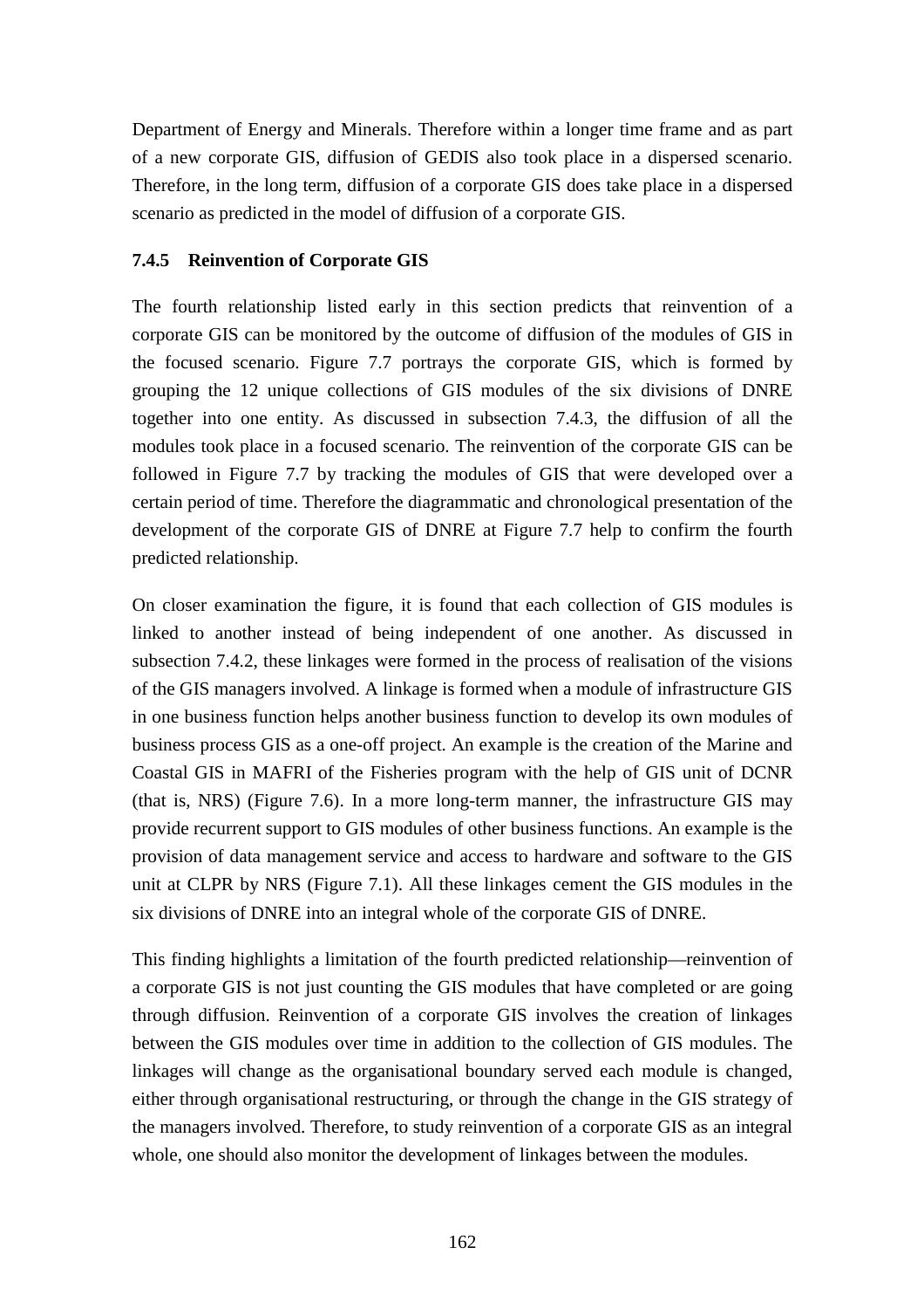Department of Energy and Minerals. Therefore within a longer time frame and as part of a new corporate GIS, diffusion of GEDIS also took place in a dispersed scenario. Therefore, in the long term, diffusion of a corporate GIS does take place in a dispersed scenario as predicted in the model of diffusion of a corporate GIS.

### 7.4.5 Reinvention of Corporate GIS

The fourth relationship listed early in this section predicts that reinvention of a corporate GIS can be monitored by the outcome of diffusion of the modules of GIS in the focused scenario. Figure 7.7 portrays the corporate GIS, which is formed by grouping the 12 unique collections of GIS modules of the six divisions of DNRE together into one entity. As discussed in subsection 7.4.3, the diffusion of all the modules took place in a focused scenario. The reinvention of the corporate GIS can be followed in Figure 7.7 by tracking the modules of GIS that were developed over a certain period of time. Therefore the diagrammatic and chronological presentation of the development of the corporate GIS of DNRE at Figure 7.7 help to confirm the fourth predicted relationship.

On closer examination the figure, it is found that each collection of GIS modules is linked to another instead of being independent of one another. As discussed in subsection 7.4.2, these linkages were formed in the process of realisation of the visions of the GIS managers involved. A linkage is formed when a module of infrastructure GIS in one business function helps another business function to develop its own modules of business process GIS as a one-off project. An example is the creation of the Marine and Coastal GIS in MAFRI of the Fisheries program with the help of GIS unit of DCNR (that is, NRS) (Figure 7.6). In a more long-term manner, the infrastructure GIS may provide recurrent support to GIS modules of other business functions. An example is the provision of data management service and access to hardware and software to the GIS unit at CLPR by NRS (Figure 7.1). All these linkages cement the GIS modules in the six divisions of DNRE into an integral whole of the corporate GIS of DNRE.

This finding highlights a limitation of the fourth predicted relationship—reinvention of a corporate GIS is not just counting the GIS modules that have completed or are going through diffusion. Reinvention of a corporate GIS involves the creation of linkages between the GIS modules over time in addition to the collection of GIS modules. The linkages will change as the organisational boundary served each module is changed, either through organisational restructuring, or through the change in the GIS strategy of the managers involved. Therefore, to study reinvention of a corporate GIS as an integral whole, one should also monitor the development of linkages between the modules.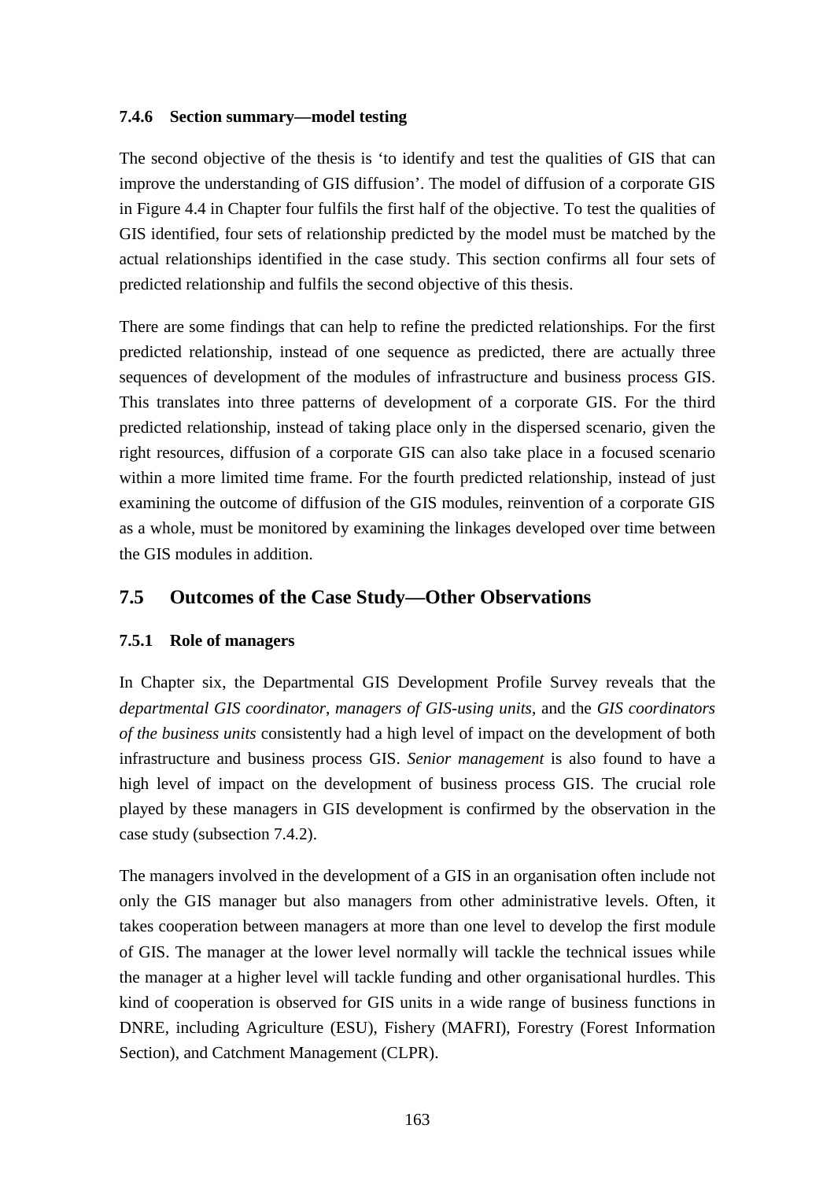#### 7.4.6 Section summary—model testing

The second objective of the thesis is ‘to identify and test the qualities of GIS that can improve the understanding of GIS diffusion’. The model of diffusion of a corporate GIS in Figure 4.4 in Chapter four fulfils the first half of the objective. To test the qualities of GIS identified, four sets of relationship predicted by the model must be matched by the actual relationships identified in the case study. This section confirms all four sets of predicted relationship and fulfils the second objective of this thesis.

There are some findings that can help to refine the predicted relationships. For the first predicted relationship, instead of one sequence as predicted, there are actually three sequences of development of the modules of infrastructure and business process GIS. This translates into three patterns of development of a corporate GIS. For the third predicted relationship, instead of taking place only in the dispersed scenario, given the right resources, diffusion of a corporate GIS can also take place in a focused scenario within a more limited time frame. For the fourth predicted relationship, instead of just examining the outcome of diffusion of the GIS modules, reinvention of a corporate GIS as a whole, must be monitored by examining the linkages developed over time between the GIS modules in addition.

## 7.5 Outcomes of the Case Study—Other Observations

#### 7.5.1 Role of managers

In Chapter six, the Departmental GIS Development Profile Survey reveals that the *departmental GIS coordinator*, *managers of GIS-using units*, and the *GIS coordinators of the business units* consistently had a high level of impact on the development of both infrastructure and business process GIS. *Senior management* is also found to have a high level of impact on the development of business process GIS. The crucial role played by these managers in GIS development is confirmed by the observation in the case study (subsection 7.4.2).

The managers involved in the development of a GIS in an organisation often include not only the GIS manager but also managers from other administrative levels. Often, it takes cooperation between managers at more than one level to develop the first module of GIS. The manager at the lower level normally will tackle the technical issues while the manager at a higher level will tackle funding and other organisational hurdles. This kind of cooperation is observed for GIS units in a wide range of business functions in DNRE, including Agriculture (ESU), Fishery (MAFRI), Forestry (Forest Information Section), and Catchment Management (CLPR).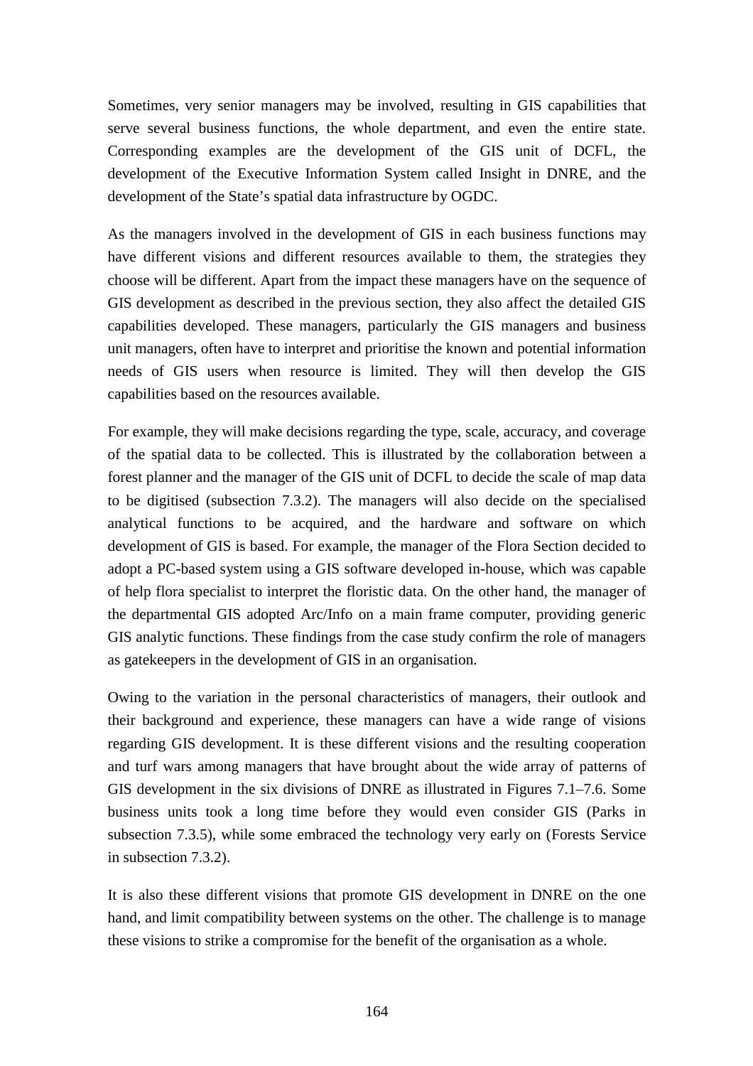Sometimes, very senior managers may be involved, resulting in GIS capabilities that serve several business functions, the whole department, and even the entire state. Corresponding examples are the development of the GIS unit of DCFL, the development of the Executive Information System called Insight in DNRE, and the development of the State's spatial data infrastructure by OGDC.

As the managers involved in the development of GIS in each business functions may have different visions and different resources available to them, the strategies they choose will be different. Apart from the impact these managers have on the sequence of GIS development as described in the previous section, they also affect the detailed GIS capabilities developed. These managers, particularly the GIS managers and business unit managers, often have to interpret and prioritise the known and potential information needs of GIS users when resource is limited. They will then develop the GIS capabilities based on the resources available.

For example, they will make decisions regarding the type, scale, accuracy, and coverage of the spatial data to be collected. This is illustrated by the collaboration between a forest planner and the manager of the GIS unit of DCFL to decide the scale of map data to be digitised (subsection 7.3.2). The managers will also decide on the specialised analytical functions to be acquired, and the hardware and software on which development of GIS is based. For example, the manager of the Flora Section decided to adopt a PC-based system using a GIS software developed in-house, which was capable of help flora specialist to interpret the floristic data. On the other hand, the manager of the departmental GIS adopted Arc/Info on a main frame computer, providing generic GIS analytic functions. These findings from the case study confirm the role of managers as gatekeepers in the development of GIS in an organisation.

Owing to the variation in the personal characteristics of managers, their outlook and their background and experience, these managers can have a wide range of visions regarding GIS development. It is these different visions and the resulting cooperation and turf wars among managers that have brought about the wide array of patterns of GIS development in the six divisions of DNRE as illustrated in Figures 7.1–7.6. Some business units took a long time before they would even consider GIS (Parks in subsection 7.3.5), while some embraced the technology very early on (Forests Service in subsection 7.3.2).

It is also these different visions that promote GIS development in DNRE on the one hand, and limit compatibility between systems on the other. The challenge is to manage these visions to strike a compromise for the benefit of the organisation as a whole.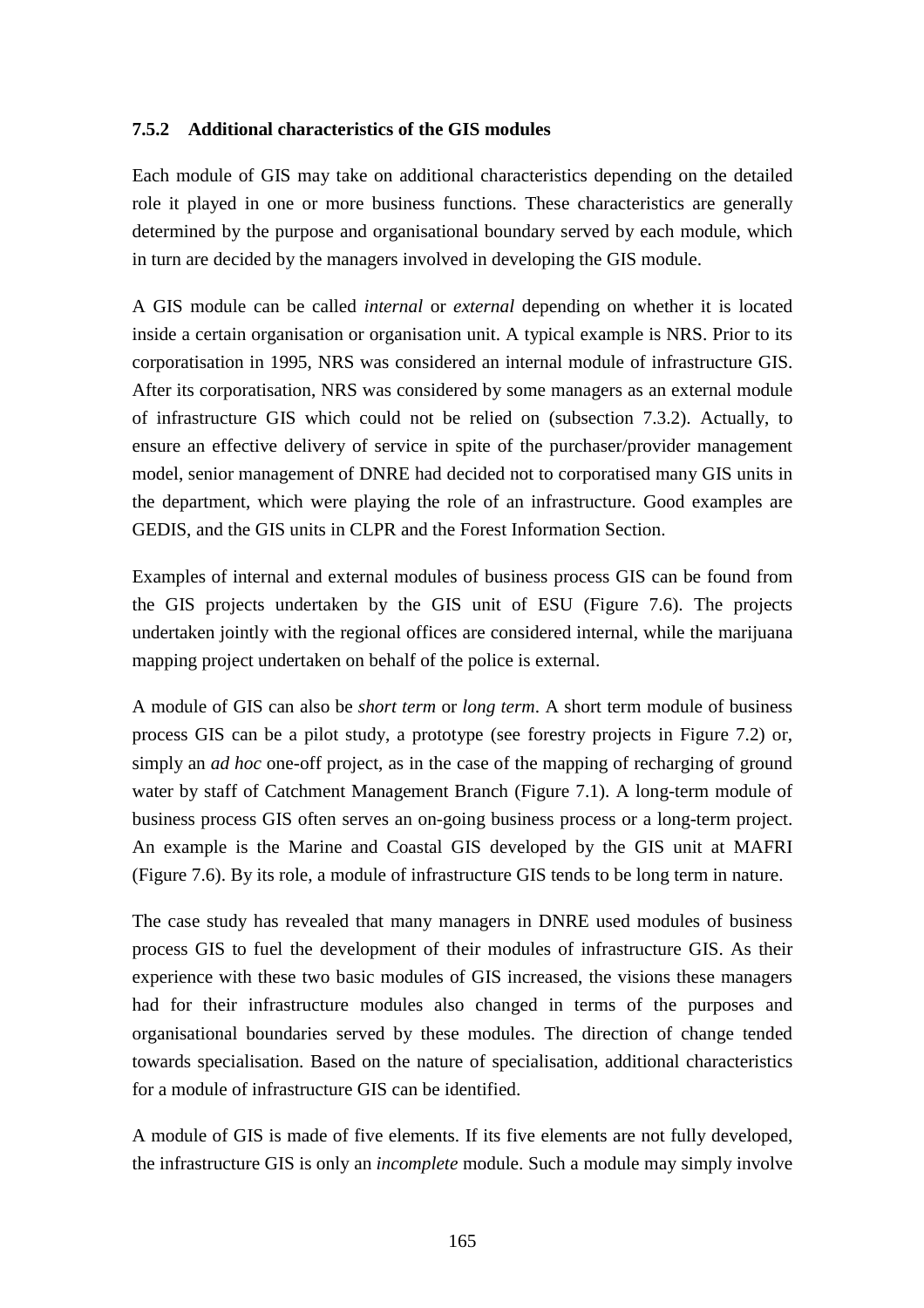### 7.5.2 Additional characteristics of the GIS modules

Each module of GIS may take on additional characteristics depending on the detailed role it played in one or more business functions. These characteristics are generally determined by the purpose and organisational boundary served by each module, which in turn are decided by the managers involved in developing the GIS module.

A GIS module can be called *internal* or *external* depending on whether it is located inside a certain organisation or organisation unit. A typical example is NRS. Prior to its corporatisation in 1995, NRS was considered an internal module of infrastructure GIS. After its corporatisation, NRS was considered by some managers as an external module of infrastructure GIS which could not be relied on (subsection 7.3.2). Actually, to ensure an effective delivery of service in spite of the purchaser/provider management model, senior management of DNRE had decided not to corporatised many GIS units in the department, which were playing the role of an infrastructure. Good examples are GEDIS, and the GIS units in CLPR and the Forest Information Section.

Examples of internal and external modules of business process GIS can be found from the GIS projects undertaken by the GIS unit of ESU (Figure 7.6). The projects undertaken jointly with the regional offices are considered internal, while the marijuana mapping project undertaken on behalf of the police is external.

A module of GIS can also be *short term* or *long term*. A short term module of business process GIS can be a pilot study, a prototype (see forestry projects in Figure 7.2) or, simply an *ad hoc* one-off project, as in the case of the mapping of recharging of ground water by staff of Catchment Management Branch (Figure 7.1). A long-term module of business process GIS often serves an on-going business process or a long-term project. An example is the Marine and Coastal GIS developed by the GIS unit at MAFRI (Figure 7.6). By its role, a module of infrastructure GIS tends to be long term in nature.

The case study has revealed that many managers in DNRE used modules of business process GIS to fuel the development of their modules of infrastructure GIS. As their experience with these two basic modules of GIS increased, the visions these managers had for their infrastructure modules also changed in terms of the purposes and organisational boundaries served by these modules. The direction of change tended towards specialisation. Based on the nature of specialisation, additional characteristics for a module of infrastructure GIS can be identified.

A module of GIS is made of five elements. If its five elements are not fully developed, the infrastructure GIS is only an *incomplete* module. Such a module may simply involve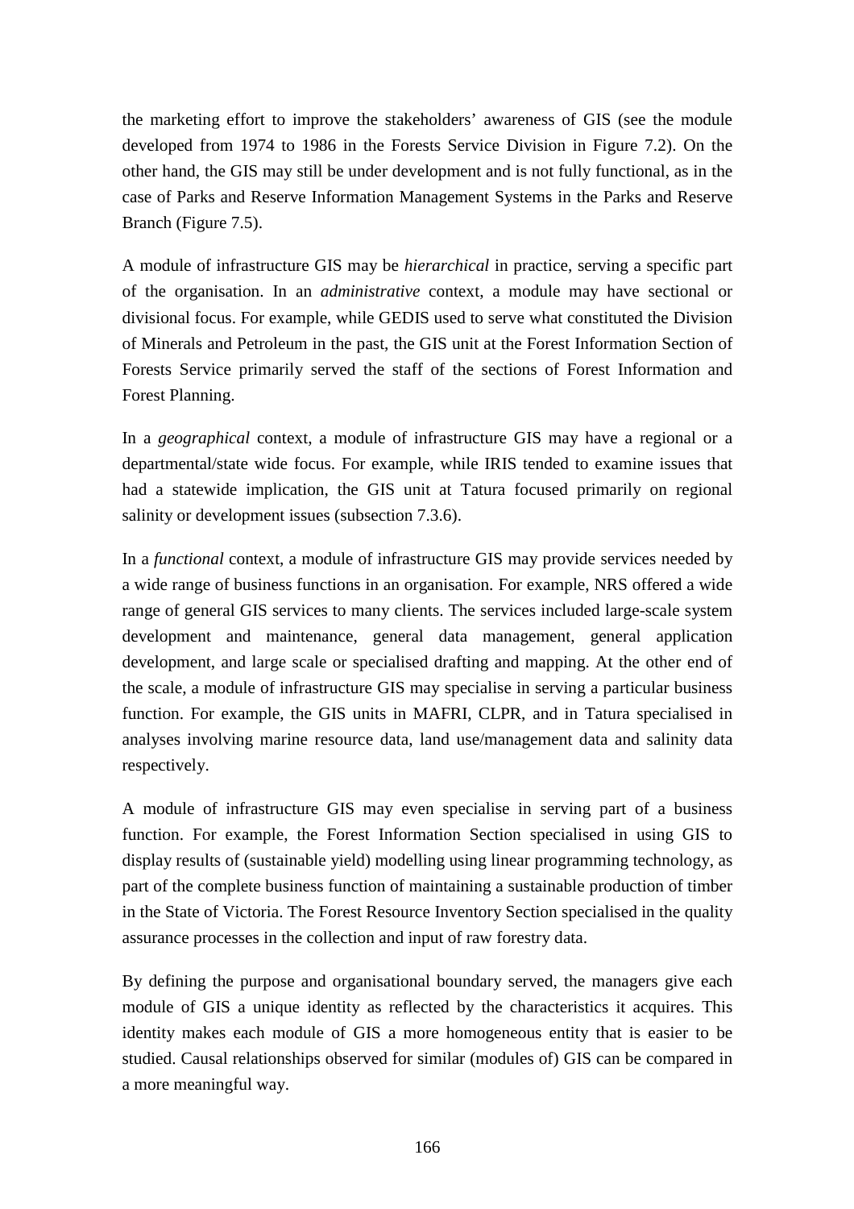the marketing effort to improve the stakeholders' awareness of GIS (see the module developed from 1974 to 1986 in the Forests Service Division in Figure 7.2). On the other hand, the GIS may still be under development and is not fully functional, as in the case of Parks and Reserve Information Management Systems in the Parks and Reserve Branch (Figure 7.5).

A module of infrastructure GIS may be *hierarchical* in practice, serving a specific part of the organisation. In an *administrative* context, a module may have sectional or divisional focus. For example, while GEDIS used to serve what constituted the Division of Minerals and Petroleum in the past, the GIS unit at the Forest Information Section of Forests Service primarily served the staff of the sections of Forest Information and Forest Planning.

In a *geographical* context, a module of infrastructure GIS may have a regional or a departmental/state wide focus. For example, while IRIS tended to examine issues that had a statewide implication, the GIS unit at Tatura focused primarily on regional salinity or development issues (subsection 7.3.6).

In a *functional* context, a module of infrastructure GIS may provide services needed by a wide range of business functions in an organisation. For example, NRS offered a wide range of general GIS services to many clients. The services included large-scale system development and maintenance, general data management, general application development, and large scale or specialised drafting and mapping. At the other end of the scale, a module of infrastructure GIS may specialise in serving a particular business function. For example, the GIS units in MAFRI, CLPR, and in Tatura specialised in analyses involving marine resource data, land use/management data and salinity data respectively.

A module of infrastructure GIS may even specialise in serving part of a business function. For example, the Forest Information Section specialised in using GIS to display results of (sustainable yield) modelling using linear programming technology, as part of the complete business function of maintaining a sustainable production of timber in the State of Victoria. The Forest Resource Inventory Section specialised in the quality assurance processes in the collection and input of raw forestry data.

By defining the purpose and organisational boundary served, the managers give each module of GIS a unique identity as reflected by the characteristics it acquires. This identity makes each module of GIS a more homogeneous entity that is easier to be studied. Causal relationships observed for similar (modules of) GIS can be compared in a more meaningful way.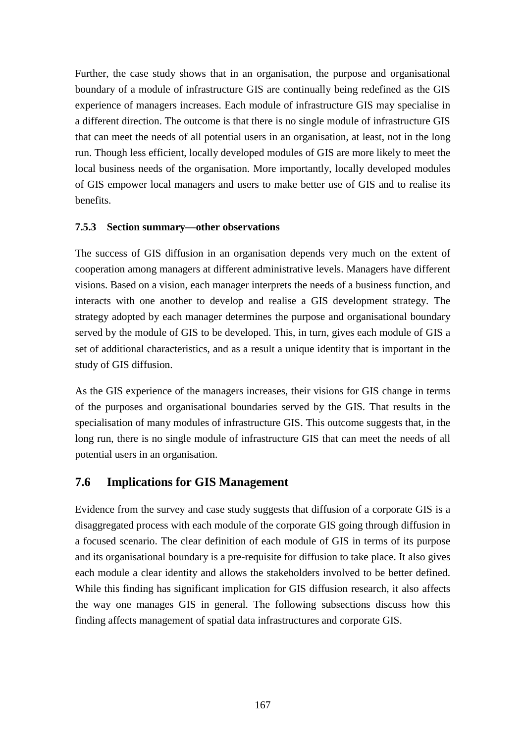Further, the case study shows that in an organisation, the purpose and organisational boundary of a module of infrastructure GIS are continually being redefined as the GIS experience of managers increases. Each module of infrastructure GIS may specialise in a different direction. The outcome is that there is no single module of infrastructure GIS that can meet the needs of all potential users in an organisation, at least, not in the long run. Though less efficient, locally developed modules of GIS are more likely to meet the local business needs of the organisation. More importantly, locally developed modules of GIS empower local managers and users to make better use of GIS and to realise its benefits.

### 7.5.3 Section summary—other observations

The success of GIS diffusion in an organisation depends very much on the extent of cooperation among managers at different administrative levels. Managers have different visions. Based on a vision, each manager interprets the needs of a business function, and interacts with one another to develop and realise a GIS development strategy. The strategy adopted by each manager determines the purpose and organisational boundary served by the module of GIS to be developed. This, in turn, gives each module of GIS a set of additional characteristics, and as a result a unique identity that is important in the study of GIS diffusion.

As the GIS experience of the managers increases, their visions for GIS change in terms of the purposes and organisational boundaries served by the GIS. That results in the specialisation of many modules of infrastructure GIS. This outcome suggests that, in the long run, there is no single module of infrastructure GIS that can meet the needs of all potential users in an organisation.

## 7.6 Implications for GIS Management

Evidence from the survey and case study suggests that diffusion of a corporate GIS is a disaggregated process with each module of the corporate GIS going through diffusion in a focused scenario. The clear definition of each module of GIS in terms of its purpose and its organisational boundary is a pre-requisite for diffusion to take place. It also gives each module a clear identity and allows the stakeholders involved to be better defined. While this finding has significant implication for GIS diffusion research, it also affects the way one manages GIS in general. The following subsections discuss how this finding affects management of spatial data infrastructures and corporate GIS.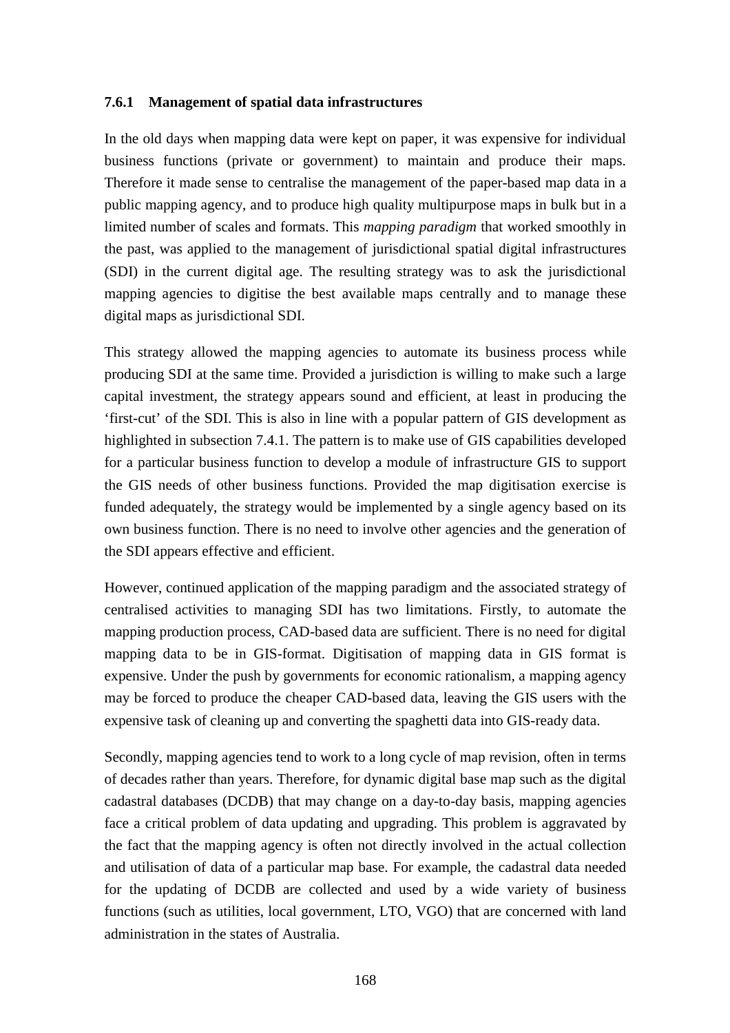### 7.6.1 Management of spatial data infrastructures

In the old days when mapping data were kept on paper, it was expensive for individual business functions (private or government) to maintain and produce their maps. Therefore it made sense to centralise the management of the paper-based map data in a public mapping agency, and to produce high quality multipurpose maps in bulk but in a limited number of scales and formats. This *mapping paradigm* that worked smoothly in the past, was applied to the management of jurisdictional spatial digital infrastructures (SDI) in the current digital age. The resulting strategy was to ask the jurisdictional mapping agencies to digitise the best available maps centrally and to manage these digital maps as jurisdictional SDI.

This strategy allowed the mapping agencies to automate its business process while producing SDI at the same time. Provided a jurisdiction is willing to make such a large capital investment, the strategy appears sound and efficient, at least in producing the 'first-cut' of the SDI. This is also in line with a popular pattern of GIS development as highlighted in subsection 7.4.1. The pattern is to make use of GIS capabilities developed for a particular business function to develop a module of infrastructure GIS to support the GIS needs of other business functions. Provided the map digitisation exercise is funded adequately, the strategy would be implemented by a single agency based on its own business function. There is no need to involve other agencies and the generation of the SDI appears effective and efficient.

However, continued application of the mapping paradigm and the associated strategy of centralised activities to managing SDI has two limitations. Firstly, to automate the mapping production process, CAD-based data are sufficient. There is no need for digital mapping data to be in GIS-format. Digitisation of mapping data in GIS format is expensive. Under the push by governments for economic rationalism, a mapping agency may be forced to produce the cheaper CAD-based data, leaving the GIS users with the expensive task of cleaning up and converting the spaghetti data into GIS-ready data.

Secondly, mapping agencies tend to work to a long cycle of map revision, often in terms of decades rather than years. Therefore, for dynamic digital base map such as the digital cadastral databases (DCDB) that may change on a day-to-day basis, mapping agencies face a critical problem of data updating and upgrading. This problem is aggravated by the fact that the mapping agency is often not directly involved in the actual collection and utilisation of data of a particular map base. For example, the cadastral data needed for the updating of DCDB are collected and used by a wide variety of business functions (such as utilities, local government, LTO, VGO) that are concerned with land administration in the states of Australia.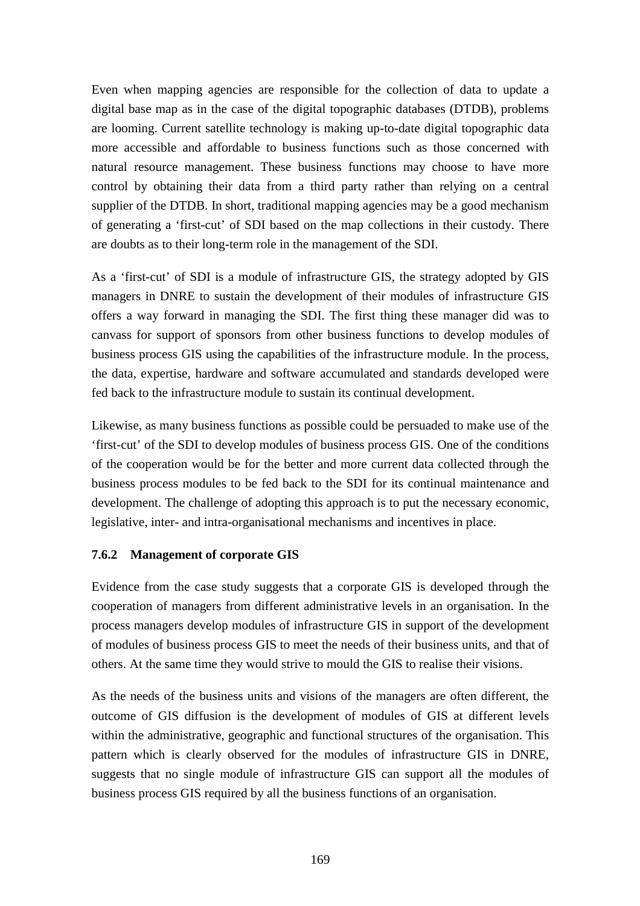Even when mapping agencies are responsible for the collection of data to update a digital base map as in the case of the digital topographic databases (DTDB), problems are looming. Current satellite technology is making up-to-date digital topographic data more accessible and affordable to business functions such as those concerned with natural resource management. These business functions may choose to have more control by obtaining their data from a third party rather than relying on a central supplier of the DTDB. In short, traditional mapping agencies may be a good mechanism of generating a 'first-cut' of SDI based on the map collections in their custody. There are doubts as to their long-term role in the management of the SDI.

As a 'first-cut' of SDI is a module of infrastructure GIS, the strategy adopted by GIS managers in DNRE to sustain the development of their modules of infrastructure GIS offers a way forward in managing the SDI. The first thing these manager did was to canvass for support of sponsors from other business functions to develop modules of business process GIS using the capabilities of the infrastructure module. In the process, the data, expertise, hardware and software accumulated and standards developed were fed back to the infrastructure module to sustain its continual development.

Likewise, as many business functions as possible could be persuaded to make use of the 'first-cut' of the SDI to develop modules of business process GIS. One of the conditions of the cooperation would be for the better and more current data collected through the business process modules to be fed back to the SDI for its continual maintenance and development. The challenge of adopting this approach is to put the necessary economic, legislative, inter- and intra-organisational mechanisms and incentives in place.

### 7.6.2 Management of corporate GIS

Evidence from the case study suggests that a corporate GIS is developed through the cooperation of managers from different administrative levels in an organisation. In the process managers develop modules of infrastructure GIS in support of the development of modules of business process GIS to meet the needs of their business units, and that of others. At the same time they would strive to mould the GIS to realise their visions.

As the needs of the business units and visions of the managers are often different, the outcome of GIS diffusion is the development of modules of GIS at different levels within the administrative, geographic and functional structures of the organisation. This pattern which is clearly observed for the modules of infrastructure GIS in DNRE, suggests that no single module of infrastructure GIS can support all the modules of business process GIS required by all the business functions of an organisation.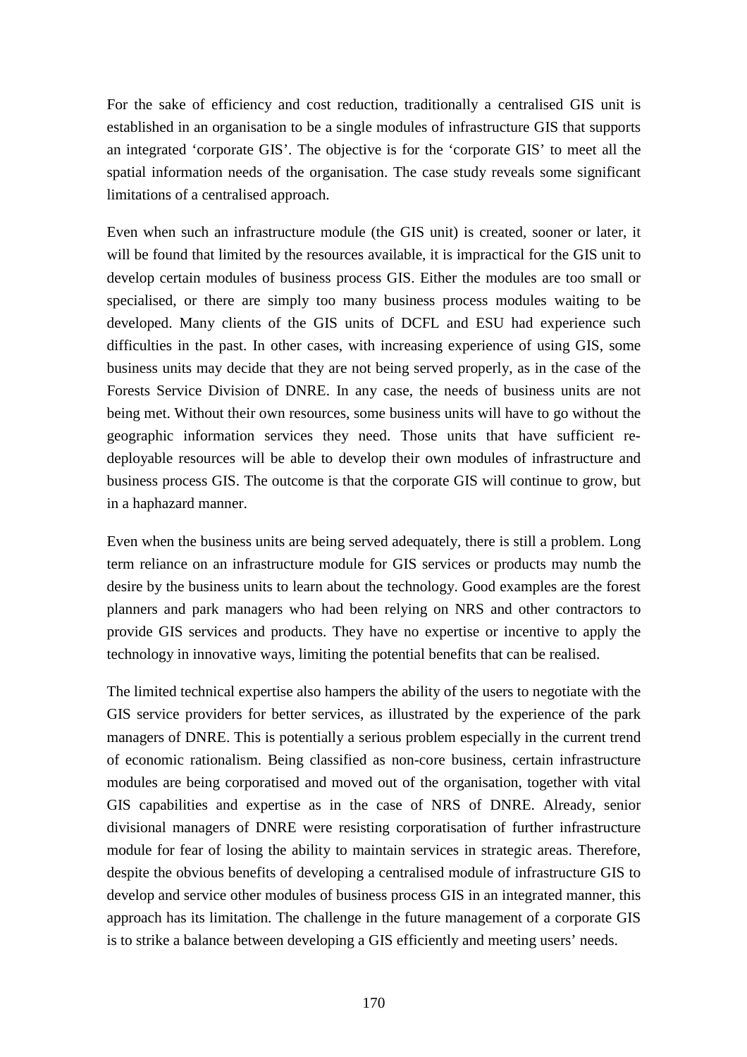For the sake of efficiency and cost reduction, traditionally a centralised GIS unit is established in an organisation to be a single modules of infrastructure GIS that supports an integrated 'corporate GIS'. The objective is for the 'corporate GIS' to meet all the spatial information needs of the organisation. The case study reveals some significant limitations of a centralised approach.

Even when such an infrastructure module (the GIS unit) is created, sooner or later, it will be found that limited by the resources available, it is impractical for the GIS unit to develop certain modules of business process GIS. Either the modules are too small or specialised, or there are simply too many business process modules waiting to be developed. Many clients of the GIS units of DCFL and ESU had experience such difficulties in the past. In other cases, with increasing experience of using GIS, some business units may decide that they are not being served properly, as in the case of the Forests Service Division of DNRE. In any case, the needs of business units are not being met. Without their own resources, some business units will have to go without the geographic information services they need. Those units that have sufficient re-deployable resources will be able to develop their own modules of infrastructure and business process GIS. The outcome is that the corporate GIS will continue to grow, but in a haphazard manner.

Even when the business units are being served adequately, there is still a problem. Long term reliance on an infrastructure module for GIS services or products may numb the desire by the business units to learn about the technology. Good examples are the forest planners and park managers who had been relying on NRS and other contractors to provide GIS services and products. They have no expertise or incentive to apply the technology in innovative ways, limiting the potential benefits that can be realised.

The limited technical expertise also hampers the ability of the users to negotiate with the GIS service providers for better services, as illustrated by the experience of the park managers of DNRE. This is potentially a serious problem especially in the current trend of economic rationalism. Being classified as non-core business, certain infrastructure modules are being corporatised and moved out of the organisation, together with vital GIS capabilities and expertise as in the case of NRS of DNRE. Already, senior divisional managers of DNRE were resisting corporatisation of further infrastructure module for fear of losing the ability to maintain services in strategic areas. Therefore, despite the obvious benefits of developing a centralised module of infrastructure GIS to develop and service other modules of business process GIS in an integrated manner, this approach has its limitation. The challenge in the future management of a corporate GIS is to strike a balance between developing a GIS efficiently and meeting users' needs.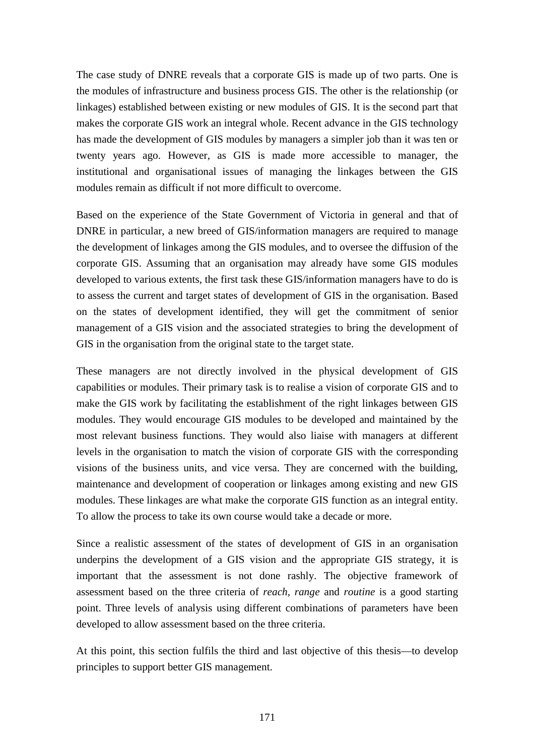The case study of DNRE reveals that a corporate GIS is made up of two parts. One is the modules of infrastructure and business process GIS. The other is the relationship (or linkages) established between existing or new modules of GIS. It is the second part that makes the corporate GIS work an integral whole. Recent advance in the GIS technology has made the development of GIS modules by managers a simpler job than it was ten or twenty years ago. However, as GIS is made more accessible to manager, the institutional and organisational issues of managing the linkages between the GIS modules remain as difficult if not more difficult to overcome.

Based on the experience of the State Government of Victoria in general and that of DNRE in particular, a new breed of GIS/information managers are required to manage the development of linkages among the GIS modules, and to oversee the diffusion of the corporate GIS. Assuming that an organisation may already have some GIS modules developed to various extents, the first task these GIS/information managers have to do is to assess the current and target states of development of GIS in the organisation. Based on the states of development identified, they will get the commitment of senior management of a GIS vision and the associated strategies to bring the development of GIS in the organisation from the original state to the target state.

These managers are not directly involved in the physical development of GIS capabilities or modules. Their primary task is to realise a vision of corporate GIS and to make the GIS work by facilitating the establishment of the right linkages between GIS modules. They would encourage GIS modules to be developed and maintained by the most relevant business functions. They would also liaise with managers at different levels in the organisation to match the vision of corporate GIS with the corresponding visions of the business units, and vice versa. They are concerned with the building, maintenance and development of cooperation or linkages among existing and new GIS modules. These linkages are what make the corporate GIS function as an integral entity. To allow the process to take its own course would take a decade or more.

Since a realistic assessment of the states of development of GIS in an organisation underpins the development of a GIS vision and the appropriate GIS strategy, it is important that the assessment is not done rashly. The objective framework of assessment based on the three criteria of *reach, range* and *routine* is a good starting point. Three levels of analysis using different combinations of parameters have been developed to allow assessment based on the three criteria.

At this point, this section fulfils the third and last objective of this thesis—to develop principles to support better GIS management.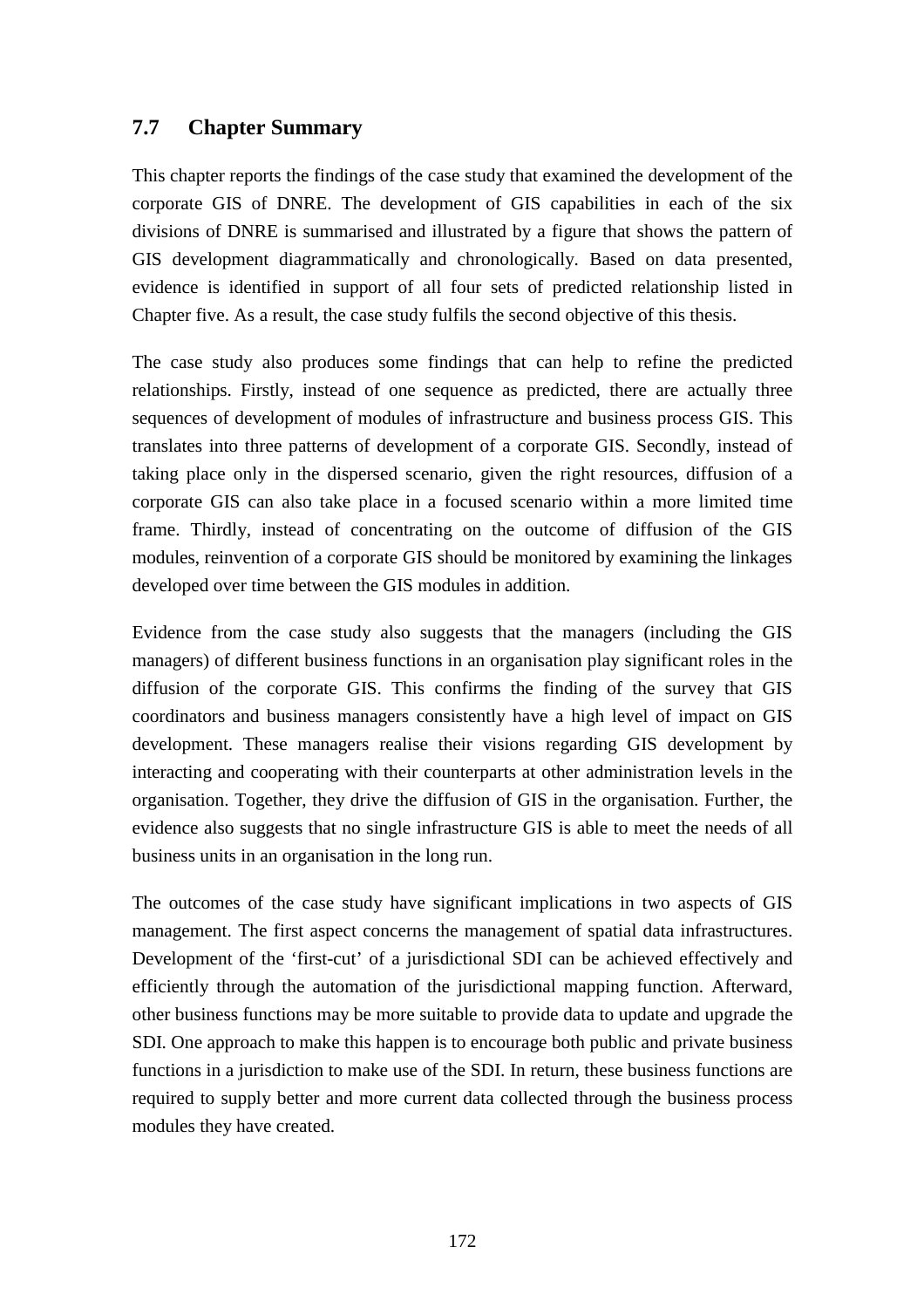## 7.7 Chapter Summary

This chapter reports the findings of the case study that examined the development of the corporate GIS of DNRE. The development of GIS capabilities in each of the six divisions of DNRE is summarised and illustrated by a figure that shows the pattern of GIS development diagrammatically and chronologically. Based on data presented, evidence is identified in support of all four sets of predicted relationship listed in Chapter five. As a result, the case study fulfils the second objective of this thesis.

The case study also produces some findings that can help to refine the predicted relationships. Firstly, instead of one sequence as predicted, there are actually three sequences of development of modules of infrastructure and business process GIS. This translates into three patterns of development of a corporate GIS. Secondly, instead of taking place only in the dispersed scenario, given the right resources, diffusion of a corporate GIS can also take place in a focused scenario within a more limited time frame. Thirdly, instead of concentrating on the outcome of diffusion of the GIS modules, reinvention of a corporate GIS should be monitored by examining the linkages developed over time between the GIS modules in addition.

Evidence from the case study also suggests that the managers (including the GIS managers) of different business functions in an organisation play significant roles in the diffusion of the corporate GIS. This confirms the finding of the survey that GIS coordinators and business managers consistently have a high level of impact on GIS development. These managers realise their visions regarding GIS development by interacting and cooperating with their counterparts at other administration levels in the organisation. Together, they drive the diffusion of GIS in the organisation. Further, the evidence also suggests that no single infrastructure GIS is able to meet the needs of all business units in an organisation in the long run.

The outcomes of the case study have significant implications in two aspects of GIS management. The first aspect concerns the management of spatial data infrastructures. Development of the 'first-cut' of a jurisdictional SDI can be achieved effectively and efficiently through the automation of the jurisdictional mapping function. Afterward, other business functions may be more suitable to provide data to update and upgrade the SDI. One approach to make this happen is to encourage both public and private business functions in a jurisdiction to make use of the SDI. In return, these business functions are required to supply better and more current data collected through the business process modules they have created.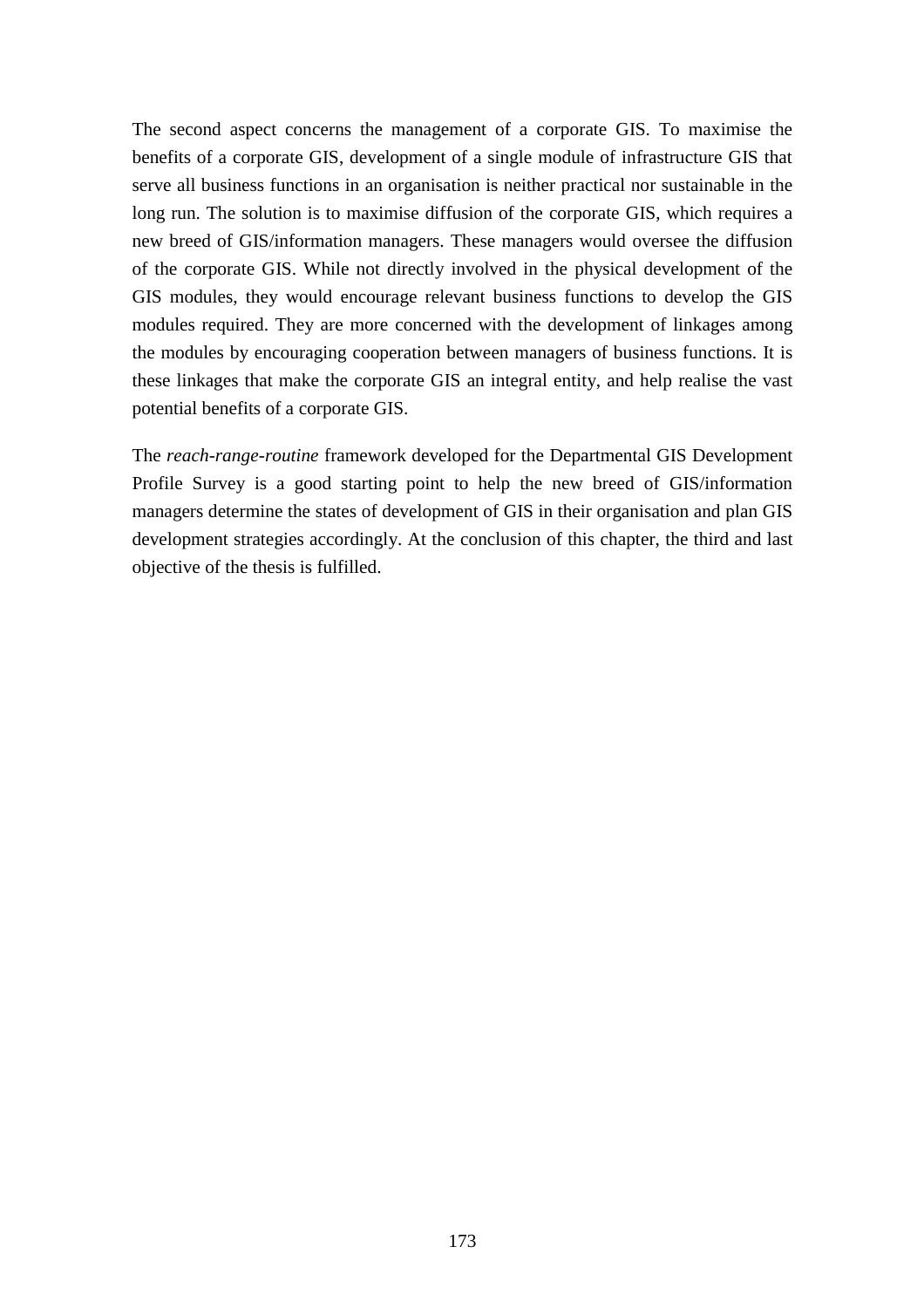The second aspect concerns the management of a corporate GIS. To maximise the benefits of a corporate GIS, development of a single module of infrastructure GIS that serve all business functions in an organisation is neither practical nor sustainable in the long run. The solution is to maximise diffusion of the corporate GIS, which requires a new breed of GIS/information managers. These managers would oversee the diffusion of the corporate GIS. While not directly involved in the physical development of the GIS modules, they would encourage relevant business functions to develop the GIS modules required. They are more concerned with the development of linkages among the modules by encouraging cooperation between managers of business functions. It is these linkages that make the corporate GIS an integral entity, and help realise the vast potential benefits of a corporate GIS.

The *reach-range-routine* framework developed for the Departmental GIS Development Profile Survey is a good starting point to help the new breed of GIS/information managers determine the states of development of GIS in their organisation and plan GIS development strategies accordingly. At the conclusion of this chapter, the third and last objective of the thesis is fulfilled.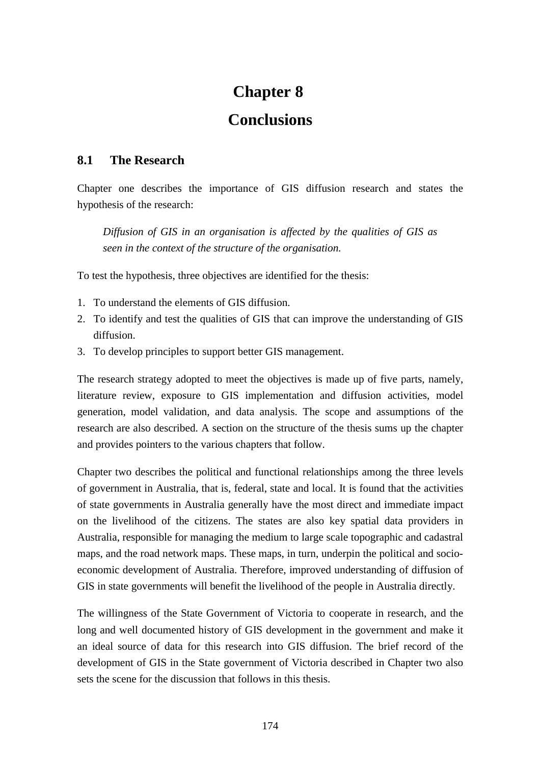# Chapter 8

# Conclusions

## 8.1 The Research

Chapter one describes the importance of GIS diffusion research and states the hypothesis of the research:

> *Diffusion of GIS in an organisation is affected by the qualities of GIS as seen in the context of the structure of the organisation.*

To test the hypothesis, three objectives are identified for the thesis:

1. To understand the elements of GIS diffusion.
2. To identify and test the qualities of GIS that can improve the understanding of GIS diffusion.
3. To develop principles to support better GIS management.

The research strategy adopted to meet the objectives is made up of five parts, namely, literature review, exposure to GIS implementation and diffusion activities, model generation, model validation, and data analysis. The scope and assumptions of the research are also described. A section on the structure of the thesis sums up the chapter and provides pointers to the various chapters that follow.

Chapter two describes the political and functional relationships among the three levels of government in Australia, that is, federal, state and local. It is found that the activities of state governments in Australia generally have the most direct and immediate impact on the livelihood of the citizens. The states are also key spatial data providers in Australia, responsible for managing the medium to large scale topographic and cadastral maps, and the road network maps. These maps, in turn, underpin the political and socio-economic development of Australia. Therefore, improved understanding of diffusion of GIS in state governments will benefit the livelihood of the people in Australia directly.

The willingness of the State Government of Victoria to cooperate in research, and the long and well documented history of GIS development in the government and make it an ideal source of data for this research into GIS diffusion. The brief record of the development of GIS in the State government of Victoria described in Chapter two also sets the scene for the discussion that follows in this thesis.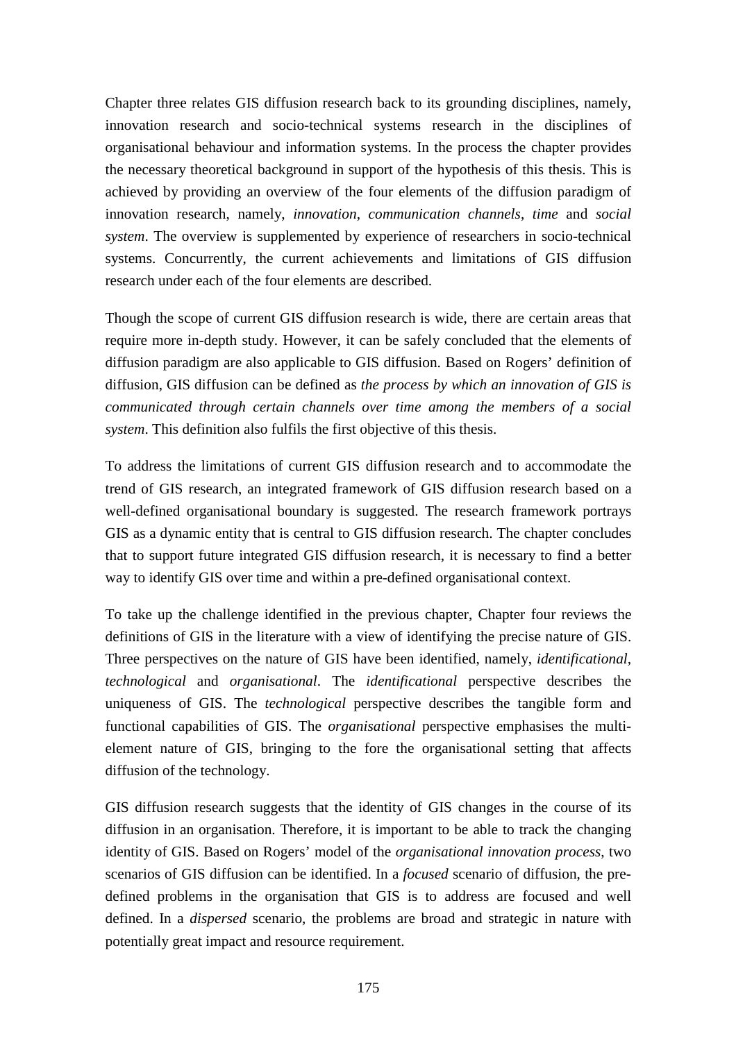Chapter three relates GIS diffusion research back to its grounding disciplines, namely, innovation research and socio-technical systems research in the disciplines of organisational behaviour and information systems. In the process the chapter provides the necessary theoretical background in support of the hypothesis of this thesis. This is achieved by providing an overview of the four elements of the diffusion paradigm of innovation research, namely, *innovation*, *communication channels*, *time* and *social system*. The overview is supplemented by experience of researchers in socio-technical systems. Concurrently, the current achievements and limitations of GIS diffusion research under each of the four elements are described.

Though the scope of current GIS diffusion research is wide, there are certain areas that require more in-depth study. However, it can be safely concluded that the elements of diffusion paradigm are also applicable to GIS diffusion. Based on Rogers' definition of diffusion, GIS diffusion can be defined as *the process by which an innovation of GIS is communicated through certain channels over time among the members of a social system*. This definition also fulfils the first objective of this thesis.

To address the limitations of current GIS diffusion research and to accommodate the trend of GIS research, an integrated framework of GIS diffusion research based on a well-defined organisational boundary is suggested. The research framework portrays GIS as a dynamic entity that is central to GIS diffusion research. The chapter concludes that to support future integrated GIS diffusion research, it is necessary to find a better way to identify GIS over time and within a pre-defined organisational context.

To take up the challenge identified in the previous chapter, Chapter four reviews the definitions of GIS in the literature with a view of identifying the precise nature of GIS. Three perspectives on the nature of GIS have been identified, namely, *identificational*, *technological* and *organisational*. The *identificational* perspective describes the uniqueness of GIS. The *technological* perspective describes the tangible form and functional capabilities of GIS. The *organisational* perspective emphasises the multi-element nature of GIS, bringing to the fore the organisational setting that affects diffusion of the technology.

GIS diffusion research suggests that the identity of GIS changes in the course of its diffusion in an organisation. Therefore, it is important to be able to track the changing identity of GIS. Based on Rogers' model of the *organisational innovation process*, two scenarios of GIS diffusion can be identified. In a *focused* scenario of diffusion, the pre-defined problems in the organisation that GIS is to address are focused and well defined. In a *dispersed* scenario, the problems are broad and strategic in nature with potentially great impact and resource requirement.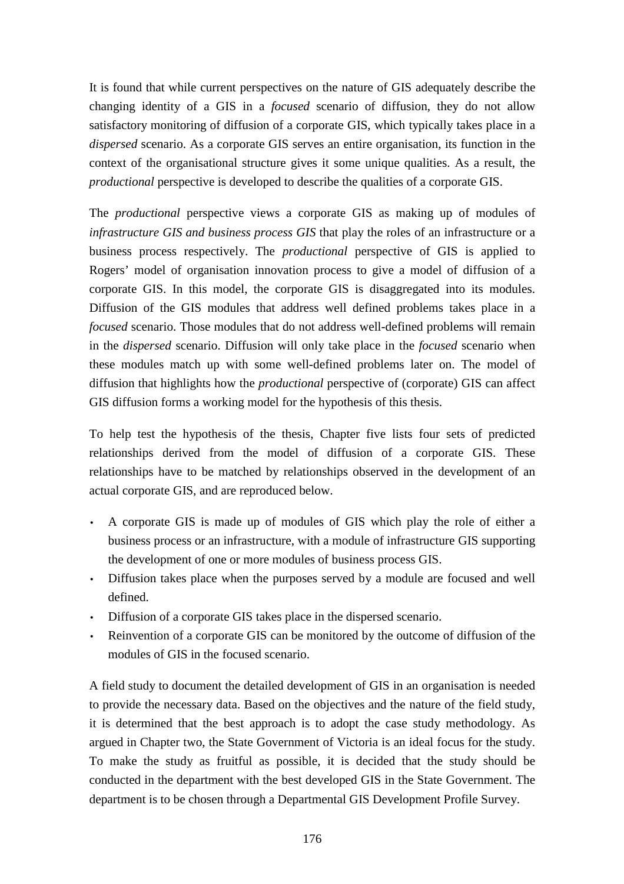It is found that while current perspectives on the nature of GIS adequately describe the changing identity of a GIS in a *focused* scenario of diffusion, they do not allow satisfactory monitoring of diffusion of a corporate GIS, which typically takes place in a *dispersed* scenario. As a corporate GIS serves an entire organisation, its function in the context of the organisational structure gives it some unique qualities. As a result, the *productional* perspective is developed to describe the qualities of a corporate GIS.

The *productional* perspective views a corporate GIS as making up of modules of *infrastructure GIS and business process GIS* that play the roles of an infrastructure or a business process respectively. The *productional* perspective of GIS is applied to Rogers' model of organisation innovation process to give a model of diffusion of a corporate GIS. In this model, the corporate GIS is disaggregated into its modules. Diffusion of the GIS modules that address well defined problems takes place in a *focused* scenario. Those modules that do not address well-defined problems will remain in the *dispersed* scenario. Diffusion will only take place in the *focused* scenario when these modules match up with some well-defined problems later on. The model of diffusion that highlights how the *productional* perspective of (corporate) GIS can affect GIS diffusion forms a working model for the hypothesis of this thesis.

To help test the hypothesis of the thesis, Chapter five lists four sets of predicted relationships derived from the model of diffusion of a corporate GIS. These relationships have to be matched by relationships observed in the development of an actual corporate GIS, and are reproduced below.

- A corporate GIS is made up of modules of GIS which play the role of either a business process or an infrastructure, with a module of infrastructure GIS supporting the development of one or more modules of business process GIS.
- Diffusion takes place when the purposes served by a module are focused and well defined.
- Diffusion of a corporate GIS takes place in the dispersed scenario.
- Reinvention of a corporate GIS can be monitored by the outcome of diffusion of the modules of GIS in the focused scenario.

A field study to document the detailed development of GIS in an organisation is needed to provide the necessary data. Based on the objectives and the nature of the field study, it is determined that the best approach is to adopt the case study methodology. As argued in Chapter two, the State Government of Victoria is an ideal focus for the study. To make the study as fruitful as possible, it is decided that the study should be conducted in the department with the best developed GIS in the State Government. The department is to be chosen through a Departmental GIS Development Profile Survey.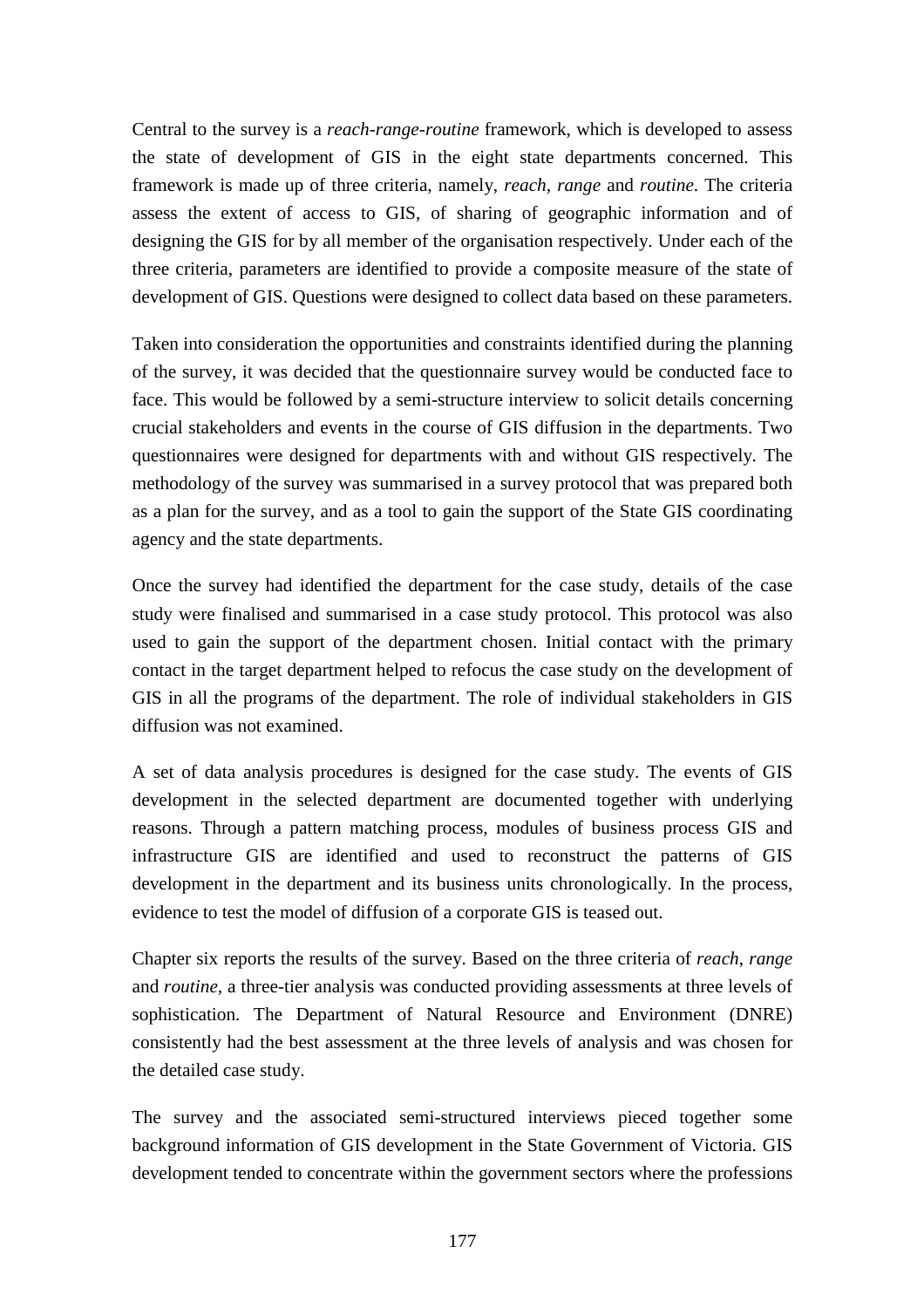Central to the survey is a *reach-range-routine* framework, which is developed to assess the state of development of GIS in the eight state departments concerned. This framework is made up of three criteria, namely, *reach, range* and *routine*. The criteria assess the extent of access to GIS, of sharing of geographic information and of designing the GIS for by all member of the organisation respectively. Under each of the three criteria, parameters are identified to provide a composite measure of the state of development of GIS. Questions were designed to collect data based on these parameters.

Taken into consideration the opportunities and constraints identified during the planning of the survey, it was decided that the questionnaire survey would be conducted face to face. This would be followed by a semi-structure interview to solicit details concerning crucial stakeholders and events in the course of GIS diffusion in the departments. Two questionnaires were designed for departments with and without GIS respectively. The methodology of the survey was summarised in a survey protocol that was prepared both as a plan for the survey, and as a tool to gain the support of the State GIS coordinating agency and the state departments.

Once the survey had identified the department for the case study, details of the case study were finalised and summarised in a case study protocol. This protocol was also used to gain the support of the department chosen. Initial contact with the primary contact in the target department helped to refocus the case study on the development of GIS in all the programs of the department. The role of individual stakeholders in GIS diffusion was not examined.

A set of data analysis procedures is designed for the case study. The events of GIS development in the selected department are documented together with underlying reasons. Through a pattern matching process, modules of business process GIS and infrastructure GIS are identified and used to reconstruct the patterns of GIS development in the department and its business units chronologically. In the process, evidence to test the model of diffusion of a corporate GIS is teased out.

Chapter six reports the results of the survey. Based on the three criteria of *reach*, *range* and *routine,* a three-tier analysis was conducted providing assessments at three levels of sophistication. The Department of Natural Resource and Environment (DNRE) consistently had the best assessment at the three levels of analysis and was chosen for the detailed case study.

The survey and the associated semi-structured interviews pieced together some background information of GIS development in the State Government of Victoria. GIS development tended to concentrate within the government sectors where the professions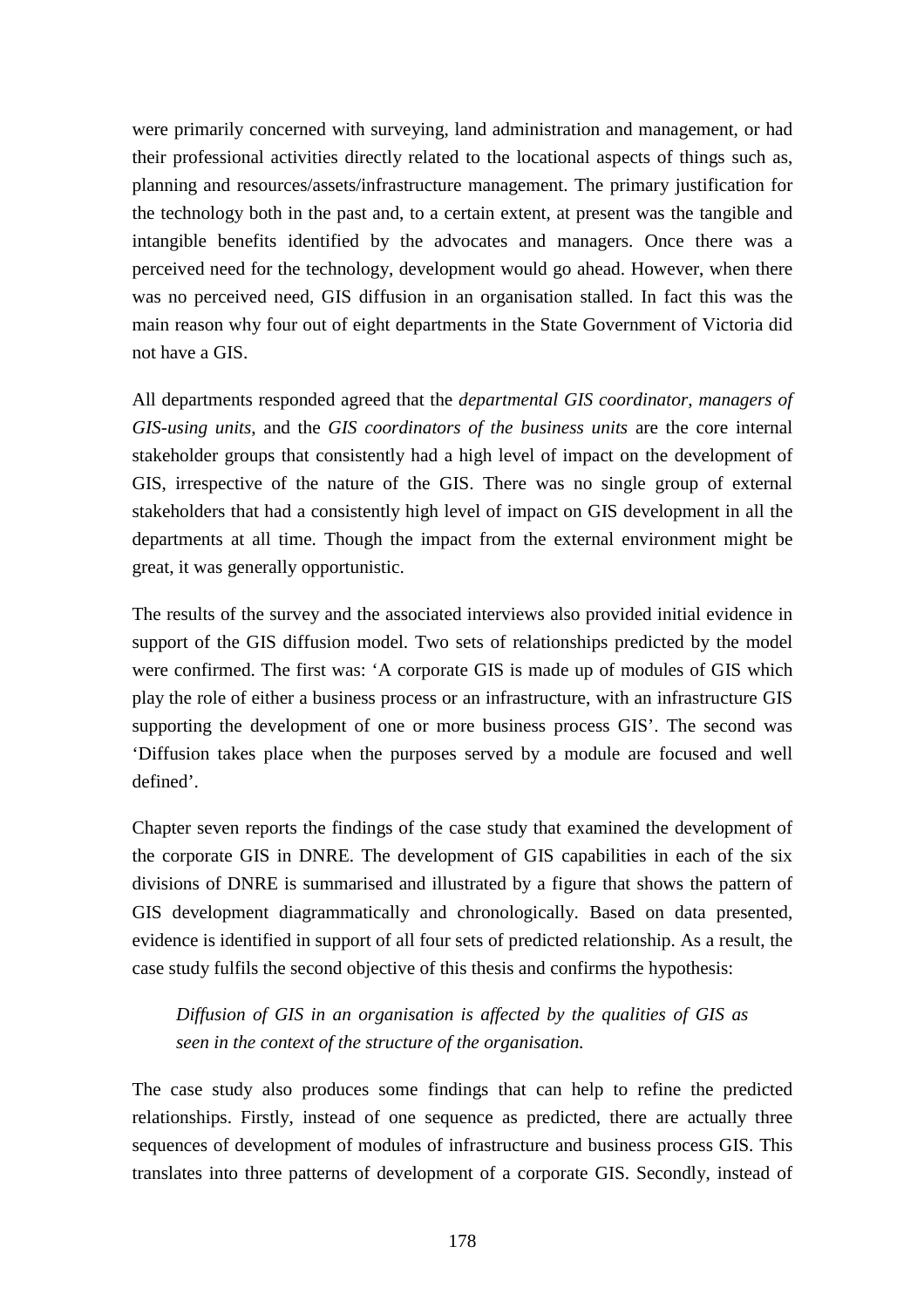were primarily concerned with surveying, land administration and management, or had their professional activities directly related to the locational aspects of things such as, planning and resources/assets/infrastructure management. The primary justification for the technology both in the past and, to a certain extent, at present was the tangible and intangible benefits identified by the advocates and managers. Once there was a perceived need for the technology, development would go ahead. However, when there was no perceived need, GIS diffusion in an organisation stalled. In fact this was the main reason why four out of eight departments in the State Government of Victoria did not have a GIS.

All departments responded agreed that the *departmental GIS coordinator*, *managers of GIS-using units*, and the *GIS coordinators of the business units* are the core internal stakeholder groups that consistently had a high level of impact on the development of GIS, irrespective of the nature of the GIS. There was no single group of external stakeholders that had a consistently high level of impact on GIS development in all the departments at all time. Though the impact from the external environment might be great, it was generally opportunistic.

The results of the survey and the associated interviews also provided initial evidence in support of the GIS diffusion model. Two sets of relationships predicted by the model were confirmed. The first was: 'A corporate GIS is made up of modules of GIS which play the role of either a business process or an infrastructure, with an infrastructure GIS supporting the development of one or more business process GIS'. The second was 'Diffusion takes place when the purposes served by a module are focused and well defined'.

Chapter seven reports the findings of the case study that examined the development of the corporate GIS in DNRE. The development of GIS capabilities in each of the six divisions of DNRE is summarised and illustrated by a figure that shows the pattern of GIS development diagrammatically and chronologically. Based on data presented, evidence is identified in support of all four sets of predicted relationship. As a result, the case study fulfils the second objective of this thesis and confirms the hypothesis:

> *Diffusion of GIS in an organisation is affected by the qualities of GIS as seen in the context of the structure of the organisation.*

The case study also produces some findings that can help to refine the predicted relationships. Firstly, instead of one sequence as predicted, there are actually three sequences of development of modules of infrastructure and business process GIS. This translates into three patterns of development of a corporate GIS. Secondly, instead of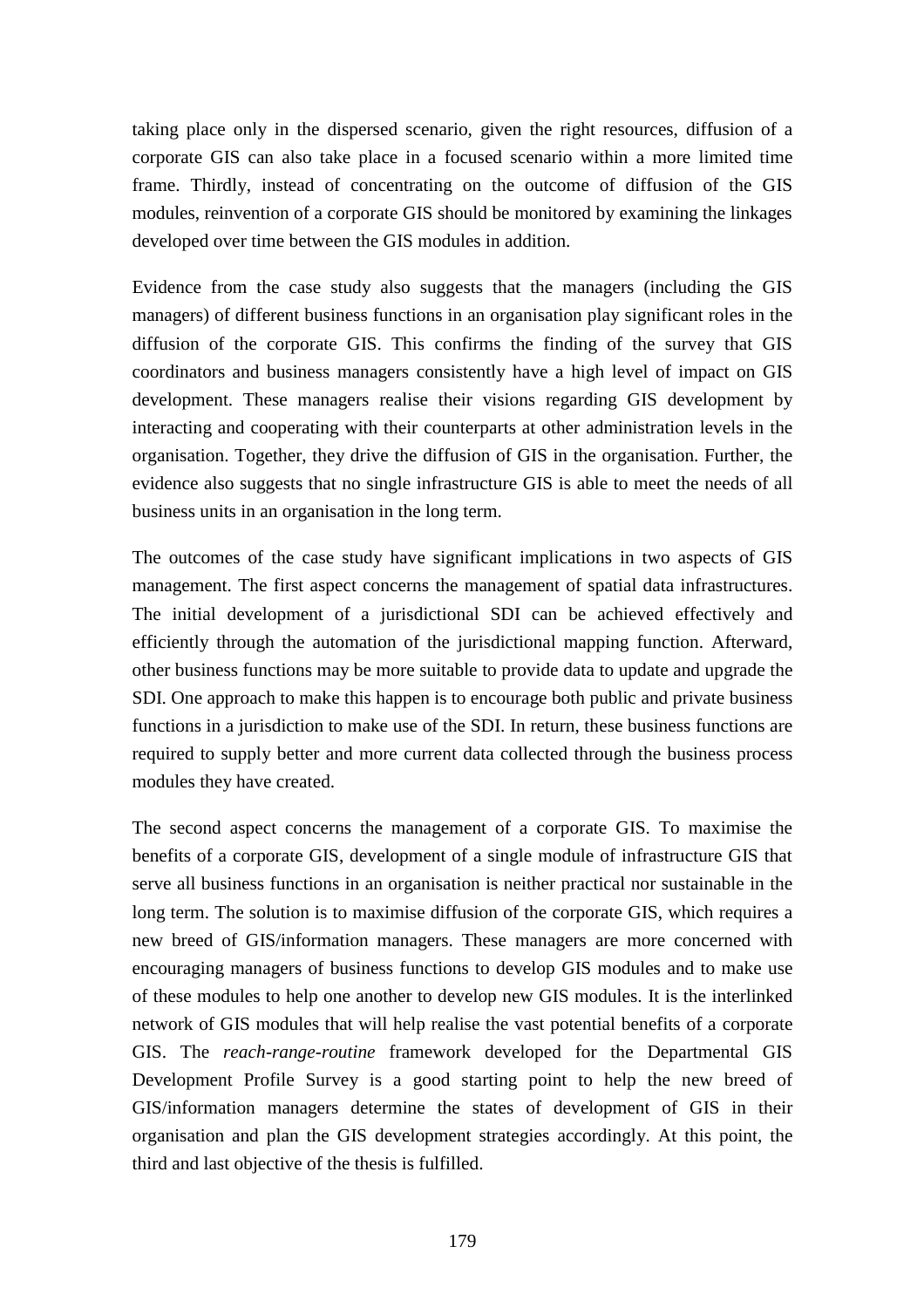taking place only in the dispersed scenario, given the right resources, diffusion of a corporate GIS can also take place in a focused scenario within a more limited time frame. Thirdly, instead of concentrating on the outcome of diffusion of the GIS modules, reinvention of a corporate GIS should be monitored by examining the linkages developed over time between the GIS modules in addition.

Evidence from the case study also suggests that the managers (including the GIS managers) of different business functions in an organisation play significant roles in the diffusion of the corporate GIS. This confirms the finding of the survey that GIS coordinators and business managers consistently have a high level of impact on GIS development. These managers realise their visions regarding GIS development by interacting and cooperating with their counterparts at other administration levels in the organisation. Together, they drive the diffusion of GIS in the organisation. Further, the evidence also suggests that no single infrastructure GIS is able to meet the needs of all business units in an organisation in the long term.

The outcomes of the case study have significant implications in two aspects of GIS management. The first aspect concerns the management of spatial data infrastructures. The initial development of a jurisdictional SDI can be achieved effectively and efficiently through the automation of the jurisdictional mapping function. Afterward, other business functions may be more suitable to provide data to update and upgrade the SDI. One approach to make this happen is to encourage both public and private business functions in a jurisdiction to make use of the SDI. In return, these business functions are required to supply better and more current data collected through the business process modules they have created.

The second aspect concerns the management of a corporate GIS. To maximise the benefits of a corporate GIS, development of a single module of infrastructure GIS that serve all business functions in an organisation is neither practical nor sustainable in the long term. The solution is to maximise diffusion of the corporate GIS, which requires a new breed of GIS/information managers. These managers are more concerned with encouraging managers of business functions to develop GIS modules and to make use of these modules to help one another to develop new GIS modules. It is the interlinked network of GIS modules that will help realise the vast potential benefits of a corporate GIS. The *reach-range-routine* framework developed for the Departmental GIS Development Profile Survey is a good starting point to help the new breed of GIS/information managers determine the states of development of GIS in their organisation and plan the GIS development strategies accordingly. At this point, the third and last objective of the thesis is fulfilled.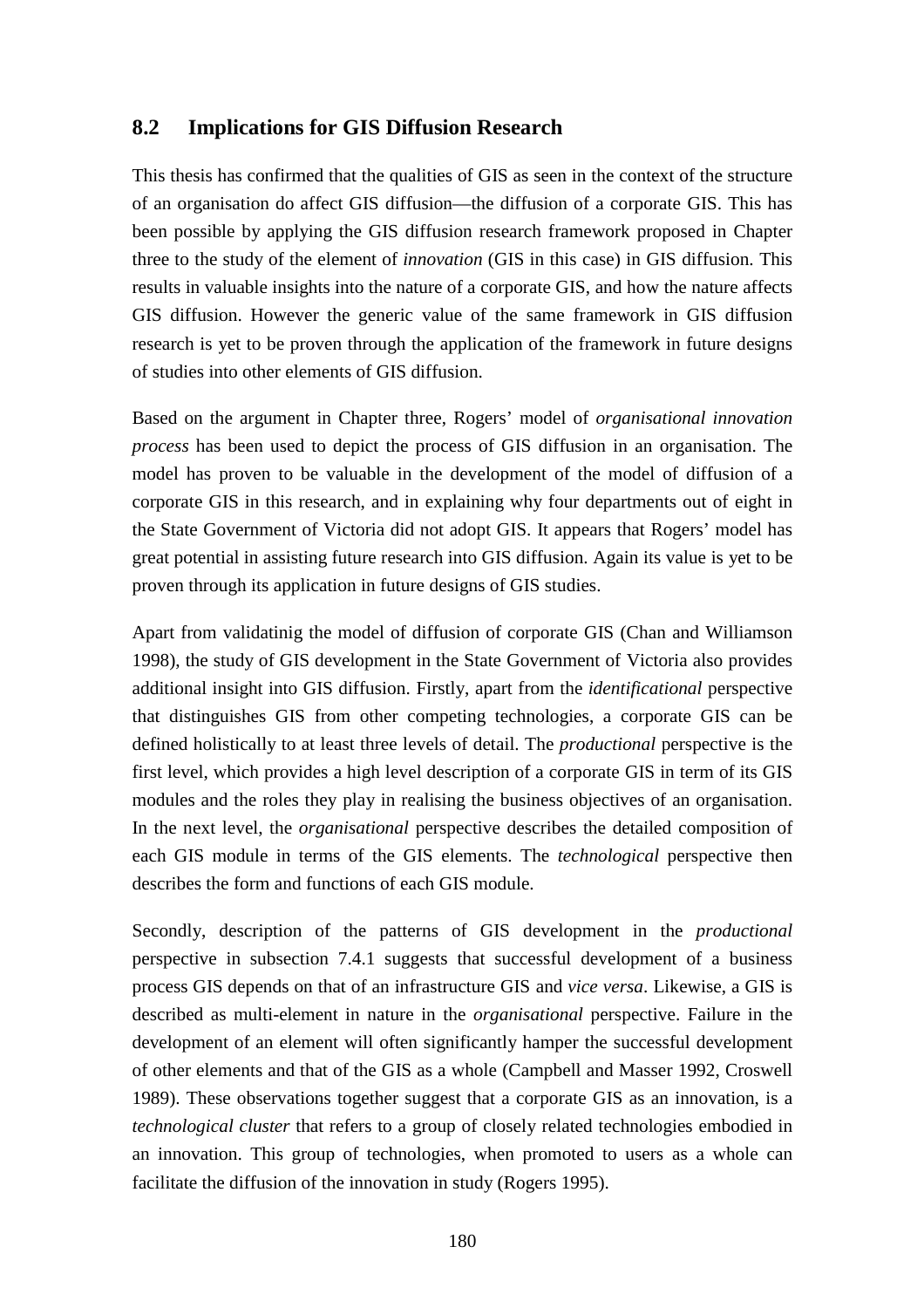## 8.2 Implications for GIS Diffusion Research

This thesis has confirmed that the qualities of GIS as seen in the context of the structure of an organisation do affect GIS diffusion—the diffusion of a corporate GIS. This has been possible by applying the GIS diffusion research framework proposed in Chapter three to the study of the element of *innovation* (GIS in this case) in GIS diffusion. This results in valuable insights into the nature of a corporate GIS, and how the nature affects GIS diffusion. However the generic value of the same framework in GIS diffusion research is yet to be proven through the application of the framework in future designs of studies into other elements of GIS diffusion.

Based on the argument in Chapter three, Rogers' model of *organisational innovation process* has been used to depict the process of GIS diffusion in an organisation. The model has proven to be valuable in the development of the model of diffusion of a corporate GIS in this research, and in explaining why four departments out of eight in the State Government of Victoria did not adopt GIS. It appears that Rogers' model has great potential in assisting future research into GIS diffusion. Again its value is yet to be proven through its application in future designs of GIS studies.

Apart from validatinig the model of diffusion of corporate GIS (Chan and Williamson 1998), the study of GIS development in the State Government of Victoria also provides additional insight into GIS diffusion. Firstly, apart from the *identificational* perspective that distinguishes GIS from other competing technologies, a corporate GIS can be defined holistically to at least three levels of detail. The *productional* perspective is the first level, which provides a high level description of a corporate GIS in term of its GIS modules and the roles they play in realising the business objectives of an organisation. In the next level, the *organisational* perspective describes the detailed composition of each GIS module in terms of the GIS elements. The *technological* perspective then describes the form and functions of each GIS module.

Secondly, description of the patterns of GIS development in the *productional* perspective in subsection 7.4.1 suggests that successful development of a business process GIS depends on that of an infrastructure GIS and *vice versa*. Likewise, a GIS is described as multi-element in nature in the *organisational* perspective. Failure in the development of an element will often significantly hamper the successful development of other elements and that of the GIS as a whole (Campbell and Masser 1992, Croswell 1989). These observations together suggest that a corporate GIS as an innovation, is a *technological cluster* that refers to a group of closely related technologies embodied in an innovation. This group of technologies, when promoted to users as a whole can facilitate the diffusion of the innovation in study (Rogers 1995).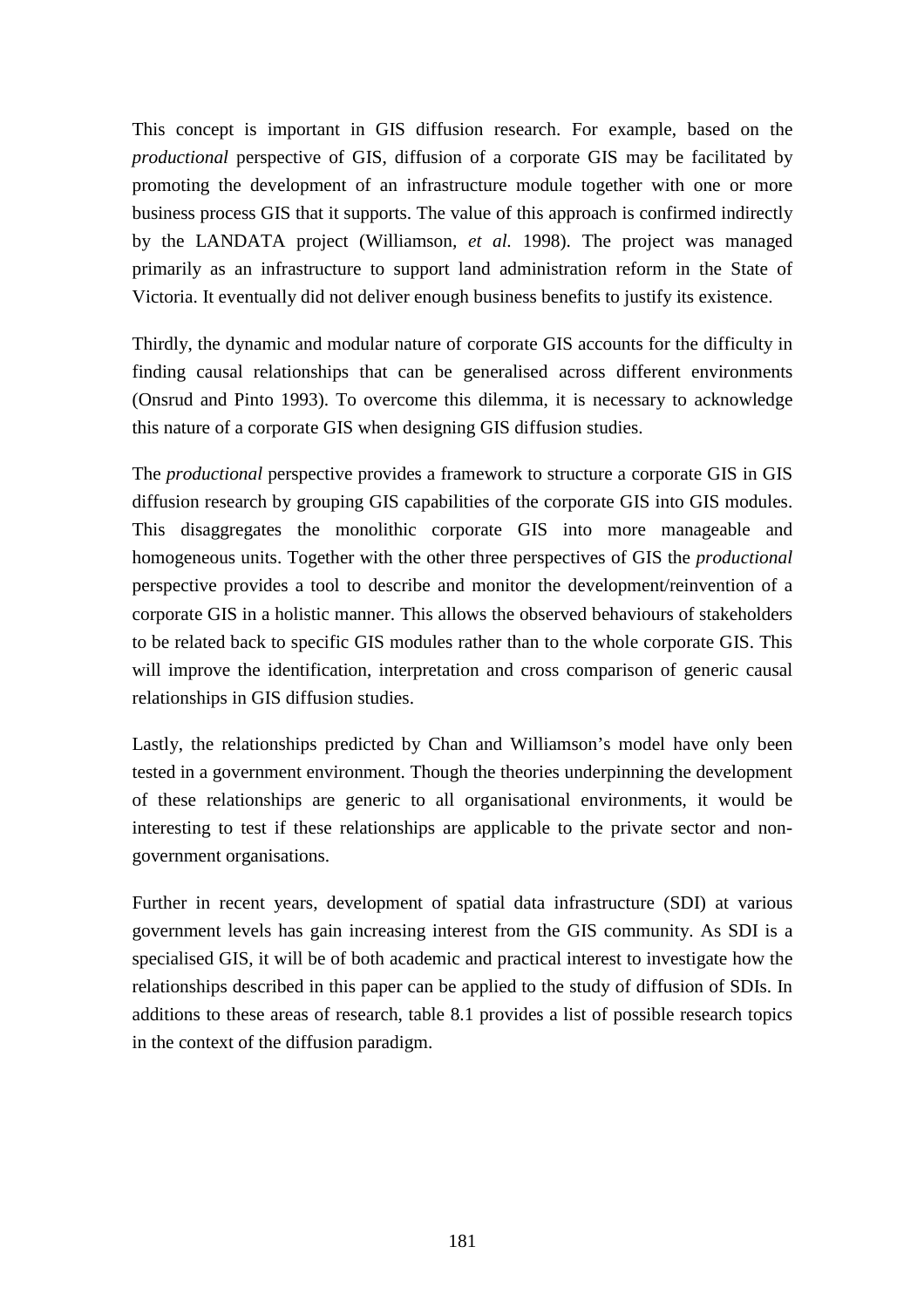This concept is important in GIS diffusion research. For example, based on the *productional* perspective of GIS, diffusion of a corporate GIS may be facilitated by promoting the development of an infrastructure module together with one or more business process GIS that it supports. The value of this approach is confirmed indirectly by the LANDATA project (Williamson, *et al.* 1998). The project was managed primarily as an infrastructure to support land administration reform in the State of Victoria. It eventually did not deliver enough business benefits to justify its existence.

Thirdly, the dynamic and modular nature of corporate GIS accounts for the difficulty in finding causal relationships that can be generalised across different environments (Onsrud and Pinto 1993). To overcome this dilemma, it is necessary to acknowledge this nature of a corporate GIS when designing GIS diffusion studies.

The *productional* perspective provides a framework to structure a corporate GIS in GIS diffusion research by grouping GIS capabilities of the corporate GIS into GIS modules. This disaggregates the monolithic corporate GIS into more manageable and homogeneous units. Together with the other three perspectives of GIS the *productional* perspective provides a tool to describe and monitor the development/reinvention of a corporate GIS in a holistic manner. This allows the observed behaviours of stakeholders to be related back to specific GIS modules rather than to the whole corporate GIS. This will improve the identification, interpretation and cross comparison of generic causal relationships in GIS diffusion studies.

Lastly, the relationships predicted by Chan and Williamson's model have only been tested in a government environment. Though the theories underpinning the development of these relationships are generic to all organisational environments, it would be interesting to test if these relationships are applicable to the private sector and non-government organisations.

Further in recent years, development of spatial data infrastructure (SDI) at various government levels has gain increasing interest from the GIS community. As SDI is a specialised GIS, it will be of both academic and practical interest to investigate how the relationships described in this paper can be applied to the study of diffusion of SDIs. In additions to these areas of research, table 8.1 provides a list of possible research topics in the context of the diffusion paradigm.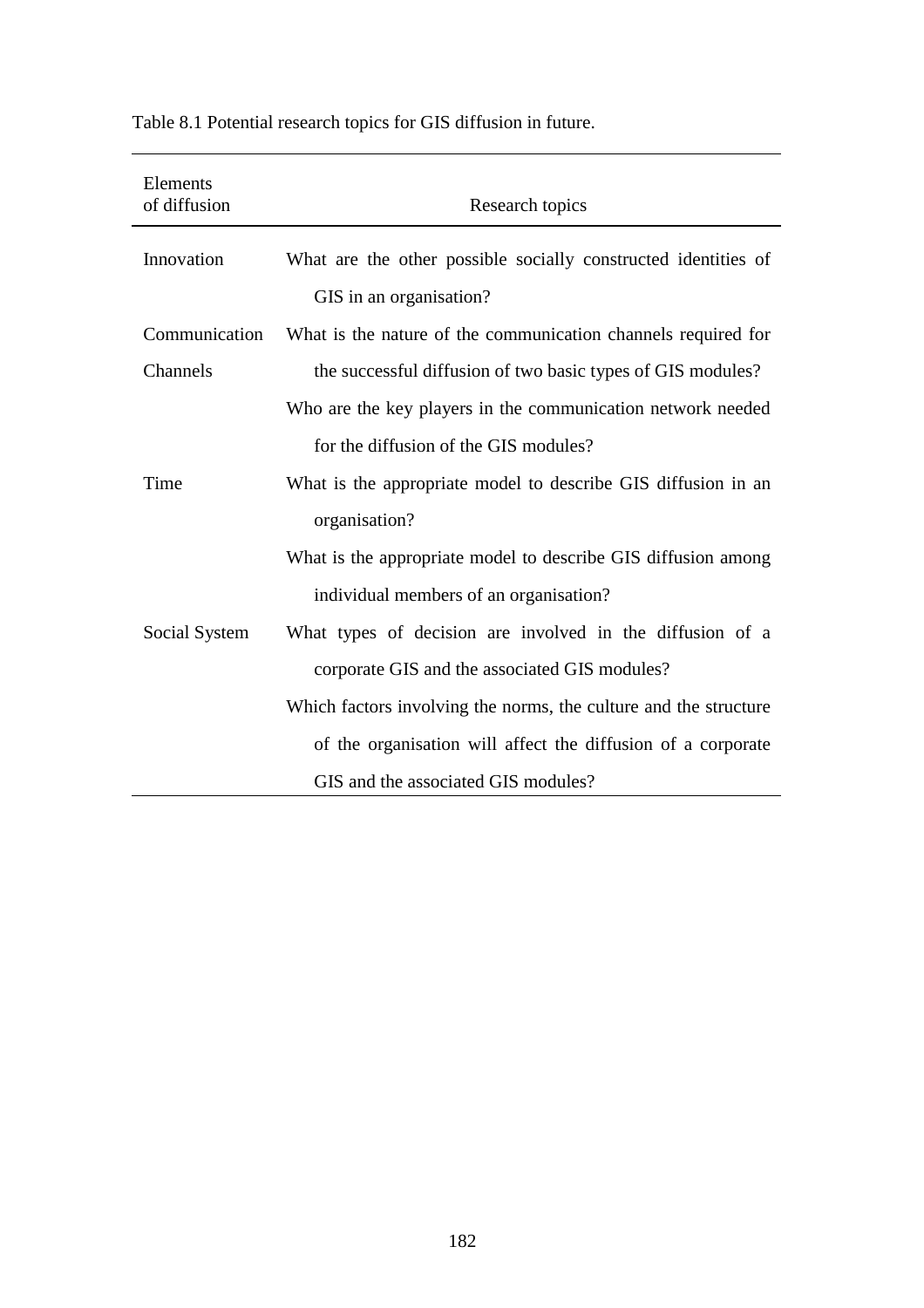Table 8.1 Potential research topics for GIS diffusion in future.

| Elements of diffusion | Research topics |
| --- | --- |
| Innovation | What are the other possible socially constructed identities of GIS in an organisation? |
| Communication Channels | What is the nature of the communication channels required for the successful diffusion of two basic types of GIS modules? |
| | Who are the key players in the communication network needed for the diffusion of the GIS modules? |
| Time | What is the appropriate model to describe GIS diffusion in an organisation? |
| | What is the appropriate model to describe GIS diffusion among individual members of an organisation? |
| Social System | What types of decision are involved in the diffusion of a corporate GIS and the associated GIS modules? |
| | Which factors involving the norms, the culture and the structure of the organisation will affect the diffusion of a corporate GIS and the associated GIS modules? |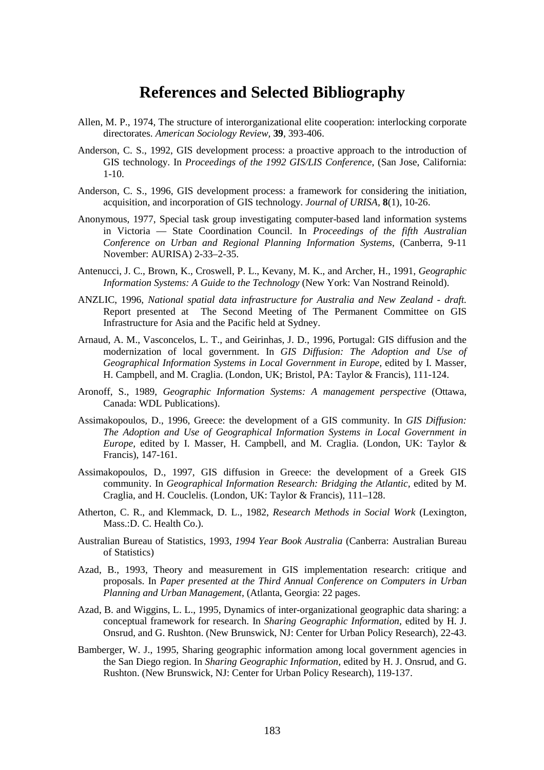# References and Selected Bibliography

Allen, M. P., 1974, The structure of interorganizational elite cooperation: interlocking corporate directorates. *American Sociology Review*, **39**, 393-406.

Anderson, C. S., 1992, GIS development process: a proactive approach to the introduction of GIS technology. In *Proceedings of the 1992 GIS/LIS Conference*, (San Jose, California: 1-10.

Anderson, C. S., 1996, GIS development process: a framework for considering the initiation, acquisition, and incorporation of GIS technology. *Journal of URISA*, **8**(1), 10-26.

Anonymous, 1977, Special task group investigating computer-based land information systems in Victoria — State Coordination Council. In *Proceedings of the fifth Australian Conference on Urban and Regional Planning Information Systems*, (Canberra, 9-11 November: AURISA) 2-33–2-35.

Antenucci, J. C., Brown, K., Croswell, P. L., Kevany, M. K., and Archer, H., 1991, *Geographic Information Systems: A Guide to the Technology* (New York: Van Nostrand Reinold).

ANZLIC, 1996, *National spatial data infrastructure for Australia and New Zealand - draft.* Report presented at The Second Meeting of The Permanent Committee on GIS Infrastructure for Asia and the Pacific held at Sydney.

Arnaud, A. M., Vasconcelos, L. T., and Geirinhas, J. D., 1996, Portugal: GIS diffusion and the modernization of local government. In *GIS Diffusion: The Adoption and Use of Geographical Information Systems in Local Government in Europe*, edited by I. Masser, H. Campbell, and M. Craglia. (London, UK; Bristol, PA: Taylor & Francis), 111-124.

Aronoff, S., 1989, *Geographic Information Systems: A management perspective* (Ottawa, Canada: WDL Publications).

Assimakopoulos, D., 1996, Greece: the development of a GIS community. In *GIS Diffusion: The Adoption and Use of Geographical Information Systems in Local Government in Europe*, edited by I. Masser, H. Campbell, and M. Craglia. (London, UK: Taylor & Francis), 147-161.

Assimakopoulos, D., 1997, GIS diffusion in Greece: the development of a Greek GIS community. In *Geographical Information Research: Bridging the Atlantic*, edited by M. Craglia, and H. Couclelis. (London, UK: Taylor & Francis), 111–128.

Atherton, C. R., and Klemmack, D. L., 1982, *Research Methods in Social Work* (Lexington, Mass.:D. C. Health Co.).

Australian Bureau of Statistics, 1993, *1994 Year Book Australia* (Canberra: Australian Bureau of Statistics)

Azad, B., 1993, Theory and measurement in GIS implementation research: critique and proposals. In *Paper presented at the Third Annual Conference on Computers in Urban Planning and Urban Management*, (Atlanta, Georgia: 22 pages.

Azad, B. and Wiggins, L. L., 1995, Dynamics of inter-organizational geographic data sharing: a conceptual framework for research. In *Sharing Geographic Information*, edited by H. J. Onsrud, and G. Rushton. (New Brunswick, NJ: Center for Urban Policy Research), 22-43.

Bamberger, W. J., 1995, Sharing geographic information among local government agencies in the San Diego region. In *Sharing Geographic Information*, edited by H. J. Onsrud, and G. Rushton. (New Brunswick, NJ: Center for Urban Policy Research), 119-137.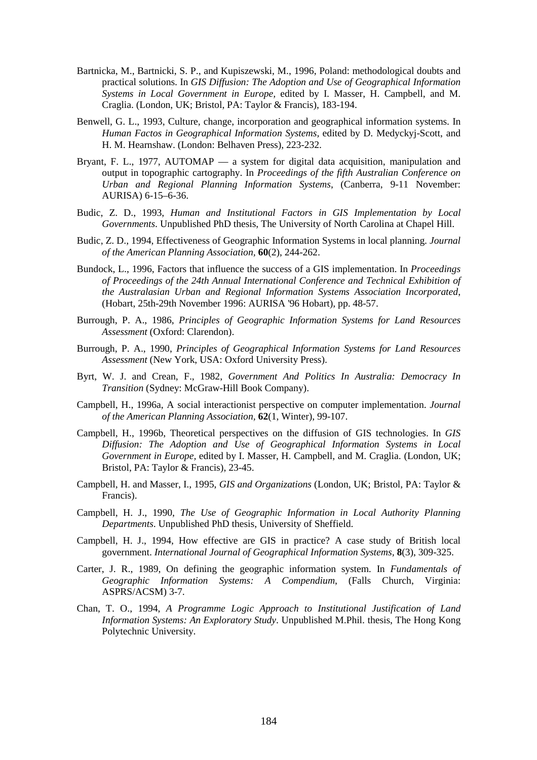Bartnicka, M., Bartnicki, S. P., and Kupiszewski, M., 1996, Poland: methodological doubts and practical solutions. In *GIS Diffusion: The Adoption and Use of Geographical Information Systems in Local Government in Europe*, edited by I. Masser, H. Campbell, and M. Craglia. (London, UK; Bristol, PA: Taylor & Francis), 183-194.

Benwell, G. L., 1993, Culture, change, incorporation and geographical information systems. In *Human Factos in Geographical Information Systems*, edited by D. Medyckyj-Scott, and H. M. Hearnshaw. (London: Belhaven Press), 223-232.

Bryant, F. L., 1977, AUTOMAP — a system for digital data acquisition, manipulation and output in topographic cartography. In *Proceedings of the fifth Australian Conference on Urban and Regional Planning Information Systems*, (Canberra, 9-11 November: AURISA) 6-15–6-36.

Budic, Z. D., 1993, *Human and Institutional Factors in GIS Implementation by Local Governments*. Unpublished PhD thesis, The University of North Carolina at Chapel Hill.

Budic, Z. D., 1994, Effectiveness of Geographic Information Systems in local planning. *Journal of the American Planning Association*, **60**(2), 244-262.

Bundock, L., 1996, Factors that influence the success of a GIS implementation. In *Proceedings of Proceedings of the 24th Annual International Conference and Technical Exhibition of the Australasian Urban and Regional Information Systems Association Incorporated*, (Hobart, 25th-29th November 1996: AURISA '96 Hobart), pp. 48-57.

Burrough, P. A., 1986, *Principles of Geographic Information Systems for Land Resources Assessment* (Oxford: Clarendon).

Burrough, P. A., 1990, *Principles of Geographical Information Systems for Land Resources Assessment* (New York, USA: Oxford University Press).

Byrt, W. J. and Crean, F., 1982, *Government And Politics In Australia: Democracy In Transition* (Sydney: McGraw-Hill Book Company).

Campbell, H., 1996a, A social interactionist perspective on computer implementation. *Journal of the American Planning Association*, **62**(1, Winter), 99-107.

Campbell, H., 1996b, Theoretical perspectives on the diffusion of GIS technologies. In *GIS Diffusion: The Adoption and Use of Geographical Information Systems in Local Government in Europe*, edited by I. Masser, H. Campbell, and M. Craglia. (London, UK; Bristol, PA: Taylor & Francis), 23-45.

Campbell, H. and Masser, I., 1995, *GIS and Organizations* (London, UK; Bristol, PA: Taylor & Francis).

Campbell, H. J., 1990, *The Use of Geographic Information in Local Authority Planning Departments*. Unpublished PhD thesis, University of Sheffield.

Campbell, H. J., 1994, How effective are GIS in practice? A case study of British local government. *International Journal of Geographical Information Systems*, **8**(3), 309-325.

Carter, J. R., 1989, On defining the geographic information system. In *Fundamentals of Geographic Information Systems: A Compendium*, (Falls Church, Virginia: ASPRS/ACSM) 3-7.

Chan, T. O., 1994, *A Programme Logic Approach to Institutional Justification of Land Information Systems: An Exploratory Study*. Unpublished M.Phil. thesis, The Hong Kong Polytechnic University.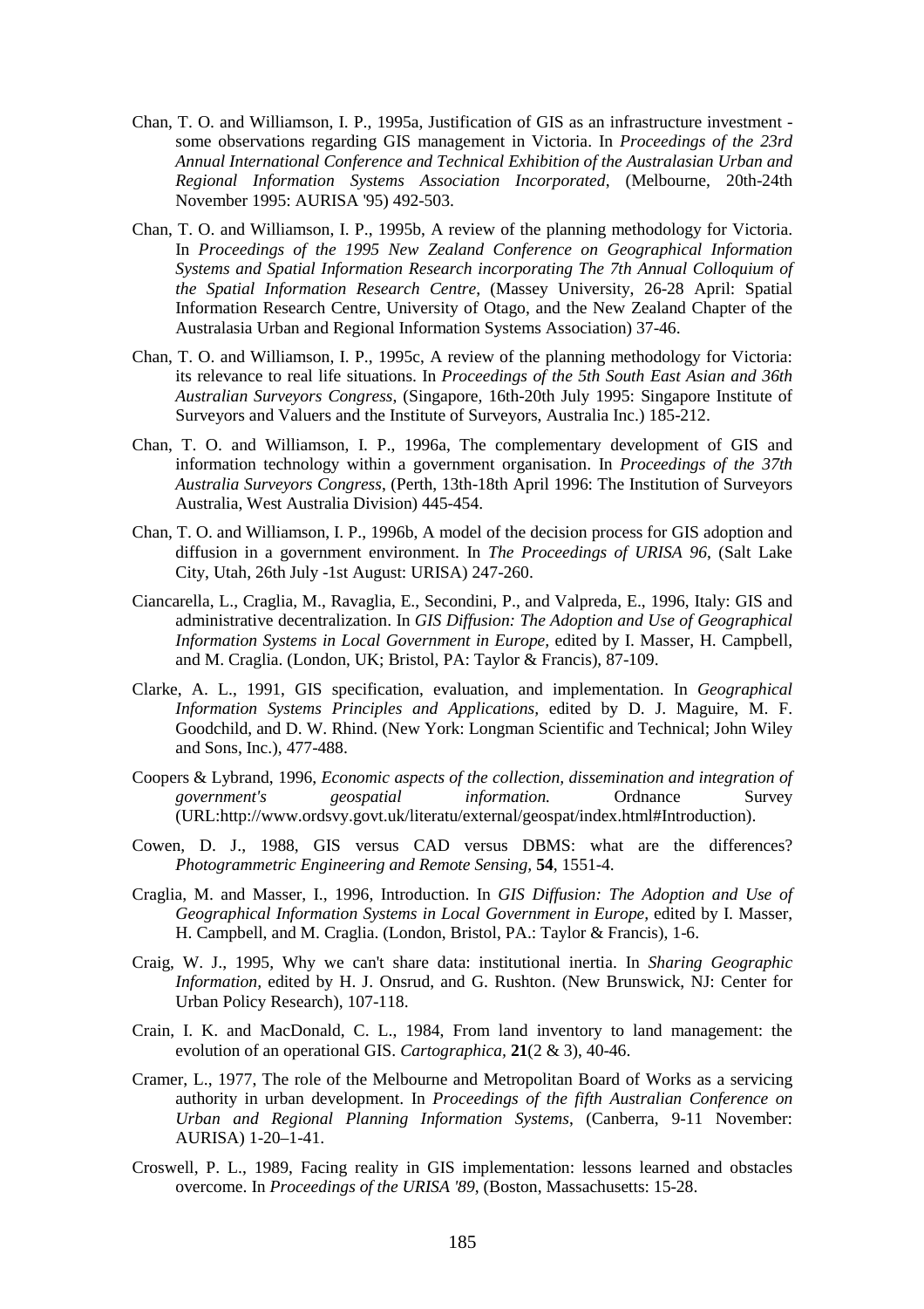Chan, T. O. and Williamson, I. P., 1995a, Justification of GIS as an infrastructure investment - some observations regarding GIS management in Victoria. In *Proceedings of the 23rd Annual International Conference and Technical Exhibition of the Australasian Urban and Regional Information Systems Association Incorporated*, (Melbourne, 20th-24th November 1995: AURISA '95) 492-503.

Chan, T. O. and Williamson, I. P., 1995b, A review of the planning methodology for Victoria. In *Proceedings of the 1995 New Zealand Conference on Geographical Information Systems and Spatial Information Research incorporating The 7th Annual Colloquium of the Spatial Information Research Centre*, (Massey University, 26-28 April: Spatial Information Research Centre, University of Otago, and the New Zealand Chapter of the Australasia Urban and Regional Information Systems Association) 37-46.

Chan, T. O. and Williamson, I. P., 1995c, A review of the planning methodology for Victoria: its relevance to real life situations. In *Proceedings of the 5th South East Asian and 36th Australian Surveyors Congress*, (Singapore, 16th-20th July 1995: Singapore Institute of Surveyors and Valuers and the Institute of Surveyors, Australia Inc.) 185-212.

Chan, T. O. and Williamson, I. P., 1996a, The complementary development of GIS and information technology within a government organisation. In *Proceedings of the 37th Australia Surveyors Congress*, (Perth, 13th-18th April 1996: The Institution of Surveyors Australia, West Australia Division) 445-454.

Chan, T. O. and Williamson, I. P., 1996b, A model of the decision process for GIS adoption and diffusion in a government environment. In *The Proceedings of URISA 96*, (Salt Lake City, Utah, 26th July -1st August: URISA) 247-260.

Ciancarella, L., Craglia, M., Ravaglia, E., Secondini, P., and Valpreda, E., 1996, Italy: GIS and administrative decentralization. In *GIS Diffusion: The Adoption and Use of Geographical Information Systems in Local Government in Europe*, edited by I. Masser, H. Campbell, and M. Craglia. (London, UK; Bristol, PA: Taylor & Francis), 87-109.

Clarke, A. L., 1991, GIS specification, evaluation, and implementation. In *Geographical Information Systems Principles and Applications*, edited by D. J. Maguire, M. F. Goodchild, and D. W. Rhind. (New York: Longman Scientific and Technical; John Wiley and Sons, Inc.), 477-488.

Coopers & Lybrand, 1996, *Economic aspects of the collection, dissemination and integration of government's geospatial information.* Ordnance Survey (URL:http://www.ordsvy.govt.uk/literatu/external/geospat/index.html#Introduction).

Cowen, D. J., 1988, GIS versus CAD versus DBMS: what are the differences? *Photogrammetric Engineering and Remote Sensing*, **54**, 1551-4.

Craglia, M. and Masser, I., 1996, Introduction. In *GIS Diffusion: The Adoption and Use of Geographical Information Systems in Local Government in Europe*, edited by I. Masser, H. Campbell, and M. Craglia. (London, Bristol, PA.: Taylor & Francis), 1-6.

Craig, W. J., 1995, Why we can't share data: institutional inertia. In *Sharing Geographic Information*, edited by H. J. Onsrud, and G. Rushton. (New Brunswick, NJ: Center for Urban Policy Research), 107-118.

Crain, I. K. and MacDonald, C. L., 1984, From land inventory to land management: the evolution of an operational GIS. *Cartographica,* **21**(2 & 3), 40-46.

Cramer, L., 1977, The role of the Melbourne and Metropolitan Board of Works as a servicing authority in urban development. In *Proceedings of the fifth Australian Conference on Urban and Regional Planning Information Systems*, (Canberra, 9-11 November: AURISA) 1-20–1-41.

Croswell, P. L., 1989, Facing reality in GIS implementation: lessons learned and obstacles overcome. In *Proceedings of the URISA '89*, (Boston, Massachusetts: 15-28.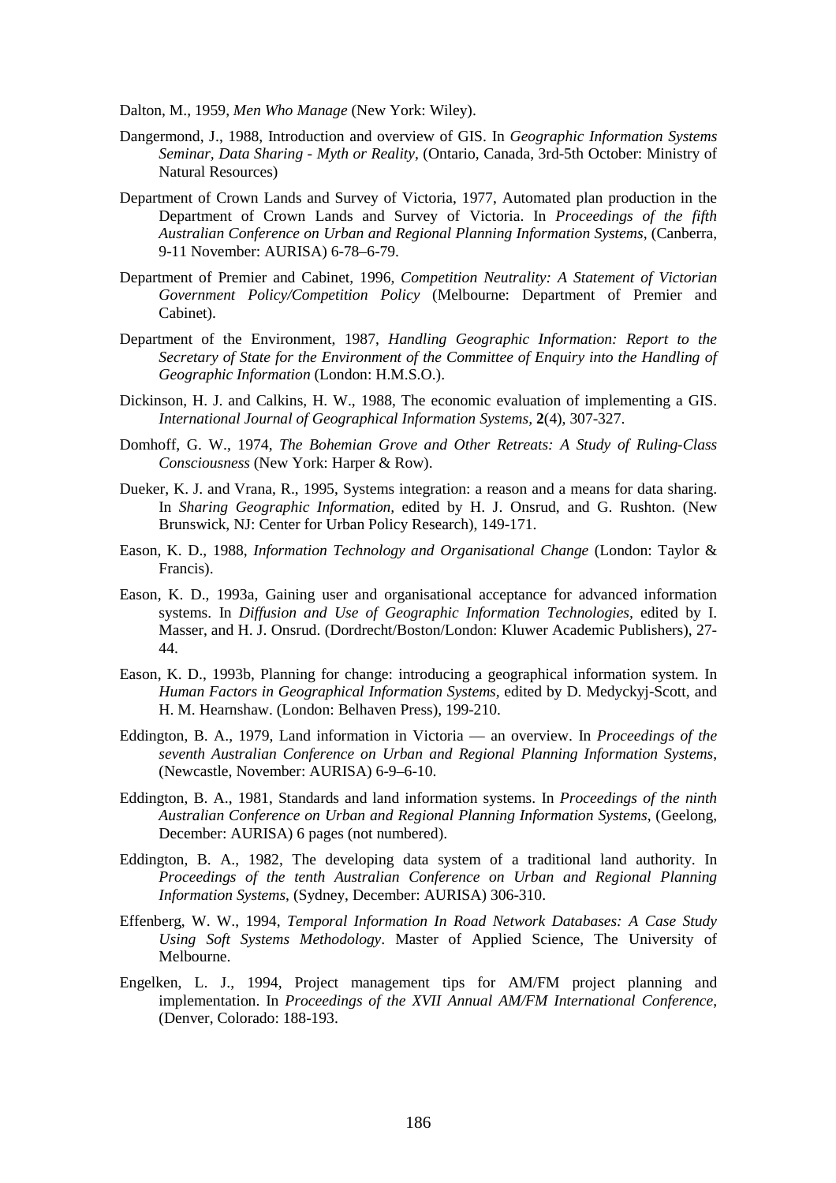Dalton, M., 1959, *Men Who Manage* (New York: Wiley).

Dangermond, J., 1988, Introduction and overview of GIS. In *Geographic Information Systems Seminar, Data Sharing - Myth or Reality*, (Ontario, Canada, 3rd-5th October: Ministry of Natural Resources)

Department of Crown Lands and Survey of Victoria, 1977, Automated plan production in the Department of Crown Lands and Survey of Victoria. In *Proceedings of the fifth Australian Conference on Urban and Regional Planning Information Systems*, (Canberra, 9-11 November: AURISA) 6-78–6-79.

Department of Premier and Cabinet, 1996, *Competition Neutrality: A Statement of Victorian Government Policy/Competition Policy* (Melbourne: Department of Premier and Cabinet).

Department of the Environment, 1987, *Handling Geographic Information: Report to the Secretary of State for the Environment of the Committee of Enquiry into the Handling of Geographic Information* (London: H.M.S.O.).

Dickinson, H. J. and Calkins, H. W., 1988, The economic evaluation of implementing a GIS. *International Journal of Geographical Information Systems*, **2**(4), 307-327.

Domhoff, G. W., 1974, *The Bohemian Grove and Other Retreats: A Study of Ruling-Class Consciousness* (New York: Harper & Row).

Dueker, K. J. and Vrana, R., 1995, Systems integration: a reason and a means for data sharing. In *Sharing Geographic Information*, edited by H. J. Onsrud, and G. Rushton. (New Brunswick, NJ: Center for Urban Policy Research), 149-171.

Eason, K. D., 1988, *Information Technology and Organisational Change* (London: Taylor & Francis).

Eason, K. D., 1993a, Gaining user and organisational acceptance for advanced information systems. In *Diffusion and Use of Geographic Information Technologies*, edited by I. Masser, and H. J. Onsrud. (Dordrecht/Boston/London: Kluwer Academic Publishers), 27-44.

Eason, K. D., 1993b, Planning for change: introducing a geographical information system. In *Human Factors in Geographical Information Systems*, edited by D. Medyckyj-Scott, and H. M. Hearnshaw. (London: Belhaven Press), 199-210.

Eddington, B. A., 1979, Land information in Victoria — an overview. In *Proceedings of the seventh Australian Conference on Urban and Regional Planning Information Systems*, (Newcastle, November: AURISA) 6-9–6-10.

Eddington, B. A., 1981, Standards and land information systems. In *Proceedings of the ninth Australian Conference on Urban and Regional Planning Information Systems*, (Geelong, December: AURISA) 6 pages (not numbered).

Eddington, B. A., 1982, The developing data system of a traditional land authority. In *Proceedings of the tenth Australian Conference on Urban and Regional Planning Information Systems*, (Sydney, December: AURISA) 306-310.

Effenberg, W. W., 1994, *Temporal Information In Road Network Databases: A Case Study Using Soft Systems Methodology*. Master of Applied Science, The University of Melbourne.

Engelken, L. J., 1994, Project management tips for AM/FM project planning and implementation. In *Proceedings of the XVII Annual AM/FM International Conference*, (Denver, Colorado: 188-193.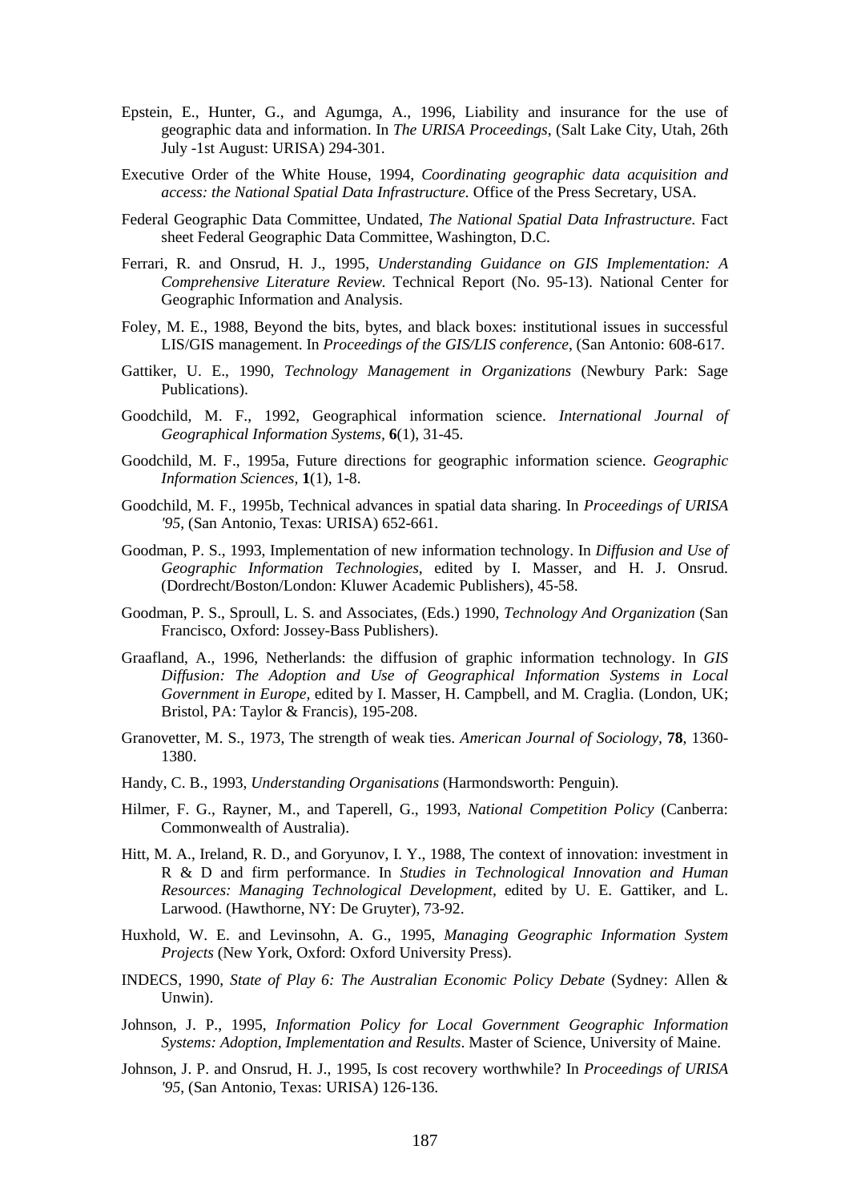Epstein, E., Hunter, G., and Agumga, A., 1996, Liability and insurance for the use of geographic data and information. In *The URISA Proceedings,* (Salt Lake City, Utah, 26th July -1st August: URISA) 294-301.

Executive Order of the White House, 1994, *Coordinating geographic data acquisition and access: the National Spatial Data Infrastructure.* Office of the Press Secretary, USA.

Federal Geographic Data Committee, Undated, *The National Spatial Data Infrastructure.* Fact sheet Federal Geographic Data Committee, Washington, D.C.

Ferrari, R. and Onsrud, H. J., 1995, *Understanding Guidance on GIS Implementation: A Comprehensive Literature Review.* Technical Report (No. 95-13). National Center for Geographic Information and Analysis.

Foley, M. E., 1988, Beyond the bits, bytes, and black boxes: institutional issues in successful LIS/GIS management. In *Proceedings of the GIS/LIS conference*, (San Antonio: 608-617.

Gattiker, U. E., 1990, *Technology Management in Organizations* (Newbury Park: Sage Publications).

Goodchild, M. F., 1992, Geographical information science. *International Journal of Geographical Information Systems,* **6**(1), 31-45.

Goodchild, M. F., 1995a, Future directions for geographic information science. *Geographic Information Sciences,* **1**(1), 1-8.

Goodchild, M. F., 1995b, Technical advances in spatial data sharing. In *Proceedings of URISA '95*, (San Antonio, Texas: URISA) 652-661.

Goodman, P. S., 1993, Implementation of new information technology. In *Diffusion and Use of Geographic Information Technologies,* edited by I. Masser, and H. J. Onsrud. (Dordrecht/Boston/London: Kluwer Academic Publishers), 45-58.

Goodman, P. S., Sproull, L. S. and Associates, (Eds.) 1990, *Technology And Organization* (San Francisco, Oxford: Jossey-Bass Publishers).

Graafland, A., 1996, Netherlands: the diffusion of graphic information technology. In *GIS Diffusion: The Adoption and Use of Geographical Information Systems in Local Government in Europe,* edited by I. Masser, H. Campbell, and M. Craglia. (London, UK; Bristol, PA: Taylor & Francis), 195-208.

Granovetter, M. S., 1973, The strength of weak ties. *American Journal of Sociology,* **78**, 1360-1380.

Handy, C. B., 1993, *Understanding Organisations* (Harmondsworth: Penguin).

Hilmer, F. G., Rayner, M., and Taperell, G., 1993, *National Competition Policy* (Canberra: Commonwealth of Australia).

Hitt, M. A., Ireland, R. D., and Goryunov, I. Y., 1988, The context of innovation: investment in R & D and firm performance. In *Studies in Technological Innovation and Human Resources: Managing Technological Development,* edited by U. E. Gattiker, and L. Larwood. (Hawthorne, NY: De Gruyter), 73-92.

Huxhold, W. E. and Levinsohn, A. G., 1995, *Managing Geographic Information System Projects* (New York, Oxford: Oxford University Press).

INDECS, 1990, *State of Play 6: The Australian Economic Policy Debate* (Sydney: Allen & Unwin).

Johnson, J. P., 1995, *Information Policy for Local Government Geographic Information Systems: Adoption, Implementation and Results*. Master of Science, University of Maine.

Johnson, J. P. and Onsrud, H. J., 1995, Is cost recovery worthwhile? In *Proceedings of URISA '95*, (San Antonio, Texas: URISA) 126-136.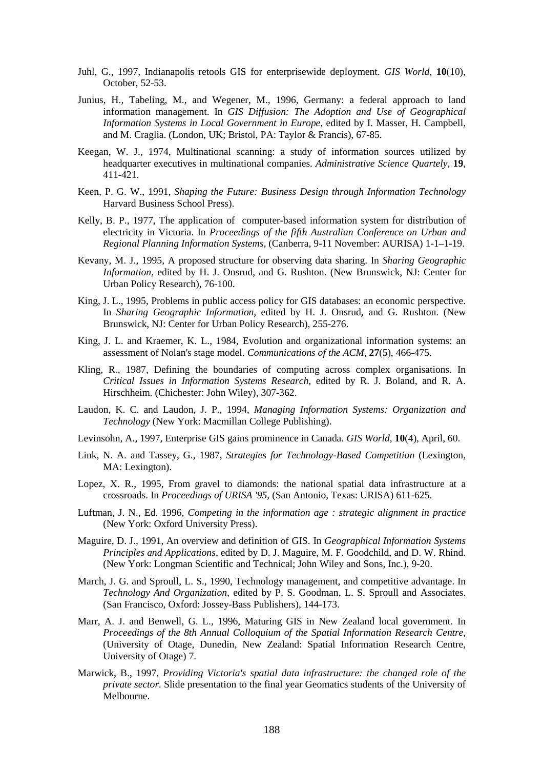Juhl, G., 1997, Indianapolis retools GIS for enterprisewide deployment. *GIS World*, **10**(10), October, 52-53.

Junius, H., Tabeling, M., and Wegener, M., 1996, Germany: a federal approach to land information management. In *GIS Diffusion: The Adoption and Use of Geographical Information Systems in Local Government in Europe,* edited by I. Masser, H. Campbell, and M. Craglia. (London, UK; Bristol, PA: Taylor & Francis), 67-85.

Keegan, W. J., 1974, Multinational scanning: a study of information sources utilized by headquarter executives in multinational companies. *Administrative Science Quartely,* **19**, 411-421.

Keen, P. G. W., 1991, *Shaping the Future: Business Design through Information Technology* Harvard Business School Press).

Kelly, B. P., 1977, The application of computer-based information system for distribution of electricity in Victoria. In *Proceedings of the fifth Australian Conference on Urban and Regional Planning Information Systems*, (Canberra, 9-11 November: AURISA) 1-1–1-19.

Kevany, M. J., 1995, A proposed structure for observing data sharing. In *Sharing Geographic Information*, edited by H. J. Onsrud, and G. Rushton. (New Brunswick, NJ: Center for Urban Policy Research), 76-100.

King, J. L., 1995, Problems in public access policy for GIS databases: an economic perspective. In *Sharing Geographic Information,* edited by H. J. Onsrud, and G. Rushton. (New Brunswick, NJ: Center for Urban Policy Research), 255-276.

King, J. L. and Kraemer, K. L., 1984, Evolution and organizational information systems: an assessment of Nolan's stage model. *Communications of the ACM*, **27**(5), 466-475.

Kling, R., 1987, Defining the boundaries of computing across complex organisations. In *Critical Issues in Information Systems Research,* edited by R. J. Boland, and R. A. Hirschheim. (Chichester: John Wiley), 307-362.

Laudon, K. C. and Laudon, J. P., 1994, *Managing Information Systems: Organization and Technology* (New York: Macmillan College Publishing).

Levinsohn, A., 1997, Enterprise GIS gains prominence in Canada. *GIS World*, **10**(4), April, 60.

Link, N. A. and Tassey, G., 1987, *Strategies for Technology-Based Competition* (Lexington, MA: Lexington).

Lopez, X. R., 1995, From gravel to diamonds: the national spatial data infrastructure at a crossroads. In *Proceedings of URISA '95*, (San Antonio, Texas: URISA) 611-625.

Luftman, J. N., Ed. 1996, *Competing in the information age : strategic alignment in practice* (New York: Oxford University Press).

Maguire, D. J., 1991, An overview and definition of GIS. In *Geographical Information Systems Principles and Applications*, edited by D. J. Maguire, M. F. Goodchild, and D. W. Rhind. (New York: Longman Scientific and Technical; John Wiley and Sons, Inc.), 9-20.

March, J. G. and Sproull, L. S., 1990, Technology management, and competitive advantage. In *Technology And Organization*, edited by P. S. Goodman, L. S. Sproull and Associates. (San Francisco, Oxford: Jossey-Bass Publishers), 144-173.

Marr, A. J. and Benwell, G. L., 1996, Maturing GIS in New Zealand local government. In *Proceedings of the 8th Annual Colloquium of the Spatial Information Research Centre*, (University of Otage, Dunedin, New Zealand: Spatial Information Research Centre, University of Otage) 7.

Marwick, B., 1997, *Providing Victoria's spatial data infrastructure: the changed role of the private sector.* Slide presentation to the final year Geomatics students of the University of Melbourne.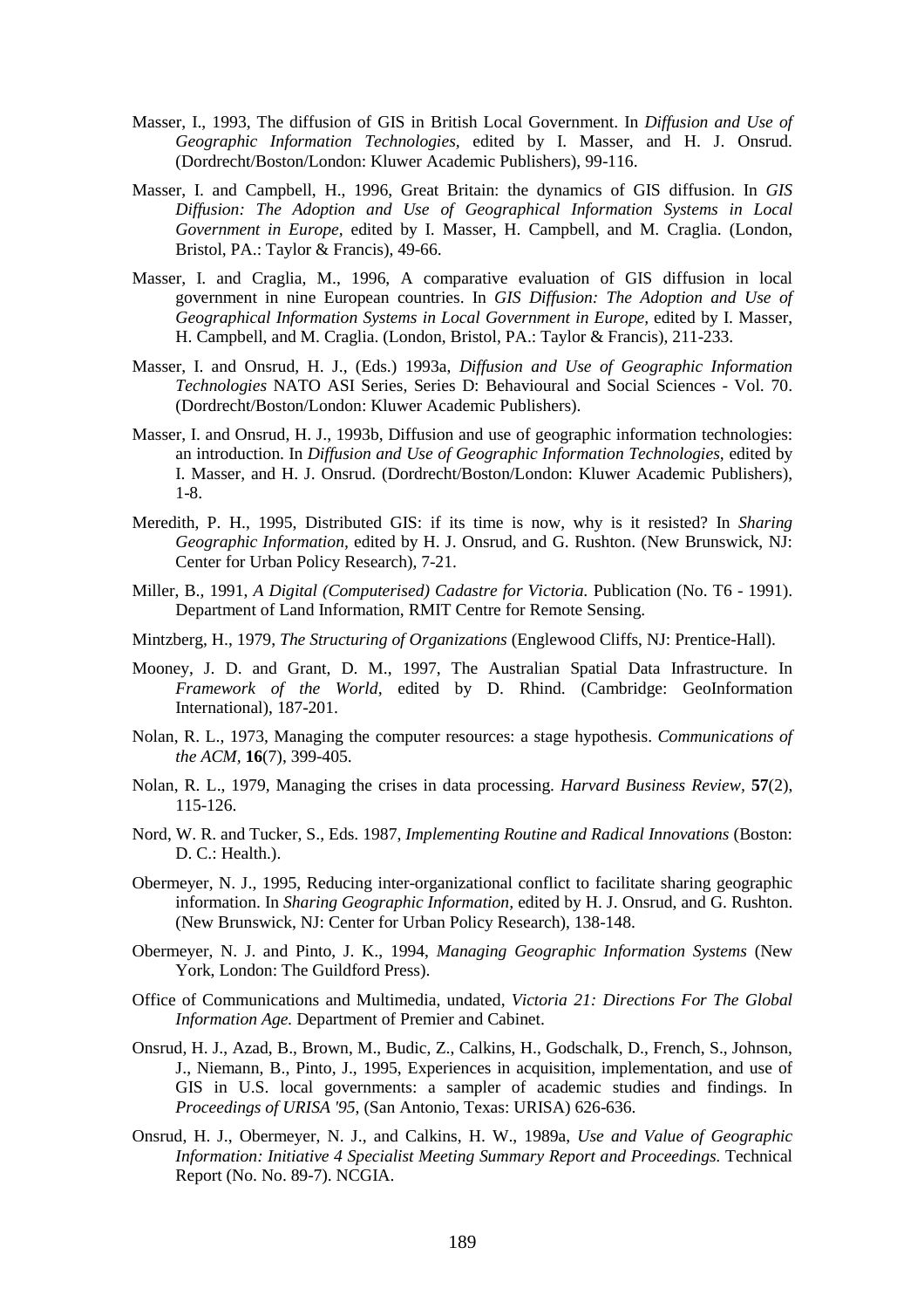Masser, I., 1993, The diffusion of GIS in British Local Government. In *Diffusion and Use of Geographic Information Technologies*, edited by I. Masser, and H. J. Onsrud. (Dordrecht/Boston/London: Kluwer Academic Publishers), 99-116.

Masser, I. and Campbell, H., 1996, Great Britain: the dynamics of GIS diffusion. In *GIS Diffusion: The Adoption and Use of Geographical Information Systems in Local Government in Europe*, edited by I. Masser, H. Campbell, and M. Craglia. (London, Bristol, PA.: Taylor & Francis), 49-66.

Masser, I. and Craglia, M., 1996, A comparative evaluation of GIS diffusion in local government in nine European countries. In *GIS Diffusion: The Adoption and Use of Geographical Information Systems in Local Government in Europe*, edited by I. Masser, H. Campbell, and M. Craglia. (London, Bristol, PA.: Taylor & Francis), 211-233.

Masser, I. and Onsrud, H. J., (Eds.) 1993a, *Diffusion and Use of Geographic Information Technologies* NATO ASI Series, Series D: Behavioural and Social Sciences - Vol. 70. (Dordrecht/Boston/London: Kluwer Academic Publishers).

Masser, I. and Onsrud, H. J., 1993b, Diffusion and use of geographic information technologies: an introduction. In *Diffusion and Use of Geographic Information Technologies*, edited by I. Masser, and H. J. Onsrud. (Dordrecht/Boston/London: Kluwer Academic Publishers), 1-8.

Meredith, P. H., 1995, Distributed GIS: if its time is now, why is it resisted? In *Sharing Geographic Information*, edited by H. J. Onsrud, and G. Rushton. (New Brunswick, NJ: Center for Urban Policy Research), 7-21.

Miller, B., 1991, *A Digital (Computerised) Cadastre for Victoria.* Publication (No. T6 - 1991). Department of Land Information, RMIT Centre for Remote Sensing.

Mintzberg, H., 1979, *The Structuring of Organizations* (Englewood Cliffs, NJ: Prentice-Hall).

Mooney, J. D. and Grant, D. M., 1997, The Australian Spatial Data Infrastructure. In *Framework of the World*, edited by D. Rhind. (Cambridge: GeoInformation International), 187-201.

Nolan, R. L., 1973, Managing the computer resources: a stage hypothesis. *Communications of the ACM*, **16**(7), 399-405.

Nolan, R. L., 1979, Managing the crises in data processing. *Harvard Business Review*, **57**(2), 115-126.

Nord, W. R. and Tucker, S., Eds. 1987, *Implementing Routine and Radical Innovations* (Boston: D. C.: Health.).

Obermeyer, N. J., 1995, Reducing inter-organizational conflict to facilitate sharing geographic information. In *Sharing Geographic Information*, edited by H. J. Onsrud, and G. Rushton. (New Brunswick, NJ: Center for Urban Policy Research), 138-148.

Obermeyer, N. J. and Pinto, J. K., 1994, *Managing Geographic Information Systems* (New York, London: The Guildford Press).

Office of Communications and Multimedia, undated, *Victoria 21: Directions For The Global Information Age.* Department of Premier and Cabinet.

Onsrud, H. J., Azad, B., Brown, M., Budic, Z., Calkins, H., Godschalk, D., French, S., Johnson, J., Niemann, B., Pinto, J., 1995, Experiences in acquisition, implementation, and use of GIS in U.S. local governments: a sampler of academic studies and findings. In *Proceedings of URISA '95*, (San Antonio, Texas: URISA) 626-636.

Onsrud, H. J., Obermeyer, N. J., and Calkins, H. W., 1989a, *Use and Value of Geographic Information: Initiative 4 Specialist Meeting Summary Report and Proceedings.* Technical Report (No. No. 89-7). NCGIA.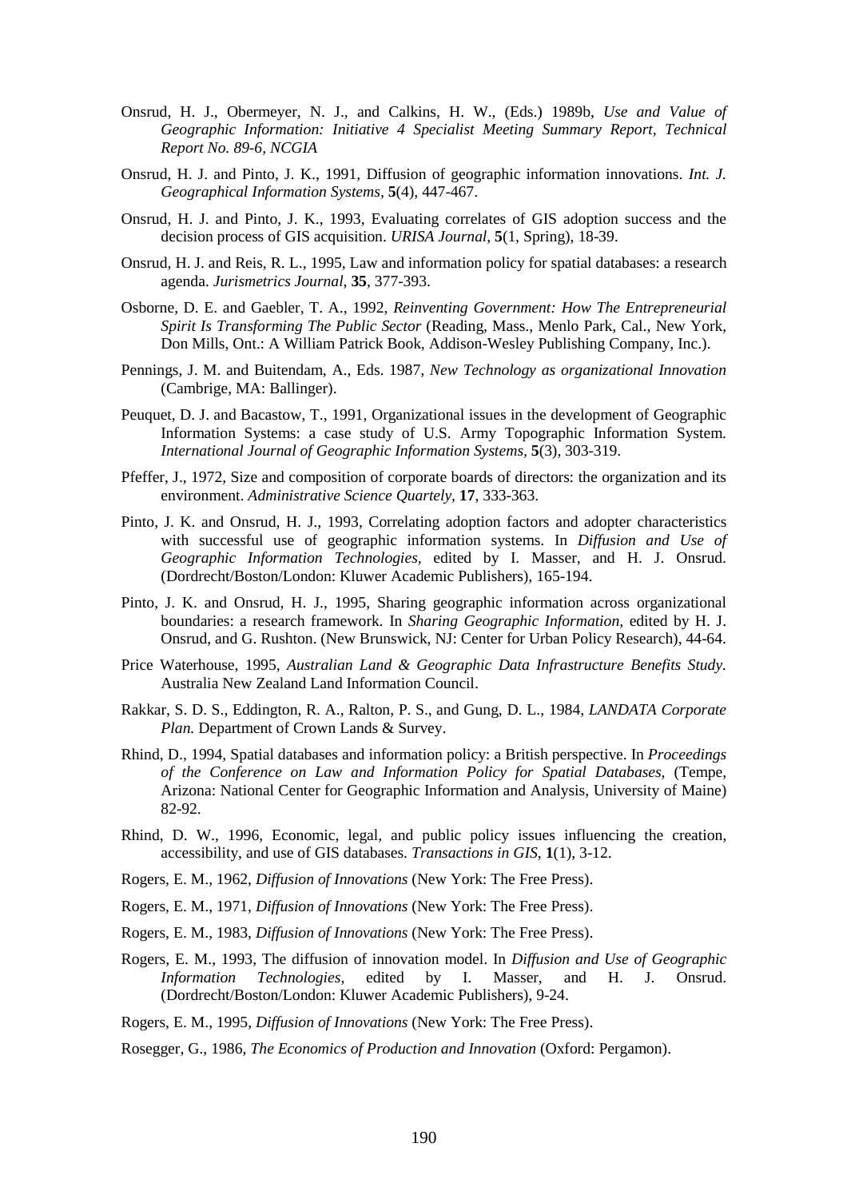Onsrud, H. J., Obermeyer, N. J., and Calkins, H. W., (Eds.) 1989b, *Use and Value of Geographic Information: Initiative 4 Specialist Meeting Summary Report, Technical Report No. 89-6, NCGIA*

Onsrud, H. J. and Pinto, J. K., 1991, Diffusion of geographic information innovations. *Int. J. Geographical Information Systems,* **5**(4), 447-467.

Onsrud, H. J. and Pinto, J. K., 1993, Evaluating correlates of GIS adoption success and the decision process of GIS acquisition. *URISA Journal,* **5**(1, Spring), 18-39.

Onsrud, H. J. and Reis, R. L., 1995, Law and information policy for spatial databases: a research agenda. *Jurismetrics Journal,* **35**, 377-393.

Osborne, D. E. and Gaebler, T. A., 1992, *Reinventing Government: How The Entrepreneurial Spirit Is Transforming The Public Sector* (Reading, Mass., Menlo Park, Cal., New York, Don Mills, Ont.: A William Patrick Book, Addison-Wesley Publishing Company, Inc.).

Pennings, J. M. and Buitendam, A., Eds. 1987, *New Technology as organizational Innovation* (Cambrige, MA: Ballinger).

Peuquet, D. J. and Bacastow, T., 1991, Organizational issues in the development of Geographic Information Systems: a case study of U.S. Army Topographic Information System. *International Journal of Geographic Information Systems,* **5**(3), 303-319.

Pfeffer, J., 1972, Size and composition of corporate boards of directors: the organization and its environment. *Administrative Science Quartely,* **17**, 333-363.

Pinto, J. K. and Onsrud, H. J., 1993, Correlating adoption factors and adopter characteristics with successful use of geographic information systems. In *Diffusion and Use of Geographic Information Technologies,* edited by I. Masser, and H. J. Onsrud. (Dordrecht/Boston/London: Kluwer Academic Publishers), 165-194.

Pinto, J. K. and Onsrud, H. J., 1995, Sharing geographic information across organizational boundaries: a research framework. In *Sharing Geographic Information,* edited by H. J. Onsrud, and G. Rushton. (New Brunswick, NJ: Center for Urban Policy Research), 44-64.

Price Waterhouse, 1995, *Australian Land & Geographic Data Infrastructure Benefits Study.* Australia New Zealand Land Information Council.

Rakkar, S. D. S., Eddington, R. A., Ralton, P. S., and Gung, D. L., 1984, *LANDATA Corporate Plan.* Department of Crown Lands & Survey.

Rhind, D., 1994, Spatial databases and information policy: a British perspective. In *Proceedings of the Conference on Law and Information Policy for Spatial Databases,* (Tempe, Arizona: National Center for Geographic Information and Analysis, University of Maine) 82-92.

Rhind, D. W., 1996, Economic, legal, and public policy issues influencing the creation, accessibility, and use of GIS databases. *Transactions in GIS,* **1**(1), 3-12.

Rogers, E. M., 1962, *Diffusion of Innovations* (New York: The Free Press).

Rogers, E. M., 1971, *Diffusion of Innovations* (New York: The Free Press).

Rogers, E. M., 1983, *Diffusion of Innovations* (New York: The Free Press).

Rogers, E. M., 1993, The diffusion of innovation model. In *Diffusion and Use of Geographic Information Technologies,* edited by I. Masser, and H. J. Onsrud. (Dordrecht/Boston/London: Kluwer Academic Publishers), 9-24.

Rogers, E. M., 1995, *Diffusion of Innovations* (New York: The Free Press).

Rosegger, G., 1986, *The Economics of Production and Innovation* (Oxford: Pergamon).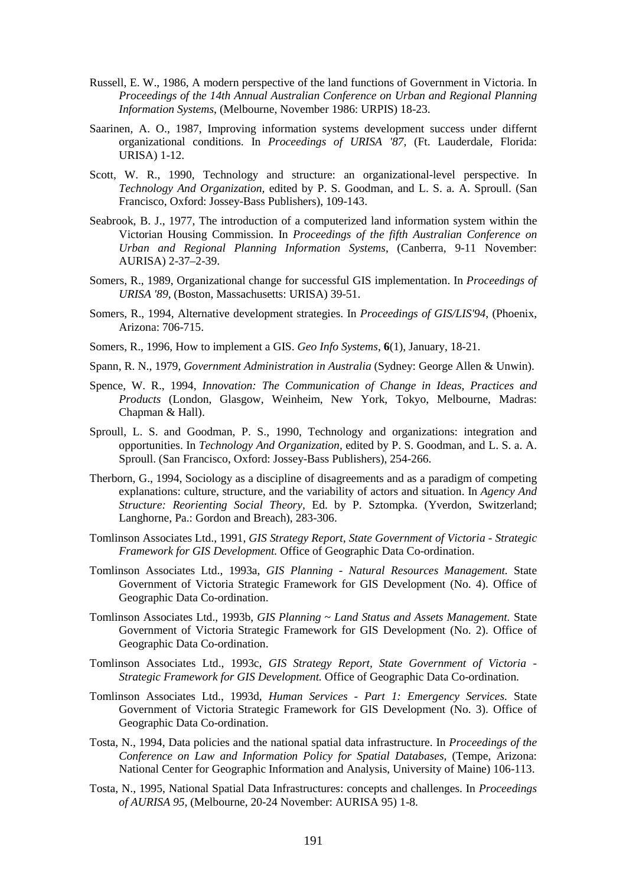Russell, E. W., 1986, A modern perspective of the land functions of Government in Victoria. In *Proceedings of the 14th Annual Australian Conference on Urban and Regional Planning Information Systems*, (Melbourne, November 1986: URPIS) 18-23.

Saarinen, A. O., 1987, Improving information systems development success under differnt organizational conditions. In *Proceedings of URISA '87*, (Ft. Lauderdale, Florida: URISA) 1-12.

Scott, W. R., 1990, Technology and structure: an organizational-level perspective. In *Technology And Organization*, edited by P. S. Goodman, and L. S. a. A. Sproull. (San Francisco, Oxford: Jossey-Bass Publishers), 109-143.

Seabrook, B. J., 1977, The introduction of a computerized land information system within the Victorian Housing Commission. In *Proceedings of the fifth Australian Conference on Urban and Regional Planning Information Systems*, (Canberra, 9-11 November: AURISA) 2-37–2-39.

Somers, R., 1989, Organizational change for successful GIS implementation. In *Proceedings of URISA '89*, (Boston, Massachusetts: URISA) 39-51.

Somers, R., 1994, Alternative development strategies. In *Proceedings of GIS/LIS'94*, (Phoenix, Arizona: 706-715.

Somers, R., 1996, How to implement a GIS. *Geo Info Systems*, **6**(1), January, 18-21.

Spann, R. N., 1979, *Government Administration in Australia* (Sydney: George Allen & Unwin).

Spence, W. R., 1994, *Innovation: The Communication of Change in Ideas, Practices and Products* (London, Glasgow, Weinheim, New York, Tokyo, Melbourne, Madras: Chapman & Hall).

Sproull, L. S. and Goodman, P. S., 1990, Technology and organizations: integration and opportunities. In *Technology And Organization*, edited by P. S. Goodman, and L. S. a. A. Sproull. (San Francisco, Oxford: Jossey-Bass Publishers), 254-266.

Therborn, G., 1994, Sociology as a discipline of disagreements and as a paradigm of competing explanations: culture, structure, and the variability of actors and situation. In *Agency And Structure: Reorienting Social Theory*, Ed. by P. Sztompka. (Yverdon, Switzerland; Langhorne, Pa.: Gordon and Breach), 283-306.

Tomlinson Associates Ltd., 1991, *GIS Strategy Report, State Government of Victoria - Strategic Framework for GIS Development.* Office of Geographic Data Co-ordination.

Tomlinson Associates Ltd., 1993a, *GIS Planning - Natural Resources Management.* State Government of Victoria Strategic Framework for GIS Development (No. 4). Office of Geographic Data Co-ordination.

Tomlinson Associates Ltd., 1993b, *GIS Planning ~ Land Status and Assets Management.* State Government of Victoria Strategic Framework for GIS Development (No. 2). Office of Geographic Data Co-ordination.

Tomlinson Associates Ltd., 1993c, *GIS Strategy Report, State Government of Victoria - Strategic Framework for GIS Development.* Office of Geographic Data Co-ordination.

Tomlinson Associates Ltd., 1993d, *Human Services - Part 1: Emergency Services.* State Government of Victoria Strategic Framework for GIS Development (No. 3). Office of Geographic Data Co-ordination.

Tosta, N., 1994, Data policies and the national spatial data infrastructure. In *Proceedings of the Conference on Law and Information Policy for Spatial Databases*, (Tempe, Arizona: National Center for Geographic Information and Analysis, University of Maine) 106-113.

Tosta, N., 1995, National Spatial Data Infrastructures: concepts and challenges. In *Proceedings of AURISA 95*, (Melbourne, 20-24 November: AURISA 95) 1-8.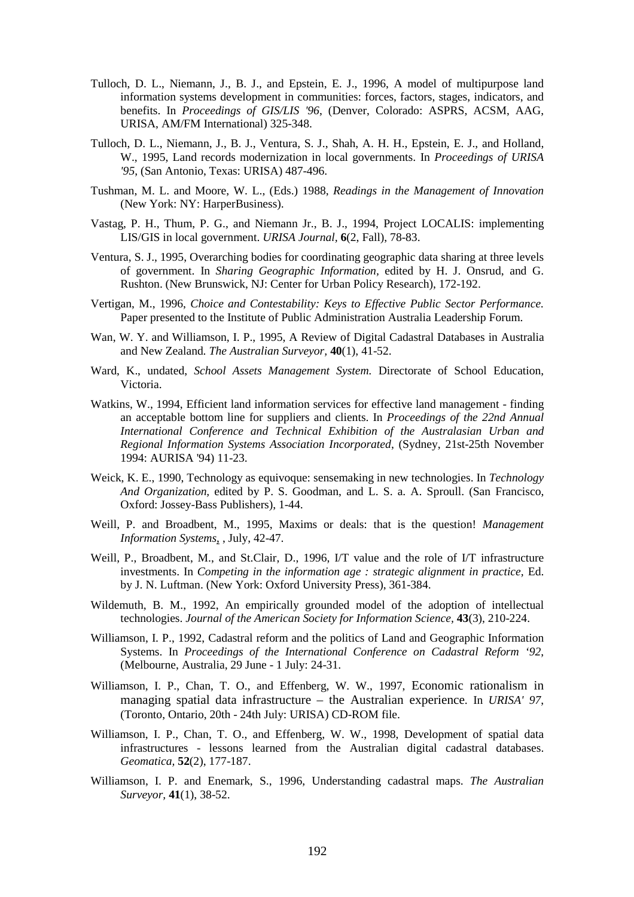Tulloch, D. L., Niemann, J., B. J., and Epstein, E. J., 1996, A model of multipurpose land information systems development in communities: forces, factors, stages, indicators, and benefits. In *Proceedings of GIS/LIS '96*, (Denver, Colorado: ASPRS, ACSM, AAG, URISA, AM/FM International) 325-348.

Tulloch, D. L., Niemann, J., B. J., Ventura, S. J., Shah, A. H. H., Epstein, E. J., and Holland, W., 1995, Land records modernization in local governments. In *Proceedings of URISA '95*, (San Antonio, Texas: URISA) 487-496.

Tushman, M. L. and Moore, W. L., (Eds.) 1988, *Readings in the Management of Innovation* (New York: NY: HarperBusiness).

Vastag, P. H., Thum, P. G., and Niemann Jr., B. J., 1994, Project LOCALIS: implementing LIS/GIS in local government. *URISA Journal*, **6**(2, Fall), 78-83.

Ventura, S. J., 1995, Overarching bodies for coordinating geographic data sharing at three levels of government. In *Sharing Geographic Information*, edited by H. J. Onsrud, and G. Rushton. (New Brunswick, NJ: Center for Urban Policy Research), 172-192.

Vertigan, M., 1996, *Choice and Contestability: Keys to Effective Public Sector Performance.* Paper presented to the Institute of Public Administration Australia Leadership Forum.

Wan, W. Y. and Williamson, I. P., 1995, A Review of Digital Cadastral Databases in Australia and New Zealand. *The Australian Surveyor,* **40**(1), 41-52.

Ward, K., undated, *School Assets Management System.* Directorate of School Education, Victoria.

Watkins, W., 1994, Efficient land information services for effective land management - finding an acceptable bottom line for suppliers and clients. In *Proceedings of the 22nd Annual International Conference and Technical Exhibition of the Australasian Urban and Regional Information Systems Association Incorporated*, (Sydney, 21st-25th November 1994: AURISA '94) 11-23.

Weick, K. E., 1990, Technology as equivoque: sensemaking in new technologies. In *Technology And Organization*, edited by P. S. Goodman, and L. S. a. A. Sproull. (San Francisco, Oxford: Jossey-Bass Publishers), 1-44.

Weill, P. and Broadbent, M., 1995, Maxims or deals: that is the question! *Management Information Systems*, , July, 42-47.

Weill, P., Broadbent, M., and St.Clair, D., 1996, I/T value and the role of I/T infrastructure investments. In *Competing in the information age : strategic alignment in practice*, Ed. by J. N. Luftman. (New York: Oxford University Press), 361-384.

Wildemuth, B. M., 1992, An empirically grounded model of the adoption of intellectual technologies. *Journal of the American Society for Information Science*, **43**(3), 210-224.

Williamson, I. P., 1992, Cadastral reform and the politics of Land and Geographic Information Systems. In *Proceedings of the International Conference on Cadastral Reform '92*, (Melbourne, Australia, 29 June - 1 July: 24-31.

Williamson, I. P., Chan, T. O., and Effenberg, W. W., 1997, Economic rationalism in managing spatial data infrastructure – the Australian experience*.* In *URISA' 97*, (Toronto, Ontario, 20th - 24th July: URISA) CD-ROM file.

Williamson, I. P., Chan, T. O., and Effenberg, W. W., 1998, Development of spatial data infrastructures - lessons learned from the Australian digital cadastral databases. *Geomatica*, **52**(2), 177-187.

Williamson, I. P. and Enemark, S., 1996, Understanding cadastral maps. *The Australian Surveyor*, **41**(1), 38-52.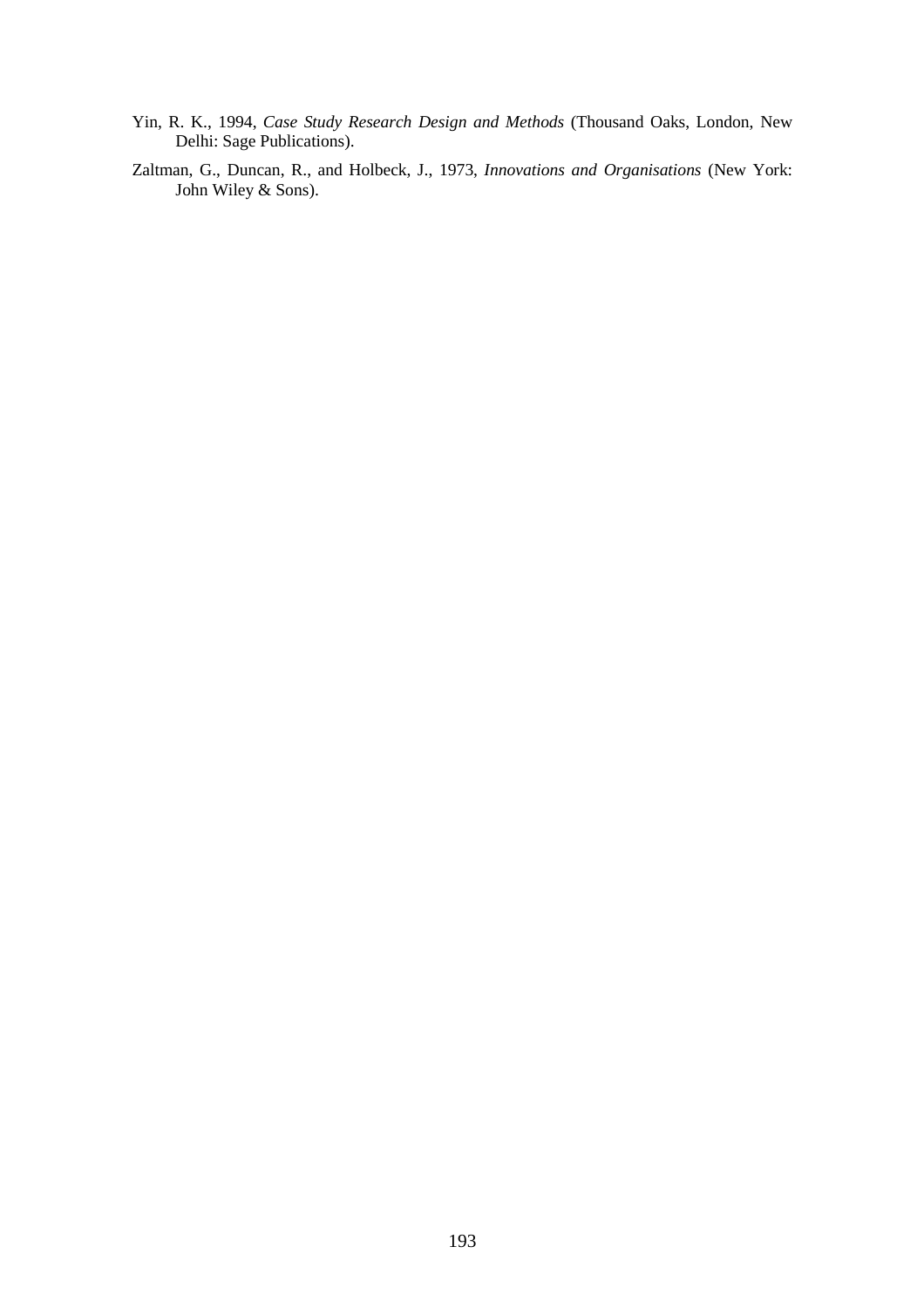Yin, R. K., 1994, *Case Study Research Design and Methods* (Thousand Oaks, London, New Delhi: Sage Publications).

Zaltman, G., Duncan, R., and Holbeck, J., 1973, *Innovations and Organisations* (New York: John Wiley & Sons).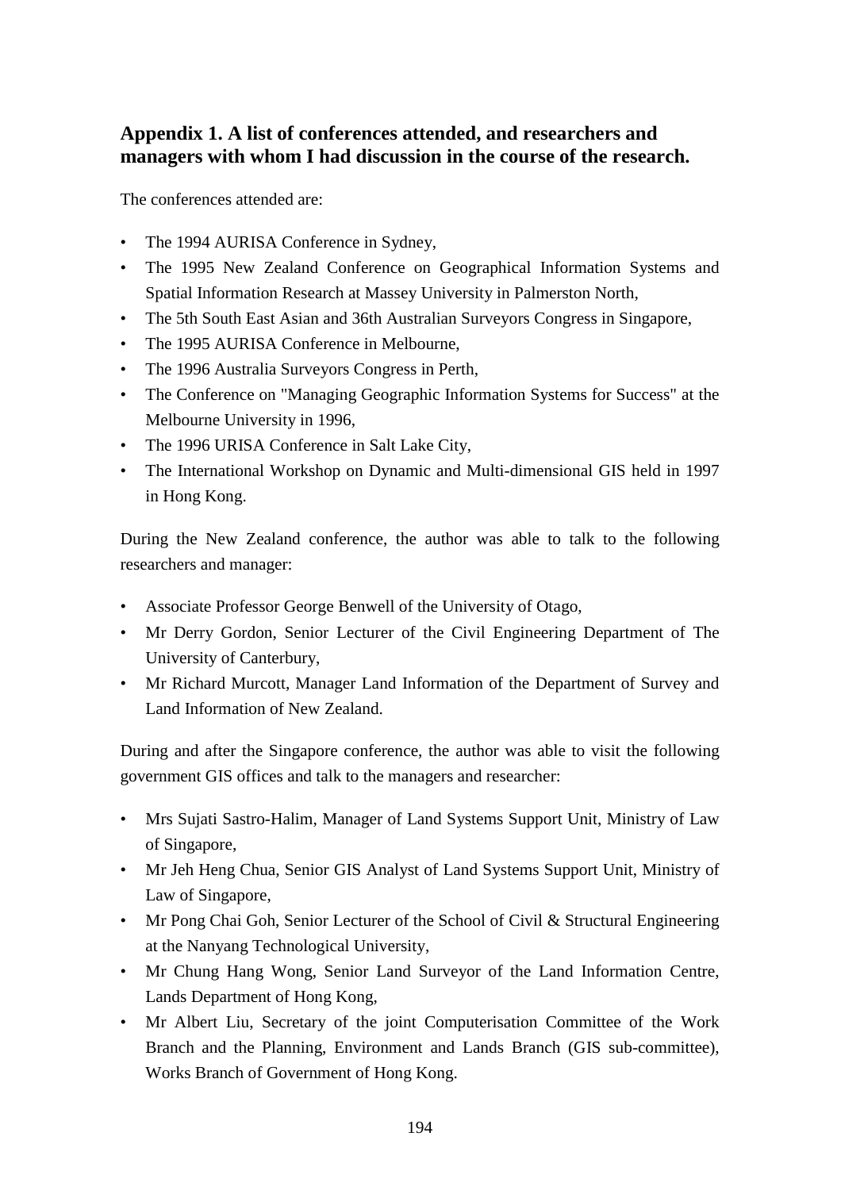## Appendix 1. A list of conferences attended, and researchers and managers with whom I had discussion in the course of the research.

The conferences attended are:

- The 1994 AURISA Conference in Sydney,
- The 1995 New Zealand Conference on Geographical Information Systems and Spatial Information Research at Massey University in Palmerston North,
- The 5th South East Asian and 36th Australian Surveyors Congress in Singapore,
- The 1995 AURISA Conference in Melbourne,
- The 1996 Australia Surveyors Congress in Perth,
- The Conference on "Managing Geographic Information Systems for Success" at the Melbourne University in 1996,
- The 1996 URISA Conference in Salt Lake City,
- The International Workshop on Dynamic and Multi-dimensional GIS held in 1997 in Hong Kong.

During the New Zealand conference, the author was able to talk to the following researchers and manager:

- Associate Professor George Benwell of the University of Otago,
- Mr Derry Gordon, Senior Lecturer of the Civil Engineering Department of The University of Canterbury,
- Mr Richard Murcott, Manager Land Information of the Department of Survey and Land Information of New Zealand.

During and after the Singapore conference, the author was able to visit the following government GIS offices and talk to the managers and researcher:

- Mrs Sujati Sastro-Halim, Manager of Land Systems Support Unit, Ministry of Law of Singapore,
- Mr Jeh Heng Chua, Senior GIS Analyst of Land Systems Support Unit, Ministry of Law of Singapore,
- Mr Pong Chai Goh, Senior Lecturer of the School of Civil & Structural Engineering at the Nanyang Technological University,
- Mr Chung Hang Wong, Senior Land Surveyor of the Land Information Centre, Lands Department of Hong Kong,
- Mr Albert Liu, Secretary of the joint Computerisation Committee of the Work Branch and the Planning, Environment and Lands Branch (GIS sub-committee), Works Branch of Government of Hong Kong.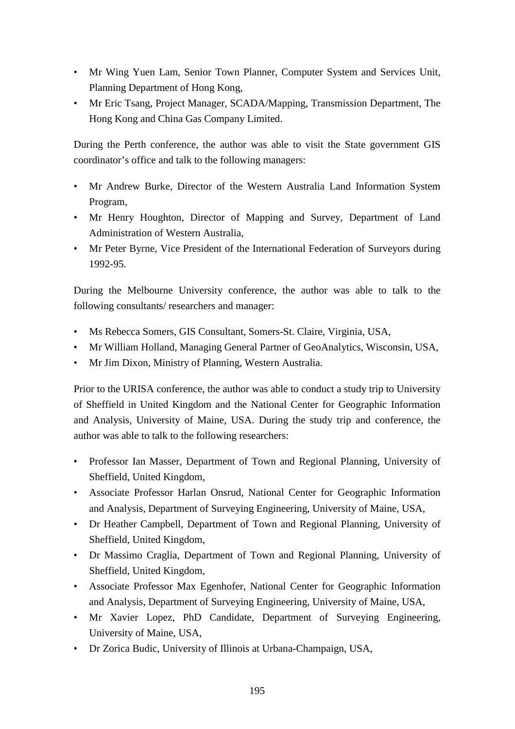- Mr Wing Yuen Lam, Senior Town Planner, Computer System and Services Unit, Planning Department of Hong Kong,
- Mr Eric Tsang, Project Manager, SCADA/Mapping, Transmission Department, The Hong Kong and China Gas Company Limited.

During the Perth conference, the author was able to visit the State government GIS coordinator's office and talk to the following managers:

- Mr Andrew Burke, Director of the Western Australia Land Information System Program,
- Mr Henry Houghton, Director of Mapping and Survey, Department of Land Administration of Western Australia,
- Mr Peter Byrne, Vice President of the International Federation of Surveyors during 1992-95.

During the Melbourne University conference, the author was able to talk to the following consultants/ researchers and manager:

- Ms Rebecca Somers, GIS Consultant, Somers-St. Claire, Virginia, USA,
- Mr William Holland, Managing General Partner of GeoAnalytics, Wisconsin, USA,
- Mr Jim Dixon, Ministry of Planning, Western Australia.

Prior to the URISA conference, the author was able to conduct a study trip to University of Sheffield in United Kingdom and the National Center for Geographic Information and Analysis, University of Maine, USA. During the study trip and conference, the author was able to talk to the following researchers:

- Professor Ian Masser, Department of Town and Regional Planning, University of Sheffield, United Kingdom,
- Associate Professor Harlan Onsrud, National Center for Geographic Information and Analysis, Department of Surveying Engineering, University of Maine, USA,
- Dr Heather Campbell, Department of Town and Regional Planning, University of Sheffield, United Kingdom,
- Dr Massimo Craglia, Department of Town and Regional Planning, University of Sheffield, United Kingdom,
- Associate Professor Max Egenhofer, National Center for Geographic Information and Analysis, Department of Surveying Engineering, University of Maine, USA,
- Mr Xavier Lopez, PhD Candidate, Department of Surveying Engineering, University of Maine, USA,
- Dr Zorica Budic, University of Illinois at Urbana-Champaign, USA,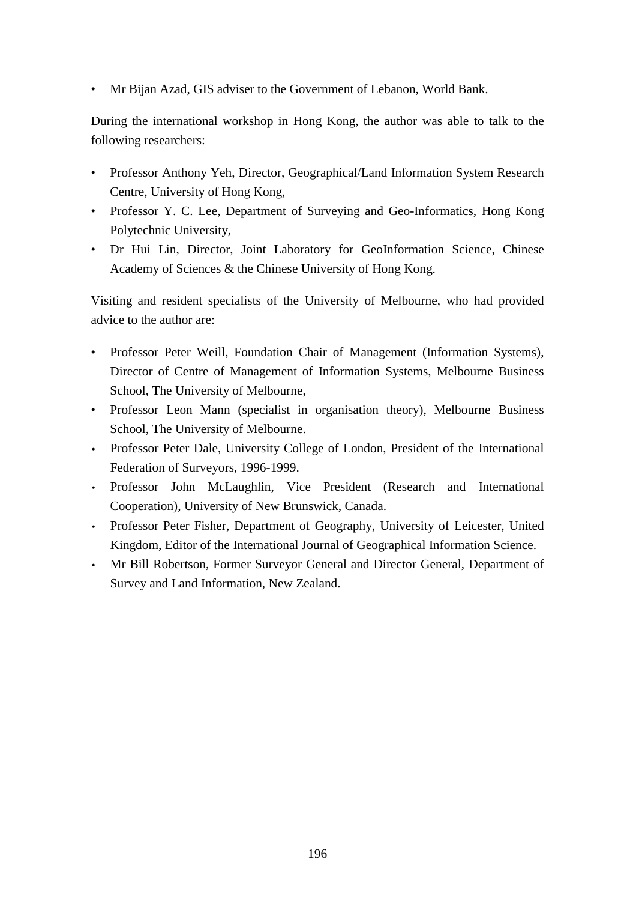- Mr Bijan Azad, GIS adviser to the Government of Lebanon, World Bank.

During the international workshop in Hong Kong, the author was able to talk to the following researchers:

- Professor Anthony Yeh, Director, Geographical/Land Information System Research Centre, University of Hong Kong,
- Professor Y. C. Lee, Department of Surveying and Geo-Informatics, Hong Kong Polytechnic University,
- Dr Hui Lin, Director, Joint Laboratory for GeoInformation Science, Chinese Academy of Sciences & the Chinese University of Hong Kong.

Visiting and resident specialists of the University of Melbourne, who had provided advice to the author are:

- Professor Peter Weill, Foundation Chair of Management (Information Systems), Director of Centre of Management of Information Systems, Melbourne Business School, The University of Melbourne,
- Professor Leon Mann (specialist in organisation theory), Melbourne Business School, The University of Melbourne.
- Professor Peter Dale, University College of London, President of the International Federation of Surveyors, 1996-1999.
- Professor John McLaughlin, Vice President (Research and International Cooperation), University of New Brunswick, Canada.
- Professor Peter Fisher, Department of Geography, University of Leicester, United Kingdom, Editor of the International Journal of Geographical Information Science.
- Mr Bill Robertson, Former Surveyor General and Director General, Department of Survey and Land Information, New Zealand.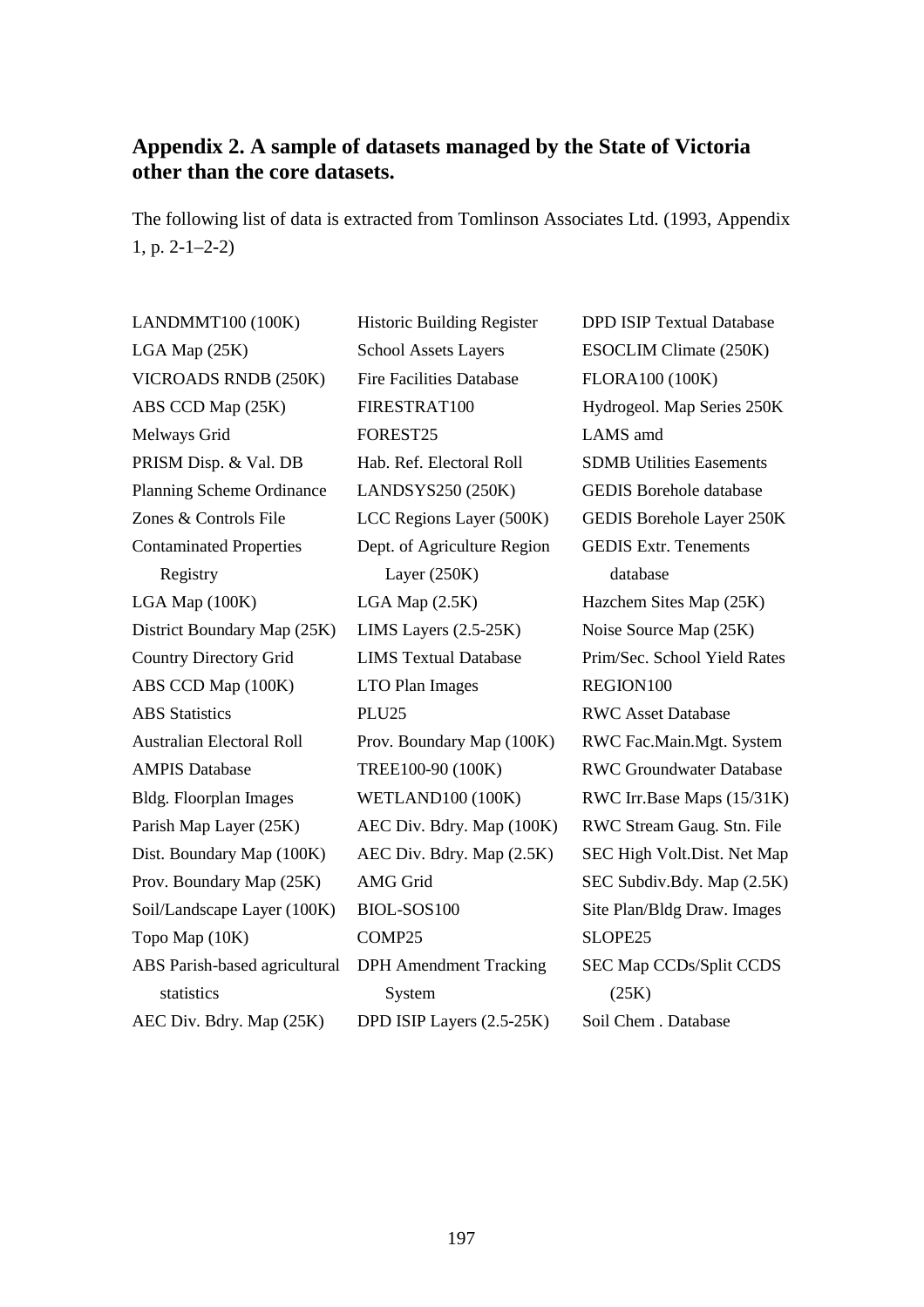## Appendix 2. A sample of datasets managed by the State of Victoria other than the core datasets.

The following list of data is extracted from Tomlinson Associates Ltd. (1993, Appendix 1, p. 2-1–2-2)

- LANDMMT100 (100K)
- LGA Map (25K)
- VICROADS RNDB (250K)
- ABS CCD Map (25K)
- Melways Grid
- PRISM Disp. & Val. DB
- Planning Scheme Ordinance
- Zones & Controls File
- Contaminated Properties Registry
- LGA Map (100K)
- District Boundary Map (25K)
- Country Directory Grid
- ABS CCD Map (100K)
- ABS Statistics
- Australian Electoral Roll
- AMPIS Database
- Bldg. Floorplan Images
- Parish Map Layer (25K)
- Dist. Boundary Map (100K)
- Prov. Boundary Map (25K)
- Soil/Landscape Layer (100K)
- Topo Map (10K)
- ABS Parish-based agricultural statistics
- AEC Div. Bdry. Map (25K)
- Historic Building Register
- School Assets Layers
- Fire Facilities Database
- FIRESTRAT100
- FOREST25
- Hab. Ref. Electoral Roll
- LANDSYS250 (250K)
- LCC Regions Layer (500K)
- Dept. of Agriculture Region Layer (250K)
- LGA Map (2.5K)
- LIMS Layers (2.5-25K)
- LIMS Textual Database
- LTO Plan Images
- PLU25
- Prov. Boundary Map (100K)
- TREE100-90 (100K)
- WETLAND100 (100K)
- AEC Div. Bdry. Map (100K)
- AEC Div. Bdry. Map (2.5K)
- AMG Grid
- BIOL-SOS100
- COMP25
- DPH Amendment Tracking System
- DPD ISIP Layers (2.5-25K)
- DPD ISIP Textual Database
- ESOCLIM Climate (250K)
- FLORA100 (100K)
- Hydrogeol. Map Series 250K
- LAMS amd
- SDMB Utilities Easements
- GEDIS Borehole database
- GEDIS Borehole Layer 250K
- GEDIS Extr. Tenements database
- Hazchem Sites Map (25K)
- Noise Source Map (25K)
- Prim/Sec. School Yield Rates
- REGION100
- RWC Asset Database
- RWC Fac.Main.Mgt. System
- RWC Groundwater Database
- RWC Irr.Base Maps (15/31K)
- RWC Stream Gaug. Stn. File
- SEC High Volt.Dist. Net Map
- SEC Subdiv.Bdy. Map (2.5K)
- Site Plan/Bldg Draw. Images
- SLOPE25
- SEC Map CCDs/Split CCDS (25K)
- Soil Chem . Database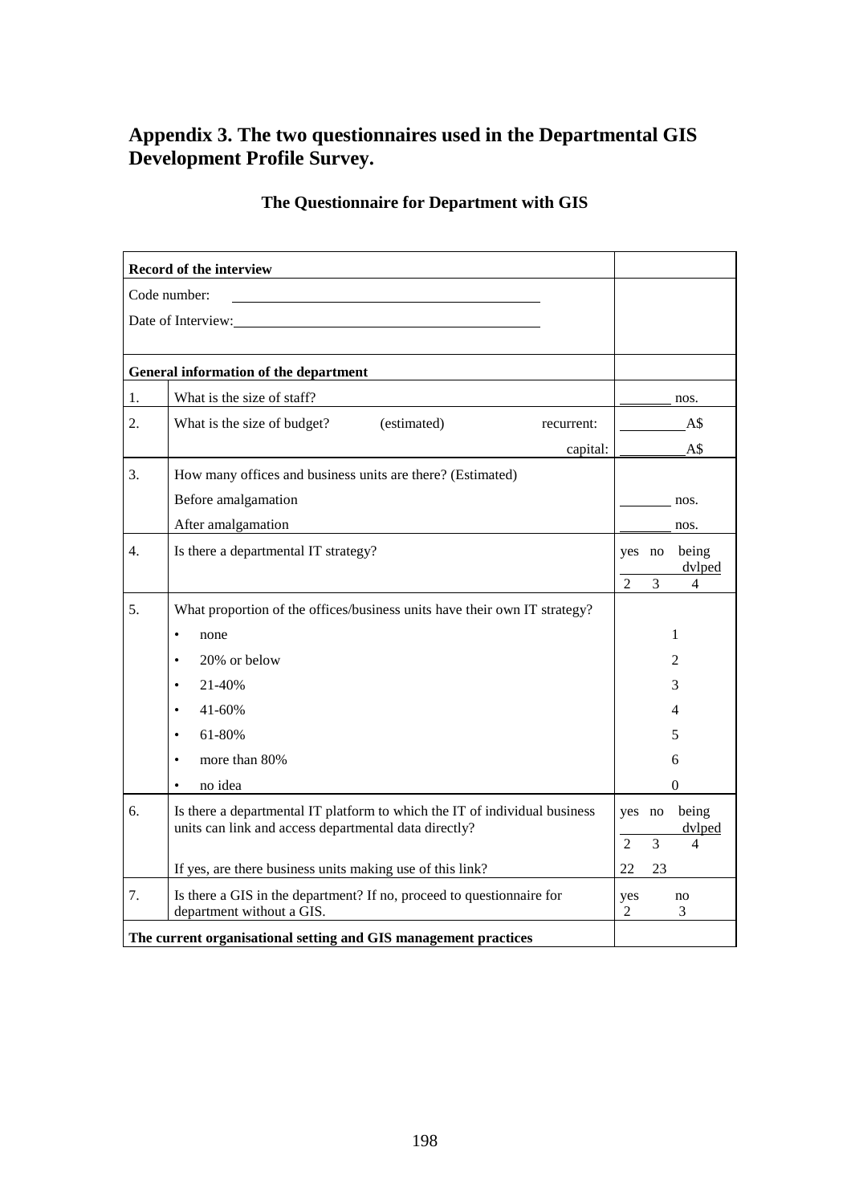# Appendix 3. The two questionnaires used in the Departmental GIS Development Profile Survey.

## The Questionnaire for Department with GIS

| **Record of the interview** | | |
|---|---|---|
| Code number: ____________________ | | |
| Date of Interview: ____________________ | | |
| **General information of the department** | | |
| 1. | What is the size of staff? | _______ nos. |
| 2. | What is the size of budget? (estimated) recurrent: | _________A$ |
| | capital: | _________A$ |
| 3. | How many offices and business units are there? (Estimated) | |
| | Before amalgamation | _______ nos. |
| | After amalgamation | _______ nos. |
| 4. | Is there a departmental IT strategy? | yes no being dvlped<br>2 3 4 |
| 5. | What proportion of the offices/business units have their own IT strategy? | |
| | • none | 1 |
| | • 20% or below | 2 |
| | • 21-40% | 3 |
| | • 41-60% | 4 |
| | • 61-80% | 5 |
| | • more than 80% | 6 |
| | • no idea | 0 |
| 6. | Is there a departmental IT platform to which the IT of individual business units can link and access departmental data directly? | yes no being dvlped<br>2 3 4 |
| | If yes, are there business units making use of this link? | 22 23 |
| 7. | Is there a GIS in the department? If no, proceed to questionnaire for department without a GIS. | yes no<br>2 3 |
| **The current organisational setting and GIS management practices** | | |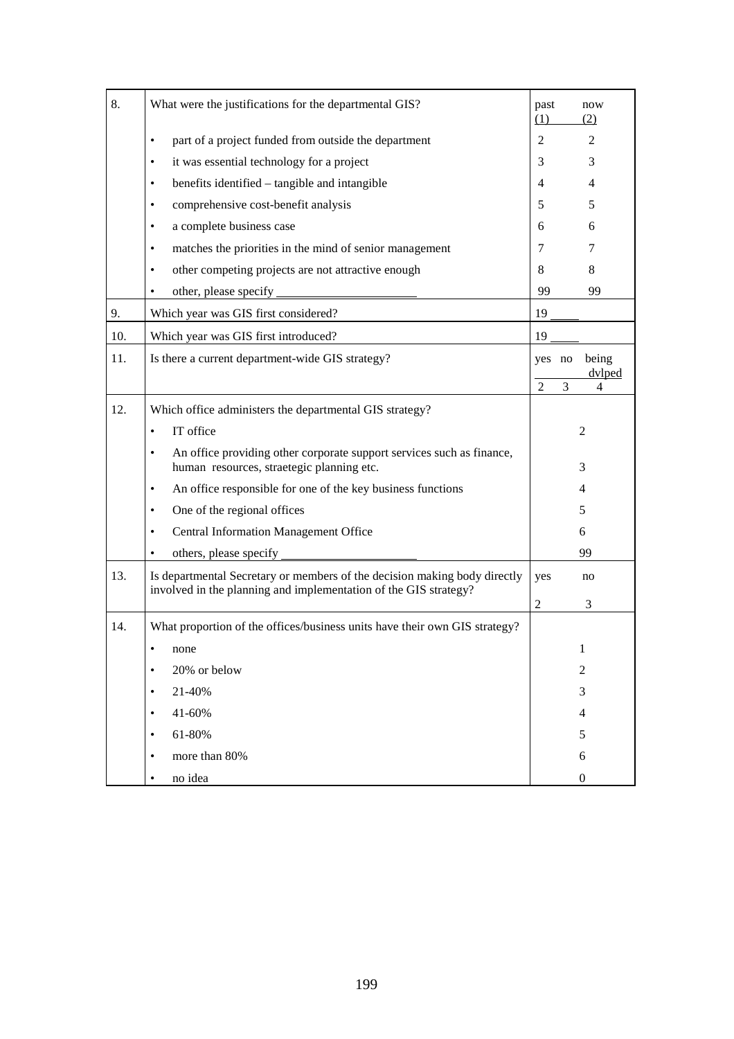| | | | |
|---|---|---|---|
| 8. | What were the justifications for the departmental GIS? | past (1) | now (2) |
| | • part of a project funded from outside the department | 2 | 2 |
| | • it was essential technology for a project | 3 | 3 |
| | • benefits identified – tangible and intangible | 4 | 4 |
| | • comprehensive cost-benefit analysis | 5 | 5 |
| | • a complete business case | 6 | 6 |
| | • matches the priorities in the mind of senior management | 7 | 7 |
| | • other competing projects are not attractive enough | 8 | 8 |
| | • other, please specify ______________________ | 99 | 99 |
| 9. | Which year was GIS first considered? | 19 ____ | |
| 10. | Which year was GIS first introduced? | 19 ____ | |
| 11. | Is there a current department-wide GIS strategy? | yes no being dvlped<br>2 3 4 | |
| 12. | Which office administers the departmental GIS strategy? | | |
| | • IT office | 2 | |
| | • An office providing other corporate support services such as finance, human resources, straetegic planning etc. | 3 | |
| | • An office responsible for one of the key business functions | 4 | |
| | • One of the regional offices | 5 | |
| | • Central Information Management Office | 6 | |
| | • others, please specify ______________________ | 99 | |
| 13. | Is departmental Secretary or members of the decision making body directly involved in the planning and implementation of the GIS strategy? | yes<br>2 | no<br>3 |
| 14. | What proportion of the offices/business units have their own GIS strategy? | | |
| | • none | 1 | |
| | • 20% or below | 2 | |
| | • 21-40% | 3 | |
| | • 41-60% | 4 | |
| | • 61-80% | 5 | |
| | • more than 80% | 6 | |
| | • no idea | 0 | |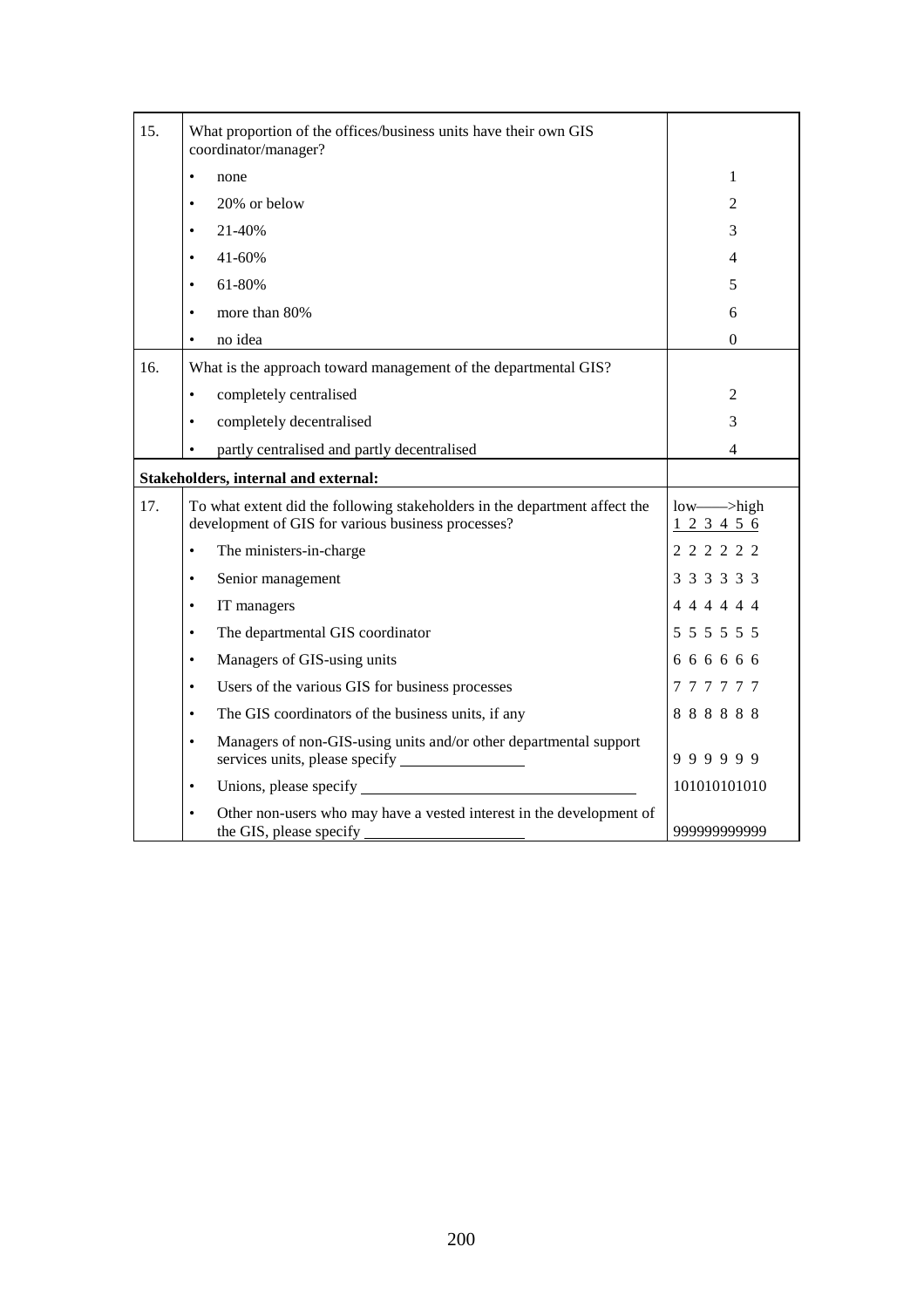| | | |
|---|---|---|
| 15. | What proportion of the offices/business units have their own GIS coordinator/manager? | |
| | • none | 1 |
| | • 20% or below | 2 |
| | • 21-40% | 3 |
| | • 41-60% | 4 |
| | • 61-80% | 5 |
| | • more than 80% | 6 |
| | • no idea | 0 |
| 16. | What is the approach toward management of the departmental GIS? | |
| | • completely centralised | 2 |
| | • completely decentralised | 3 |
| | • partly centralised and partly decentralised | 4 |
| **Stakeholders, internal and external:** | | |
| 17. | To what extent did the following stakeholders in the department affect the development of GIS for various business processes? | low——>high<br>1 2 3 4 5 6 |
| | • The ministers-in-charge | 2 2 2 2 2 2 |
| | • Senior management | 3 3 3 3 3 3 |
| | • IT managers | 4 4 4 4 4 4 |
| | • The departmental GIS coordinator | 5 5 5 5 5 5 |
| | • Managers of GIS-using units | 6 6 6 6 6 6 |
| | • Users of the various GIS for business processes | 7 7 7 7 7 7 |
| | • The GIS coordinators of the business units, if any | 8 8 8 8 8 8 |
| | • Managers of non-GIS-using units and/or other departmental support services units, please specify ________________ | 9 9 9 9 9 9 |
| | • Unions, please specify ____________________________________ | 101010101010 |
| | • Other non-users who may have a vested interest in the development of the GIS, please specify ____________________ | 999999999999 |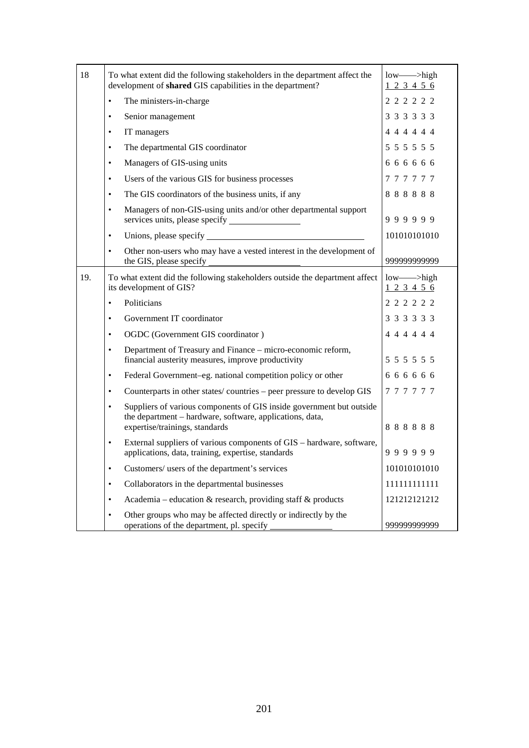| | | |
|---|---|---|
| 18 | To what extent did the following stakeholders in the department affect the development of **shared** GIS capabilities in the department? | low——>high<br>1 2 3 4 5 6 |
| | • The ministers-in-charge | 2 2 2 2 2 2 |
| | • Senior management | 3 3 3 3 3 3 |
| | • IT managers | 4 4 4 4 4 4 |
| | • The departmental GIS coordinator | 5 5 5 5 5 5 |
| | • Managers of GIS-using units | 6 6 6 6 6 6 |
| | • Users of the various GIS for business processes | 7 7 7 7 7 7 |
| | • The GIS coordinators of the business units, if any | 8 8 8 8 8 8 |
| | • Managers of non-GIS-using units and/or other departmental support services units, please specify ________________ | 9 9 9 9 9 9 |
| | • Unions, please specify ___________________________________ | 101010101010 |
| | • Other non-users who may have a vested interest in the development of the GIS, please specify ____________________ | 999999999999 |
| 19. | To what extent did the following stakeholders outside the department affect its development of GIS? | low——>high<br>1 2 3 4 5 6 |
| | • Politicians | 2 2 2 2 2 2 |
| | • Government IT coordinator | 3 3 3 3 3 3 |
| | • OGDC (Government GIS coordinator ) | 4 4 4 4 4 4 |
| | • Department of Treasury and Finance – micro-economic reform, financial austerity measures, improve productivity | 5 5 5 5 5 5 |
| | • Federal Government–eg. national competition policy or other | 6 6 6 6 6 6 |
| | • Counterparts in other states/ countries – peer pressure to develop GIS | 7 7 7 7 7 7 |
| | • Suppliers of various components of GIS inside government but outside the department – hardware, software, applications, data, expertise/trainings, standards | 8 8 8 8 8 8 |
| | • External suppliers of various components of GIS – hardware, software, applications, data, training, expertise, standards | 9 9 9 9 9 9 |
| | • Customers/ users of the department's services | 101010101010 |
| | • Collaborators in the departmental businesses | 111111111111 |
| | • Academia – education & research, providing staff & products | 121212121212 |
| | • Other groups who may be affected directly or indirectly by the operations of the department, pl. specify _____________ | 999999999999 |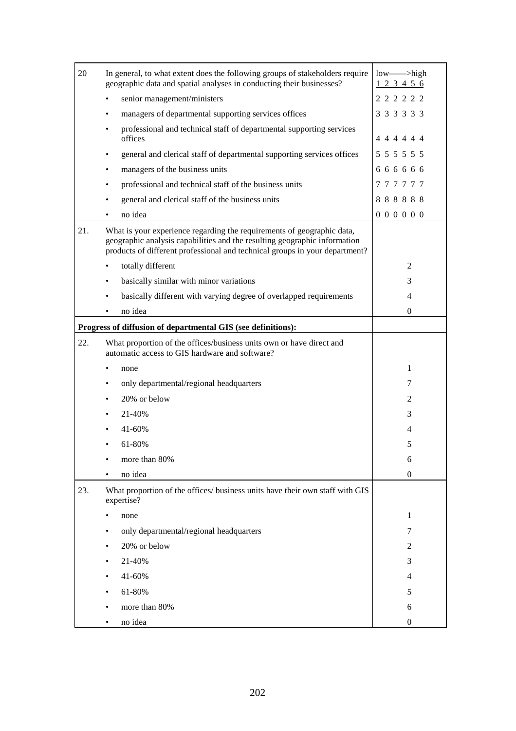| | | |
|---|---|---|
| 20 | In general, to what extent does the following groups of stakeholders require geographic data and spatial analyses in conducting their businesses? | low——>high<br>1 2 3 4 5 6 |
| | • senior management/ministers | 2 2 2 2 2 2 |
| | • managers of departmental supporting services offices | 3 3 3 3 3 3 |
| | • professional and technical staff of departmental supporting services offices | 4 4 4 4 4 4 |
| | • general and clerical staff of departmental supporting services offices | 5 5 5 5 5 5 |
| | • managers of the business units | 6 6 6 6 6 6 |
| | • professional and technical staff of the business units | 7 7 7 7 7 7 |
| | • general and clerical staff of the business units | 8 8 8 8 8 8 |
| | • no idea | 0 0 0 0 0 0 |
| 21. | What is your experience regarding the requirements of geographic data, geographic analysis capabilities and the resulting geographic information products of different professional and technical groups in your department? | |
| | • totally different | 2 |
| | • basically similar with minor variations | 3 |
| | • basically different with varying degree of overlapped requirements | 4 |
| | • no idea | 0 |
| **Progress of diffusion of departmental GIS (see definitions):** | | |
| 22. | What proportion of the offices/business units own or have direct and automatic access to GIS hardware and software? | |
| | • none | 1 |
| | • only departmental/regional headquarters | 7 |
| | • 20% or below | 2 |
| | • 21-40% | 3 |
| | • 41-60% | 4 |
| | • 61-80% | 5 |
| | • more than 80% | 6 |
| | • no idea | 0 |
| 23. | What proportion of the offices/ business units have their own staff with GIS expertise? | |
| | • none | 1 |
| | • only departmental/regional headquarters | 7 |
| | • 20% or below | 2 |
| | • 21-40% | 3 |
| | • 41-60% | 4 |
| | • 61-80% | 5 |
| | • more than 80% | 6 |
| | • no idea | 0 |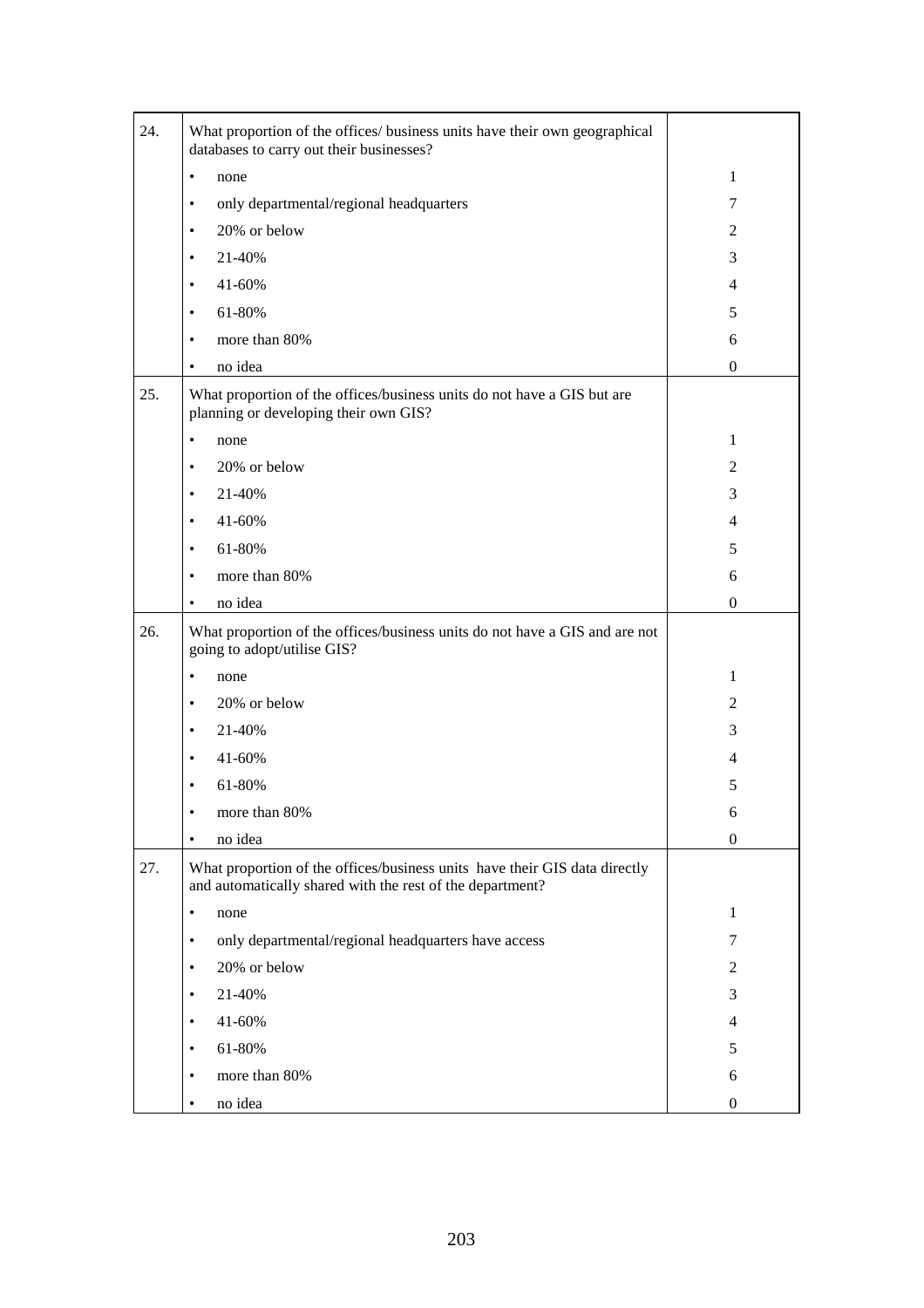| | | |
|---|---|---|
| 24. | What proportion of the offices/ business units have their own geographical databases to carry out their businesses? | |
| | • none | 1 |
| | • only departmental/regional headquarters | 7 |
| | • 20% or below | 2 |
| | • 21-40% | 3 |
| | • 41-60% | 4 |
| | • 61-80% | 5 |
| | • more than 80% | 6 |
| | • no idea | 0 |
| 25. | What proportion of the offices/business units do not have a GIS but are planning or developing their own GIS? | |
| | • none | 1 |
| | • 20% or below | 2 |
| | • 21-40% | 3 |
| | • 41-60% | 4 |
| | • 61-80% | 5 |
| | • more than 80% | 6 |
| | • no idea | 0 |
| 26. | What proportion of the offices/business units do not have a GIS and are not going to adopt/utilise GIS? | |
| | • none | 1 |
| | • 20% or below | 2 |
| | • 21-40% | 3 |
| | • 41-60% | 4 |
| | • 61-80% | 5 |
| | • more than 80% | 6 |
| | • no idea | 0 |
| 27. | What proportion of the offices/business units have their GIS data directly and automatically shared with the rest of the department? | |
| | • none | 1 |
| | • only departmental/regional headquarters have access | 7 |
| | • 20% or below | 2 |
| | • 21-40% | 3 |
| | • 41-60% | 4 |
| | • 61-80% | 5 |
| | • more than 80% | 6 |
| | • no idea | 0 |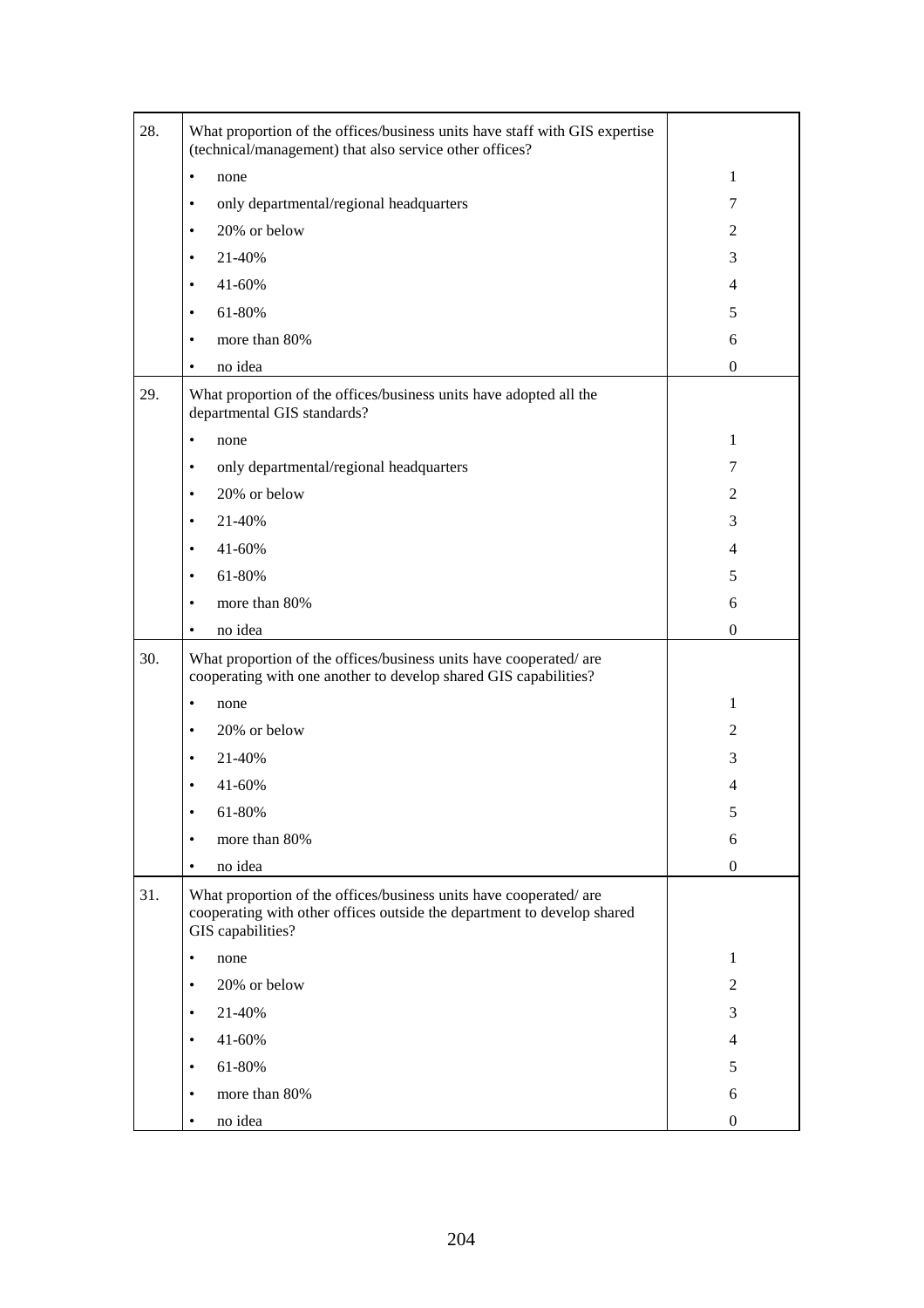| | | |
|---|---|---|
| 28. | What proportion of the offices/business units have staff with GIS expertise (technical/management) that also service other offices? | |
| | • none | 1 |
| | • only departmental/regional headquarters | 7 |
| | • 20% or below | 2 |
| | • 21-40% | 3 |
| | • 41-60% | 4 |
| | • 61-80% | 5 |
| | • more than 80% | 6 |
| | • no idea | 0 |
| 29. | What proportion of the offices/business units have adopted all the departmental GIS standards? | |
| | • none | 1 |
| | • only departmental/regional headquarters | 7 |
| | • 20% or below | 2 |
| | • 21-40% | 3 |
| | • 41-60% | 4 |
| | • 61-80% | 5 |
| | • more than 80% | 6 |
| | • no idea | 0 |
| 30. | What proportion of the offices/business units have cooperated/ are cooperating with one another to develop shared GIS capabilities? | |
| | • none | 1 |
| | • 20% or below | 2 |
| | • 21-40% | 3 |
| | • 41-60% | 4 |
| | • 61-80% | 5 |
| | • more than 80% | 6 |
| | • no idea | 0 |
| 31. | What proportion of the offices/business units have cooperated/ are cooperating with other offices outside the department to develop shared GIS capabilities? | |
| | • none | 1 |
| | • 20% or below | 2 |
| | • 21-40% | 3 |
| | • 41-60% | 4 |
| | • 61-80% | 5 |
| | • more than 80% | 6 |
| | • no idea | 0 |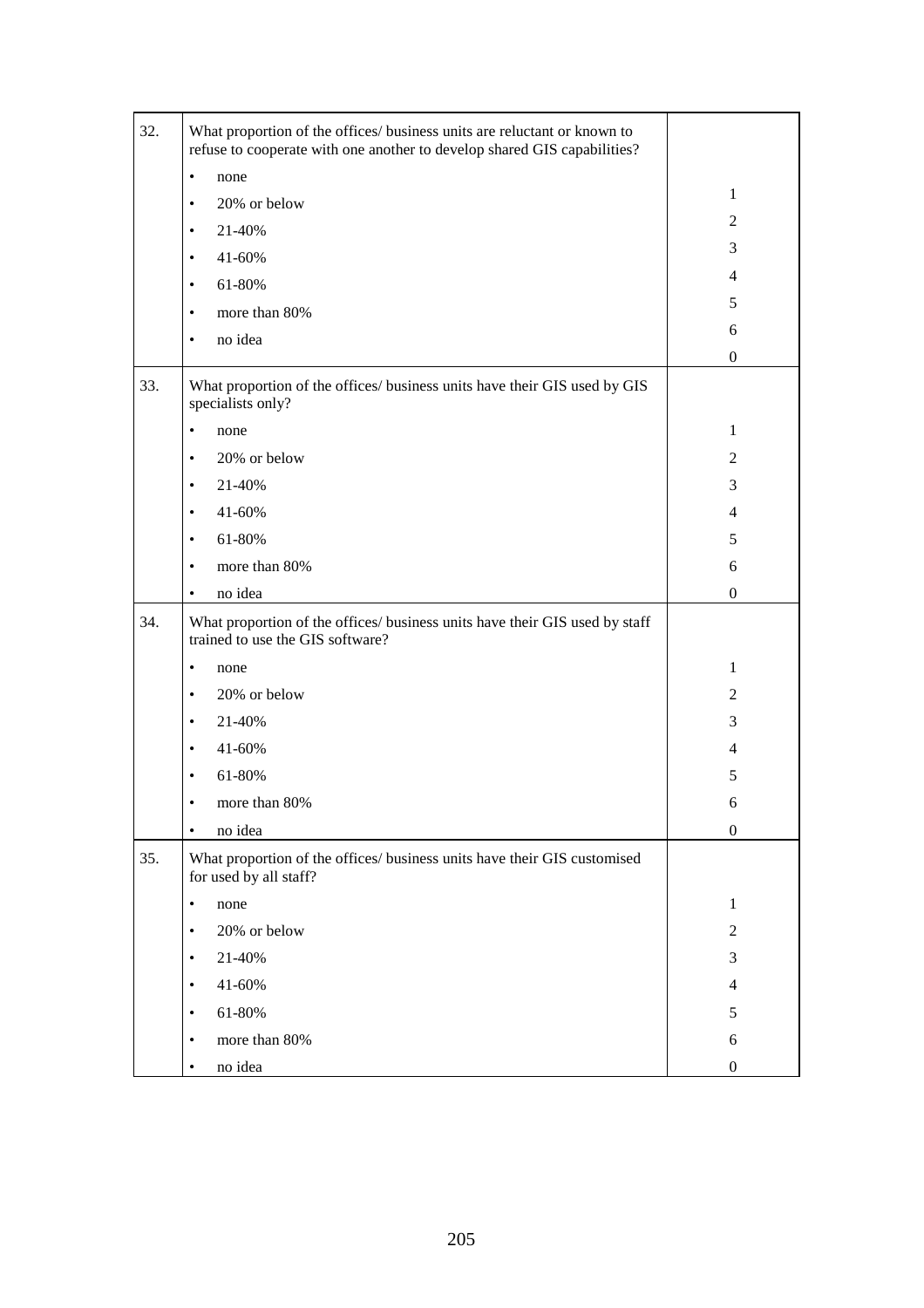| | | |
|---|---|---|
| 32. | What proportion of the offices/ business units are reluctant or known to refuse to cooperate with one another to develop shared GIS capabilities? | |
| | • none | 1 |
| | • 20% or below | 2 |
| | • 21-40% | 3 |
| | • 41-60% | 4 |
| | • 61-80% | 5 |
| | • more than 80% | 6 |
| | • no idea | 0 |
| 33. | What proportion of the offices/ business units have their GIS used by GIS specialists only? | |
| | • none | 1 |
| | • 20% or below | 2 |
| | • 21-40% | 3 |
| | • 41-60% | 4 |
| | • 61-80% | 5 |
| | • more than 80% | 6 |
| | • no idea | 0 |
| 34. | What proportion of the offices/ business units have their GIS used by staff trained to use the GIS software? | |
| | • none | 1 |
| | • 20% or below | 2 |
| | • 21-40% | 3 |
| | • 41-60% | 4 |
| | • 61-80% | 5 |
| | • more than 80% | 6 |
| | • no idea | 0 |
| 35. | What proportion of the offices/ business units have their GIS customised for used by all staff? | |
| | • none | 1 |
| | • 20% or below | 2 |
| | • 21-40% | 3 |
| | • 41-60% | 4 |
| | • 61-80% | 5 |
| | • more than 80% | 6 |
| | • no idea | 0 |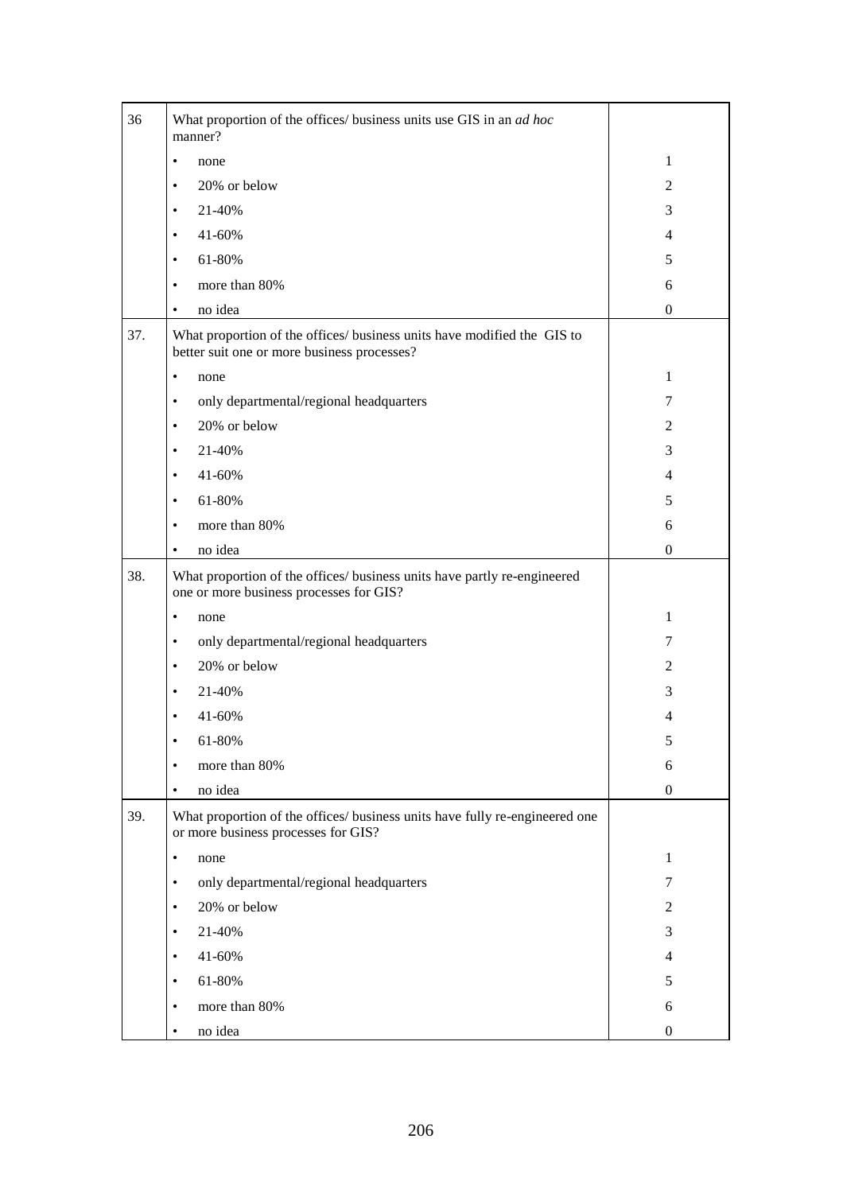| | | |
|---|---|---|
| 36 | What proportion of the offices/ business units use GIS in an *ad hoc* manner? | |
| | • none | 1 |
| | • 20% or below | 2 |
| | • 21-40% | 3 |
| | • 41-60% | 4 |
| | • 61-80% | 5 |
| | • more than 80% | 6 |
| | • no idea | 0 |
| 37. | What proportion of the offices/ business units have modified the GIS to better suit one or more business processes? | |
| | • none | 1 |
| | • only departmental/regional headquarters | 7 |
| | • 20% or below | 2 |
| | • 21-40% | 3 |
| | • 41-60% | 4 |
| | • 61-80% | 5 |
| | • more than 80% | 6 |
| | • no idea | 0 |
| 38. | What proportion of the offices/ business units have partly re-engineered one or more business processes for GIS? | |
| | • none | 1 |
| | • only departmental/regional headquarters | 7 |
| | • 20% or below | 2 |
| | • 21-40% | 3 |
| | • 41-60% | 4 |
| | • 61-80% | 5 |
| | • more than 80% | 6 |
| | • no idea | 0 |
| 39. | What proportion of the offices/ business units have fully re-engineered one or more business processes for GIS? | |
| | • none | 1 |
| | • only departmental/regional headquarters | 7 |
| | • 20% or below | 2 |
| | • 21-40% | 3 |
| | • 41-60% | 4 |
| | • 61-80% | 5 |
| | • more than 80% | 6 |
| | • no idea | 0 |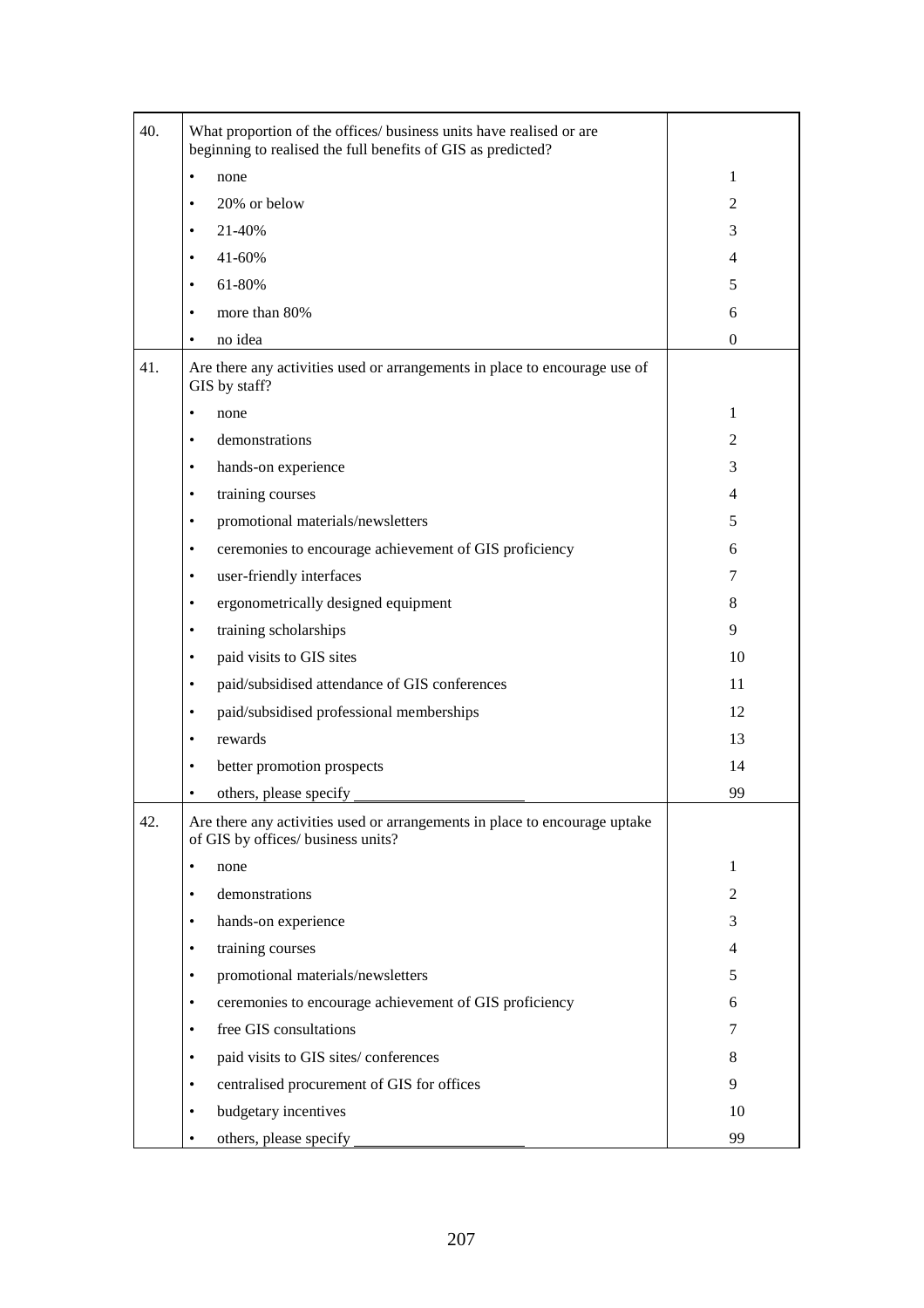| | | |
|---|---|---|
| 40. | What proportion of the offices/ business units have realised or are beginning to realised the full benefits of GIS as predicted? | |
| | • none | 1 |
| | • 20% or below | 2 |
| | • 21-40% | 3 |
| | • 41-60% | 4 |
| | • 61-80% | 5 |
| | • more than 80% | 6 |
| | • no idea | 0 |
| 41. | Are there any activities used or arrangements in place to encourage use of GIS by staff? | |
| | • none | 1 |
| | • demonstrations | 2 |
| | • hands-on experience | 3 |
| | • training courses | 4 |
| | • promotional materials/newsletters | 5 |
| | • ceremonies to encourage achievement of GIS proficiency | 6 |
| | • user-friendly interfaces | 7 |
| | • ergonometrically designed equipment | 8 |
| | • training scholarships | 9 |
| | • paid visits to GIS sites | 10 |
| | • paid/subsidised attendance of GIS conferences | 11 |
| | • paid/subsidised professional memberships | 12 |
| | • rewards | 13 |
| | • better promotion prospects | 14 |
| | • others, please specify ______________________ | 99 |
| 42. | Are there any activities used or arrangements in place to encourage uptake of GIS by offices/ business units? | |
| | • none | 1 |
| | • demonstrations | 2 |
| | • hands-on experience | 3 |
| | • training courses | 4 |
| | • promotional materials/newsletters | 5 |
| | • ceremonies to encourage achievement of GIS proficiency | 6 |
| | • free GIS consultations | 7 |
| | • paid visits to GIS sites/ conferences | 8 |
| | • centralised procurement of GIS for offices | 9 |
| | • budgetary incentives | 10 |
| | • others, please specify ______________________ | 99 |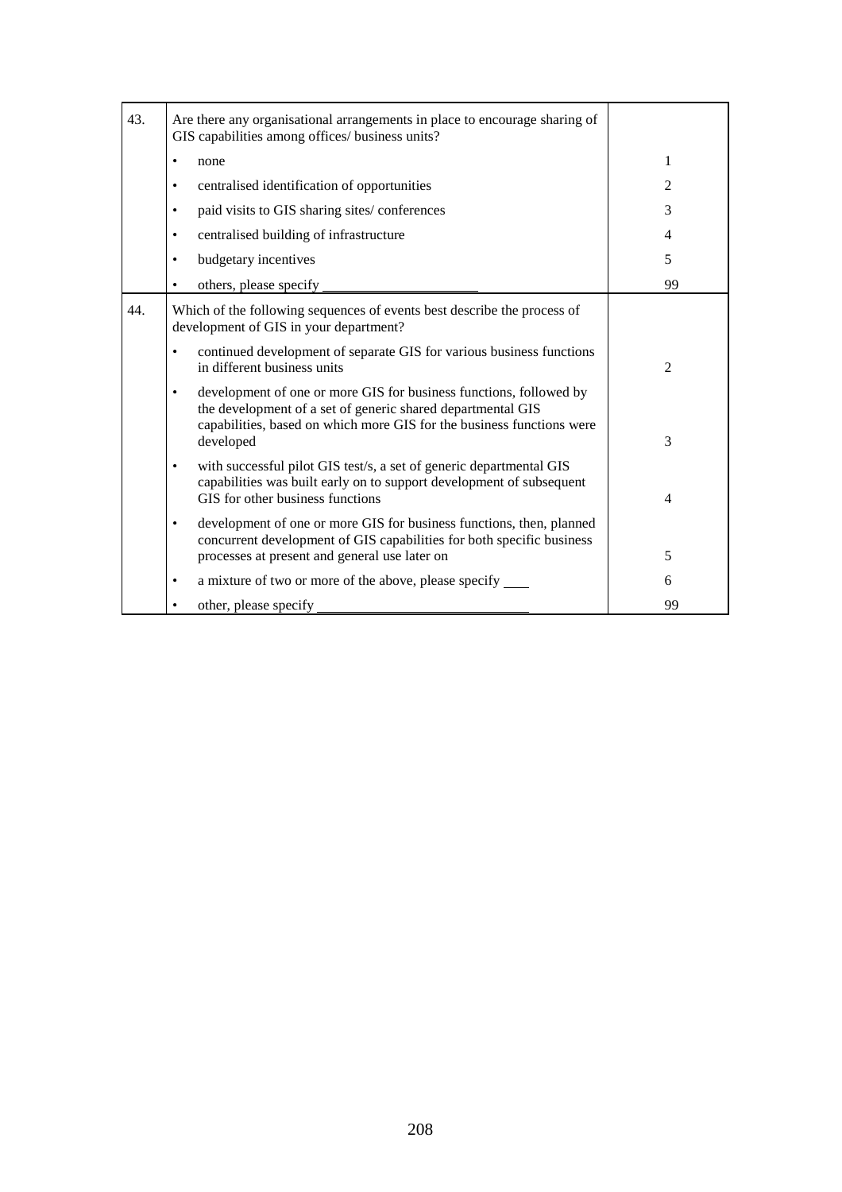| | | |
|---|---|---|
| 43. | Are there any organisational arrangements in place to encourage sharing of GIS capabilities among offices/ business units? | |
| | • none | 1 |
| | • centralised identification of opportunities | 2 |
| | • paid visits to GIS sharing sites/ conferences | 3 |
| | • centralised building of infrastructure | 4 |
| | • budgetary incentives | 5 |
| | • others, please specify ______________________ | 99 |
| 44. | Which of the following sequences of events best describe the process of development of GIS in your department? | |
| | • continued development of separate GIS for various business functions in different business units | 2 |
| | • development of one or more GIS for business functions, followed by the development of a set of generic shared departmental GIS capabilities, based on which more GIS for the business functions were developed | 3 |
| | • with successful pilot GIS test/s, a set of generic departmental GIS capabilities was built early on to support development of subsequent GIS for other business functions | 4 |
| | • development of one or more GIS for business functions, then, planned concurrent development of GIS capabilities for both specific business processes at present and general use later on | 5 |
| | • a mixture of two or more of the above, please specify ____ | 6 |
| | • other, please specify ______________________________ | 99 |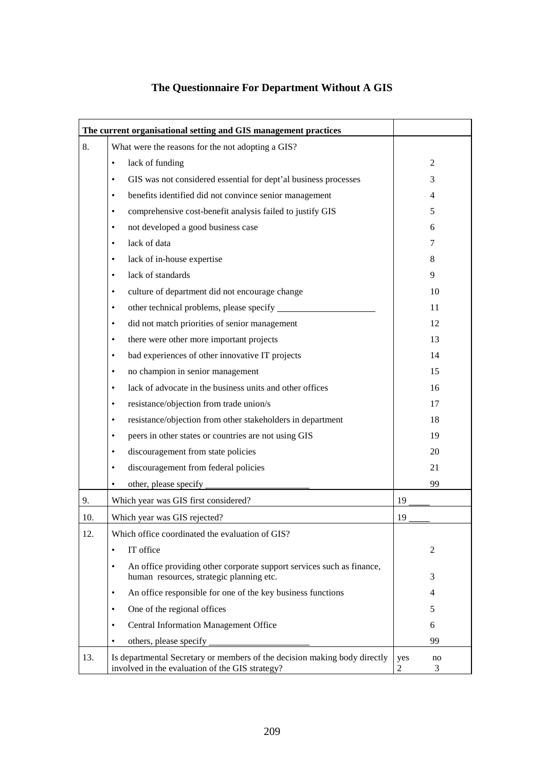## The Questionnaire For Department Without A GIS

| **The current organisational setting and GIS management practices** | | |
|---|---|---|
| 8. | What were the reasons for the not adopting a GIS? | |
| | • lack of funding | 2 |
| | • GIS was not considered essential for dept'al business processes | 3 |
| | • benefits identified did not convince senior management | 4 |
| | • comprehensive cost-benefit analysis failed to justify GIS | 5 |
| | • not developed a good business case | 6 |
| | • lack of data | 7 |
| | • lack of in-house expertise | 8 |
| | • lack of standards | 9 |
| | • culture of department did not encourage change | 10 |
| | • other technical problems, please specify ________ | 11 |
| | • did not match priorities of senior management | 12 |
| | • there were other more important projects | 13 |
| | • bad experiences of other innovative IT projects | 14 |
| | • no champion in senior management | 15 |
| | • lack of advocate in the business units and other offices | 16 |
| | • resistance/objection from trade union/s | 17 |
| | • resistance/objection from other stakeholders in department | 18 |
| | • peers in other states or countries are not using GIS | 19 |
| | • discouragement from state policies | 20 |
| | • discouragement from federal policies | 21 |
| | • other, please specify ________ | 99 |
| 9. | Which year was GIS first considered? | 19 ____ |
| 10. | Which year was GIS rejected? | 19 ____ |
| 12. | Which office coordinated the evaluation of GIS? | |
| | • IT office | 2 |
| | • An office providing other corporate support services such as finance, human resources, strategic planning etc. | 3 |
| | • An office responsible for one of the key business functions | 4 |
| | • One of the regional offices | 5 |
| | • Central Information Management Office | 6 |
| | • others, please specify ________ | 99 |
| 13. | Is departmental Secretary or members of the decision making body directly involved in the evaluation of the GIS strategy? | yes 2 no 3 |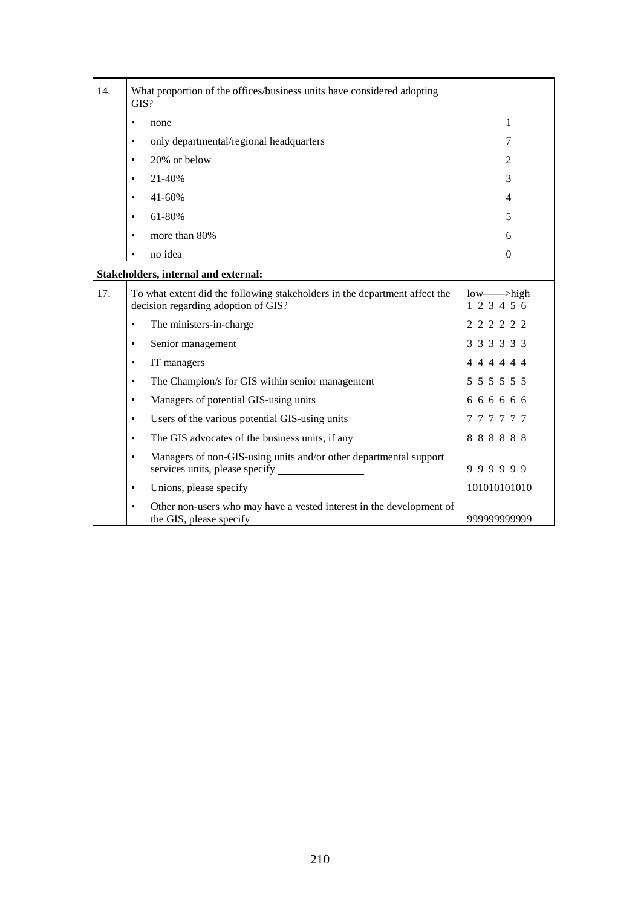| | | |
|---|---|---|
| 14. | What proportion of the offices/business units have considered adopting GIS? | |
| | • none | 1 |
| | • only departmental/regional headquarters | 7 |
| | • 20% or below | 2 |
| | • 21-40% | 3 |
| | • 41-60% | 4 |
| | • 61-80% | 5 |
| | • more than 80% | 6 |
| | • no idea | 0 |
| **Stakeholders, internal and external:** | | |
| 17. | To what extent did the following stakeholders in the department affect the decision regarding adoption of GIS? | low——>high<br>1 2 3 4 5 6 |
| | • The ministers-in-charge | 2 2 2 2 2 2 |
| | • Senior management | 3 3 3 3 3 3 |
| | • IT managers | 4 4 4 4 4 4 |
| | • The Champion/s for GIS within senior management | 5 5 5 5 5 5 |
| | • Managers of potential GIS-using units | 6 6 6 6 6 6 |
| | • Users of the various potential GIS-using units | 7 7 7 7 7 7 |
| | • The GIS advocates of the business units, if any | 8 8 8 8 8 8 |
| | • Managers of non-GIS-using units and/or other departmental support services units, please specify ________________ | 9 9 9 9 9 9 |
| | • Unions, please specify ____________________________________ | 101010101010 |
| | • Other non-users who may have a vested interest in the development of the GIS, please specify ____________________ | 999999999999 |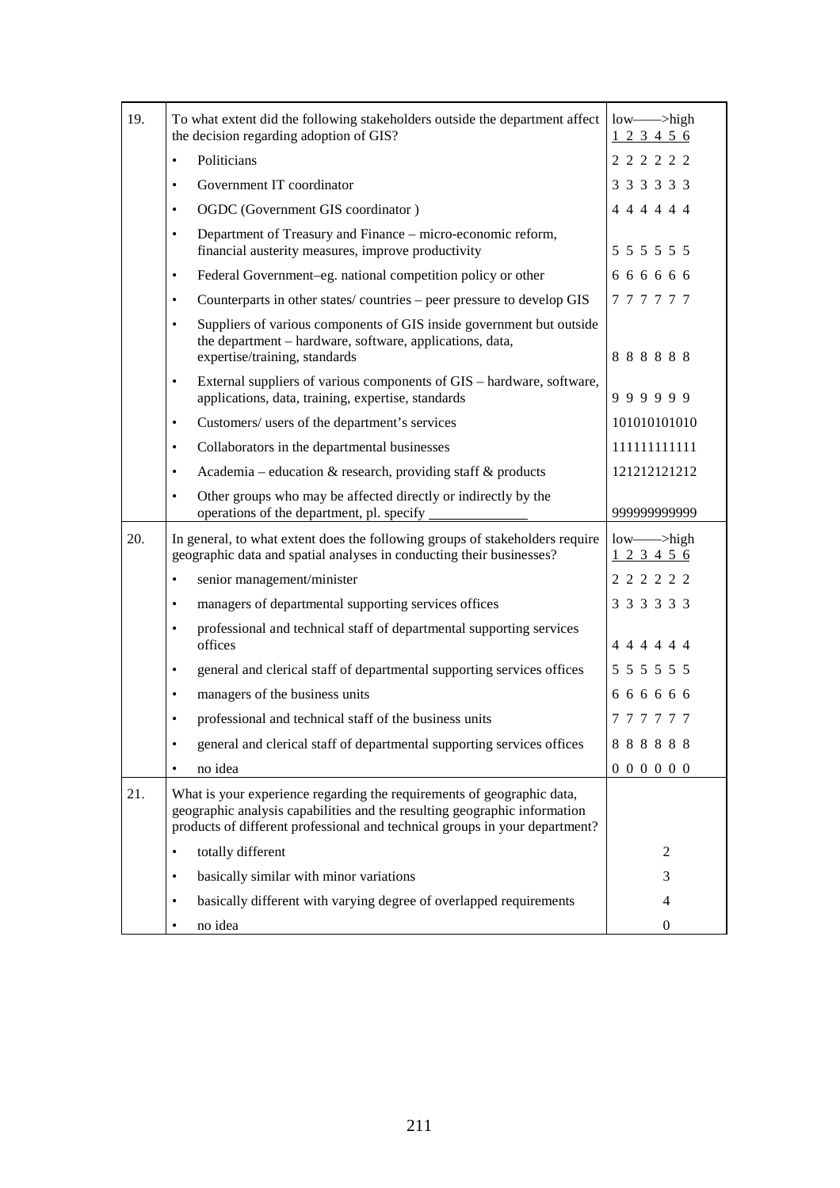| | | |
|---|---|---|
| 19. | To what extent did the following stakeholders outside the department affect the decision regarding adoption of GIS? | low——>high<br>1 2 3 4 5 6 |
| | • Politicians | 2 2 2 2 2 2 |
| | • Government IT coordinator | 3 3 3 3 3 3 |
| | • OGDC (Government GIS coordinator ) | 4 4 4 4 4 4 |
| | • Department of Treasury and Finance – micro-economic reform, financial austerity measures, improve productivity | 5 5 5 5 5 5 |
| | • Federal Government–eg. national competition policy or other | 6 6 6 6 6 6 |
| | • Counterparts in other states/ countries – peer pressure to develop GIS | 7 7 7 7 7 7 |
| | • Suppliers of various components of GIS inside government but outside the department – hardware, software, applications, data, expertise/training, standards | 8 8 8 8 8 8 |
| | • External suppliers of various components of GIS – hardware, software, applications, data, training, expertise, standards | 9 9 9 9 9 9 |
| | • Customers/ users of the department's services | 101010101010 |
| | • Collaborators in the departmental businesses | 111111111111 |
| | • Academia – education & research, providing staff & products | 121212121212 |
| | • Other groups who may be affected directly or indirectly by the operations of the department, pl. specify _____________ | 999999999999 |
| 20. | In general, to what extent does the following groups of stakeholders require geographic data and spatial analyses in conducting their businesses? | low——>high<br>1 2 3 4 5 6 |
| | • senior management/minister | 2 2 2 2 2 2 |
| | • managers of departmental supporting services offices | 3 3 3 3 3 3 |
| | • professional and technical staff of departmental supporting services offices | 4 4 4 4 4 4 |
| | • general and clerical staff of departmental supporting services offices | 5 5 5 5 5 5 |
| | • managers of the business units | 6 6 6 6 6 6 |
| | • professional and technical staff of the business units | 7 7 7 7 7 7 |
| | • general and clerical staff of departmental supporting services offices | 8 8 8 8 8 8 |
| | • no idea | 0 0 0 0 0 0 |
| 21. | What is your experience regarding the requirements of geographic data, geographic analysis capabilities and the resulting geographic information products of different professional and technical groups in your department? | |
| | • totally different | 2 |
| | • basically similar with minor variations | 3 |
| | • basically different with varying degree of overlapped requirements | 4 |
| | • no idea | 0 |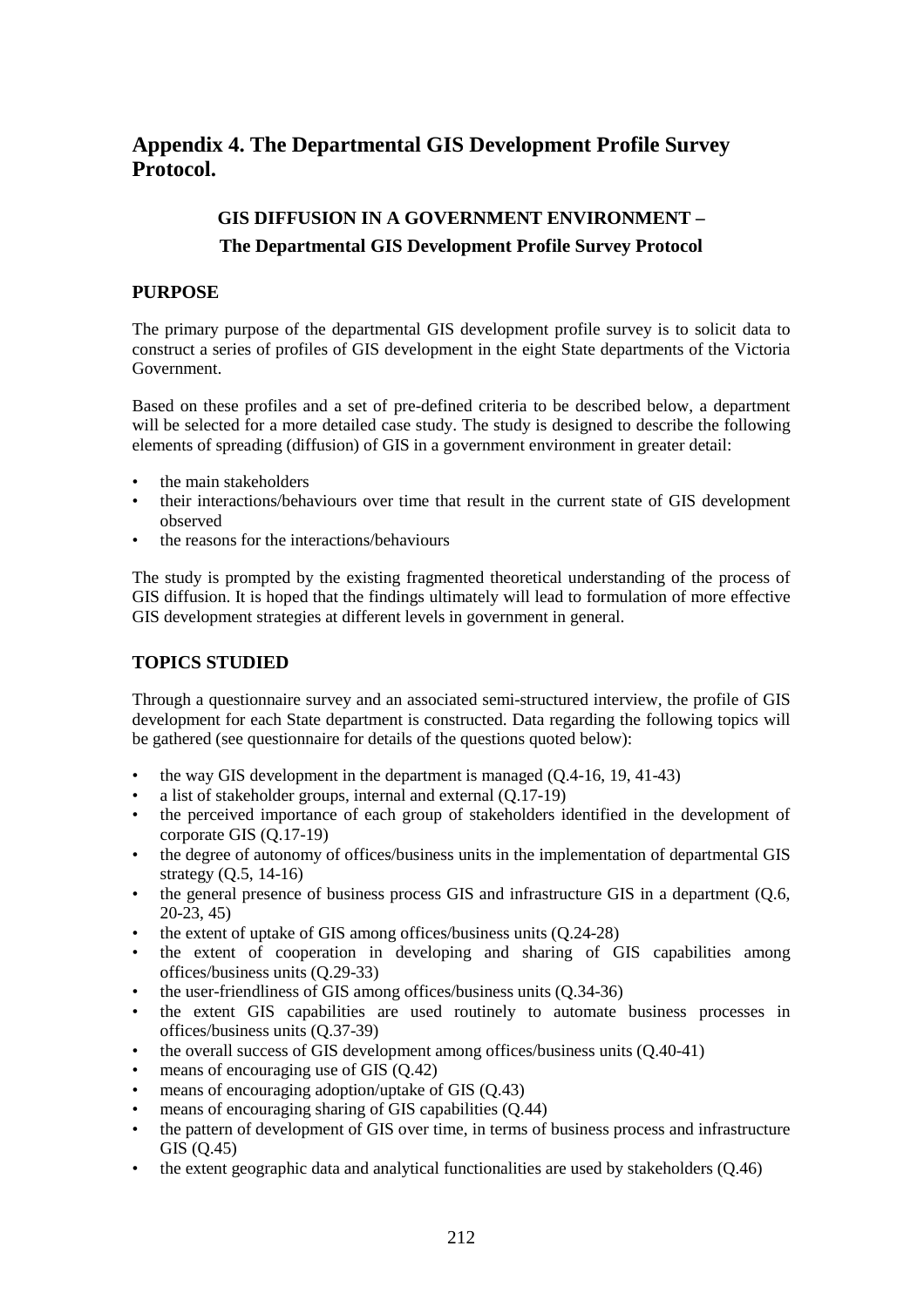# Appendix 4. The Departmental GIS Development Profile Survey Protocol.

### GIS DIFFUSION IN A GOVERNMENT ENVIRONMENT –
### The Departmental GIS Development Profile Survey Protocol

## PURPOSE

The primary purpose of the departmental GIS development profile survey is to solicit data to construct a series of profiles of GIS development in the eight State departments of the Victoria Government.

Based on these profiles and a set of pre-defined criteria to be described below, a department will be selected for a more detailed case study. The study is designed to describe the following elements of spreading (diffusion) of GIS in a government environment in greater detail:

- the main stakeholders
- their interactions/behaviours over time that result in the current state of GIS development observed
- the reasons for the interactions/behaviours

The study is prompted by the existing fragmented theoretical understanding of the process of GIS diffusion. It is hoped that the findings ultimately will lead to formulation of more effective GIS development strategies at different levels in government in general.

## TOPICS STUDIED

Through a questionnaire survey and an associated semi-structured interview, the profile of GIS development for each State department is constructed. Data regarding the following topics will be gathered (see questionnaire for details of the questions quoted below):

- the way GIS development in the department is managed (Q.4-16, 19, 41-43)
- a list of stakeholder groups, internal and external (Q.17-19)
- the perceived importance of each group of stakeholders identified in the development of corporate GIS (Q.17-19)
- the degree of autonomy of offices/business units in the implementation of departmental GIS strategy (Q.5, 14-16)
- the general presence of business process GIS and infrastructure GIS in a department (Q.6, 20-23, 45)
- the extent of uptake of GIS among offices/business units (Q.24-28)
- the extent of cooperation in developing and sharing of GIS capabilities among offices/business units (Q.29-33)
- the user-friendliness of GIS among offices/business units (Q.34-36)
- the extent GIS capabilities are used routinely to automate business processes in offices/business units (Q.37-39)
- the overall success of GIS development among offices/business units (Q.40-41)
- means of encouraging use of GIS (Q.42)
- means of encouraging adoption/uptake of GIS (Q.43)
- means of encouraging sharing of GIS capabilities (Q.44)
- the pattern of development of GIS over time, in terms of business process and infrastructure GIS (Q.45)
- the extent geographic data and analytical functionalities are used by stakeholders (Q.46)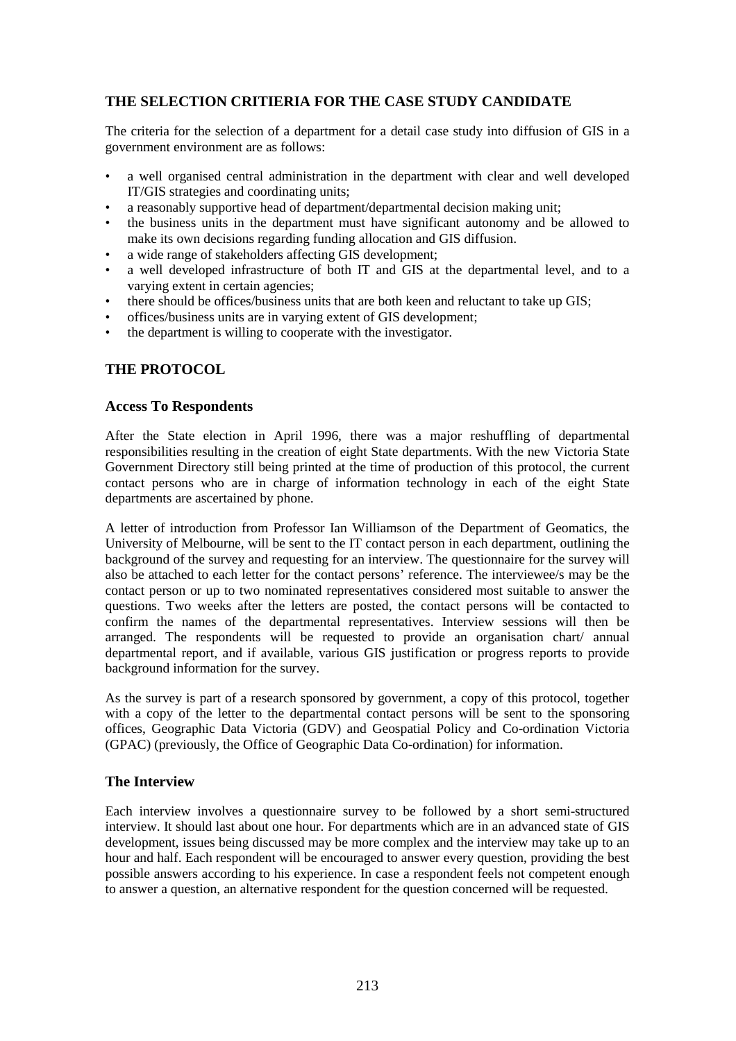## THE SELECTION CRITIERIA FOR THE CASE STUDY CANDIDATE

The criteria for the selection of a department for a detail case study into diffusion of GIS in a government environment are as follows:

- a well organised central administration in the department with clear and well developed IT/GIS strategies and coordinating units;
- a reasonably supportive head of department/departmental decision making unit;
- the business units in the department must have significant autonomy and be allowed to make its own decisions regarding funding allocation and GIS diffusion.
- a wide range of stakeholders affecting GIS development;
- a well developed infrastructure of both IT and GIS at the departmental level, and to a varying extent in certain agencies;
- there should be offices/business units that are both keen and reluctant to take up GIS;
- offices/business units are in varying extent of GIS development;
- the department is willing to cooperate with the investigator.

## THE PROTOCOL

### Access To Respondents

After the State election in April 1996, there was a major reshuffling of departmental responsibilities resulting in the creation of eight State departments. With the new Victoria State Government Directory still being printed at the time of production of this protocol, the current contact persons who are in charge of information technology in each of the eight State departments are ascertained by phone.

A letter of introduction from Professor Ian Williamson of the Department of Geomatics, the University of Melbourne, will be sent to the IT contact person in each department, outlining the background of the survey and requesting for an interview. The questionnaire for the survey will also be attached to each letter for the contact persons' reference. The interviewee/s may be the contact person or up to two nominated representatives considered most suitable to answer the questions. Two weeks after the letters are posted, the contact persons will be contacted to confirm the names of the departmental representatives. Interview sessions will then be arranged. The respondents will be requested to provide an organisation chart/ annual departmental report, and if available, various GIS justification or progress reports to provide background information for the survey.

As the survey is part of a research sponsored by government, a copy of this protocol, together with a copy of the letter to the departmental contact persons will be sent to the sponsoring offices, Geographic Data Victoria (GDV) and Geospatial Policy and Co-ordination Victoria (GPAC) (previously, the Office of Geographic Data Co-ordination) for information.

### The Interview

Each interview involves a questionnaire survey to be followed by a short semi-structured interview. It should last about one hour. For departments which are in an advanced state of GIS development, issues being discussed may be more complex and the interview may take up to an hour and half. Each respondent will be encouraged to answer every question, providing the best possible answers according to his experience. In case a respondent feels not competent enough to answer a question, an alternative respondent for the question concerned will be requested.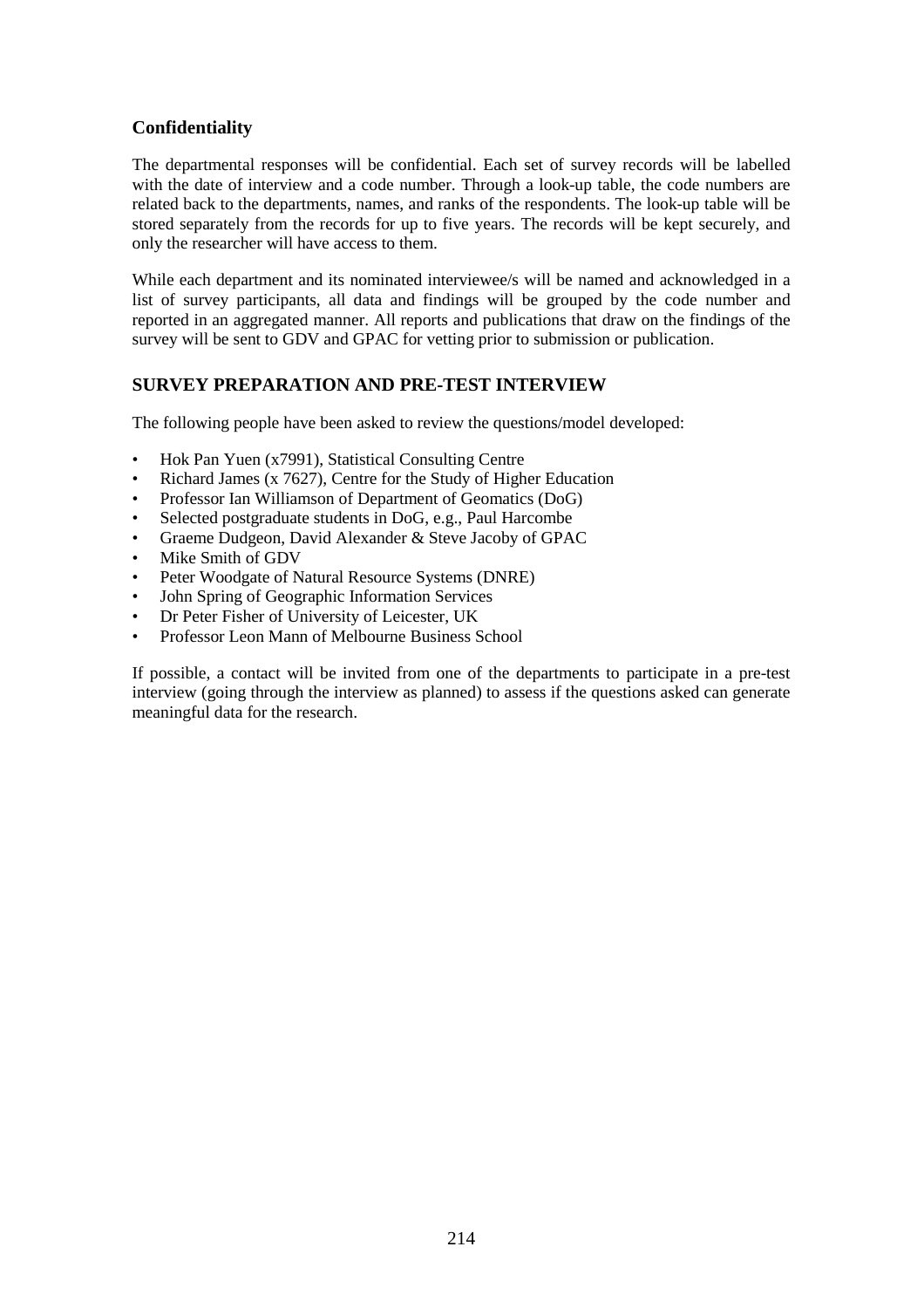### Confidentiality

The departmental responses will be confidential. Each set of survey records will be labelled with the date of interview and a code number. Through a look-up table, the code numbers are related back to the departments, names, and ranks of the respondents. The look-up table will be stored separately from the records for up to five years. The records will be kept securely, and only the researcher will have access to them.

While each department and its nominated interviewee/s will be named and acknowledged in a list of survey participants, all data and findings will be grouped by the code number and reported in an aggregated manner. All reports and publications that draw on the findings of the survey will be sent to GDV and GPAC for vetting prior to submission or publication.

## SURVEY PREPARATION AND PRE-TEST INTERVIEW

The following people have been asked to review the questions/model developed:

- Hok Pan Yuen (x7991), Statistical Consulting Centre
- Richard James (x 7627), Centre for the Study of Higher Education
- Professor Ian Williamson of Department of Geomatics (DoG)
- Selected postgraduate students in DoG, e.g., Paul Harcombe
- Graeme Dudgeon, David Alexander & Steve Jacoby of GPAC
- Mike Smith of GDV
- Peter Woodgate of Natural Resource Systems (DNRE)
- John Spring of Geographic Information Services
- Dr Peter Fisher of University of Leicester, UK
- Professor Leon Mann of Melbourne Business School

If possible, a contact will be invited from one of the departments to participate in a pre-test interview (going through the interview as planned) to assess if the questions asked can generate meaningful data for the research.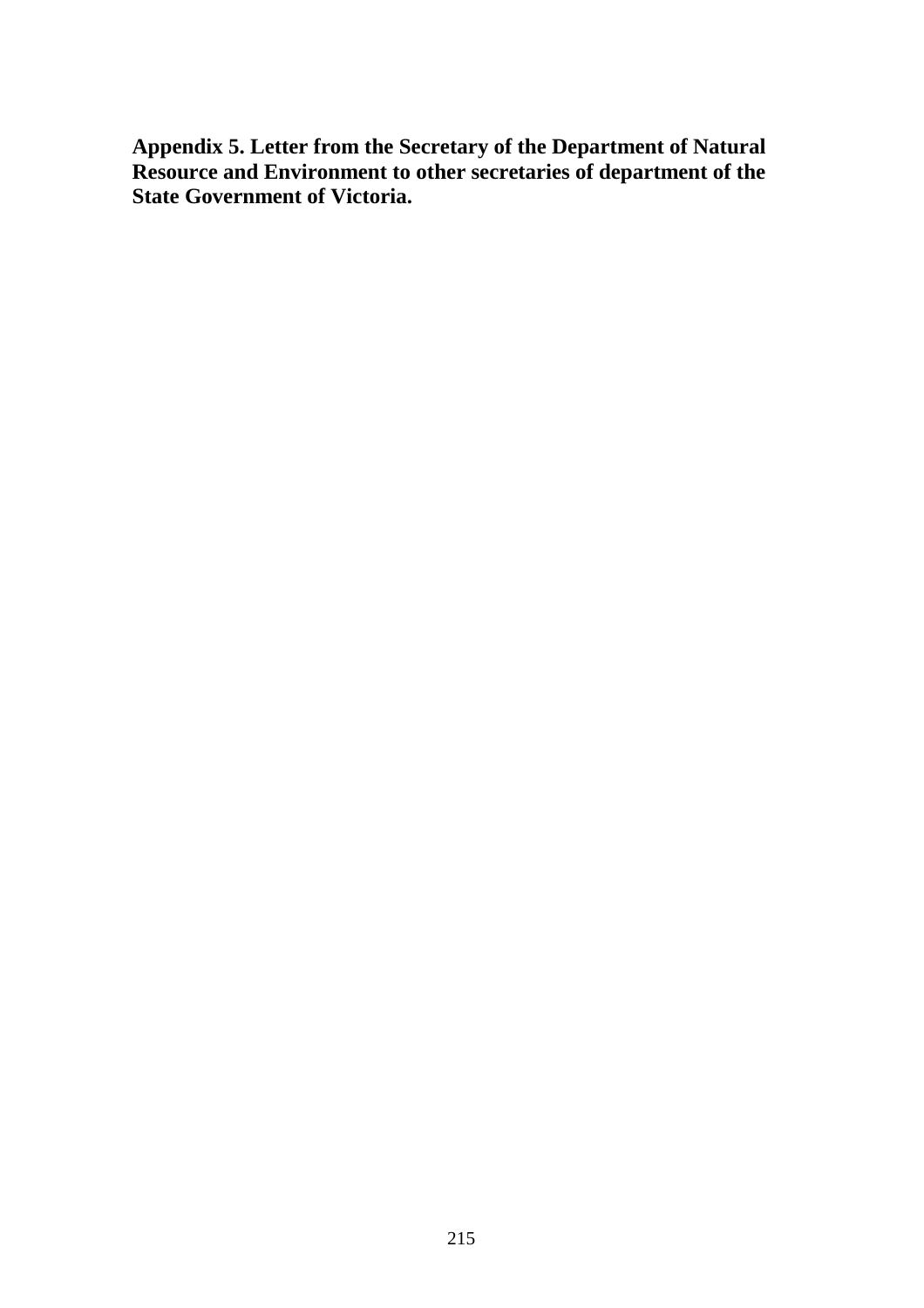**Appendix 5. Letter from the Secretary of the Department of Natural Resource and Environment to other secretaries of department of the State Government of Victoria.**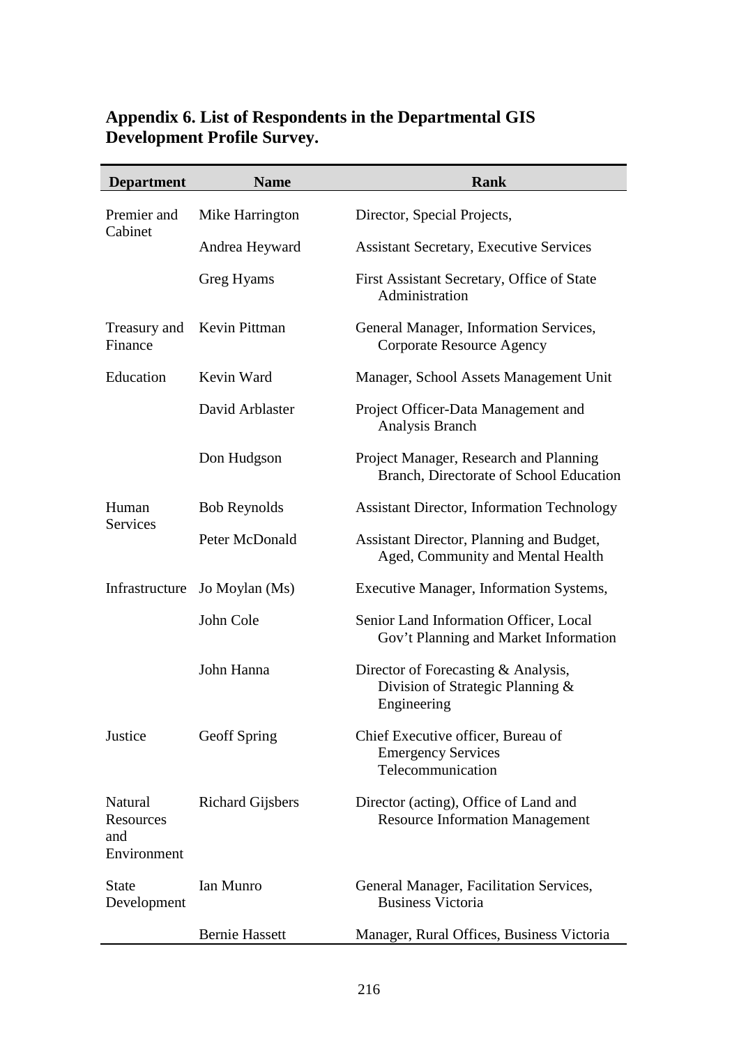## Appendix 6. List of Respondents in the Departmental GIS Development Profile Survey.

| Department | Name | Rank |
|---|---|---|
| Premier and Cabinet | Mike Harrington | Director, Special Projects, |
| | Andrea Heyward | Assistant Secretary, Executive Services |
| | Greg Hyams | First Assistant Secretary, Office of State Administration |
| Treasury and Finance | Kevin Pittman | General Manager, Information Services, Corporate Resource Agency |
| Education | Kevin Ward | Manager, School Assets Management Unit |
| | David Arblaster | Project Officer-Data Management and Analysis Branch |
| | Don Hudgson | Project Manager, Research and Planning Branch, Directorate of School Education |
| Human Services | Bob Reynolds | Assistant Director, Information Technology |
| | Peter McDonald | Assistant Director, Planning and Budget, Aged, Community and Mental Health |
| Infrastructure | Jo Moylan (Ms) | Executive Manager, Information Systems, |
| | John Cole | Senior Land Information Officer, Local Gov't Planning and Market Information |
| | John Hanna | Director of Forecasting & Analysis, Division of Strategic Planning & Engineering |
| Justice | Geoff Spring | Chief Executive officer, Bureau of Emergency Services Telecommunication |
| Natural Resources and Environment | Richard Gijsbers | Director (acting), Office of Land and Resource Information Management |
| State Development | Ian Munro | General Manager, Facilitation Services, Business Victoria |
| | Bernie Hassett | Manager, Rural Offices, Business Victoria |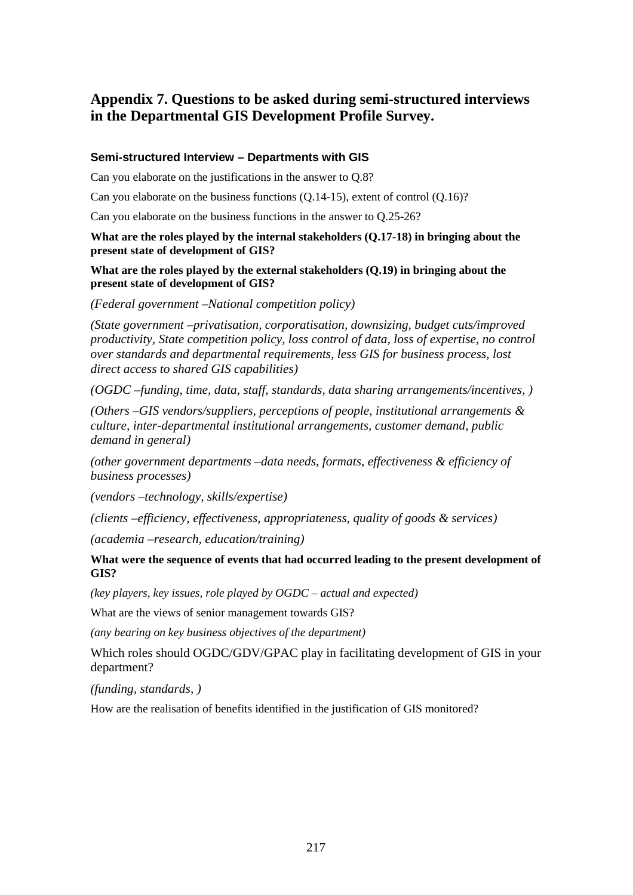## Appendix 7. Questions to be asked during semi-structured interviews in the Departmental GIS Development Profile Survey.

### Semi-structured Interview – Departments with GIS

Can you elaborate on the justifications in the answer to Q.8?

Can you elaborate on the business functions (Q.14-15), extent of control (Q.16)?

Can you elaborate on the business functions in the answer to Q.25-26?

**What are the roles played by the internal stakeholders (Q.17-18) in bringing about the present state of development of GIS?**

**What are the roles played by the external stakeholders (Q.19) in bringing about the present state of development of GIS?**

*(Federal government –National competition policy)*

*(State government –privatisation, corporatisation, downsizing, budget cuts/improved productivity, State competition policy, loss control of data, loss of expertise, no control over standards and departmental requirements, less GIS for business process, lost direct access to shared GIS capabilities)*

*(OGDC –funding, time, data, staff, standards, data sharing arrangements/incentives, )*

*(Others –GIS vendors/suppliers, perceptions of people, institutional arrangements & culture, inter-departmental institutional arrangements, customer demand, public demand in general)*

*(other government departments –data needs, formats, effectiveness & efficiency of business processes)*

*(vendors –technology, skills/expertise)*

*(clients –efficiency, effectiveness, appropriateness, quality of goods & services)*

*(academia –research, education/training)*

**What were the sequence of events that had occurred leading to the present development of GIS?**

*(key players, key issues, role played by OGDC – actual and expected)*

What are the views of senior management towards GIS?

*(any bearing on key business objectives of the department)*

Which roles should OGDC/GDV/GPAC play in facilitating development of GIS in your department?

*(funding, standards, )*

How are the realisation of benefits identified in the justification of GIS monitored?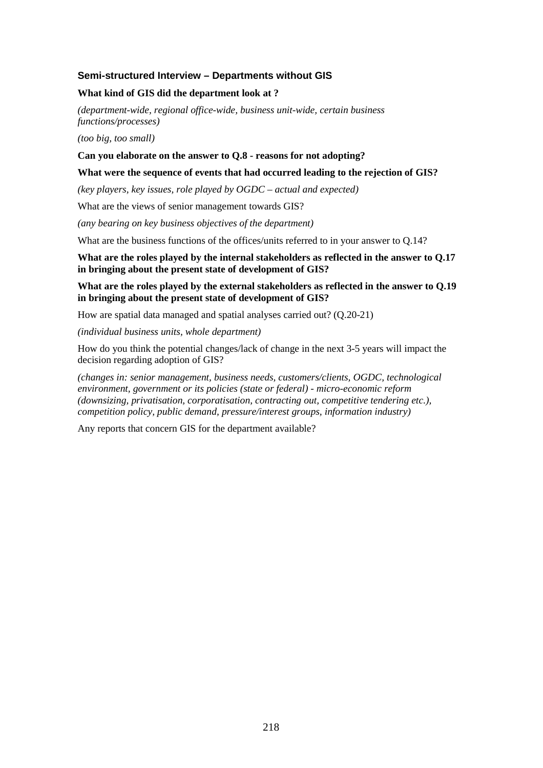### Semi-structured Interview – Departments without GIS

**What kind of GIS did the department look at ?**

*(department-wide, regional office-wide, business unit-wide, certain business functions/processes)*

*(too big, too small)*

**Can you elaborate on the answer to Q.8 - reasons for not adopting?**

**What were the sequence of events that had occurred leading to the rejection of GIS?**

*(key players, key issues, role played by OGDC – actual and expected)*

What are the views of senior management towards GIS?

*(any bearing on key business objectives of the department)*

What are the business functions of the offices/units referred to in your answer to Q.14?

**What are the roles played by the internal stakeholders as reflected in the answer to Q.17 in bringing about the present state of development of GIS?**

**What are the roles played by the external stakeholders as reflected in the answer to Q.19 in bringing about the present state of development of GIS?**

How are spatial data managed and spatial analyses carried out? (Q.20-21)

*(individual business units, whole department)*

How do you think the potential changes/lack of change in the next 3-5 years will impact the decision regarding adoption of GIS?

*(changes in: senior management, business needs, customers/clients, OGDC, technological environment, government or its policies (state or federal) - micro-economic reform (downsizing, privatisation, corporatisation, contracting out, competitive tendering etc.), competition policy, public demand, pressure/interest groups, information industry)*

Any reports that concern GIS for the department available?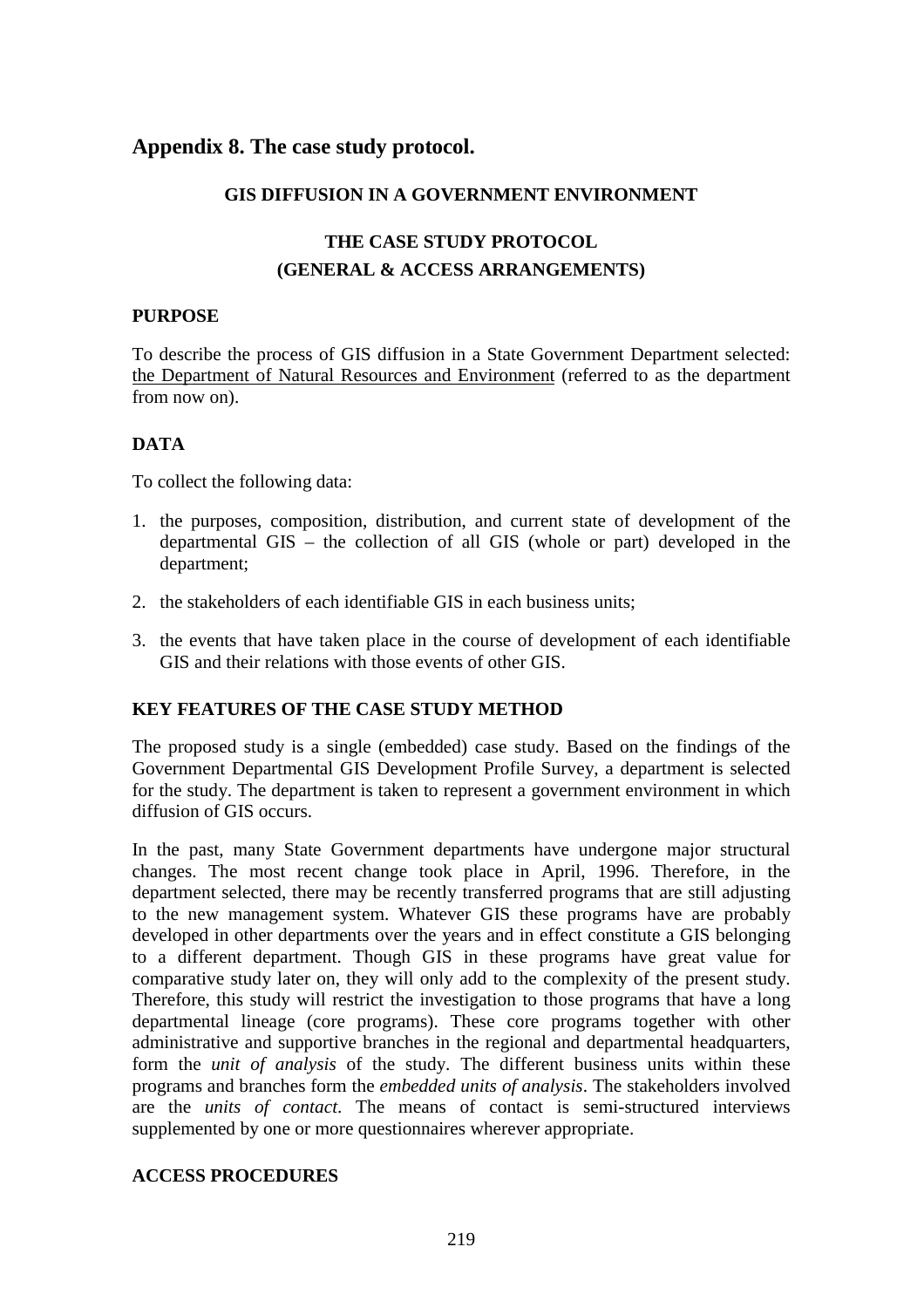# Appendix 8. The case study protocol.

**GIS DIFFUSION IN A GOVERNMENT ENVIRONMENT**

**THE CASE STUDY PROTOCOL**
**(GENERAL & ACCESS ARRANGEMENTS)**

**PURPOSE**

To describe the process of GIS diffusion in a State Government Department selected: <u>the Department of Natural Resources and Environment</u> (referred to as the department from now on).

**DATA**

To collect the following data:

1. the purposes, composition, distribution, and current state of development of the departmental GIS – the collection of all GIS (whole or part) developed in the department;

2. the stakeholders of each identifiable GIS in each business units;

3. the events that have taken place in the course of development of each identifiable GIS and their relations with those events of other GIS.

**KEY FEATURES OF THE CASE STUDY METHOD**

The proposed study is a single (embedded) case study. Based on the findings of the Government Departmental GIS Development Profile Survey, a department is selected for the study. The department is taken to represent a government environment in which diffusion of GIS occurs.

In the past, many State Government departments have undergone major structural changes. The most recent change took place in April, 1996. Therefore, in the department selected, there may be recently transferred programs that are still adjusting to the new management system. Whatever GIS these programs have are probably developed in other departments over the years and in effect constitute a GIS belonging to a different department. Though GIS in these programs have great value for comparative study later on, they will only add to the complexity of the present study. Therefore, this study will restrict the investigation to those programs that have a long departmental lineage (core programs). These core programs together with other administrative and supportive branches in the regional and departmental headquarters, form the *unit of analysis* of the study. The different business units within these programs and branches form the *embedded units of analysis*. The stakeholders involved are the *units of contact*. The means of contact is semi-structured interviews supplemented by one or more questionnaires wherever appropriate.

**ACCESS PROCEDURES**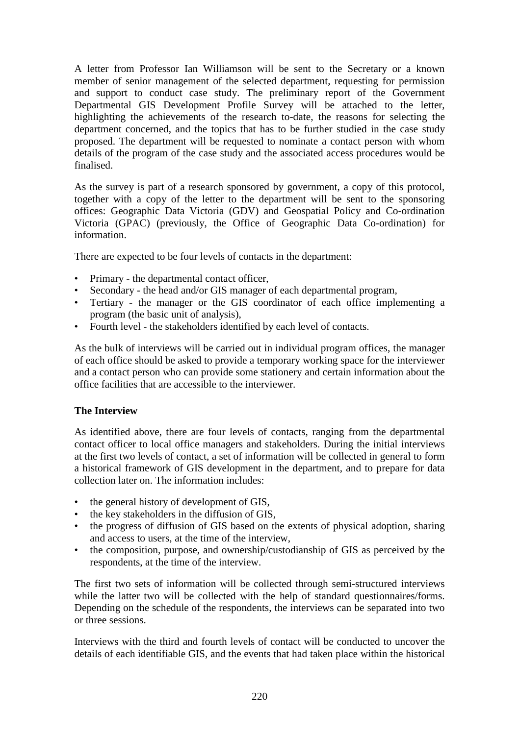A letter from Professor Ian Williamson will be sent to the Secretary or a known member of senior management of the selected department, requesting for permission and support to conduct case study. The preliminary report of the Government Departmental GIS Development Profile Survey will be attached to the letter, highlighting the achievements of the research to-date, the reasons for selecting the department concerned, and the topics that has to be further studied in the case study proposed. The department will be requested to nominate a contact person with whom details of the program of the case study and the associated access procedures would be finalised.

As the survey is part of a research sponsored by government, a copy of this protocol, together with a copy of the letter to the department will be sent to the sponsoring offices: Geographic Data Victoria (GDV) and Geospatial Policy and Co-ordination Victoria (GPAC) (previously, the Office of Geographic Data Co-ordination) for information.

There are expected to be four levels of contacts in the department:

- Primary - the departmental contact officer,
- Secondary - the head and/or GIS manager of each departmental program,
- Tertiary - the manager or the GIS coordinator of each office implementing a program (the basic unit of analysis),
- Fourth level - the stakeholders identified by each level of contacts.

As the bulk of interviews will be carried out in individual program offices, the manager of each office should be asked to provide a temporary working space for the interviewer and a contact person who can provide some stationery and certain information about the office facilities that are accessible to the interviewer.

**The Interview**

As identified above, there are four levels of contacts, ranging from the departmental contact officer to local office managers and stakeholders. During the initial interviews at the first two levels of contact, a set of information will be collected in general to form a historical framework of GIS development in the department, and to prepare for data collection later on. The information includes:

- the general history of development of GIS,
- the key stakeholders in the diffusion of GIS,
- the progress of diffusion of GIS based on the extents of physical adoption, sharing and access to users, at the time of the interview,
- the composition, purpose, and ownership/custodianship of GIS as perceived by the respondents, at the time of the interview.

The first two sets of information will be collected through semi-structured interviews while the latter two will be collected with the help of standard questionnaires/forms. Depending on the schedule of the respondents, the interviews can be separated into two or three sessions.

Interviews with the third and fourth levels of contact will be conducted to uncover the details of each identifiable GIS, and the events that had taken place within the historical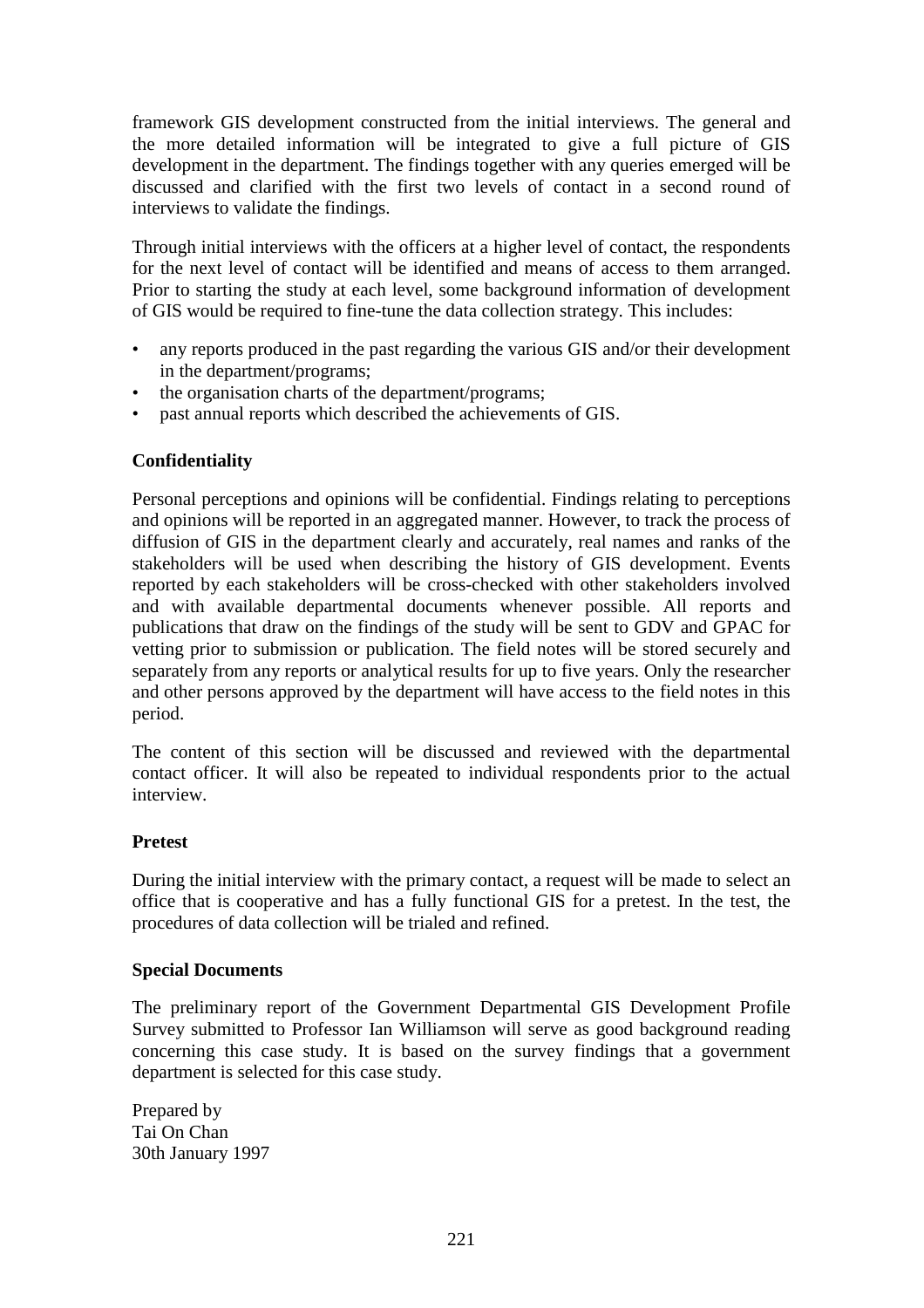framework GIS development constructed from the initial interviews. The general and the more detailed information will be integrated to give a full picture of GIS development in the department. The findings together with any queries emerged will be discussed and clarified with the first two levels of contact in a second round of interviews to validate the findings.

Through initial interviews with the officers at a higher level of contact, the respondents for the next level of contact will be identified and means of access to them arranged. Prior to starting the study at each level, some background information of development of GIS would be required to fine-tune the data collection strategy. This includes:

- any reports produced in the past regarding the various GIS and/or their development in the department/programs;
- the organisation charts of the department/programs;
- past annual reports which described the achievements of GIS.

**Confidentiality**

Personal perceptions and opinions will be confidential. Findings relating to perceptions and opinions will be reported in an aggregated manner. However, to track the process of diffusion of GIS in the department clearly and accurately, real names and ranks of the stakeholders will be used when describing the history of GIS development. Events reported by each stakeholders will be cross-checked with other stakeholders involved and with available departmental documents whenever possible. All reports and publications that draw on the findings of the study will be sent to GDV and GPAC for vetting prior to submission or publication. The field notes will be stored securely and separately from any reports or analytical results for up to five years. Only the researcher and other persons approved by the department will have access to the field notes in this period.

The content of this section will be discussed and reviewed with the departmental contact officer. It will also be repeated to individual respondents prior to the actual interview.

**Pretest**

During the initial interview with the primary contact, a request will be made to select an office that is cooperative and has a fully functional GIS for a pretest. In the test, the procedures of data collection will be trialed and refined.

**Special Documents**

The preliminary report of the Government Departmental GIS Development Profile Survey submitted to Professor Ian Williamson will serve as good background reading concerning this case study. It is based on the survey findings that a government department is selected for this case study.

Prepared by
Tai On Chan
30th January 1997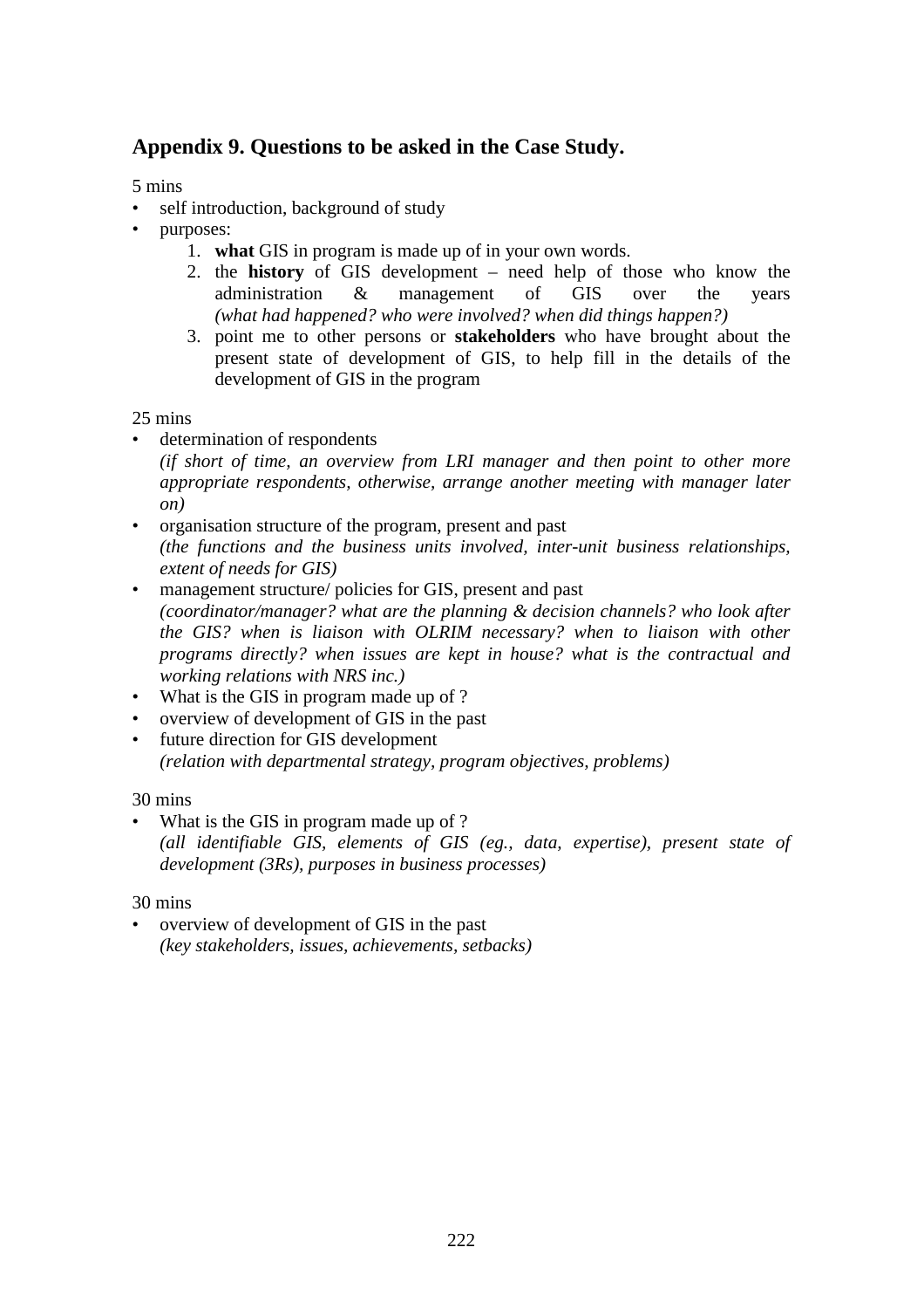## Appendix 9. Questions to be asked in the Case Study.

5 mins

- self introduction, background of study
- purposes:
    1. **what** GIS in program is made up of in your own words.
    2. the **history** of GIS development – need help of those who know the administration & management of GIS over the years *(what had happened? who were involved? when did things happen?)*
    3. point me to other persons or **stakeholders** who have brought about the present state of development of GIS, to help fill in the details of the development of GIS in the program

25 mins

- determination of respondents
  *(if short of time, an overview from LRI manager and then point to other more appropriate respondents, otherwise, arrange another meeting with manager later on)*
- organisation structure of the program, present and past
  *(the functions and the business units involved, inter-unit business relationships, extent of needs for GIS)*
- management structure/ policies for GIS, present and past
  *(coordinator/manager? what are the planning & decision channels? who look after the GIS? when is liaison with OLRIM necessary? when to liaison with other programs directly? when issues are kept in house? what is the contractual and working relations with NRS inc.)*
- What is the GIS in program made up of ?
- overview of development of GIS in the past
- future direction for GIS development
  *(relation with departmental strategy, program objectives, problems)*

30 mins

- What is the GIS in program made up of ?
  *(all identifiable GIS, elements of GIS (eg., data, expertise), present state of development (3Rs), purposes in business processes)*

30 mins

- overview of development of GIS in the past
  *(key stakeholders, issues, achievements, setbacks)*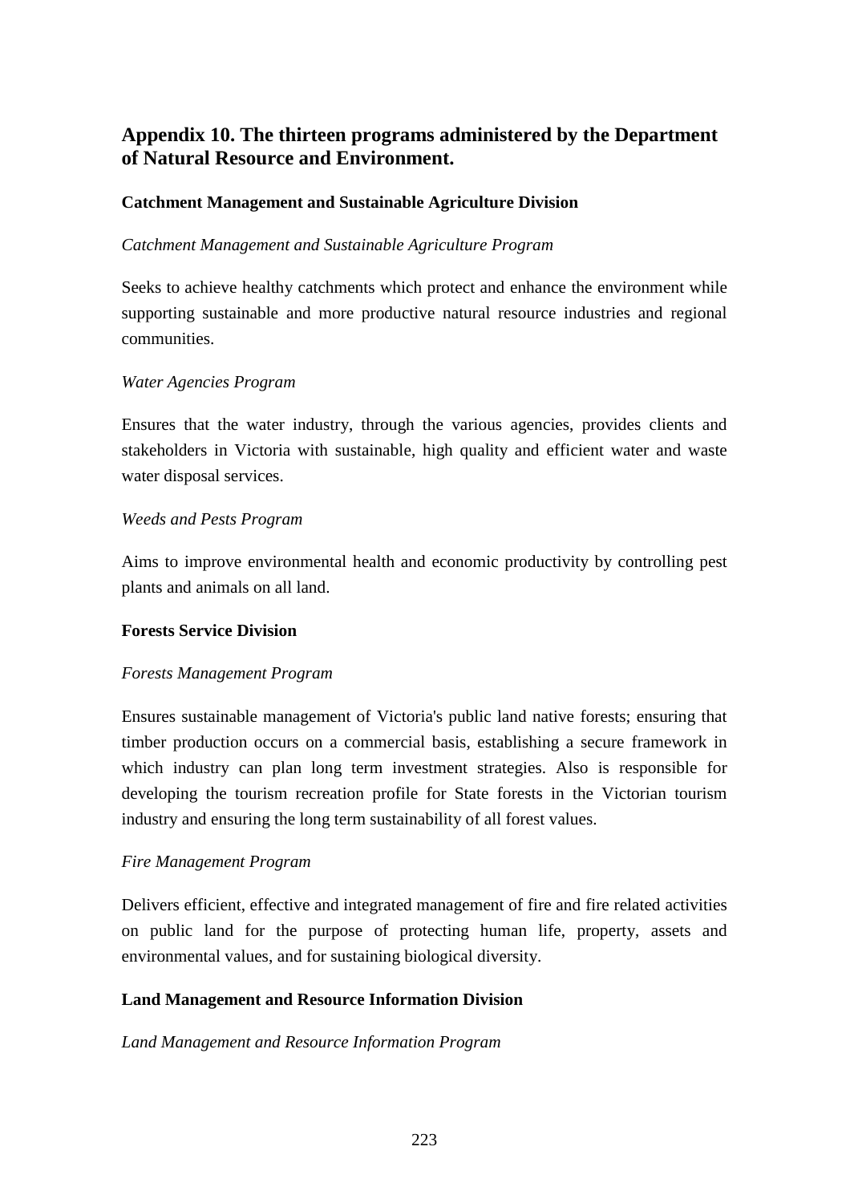## Appendix 10. The thirteen programs administered by the Department of Natural Resource and Environment.

### Catchment Management and Sustainable Agriculture Division

*Catchment Management and Sustainable Agriculture Program*

Seeks to achieve healthy catchments which protect and enhance the environment while supporting sustainable and more productive natural resource industries and regional communities.

*Water Agencies Program*

Ensures that the water industry, through the various agencies, provides clients and stakeholders in Victoria with sustainable, high quality and efficient water and waste water disposal services.

*Weeds and Pests Program*

Aims to improve environmental health and economic productivity by controlling pest plants and animals on all land.

### Forests Service Division

*Forests Management Program*

Ensures sustainable management of Victoria's public land native forests; ensuring that timber production occurs on a commercial basis, establishing a secure framework in which industry can plan long term investment strategies. Also is responsible for developing the tourism recreation profile for State forests in the Victorian tourism industry and ensuring the long term sustainability of all forest values.

*Fire Management Program*

Delivers efficient, effective and integrated management of fire and fire related activities on public land for the purpose of protecting human life, property, assets and environmental values, and for sustaining biological diversity.

### Land Management and Resource Information Division

*Land Management and Resource Information Program*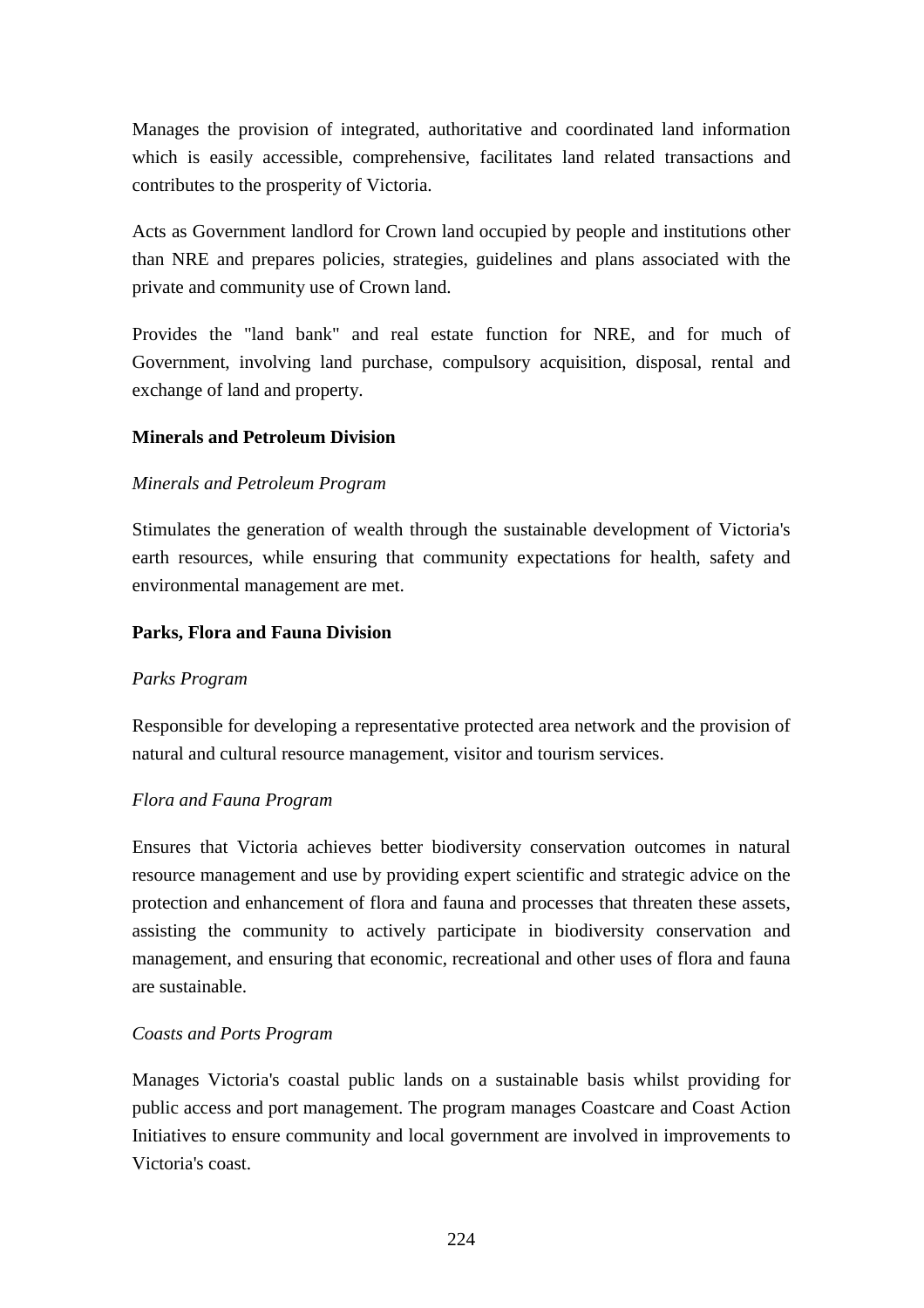Manages the provision of integrated, authoritative and coordinated land information which is easily accessible, comprehensive, facilitates land related transactions and contributes to the prosperity of Victoria.

Acts as Government landlord for Crown land occupied by people and institutions other than NRE and prepares policies, strategies, guidelines and plans associated with the private and community use of Crown land.

Provides the "land bank" and real estate function for NRE, and for much of Government, involving land purchase, compulsory acquisition, disposal, rental and exchange of land and property.

**Minerals and Petroleum Division**

*Minerals and Petroleum Program*

Stimulates the generation of wealth through the sustainable development of Victoria's earth resources, while ensuring that community expectations for health, safety and environmental management are met.

**Parks, Flora and Fauna Division**

*Parks Program*

Responsible for developing a representative protected area network and the provision of natural and cultural resource management, visitor and tourism services.

*Flora and Fauna Program*

Ensures that Victoria achieves better biodiversity conservation outcomes in natural resource management and use by providing expert scientific and strategic advice on the protection and enhancement of flora and fauna and processes that threaten these assets, assisting the community to actively participate in biodiversity conservation and management, and ensuring that economic, recreational and other uses of flora and fauna are sustainable.

*Coasts and Ports Program*

Manages Victoria's coastal public lands on a sustainable basis whilst providing for public access and port management. The program manages Coastcare and Coast Action Initiatives to ensure community and local government are involved in improvements to Victoria's coast.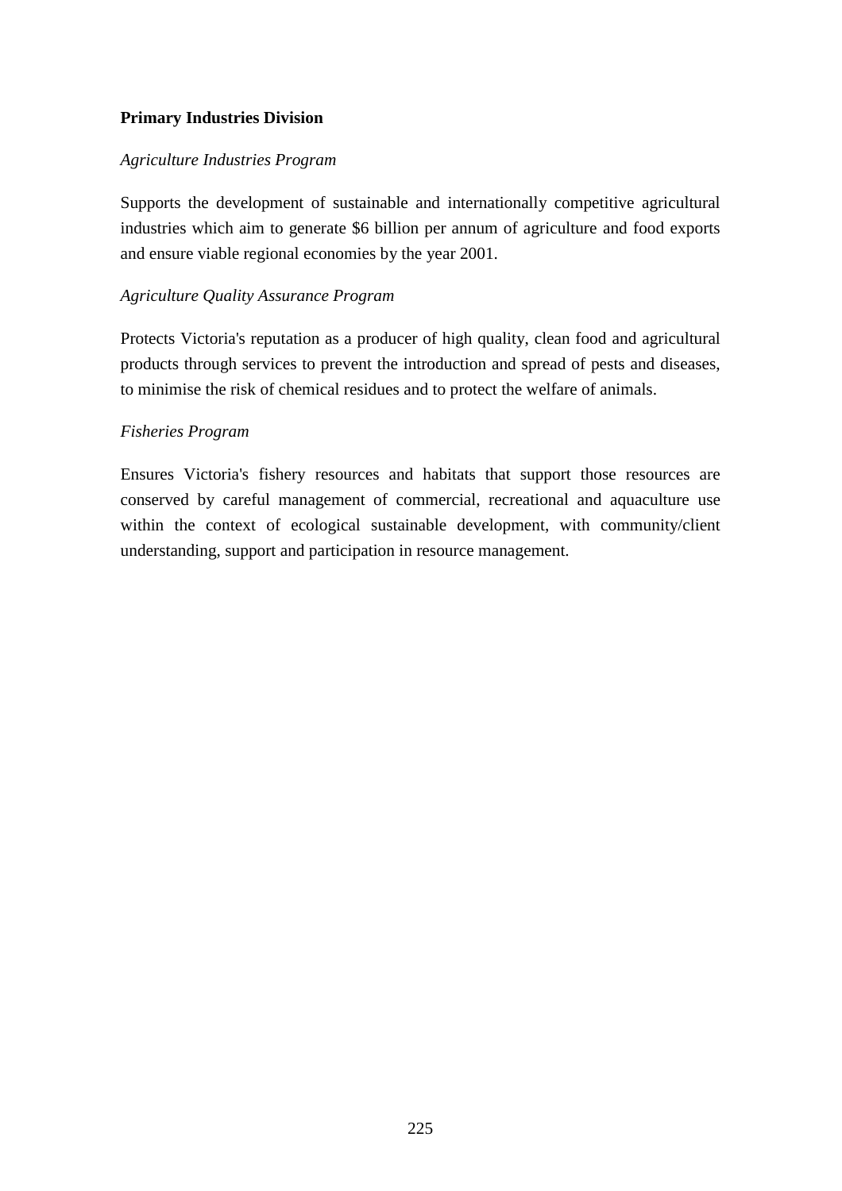**Primary Industries Division**

*Agriculture Industries Program*

Supports the development of sustainable and internationally competitive agricultural industries which aim to generate $6 billion per annum of agriculture and food exports and ensure viable regional economies by the year 2001.

*Agriculture Quality Assurance Program*

Protects Victoria's reputation as a producer of high quality, clean food and agricultural products through services to prevent the introduction and spread of pests and diseases, to minimise the risk of chemical residues and to protect the welfare of animals.

*Fisheries Program*

Ensures Victoria's fishery resources and habitats that support those resources are conserved by careful management of commercial, recreational and aquaculture use within the context of ecological sustainable development, with community/client understanding, support and participation in resource management.